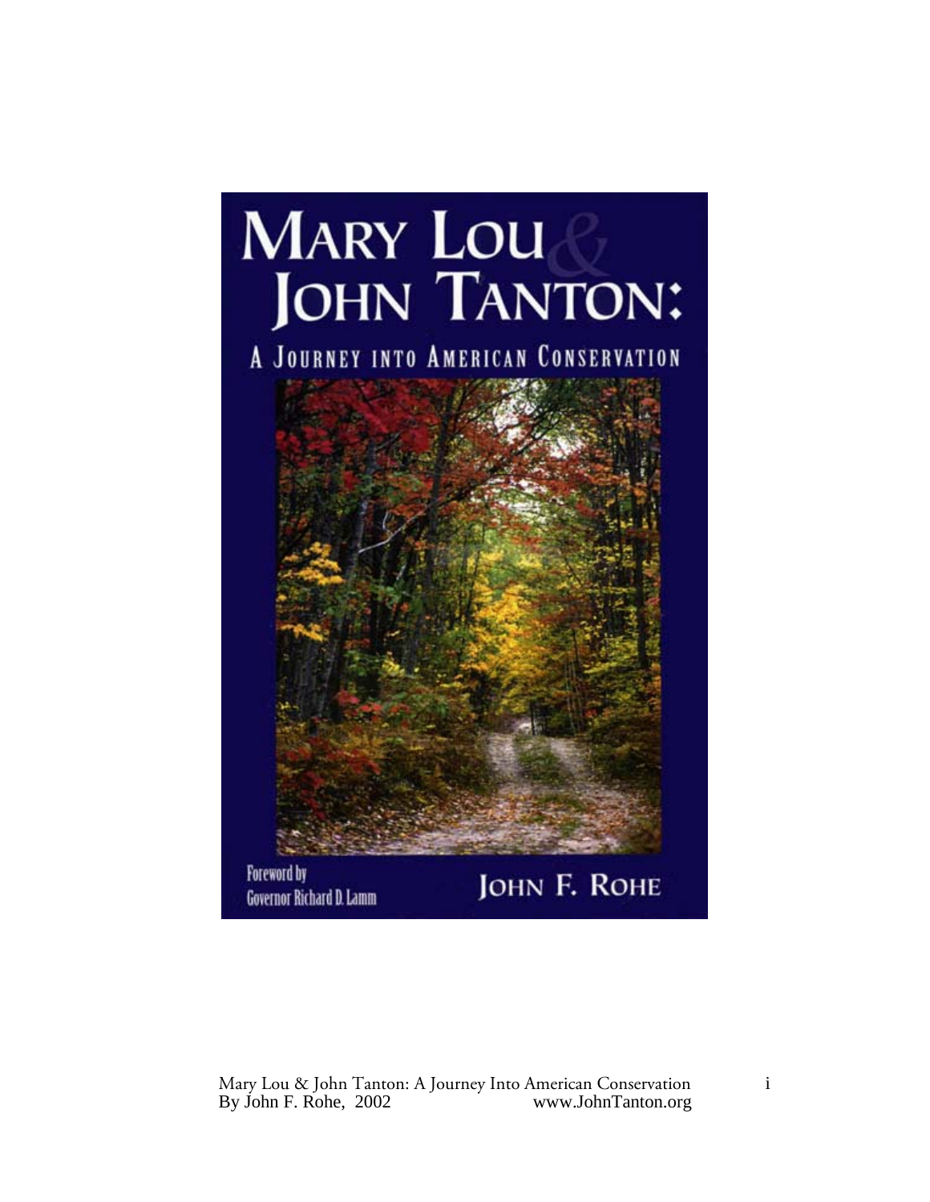# Mary Lou & John Tanton:

## A Journey into American Conservation

Foreword by
Governor Richard D. Lamm

John F. Rohe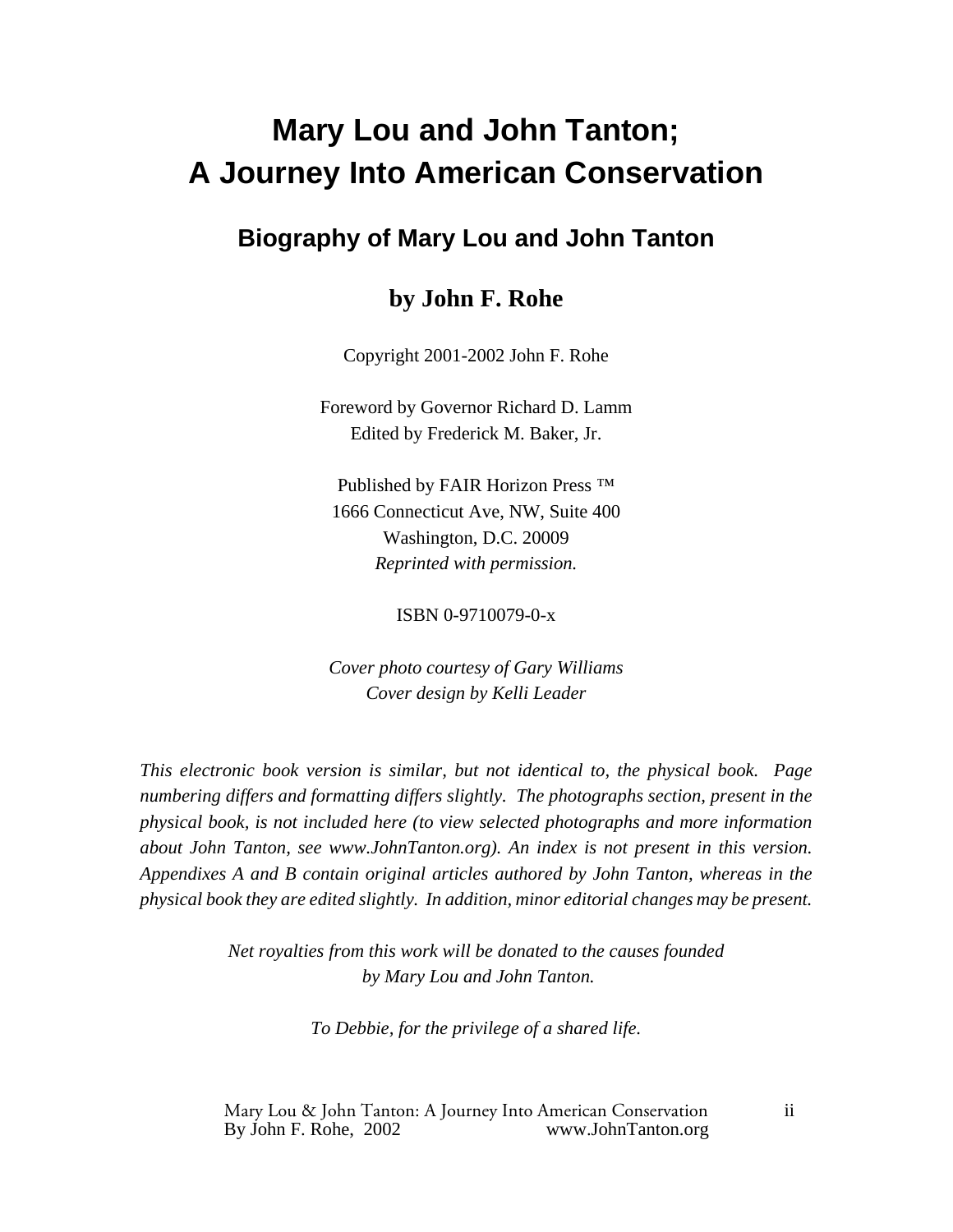# Mary Lou and John Tanton; A Journey Into American Conservation

## Biography of Mary Lou and John Tanton

### by John F. Rohe

Copyright 2001-2002 John F. Rohe

Foreword by Governor Richard D. Lamm
Edited by Frederick M. Baker, Jr.

Published by FAIR Horizon Press ™
1666 Connecticut Ave, NW, Suite 400
Washington, D.C. 20009
*Reprinted with permission.*

ISBN 0-9710079-0-x

*Cover photo courtesy of Gary Williams*
*Cover design by Kelli Leader*

*This electronic book version is similar, but not identical to, the physical book. Page numbering differs and formatting differs slightly. The photographs section, present in the physical book, is not included here (to view selected photographs and more information about John Tanton, see www.JohnTanton.org). An index is not present in this version. Appendixes A and B contain original articles authored by John Tanton, whereas in the physical book they are edited slightly. In addition, minor editorial changes may be present.*

*Net royalties from this work will be donated to the causes founded by Mary Lou and John Tanton.*

*To Debbie, for the privilege of a shared life.*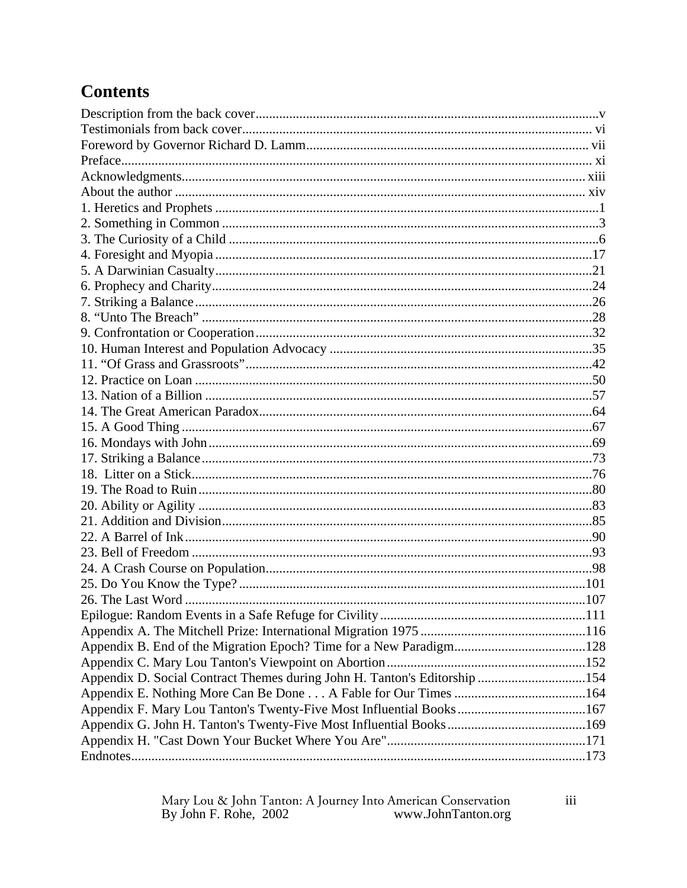## Contents

Description from the back cover .....v
Testimonials from back cover ..... vi
Foreword by Governor Richard D. Lamm ..... vii
Preface ..... xi
Acknowledgments ..... xiii
About the author ..... xiv
1. Heretics and Prophets .....1
2. Something in Common .....3
3. The Curiosity of a Child .....6
4. Foresight and Myopia .....17
5. A Darwinian Casualty .....21
6. Prophecy and Charity .....24
7. Striking a Balance .....26
8. "Unto The Breach" .....28
9. Confrontation or Cooperation .....32
10. Human Interest and Population Advocacy .....35
11. "Of Grass and Grassroots" .....42
12. Practice on Loan .....50
13. Nation of a Billion .....57
14. The Great American Paradox .....64
15. A Good Thing .....67
16. Mondays with John .....69
17. Striking a Balance .....73
18. Litter on a Stick .....76
19. The Road to Ruin .....80
20. Ability or Agility .....83
21. Addition and Division .....85
22. A Barrel of Ink .....90
23. Bell of Freedom .....93
24. A Crash Course on Population .....98
25. Do You Know the Type? .....101
26. The Last Word .....107
Epilogue: Random Events in a Safe Refuge for Civility .....111
Appendix A. The Mitchell Prize: International Migration 1975 .....116
Appendix B. End of the Migration Epoch? Time for a New Paradigm .....128
Appendix C. Mary Lou Tanton's Viewpoint on Abortion .....152
Appendix D. Social Contract Themes during John H. Tanton's Editorship .....154
Appendix E. Nothing More Can Be Done . . . A Fable for Our Times .....164
Appendix F. Mary Lou Tanton's Twenty-Five Most Influential Books .....167
Appendix G. John H. Tanton's Twenty-Five Most Influential Books .....169
Appendix H. "Cast Down Your Bucket Where You Are" .....171
Endnotes .....173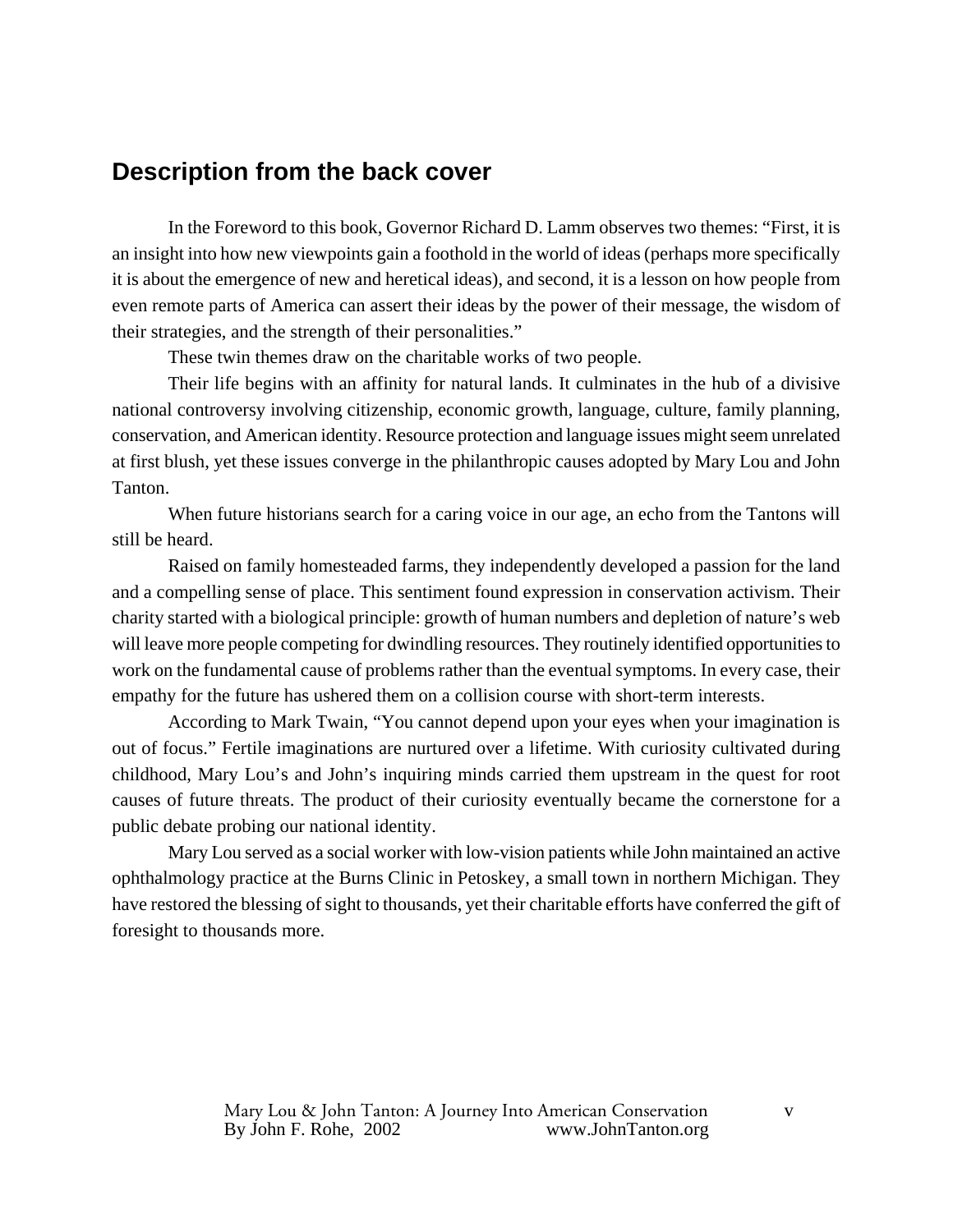## Description from the back cover

In the Foreword to this book, Governor Richard D. Lamm observes two themes: "First, it is an insight into how new viewpoints gain a foothold in the world of ideas (perhaps more specifically it is about the emergence of new and heretical ideas), and second, it is a lesson on how people from even remote parts of America can assert their ideas by the power of their message, the wisdom of their strategies, and the strength of their personalities."

These twin themes draw on the charitable works of two people.

Their life begins with an affinity for natural lands. It culminates in the hub of a divisive national controversy involving citizenship, economic growth, language, culture, family planning, conservation, and American identity. Resource protection and language issues might seem unrelated at first blush, yet these issues converge in the philanthropic causes adopted by Mary Lou and John Tanton.

When future historians search for a caring voice in our age, an echo from the Tantons will still be heard.

Raised on family homesteaded farms, they independently developed a passion for the land and a compelling sense of place. This sentiment found expression in conservation activism. Their charity started with a biological principle: growth of human numbers and depletion of nature's web will leave more people competing for dwindling resources. They routinely identified opportunities to work on the fundamental cause of problems rather than the eventual symptoms. In every case, their empathy for the future has ushered them on a collision course with short-term interests.

According to Mark Twain, "You cannot depend upon your eyes when your imagination is out of focus." Fertile imaginations are nurtured over a lifetime. With curiosity cultivated during childhood, Mary Lou's and John's inquiring minds carried them upstream in the quest for root causes of future threats. The product of their curiosity eventually became the cornerstone for a public debate probing our national identity.

Mary Lou served as a social worker with low-vision patients while John maintained an active ophthalmology practice at the Burns Clinic in Petoskey, a small town in northern Michigan. They have restored the blessing of sight to thousands, yet their charitable efforts have conferred the gift of foresight to thousands more.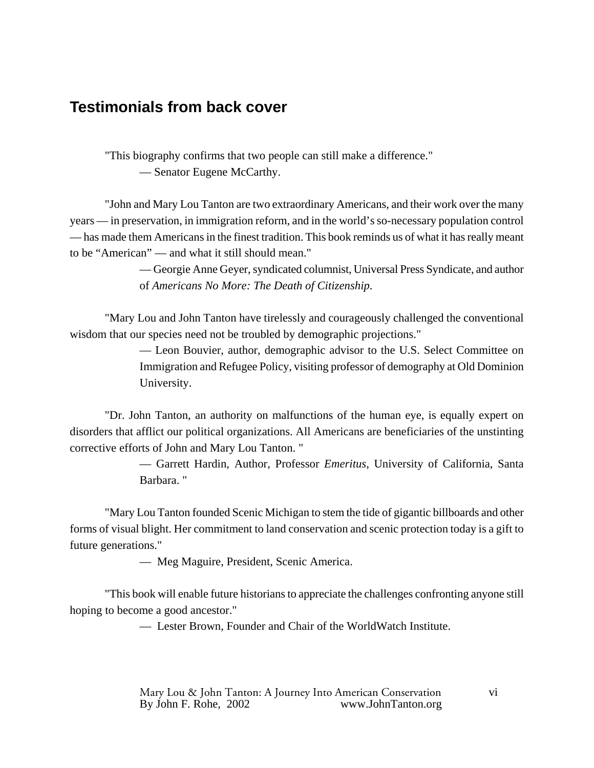## Testimonials from back cover

"This biography confirms that two people can still make a difference."

— Senator Eugene McCarthy.

"John and Mary Lou Tanton are two extraordinary Americans, and their work over the many years — in preservation, in immigration reform, and in the world's so-necessary population control — has made them Americans in the finest tradition. This book reminds us of what it has really meant to be "American" — and what it still should mean."

— Georgie Anne Geyer, syndicated columnist, Universal Press Syndicate, and author of *Americans No More: The Death of Citizenship*.

"Mary Lou and John Tanton have tirelessly and courageously challenged the conventional wisdom that our species need not be troubled by demographic projections."

— Leon Bouvier, author, demographic advisor to the U.S. Select Committee on Immigration and Refugee Policy, visiting professor of demography at Old Dominion University.

"Dr. John Tanton, an authority on malfunctions of the human eye, is equally expert on disorders that afflict our political organizations. All Americans are beneficiaries of the unstinting corrective efforts of John and Mary Lou Tanton. "

— Garrett Hardin, Author, Professor *Emeritus*, University of California, Santa Barbara. "

"Mary Lou Tanton founded Scenic Michigan to stem the tide of gigantic billboards and other forms of visual blight. Her commitment to land conservation and scenic protection today is a gift to future generations."

— Meg Maguire, President, Scenic America.

"This book will enable future historians to appreciate the challenges confronting anyone still hoping to become a good ancestor."

— Lester Brown, Founder and Chair of the WorldWatch Institute.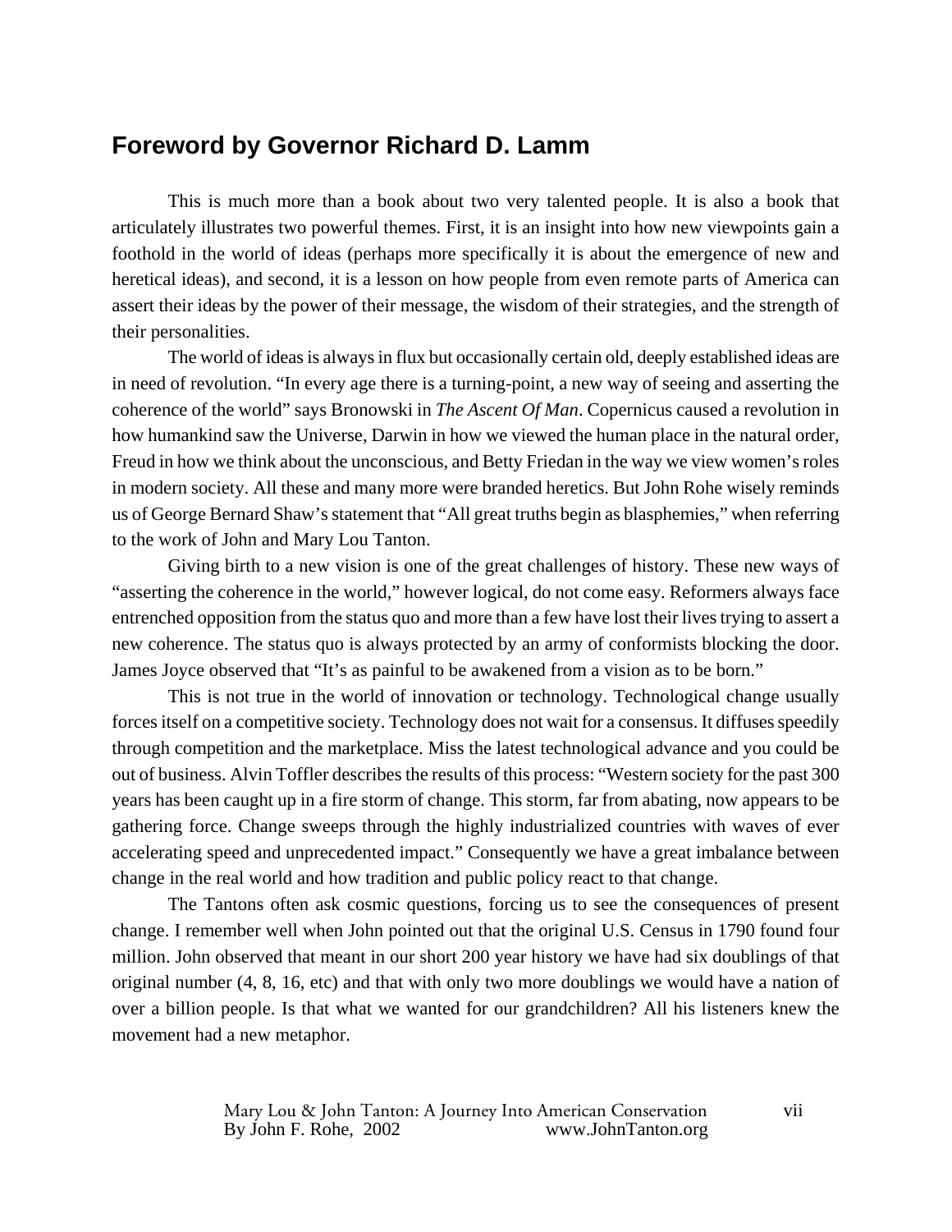## Foreword by Governor Richard D. Lamm

This is much more than a book about two very talented people. It is also a book that articulately illustrates two powerful themes. First, it is an insight into how new viewpoints gain a foothold in the world of ideas (perhaps more specifically it is about the emergence of new and heretical ideas), and second, it is a lesson on how people from even remote parts of America can assert their ideas by the power of their message, the wisdom of their strategies, and the strength of their personalities.

The world of ideas is always in flux but occasionally certain old, deeply established ideas are in need of revolution. "In every age there is a turning-point, a new way of seeing and asserting the coherence of the world" says Bronowski in *The Ascent Of Man*. Copernicus caused a revolution in how humankind saw the Universe, Darwin in how we viewed the human place in the natural order, Freud in how we think about the unconscious, and Betty Friedan in the way we view women's roles in modern society. All these and many more were branded heretics. But John Rohe wisely reminds us of George Bernard Shaw's statement that "All great truths begin as blasphemies," when referring to the work of John and Mary Lou Tanton.

Giving birth to a new vision is one of the great challenges of history. These new ways of "asserting the coherence in the world," however logical, do not come easy. Reformers always face entrenched opposition from the status quo and more than a few have lost their lives trying to assert a new coherence. The status quo is always protected by an army of conformists blocking the door. James Joyce observed that "It's as painful to be awakened from a vision as to be born."

This is not true in the world of innovation or technology. Technological change usually forces itself on a competitive society. Technology does not wait for a consensus. It diffuses speedily through competition and the marketplace. Miss the latest technological advance and you could be out of business. Alvin Toffler describes the results of this process: "Western society for the past 300 years has been caught up in a fire storm of change. This storm, far from abating, now appears to be gathering force. Change sweeps through the highly industrialized countries with waves of ever accelerating speed and unprecedented impact." Consequently we have a great imbalance between change in the real world and how tradition and public policy react to that change.

The Tantons often ask cosmic questions, forcing us to see the consequences of present change. I remember well when John pointed out that the original U.S. Census in 1790 found four million. John observed that meant in our short 200 year history we have had six doublings of that original number (4, 8, 16, etc) and that with only two more doublings we would have a nation of over a billion people. Is that what we wanted for our grandchildren? All his listeners knew the movement had a new metaphor.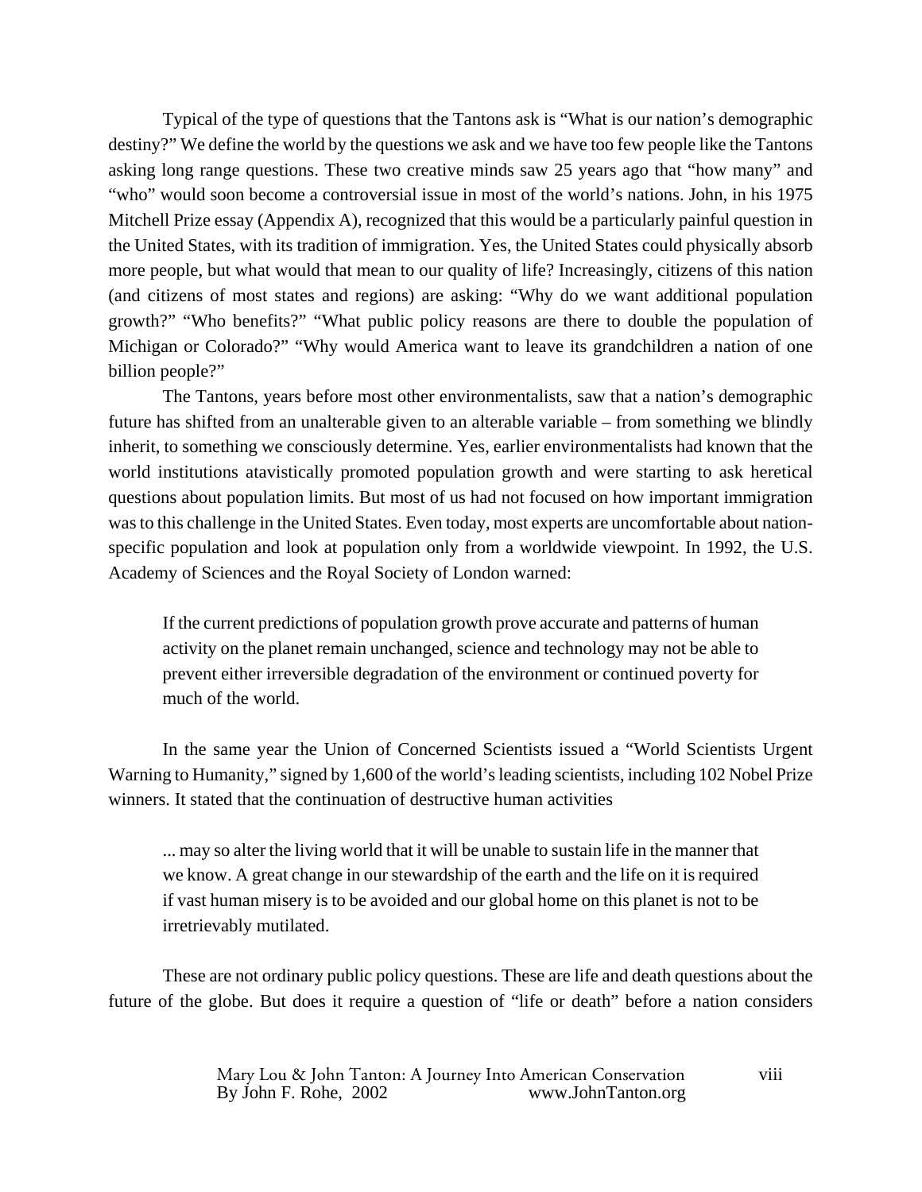Typical of the type of questions that the Tantons ask is "What is our nation's demographic destiny?" We define the world by the questions we ask and we have too few people like the Tantons asking long range questions. These two creative minds saw 25 years ago that "how many" and "who" would soon become a controversial issue in most of the world's nations. John, in his 1975 Mitchell Prize essay (Appendix A), recognized that this would be a particularly painful question in the United States, with its tradition of immigration. Yes, the United States could physically absorb more people, but what would that mean to our quality of life? Increasingly, citizens of this nation (and citizens of most states and regions) are asking: "Why do we want additional population growth?" "Who benefits?" "What public policy reasons are there to double the population of Michigan or Colorado?" "Why would America want to leave its grandchildren a nation of one billion people?"

The Tantons, years before most other environmentalists, saw that a nation's demographic future has shifted from an unalterable given to an alterable variable – from something we blindly inherit, to something we consciously determine. Yes, earlier environmentalists had known that the world institutions atavistically promoted population growth and were starting to ask heretical questions about population limits. But most of us had not focused on how important immigration was to this challenge in the United States. Even today, most experts are uncomfortable about nation-specific population and look at population only from a worldwide viewpoint. In 1992, the U.S. Academy of Sciences and the Royal Society of London warned:

> If the current predictions of population growth prove accurate and patterns of human activity on the planet remain unchanged, science and technology may not be able to prevent either irreversible degradation of the environment or continued poverty for much of the world.

In the same year the Union of Concerned Scientists issued a "World Scientists Urgent Warning to Humanity," signed by 1,600 of the world's leading scientists, including 102 Nobel Prize winners. It stated that the continuation of destructive human activities

> ... may so alter the living world that it will be unable to sustain life in the manner that we know. A great change in our stewardship of the earth and the life on it is required if vast human misery is to be avoided and our global home on this planet is not to be irretrievably mutilated.

These are not ordinary public policy questions. These are life and death questions about the future of the globe. But does it require a question of "life or death" before a nation considers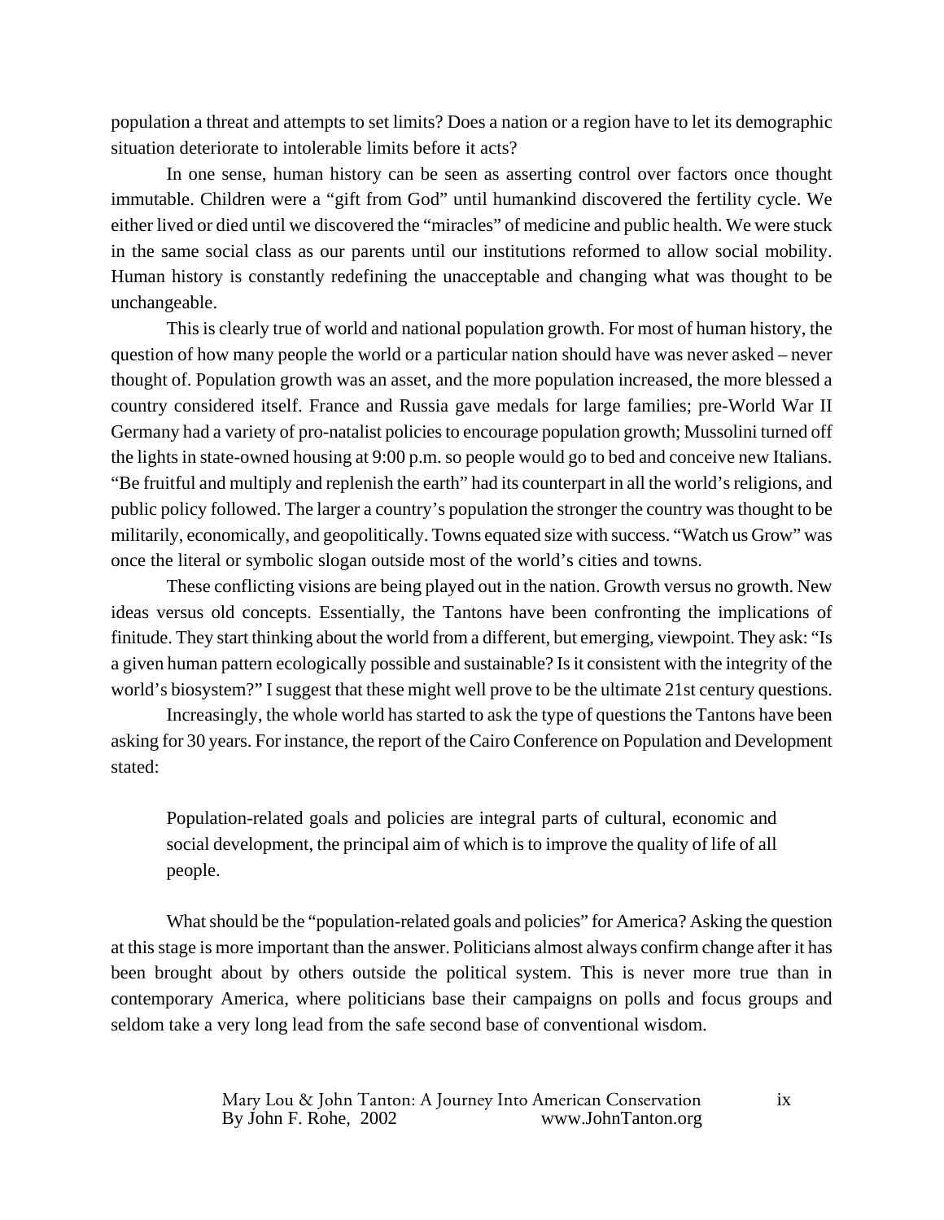population a threat and attempts to set limits? Does a nation or a region have to let its demographic situation deteriorate to intolerable limits before it acts?

In one sense, human history can be seen as asserting control over factors once thought immutable. Children were a "gift from God" until humankind discovered the fertility cycle. We either lived or died until we discovered the "miracles" of medicine and public health. We were stuck in the same social class as our parents until our institutions reformed to allow social mobility. Human history is constantly redefining the unacceptable and changing what was thought to be unchangeable.

This is clearly true of world and national population growth. For most of human history, the question of how many people the world or a particular nation should have was never asked – never thought of. Population growth was an asset, and the more population increased, the more blessed a country considered itself. France and Russia gave medals for large families; pre-World War II Germany had a variety of pro-natalist policies to encourage population growth; Mussolini turned off the lights in state-owned housing at 9:00 p.m. so people would go to bed and conceive new Italians. "Be fruitful and multiply and replenish the earth" had its counterpart in all the world's religions, and public policy followed. The larger a country's population the stronger the country was thought to be militarily, economically, and geopolitically. Towns equated size with success. "Watch us Grow" was once the literal or symbolic slogan outside most of the world's cities and towns.

These conflicting visions are being played out in the nation. Growth versus no growth. New ideas versus old concepts. Essentially, the Tantons have been confronting the implications of finitude. They start thinking about the world from a different, but emerging, viewpoint. They ask: "Is a given human pattern ecologically possible and sustainable? Is it consistent with the integrity of the world's biosystem?" I suggest that these might well prove to be the ultimate 21st century questions.

Increasingly, the whole world has started to ask the type of questions the Tantons have been asking for 30 years. For instance, the report of the Cairo Conference on Population and Development stated:

> Population-related goals and policies are integral parts of cultural, economic and social development, the principal aim of which is to improve the quality of life of all people.

What should be the "population-related goals and policies" for America? Asking the question at this stage is more important than the answer. Politicians almost always confirm change after it has been brought about by others outside the political system. This is never more true than in contemporary America, where politicians base their campaigns on polls and focus groups and seldom take a very long lead from the safe second base of conventional wisdom.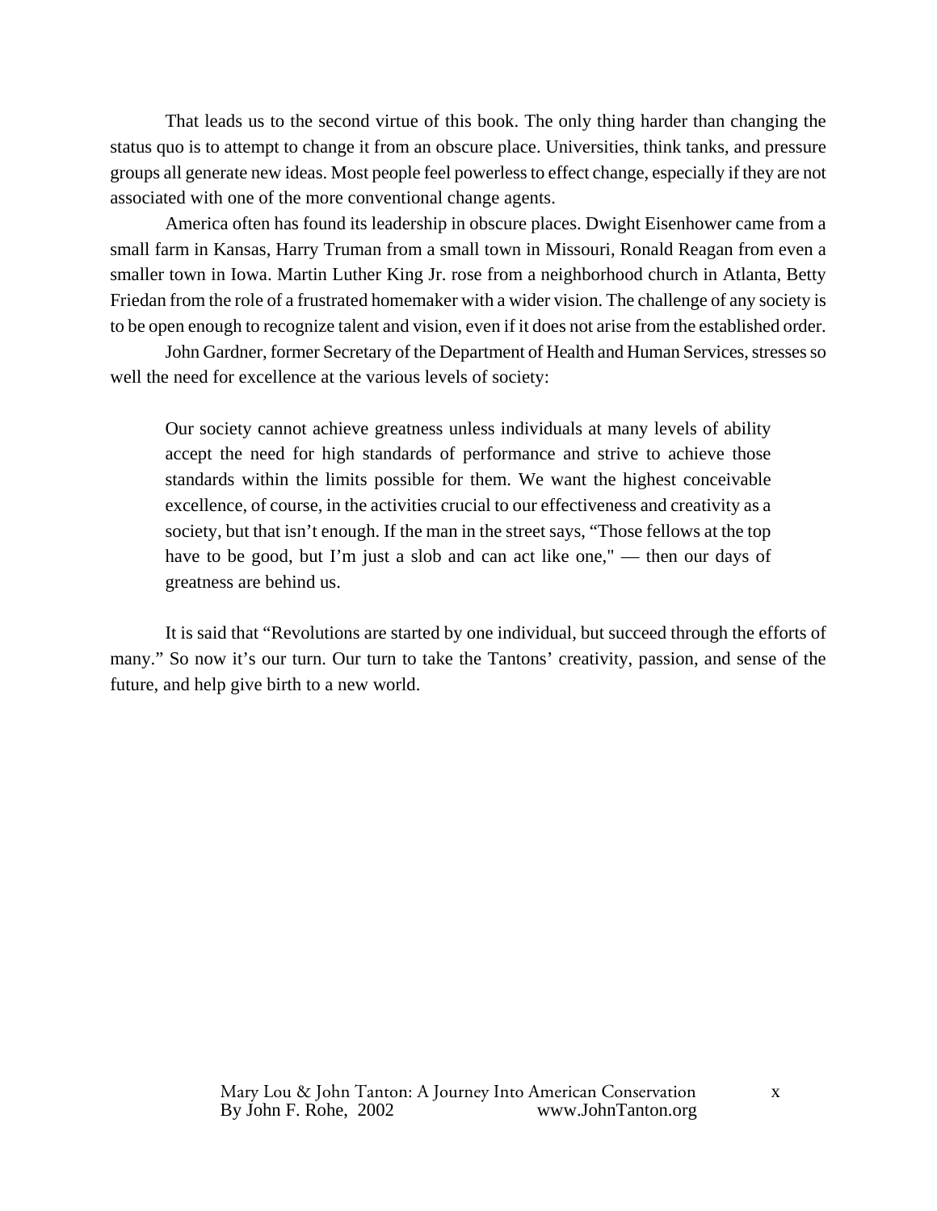That leads us to the second virtue of this book. The only thing harder than changing the status quo is to attempt to change it from an obscure place. Universities, think tanks, and pressure groups all generate new ideas. Most people feel powerless to effect change, especially if they are not associated with one of the more conventional change agents.

America often has found its leadership in obscure places. Dwight Eisenhower came from a small farm in Kansas, Harry Truman from a small town in Missouri, Ronald Reagan from even a smaller town in Iowa. Martin Luther King Jr. rose from a neighborhood church in Atlanta, Betty Friedan from the role of a frustrated homemaker with a wider vision. The challenge of any society is to be open enough to recognize talent and vision, even if it does not arise from the established order.

John Gardner, former Secretary of the Department of Health and Human Services, stresses so well the need for excellence at the various levels of society:

> Our society cannot achieve greatness unless individuals at many levels of ability accept the need for high standards of performance and strive to achieve those standards within the limits possible for them. We want the highest conceivable excellence, of course, in the activities crucial to our effectiveness and creativity as a society, but that isn't enough. If the man in the street says, "Those fellows at the top have to be good, but I'm just a slob and can act like one," — then our days of greatness are behind us.

It is said that "Revolutions are started by one individual, but succeed through the efforts of many." So now it's our turn. Our turn to take the Tantons' creativity, passion, and sense of the future, and help give birth to a new world.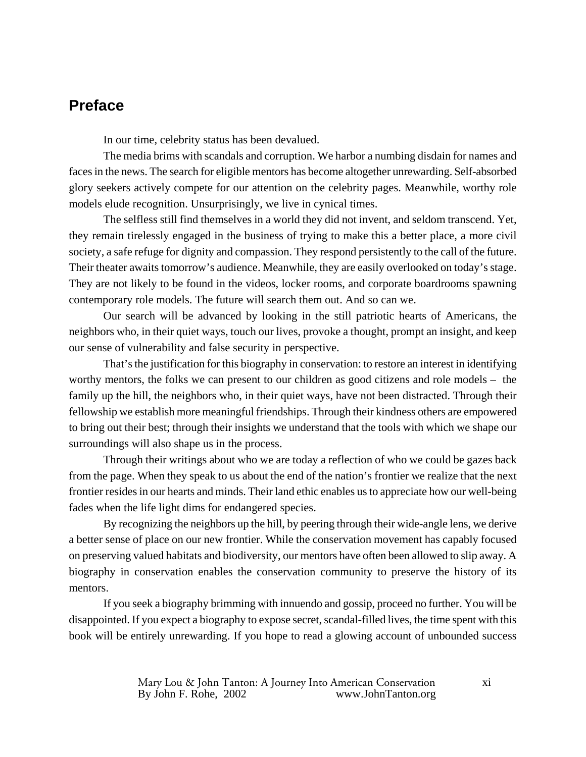## Preface

In our time, celebrity status has been devalued.

The media brims with scandals and corruption. We harbor a numbing disdain for names and faces in the news. The search for eligible mentors has become altogether unrewarding. Self-absorbed glory seekers actively compete for our attention on the celebrity pages. Meanwhile, worthy role models elude recognition. Unsurprisingly, we live in cynical times.

The selfless still find themselves in a world they did not invent, and seldom transcend. Yet, they remain tirelessly engaged in the business of trying to make this a better place, a more civil society, a safe refuge for dignity and compassion. They respond persistently to the call of the future. Their theater awaits tomorrow's audience. Meanwhile, they are easily overlooked on today's stage. They are not likely to be found in the videos, locker rooms, and corporate boardrooms spawning contemporary role models. The future will search them out. And so can we.

Our search will be advanced by looking in the still patriotic hearts of Americans, the neighbors who, in their quiet ways, touch our lives, provoke a thought, prompt an insight, and keep our sense of vulnerability and false security in perspective.

That's the justification for this biography in conservation: to restore an interest in identifying worthy mentors, the folks we can present to our children as good citizens and role models – the family up the hill, the neighbors who, in their quiet ways, have not been distracted. Through their fellowship we establish more meaningful friendships. Through their kindness others are empowered to bring out their best; through their insights we understand that the tools with which we shape our surroundings will also shape us in the process.

Through their writings about who we are today a reflection of who we could be gazes back from the page. When they speak to us about the end of the nation's frontier we realize that the next frontier resides in our hearts and minds. Their land ethic enables us to appreciate how our well-being fades when the life light dims for endangered species.

By recognizing the neighbors up the hill, by peering through their wide-angle lens, we derive a better sense of place on our new frontier. While the conservation movement has capably focused on preserving valued habitats and biodiversity, our mentors have often been allowed to slip away. A biography in conservation enables the conservation community to preserve the history of its mentors.

If you seek a biography brimming with innuendo and gossip, proceed no further. You will be disappointed. If you expect a biography to expose secret, scandal-filled lives, the time spent with this book will be entirely unrewarding. If you hope to read a glowing account of unbounded success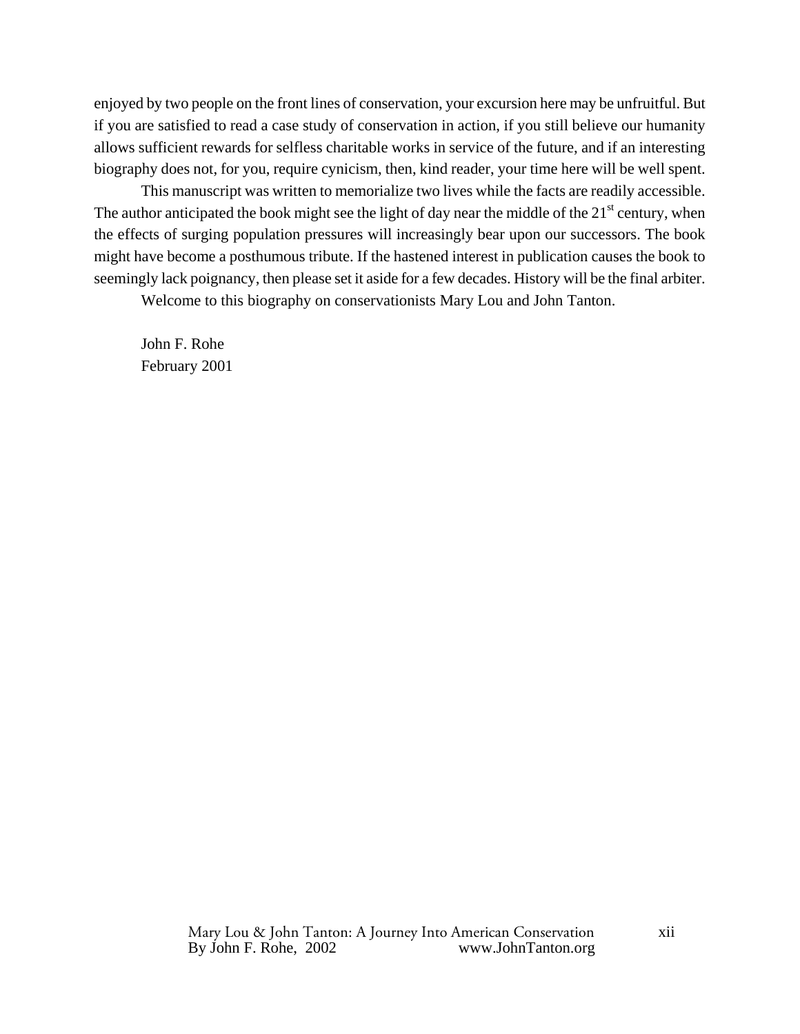enjoyed by two people on the front lines of conservation, your excursion here may be unfruitful. But if you are satisfied to read a case study of conservation in action, if you still believe our humanity allows sufficient rewards for selfless charitable works in service of the future, and if an interesting biography does not, for you, require cynicism, then, kind reader, your time here will be well spent.

This manuscript was written to memorialize two lives while the facts are readily accessible. The author anticipated the book might see the light of day near the middle of the 21st century, when the effects of surging population pressures will increasingly bear upon our successors. The book might have become a posthumous tribute. If the hastened interest in publication causes the book to seemingly lack poignancy, then please set it aside for a few decades. History will be the final arbiter.

Welcome to this biography on conservationists Mary Lou and John Tanton.

John F. Rohe
February 2001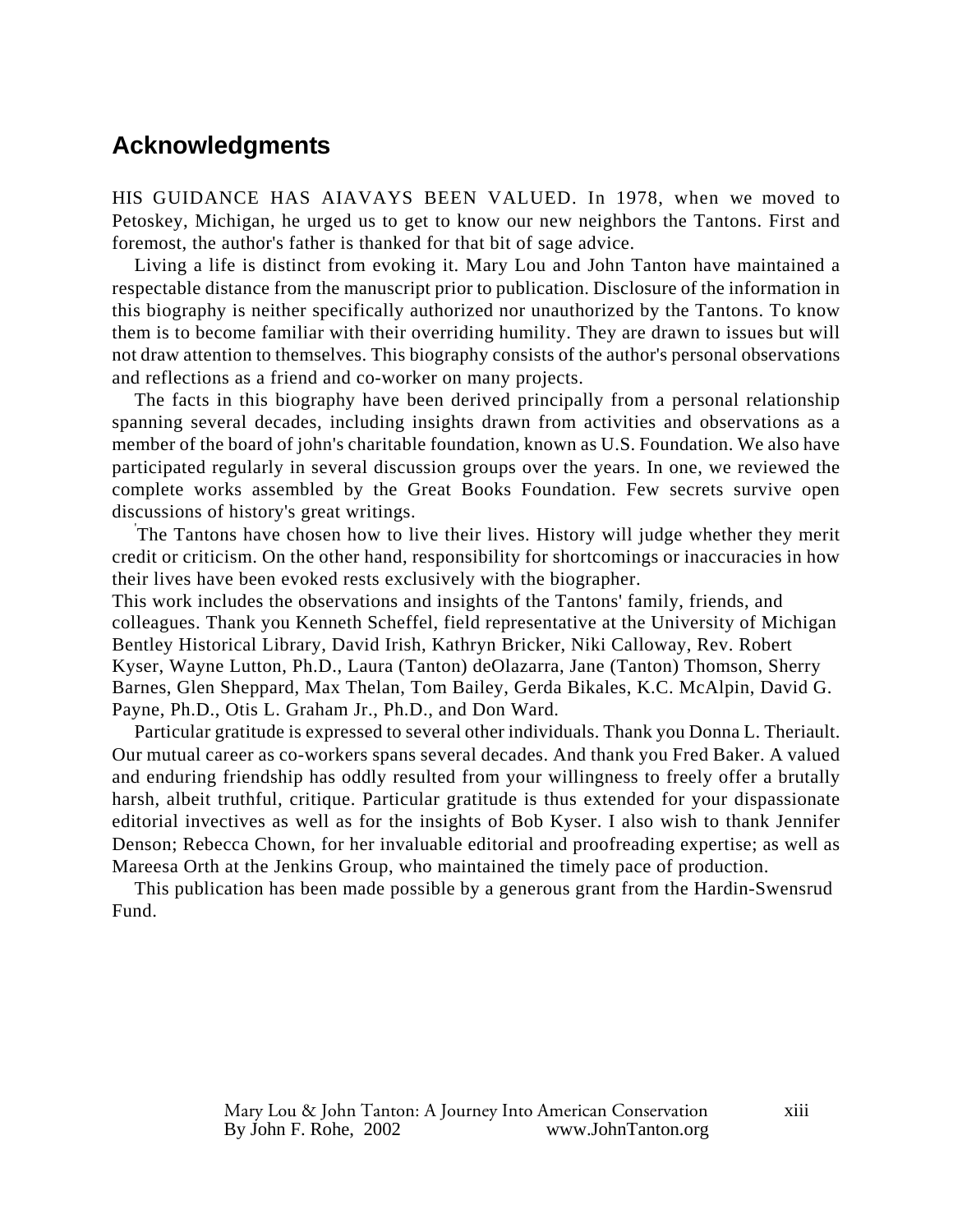## Acknowledgments

HIS GUIDANCE HAS AIAVAYS BEEN VALUED. In 1978, when we moved to Petoskey, Michigan, he urged us to get to know our new neighbors the Tantons. First and foremost, the author's father is thanked for that bit of sage advice.

Living a life is distinct from evoking it. Mary Lou and John Tanton have maintained a respectable distance from the manuscript prior to publication. Disclosure of the information in this biography is neither specifically authorized nor unauthorized by the Tantons. To know them is to become familiar with their overriding humility. They are drawn to issues but will not draw attention to themselves. This biography consists of the author's personal observations and reflections as a friend and co-worker on many projects.

The facts in this biography have been derived principally from a personal relationship spanning several decades, including insights drawn from activities and observations as a member of the board of john's charitable foundation, known as U.S. Foundation. We also have participated regularly in several discussion groups over the years. In one, we reviewed the complete works assembled by the Great Books Foundation. Few secrets survive open discussions of history's great writings.

The Tantons have chosen how to live their lives. History will judge whether they merit credit or criticism. On the other hand, responsibility for shortcomings or inaccuracies in how their lives have been evoked rests exclusively with the biographer.

This work includes the observations and insights of the Tantons' family, friends, and colleagues. Thank you Kenneth Scheffel, field representative at the University of Michigan Bentley Historical Library, David Irish, Kathryn Bricker, Niki Calloway, Rev. Robert Kyser, Wayne Lutton, Ph.D., Laura (Tanton) deOlazarra, Jane (Tanton) Thomson, Sherry Barnes, Glen Sheppard, Max Thelan, Tom Bailey, Gerda Bikales, K.C. McAlpin, David G. Payne, Ph.D., Otis L. Graham Jr., Ph.D., and Don Ward.

Particular gratitude is expressed to several other individuals. Thank you Donna L. Theriault. Our mutual career as co-workers spans several decades. And thank you Fred Baker. A valued and enduring friendship has oddly resulted from your willingness to freely offer a brutally harsh, albeit truthful, critique. Particular gratitude is thus extended for your dispassionate editorial invectives as well as for the insights of Bob Kyser. I also wish to thank Jennifer Denson; Rebecca Chown, for her invaluable editorial and proofreading expertise; as well as Mareesa Orth at the Jenkins Group, who maintained the timely pace of production.

This publication has been made possible by a generous grant from the Hardin-Swensrud Fund.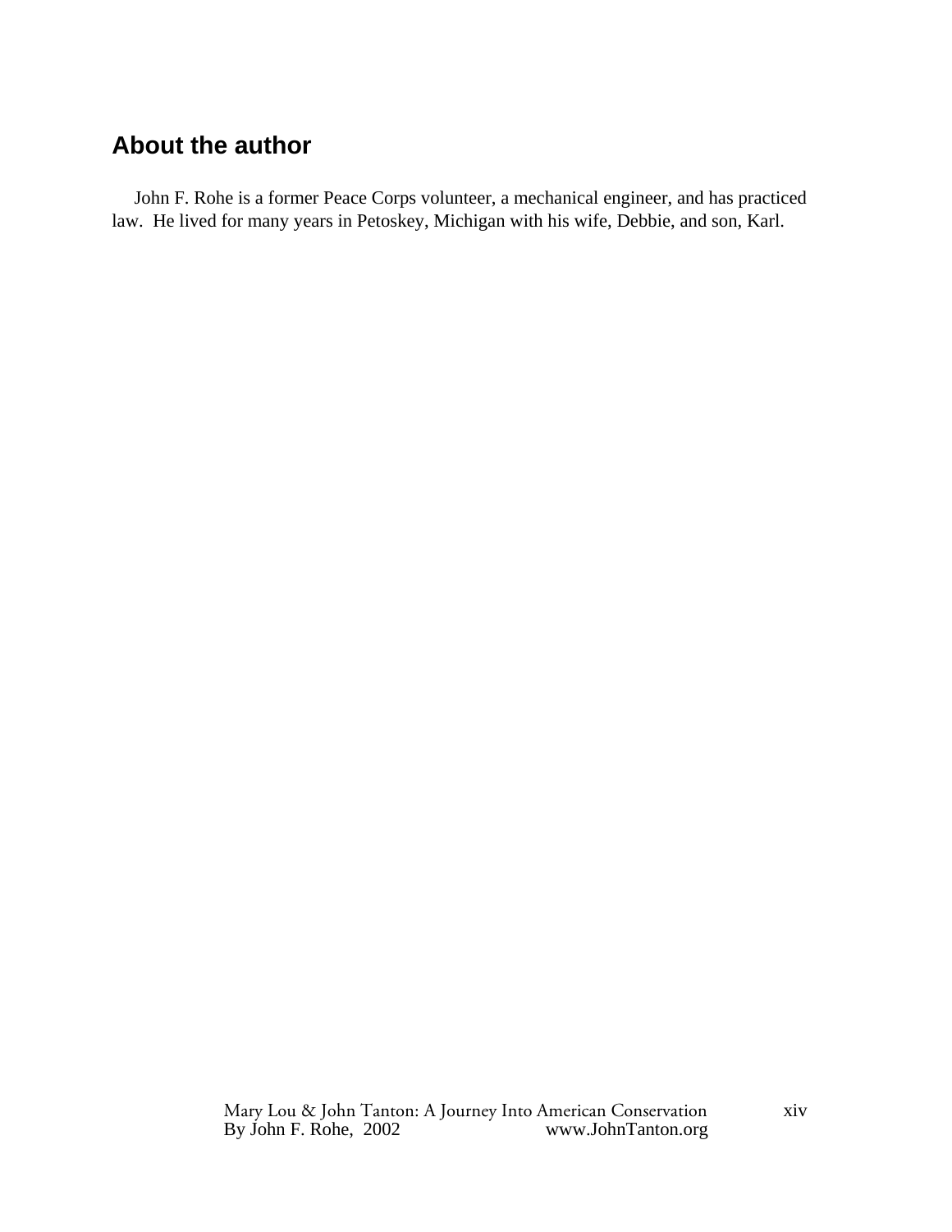## About the author

John F. Rohe is a former Peace Corps volunteer, a mechanical engineer, and has practiced law. He lived for many years in Petoskey, Michigan with his wife, Debbie, and son, Karl.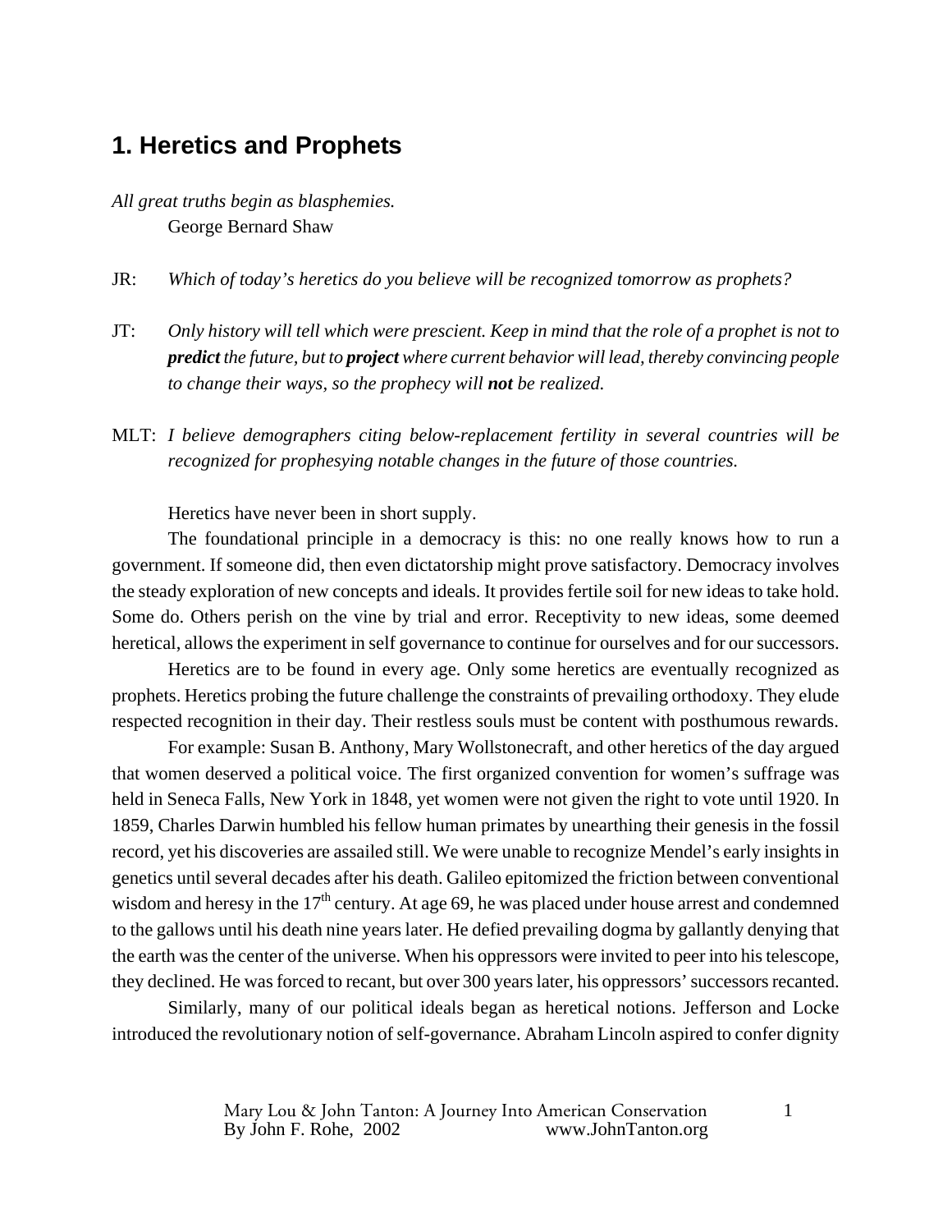# 1. Heretics and Prophets

*All great truths begin as blasphemies.*
George Bernard Shaw

JR: *Which of today's heretics do you believe will be recognized tomorrow as prophets?*

JT: *Only history will tell which were prescient. Keep in mind that the role of a prophet is not to **predict** the future, but to **project** where current behavior will lead, thereby convincing people to change their ways, so the prophecy will **not** be realized.*

MLT: *I believe demographers citing below-replacement fertility in several countries will be recognized for prophesying notable changes in the future of those countries.*

Heretics have never been in short supply.

The foundational principle in a democracy is this: no one really knows how to run a government. If someone did, then even dictatorship might prove satisfactory. Democracy involves the steady exploration of new concepts and ideals. It provides fertile soil for new ideas to take hold. Some do. Others perish on the vine by trial and error. Receptivity to new ideas, some deemed heretical, allows the experiment in self governance to continue for ourselves and for our successors.

Heretics are to be found in every age. Only some heretics are eventually recognized as prophets. Heretics probing the future challenge the constraints of prevailing orthodoxy. They elude respected recognition in their day. Their restless souls must be content with posthumous rewards.

For example: Susan B. Anthony, Mary Wollstonecraft, and other heretics of the day argued that women deserved a political voice. The first organized convention for women's suffrage was held in Seneca Falls, New York in 1848, yet women were not given the right to vote until 1920. In 1859, Charles Darwin humbled his fellow human primates by unearthing their genesis in the fossil record, yet his discoveries are assailed still. We were unable to recognize Mendel's early insights in genetics until several decades after his death. Galileo epitomized the friction between conventional wisdom and heresy in the 17th century. At age 69, he was placed under house arrest and condemned to the gallows until his death nine years later. He defied prevailing dogma by gallantly denying that the earth was the center of the universe. When his oppressors were invited to peer into his telescope, they declined. He was forced to recant, but over 300 years later, his oppressors' successors recanted.

Similarly, many of our political ideals began as heretical notions. Jefferson and Locke introduced the revolutionary notion of self-governance. Abraham Lincoln aspired to confer dignity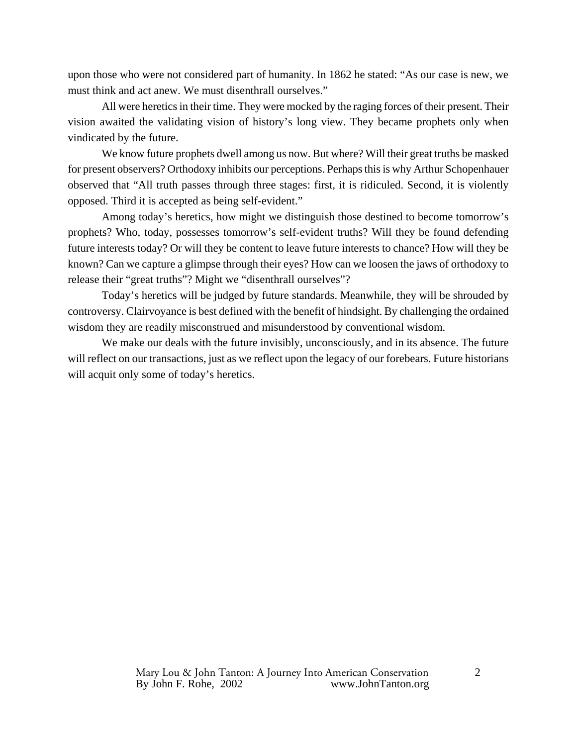upon those who were not considered part of humanity. In 1862 he stated: "As our case is new, we must think and act anew. We must disenthrall ourselves."

All were heretics in their time. They were mocked by the raging forces of their present. Their vision awaited the validating vision of history's long view. They became prophets only when vindicated by the future.

We know future prophets dwell among us now. But where? Will their great truths be masked for present observers? Orthodoxy inhibits our perceptions. Perhaps this is why Arthur Schopenhauer observed that "All truth passes through three stages: first, it is ridiculed. Second, it is violently opposed. Third it is accepted as being self-evident."

Among today's heretics, how might we distinguish those destined to become tomorrow's prophets? Who, today, possesses tomorrow's self-evident truths? Will they be found defending future interests today? Or will they be content to leave future interests to chance? How will they be known? Can we capture a glimpse through their eyes? How can we loosen the jaws of orthodoxy to release their "great truths"? Might we "disenthrall ourselves"?

Today's heretics will be judged by future standards. Meanwhile, they will be shrouded by controversy. Clairvoyance is best defined with the benefit of hindsight. By challenging the ordained wisdom they are readily misconstrued and misunderstood by conventional wisdom.

We make our deals with the future invisibly, unconsciously, and in its absence. The future will reflect on our transactions, just as we reflect upon the legacy of our forebears. Future historians will acquit only some of today's heretics.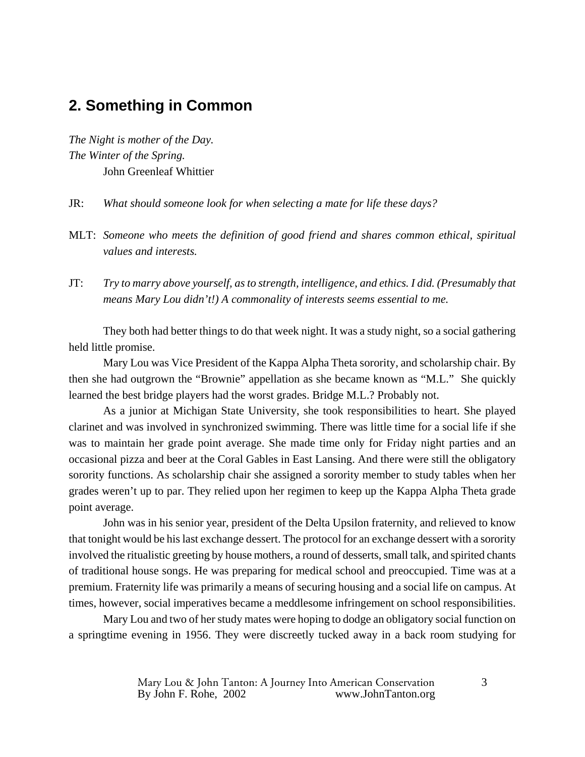## 2. Something in Common

*The Night is mother of the Day.*
*The Winter of the Spring.*
John Greenleaf Whittier

JR: *What should someone look for when selecting a mate for life these days?*

MLT: *Someone who meets the definition of good friend and shares common ethical, spiritual values and interests.*

JT: *Try to marry above yourself, as to strength, intelligence, and ethics. I did. (Presumably that means Mary Lou didn't!) A commonality of interests seems essential to me.*

They both had better things to do that week night. It was a study night, so a social gathering held little promise.

Mary Lou was Vice President of the Kappa Alpha Theta sorority, and scholarship chair. By then she had outgrown the "Brownie" appellation as she became known as "M.L." She quickly learned the best bridge players had the worst grades. Bridge M.L.? Probably not.

As a junior at Michigan State University, she took responsibilities to heart. She played clarinet and was involved in synchronized swimming. There was little time for a social life if she was to maintain her grade point average. She made time only for Friday night parties and an occasional pizza and beer at the Coral Gables in East Lansing. And there were still the obligatory sorority functions. As scholarship chair she assigned a sorority member to study tables when her grades weren't up to par. They relied upon her regimen to keep up the Kappa Alpha Theta grade point average.

John was in his senior year, president of the Delta Upsilon fraternity, and relieved to know that tonight would be his last exchange dessert. The protocol for an exchange dessert with a sorority involved the ritualistic greeting by house mothers, a round of desserts, small talk, and spirited chants of traditional house songs. He was preparing for medical school and preoccupied. Time was at a premium. Fraternity life was primarily a means of securing housing and a social life on campus. At times, however, social imperatives became a meddlesome infringement on school responsibilities.

Mary Lou and two of her study mates were hoping to dodge an obligatory social function on a springtime evening in 1956. They were discreetly tucked away in a back room studying for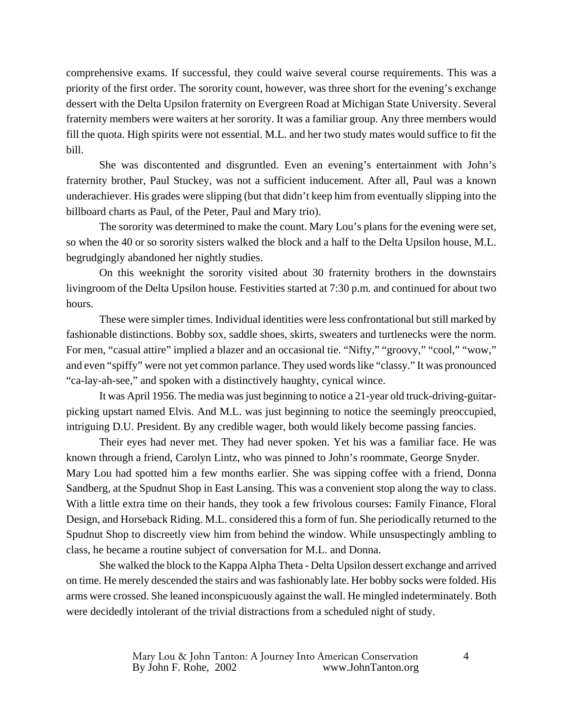comprehensive exams. If successful, they could waive several course requirements. This was a priority of the first order. The sorority count, however, was three short for the evening's exchange dessert with the Delta Upsilon fraternity on Evergreen Road at Michigan State University. Several fraternity members were waiters at her sorority. It was a familiar group. Any three members would fill the quota. High spirits were not essential. M.L. and her two study mates would suffice to fit the bill.

She was discontented and disgruntled. Even an evening's entertainment with John's fraternity brother, Paul Stuckey, was not a sufficient inducement. After all, Paul was a known underachiever. His grades were slipping (but that didn't keep him from eventually slipping into the billboard charts as Paul, of the Peter, Paul and Mary trio).

The sorority was determined to make the count. Mary Lou's plans for the evening were set, so when the 40 or so sorority sisters walked the block and a half to the Delta Upsilon house, M.L. begrudgingly abandoned her nightly studies.

On this weeknight the sorority visited about 30 fraternity brothers in the downstairs livingroom of the Delta Upsilon house. Festivities started at 7:30 p.m. and continued for about two hours.

These were simpler times. Individual identities were less confrontational but still marked by fashionable distinctions. Bobby sox, saddle shoes, skirts, sweaters and turtlenecks were the norm. For men, "casual attire" implied a blazer and an occasional tie. "Nifty," "groovy," "cool," "wow," and even "spiffy" were not yet common parlance. They used words like "classy." It was pronounced "ca-lay-ah-see," and spoken with a distinctively haughty, cynical wince.

It was April 1956. The media was just beginning to notice a 21-year old truck-driving-guitar-picking upstart named Elvis. And M.L. was just beginning to notice the seemingly preoccupied, intriguing D.U. President. By any credible wager, both would likely become passing fancies.

Their eyes had never met. They had never spoken. Yet his was a familiar face. He was known through a friend, Carolyn Lintz, who was pinned to John's roommate, George Snyder. Mary Lou had spotted him a few months earlier. She was sipping coffee with a friend, Donna Sandberg, at the Spudnut Shop in East Lansing. This was a convenient stop along the way to class. With a little extra time on their hands, they took a few frivolous courses: Family Finance, Floral Design, and Horseback Riding. M.L. considered this a form of fun. She periodically returned to the Spudnut Shop to discreetly view him from behind the window. While unsuspectingly ambling to class, he became a routine subject of conversation for M.L. and Donna.

She walked the block to the Kappa Alpha Theta - Delta Upsilon dessert exchange and arrived on time. He merely descended the stairs and was fashionably late. Her bobby socks were folded. His arms were crossed. She leaned inconspicuously against the wall. He mingled indeterminately. Both were decidedly intolerant of the trivial distractions from a scheduled night of study.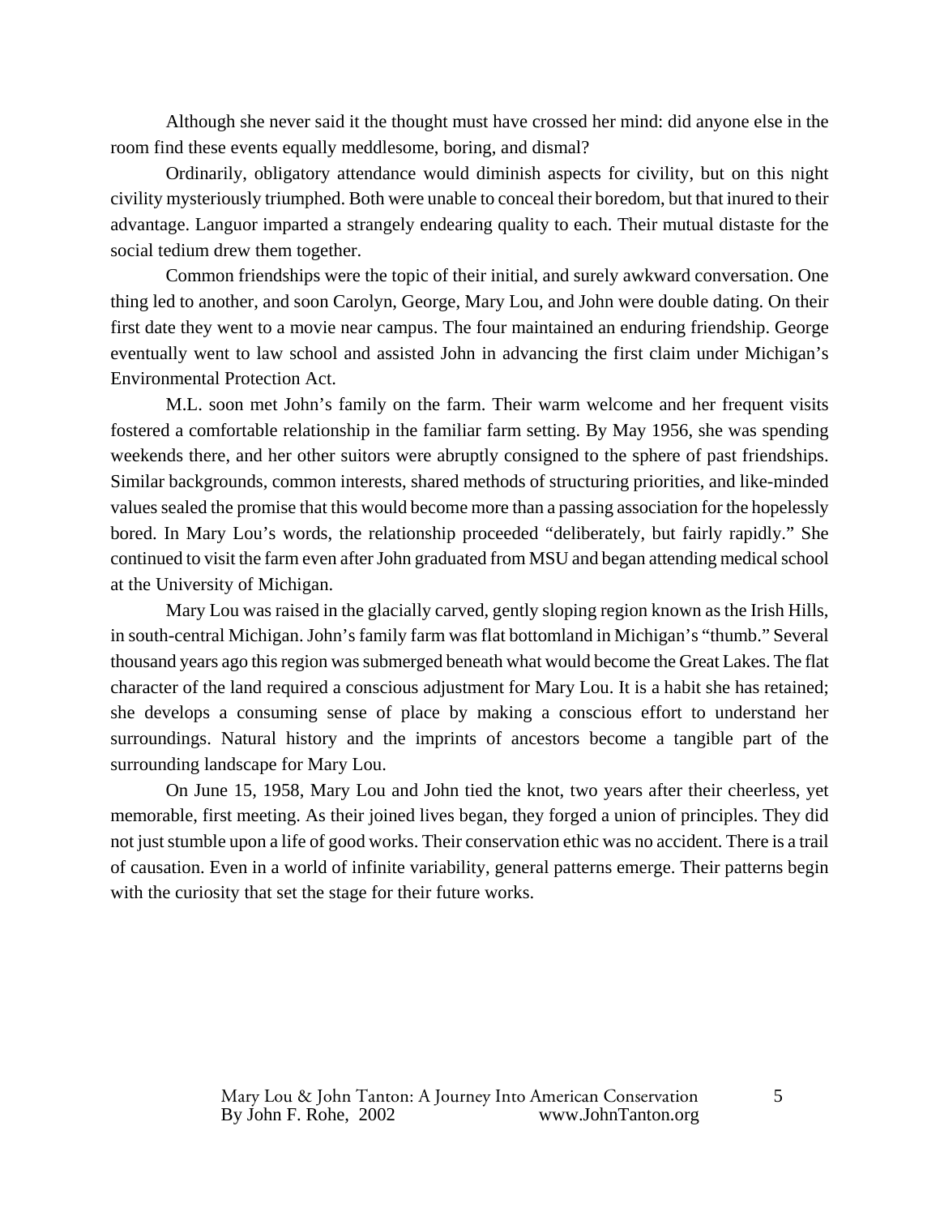Although she never said it the thought must have crossed her mind: did anyone else in the room find these events equally meddlesome, boring, and dismal?

Ordinarily, obligatory attendance would diminish aspects for civility, but on this night civility mysteriously triumphed. Both were unable to conceal their boredom, but that inured to their advantage. Languor imparted a strangely endearing quality to each. Their mutual distaste for the social tedium drew them together.

Common friendships were the topic of their initial, and surely awkward conversation. One thing led to another, and soon Carolyn, George, Mary Lou, and John were double dating. On their first date they went to a movie near campus. The four maintained an enduring friendship. George eventually went to law school and assisted John in advancing the first claim under Michigan's Environmental Protection Act.

M.L. soon met John's family on the farm. Their warm welcome and her frequent visits fostered a comfortable relationship in the familiar farm setting. By May 1956, she was spending weekends there, and her other suitors were abruptly consigned to the sphere of past friendships. Similar backgrounds, common interests, shared methods of structuring priorities, and like-minded values sealed the promise that this would become more than a passing association for the hopelessly bored. In Mary Lou's words, the relationship proceeded "deliberately, but fairly rapidly." She continued to visit the farm even after John graduated from MSU and began attending medical school at the University of Michigan.

Mary Lou was raised in the glacially carved, gently sloping region known as the Irish Hills, in south-central Michigan. John's family farm was flat bottomland in Michigan's "thumb." Several thousand years ago this region was submerged beneath what would become the Great Lakes. The flat character of the land required a conscious adjustment for Mary Lou. It is a habit she has retained; she develops a consuming sense of place by making a conscious effort to understand her surroundings. Natural history and the imprints of ancestors become a tangible part of the surrounding landscape for Mary Lou.

On June 15, 1958, Mary Lou and John tied the knot, two years after their cheerless, yet memorable, first meeting. As their joined lives began, they forged a union of principles. They did not just stumble upon a life of good works. Their conservation ethic was no accident. There is a trail of causation. Even in a world of infinite variability, general patterns emerge. Their patterns begin with the curiosity that set the stage for their future works.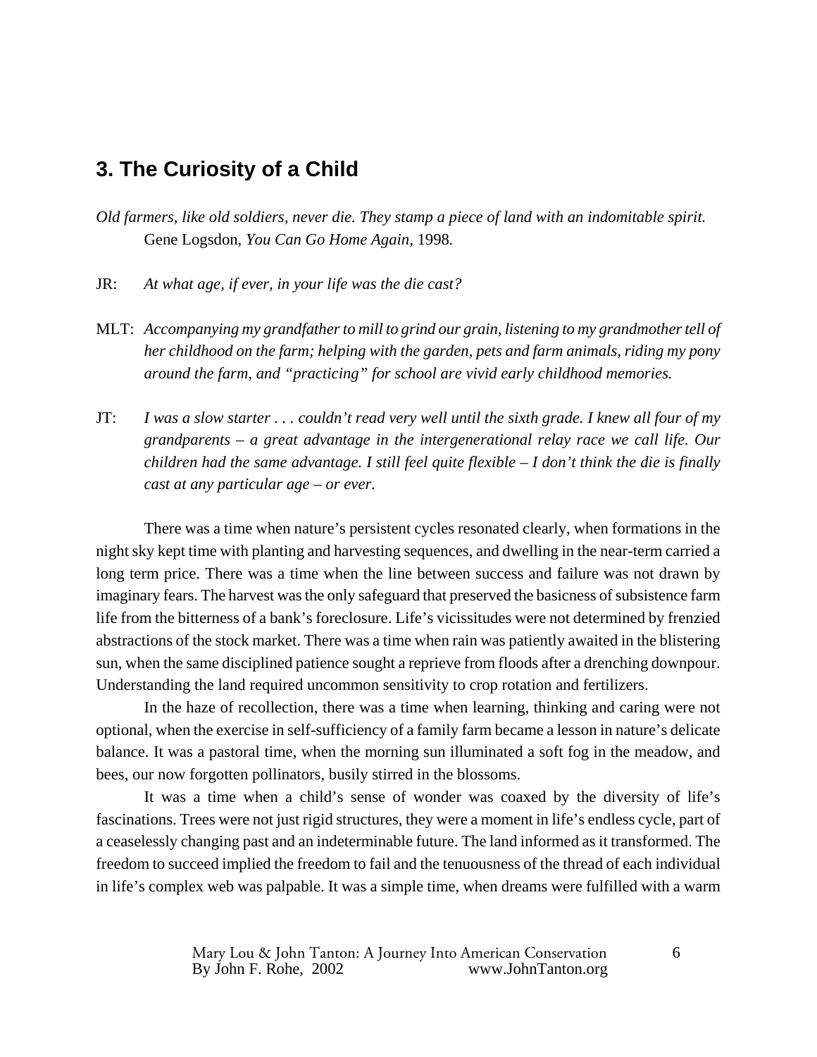## 3. The Curiosity of a Child

*Old farmers, like old soldiers, never die. They stamp a piece of land with an indomitable spirit.*
Gene Logsdon, *You Can Go Home Again*, 1998.

JR: *At what age, if ever, in your life was the die cast?*

MLT: *Accompanying my grandfather to mill to grind our grain, listening to my grandmother tell of her childhood on the farm; helping with the garden, pets and farm animals, riding my pony around the farm, and "practicing" for school are vivid early childhood memories.*

JT: *I was a slow starter . . . couldn't read very well until the sixth grade. I knew all four of my grandparents – a great advantage in the intergenerational relay race we call life. Our children had the same advantage. I still feel quite flexible – I don't think the die is finally cast at any particular age – or ever.*

There was a time when nature's persistent cycles resonated clearly, when formations in the night sky kept time with planting and harvesting sequences, and dwelling in the near-term carried a long term price. There was a time when the line between success and failure was not drawn by imaginary fears. The harvest was the only safeguard that preserved the basicness of subsistence farm life from the bitterness of a bank's foreclosure. Life's vicissitudes were not determined by frenzied abstractions of the stock market. There was a time when rain was patiently awaited in the blistering sun, when the same disciplined patience sought a reprieve from floods after a drenching downpour. Understanding the land required uncommon sensitivity to crop rotation and fertilizers.

In the haze of recollection, there was a time when learning, thinking and caring were not optional, when the exercise in self-sufficiency of a family farm became a lesson in nature's delicate balance. It was a pastoral time, when the morning sun illuminated a soft fog in the meadow, and bees, our now forgotten pollinators, busily stirred in the blossoms.

It was a time when a child's sense of wonder was coaxed by the diversity of life's fascinations. Trees were not just rigid structures, they were a moment in life's endless cycle, part of a ceaselessly changing past and an indeterminable future. The land informed as it transformed. The freedom to succeed implied the freedom to fail and the tenuousness of the thread of each individual in life's complex web was palpable. It was a simple time, when dreams were fulfilled with a warm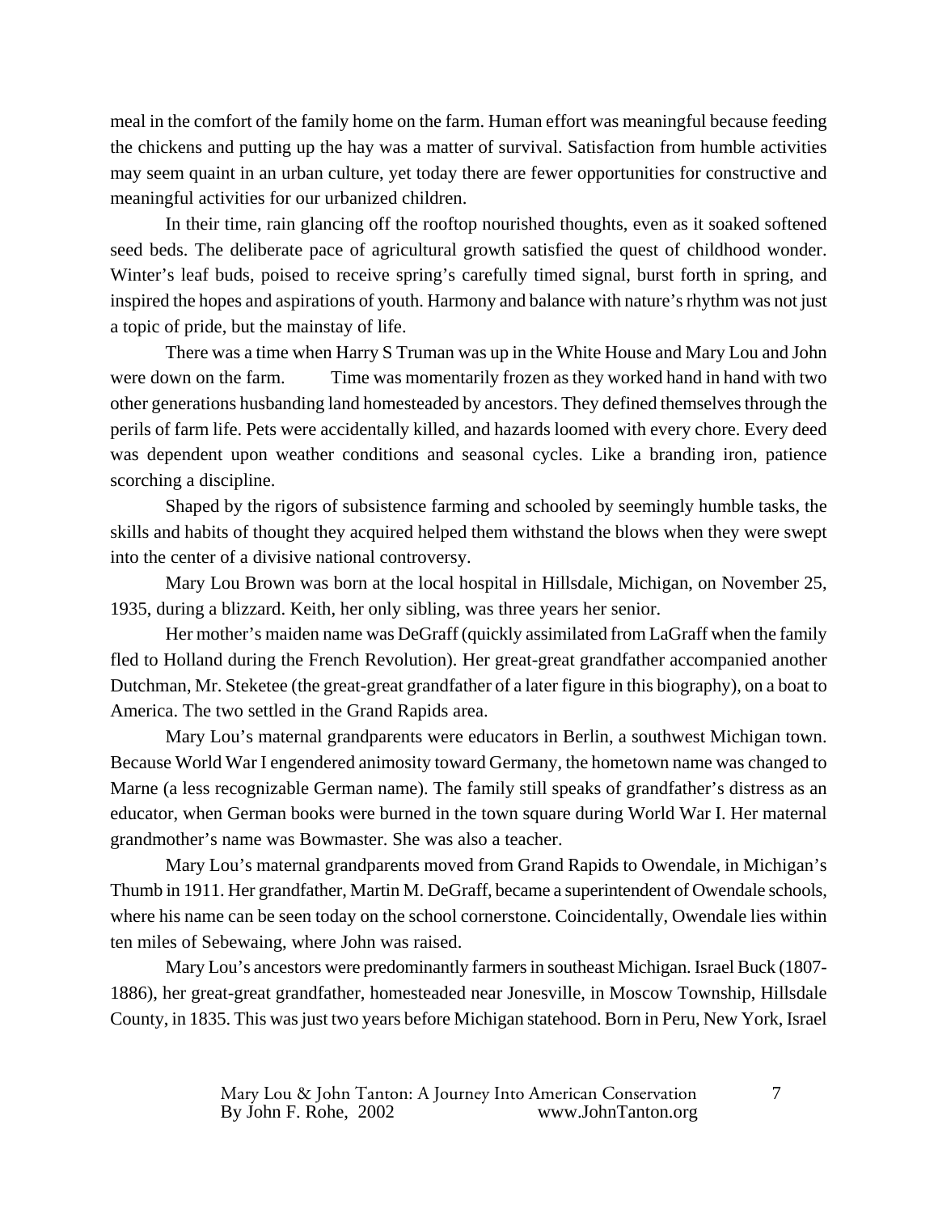meal in the comfort of the family home on the farm. Human effort was meaningful because feeding the chickens and putting up the hay was a matter of survival. Satisfaction from humble activities may seem quaint in an urban culture, yet today there are fewer opportunities for constructive and meaningful activities for our urbanized children.

In their time, rain glancing off the rooftop nourished thoughts, even as it soaked softened seed beds. The deliberate pace of agricultural growth satisfied the quest of childhood wonder. Winter's leaf buds, poised to receive spring's carefully timed signal, burst forth in spring, and inspired the hopes and aspirations of youth. Harmony and balance with nature's rhythm was not just a topic of pride, but the mainstay of life.

There was a time when Harry S Truman was up in the White House and Mary Lou and John were down on the farm. Time was momentarily frozen as they worked hand in hand with two other generations husbanding land homesteaded by ancestors. They defined themselves through the perils of farm life. Pets were accidentally killed, and hazards loomed with every chore. Every deed was dependent upon weather conditions and seasonal cycles. Like a branding iron, patience scorching a discipline.

Shaped by the rigors of subsistence farming and schooled by seemingly humble tasks, the skills and habits of thought they acquired helped them withstand the blows when they were swept into the center of a divisive national controversy.

Mary Lou Brown was born at the local hospital in Hillsdale, Michigan, on November 25, 1935, during a blizzard. Keith, her only sibling, was three years her senior.

Her mother's maiden name was DeGraff (quickly assimilated from LaGraff when the family fled to Holland during the French Revolution). Her great-great grandfather accompanied another Dutchman, Mr. Steketee (the great-great grandfather of a later figure in this biography), on a boat to America. The two settled in the Grand Rapids area.

Mary Lou's maternal grandparents were educators in Berlin, a southwest Michigan town. Because World War I engendered animosity toward Germany, the hometown name was changed to Marne (a less recognizable German name). The family still speaks of grandfather's distress as an educator, when German books were burned in the town square during World War I. Her maternal grandmother's name was Bowmaster. She was also a teacher.

Mary Lou's maternal grandparents moved from Grand Rapids to Owendale, in Michigan's Thumb in 1911. Her grandfather, Martin M. DeGraff, became a superintendent of Owendale schools, where his name can be seen today on the school cornerstone. Coincidentally, Owendale lies within ten miles of Sebewaing, where John was raised.

Mary Lou's ancestors were predominantly farmers in southeast Michigan. Israel Buck (1807-1886), her great-great grandfather, homesteaded near Jonesville, in Moscow Township, Hillsdale County, in 1835. This was just two years before Michigan statehood. Born in Peru, New York, Israel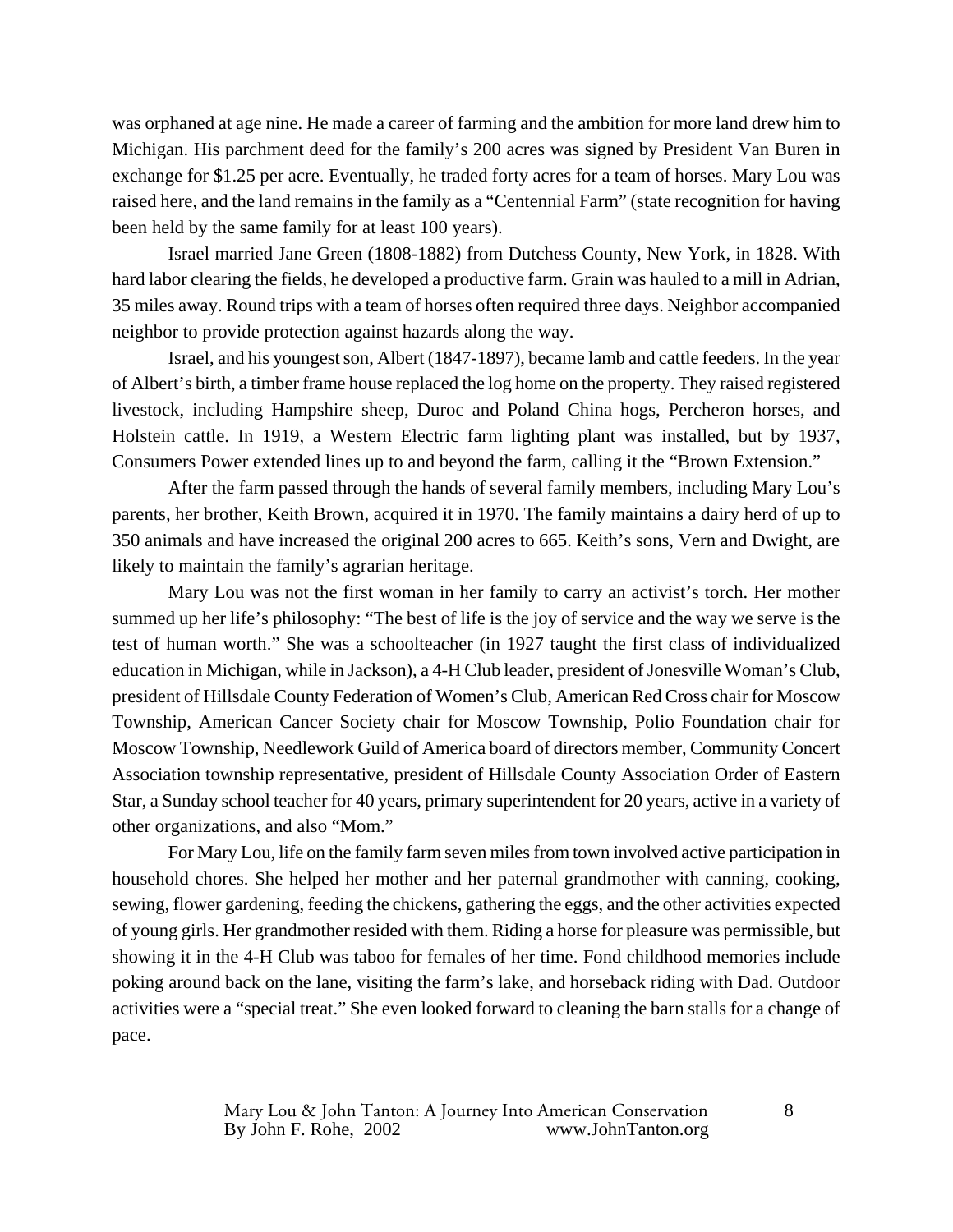was orphaned at age nine. He made a career of farming and the ambition for more land drew him to Michigan. His parchment deed for the family's 200 acres was signed by President Van Buren in exchange for $1.25 per acre. Eventually, he traded forty acres for a team of horses. Mary Lou was raised here, and the land remains in the family as a "Centennial Farm" (state recognition for having been held by the same family for at least 100 years).

Israel married Jane Green (1808-1882) from Dutchess County, New York, in 1828. With hard labor clearing the fields, he developed a productive farm. Grain was hauled to a mill in Adrian, 35 miles away. Round trips with a team of horses often required three days. Neighbor accompanied neighbor to provide protection against hazards along the way.

Israel, and his youngest son, Albert (1847-1897), became lamb and cattle feeders. In the year of Albert's birth, a timber frame house replaced the log home on the property. They raised registered livestock, including Hampshire sheep, Duroc and Poland China hogs, Percheron horses, and Holstein cattle. In 1919, a Western Electric farm lighting plant was installed, but by 1937, Consumers Power extended lines up to and beyond the farm, calling it the "Brown Extension."

After the farm passed through the hands of several family members, including Mary Lou's parents, her brother, Keith Brown, acquired it in 1970. The family maintains a dairy herd of up to 350 animals and have increased the original 200 acres to 665. Keith's sons, Vern and Dwight, are likely to maintain the family's agrarian heritage.

Mary Lou was not the first woman in her family to carry an activist's torch. Her mother summed up her life's philosophy: "The best of life is the joy of service and the way we serve is the test of human worth." She was a schoolteacher (in 1927 taught the first class of individualized education in Michigan, while in Jackson), a 4-H Club leader, president of Jonesville Woman's Club, president of Hillsdale County Federation of Women's Club, American Red Cross chair for Moscow Township, American Cancer Society chair for Moscow Township, Polio Foundation chair for Moscow Township, Needlework Guild of America board of directors member, Community Concert Association township representative, president of Hillsdale County Association Order of Eastern Star, a Sunday school teacher for 40 years, primary superintendent for 20 years, active in a variety of other organizations, and also "Mom."

For Mary Lou, life on the family farm seven miles from town involved active participation in household chores. She helped her mother and her paternal grandmother with canning, cooking, sewing, flower gardening, feeding the chickens, gathering the eggs, and the other activities expected of young girls. Her grandmother resided with them. Riding a horse for pleasure was permissible, but showing it in the 4-H Club was taboo for females of her time. Fond childhood memories include poking around back on the lane, visiting the farm's lake, and horseback riding with Dad. Outdoor activities were a "special treat." She even looked forward to cleaning the barn stalls for a change of pace.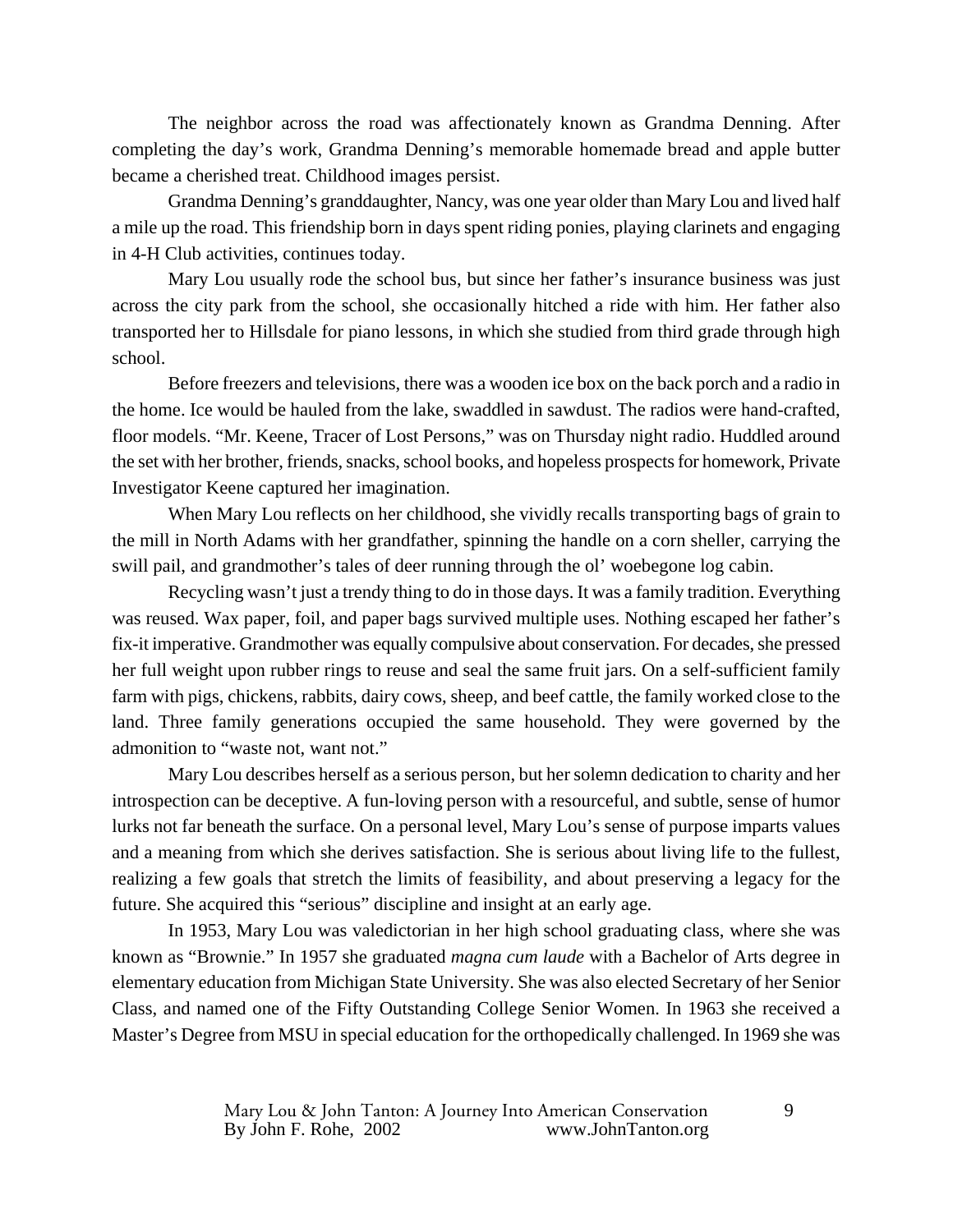The neighbor across the road was affectionately known as Grandma Denning. After completing the day's work, Grandma Denning's memorable homemade bread and apple butter became a cherished treat. Childhood images persist.

Grandma Denning's granddaughter, Nancy, was one year older than Mary Lou and lived half a mile up the road. This friendship born in days spent riding ponies, playing clarinets and engaging in 4-H Club activities, continues today.

Mary Lou usually rode the school bus, but since her father's insurance business was just across the city park from the school, she occasionally hitched a ride with him. Her father also transported her to Hillsdale for piano lessons, in which she studied from third grade through high school.

Before freezers and televisions, there was a wooden ice box on the back porch and a radio in the home. Ice would be hauled from the lake, swaddled in sawdust. The radios were hand-crafted, floor models. "Mr. Keene, Tracer of Lost Persons," was on Thursday night radio. Huddled around the set with her brother, friends, snacks, school books, and hopeless prospects for homework, Private Investigator Keene captured her imagination.

When Mary Lou reflects on her childhood, she vividly recalls transporting bags of grain to the mill in North Adams with her grandfather, spinning the handle on a corn sheller, carrying the swill pail, and grandmother's tales of deer running through the ol' woebegone log cabin.

Recycling wasn't just a trendy thing to do in those days. It was a family tradition. Everything was reused. Wax paper, foil, and paper bags survived multiple uses. Nothing escaped her father's fix-it imperative. Grandmother was equally compulsive about conservation. For decades, she pressed her full weight upon rubber rings to reuse and seal the same fruit jars. On a self-sufficient family farm with pigs, chickens, rabbits, dairy cows, sheep, and beef cattle, the family worked close to the land. Three family generations occupied the same household. They were governed by the admonition to "waste not, want not."

Mary Lou describes herself as a serious person, but her solemn dedication to charity and her introspection can be deceptive. A fun-loving person with a resourceful, and subtle, sense of humor lurks not far beneath the surface. On a personal level, Mary Lou's sense of purpose imparts values and a meaning from which she derives satisfaction. She is serious about living life to the fullest, realizing a few goals that stretch the limits of feasibility, and about preserving a legacy for the future. She acquired this "serious" discipline and insight at an early age.

In 1953, Mary Lou was valedictorian in her high school graduating class, where she was known as "Brownie." In 1957 she graduated *magna cum laude* with a Bachelor of Arts degree in elementary education from Michigan State University. She was also elected Secretary of her Senior Class, and named one of the Fifty Outstanding College Senior Women. In 1963 she received a Master's Degree from MSU in special education for the orthopedically challenged. In 1969 she was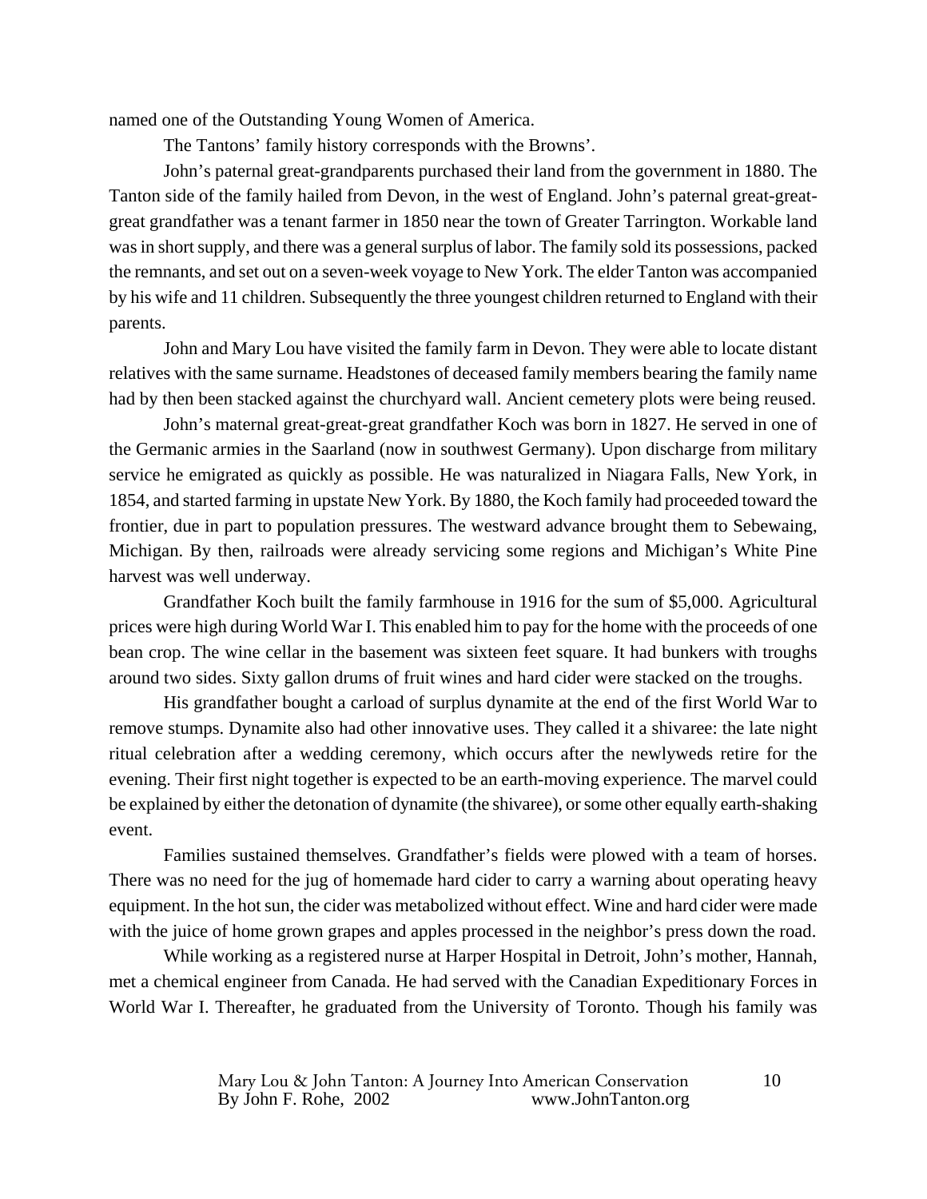named one of the Outstanding Young Women of America.

The Tantons' family history corresponds with the Browns'.

John's paternal great-grandparents purchased their land from the government in 1880. The Tanton side of the family hailed from Devon, in the west of England. John's paternal great-great-great grandfather was a tenant farmer in 1850 near the town of Greater Tarrington. Workable land was in short supply, and there was a general surplus of labor. The family sold its possessions, packed the remnants, and set out on a seven-week voyage to New York. The elder Tanton was accompanied by his wife and 11 children. Subsequently the three youngest children returned to England with their parents.

John and Mary Lou have visited the family farm in Devon. They were able to locate distant relatives with the same surname. Headstones of deceased family members bearing the family name had by then been stacked against the churchyard wall. Ancient cemetery plots were being reused.

John's maternal great-great-great grandfather Koch was born in 1827. He served in one of the Germanic armies in the Saarland (now in southwest Germany). Upon discharge from military service he emigrated as quickly as possible. He was naturalized in Niagara Falls, New York, in 1854, and started farming in upstate New York. By 1880, the Koch family had proceeded toward the frontier, due in part to population pressures. The westward advance brought them to Sebewaing, Michigan. By then, railroads were already servicing some regions and Michigan's White Pine harvest was well underway.

Grandfather Koch built the family farmhouse in 1916 for the sum of $5,000. Agricultural prices were high during World War I. This enabled him to pay for the home with the proceeds of one bean crop. The wine cellar in the basement was sixteen feet square. It had bunkers with troughs around two sides. Sixty gallon drums of fruit wines and hard cider were stacked on the troughs.

His grandfather bought a carload of surplus dynamite at the end of the first World War to remove stumps. Dynamite also had other innovative uses. They called it a shivaree: the late night ritual celebration after a wedding ceremony, which occurs after the newlyweds retire for the evening. Their first night together is expected to be an earth-moving experience. The marvel could be explained by either the detonation of dynamite (the shivaree), or some other equally earth-shaking event.

Families sustained themselves. Grandfather's fields were plowed with a team of horses. There was no need for the jug of homemade hard cider to carry a warning about operating heavy equipment. In the hot sun, the cider was metabolized without effect. Wine and hard cider were made with the juice of home grown grapes and apples processed in the neighbor's press down the road.

While working as a registered nurse at Harper Hospital in Detroit, John's mother, Hannah, met a chemical engineer from Canada. He had served with the Canadian Expeditionary Forces in World War I. Thereafter, he graduated from the University of Toronto. Though his family was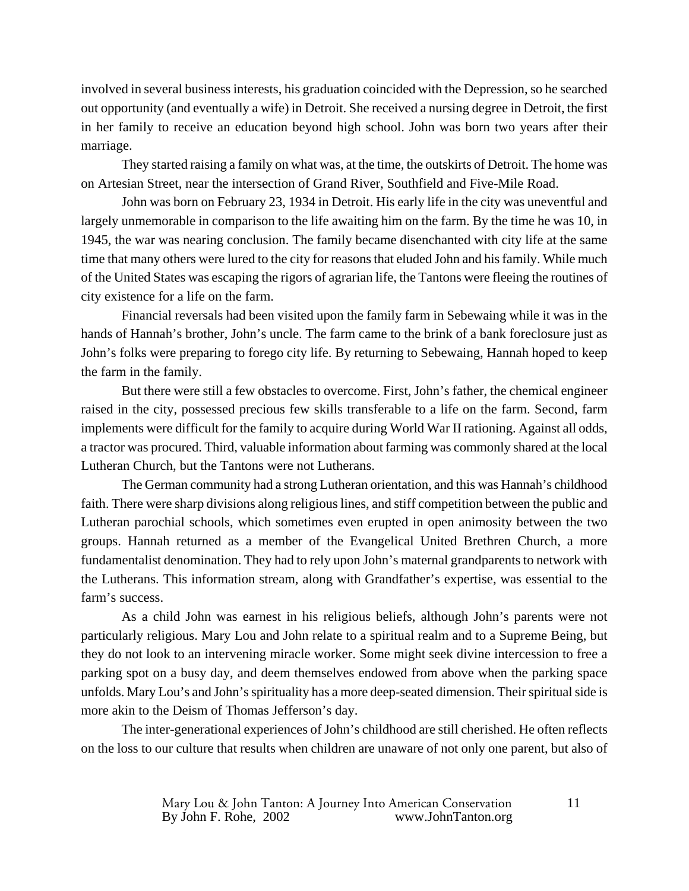involved in several business interests, his graduation coincided with the Depression, so he searched out opportunity (and eventually a wife) in Detroit. She received a nursing degree in Detroit, the first in her family to receive an education beyond high school. John was born two years after their marriage.

They started raising a family on what was, at the time, the outskirts of Detroit. The home was on Artesian Street, near the intersection of Grand River, Southfield and Five-Mile Road.

John was born on February 23, 1934 in Detroit. His early life in the city was uneventful and largely unmemorable in comparison to the life awaiting him on the farm. By the time he was 10, in 1945, the war was nearing conclusion. The family became disenchanted with city life at the same time that many others were lured to the city for reasons that eluded John and his family. While much of the United States was escaping the rigors of agrarian life, the Tantons were fleeing the routines of city existence for a life on the farm.

Financial reversals had been visited upon the family farm in Sebewaing while it was in the hands of Hannah's brother, John's uncle. The farm came to the brink of a bank foreclosure just as John's folks were preparing to forego city life. By returning to Sebewaing, Hannah hoped to keep the farm in the family.

But there were still a few obstacles to overcome. First, John's father, the chemical engineer raised in the city, possessed precious few skills transferable to a life on the farm. Second, farm implements were difficult for the family to acquire during World War II rationing. Against all odds, a tractor was procured. Third, valuable information about farming was commonly shared at the local Lutheran Church, but the Tantons were not Lutherans.

The German community had a strong Lutheran orientation, and this was Hannah's childhood faith. There were sharp divisions along religious lines, and stiff competition between the public and Lutheran parochial schools, which sometimes even erupted in open animosity between the two groups. Hannah returned as a member of the Evangelical United Brethren Church, a more fundamentalist denomination. They had to rely upon John's maternal grandparents to network with the Lutherans. This information stream, along with Grandfather's expertise, was essential to the farm's success.

As a child John was earnest in his religious beliefs, although John's parents were not particularly religious. Mary Lou and John relate to a spiritual realm and to a Supreme Being, but they do not look to an intervening miracle worker. Some might seek divine intercession to free a parking spot on a busy day, and deem themselves endowed from above when the parking space unfolds. Mary Lou's and John's spirituality has a more deep-seated dimension. Their spiritual side is more akin to the Deism of Thomas Jefferson's day.

The inter-generational experiences of John's childhood are still cherished. He often reflects on the loss to our culture that results when children are unaware of not only one parent, but also of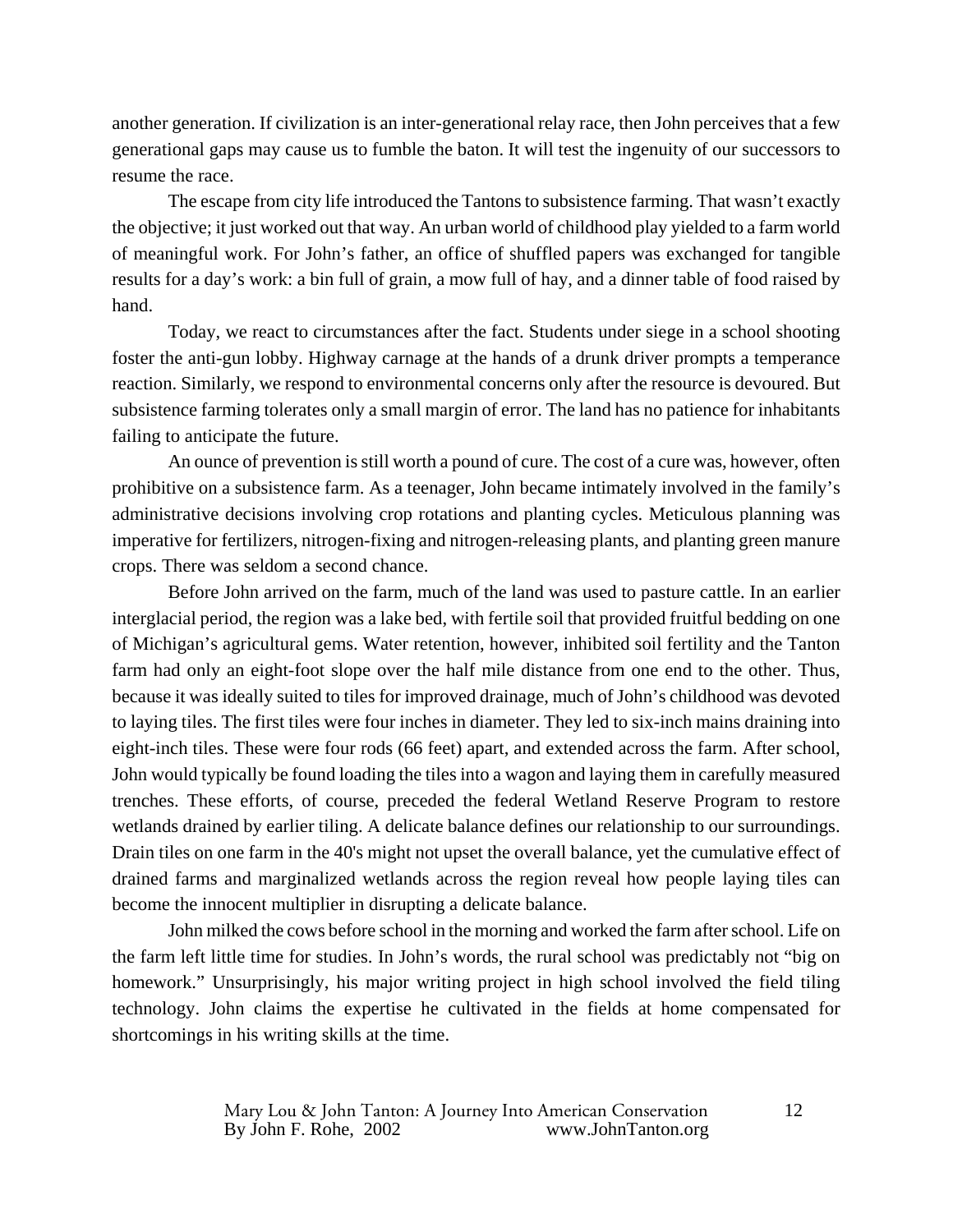another generation. If civilization is an inter-generational relay race, then John perceives that a few generational gaps may cause us to fumble the baton. It will test the ingenuity of our successors to resume the race.

The escape from city life introduced the Tantons to subsistence farming. That wasn't exactly the objective; it just worked out that way. An urban world of childhood play yielded to a farm world of meaningful work. For John's father, an office of shuffled papers was exchanged for tangible results for a day's work: a bin full of grain, a mow full of hay, and a dinner table of food raised by hand.

Today, we react to circumstances after the fact. Students under siege in a school shooting foster the anti-gun lobby. Highway carnage at the hands of a drunk driver prompts a temperance reaction. Similarly, we respond to environmental concerns only after the resource is devoured. But subsistence farming tolerates only a small margin of error. The land has no patience for inhabitants failing to anticipate the future.

An ounce of prevention is still worth a pound of cure. The cost of a cure was, however, often prohibitive on a subsistence farm. As a teenager, John became intimately involved in the family's administrative decisions involving crop rotations and planting cycles. Meticulous planning was imperative for fertilizers, nitrogen-fixing and nitrogen-releasing plants, and planting green manure crops. There was seldom a second chance.

Before John arrived on the farm, much of the land was used to pasture cattle. In an earlier interglacial period, the region was a lake bed, with fertile soil that provided fruitful bedding on one of Michigan's agricultural gems. Water retention, however, inhibited soil fertility and the Tanton farm had only an eight-foot slope over the half mile distance from one end to the other. Thus, because it was ideally suited to tiles for improved drainage, much of John's childhood was devoted to laying tiles. The first tiles were four inches in diameter. They led to six-inch mains draining into eight-inch tiles. These were four rods (66 feet) apart, and extended across the farm. After school, John would typically be found loading the tiles into a wagon and laying them in carefully measured trenches. These efforts, of course, preceded the federal Wetland Reserve Program to restore wetlands drained by earlier tiling. A delicate balance defines our relationship to our surroundings. Drain tiles on one farm in the 40's might not upset the overall balance, yet the cumulative effect of drained farms and marginalized wetlands across the region reveal how people laying tiles can become the innocent multiplier in disrupting a delicate balance.

John milked the cows before school in the morning and worked the farm after school. Life on the farm left little time for studies. In John's words, the rural school was predictably not "big on homework." Unsurprisingly, his major writing project in high school involved the field tiling technology. John claims the expertise he cultivated in the fields at home compensated for shortcomings in his writing skills at the time.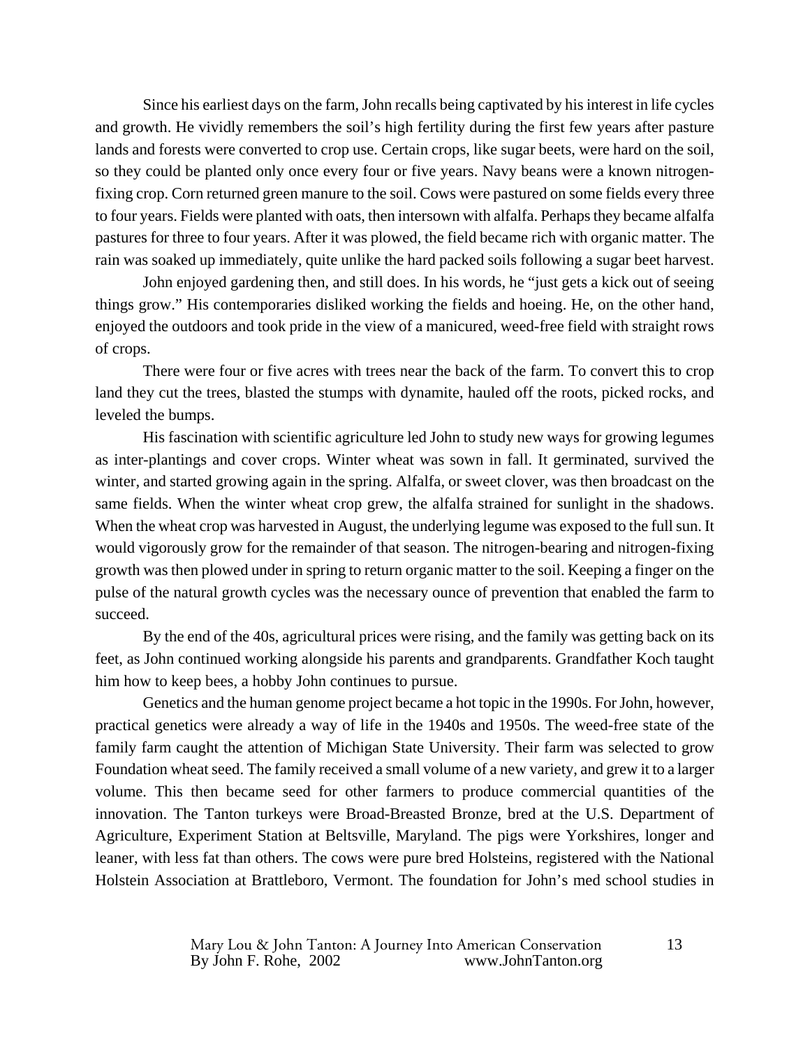Since his earliest days on the farm, John recalls being captivated by his interest in life cycles and growth. He vividly remembers the soil's high fertility during the first few years after pasture lands and forests were converted to crop use. Certain crops, like sugar beets, were hard on the soil, so they could be planted only once every four or five years. Navy beans were a known nitrogen-fixing crop. Corn returned green manure to the soil. Cows were pastured on some fields every three to four years. Fields were planted with oats, then intersown with alfalfa. Perhaps they became alfalfa pastures for three to four years. After it was plowed, the field became rich with organic matter. The rain was soaked up immediately, quite unlike the hard packed soils following a sugar beet harvest.

John enjoyed gardening then, and still does. In his words, he "just gets a kick out of seeing things grow." His contemporaries disliked working the fields and hoeing. He, on the other hand, enjoyed the outdoors and took pride in the view of a manicured, weed-free field with straight rows of crops.

There were four or five acres with trees near the back of the farm. To convert this to crop land they cut the trees, blasted the stumps with dynamite, hauled off the roots, picked rocks, and leveled the bumps.

His fascination with scientific agriculture led John to study new ways for growing legumes as inter-plantings and cover crops. Winter wheat was sown in fall. It germinated, survived the winter, and started growing again in the spring. Alfalfa, or sweet clover, was then broadcast on the same fields. When the winter wheat crop grew, the alfalfa strained for sunlight in the shadows. When the wheat crop was harvested in August, the underlying legume was exposed to the full sun. It would vigorously grow for the remainder of that season. The nitrogen-bearing and nitrogen-fixing growth was then plowed under in spring to return organic matter to the soil. Keeping a finger on the pulse of the natural growth cycles was the necessary ounce of prevention that enabled the farm to succeed.

By the end of the 40s, agricultural prices were rising, and the family was getting back on its feet, as John continued working alongside his parents and grandparents. Grandfather Koch taught him how to keep bees, a hobby John continues to pursue.

Genetics and the human genome project became a hot topic in the 1990s. For John, however, practical genetics were already a way of life in the 1940s and 1950s. The weed-free state of the family farm caught the attention of Michigan State University. Their farm was selected to grow Foundation wheat seed. The family received a small volume of a new variety, and grew it to a larger volume. This then became seed for other farmers to produce commercial quantities of the innovation. The Tanton turkeys were Broad-Breasted Bronze, bred at the U.S. Department of Agriculture, Experiment Station at Beltsville, Maryland. The pigs were Yorkshires, longer and leaner, with less fat than others. The cows were pure bred Holsteins, registered with the National Holstein Association at Brattleboro, Vermont. The foundation for John's med school studies in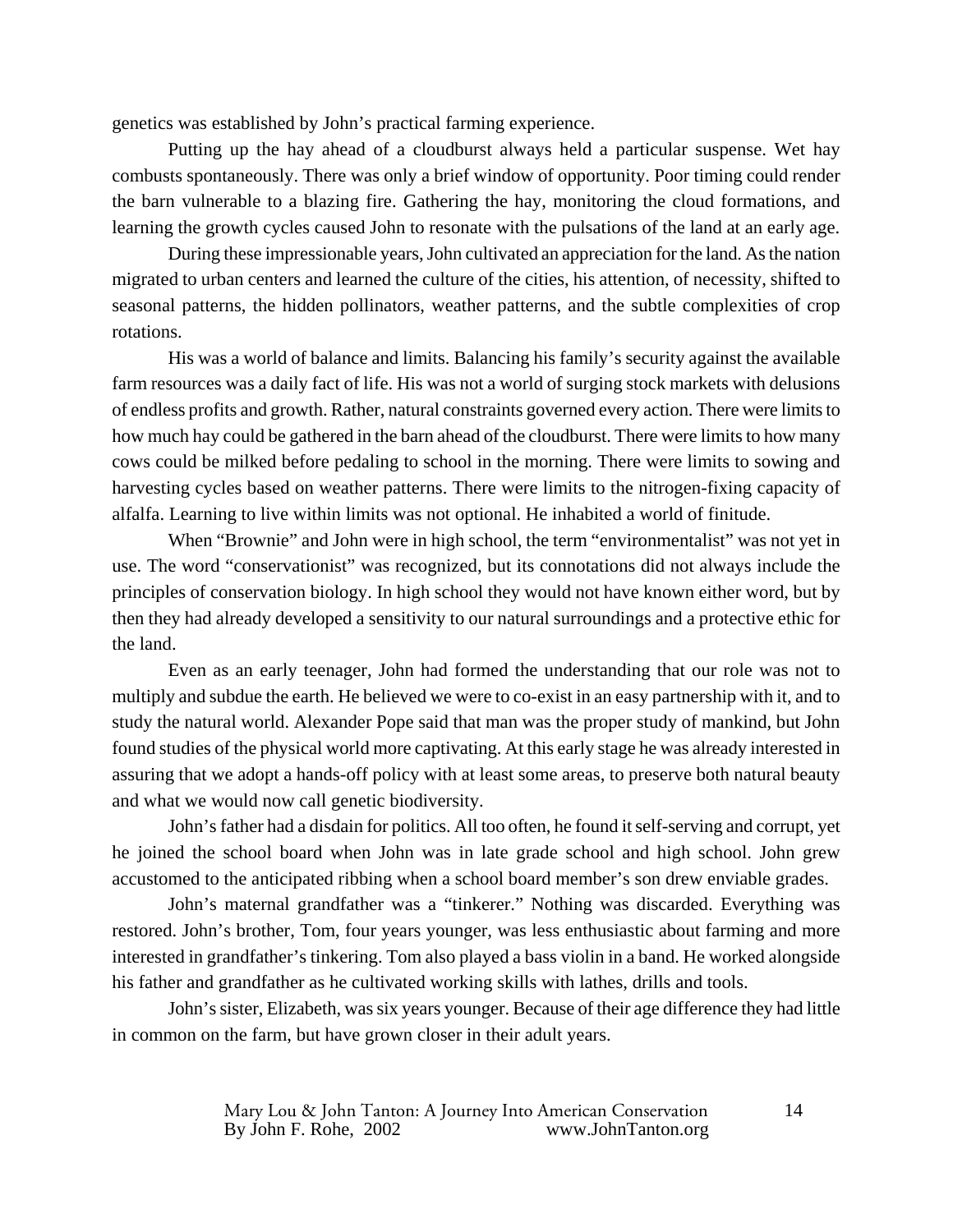genetics was established by John's practical farming experience.

Putting up the hay ahead of a cloudburst always held a particular suspense. Wet hay combusts spontaneously. There was only a brief window of opportunity. Poor timing could render the barn vulnerable to a blazing fire. Gathering the hay, monitoring the cloud formations, and learning the growth cycles caused John to resonate with the pulsations of the land at an early age.

During these impressionable years, John cultivated an appreciation for the land. As the nation migrated to urban centers and learned the culture of the cities, his attention, of necessity, shifted to seasonal patterns, the hidden pollinators, weather patterns, and the subtle complexities of crop rotations.

His was a world of balance and limits. Balancing his family's security against the available farm resources was a daily fact of life. His was not a world of surging stock markets with delusions of endless profits and growth. Rather, natural constraints governed every action. There were limits to how much hay could be gathered in the barn ahead of the cloudburst. There were limits to how many cows could be milked before pedaling to school in the morning. There were limits to sowing and harvesting cycles based on weather patterns. There were limits to the nitrogen-fixing capacity of alfalfa. Learning to live within limits was not optional. He inhabited a world of finitude.

When "Brownie" and John were in high school, the term "environmentalist" was not yet in use. The word "conservationist" was recognized, but its connotations did not always include the principles of conservation biology. In high school they would not have known either word, but by then they had already developed a sensitivity to our natural surroundings and a protective ethic for the land.

Even as an early teenager, John had formed the understanding that our role was not to multiply and subdue the earth. He believed we were to co-exist in an easy partnership with it, and to study the natural world. Alexander Pope said that man was the proper study of mankind, but John found studies of the physical world more captivating. At this early stage he was already interested in assuring that we adopt a hands-off policy with at least some areas, to preserve both natural beauty and what we would now call genetic biodiversity.

John's father had a disdain for politics. All too often, he found it self-serving and corrupt, yet he joined the school board when John was in late grade school and high school. John grew accustomed to the anticipated ribbing when a school board member's son drew enviable grades.

John's maternal grandfather was a "tinkerer." Nothing was discarded. Everything was restored. John's brother, Tom, four years younger, was less enthusiastic about farming and more interested in grandfather's tinkering. Tom also played a bass violin in a band. He worked alongside his father and grandfather as he cultivated working skills with lathes, drills and tools.

John's sister, Elizabeth, was six years younger. Because of their age difference they had little in common on the farm, but have grown closer in their adult years.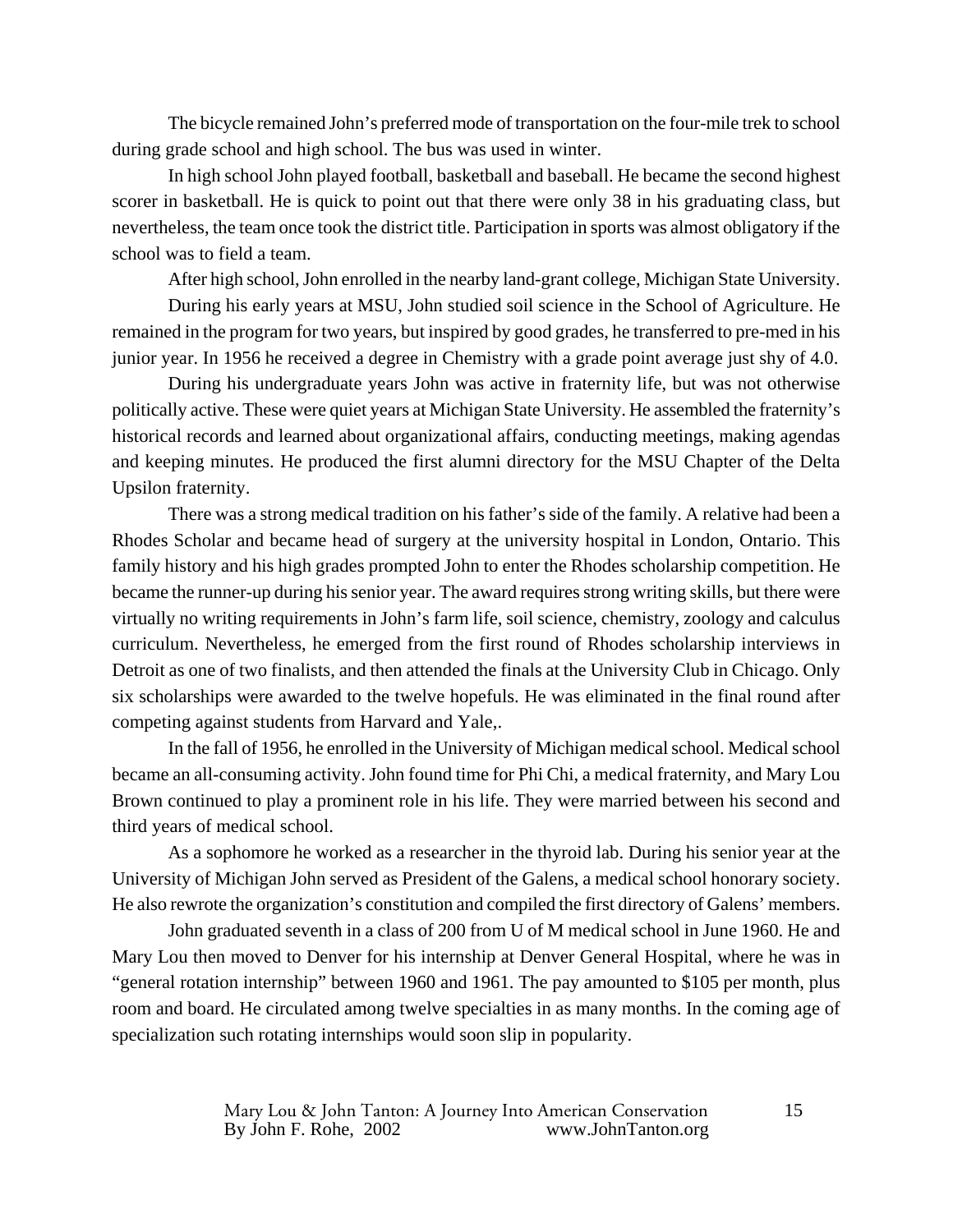The bicycle remained John's preferred mode of transportation on the four-mile trek to school during grade school and high school. The bus was used in winter.

In high school John played football, basketball and baseball. He became the second highest scorer in basketball. He is quick to point out that there were only 38 in his graduating class, but nevertheless, the team once took the district title. Participation in sports was almost obligatory if the school was to field a team.

After high school, John enrolled in the nearby land-grant college, Michigan State University.

During his early years at MSU, John studied soil science in the School of Agriculture. He remained in the program for two years, but inspired by good grades, he transferred to pre-med in his junior year. In 1956 he received a degree in Chemistry with a grade point average just shy of 4.0.

During his undergraduate years John was active in fraternity life, but was not otherwise politically active. These were quiet years at Michigan State University. He assembled the fraternity's historical records and learned about organizational affairs, conducting meetings, making agendas and keeping minutes. He produced the first alumni directory for the MSU Chapter of the Delta Upsilon fraternity.

There was a strong medical tradition on his father's side of the family. A relative had been a Rhodes Scholar and became head of surgery at the university hospital in London, Ontario. This family history and his high grades prompted John to enter the Rhodes scholarship competition. He became the runner-up during his senior year. The award requires strong writing skills, but there were virtually no writing requirements in John's farm life, soil science, chemistry, zoology and calculus curriculum. Nevertheless, he emerged from the first round of Rhodes scholarship interviews in Detroit as one of two finalists, and then attended the finals at the University Club in Chicago. Only six scholarships were awarded to the twelve hopefuls. He was eliminated in the final round after competing against students from Harvard and Yale,.

In the fall of 1956, he enrolled in the University of Michigan medical school. Medical school became an all-consuming activity. John found time for Phi Chi, a medical fraternity, and Mary Lou Brown continued to play a prominent role in his life. They were married between his second and third years of medical school.

As a sophomore he worked as a researcher in the thyroid lab. During his senior year at the University of Michigan John served as President of the Galens, a medical school honorary society. He also rewrote the organization's constitution and compiled the first directory of Galens' members.

John graduated seventh in a class of 200 from U of M medical school in June 1960. He and Mary Lou then moved to Denver for his internship at Denver General Hospital, where he was in "general rotation internship" between 1960 and 1961. The pay amounted to $105 per month, plus room and board. He circulated among twelve specialties in as many months. In the coming age of specialization such rotating internships would soon slip in popularity.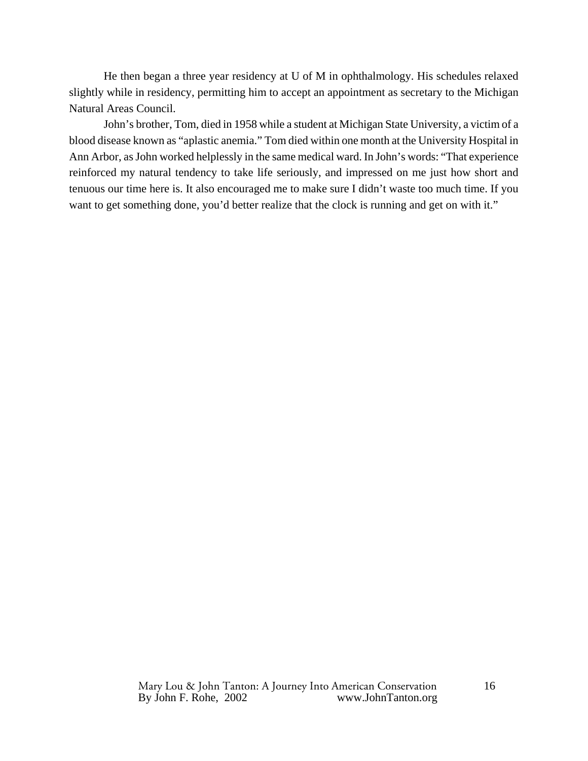He then began a three year residency at U of M in ophthalmology. His schedules relaxed slightly while in residency, permitting him to accept an appointment as secretary to the Michigan Natural Areas Council.

John's brother, Tom, died in 1958 while a student at Michigan State University, a victim of a blood disease known as "aplastic anemia." Tom died within one month at the University Hospital in Ann Arbor, as John worked helplessly in the same medical ward. In John's words: "That experience reinforced my natural tendency to take life seriously, and impressed on me just how short and tenuous our time here is. It also encouraged me to make sure I didn't waste too much time. If you want to get something done, you'd better realize that the clock is running and get on with it."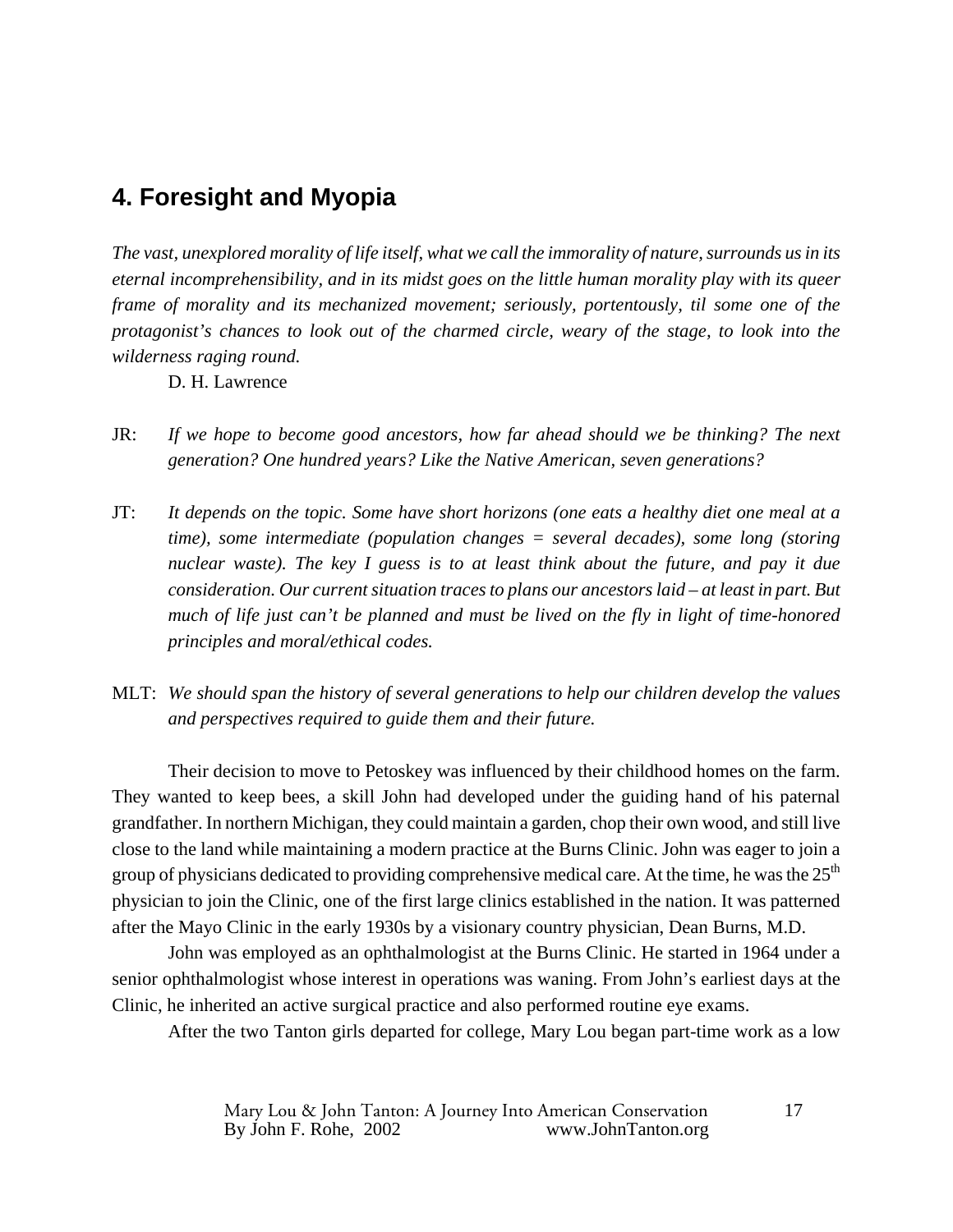## 4. Foresight and Myopia

*The vast, unexplored morality of life itself, what we call the immorality of nature, surrounds us in its eternal incomprehensibility, and in its midst goes on the little human morality play with its queer frame of morality and its mechanized movement; seriously, portentously, til some one of the protagonist's chances to look out of the charmed circle, weary of the stage, to look into the wilderness raging round.*

D. H. Lawrence

JR: *If we hope to become good ancestors, how far ahead should we be thinking? The next generation? One hundred years? Like the Native American, seven generations?*

JT: *It depends on the topic. Some have short horizons (one eats a healthy diet one meal at a time), some intermediate (population changes = several decades), some long (storing nuclear waste). The key I guess is to at least think about the future, and pay it due consideration. Our current situation traces to plans our ancestors laid – at least in part. But much of life just can't be planned and must be lived on the fly in light of time-honored principles and moral/ethical codes.*

MLT: *We should span the history of several generations to help our children develop the values and perspectives required to guide them and their future.*

Their decision to move to Petoskey was influenced by their childhood homes on the farm. They wanted to keep bees, a skill John had developed under the guiding hand of his paternal grandfather. In northern Michigan, they could maintain a garden, chop their own wood, and still live close to the land while maintaining a modern practice at the Burns Clinic. John was eager to join a group of physicians dedicated to providing comprehensive medical care. At the time, he was the 25th physician to join the Clinic, one of the first large clinics established in the nation. It was patterned after the Mayo Clinic in the early 1930s by a visionary country physician, Dean Burns, M.D.

John was employed as an ophthalmologist at the Burns Clinic. He started in 1964 under a senior ophthalmologist whose interest in operations was waning. From John's earliest days at the Clinic, he inherited an active surgical practice and also performed routine eye exams.

After the two Tanton girls departed for college, Mary Lou began part-time work as a low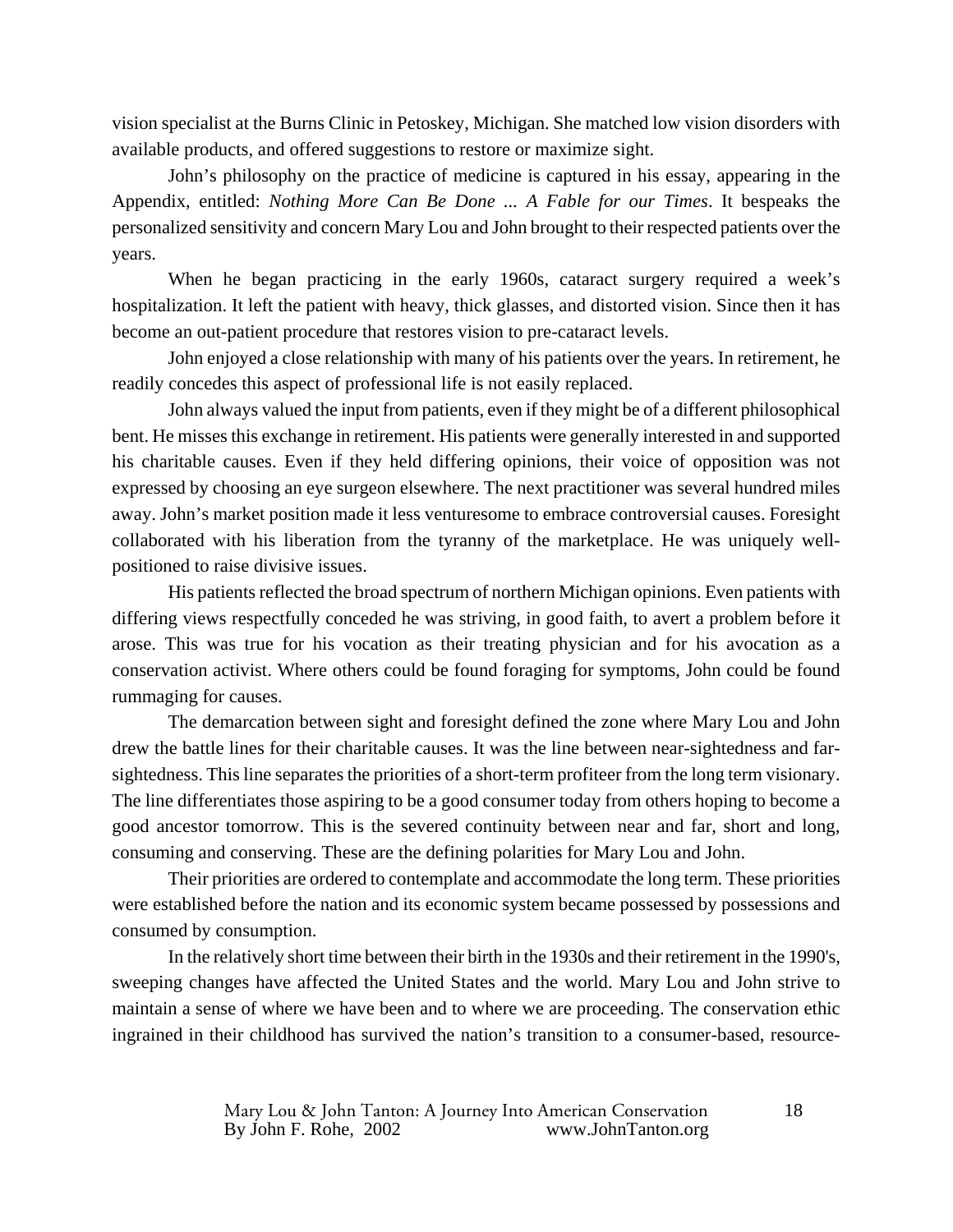vision specialist at the Burns Clinic in Petoskey, Michigan. She matched low vision disorders with available products, and offered suggestions to restore or maximize sight.

John's philosophy on the practice of medicine is captured in his essay, appearing in the Appendix, entitled: *Nothing More Can Be Done ... A Fable for our Times*. It bespeaks the personalized sensitivity and concern Mary Lou and John brought to their respected patients over the years.

When he began practicing in the early 1960s, cataract surgery required a week's hospitalization. It left the patient with heavy, thick glasses, and distorted vision. Since then it has become an out-patient procedure that restores vision to pre-cataract levels.

John enjoyed a close relationship with many of his patients over the years. In retirement, he readily concedes this aspect of professional life is not easily replaced.

John always valued the input from patients, even if they might be of a different philosophical bent. He misses this exchange in retirement. His patients were generally interested in and supported his charitable causes. Even if they held differing opinions, their voice of opposition was not expressed by choosing an eye surgeon elsewhere. The next practitioner was several hundred miles away. John's market position made it less venturesome to embrace controversial causes. Foresight collaborated with his liberation from the tyranny of the marketplace. He was uniquely well-positioned to raise divisive issues.

His patients reflected the broad spectrum of northern Michigan opinions. Even patients with differing views respectfully conceded he was striving, in good faith, to avert a problem before it arose. This was true for his vocation as their treating physician and for his avocation as a conservation activist. Where others could be found foraging for symptoms, John could be found rummaging for causes.

The demarcation between sight and foresight defined the zone where Mary Lou and John drew the battle lines for their charitable causes. It was the line between near-sightedness and far-sightedness. This line separates the priorities of a short-term profiteer from the long term visionary. The line differentiates those aspiring to be a good consumer today from others hoping to become a good ancestor tomorrow. This is the severed continuity between near and far, short and long, consuming and conserving. These are the defining polarities for Mary Lou and John.

Their priorities are ordered to contemplate and accommodate the long term. These priorities were established before the nation and its economic system became possessed by possessions and consumed by consumption.

In the relatively short time between their birth in the 1930s and their retirement in the 1990's, sweeping changes have affected the United States and the world. Mary Lou and John strive to maintain a sense of where we have been and to where we are proceeding. The conservation ethic ingrained in their childhood has survived the nation's transition to a consumer-based, resource-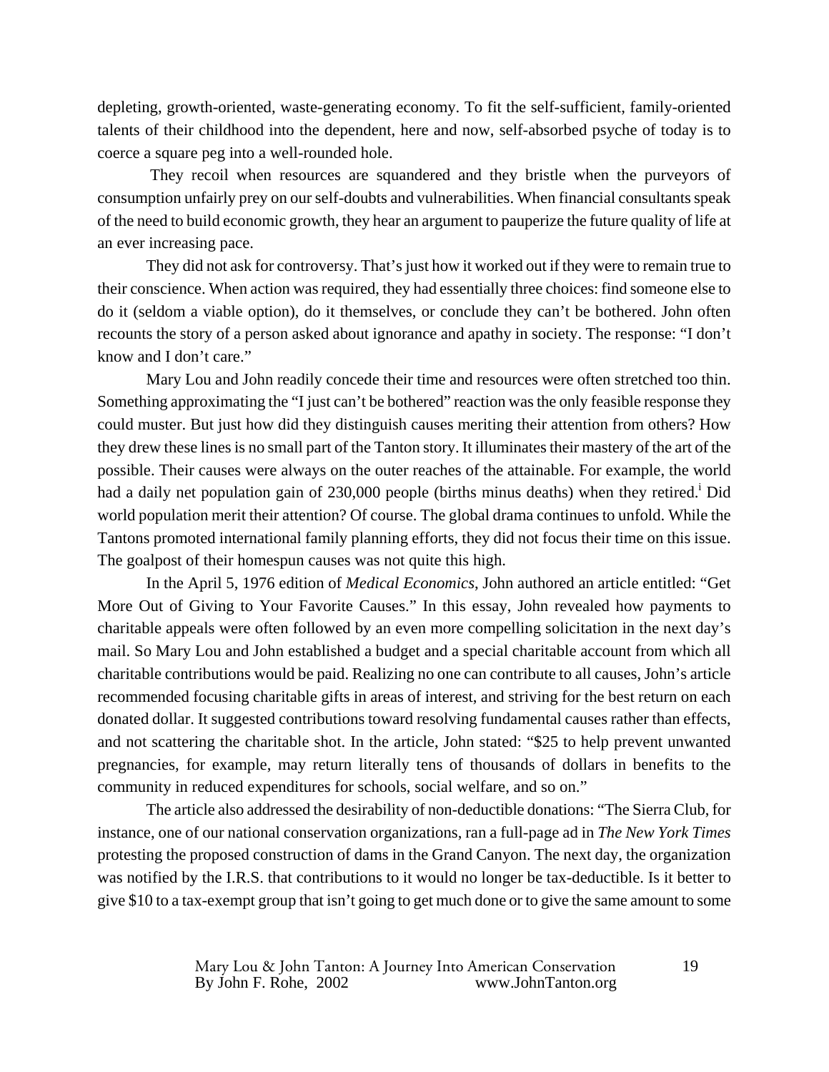depleting, growth-oriented, waste-generating economy. To fit the self-sufficient, family-oriented talents of their childhood into the dependent, here and now, self-absorbed psyche of today is to coerce a square peg into a well-rounded hole.

They recoil when resources are squandered and they bristle when the purveyors of consumption unfairly prey on our self-doubts and vulnerabilities. When financial consultants speak of the need to build economic growth, they hear an argument to pauperize the future quality of life at an ever increasing pace.

They did not ask for controversy. That's just how it worked out if they were to remain true to their conscience. When action was required, they had essentially three choices: find someone else to do it (seldom a viable option), do it themselves, or conclude they can't be bothered. John often recounts the story of a person asked about ignorance and apathy in society. The response: "I don't know and I don't care."

Mary Lou and John readily concede their time and resources were often stretched too thin. Something approximating the "I just can't be bothered" reaction was the only feasible response they could muster. But just how did they distinguish causes meriting their attention from others? How they drew these lines is no small part of the Tanton story. It illuminates their mastery of the art of the possible. Their causes were always on the outer reaches of the attainable. For example, the world had a daily net population gain of 230,000 people (births minus deaths) when they retired.[i] Did world population merit their attention? Of course. The global drama continues to unfold. While the Tantons promoted international family planning efforts, they did not focus their time on this issue. The goalpost of their homespun causes was not quite this high.

In the April 5, 1976 edition of *Medical Economics*, John authored an article entitled: "Get More Out of Giving to Your Favorite Causes." In this essay, John revealed how payments to charitable appeals were often followed by an even more compelling solicitation in the next day's mail. So Mary Lou and John established a budget and a special charitable account from which all charitable contributions would be paid. Realizing no one can contribute to all causes, John's article recommended focusing charitable gifts in areas of interest, and striving for the best return on each donated dollar. It suggested contributions toward resolving fundamental causes rather than effects, and not scattering the charitable shot. In the article, John stated: "$25 to help prevent unwanted pregnancies, for example, may return literally tens of thousands of dollars in benefits to the community in reduced expenditures for schools, social welfare, and so on."

The article also addressed the desirability of non-deductible donations: "The Sierra Club, for instance, one of our national conservation organizations, ran a full-page ad in *The New York Times* protesting the proposed construction of dams in the Grand Canyon. The next day, the organization was notified by the I.R.S. that contributions to it would no longer be tax-deductible. Is it better to give $10 to a tax-exempt group that isn't going to get much done or to give the same amount to some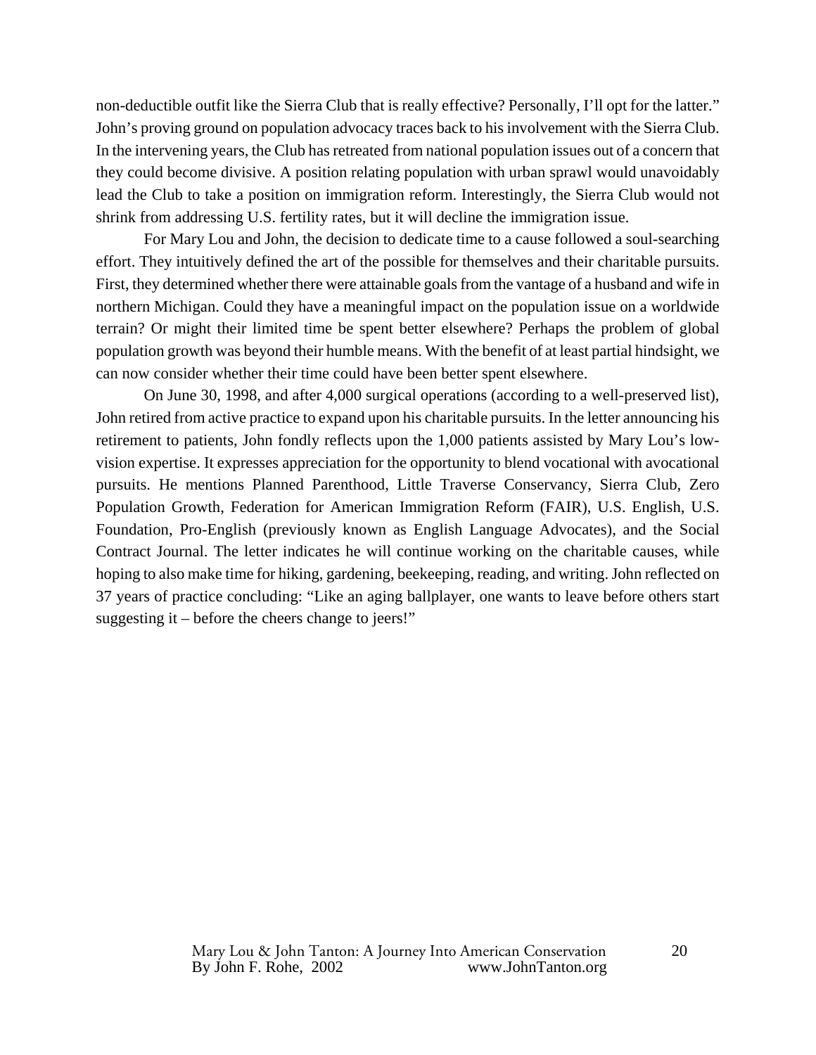non-deductible outfit like the Sierra Club that is really effective? Personally, I'll opt for the latter." John's proving ground on population advocacy traces back to his involvement with the Sierra Club. In the intervening years, the Club has retreated from national population issues out of a concern that they could become divisive. A position relating population with urban sprawl would unavoidably lead the Club to take a position on immigration reform. Interestingly, the Sierra Club would not shrink from addressing U.S. fertility rates, but it will decline the immigration issue.

For Mary Lou and John, the decision to dedicate time to a cause followed a soul-searching effort. They intuitively defined the art of the possible for themselves and their charitable pursuits. First, they determined whether there were attainable goals from the vantage of a husband and wife in northern Michigan. Could they have a meaningful impact on the population issue on a worldwide terrain? Or might their limited time be spent better elsewhere? Perhaps the problem of global population growth was beyond their humble means. With the benefit of at least partial hindsight, we can now consider whether their time could have been better spent elsewhere.

On June 30, 1998, and after 4,000 surgical operations (according to a well-preserved list), John retired from active practice to expand upon his charitable pursuits. In the letter announcing his retirement to patients, John fondly reflects upon the 1,000 patients assisted by Mary Lou's low-vision expertise. It expresses appreciation for the opportunity to blend vocational with avocational pursuits. He mentions Planned Parenthood, Little Traverse Conservancy, Sierra Club, Zero Population Growth, Federation for American Immigration Reform (FAIR), U.S. English, U.S. Foundation, Pro-English (previously known as English Language Advocates), and the Social Contract Journal. The letter indicates he will continue working on the charitable causes, while hoping to also make time for hiking, gardening, beekeeping, reading, and writing. John reflected on 37 years of practice concluding: "Like an aging ballplayer, one wants to leave before others start suggesting it – before the cheers change to jeers!"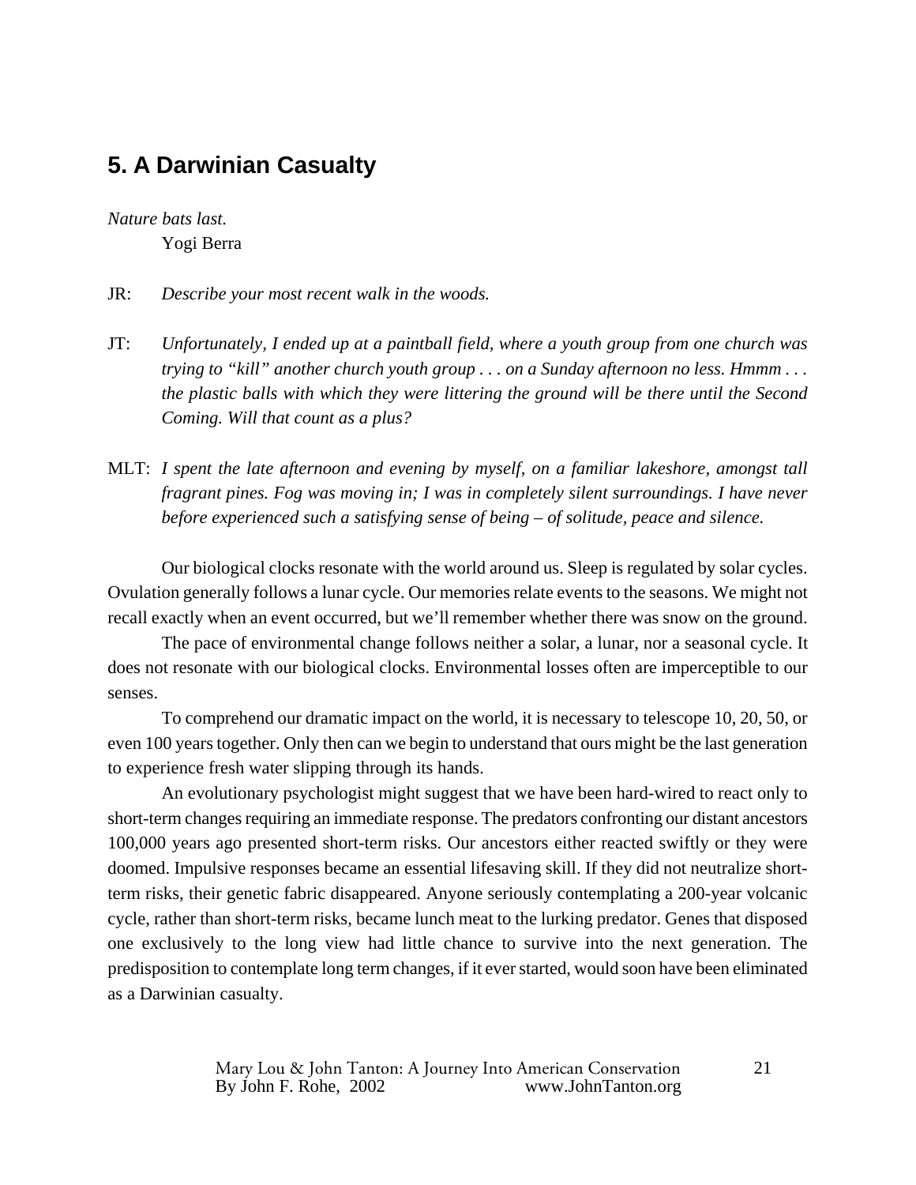## 5. A Darwinian Casualty

*Nature bats last.*
Yogi Berra

JR: *Describe your most recent walk in the woods.*

JT: *Unfortunately, I ended up at a paintball field, where a youth group from one church was trying to "kill" another church youth group . . . on a Sunday afternoon no less. Hmmm . . . the plastic balls with which they were littering the ground will be there until the Second Coming. Will that count as a plus?*

MLT: *I spent the late afternoon and evening by myself, on a familiar lakeshore, amongst tall fragrant pines. Fog was moving in; I was in completely silent surroundings. I have never before experienced such a satisfying sense of being – of solitude, peace and silence.*

Our biological clocks resonate with the world around us. Sleep is regulated by solar cycles. Ovulation generally follows a lunar cycle. Our memories relate events to the seasons. We might not recall exactly when an event occurred, but we'll remember whether there was snow on the ground.

The pace of environmental change follows neither a solar, a lunar, nor a seasonal cycle. It does not resonate with our biological clocks. Environmental losses often are imperceptible to our senses.

To comprehend our dramatic impact on the world, it is necessary to telescope 10, 20, 50, or even 100 years together. Only then can we begin to understand that ours might be the last generation to experience fresh water slipping through its hands.

An evolutionary psychologist might suggest that we have been hard-wired to react only to short-term changes requiring an immediate response. The predators confronting our distant ancestors 100,000 years ago presented short-term risks. Our ancestors either reacted swiftly or they were doomed. Impulsive responses became an essential lifesaving skill. If they did not neutralize short-term risks, their genetic fabric disappeared. Anyone seriously contemplating a 200-year volcanic cycle, rather than short-term risks, became lunch meat to the lurking predator. Genes that disposed one exclusively to the long view had little chance to survive into the next generation. The predisposition to contemplate long term changes, if it ever started, would soon have been eliminated as a Darwinian casualty.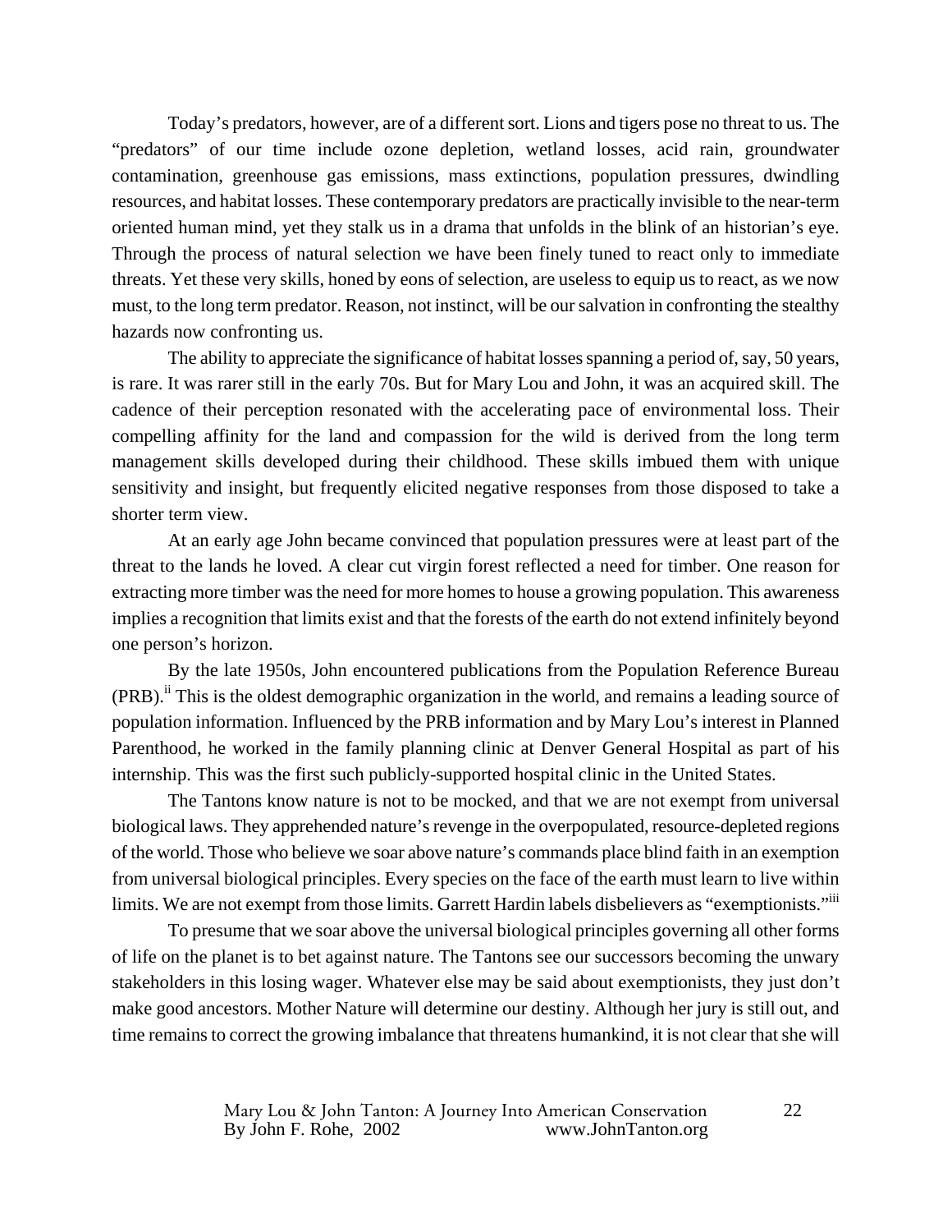Today's predators, however, are of a different sort. Lions and tigers pose no threat to us. The "predators" of our time include ozone depletion, wetland losses, acid rain, groundwater contamination, greenhouse gas emissions, mass extinctions, population pressures, dwindling resources, and habitat losses. These contemporary predators are practically invisible to the near-term oriented human mind, yet they stalk us in a drama that unfolds in the blink of an historian's eye. Through the process of natural selection we have been finely tuned to react only to immediate threats. Yet these very skills, honed by eons of selection, are useless to equip us to react, as we now must, to the long term predator. Reason, not instinct, will be our salvation in confronting the stealthy hazards now confronting us.

The ability to appreciate the significance of habitat losses spanning a period of, say, 50 years, is rare. It was rarer still in the early 70s. But for Mary Lou and John, it was an acquired skill. The cadence of their perception resonated with the accelerating pace of environmental loss. Their compelling affinity for the land and compassion for the wild is derived from the long term management skills developed during their childhood. These skills imbued them with unique sensitivity and insight, but frequently elicited negative responses from those disposed to take a shorter term view.

At an early age John became convinced that population pressures were at least part of the threat to the lands he loved. A clear cut virgin forest reflected a need for timber. One reason for extracting more timber was the need for more homes to house a growing population. This awareness implies a recognition that limits exist and that the forests of the earth do not extend infinitely beyond one person's horizon.

By the late 1950s, John encountered publications from the Population Reference Bureau (PRB).[ii] This is the oldest demographic organization in the world, and remains a leading source of population information. Influenced by the PRB information and by Mary Lou's interest in Planned Parenthood, he worked in the family planning clinic at Denver General Hospital as part of his internship. This was the first such publicly-supported hospital clinic in the United States.

The Tantons know nature is not to be mocked, and that we are not exempt from universal biological laws. They apprehended nature's revenge in the overpopulated, resource-depleted regions of the world. Those who believe we soar above nature's commands place blind faith in an exemption from universal biological principles. Every species on the face of the earth must learn to live within limits. We are not exempt from those limits. Garrett Hardin labels disbelievers as "exemptionists."[iii]

To presume that we soar above the universal biological principles governing all other forms of life on the planet is to bet against nature. The Tantons see our successors becoming the unwary stakeholders in this losing wager. Whatever else may be said about exemptionists, they just don't make good ancestors. Mother Nature will determine our destiny. Although her jury is still out, and time remains to correct the growing imbalance that threatens humankind, it is not clear that she will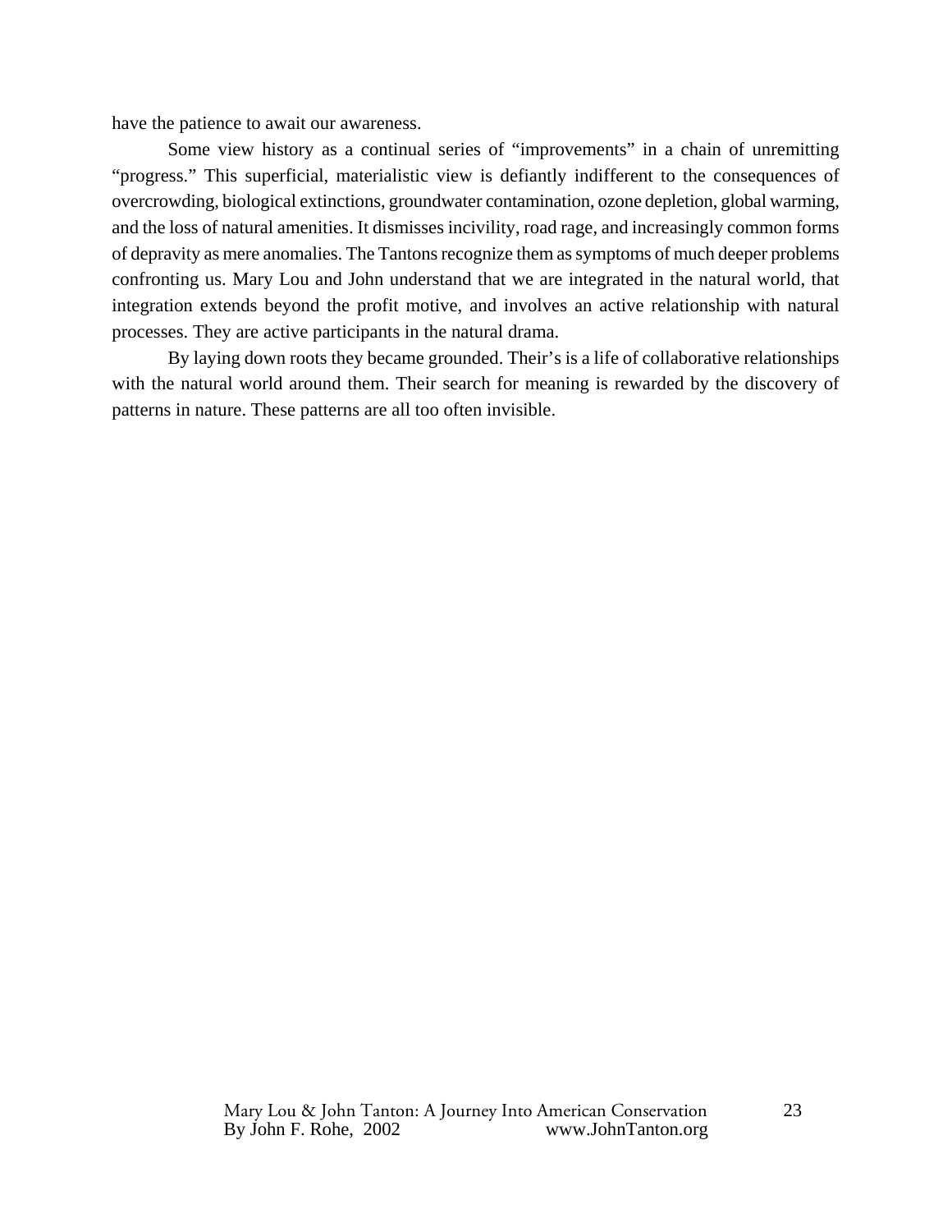have the patience to await our awareness.

Some view history as a continual series of "improvements" in a chain of unremitting "progress." This superficial, materialistic view is defiantly indifferent to the consequences of overcrowding, biological extinctions, groundwater contamination, ozone depletion, global warming, and the loss of natural amenities. It dismisses incivility, road rage, and increasingly common forms of depravity as mere anomalies. The Tantons recognize them as symptoms of much deeper problems confronting us. Mary Lou and John understand that we are integrated in the natural world, that integration extends beyond the profit motive, and involves an active relationship with natural processes. They are active participants in the natural drama.

By laying down roots they became grounded. Their's is a life of collaborative relationships with the natural world around them. Their search for meaning is rewarded by the discovery of patterns in nature. These patterns are all too often invisible.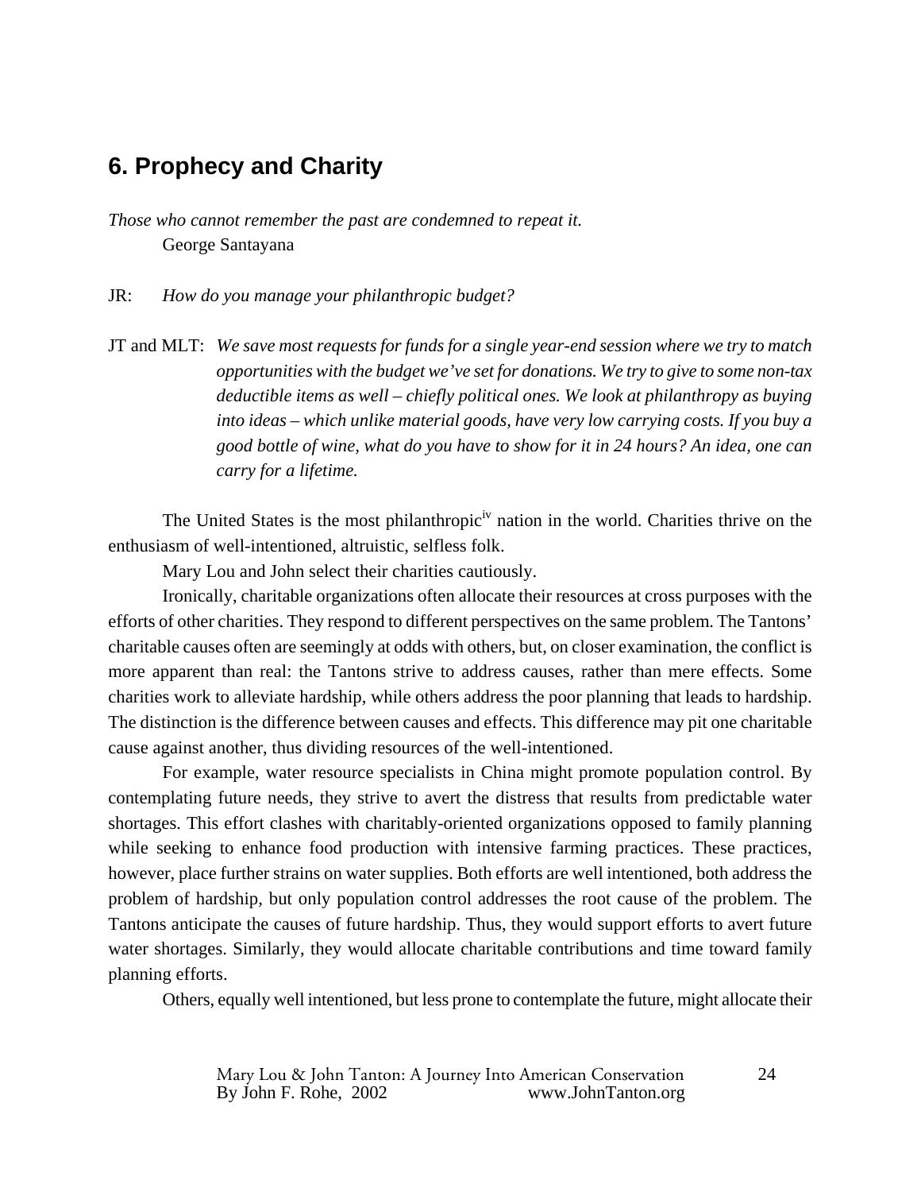## 6. Prophecy and Charity

*Those who cannot remember the past are condemned to repeat it.*
George Santayana

JR: *How do you manage your philanthropic budget?*

JT and MLT: *We save most requests for funds for a single year-end session where we try to match opportunities with the budget we've set for donations. We try to give to some non-tax deductible items as well – chiefly political ones. We look at philanthropy as buying into ideas – which unlike material goods, have very low carrying costs. If you buy a good bottle of wine, what do you have to show for it in 24 hours? An idea, one can carry for a lifetime.*

The United States is the most philanthropic[iv] nation in the world. Charities thrive on the enthusiasm of well-intentioned, altruistic, selfless folk.

Mary Lou and John select their charities cautiously.

Ironically, charitable organizations often allocate their resources at cross purposes with the efforts of other charities. They respond to different perspectives on the same problem. The Tantons' charitable causes often are seemingly at odds with others, but, on closer examination, the conflict is more apparent than real: the Tantons strive to address causes, rather than mere effects. Some charities work to alleviate hardship, while others address the poor planning that leads to hardship. The distinction is the difference between causes and effects. This difference may pit one charitable cause against another, thus dividing resources of the well-intentioned.

For example, water resource specialists in China might promote population control. By contemplating future needs, they strive to avert the distress that results from predictable water shortages. This effort clashes with charitably-oriented organizations opposed to family planning while seeking to enhance food production with intensive farming practices. These practices, however, place further strains on water supplies. Both efforts are well intentioned, both address the problem of hardship, but only population control addresses the root cause of the problem. The Tantons anticipate the causes of future hardship. Thus, they would support efforts to avert future water shortages. Similarly, they would allocate charitable contributions and time toward family planning efforts.

Others, equally well intentioned, but less prone to contemplate the future, might allocate their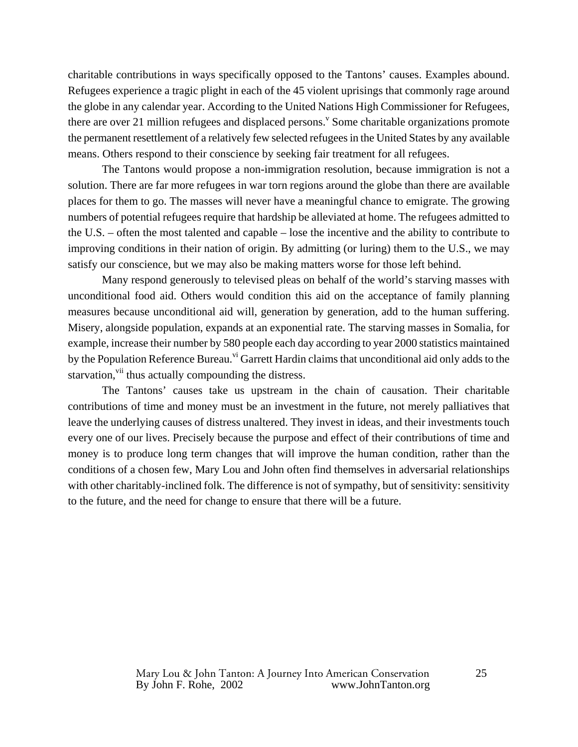charitable contributions in ways specifically opposed to the Tantons' causes. Examples abound. Refugees experience a tragic plight in each of the 45 violent uprisings that commonly rage around the globe in any calendar year. According to the United Nations High Commissioner for Refugees, there are over 21 million refugees and displaced persons.[v] Some charitable organizations promote the permanent resettlement of a relatively few selected refugees in the United States by any available means. Others respond to their conscience by seeking fair treatment for all refugees.

The Tantons would propose a non-immigration resolution, because immigration is not a solution. There are far more refugees in war torn regions around the globe than there are available places for them to go. The masses will never have a meaningful chance to emigrate. The growing numbers of potential refugees require that hardship be alleviated at home. The refugees admitted to the U.S. – often the most talented and capable – lose the incentive and the ability to contribute to improving conditions in their nation of origin. By admitting (or luring) them to the U.S., we may satisfy our conscience, but we may also be making matters worse for those left behind.

Many respond generously to televised pleas on behalf of the world's starving masses with unconditional food aid. Others would condition this aid on the acceptance of family planning measures because unconditional aid will, generation by generation, add to the human suffering. Misery, alongside population, expands at an exponential rate. The starving masses in Somalia, for example, increase their number by 580 people each day according to year 2000 statistics maintained by the Population Reference Bureau.[vi] Garrett Hardin claims that unconditional aid only adds to the starvation,[vii] thus actually compounding the distress.

The Tantons' causes take us upstream in the chain of causation. Their charitable contributions of time and money must be an investment in the future, not merely palliatives that leave the underlying causes of distress unaltered. They invest in ideas, and their investments touch every one of our lives. Precisely because the purpose and effect of their contributions of time and money is to produce long term changes that will improve the human condition, rather than the conditions of a chosen few, Mary Lou and John often find themselves in adversarial relationships with other charitably-inclined folk. The difference is not of sympathy, but of sensitivity: sensitivity to the future, and the need for change to ensure that there will be a future.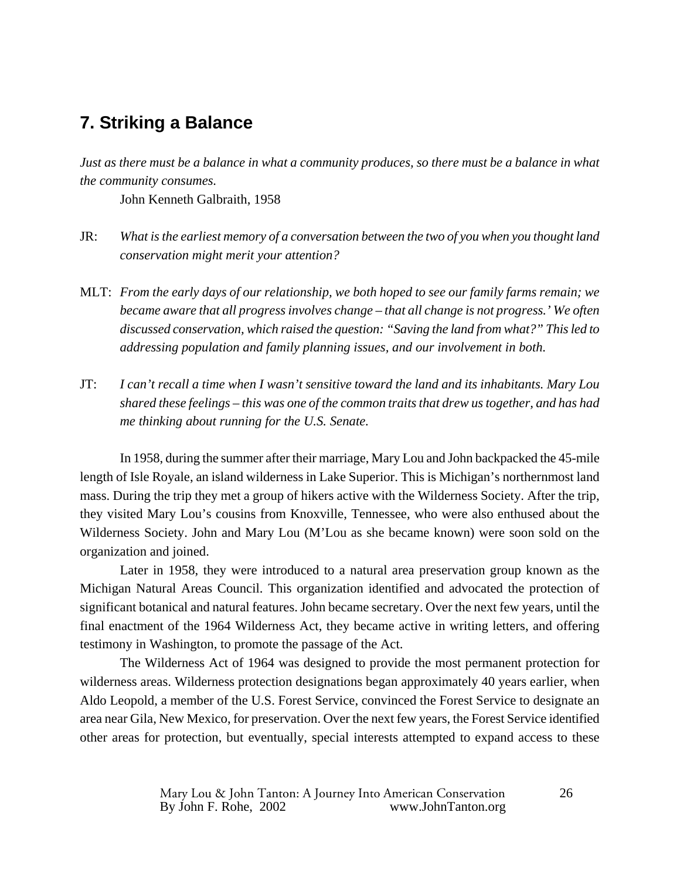## 7. Striking a Balance

*Just as there must be a balance in what a community produces, so there must be a balance in what the community consumes.*

John Kenneth Galbraith, 1958

JR: *What is the earliest memory of a conversation between the two of you when you thought land conservation might merit your attention?*

MLT: *From the early days of our relationship, we both hoped to see our family farms remain; we became aware that all progress involves change – that all change is not progress.' We often discussed conservation, which raised the question: "Saving the land from what?" This led to addressing population and family planning issues, and our involvement in both.*

JT: *I can't recall a time when I wasn't sensitive toward the land and its inhabitants. Mary Lou shared these feelings – this was one of the common traits that drew us together, and has had me thinking about running for the U.S. Senate.*

In 1958, during the summer after their marriage, Mary Lou and John backpacked the 45-mile length of Isle Royale, an island wilderness in Lake Superior. This is Michigan's northernmost land mass. During the trip they met a group of hikers active with the Wilderness Society. After the trip, they visited Mary Lou's cousins from Knoxville, Tennessee, who were also enthused about the Wilderness Society. John and Mary Lou (M'Lou as she became known) were soon sold on the organization and joined.

Later in 1958, they were introduced to a natural area preservation group known as the Michigan Natural Areas Council. This organization identified and advocated the protection of significant botanical and natural features. John became secretary. Over the next few years, until the final enactment of the 1964 Wilderness Act, they became active in writing letters, and offering testimony in Washington, to promote the passage of the Act.

The Wilderness Act of 1964 was designed to provide the most permanent protection for wilderness areas. Wilderness protection designations began approximately 40 years earlier, when Aldo Leopold, a member of the U.S. Forest Service, convinced the Forest Service to designate an area near Gila, New Mexico, for preservation. Over the next few years, the Forest Service identified other areas for protection, but eventually, special interests attempted to expand access to these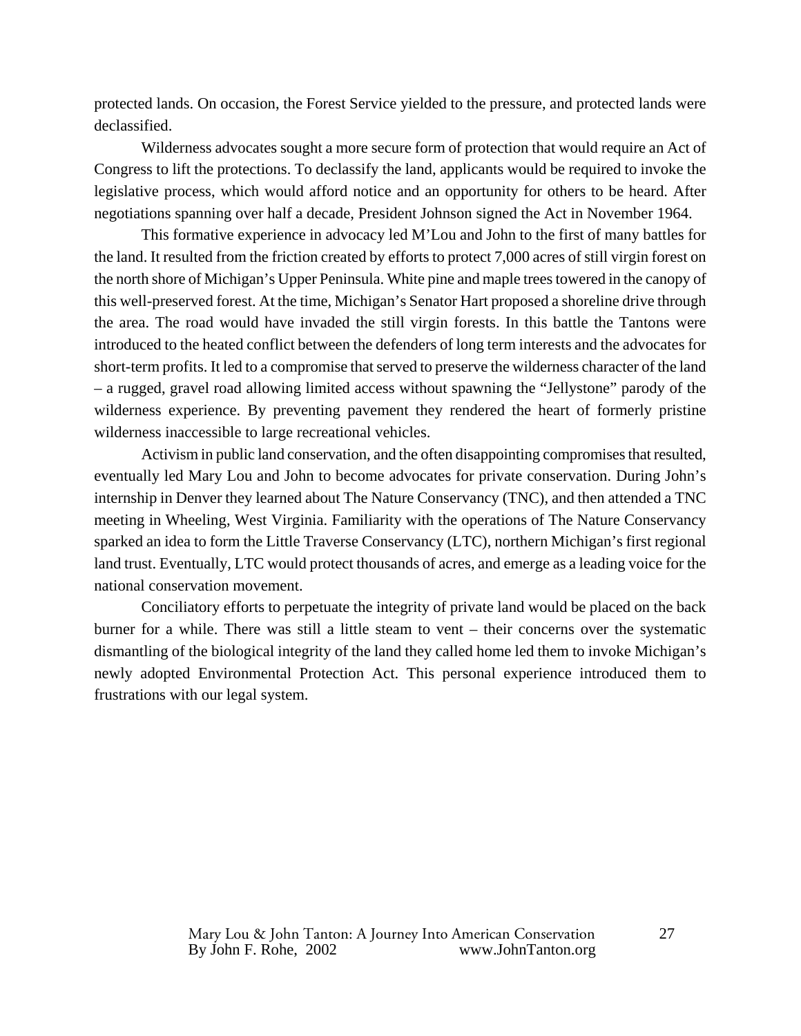protected lands. On occasion, the Forest Service yielded to the pressure, and protected lands were declassified.

Wilderness advocates sought a more secure form of protection that would require an Act of Congress to lift the protections. To declassify the land, applicants would be required to invoke the legislative process, which would afford notice and an opportunity for others to be heard. After negotiations spanning over half a decade, President Johnson signed the Act in November 1964.

This formative experience in advocacy led M'Lou and John to the first of many battles for the land. It resulted from the friction created by efforts to protect 7,000 acres of still virgin forest on the north shore of Michigan's Upper Peninsula. White pine and maple trees towered in the canopy of this well-preserved forest. At the time, Michigan's Senator Hart proposed a shoreline drive through the area. The road would have invaded the still virgin forests. In this battle the Tantons were introduced to the heated conflict between the defenders of long term interests and the advocates for short-term profits. It led to a compromise that served to preserve the wilderness character of the land – a rugged, gravel road allowing limited access without spawning the "Jellystone" parody of the wilderness experience. By preventing pavement they rendered the heart of formerly pristine wilderness inaccessible to large recreational vehicles.

Activism in public land conservation, and the often disappointing compromises that resulted, eventually led Mary Lou and John to become advocates for private conservation. During John's internship in Denver they learned about The Nature Conservancy (TNC), and then attended a TNC meeting in Wheeling, West Virginia. Familiarity with the operations of The Nature Conservancy sparked an idea to form the Little Traverse Conservancy (LTC), northern Michigan's first regional land trust. Eventually, LTC would protect thousands of acres, and emerge as a leading voice for the national conservation movement.

Conciliatory efforts to perpetuate the integrity of private land would be placed on the back burner for a while. There was still a little steam to vent – their concerns over the systematic dismantling of the biological integrity of the land they called home led them to invoke Michigan's newly adopted Environmental Protection Act. This personal experience introduced them to frustrations with our legal system.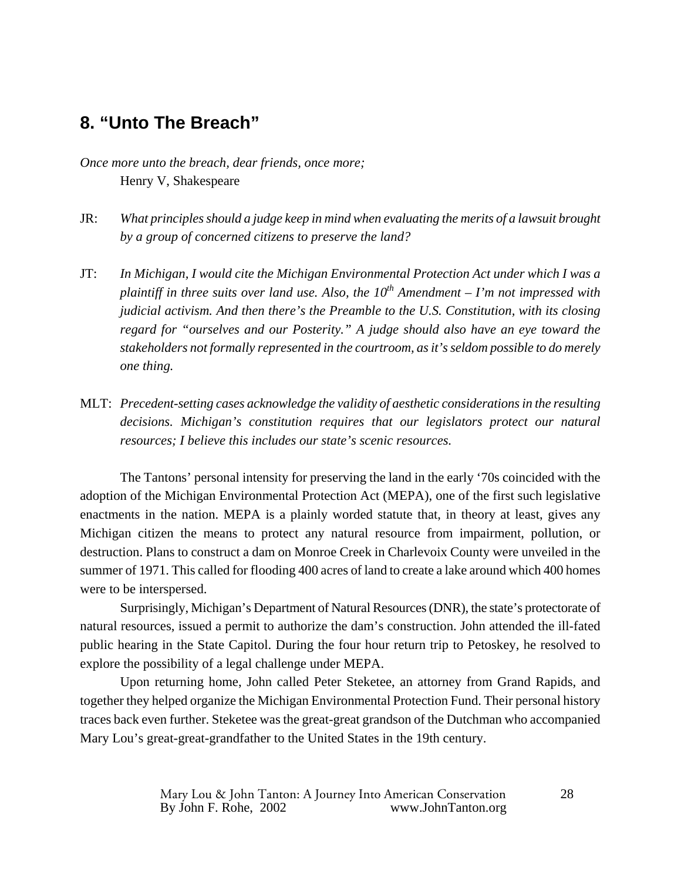## 8. "Unto The Breach"

*Once more unto the breach, dear friends, once more;*
Henry V, Shakespeare

JR: *What principles should a judge keep in mind when evaluating the merits of a lawsuit brought by a group of concerned citizens to preserve the land?*

JT: *In Michigan, I would cite the Michigan Environmental Protection Act under which I was a plaintiff in three suits over land use. Also, the 10th Amendment – I'm not impressed with judicial activism. And then there's the Preamble to the U.S. Constitution, with its closing regard for "ourselves and our Posterity." A judge should also have an eye toward the stakeholders not formally represented in the courtroom, as it's seldom possible to do merely one thing.*

MLT: *Precedent-setting cases acknowledge the validity of aesthetic considerations in the resulting decisions. Michigan's constitution requires that our legislators protect our natural resources; I believe this includes our state's scenic resources.*

The Tantons' personal intensity for preserving the land in the early '70s coincided with the adoption of the Michigan Environmental Protection Act (MEPA), one of the first such legislative enactments in the nation. MEPA is a plainly worded statute that, in theory at least, gives any Michigan citizen the means to protect any natural resource from impairment, pollution, or destruction. Plans to construct a dam on Monroe Creek in Charlevoix County were unveiled in the summer of 1971. This called for flooding 400 acres of land to create a lake around which 400 homes were to be interspersed.

Surprisingly, Michigan's Department of Natural Resources (DNR), the state's protectorate of natural resources, issued a permit to authorize the dam's construction. John attended the ill-fated public hearing in the State Capitol. During the four hour return trip to Petoskey, he resolved to explore the possibility of a legal challenge under MEPA.

Upon returning home, John called Peter Steketee, an attorney from Grand Rapids, and together they helped organize the Michigan Environmental Protection Fund. Their personal history traces back even further. Steketee was the great-great grandson of the Dutchman who accompanied Mary Lou's great-great-grandfather to the United States in the 19th century.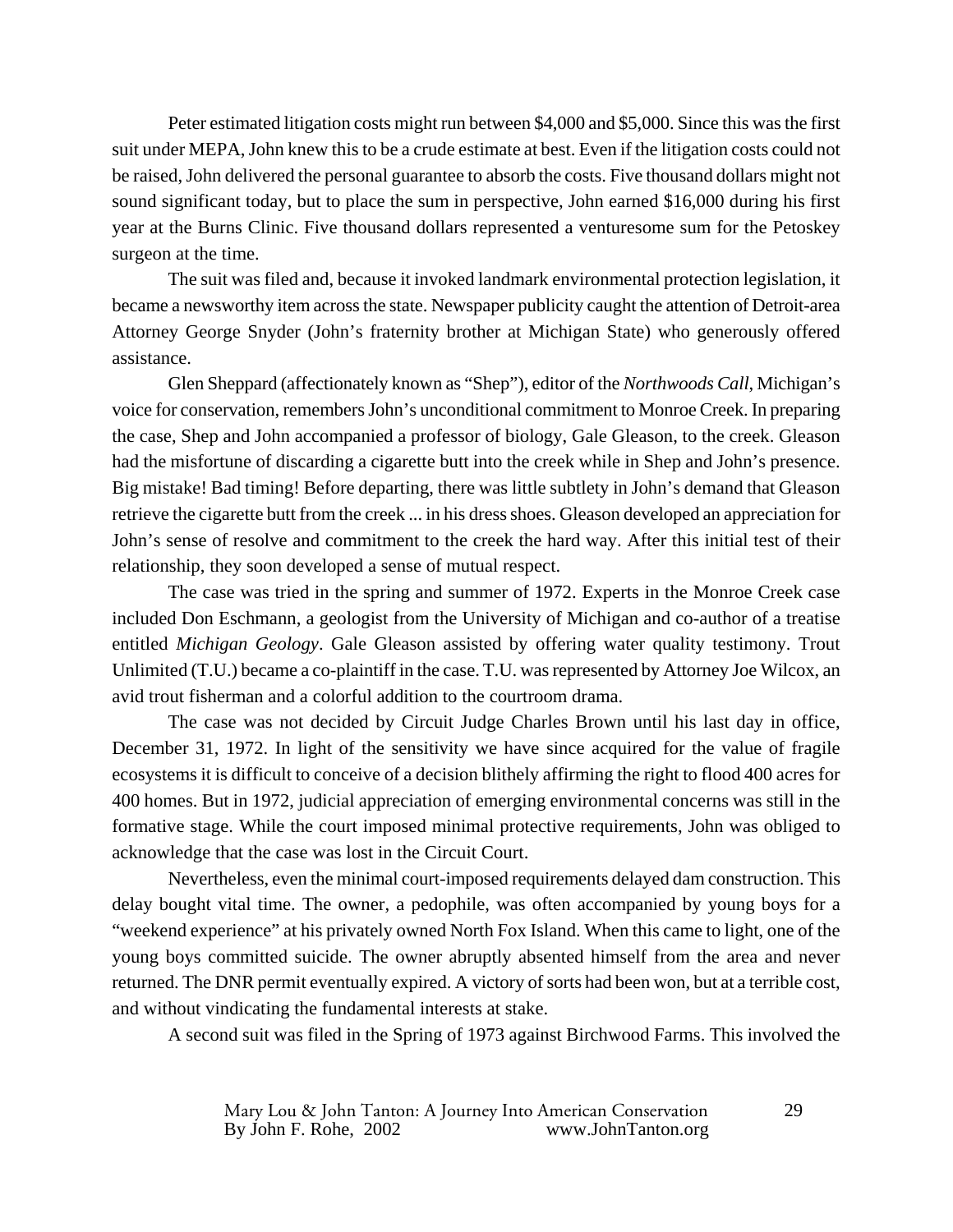Peter estimated litigation costs might run between $4,000 and $5,000. Since this was the first suit under MEPA, John knew this to be a crude estimate at best. Even if the litigation costs could not be raised, John delivered the personal guarantee to absorb the costs. Five thousand dollars might not sound significant today, but to place the sum in perspective, John earned $16,000 during his first year at the Burns Clinic. Five thousand dollars represented a venturesome sum for the Petoskey surgeon at the time.

The suit was filed and, because it invoked landmark environmental protection legislation, it became a newsworthy item across the state. Newspaper publicity caught the attention of Detroit-area Attorney George Snyder (John's fraternity brother at Michigan State) who generously offered assistance.

Glen Sheppard (affectionately known as "Shep"), editor of the *Northwoods Call*, Michigan's voice for conservation, remembers John's unconditional commitment to Monroe Creek. In preparing the case, Shep and John accompanied a professor of biology, Gale Gleason, to the creek. Gleason had the misfortune of discarding a cigarette butt into the creek while in Shep and John's presence. Big mistake! Bad timing! Before departing, there was little subtlety in John's demand that Gleason retrieve the cigarette butt from the creek ... in his dress shoes. Gleason developed an appreciation for John's sense of resolve and commitment to the creek the hard way. After this initial test of their relationship, they soon developed a sense of mutual respect.

The case was tried in the spring and summer of 1972. Experts in the Monroe Creek case included Don Eschmann, a geologist from the University of Michigan and co-author of a treatise entitled *Michigan Geology*. Gale Gleason assisted by offering water quality testimony. Trout Unlimited (T.U.) became a co-plaintiff in the case. T.U. was represented by Attorney Joe Wilcox, an avid trout fisherman and a colorful addition to the courtroom drama.

The case was not decided by Circuit Judge Charles Brown until his last day in office, December 31, 1972. In light of the sensitivity we have since acquired for the value of fragile ecosystems it is difficult to conceive of a decision blithely affirming the right to flood 400 acres for 400 homes. But in 1972, judicial appreciation of emerging environmental concerns was still in the formative stage. While the court imposed minimal protective requirements, John was obliged to acknowledge that the case was lost in the Circuit Court.

Nevertheless, even the minimal court-imposed requirements delayed dam construction. This delay bought vital time. The owner, a pedophile, was often accompanied by young boys for a "weekend experience" at his privately owned North Fox Island. When this came to light, one of the young boys committed suicide. The owner abruptly absented himself from the area and never returned. The DNR permit eventually expired. A victory of sorts had been won, but at a terrible cost, and without vindicating the fundamental interests at stake.

A second suit was filed in the Spring of 1973 against Birchwood Farms. This involved the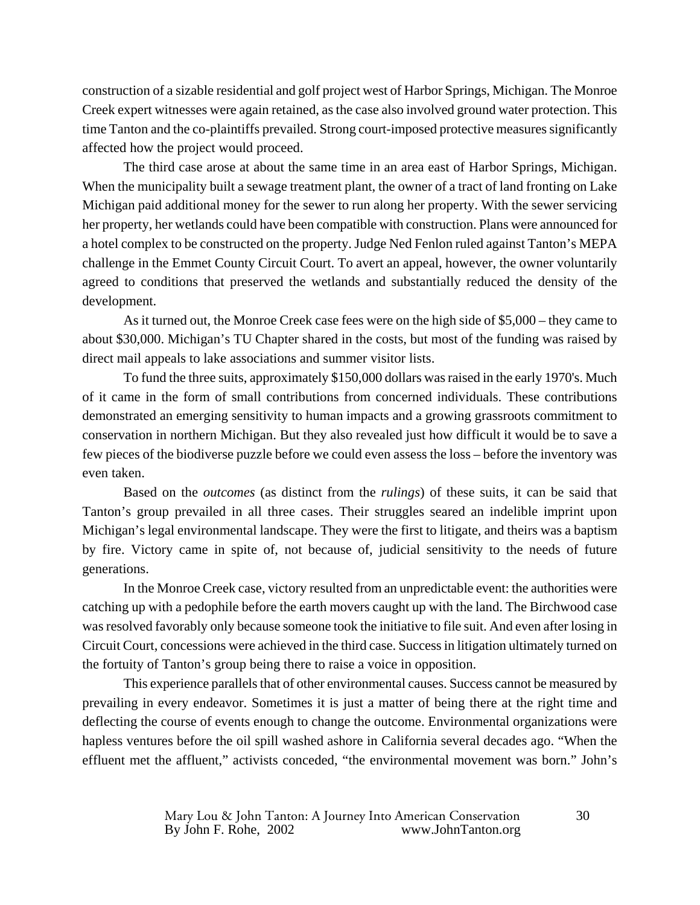construction of a sizable residential and golf project west of Harbor Springs, Michigan. The Monroe Creek expert witnesses were again retained, as the case also involved ground water protection. This time Tanton and the co-plaintiffs prevailed. Strong court-imposed protective measures significantly affected how the project would proceed.

The third case arose at about the same time in an area east of Harbor Springs, Michigan. When the municipality built a sewage treatment plant, the owner of a tract of land fronting on Lake Michigan paid additional money for the sewer to run along her property. With the sewer servicing her property, her wetlands could have been compatible with construction. Plans were announced for a hotel complex to be constructed on the property. Judge Ned Fenlon ruled against Tanton's MEPA challenge in the Emmet County Circuit Court. To avert an appeal, however, the owner voluntarily agreed to conditions that preserved the wetlands and substantially reduced the density of the development.

As it turned out, the Monroe Creek case fees were on the high side of $5,000 – they came to about $30,000. Michigan's TU Chapter shared in the costs, but most of the funding was raised by direct mail appeals to lake associations and summer visitor lists.

To fund the three suits, approximately $150,000 dollars was raised in the early 1970's. Much of it came in the form of small contributions from concerned individuals. These contributions demonstrated an emerging sensitivity to human impacts and a growing grassroots commitment to conservation in northern Michigan. But they also revealed just how difficult it would be to save a few pieces of the biodiverse puzzle before we could even assess the loss – before the inventory was even taken.

Based on the *outcomes* (as distinct from the *rulings*) of these suits, it can be said that Tanton's group prevailed in all three cases. Their struggles seared an indelible imprint upon Michigan's legal environmental landscape. They were the first to litigate, and theirs was a baptism by fire. Victory came in spite of, not because of, judicial sensitivity to the needs of future generations.

In the Monroe Creek case, victory resulted from an unpredictable event: the authorities were catching up with a pedophile before the earth movers caught up with the land. The Birchwood case was resolved favorably only because someone took the initiative to file suit. And even after losing in Circuit Court, concessions were achieved in the third case. Success in litigation ultimately turned on the fortuity of Tanton's group being there to raise a voice in opposition.

This experience parallels that of other environmental causes. Success cannot be measured by prevailing in every endeavor. Sometimes it is just a matter of being there at the right time and deflecting the course of events enough to change the outcome. Environmental organizations were hapless ventures before the oil spill washed ashore in California several decades ago. "When the effluent met the affluent," activists conceded, "the environmental movement was born." John's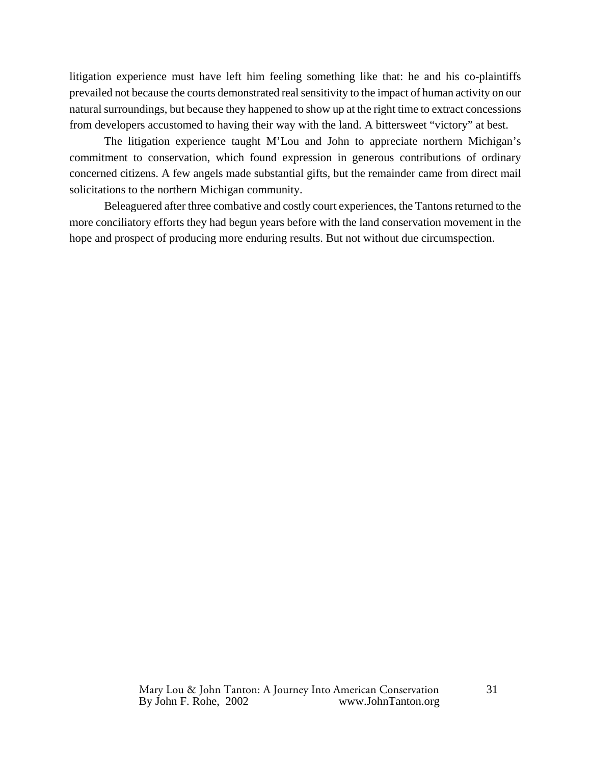litigation experience must have left him feeling something like that: he and his co-plaintiffs prevailed not because the courts demonstrated real sensitivity to the impact of human activity on our natural surroundings, but because they happened to show up at the right time to extract concessions from developers accustomed to having their way with the land. A bittersweet "victory" at best.

The litigation experience taught M'Lou and John to appreciate northern Michigan's commitment to conservation, which found expression in generous contributions of ordinary concerned citizens. A few angels made substantial gifts, but the remainder came from direct mail solicitations to the northern Michigan community.

Beleaguered after three combative and costly court experiences, the Tantons returned to the more conciliatory efforts they had begun years before with the land conservation movement in the hope and prospect of producing more enduring results. But not without due circumspection.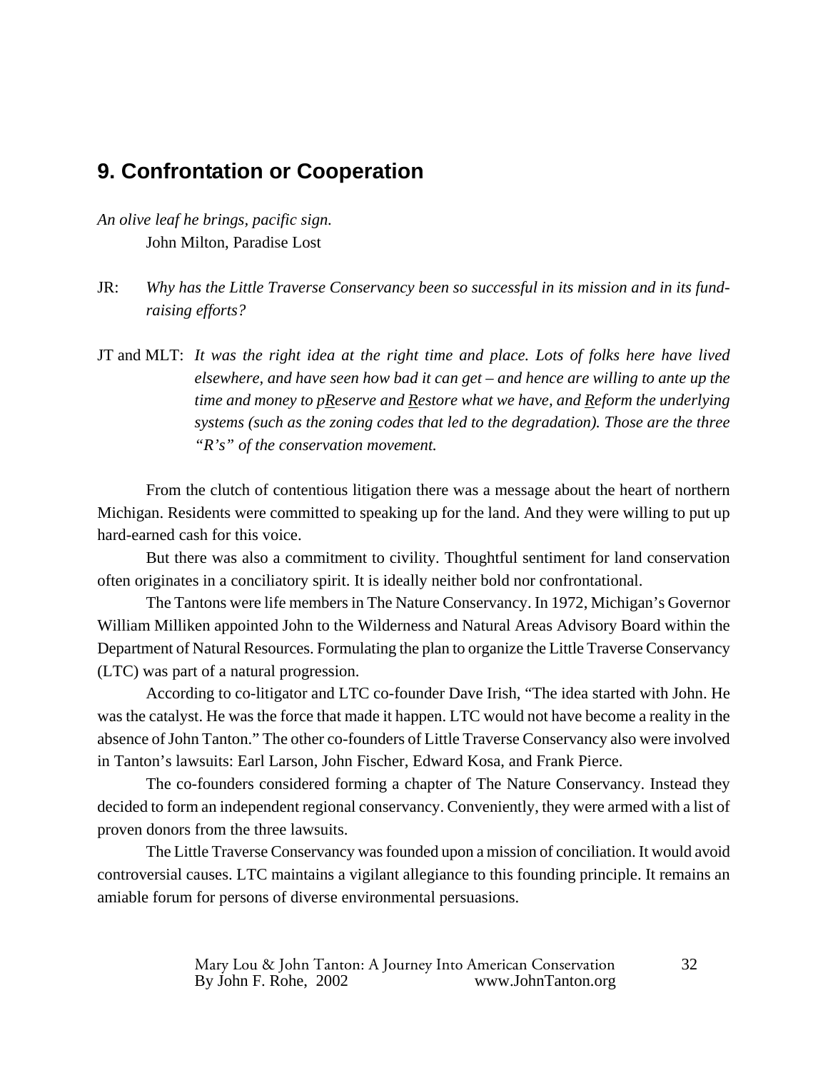## 9. Confrontation or Cooperation

*An olive leaf he brings, pacific sign.*
John Milton, Paradise Lost

JR: *Why has the Little Traverse Conservancy been so successful in its mission and in its fund-raising efforts?*

JT and MLT: *It was the right idea at the right time and place. Lots of folks here have lived elsewhere, and have seen how bad it can get – and hence are willing to ante up the time and money to p<u>R</u>eserve and <u>R</u>estore what we have, and <u>R</u>eform the underlying systems (such as the zoning codes that led to the degradation). Those are the three "R's" of the conservation movement.*

From the clutch of contentious litigation there was a message about the heart of northern Michigan. Residents were committed to speaking up for the land. And they were willing to put up hard-earned cash for this voice.

But there was also a commitment to civility. Thoughtful sentiment for land conservation often originates in a conciliatory spirit. It is ideally neither bold nor confrontational.

The Tantons were life members in The Nature Conservancy. In 1972, Michigan's Governor William Milliken appointed John to the Wilderness and Natural Areas Advisory Board within the Department of Natural Resources. Formulating the plan to organize the Little Traverse Conservancy (LTC) was part of a natural progression.

According to co-litigator and LTC co-founder Dave Irish, "The idea started with John. He was the catalyst. He was the force that made it happen. LTC would not have become a reality in the absence of John Tanton." The other co-founders of Little Traverse Conservancy also were involved in Tanton's lawsuits: Earl Larson, John Fischer, Edward Kosa, and Frank Pierce.

The co-founders considered forming a chapter of The Nature Conservancy. Instead they decided to form an independent regional conservancy. Conveniently, they were armed with a list of proven donors from the three lawsuits.

The Little Traverse Conservancy was founded upon a mission of conciliation. It would avoid controversial causes. LTC maintains a vigilant allegiance to this founding principle. It remains an amiable forum for persons of diverse environmental persuasions.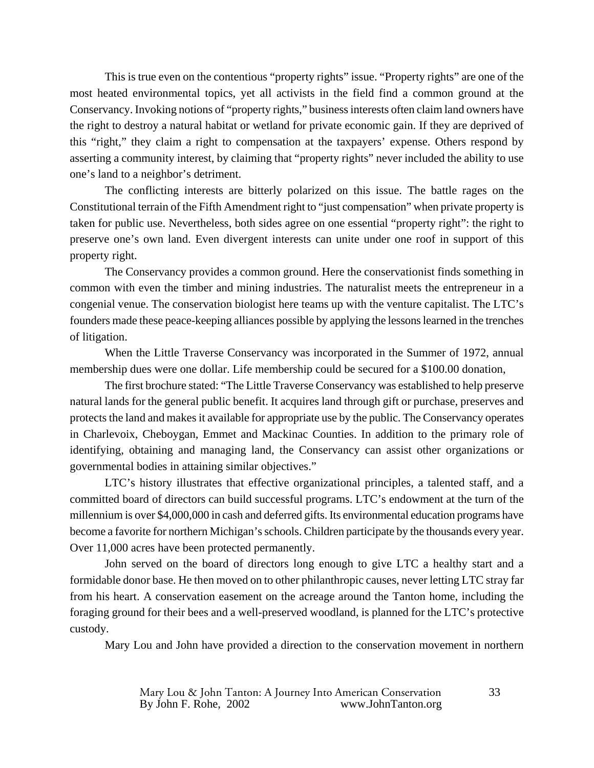This is true even on the contentious "property rights" issue. "Property rights" are one of the most heated environmental topics, yet all activists in the field find a common ground at the Conservancy. Invoking notions of "property rights," business interests often claim land owners have the right to destroy a natural habitat or wetland for private economic gain. If they are deprived of this "right," they claim a right to compensation at the taxpayers' expense. Others respond by asserting a community interest, by claiming that "property rights" never included the ability to use one's land to a neighbor's detriment.

The conflicting interests are bitterly polarized on this issue. The battle rages on the Constitutional terrain of the Fifth Amendment right to "just compensation" when private property is taken for public use. Nevertheless, both sides agree on one essential "property right": the right to preserve one's own land. Even divergent interests can unite under one roof in support of this property right.

The Conservancy provides a common ground. Here the conservationist finds something in common with even the timber and mining industries. The naturalist meets the entrepreneur in a congenial venue. The conservation biologist here teams up with the venture capitalist. The LTC's founders made these peace-keeping alliances possible by applying the lessons learned in the trenches of litigation.

When the Little Traverse Conservancy was incorporated in the Summer of 1972, annual membership dues were one dollar. Life membership could be secured for a $100.00 donation,

The first brochure stated: "The Little Traverse Conservancy was established to help preserve natural lands for the general public benefit. It acquires land through gift or purchase, preserves and protects the land and makes it available for appropriate use by the public. The Conservancy operates in Charlevoix, Cheboygan, Emmet and Mackinac Counties. In addition to the primary role of identifying, obtaining and managing land, the Conservancy can assist other organizations or governmental bodies in attaining similar objectives."

LTC's history illustrates that effective organizational principles, a talented staff, and a committed board of directors can build successful programs. LTC's endowment at the turn of the millennium is over $4,000,000 in cash and deferred gifts. Its environmental education programs have become a favorite for northern Michigan's schools. Children participate by the thousands every year. Over 11,000 acres have been protected permanently.

John served on the board of directors long enough to give LTC a healthy start and a formidable donor base. He then moved on to other philanthropic causes, never letting LTC stray far from his heart. A conservation easement on the acreage around the Tanton home, including the foraging ground for their bees and a well-preserved woodland, is planned for the LTC's protective custody.

Mary Lou and John have provided a direction to the conservation movement in northern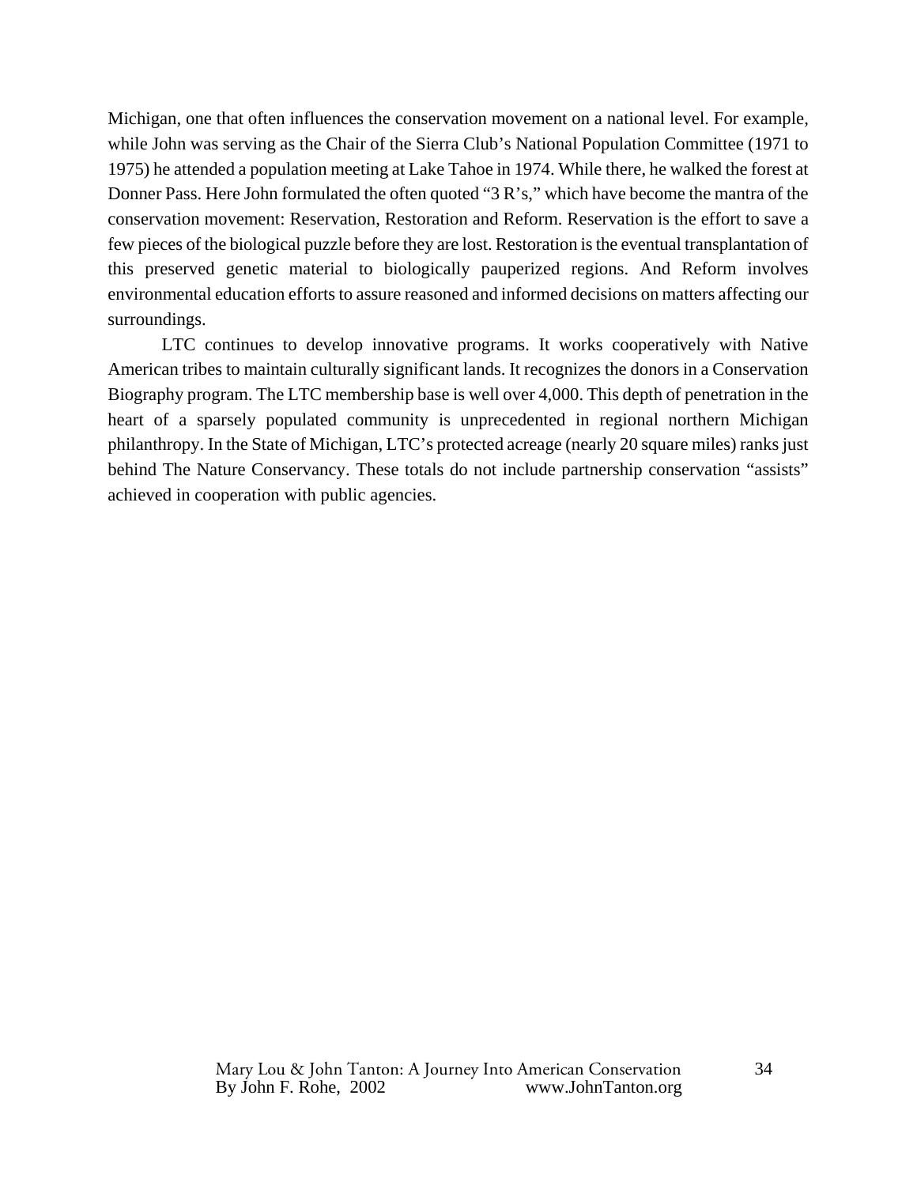Michigan, one that often influences the conservation movement on a national level. For example, while John was serving as the Chair of the Sierra Club's National Population Committee (1971 to 1975) he attended a population meeting at Lake Tahoe in 1974. While there, he walked the forest at Donner Pass. Here John formulated the often quoted "3 R's," which have become the mantra of the conservation movement: Reservation, Restoration and Reform. Reservation is the effort to save a few pieces of the biological puzzle before they are lost. Restoration is the eventual transplantation of this preserved genetic material to biologically pauperized regions. And Reform involves environmental education efforts to assure reasoned and informed decisions on matters affecting our surroundings.

LTC continues to develop innovative programs. It works cooperatively with Native American tribes to maintain culturally significant lands. It recognizes the donors in a Conservation Biography program. The LTC membership base is well over 4,000. This depth of penetration in the heart of a sparsely populated community is unprecedented in regional northern Michigan philanthropy. In the State of Michigan, LTC's protected acreage (nearly 20 square miles) ranks just behind The Nature Conservancy. These totals do not include partnership conservation "assists" achieved in cooperation with public agencies.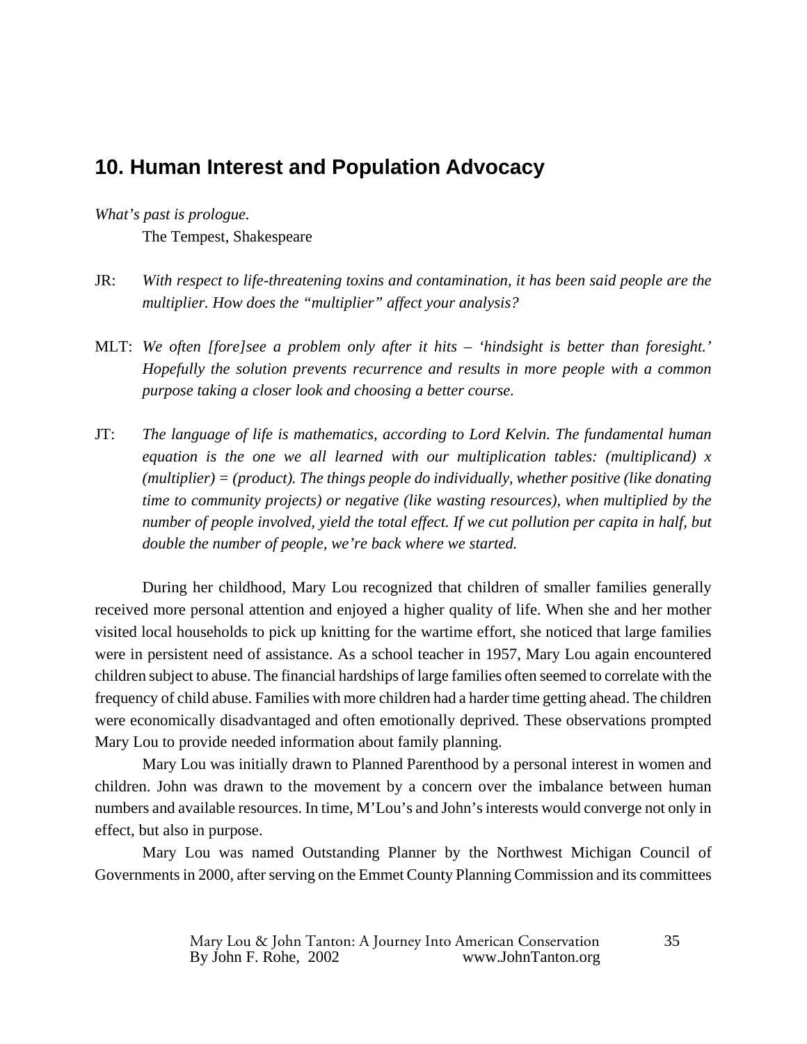## 10. Human Interest and Population Advocacy

*What's past is prologue.*
The Tempest, Shakespeare

JR: *With respect to life-threatening toxins and contamination, it has been said people are the multiplier. How does the "multiplier" affect your analysis?*

MLT: *We often [fore]see a problem only after it hits – 'hindsight is better than foresight.' Hopefully the solution prevents recurrence and results in more people with a common purpose taking a closer look and choosing a better course.*

JT: *The language of life is mathematics, according to Lord Kelvin. The fundamental human equation is the one we all learned with our multiplication tables: (multiplicand) x (multiplier) = (product). The things people do individually, whether positive (like donating time to community projects) or negative (like wasting resources), when multiplied by the number of people involved, yield the total effect. If we cut pollution per capita in half, but double the number of people, we're back where we started.*

During her childhood, Mary Lou recognized that children of smaller families generally received more personal attention and enjoyed a higher quality of life. When she and her mother visited local households to pick up knitting for the wartime effort, she noticed that large families were in persistent need of assistance. As a school teacher in 1957, Mary Lou again encountered children subject to abuse. The financial hardships of large families often seemed to correlate with the frequency of child abuse. Families with more children had a harder time getting ahead. The children were economically disadvantaged and often emotionally deprived. These observations prompted Mary Lou to provide needed information about family planning.

Mary Lou was initially drawn to Planned Parenthood by a personal interest in women and children. John was drawn to the movement by a concern over the imbalance between human numbers and available resources. In time, M'Lou's and John's interests would converge not only in effect, but also in purpose.

Mary Lou was named Outstanding Planner by the Northwest Michigan Council of Governments in 2000, after serving on the Emmet County Planning Commission and its committees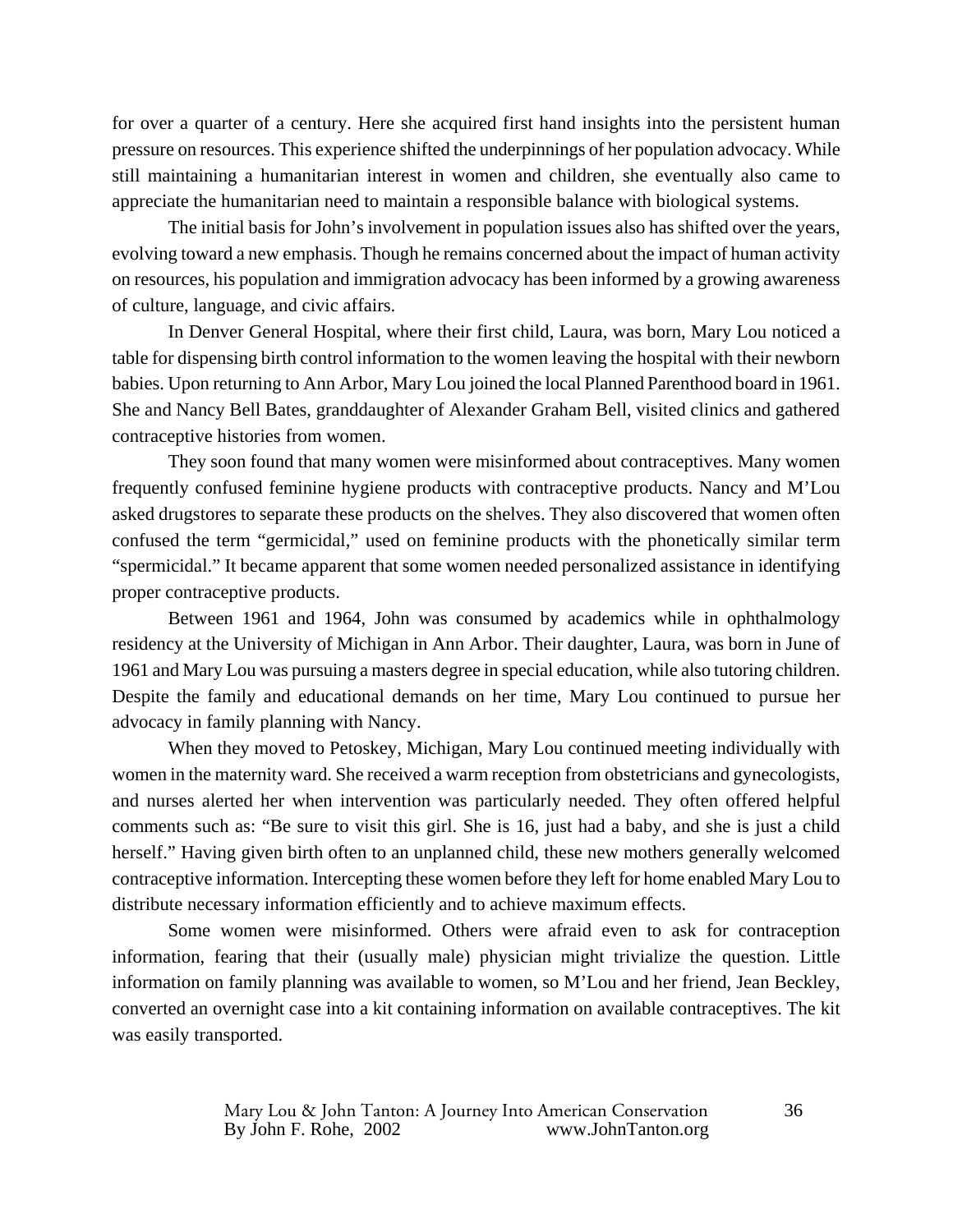for over a quarter of a century. Here she acquired first hand insights into the persistent human pressure on resources. This experience shifted the underpinnings of her population advocacy. While still maintaining a humanitarian interest in women and children, she eventually also came to appreciate the humanitarian need to maintain a responsible balance with biological systems.

The initial basis for John's involvement in population issues also has shifted over the years, evolving toward a new emphasis. Though he remains concerned about the impact of human activity on resources, his population and immigration advocacy has been informed by a growing awareness of culture, language, and civic affairs.

In Denver General Hospital, where their first child, Laura, was born, Mary Lou noticed a table for dispensing birth control information to the women leaving the hospital with their newborn babies. Upon returning to Ann Arbor, Mary Lou joined the local Planned Parenthood board in 1961. She and Nancy Bell Bates, granddaughter of Alexander Graham Bell, visited clinics and gathered contraceptive histories from women.

They soon found that many women were misinformed about contraceptives. Many women frequently confused feminine hygiene products with contraceptive products. Nancy and M'Lou asked drugstores to separate these products on the shelves. They also discovered that women often confused the term "germicidal," used on feminine products with the phonetically similar term "spermicidal." It became apparent that some women needed personalized assistance in identifying proper contraceptive products.

Between 1961 and 1964, John was consumed by academics while in ophthalmology residency at the University of Michigan in Ann Arbor. Their daughter, Laura, was born in June of 1961 and Mary Lou was pursuing a masters degree in special education, while also tutoring children. Despite the family and educational demands on her time, Mary Lou continued to pursue her advocacy in family planning with Nancy.

When they moved to Petoskey, Michigan, Mary Lou continued meeting individually with women in the maternity ward. She received a warm reception from obstetricians and gynecologists, and nurses alerted her when intervention was particularly needed. They often offered helpful comments such as: "Be sure to visit this girl. She is 16, just had a baby, and she is just a child herself." Having given birth often to an unplanned child, these new mothers generally welcomed contraceptive information. Intercepting these women before they left for home enabled Mary Lou to distribute necessary information efficiently and to achieve maximum effects.

Some women were misinformed. Others were afraid even to ask for contraception information, fearing that their (usually male) physician might trivialize the question. Little information on family planning was available to women, so M'Lou and her friend, Jean Beckley, converted an overnight case into a kit containing information on available contraceptives. The kit was easily transported.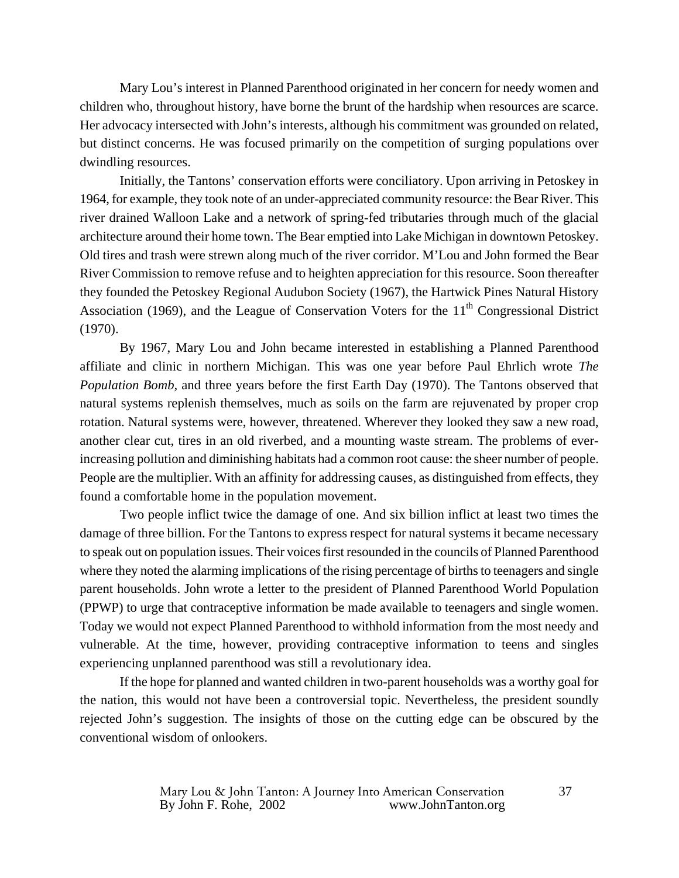Mary Lou's interest in Planned Parenthood originated in her concern for needy women and children who, throughout history, have borne the brunt of the hardship when resources are scarce. Her advocacy intersected with John's interests, although his commitment was grounded on related, but distinct concerns. He was focused primarily on the competition of surging populations over dwindling resources.

Initially, the Tantons' conservation efforts were conciliatory. Upon arriving in Petoskey in 1964, for example, they took note of an under-appreciated community resource: the Bear River. This river drained Walloon Lake and a network of spring-fed tributaries through much of the glacial architecture around their home town. The Bear emptied into Lake Michigan in downtown Petoskey. Old tires and trash were strewn along much of the river corridor. M'Lou and John formed the Bear River Commission to remove refuse and to heighten appreciation for this resource. Soon thereafter they founded the Petoskey Regional Audubon Society (1967), the Hartwick Pines Natural History Association (1969), and the League of Conservation Voters for the 11th Congressional District (1970).

By 1967, Mary Lou and John became interested in establishing a Planned Parenthood affiliate and clinic in northern Michigan. This was one year before Paul Ehrlich wrote *The Population Bomb*, and three years before the first Earth Day (1970). The Tantons observed that natural systems replenish themselves, much as soils on the farm are rejuvenated by proper crop rotation. Natural systems were, however, threatened. Wherever they looked they saw a new road, another clear cut, tires in an old riverbed, and a mounting waste stream. The problems of ever-increasing pollution and diminishing habitats had a common root cause: the sheer number of people. People are the multiplier. With an affinity for addressing causes, as distinguished from effects, they found a comfortable home in the population movement.

Two people inflict twice the damage of one. And six billion inflict at least two times the damage of three billion. For the Tantons to express respect for natural systems it became necessary to speak out on population issues. Their voices first resounded in the councils of Planned Parenthood where they noted the alarming implications of the rising percentage of births to teenagers and single parent households. John wrote a letter to the president of Planned Parenthood World Population (PPWP) to urge that contraceptive information be made available to teenagers and single women. Today we would not expect Planned Parenthood to withhold information from the most needy and vulnerable. At the time, however, providing contraceptive information to teens and singles experiencing unplanned parenthood was still a revolutionary idea.

If the hope for planned and wanted children in two-parent households was a worthy goal for the nation, this would not have been a controversial topic. Nevertheless, the president soundly rejected John's suggestion. The insights of those on the cutting edge can be obscured by the conventional wisdom of onlookers.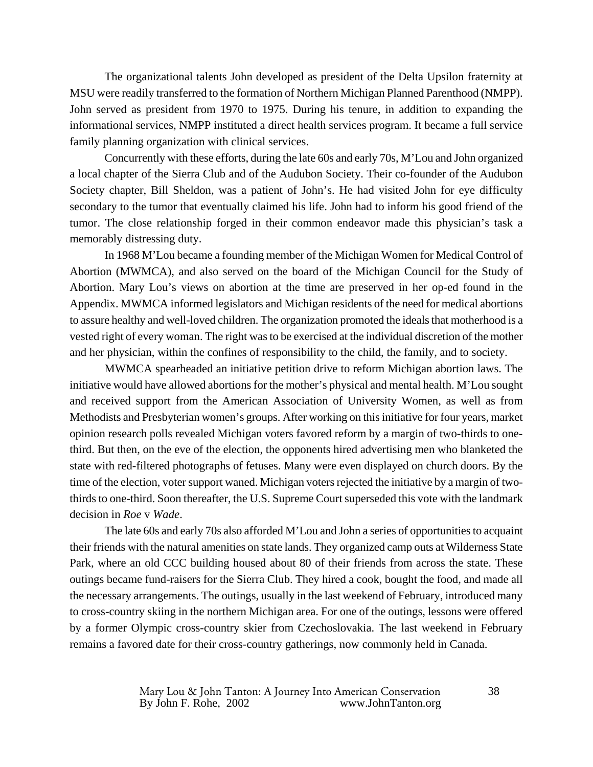The organizational talents John developed as president of the Delta Upsilon fraternity at MSU were readily transferred to the formation of Northern Michigan Planned Parenthood (NMPP). John served as president from 1970 to 1975. During his tenure, in addition to expanding the informational services, NMPP instituted a direct health services program. It became a full service family planning organization with clinical services.

Concurrently with these efforts, during the late 60s and early 70s, M'Lou and John organized a local chapter of the Sierra Club and of the Audubon Society. Their co-founder of the Audubon Society chapter, Bill Sheldon, was a patient of John's. He had visited John for eye difficulty secondary to the tumor that eventually claimed his life. John had to inform his good friend of the tumor. The close relationship forged in their common endeavor made this physician's task a memorably distressing duty.

In 1968 M'Lou became a founding member of the Michigan Women for Medical Control of Abortion (MWMCA), and also served on the board of the Michigan Council for the Study of Abortion. Mary Lou's views on abortion at the time are preserved in her op-ed found in the Appendix. MWMCA informed legislators and Michigan residents of the need for medical abortions to assure healthy and well-loved children. The organization promoted the ideals that motherhood is a vested right of every woman. The right was to be exercised at the individual discretion of the mother and her physician, within the confines of responsibility to the child, the family, and to society.

MWMCA spearheaded an initiative petition drive to reform Michigan abortion laws. The initiative would have allowed abortions for the mother's physical and mental health. M'Lou sought and received support from the American Association of University Women, as well as from Methodists and Presbyterian women's groups. After working on this initiative for four years, market opinion research polls revealed Michigan voters favored reform by a margin of two-thirds to one-third. But then, on the eve of the election, the opponents hired advertising men who blanketed the state with red-filtered photographs of fetuses. Many were even displayed on church doors. By the time of the election, voter support waned. Michigan voters rejected the initiative by a margin of two-thirds to one-third. Soon thereafter, the U.S. Supreme Court superseded this vote with the landmark decision in *Roe* v *Wade*.

The late 60s and early 70s also afforded M'Lou and John a series of opportunities to acquaint their friends with the natural amenities on state lands. They organized camp outs at Wilderness State Park, where an old CCC building housed about 80 of their friends from across the state. These outings became fund-raisers for the Sierra Club. They hired a cook, bought the food, and made all the necessary arrangements. The outings, usually in the last weekend of February, introduced many to cross-country skiing in the northern Michigan area. For one of the outings, lessons were offered by a former Olympic cross-country skier from Czechoslovakia. The last weekend in February remains a favored date for their cross-country gatherings, now commonly held in Canada.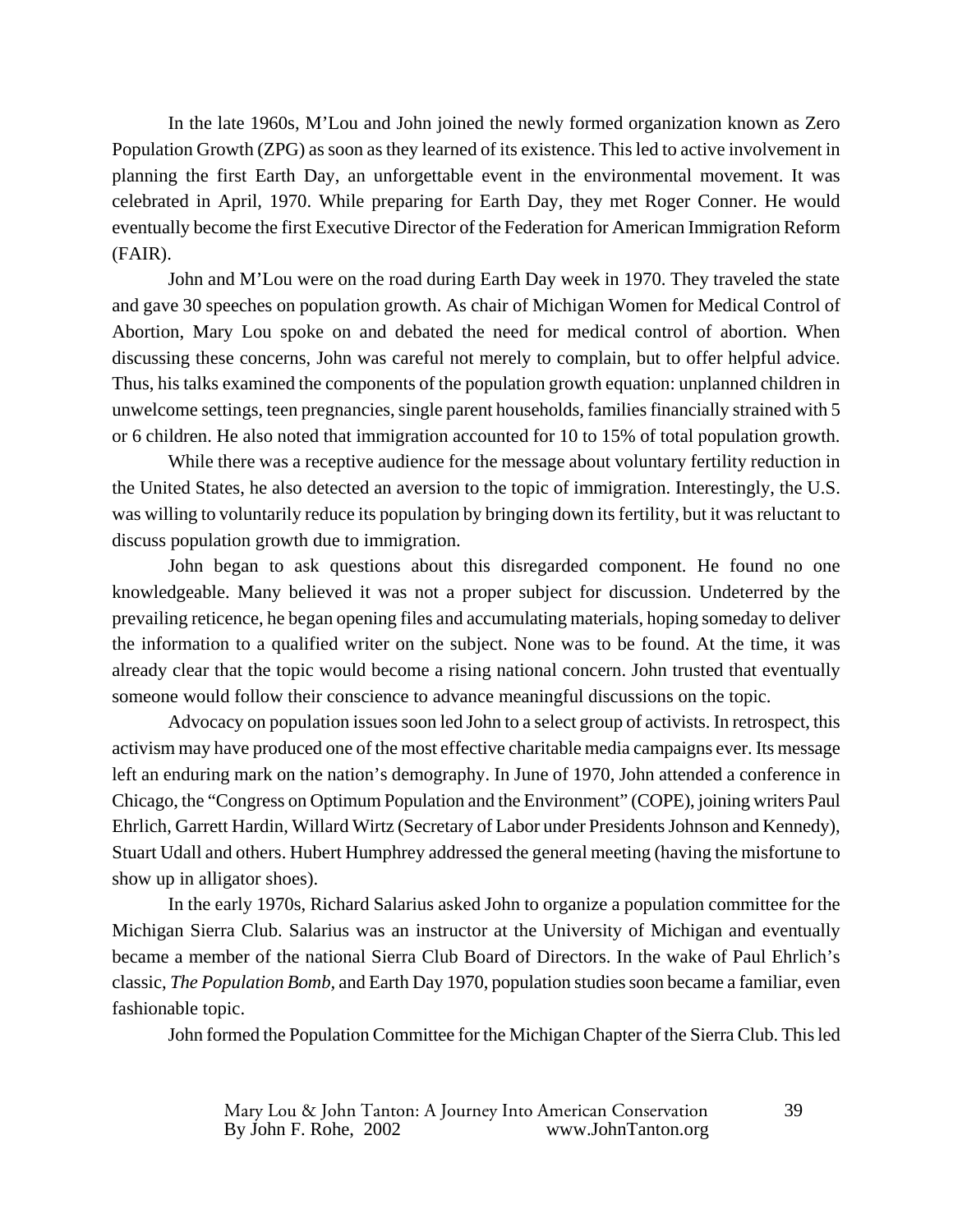In the late 1960s, M'Lou and John joined the newly formed organization known as Zero Population Growth (ZPG) as soon as they learned of its existence. This led to active involvement in planning the first Earth Day, an unforgettable event in the environmental movement. It was celebrated in April, 1970. While preparing for Earth Day, they met Roger Conner. He would eventually become the first Executive Director of the Federation for American Immigration Reform (FAIR).

John and M'Lou were on the road during Earth Day week in 1970. They traveled the state and gave 30 speeches on population growth. As chair of Michigan Women for Medical Control of Abortion, Mary Lou spoke on and debated the need for medical control of abortion. When discussing these concerns, John was careful not merely to complain, but to offer helpful advice. Thus, his talks examined the components of the population growth equation: unplanned children in unwelcome settings, teen pregnancies, single parent households, families financially strained with 5 or 6 children. He also noted that immigration accounted for 10 to 15% of total population growth.

While there was a receptive audience for the message about voluntary fertility reduction in the United States, he also detected an aversion to the topic of immigration. Interestingly, the U.S. was willing to voluntarily reduce its population by bringing down its fertility, but it was reluctant to discuss population growth due to immigration.

John began to ask questions about this disregarded component. He found no one knowledgeable. Many believed it was not a proper subject for discussion. Undeterred by the prevailing reticence, he began opening files and accumulating materials, hoping someday to deliver the information to a qualified writer on the subject. None was to be found. At the time, it was already clear that the topic would become a rising national concern. John trusted that eventually someone would follow their conscience to advance meaningful discussions on the topic.

Advocacy on population issues soon led John to a select group of activists. In retrospect, this activism may have produced one of the most effective charitable media campaigns ever. Its message left an enduring mark on the nation's demography. In June of 1970, John attended a conference in Chicago, the "Congress on Optimum Population and the Environment" (COPE), joining writers Paul Ehrlich, Garrett Hardin, Willard Wirtz (Secretary of Labor under Presidents Johnson and Kennedy), Stuart Udall and others. Hubert Humphrey addressed the general meeting (having the misfortune to show up in alligator shoes).

In the early 1970s, Richard Salarius asked John to organize a population committee for the Michigan Sierra Club. Salarius was an instructor at the University of Michigan and eventually became a member of the national Sierra Club Board of Directors. In the wake of Paul Ehrlich's classic, *The Population Bomb,* and Earth Day 1970, population studies soon became a familiar, even fashionable topic.

John formed the Population Committee for the Michigan Chapter of the Sierra Club. This led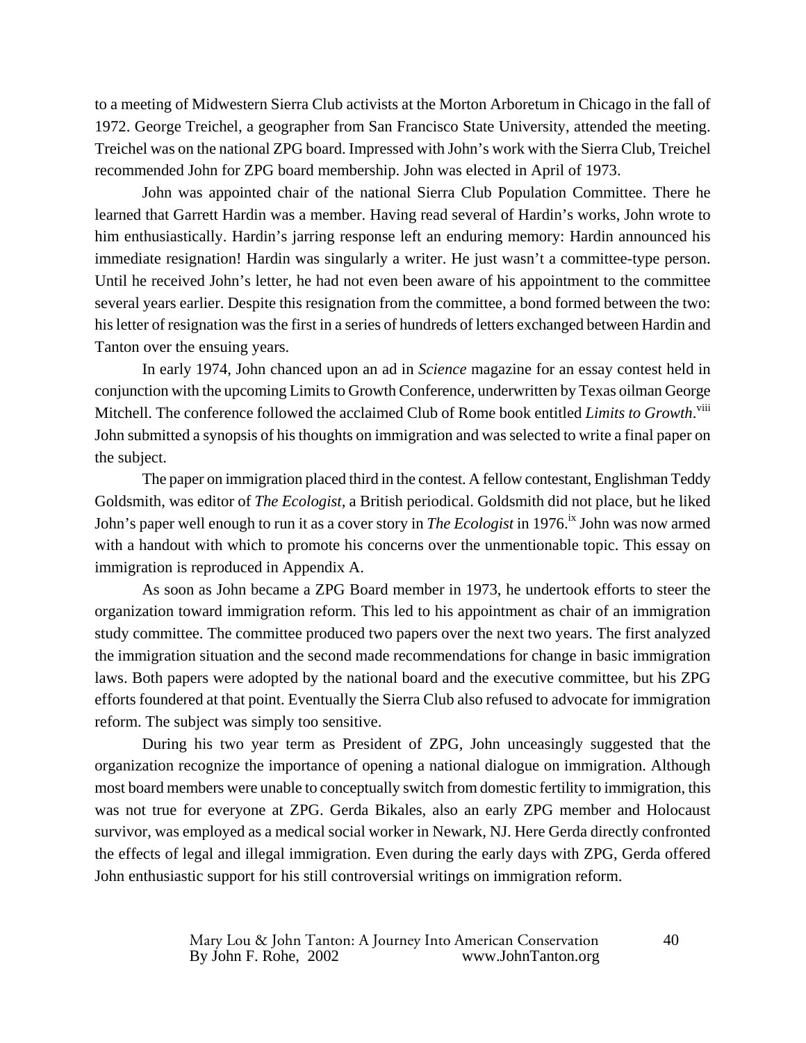to a meeting of Midwestern Sierra Club activists at the Morton Arboretum in Chicago in the fall of 1972. George Treichel, a geographer from San Francisco State University, attended the meeting. Treichel was on the national ZPG board. Impressed with John's work with the Sierra Club, Treichel recommended John for ZPG board membership. John was elected in April of 1973.

John was appointed chair of the national Sierra Club Population Committee. There he learned that Garrett Hardin was a member. Having read several of Hardin's works, John wrote to him enthusiastically. Hardin's jarring response left an enduring memory: Hardin announced his immediate resignation! Hardin was singularly a writer. He just wasn't a committee-type person. Until he received John's letter, he had not even been aware of his appointment to the committee several years earlier. Despite this resignation from the committee, a bond formed between the two: his letter of resignation was the first in a series of hundreds of letters exchanged between Hardin and Tanton over the ensuing years.

In early 1974, John chanced upon an ad in *Science* magazine for an essay contest held in conjunction with the upcoming Limits to Growth Conference, underwritten by Texas oilman George Mitchell. The conference followed the acclaimed Club of Rome book entitled *Limits to Growth*.[viii] John submitted a synopsis of his thoughts on immigration and was selected to write a final paper on the subject.

The paper on immigration placed third in the contest. A fellow contestant, Englishman Teddy Goldsmith, was editor of *The Ecologist*, a British periodical. Goldsmith did not place, but he liked John's paper well enough to run it as a cover story in *The Ecologist* in 1976.[ix] John was now armed with a handout with which to promote his concerns over the unmentionable topic. This essay on immigration is reproduced in Appendix A.

As soon as John became a ZPG Board member in 1973, he undertook efforts to steer the organization toward immigration reform. This led to his appointment as chair of an immigration study committee. The committee produced two papers over the next two years. The first analyzed the immigration situation and the second made recommendations for change in basic immigration laws. Both papers were adopted by the national board and the executive committee, but his ZPG efforts foundered at that point. Eventually the Sierra Club also refused to advocate for immigration reform. The subject was simply too sensitive.

During his two year term as President of ZPG, John unceasingly suggested that the organization recognize the importance of opening a national dialogue on immigration. Although most board members were unable to conceptually switch from domestic fertility to immigration, this was not true for everyone at ZPG. Gerda Bikales, also an early ZPG member and Holocaust survivor, was employed as a medical social worker in Newark, NJ. Here Gerda directly confronted the effects of legal and illegal immigration. Even during the early days with ZPG, Gerda offered John enthusiastic support for his still controversial writings on immigration reform.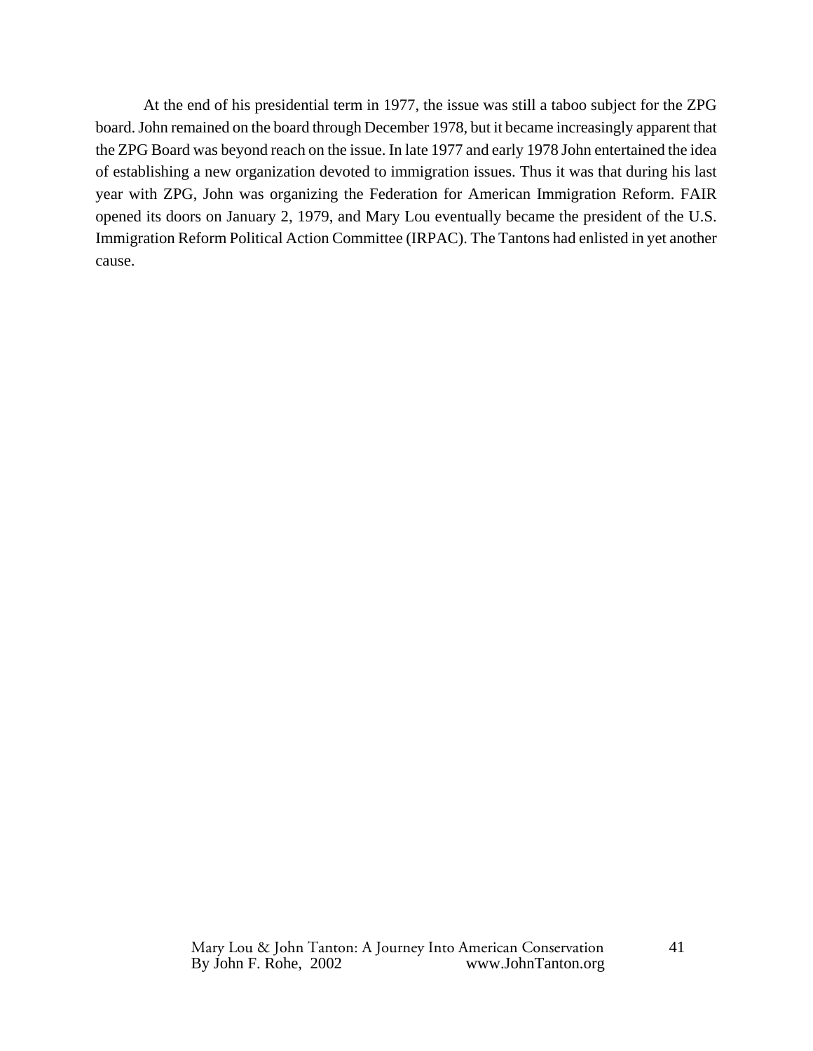At the end of his presidential term in 1977, the issue was still a taboo subject for the ZPG board. John remained on the board through December 1978, but it became increasingly apparent that the ZPG Board was beyond reach on the issue. In late 1977 and early 1978 John entertained the idea of establishing a new organization devoted to immigration issues. Thus it was that during his last year with ZPG, John was organizing the Federation for American Immigration Reform. FAIR opened its doors on January 2, 1979, and Mary Lou eventually became the president of the U.S. Immigration Reform Political Action Committee (IRPAC). The Tantons had enlisted in yet another cause.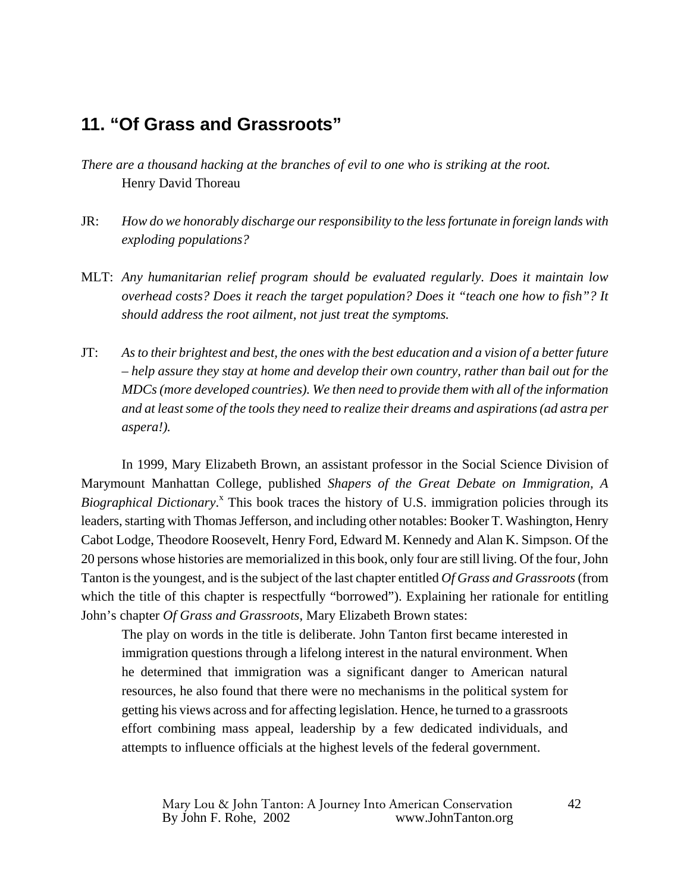## 11. "Of Grass and Grassroots"

*There are a thousand hacking at the branches of evil to one who is striking at the root.*
Henry David Thoreau

JR: *How do we honorably discharge our responsibility to the less fortunate in foreign lands with exploding populations?*

MLT: *Any humanitarian relief program should be evaluated regularly. Does it maintain low overhead costs? Does it reach the target population? Does it "teach one how to fish"? It should address the root ailment, not just treat the symptoms.*

JT: *As to their brightest and best, the ones with the best education and a vision of a better future – help assure they stay at home and develop their own country, rather than bail out for the MDCs (more developed countries). We then need to provide them with all of the information and at least some of the tools they need to realize their dreams and aspirations (ad astra per aspera!).*

In 1999, Mary Elizabeth Brown, an assistant professor in the Social Science Division of Marymount Manhattan College, published *Shapers of the Great Debate on Immigration, A Biographical Dictionary*.[x] This book traces the history of U.S. immigration policies through its leaders, starting with Thomas Jefferson, and including other notables: Booker T. Washington, Henry Cabot Lodge, Theodore Roosevelt, Henry Ford, Edward M. Kennedy and Alan K. Simpson. Of the 20 persons whose histories are memorialized in this book, only four are still living. Of the four, John Tanton is the youngest, and is the subject of the last chapter entitled *Of Grass and Grassroots* (from which the title of this chapter is respectfully "borrowed"). Explaining her rationale for entitling John's chapter *Of Grass and Grassroots*, Mary Elizabeth Brown states:

> The play on words in the title is deliberate. John Tanton first became interested in immigration questions through a lifelong interest in the natural environment. When he determined that immigration was a significant danger to American natural resources, he also found that there were no mechanisms in the political system for getting his views across and for affecting legislation. Hence, he turned to a grassroots effort combining mass appeal, leadership by a few dedicated individuals, and attempts to influence officials at the highest levels of the federal government.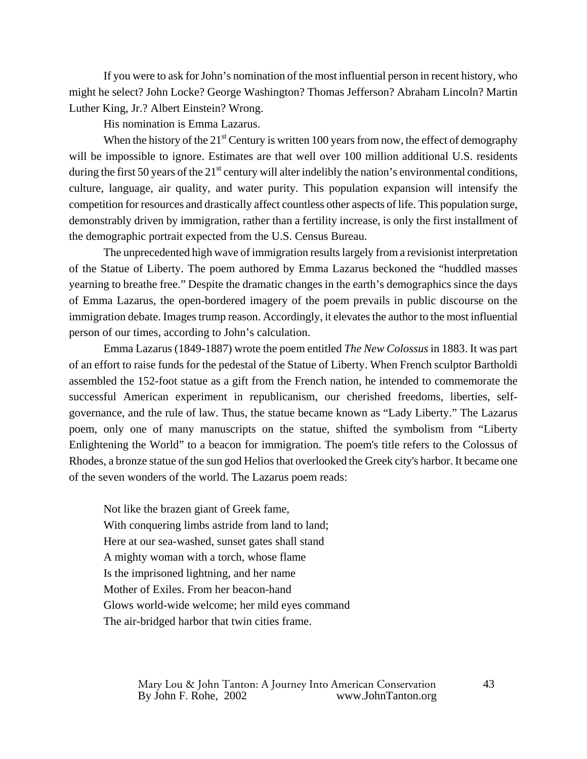If you were to ask for John's nomination of the most influential person in recent history, who might he select? John Locke? George Washington? Thomas Jefferson? Abraham Lincoln? Martin Luther King, Jr.? Albert Einstein? Wrong.

His nomination is Emma Lazarus.

When the history of the 21st Century is written 100 years from now, the effect of demography will be impossible to ignore. Estimates are that well over 100 million additional U.S. residents during the first 50 years of the 21st century will alter indelibly the nation's environmental conditions, culture, language, air quality, and water purity. This population expansion will intensify the competition for resources and drastically affect countless other aspects of life. This population surge, demonstrably driven by immigration, rather than a fertility increase, is only the first installment of the demographic portrait expected from the U.S. Census Bureau.

The unprecedented high wave of immigration results largely from a revisionist interpretation of the Statue of Liberty. The poem authored by Emma Lazarus beckoned the "huddled masses yearning to breathe free." Despite the dramatic changes in the earth's demographics since the days of Emma Lazarus, the open-bordered imagery of the poem prevails in public discourse on the immigration debate. Images trump reason. Accordingly, it elevates the author to the most influential person of our times, according to John's calculation.

Emma Lazarus (1849-1887) wrote the poem entitled *The New Colossus* in 1883. It was part of an effort to raise funds for the pedestal of the Statue of Liberty. When French sculptor Bartholdi assembled the 152-foot statue as a gift from the French nation, he intended to commemorate the successful American experiment in republicanism, our cherished freedoms, liberties, self-governance, and the rule of law. Thus, the statue became known as "Lady Liberty." The Lazarus poem, only one of many manuscripts on the statue, shifted the symbolism from "Liberty Enlightening the World" to a beacon for immigration. The poem's title refers to the Colossus of Rhodes, a bronze statue of the sun god Helios that overlooked the Greek city's harbor. It became one of the seven wonders of the world. The Lazarus poem reads:

> Not like the brazen giant of Greek fame,
> With conquering limbs astride from land to land;
> Here at our sea-washed, sunset gates shall stand
> A mighty woman with a torch, whose flame
> Is the imprisoned lightning, and her name
> Mother of Exiles. From her beacon-hand
> Glows world-wide welcome; her mild eyes command
> The air-bridged harbor that twin cities frame.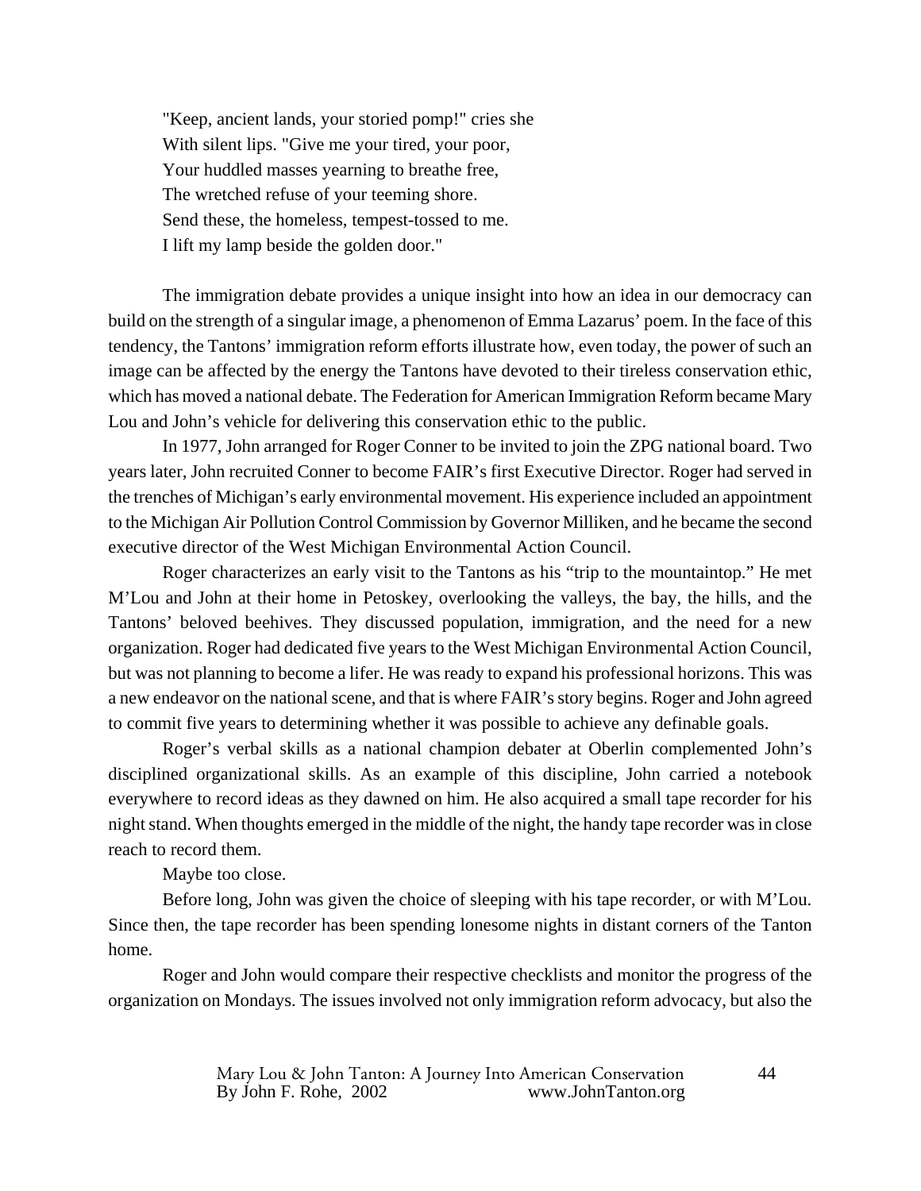"Keep, ancient lands, your storied pomp!" cries she
With silent lips. "Give me your tired, your poor,
Your huddled masses yearning to breathe free,
The wretched refuse of your teeming shore.
Send these, the homeless, tempest-tossed to me.
I lift my lamp beside the golden door."

The immigration debate provides a unique insight into how an idea in our democracy can build on the strength of a singular image, a phenomenon of Emma Lazarus' poem. In the face of this tendency, the Tantons' immigration reform efforts illustrate how, even today, the power of such an image can be affected by the energy the Tantons have devoted to their tireless conservation ethic, which has moved a national debate. The Federation for American Immigration Reform became Mary Lou and John's vehicle for delivering this conservation ethic to the public.

In 1977, John arranged for Roger Conner to be invited to join the ZPG national board. Two years later, John recruited Conner to become FAIR's first Executive Director. Roger had served in the trenches of Michigan's early environmental movement. His experience included an appointment to the Michigan Air Pollution Control Commission by Governor Milliken, and he became the second executive director of the West Michigan Environmental Action Council.

Roger characterizes an early visit to the Tantons as his "trip to the mountaintop." He met M'Lou and John at their home in Petoskey, overlooking the valleys, the bay, the hills, and the Tantons' beloved beehives. They discussed population, immigration, and the need for a new organization. Roger had dedicated five years to the West Michigan Environmental Action Council, but was not planning to become a lifer. He was ready to expand his professional horizons. This was a new endeavor on the national scene, and that is where FAIR's story begins. Roger and John agreed to commit five years to determining whether it was possible to achieve any definable goals.

Roger's verbal skills as a national champion debater at Oberlin complemented John's disciplined organizational skills. As an example of this discipline, John carried a notebook everywhere to record ideas as they dawned on him. He also acquired a small tape recorder for his night stand. When thoughts emerged in the middle of the night, the handy tape recorder was in close reach to record them.

Maybe too close.

Before long, John was given the choice of sleeping with his tape recorder, or with M'Lou. Since then, the tape recorder has been spending lonesome nights in distant corners of the Tanton home.

Roger and John would compare their respective checklists and monitor the progress of the organization on Mondays. The issues involved not only immigration reform advocacy, but also the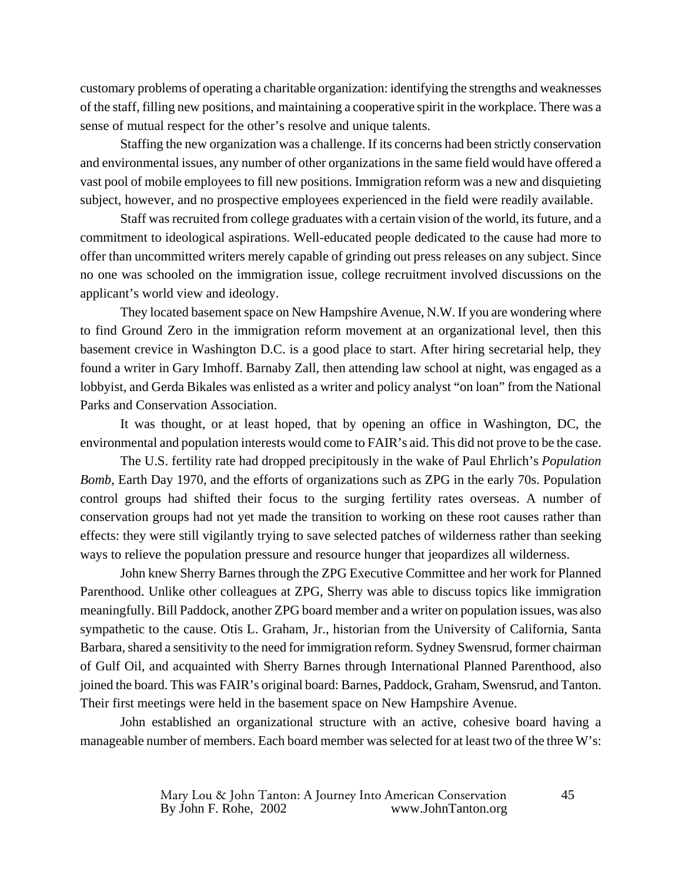customary problems of operating a charitable organization: identifying the strengths and weaknesses of the staff, filling new positions, and maintaining a cooperative spirit in the workplace. There was a sense of mutual respect for the other's resolve and unique talents.

Staffing the new organization was a challenge. If its concerns had been strictly conservation and environmental issues, any number of other organizations in the same field would have offered a vast pool of mobile employees to fill new positions. Immigration reform was a new and disquieting subject, however, and no prospective employees experienced in the field were readily available.

Staff was recruited from college graduates with a certain vision of the world, its future, and a commitment to ideological aspirations. Well-educated people dedicated to the cause had more to offer than uncommitted writers merely capable of grinding out press releases on any subject. Since no one was schooled on the immigration issue, college recruitment involved discussions on the applicant's world view and ideology.

They located basement space on New Hampshire Avenue, N.W. If you are wondering where to find Ground Zero in the immigration reform movement at an organizational level, then this basement crevice in Washington D.C. is a good place to start. After hiring secretarial help, they found a writer in Gary Imhoff. Barnaby Zall, then attending law school at night, was engaged as a lobbyist, and Gerda Bikales was enlisted as a writer and policy analyst "on loan" from the National Parks and Conservation Association.

It was thought, or at least hoped, that by opening an office in Washington, DC, the environmental and population interests would come to FAIR's aid. This did not prove to be the case.

The U.S. fertility rate had dropped precipitously in the wake of Paul Ehrlich's *Population Bomb*, Earth Day 1970, and the efforts of organizations such as ZPG in the early 70s. Population control groups had shifted their focus to the surging fertility rates overseas. A number of conservation groups had not yet made the transition to working on these root causes rather than effects: they were still vigilantly trying to save selected patches of wilderness rather than seeking ways to relieve the population pressure and resource hunger that jeopardizes all wilderness.

John knew Sherry Barnes through the ZPG Executive Committee and her work for Planned Parenthood. Unlike other colleagues at ZPG, Sherry was able to discuss topics like immigration meaningfully. Bill Paddock, another ZPG board member and a writer on population issues, was also sympathetic to the cause. Otis L. Graham, Jr., historian from the University of California, Santa Barbara, shared a sensitivity to the need for immigration reform. Sydney Swensrud, former chairman of Gulf Oil, and acquainted with Sherry Barnes through International Planned Parenthood, also joined the board. This was FAIR's original board: Barnes, Paddock, Graham, Swensrud, and Tanton. Their first meetings were held in the basement space on New Hampshire Avenue.

John established an organizational structure with an active, cohesive board having a manageable number of members. Each board member was selected for at least two of the three W's: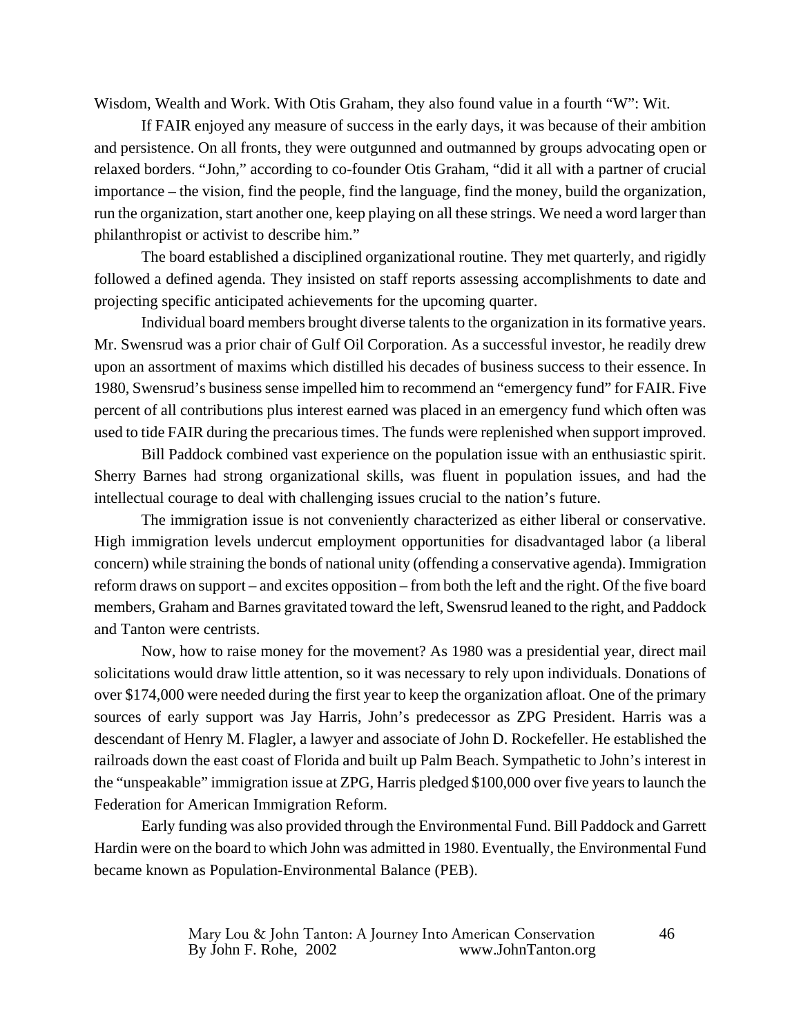Wisdom, Wealth and Work. With Otis Graham, they also found value in a fourth "W": Wit.

If FAIR enjoyed any measure of success in the early days, it was because of their ambition and persistence. On all fronts, they were outgunned and outmanned by groups advocating open or relaxed borders. "John," according to co-founder Otis Graham, "did it all with a partner of crucial importance – the vision, find the people, find the language, find the money, build the organization, run the organization, start another one, keep playing on all these strings. We need a word larger than philanthropist or activist to describe him."

The board established a disciplined organizational routine. They met quarterly, and rigidly followed a defined agenda. They insisted on staff reports assessing accomplishments to date and projecting specific anticipated achievements for the upcoming quarter.

Individual board members brought diverse talents to the organization in its formative years. Mr. Swensrud was a prior chair of Gulf Oil Corporation. As a successful investor, he readily drew upon an assortment of maxims which distilled his decades of business success to their essence. In 1980, Swensrud's business sense impelled him to recommend an "emergency fund" for FAIR. Five percent of all contributions plus interest earned was placed in an emergency fund which often was used to tide FAIR during the precarious times. The funds were replenished when support improved.

Bill Paddock combined vast experience on the population issue with an enthusiastic spirit. Sherry Barnes had strong organizational skills, was fluent in population issues, and had the intellectual courage to deal with challenging issues crucial to the nation's future.

The immigration issue is not conveniently characterized as either liberal or conservative. High immigration levels undercut employment opportunities for disadvantaged labor (a liberal concern) while straining the bonds of national unity (offending a conservative agenda). Immigration reform draws on support – and excites opposition – from both the left and the right. Of the five board members, Graham and Barnes gravitated toward the left, Swensrud leaned to the right, and Paddock and Tanton were centrists.

Now, how to raise money for the movement? As 1980 was a presidential year, direct mail solicitations would draw little attention, so it was necessary to rely upon individuals. Donations of over $174,000 were needed during the first year to keep the organization afloat. One of the primary sources of early support was Jay Harris, John's predecessor as ZPG President. Harris was a descendant of Henry M. Flagler, a lawyer and associate of John D. Rockefeller. He established the railroads down the east coast of Florida and built up Palm Beach. Sympathetic to John's interest in the "unspeakable" immigration issue at ZPG, Harris pledged $100,000 over five years to launch the Federation for American Immigration Reform.

Early funding was also provided through the Environmental Fund. Bill Paddock and Garrett Hardin were on the board to which John was admitted in 1980. Eventually, the Environmental Fund became known as Population-Environmental Balance (PEB).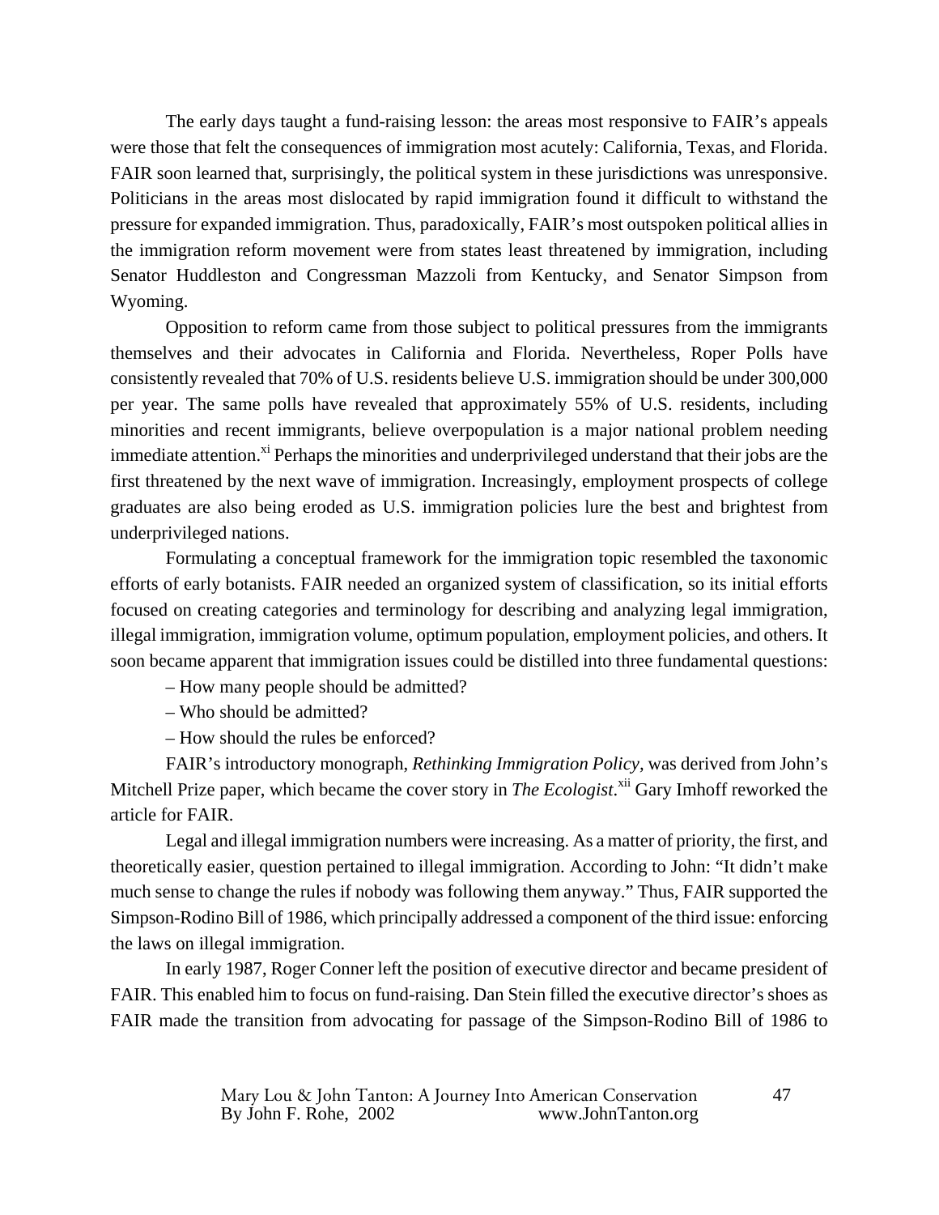The early days taught a fund-raising lesson: the areas most responsive to FAIR's appeals were those that felt the consequences of immigration most acutely: California, Texas, and Florida. FAIR soon learned that, surprisingly, the political system in these jurisdictions was unresponsive. Politicians in the areas most dislocated by rapid immigration found it difficult to withstand the pressure for expanded immigration. Thus, paradoxically, FAIR's most outspoken political allies in the immigration reform movement were from states least threatened by immigration, including Senator Huddleston and Congressman Mazzoli from Kentucky, and Senator Simpson from Wyoming.

Opposition to reform came from those subject to political pressures from the immigrants themselves and their advocates in California and Florida. Nevertheless, Roper Polls have consistently revealed that 70% of U.S. residents believe U.S. immigration should be under 300,000 per year. The same polls have revealed that approximately 55% of U.S. residents, including minorities and recent immigrants, believe overpopulation is a major national problem needing immediate attention.[xi] Perhaps the minorities and underprivileged understand that their jobs are the first threatened by the next wave of immigration. Increasingly, employment prospects of college graduates are also being eroded as U.S. immigration policies lure the best and brightest from underprivileged nations.

Formulating a conceptual framework for the immigration topic resembled the taxonomic efforts of early botanists. FAIR needed an organized system of classification, so its initial efforts focused on creating categories and terminology for describing and analyzing legal immigration, illegal immigration, immigration volume, optimum population, employment policies, and others. It soon became apparent that immigration issues could be distilled into three fundamental questions:

– How many people should be admitted?

– Who should be admitted?

– How should the rules be enforced?

FAIR's introductory monograph, *Rethinking Immigration Policy*, was derived from John's Mitchell Prize paper, which became the cover story in *The Ecologist*.[xii] Gary Imhoff reworked the article for FAIR.

Legal and illegal immigration numbers were increasing. As a matter of priority, the first, and theoretically easier, question pertained to illegal immigration. According to John: "It didn't make much sense to change the rules if nobody was following them anyway." Thus, FAIR supported the Simpson-Rodino Bill of 1986, which principally addressed a component of the third issue: enforcing the laws on illegal immigration.

In early 1987, Roger Conner left the position of executive director and became president of FAIR. This enabled him to focus on fund-raising. Dan Stein filled the executive director's shoes as FAIR made the transition from advocating for passage of the Simpson-Rodino Bill of 1986 to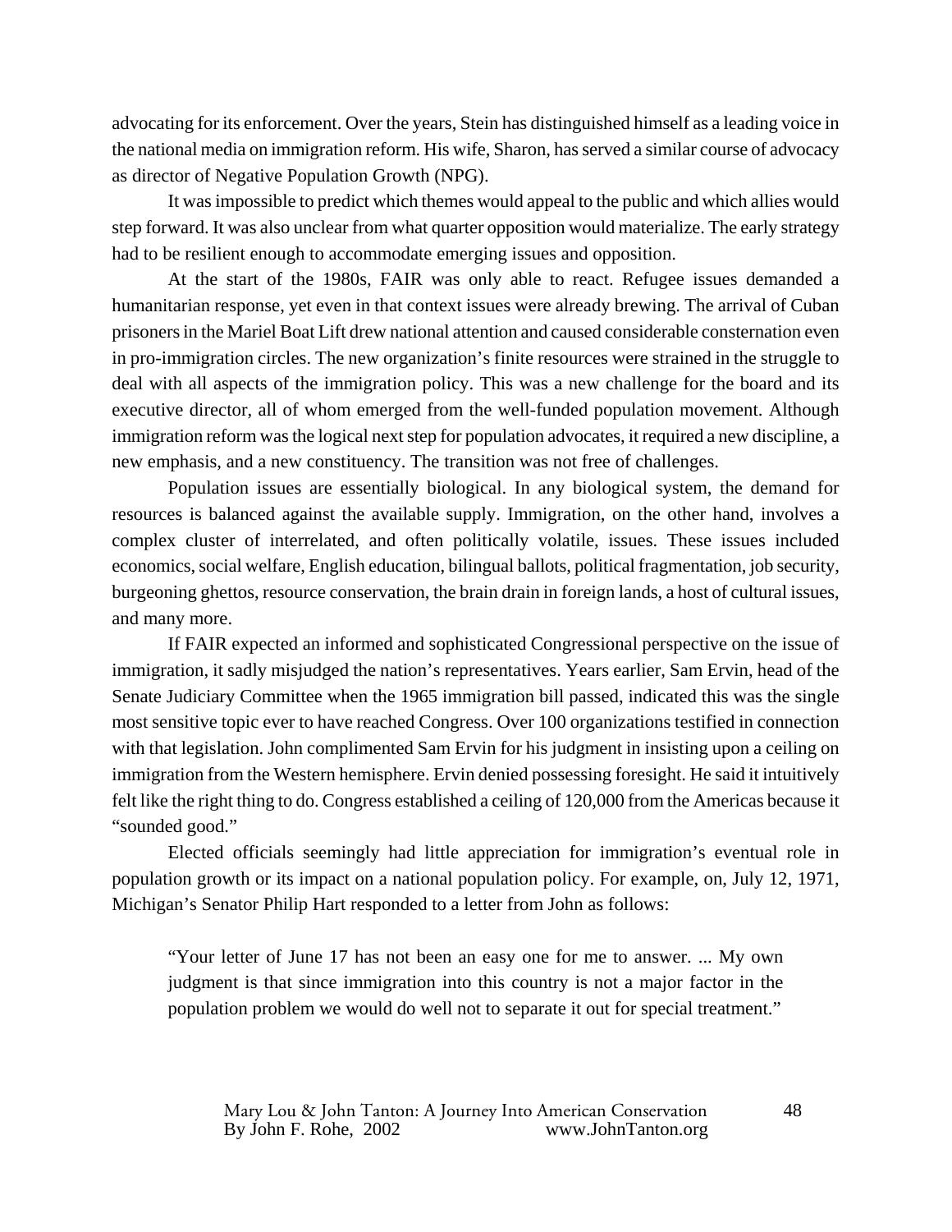advocating for its enforcement. Over the years, Stein has distinguished himself as a leading voice in the national media on immigration reform. His wife, Sharon, has served a similar course of advocacy as director of Negative Population Growth (NPG).

It was impossible to predict which themes would appeal to the public and which allies would step forward. It was also unclear from what quarter opposition would materialize. The early strategy had to be resilient enough to accommodate emerging issues and opposition.

At the start of the 1980s, FAIR was only able to react. Refugee issues demanded a humanitarian response, yet even in that context issues were already brewing. The arrival of Cuban prisoners in the Mariel Boat Lift drew national attention and caused considerable consternation even in pro-immigration circles. The new organization's finite resources were strained in the struggle to deal with all aspects of the immigration policy. This was a new challenge for the board and its executive director, all of whom emerged from the well-funded population movement. Although immigration reform was the logical next step for population advocates, it required a new discipline, a new emphasis, and a new constituency. The transition was not free of challenges.

Population issues are essentially biological. In any biological system, the demand for resources is balanced against the available supply. Immigration, on the other hand, involves a complex cluster of interrelated, and often politically volatile, issues. These issues included economics, social welfare, English education, bilingual ballots, political fragmentation, job security, burgeoning ghettos, resource conservation, the brain drain in foreign lands, a host of cultural issues, and many more.

If FAIR expected an informed and sophisticated Congressional perspective on the issue of immigration, it sadly misjudged the nation's representatives. Years earlier, Sam Ervin, head of the Senate Judiciary Committee when the 1965 immigration bill passed, indicated this was the single most sensitive topic ever to have reached Congress. Over 100 organizations testified in connection with that legislation. John complimented Sam Ervin for his judgment in insisting upon a ceiling on immigration from the Western hemisphere. Ervin denied possessing foresight. He said it intuitively felt like the right thing to do. Congress established a ceiling of 120,000 from the Americas because it "sounded good."

Elected officials seemingly had little appreciation for immigration's eventual role in population growth or its impact on a national population policy. For example, on, July 12, 1971, Michigan's Senator Philip Hart responded to a letter from John as follows:

> "Your letter of June 17 has not been an easy one for me to answer. ... My own judgment is that since immigration into this country is not a major factor in the population problem we would do well not to separate it out for special treatment."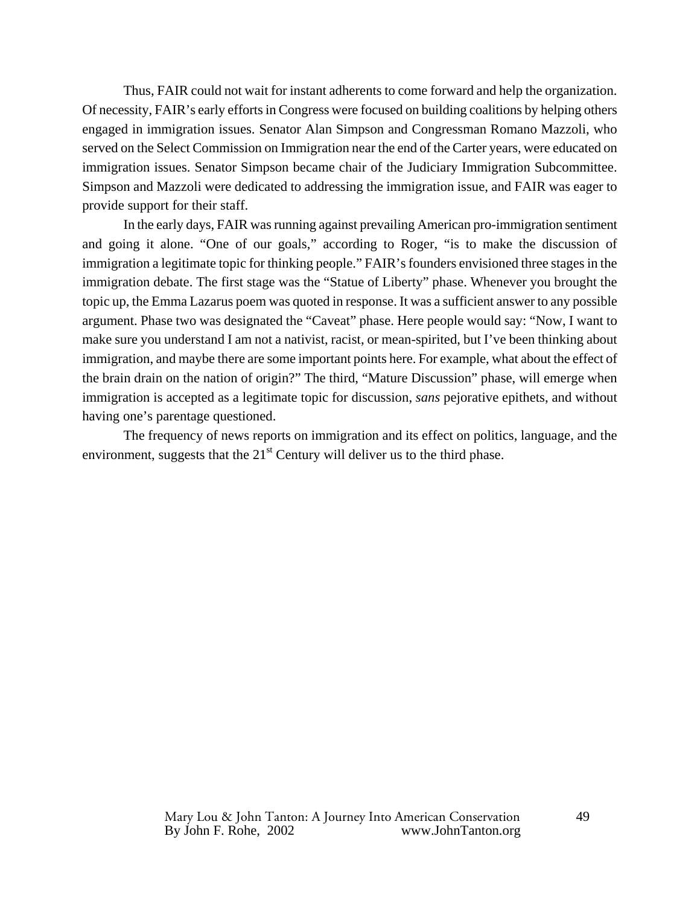Thus, FAIR could not wait for instant adherents to come forward and help the organization. Of necessity, FAIR's early efforts in Congress were focused on building coalitions by helping others engaged in immigration issues. Senator Alan Simpson and Congressman Romano Mazzoli, who served on the Select Commission on Immigration near the end of the Carter years, were educated on immigration issues. Senator Simpson became chair of the Judiciary Immigration Subcommittee. Simpson and Mazzoli were dedicated to addressing the immigration issue, and FAIR was eager to provide support for their staff.

In the early days, FAIR was running against prevailing American pro-immigration sentiment and going it alone. "One of our goals," according to Roger, "is to make the discussion of immigration a legitimate topic for thinking people." FAIR's founders envisioned three stages in the immigration debate. The first stage was the "Statue of Liberty" phase. Whenever you brought the topic up, the Emma Lazarus poem was quoted in response. It was a sufficient answer to any possible argument. Phase two was designated the "Caveat" phase. Here people would say: "Now, I want to make sure you understand I am not a nativist, racist, or mean-spirited, but I've been thinking about immigration, and maybe there are some important points here. For example, what about the effect of the brain drain on the nation of origin?" The third, "Mature Discussion" phase, will emerge when immigration is accepted as a legitimate topic for discussion, *sans* pejorative epithets, and without having one's parentage questioned.

The frequency of news reports on immigration and its effect on politics, language, and the environment, suggests that the 21st Century will deliver us to the third phase.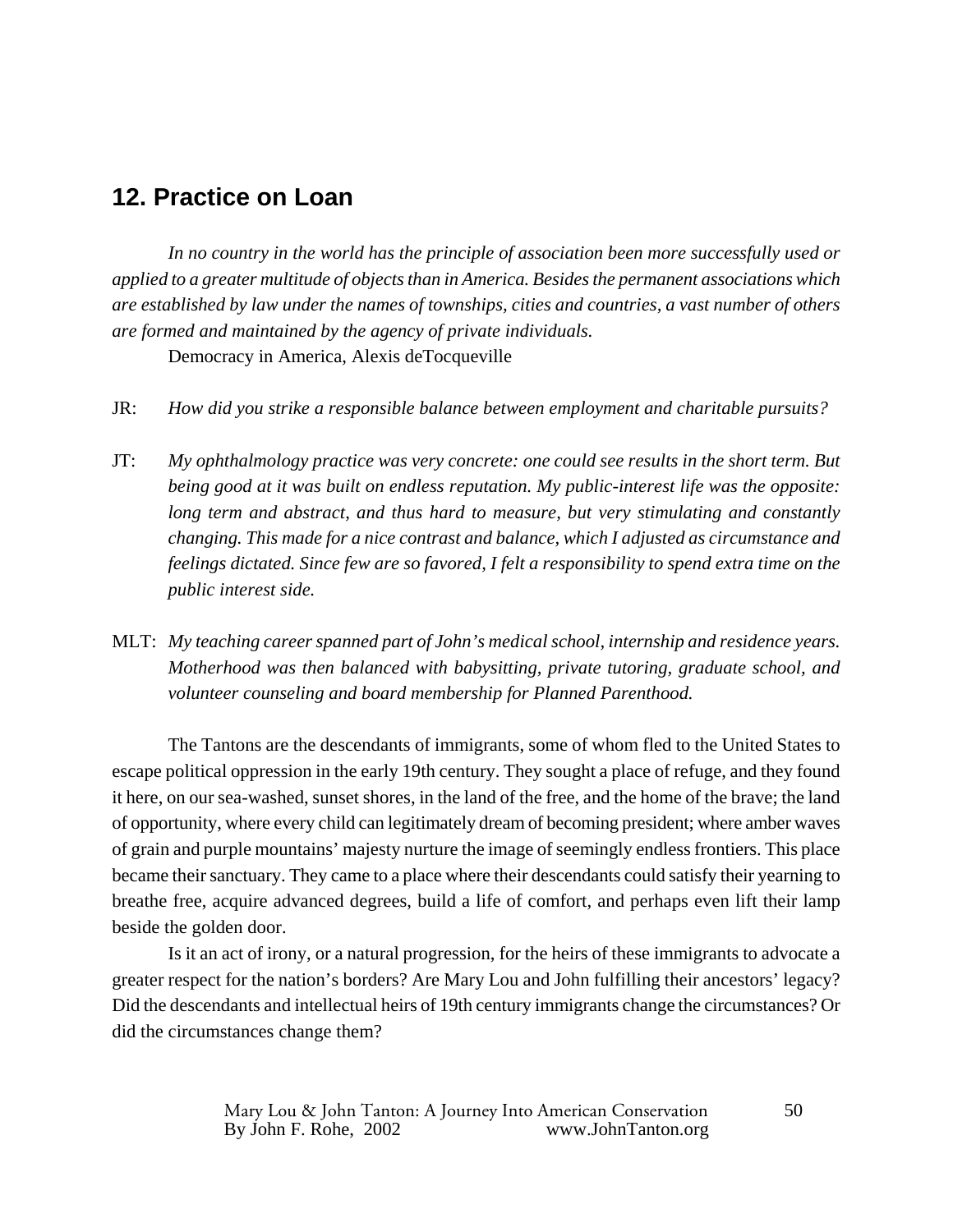## 12. Practice on Loan

*In no country in the world has the principle of association been more successfully used or applied to a greater multitude of objects than in America. Besides the permanent associations which are established by law under the names of townships, cities and countries, a vast number of others are formed and maintained by the agency of private individuals.*

Democracy in America, Alexis deTocqueville

JR: *How did you strike a responsible balance between employment and charitable pursuits?*

JT: *My ophthalmology practice was very concrete: one could see results in the short term. But being good at it was built on endless reputation. My public-interest life was the opposite: long term and abstract, and thus hard to measure, but very stimulating and constantly changing. This made for a nice contrast and balance, which I adjusted as circumstance and feelings dictated. Since few are so favored, I felt a responsibility to spend extra time on the public interest side.*

MLT: *My teaching career spanned part of John's medical school, internship and residence years. Motherhood was then balanced with babysitting, private tutoring, graduate school, and volunteer counseling and board membership for Planned Parenthood.*

The Tantons are the descendants of immigrants, some of whom fled to the United States to escape political oppression in the early 19th century. They sought a place of refuge, and they found it here, on our sea-washed, sunset shores, in the land of the free, and the home of the brave; the land of opportunity, where every child can legitimately dream of becoming president; where amber waves of grain and purple mountains' majesty nurture the image of seemingly endless frontiers. This place became their sanctuary. They came to a place where their descendants could satisfy their yearning to breathe free, acquire advanced degrees, build a life of comfort, and perhaps even lift their lamp beside the golden door.

Is it an act of irony, or a natural progression, for the heirs of these immigrants to advocate a greater respect for the nation's borders? Are Mary Lou and John fulfilling their ancestors' legacy? Did the descendants and intellectual heirs of 19th century immigrants change the circumstances? Or did the circumstances change them?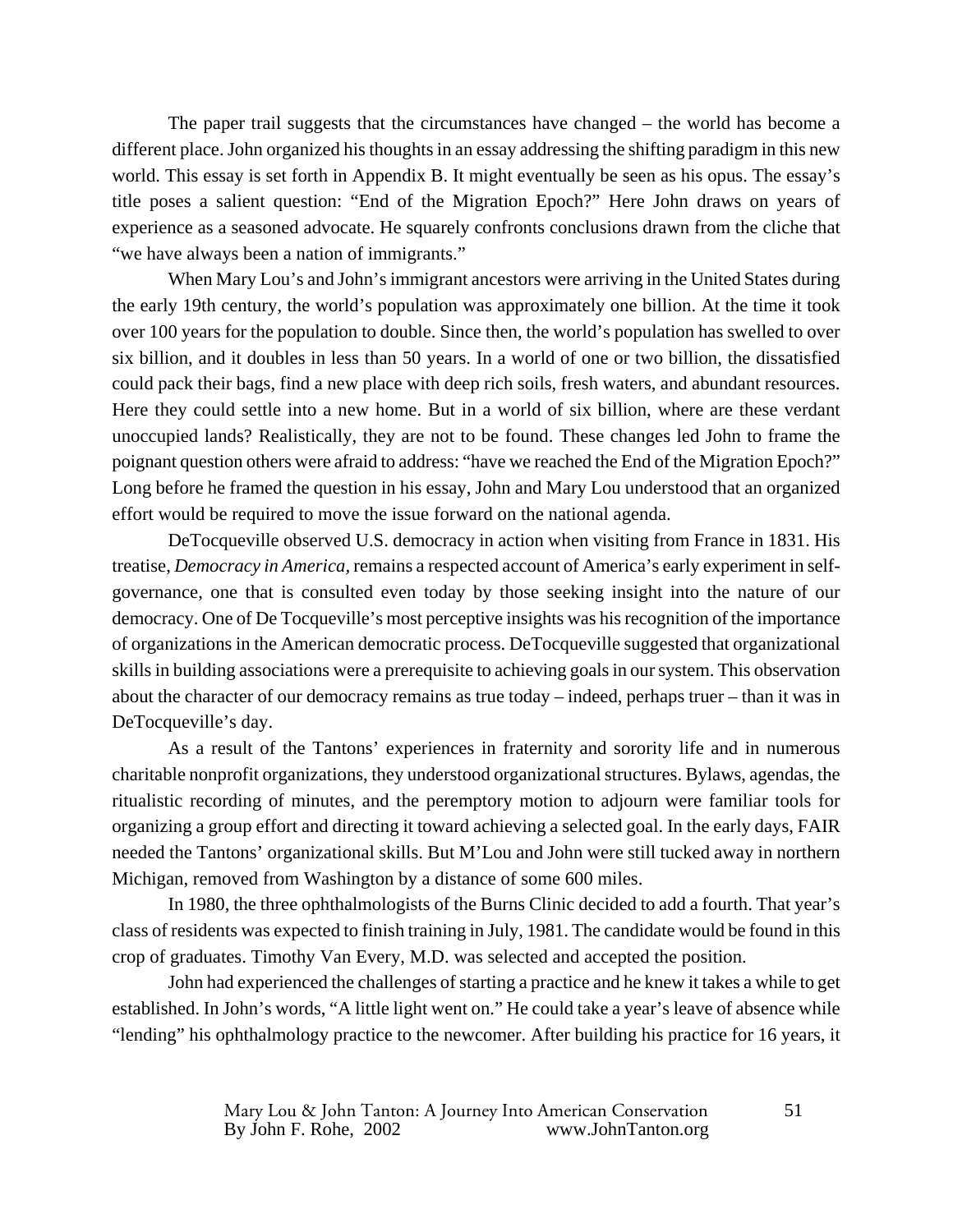The paper trail suggests that the circumstances have changed – the world has become a different place. John organized his thoughts in an essay addressing the shifting paradigm in this new world. This essay is set forth in Appendix B. It might eventually be seen as his opus. The essay's title poses a salient question: "End of the Migration Epoch?" Here John draws on years of experience as a seasoned advocate. He squarely confronts conclusions drawn from the cliche that "we have always been a nation of immigrants."

When Mary Lou's and John's immigrant ancestors were arriving in the United States during the early 19th century, the world's population was approximately one billion. At the time it took over 100 years for the population to double. Since then, the world's population has swelled to over six billion, and it doubles in less than 50 years. In a world of one or two billion, the dissatisfied could pack their bags, find a new place with deep rich soils, fresh waters, and abundant resources. Here they could settle into a new home. But in a world of six billion, where are these verdant unoccupied lands? Realistically, they are not to be found. These changes led John to frame the poignant question others were afraid to address: "have we reached the End of the Migration Epoch?" Long before he framed the question in his essay, John and Mary Lou understood that an organized effort would be required to move the issue forward on the national agenda.

DeTocqueville observed U.S. democracy in action when visiting from France in 1831. His treatise, *Democracy in America*, remains a respected account of America's early experiment in self-governance, one that is consulted even today by those seeking insight into the nature of our democracy. One of De Tocqueville's most perceptive insights was his recognition of the importance of organizations in the American democratic process. DeTocqueville suggested that organizational skills in building associations were a prerequisite to achieving goals in our system. This observation about the character of our democracy remains as true today – indeed, perhaps truer – than it was in DeTocqueville's day.

As a result of the Tantons' experiences in fraternity and sorority life and in numerous charitable nonprofit organizations, they understood organizational structures. Bylaws, agendas, the ritualistic recording of minutes, and the peremptory motion to adjourn were familiar tools for organizing a group effort and directing it toward achieving a selected goal. In the early days, FAIR needed the Tantons' organizational skills. But M'Lou and John were still tucked away in northern Michigan, removed from Washington by a distance of some 600 miles.

In 1980, the three ophthalmologists of the Burns Clinic decided to add a fourth. That year's class of residents was expected to finish training in July, 1981. The candidate would be found in this crop of graduates. Timothy Van Every, M.D. was selected and accepted the position.

John had experienced the challenges of starting a practice and he knew it takes a while to get established. In John's words, "A little light went on." He could take a year's leave of absence while "lending" his ophthalmology practice to the newcomer. After building his practice for 16 years, it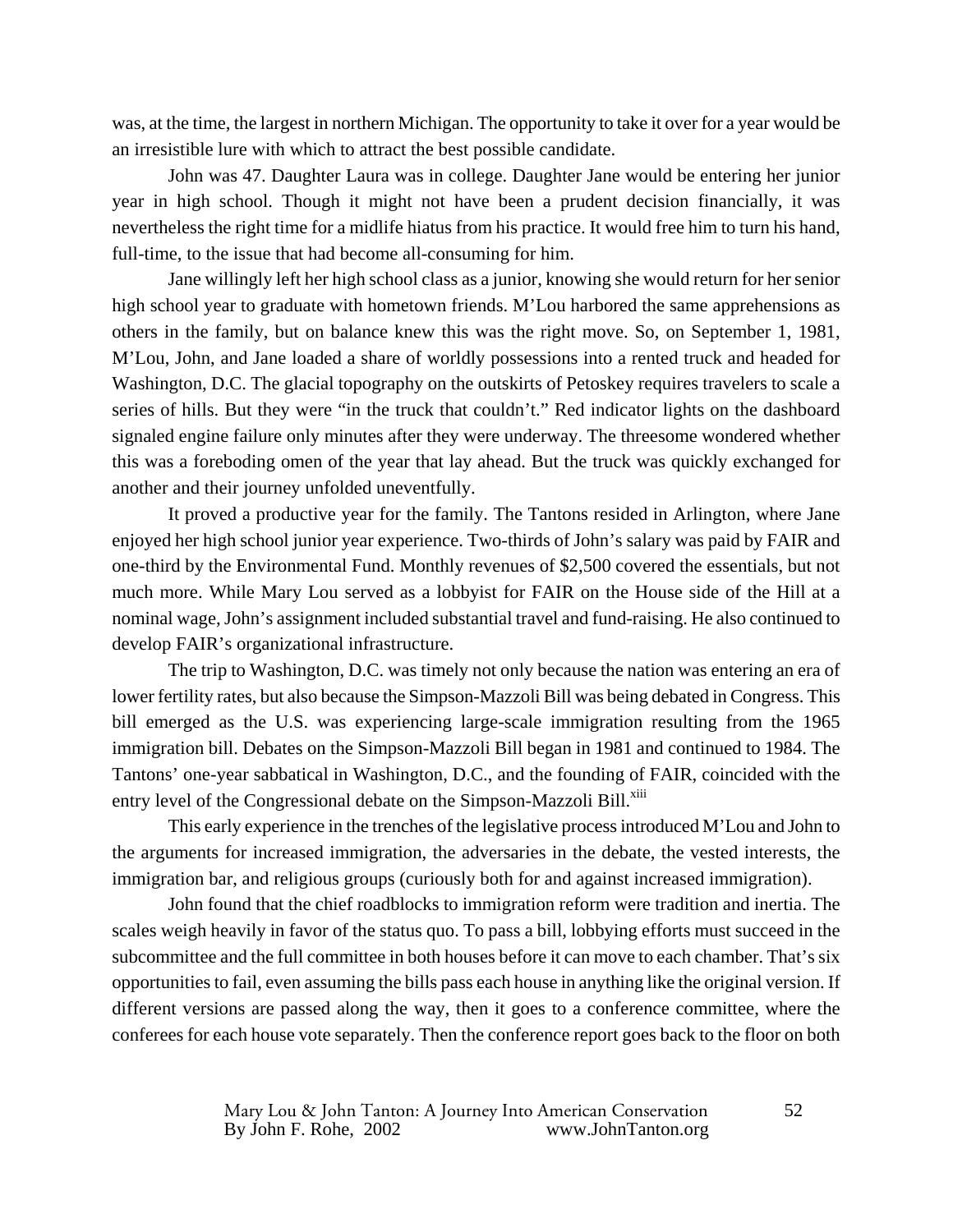was, at the time, the largest in northern Michigan. The opportunity to take it over for a year would be an irresistible lure with which to attract the best possible candidate.

John was 47. Daughter Laura was in college. Daughter Jane would be entering her junior year in high school. Though it might not have been a prudent decision financially, it was nevertheless the right time for a midlife hiatus from his practice. It would free him to turn his hand, full-time, to the issue that had become all-consuming for him.

Jane willingly left her high school class as a junior, knowing she would return for her senior high school year to graduate with hometown friends. M'Lou harbored the same apprehensions as others in the family, but on balance knew this was the right move. So, on September 1, 1981, M'Lou, John, and Jane loaded a share of worldly possessions into a rented truck and headed for Washington, D.C. The glacial topography on the outskirts of Petoskey requires travelers to scale a series of hills. But they were "in the truck that couldn't." Red indicator lights on the dashboard signaled engine failure only minutes after they were underway. The threesome wondered whether this was a foreboding omen of the year that lay ahead. But the truck was quickly exchanged for another and their journey unfolded uneventfully.

It proved a productive year for the family. The Tantons resided in Arlington, where Jane enjoyed her high school junior year experience. Two-thirds of John's salary was paid by FAIR and one-third by the Environmental Fund. Monthly revenues of $2,500 covered the essentials, but not much more. While Mary Lou served as a lobbyist for FAIR on the House side of the Hill at a nominal wage, John's assignment included substantial travel and fund-raising. He also continued to develop FAIR's organizational infrastructure.

The trip to Washington, D.C. was timely not only because the nation was entering an era of lower fertility rates, but also because the Simpson-Mazzoli Bill was being debated in Congress. This bill emerged as the U.S. was experiencing large-scale immigration resulting from the 1965 immigration bill. Debates on the Simpson-Mazzoli Bill began in 1981 and continued to 1984. The Tantons' one-year sabbatical in Washington, D.C., and the founding of FAIR, coincided with the entry level of the Congressional debate on the Simpson-Mazzoli Bill.[xiii]

This early experience in the trenches of the legislative process introduced M'Lou and John to the arguments for increased immigration, the adversaries in the debate, the vested interests, the immigration bar, and religious groups (curiously both for and against increased immigration).

John found that the chief roadblocks to immigration reform were tradition and inertia. The scales weigh heavily in favor of the status quo. To pass a bill, lobbying efforts must succeed in the subcommittee and the full committee in both houses before it can move to each chamber. That's six opportunities to fail, even assuming the bills pass each house in anything like the original version. If different versions are passed along the way, then it goes to a conference committee, where the conferees for each house vote separately. Then the conference report goes back to the floor on both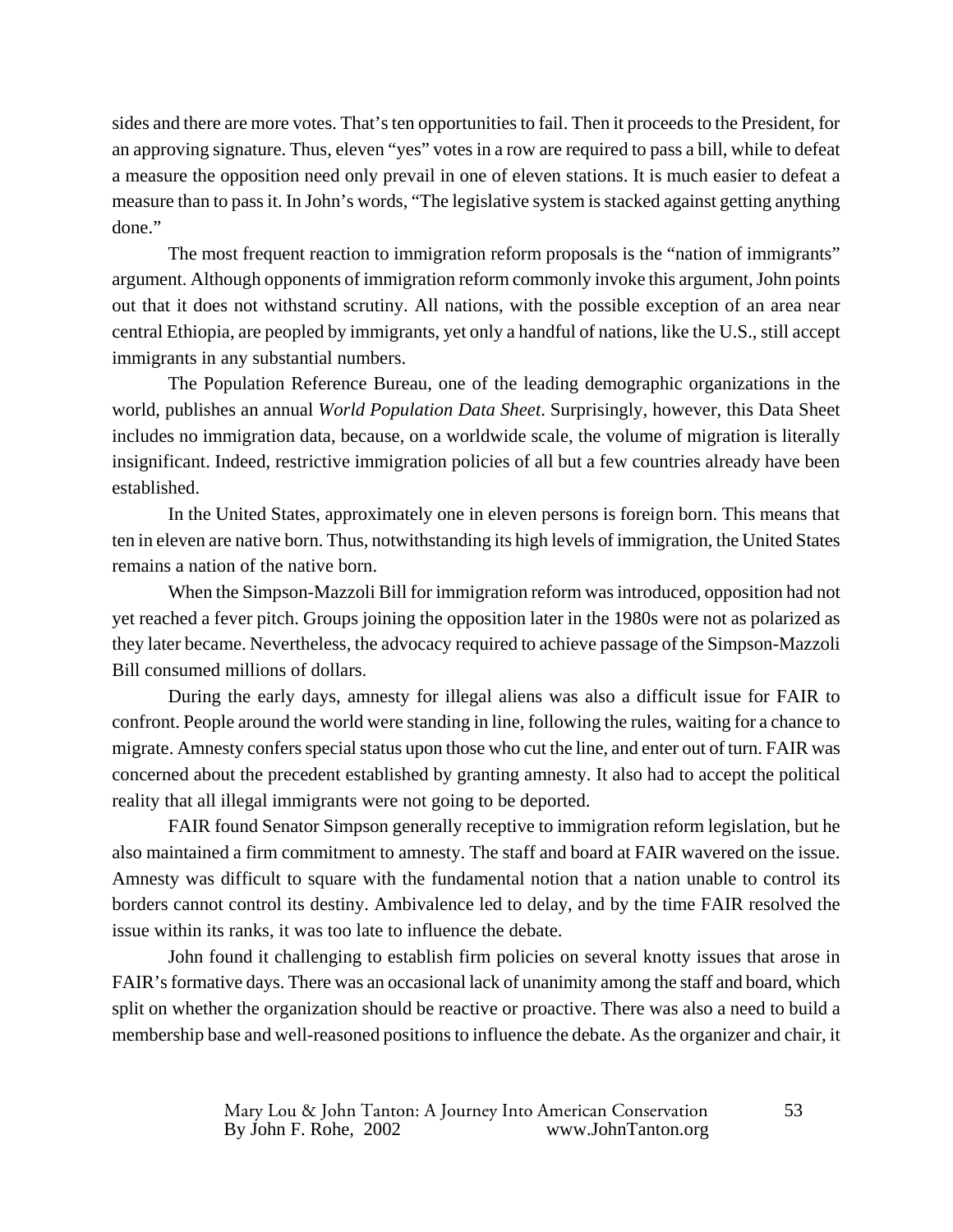sides and there are more votes. That's ten opportunities to fail. Then it proceeds to the President, for an approving signature. Thus, eleven "yes" votes in a row are required to pass a bill, while to defeat a measure the opposition need only prevail in one of eleven stations. It is much easier to defeat a measure than to pass it. In John's words, "The legislative system is stacked against getting anything done."

The most frequent reaction to immigration reform proposals is the "nation of immigrants" argument. Although opponents of immigration reform commonly invoke this argument, John points out that it does not withstand scrutiny. All nations, with the possible exception of an area near central Ethiopia, are peopled by immigrants, yet only a handful of nations, like the U.S., still accept immigrants in any substantial numbers.

The Population Reference Bureau, one of the leading demographic organizations in the world, publishes an annual *World Population Data Sheet*. Surprisingly, however, this Data Sheet includes no immigration data, because, on a worldwide scale, the volume of migration is literally insignificant. Indeed, restrictive immigration policies of all but a few countries already have been established.

In the United States, approximately one in eleven persons is foreign born. This means that ten in eleven are native born. Thus, notwithstanding its high levels of immigration, the United States remains a nation of the native born.

When the Simpson-Mazzoli Bill for immigration reform was introduced, opposition had not yet reached a fever pitch. Groups joining the opposition later in the 1980s were not as polarized as they later became. Nevertheless, the advocacy required to achieve passage of the Simpson-Mazzoli Bill consumed millions of dollars.

During the early days, amnesty for illegal aliens was also a difficult issue for FAIR to confront. People around the world were standing in line, following the rules, waiting for a chance to migrate. Amnesty confers special status upon those who cut the line, and enter out of turn. FAIR was concerned about the precedent established by granting amnesty. It also had to accept the political reality that all illegal immigrants were not going to be deported.

FAIR found Senator Simpson generally receptive to immigration reform legislation, but he also maintained a firm commitment to amnesty. The staff and board at FAIR wavered on the issue. Amnesty was difficult to square with the fundamental notion that a nation unable to control its borders cannot control its destiny. Ambivalence led to delay, and by the time FAIR resolved the issue within its ranks, it was too late to influence the debate.

John found it challenging to establish firm policies on several knotty issues that arose in FAIR's formative days. There was an occasional lack of unanimity among the staff and board, which split on whether the organization should be reactive or proactive. There was also a need to build a membership base and well-reasoned positions to influence the debate. As the organizer and chair, it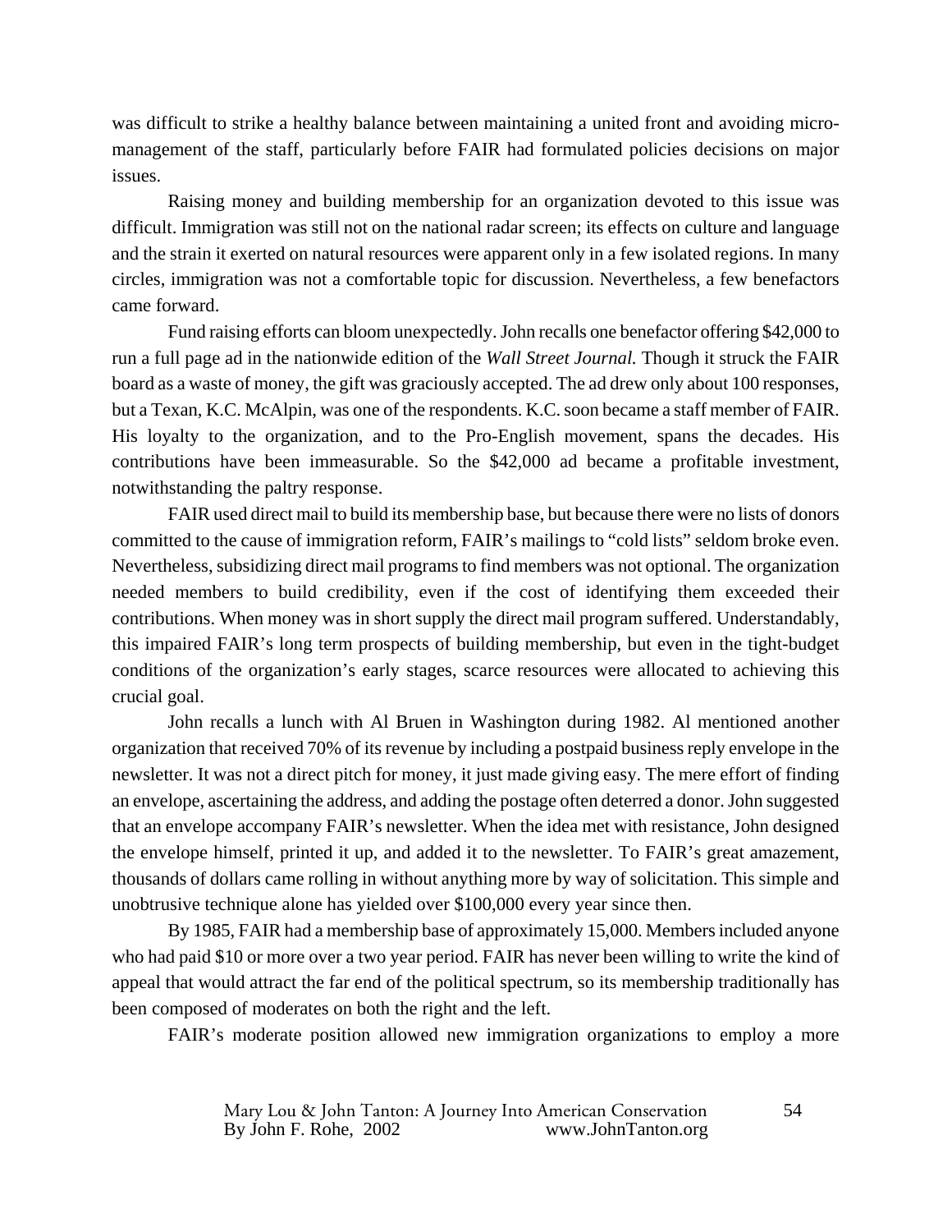was difficult to strike a healthy balance between maintaining a united front and avoiding micro-management of the staff, particularly before FAIR had formulated policies decisions on major issues.

Raising money and building membership for an organization devoted to this issue was difficult. Immigration was still not on the national radar screen; its effects on culture and language and the strain it exerted on natural resources were apparent only in a few isolated regions. In many circles, immigration was not a comfortable topic for discussion. Nevertheless, a few benefactors came forward.

Fund raising efforts can bloom unexpectedly. John recalls one benefactor offering $42,000 to run a full page ad in the nationwide edition of the *Wall Street Journal.* Though it struck the FAIR board as a waste of money, the gift was graciously accepted. The ad drew only about 100 responses, but a Texan, K.C. McAlpin, was one of the respondents. K.C. soon became a staff member of FAIR. His loyalty to the organization, and to the Pro-English movement, spans the decades. His contributions have been immeasurable. So the $42,000 ad became a profitable investment, notwithstanding the paltry response.

FAIR used direct mail to build its membership base, but because there were no lists of donors committed to the cause of immigration reform, FAIR's mailings to "cold lists" seldom broke even. Nevertheless, subsidizing direct mail programs to find members was not optional. The organization needed members to build credibility, even if the cost of identifying them exceeded their contributions. When money was in short supply the direct mail program suffered. Understandably, this impaired FAIR's long term prospects of building membership, but even in the tight-budget conditions of the organization's early stages, scarce resources were allocated to achieving this crucial goal.

John recalls a lunch with Al Bruen in Washington during 1982. Al mentioned another organization that received 70% of its revenue by including a postpaid business reply envelope in the newsletter. It was not a direct pitch for money, it just made giving easy. The mere effort of finding an envelope, ascertaining the address, and adding the postage often deterred a donor. John suggested that an envelope accompany FAIR's newsletter. When the idea met with resistance, John designed the envelope himself, printed it up, and added it to the newsletter. To FAIR's great amazement, thousands of dollars came rolling in without anything more by way of solicitation. This simple and unobtrusive technique alone has yielded over $100,000 every year since then.

By 1985, FAIR had a membership base of approximately 15,000. Members included anyone who had paid $10 or more over a two year period. FAIR has never been willing to write the kind of appeal that would attract the far end of the political spectrum, so its membership traditionally has been composed of moderates on both the right and the left.

FAIR's moderate position allowed new immigration organizations to employ a more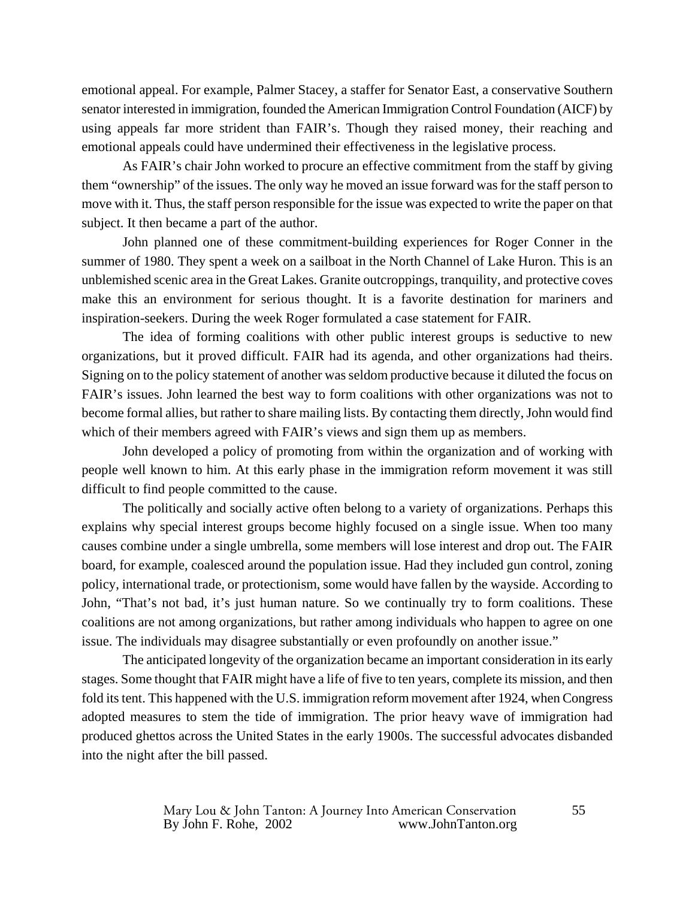emotional appeal. For example, Palmer Stacey, a staffer for Senator East, a conservative Southern senator interested in immigration, founded the American Immigration Control Foundation (AICF) by using appeals far more strident than FAIR's. Though they raised money, their reaching and emotional appeals could have undermined their effectiveness in the legislative process.

As FAIR's chair John worked to procure an effective commitment from the staff by giving them "ownership" of the issues. The only way he moved an issue forward was for the staff person to move with it. Thus, the staff person responsible for the issue was expected to write the paper on that subject. It then became a part of the author.

John planned one of these commitment-building experiences for Roger Conner in the summer of 1980. They spent a week on a sailboat in the North Channel of Lake Huron. This is an unblemished scenic area in the Great Lakes. Granite outcroppings, tranquility, and protective coves make this an environment for serious thought. It is a favorite destination for mariners and inspiration-seekers. During the week Roger formulated a case statement for FAIR.

The idea of forming coalitions with other public interest groups is seductive to new organizations, but it proved difficult. FAIR had its agenda, and other organizations had theirs. Signing on to the policy statement of another was seldom productive because it diluted the focus on FAIR's issues. John learned the best way to form coalitions with other organizations was not to become formal allies, but rather to share mailing lists. By contacting them directly, John would find which of their members agreed with FAIR's views and sign them up as members.

John developed a policy of promoting from within the organization and of working with people well known to him. At this early phase in the immigration reform movement it was still difficult to find people committed to the cause.

The politically and socially active often belong to a variety of organizations. Perhaps this explains why special interest groups become highly focused on a single issue. When too many causes combine under a single umbrella, some members will lose interest and drop out. The FAIR board, for example, coalesced around the population issue. Had they included gun control, zoning policy, international trade, or protectionism, some would have fallen by the wayside. According to John, "That's not bad, it's just human nature. So we continually try to form coalitions. These coalitions are not among organizations, but rather among individuals who happen to agree on one issue. The individuals may disagree substantially or even profoundly on another issue."

The anticipated longevity of the organization became an important consideration in its early stages. Some thought that FAIR might have a life of five to ten years, complete its mission, and then fold its tent. This happened with the U.S. immigration reform movement after 1924, when Congress adopted measures to stem the tide of immigration. The prior heavy wave of immigration had produced ghettos across the United States in the early 1900s. The successful advocates disbanded into the night after the bill passed.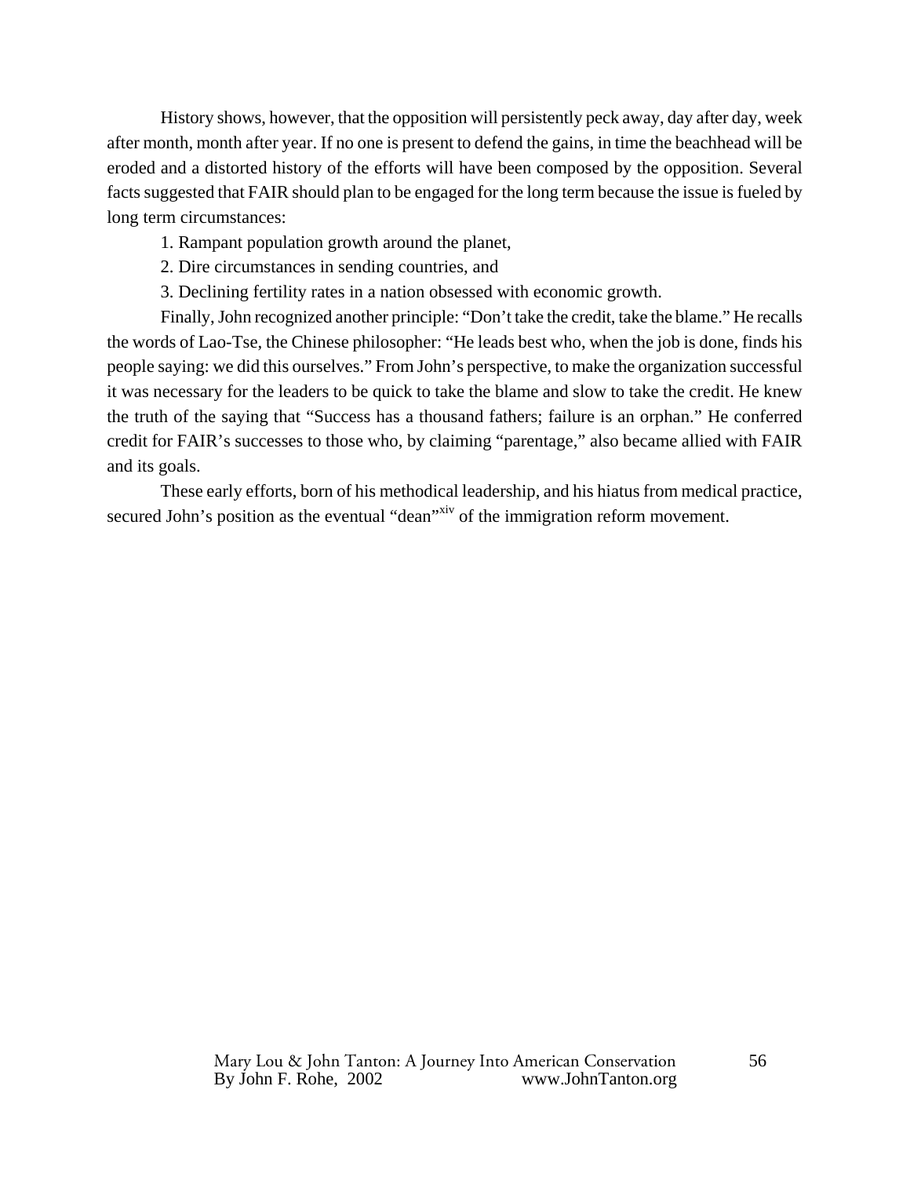History shows, however, that the opposition will persistently peck away, day after day, week after month, month after year. If no one is present to defend the gains, in time the beachhead will be eroded and a distorted history of the efforts will have been composed by the opposition. Several facts suggested that FAIR should plan to be engaged for the long term because the issue is fueled by long term circumstances:

1. Rampant population growth around the planet,
2. Dire circumstances in sending countries, and
3. Declining fertility rates in a nation obsessed with economic growth.

Finally, John recognized another principle: "Don't take the credit, take the blame." He recalls the words of Lao-Tse, the Chinese philosopher: "He leads best who, when the job is done, finds his people saying: we did this ourselves." From John's perspective, to make the organization successful it was necessary for the leaders to be quick to take the blame and slow to take the credit. He knew the truth of the saying that "Success has a thousand fathers; failure is an orphan." He conferred credit for FAIR's successes to those who, by claiming "parentage," also became allied with FAIR and its goals.

These early efforts, born of his methodical leadership, and his hiatus from medical practice, secured John's position as the eventual "dean"[xiv] of the immigration reform movement.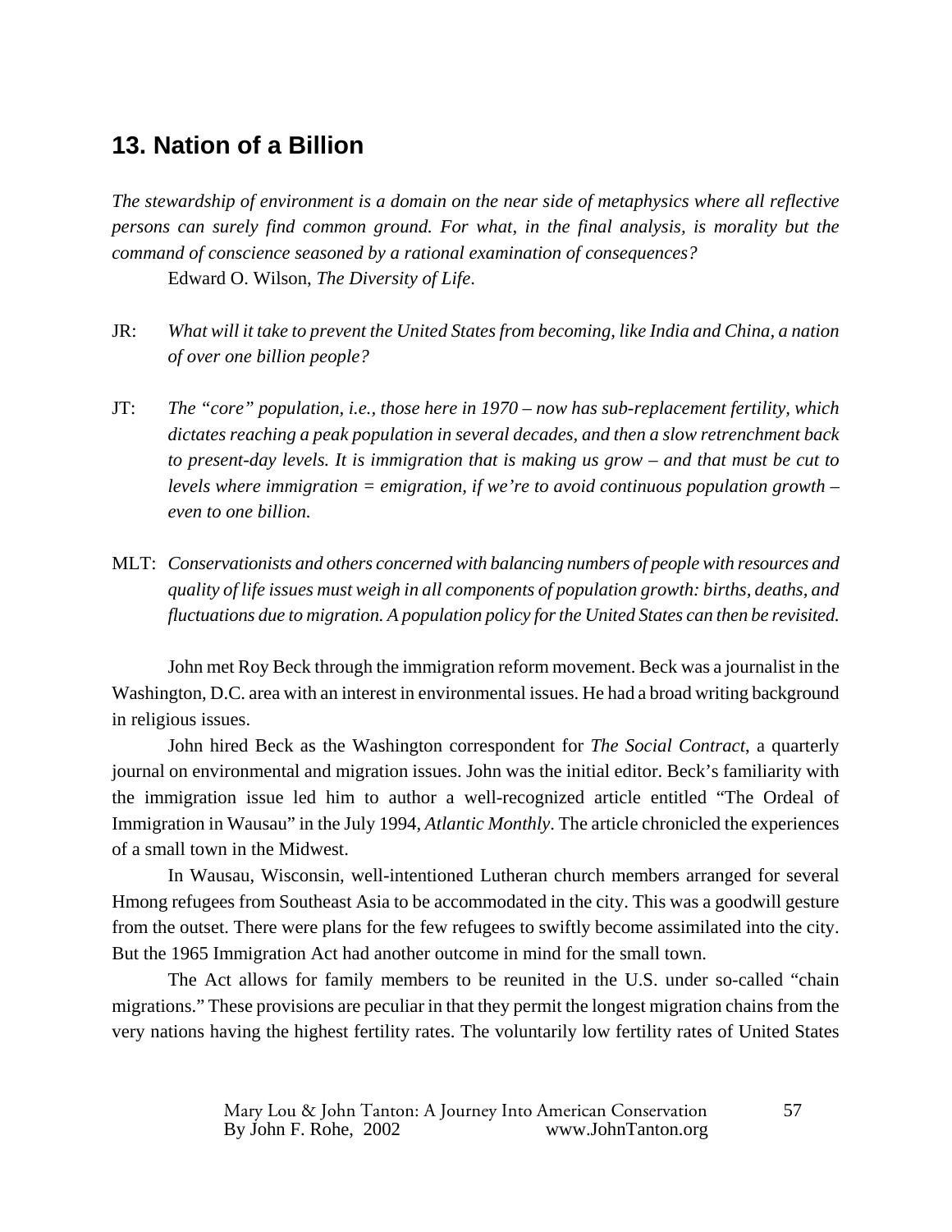## 13. Nation of a Billion

*The stewardship of environment is a domain on the near side of metaphysics where all reflective persons can surely find common ground. For what, in the final analysis, is morality but the command of conscience seasoned by a rational examination of consequences?*

Edward O. Wilson, *The Diversity of Life*.

JR: *What will it take to prevent the United States from becoming, like India and China, a nation of over one billion people?*

JT: *The "core" population, i.e., those here in 1970 – now has sub-replacement fertility, which dictates reaching a peak population in several decades, and then a slow retrenchment back to present-day levels. It is immigration that is making us grow – and that must be cut to levels where immigration = emigration, if we're to avoid continuous population growth – even to one billion.*

MLT: *Conservationists and others concerned with balancing numbers of people with resources and quality of life issues must weigh in all components of population growth: births, deaths, and fluctuations due to migration. A population policy for the United States can then be revisited.*

John met Roy Beck through the immigration reform movement. Beck was a journalist in the Washington, D.C. area with an interest in environmental issues. He had a broad writing background in religious issues.

John hired Beck as the Washington correspondent for *The Social Contract*, a quarterly journal on environmental and migration issues. John was the initial editor. Beck's familiarity with the immigration issue led him to author a well-recognized article entitled "The Ordeal of Immigration in Wausau" in the July 1994, *Atlantic Monthly*. The article chronicled the experiences of a small town in the Midwest.

In Wausau, Wisconsin, well-intentioned Lutheran church members arranged for several Hmong refugees from Southeast Asia to be accommodated in the city. This was a goodwill gesture from the outset. There were plans for the few refugees to swiftly become assimilated into the city. But the 1965 Immigration Act had another outcome in mind for the small town.

The Act allows for family members to be reunited in the U.S. under so-called "chain migrations." These provisions are peculiar in that they permit the longest migration chains from the very nations having the highest fertility rates. The voluntarily low fertility rates of United States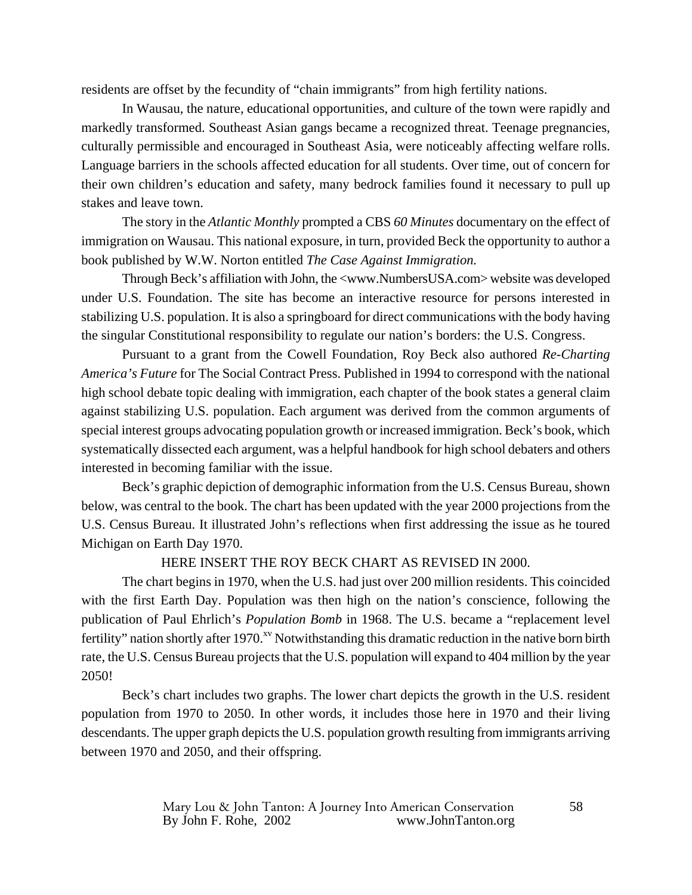residents are offset by the fecundity of "chain immigrants" from high fertility nations.

In Wausau, the nature, educational opportunities, and culture of the town were rapidly and markedly transformed. Southeast Asian gangs became a recognized threat. Teenage pregnancies, culturally permissible and encouraged in Southeast Asia, were noticeably affecting welfare rolls. Language barriers in the schools affected education for all students. Over time, out of concern for their own children's education and safety, many bedrock families found it necessary to pull up stakes and leave town.

The story in the *Atlantic Monthly* prompted a CBS *60 Minutes* documentary on the effect of immigration on Wausau. This national exposure, in turn, provided Beck the opportunity to author a book published by W.W. Norton entitled *The Case Against Immigration.*

Through Beck's affiliation with John, the <www.NumbersUSA.com> website was developed under U.S. Foundation. The site has become an interactive resource for persons interested in stabilizing U.S. population. It is also a springboard for direct communications with the body having the singular Constitutional responsibility to regulate our nation's borders: the U.S. Congress.

Pursuant to a grant from the Cowell Foundation, Roy Beck also authored *Re-Charting America's Future* for The Social Contract Press. Published in 1994 to correspond with the national high school debate topic dealing with immigration, each chapter of the book states a general claim against stabilizing U.S. population. Each argument was derived from the common arguments of special interest groups advocating population growth or increased immigration. Beck's book, which systematically dissected each argument, was a helpful handbook for high school debaters and others interested in becoming familiar with the issue.

Beck's graphic depiction of demographic information from the U.S. Census Bureau, shown below, was central to the book. The chart has been updated with the year 2000 projections from the U.S. Census Bureau. It illustrated John's reflections when first addressing the issue as he toured Michigan on Earth Day 1970.

HERE INSERT THE ROY BECK CHART AS REVISED IN 2000.

The chart begins in 1970, when the U.S. had just over 200 million residents. This coincided with the first Earth Day. Population was then high on the nation's conscience, following the publication of Paul Ehrlich's *Population Bomb* in 1968. The U.S. became a "replacement level fertility" nation shortly after 1970.[xv] Notwithstanding this dramatic reduction in the native born birth rate, the U.S. Census Bureau projects that the U.S. population will expand to 404 million by the year 2050!

Beck's chart includes two graphs. The lower chart depicts the growth in the U.S. resident population from 1970 to 2050. In other words, it includes those here in 1970 and their living descendants. The upper graph depicts the U.S. population growth resulting from immigrants arriving between 1970 and 2050, and their offspring.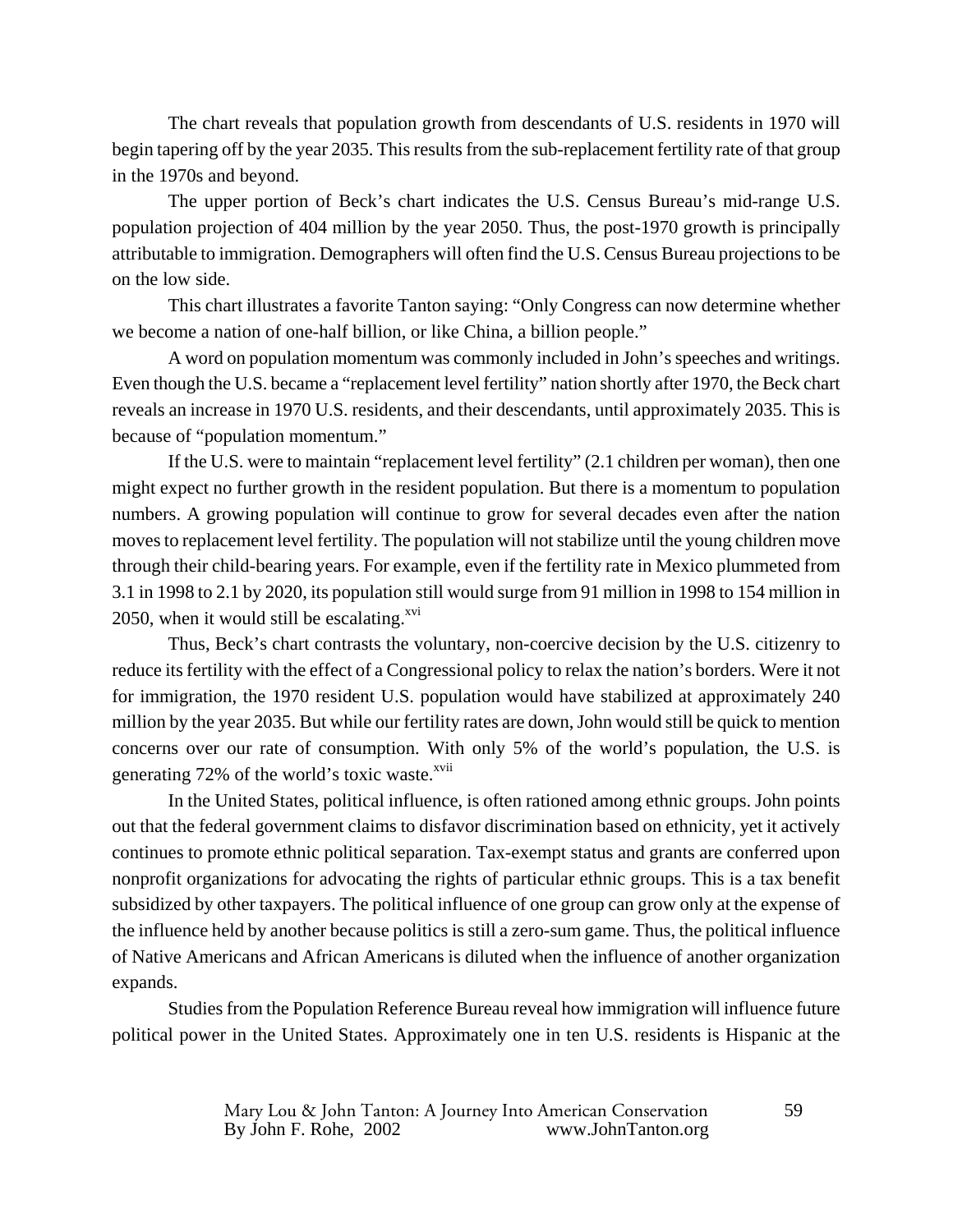The chart reveals that population growth from descendants of U.S. residents in 1970 will begin tapering off by the year 2035. This results from the sub-replacement fertility rate of that group in the 1970s and beyond.

The upper portion of Beck's chart indicates the U.S. Census Bureau's mid-range U.S. population projection of 404 million by the year 2050. Thus, the post-1970 growth is principally attributable to immigration. Demographers will often find the U.S. Census Bureau projections to be on the low side.

This chart illustrates a favorite Tanton saying: "Only Congress can now determine whether we become a nation of one-half billion, or like China, a billion people."

A word on population momentum was commonly included in John's speeches and writings. Even though the U.S. became a "replacement level fertility" nation shortly after 1970, the Beck chart reveals an increase in 1970 U.S. residents, and their descendants, until approximately 2035. This is because of "population momentum."

If the U.S. were to maintain "replacement level fertility" (2.1 children per woman), then one might expect no further growth in the resident population. But there is a momentum to population numbers. A growing population will continue to grow for several decades even after the nation moves to replacement level fertility. The population will not stabilize until the young children move through their child-bearing years. For example, even if the fertility rate in Mexico plummeted from 3.1 in 1998 to 2.1 by 2020, its population still would surge from 91 million in 1998 to 154 million in 2050, when it would still be escalating.[xvi]

Thus, Beck's chart contrasts the voluntary, non-coercive decision by the U.S. citizenry to reduce its fertility with the effect of a Congressional policy to relax the nation's borders. Were it not for immigration, the 1970 resident U.S. population would have stabilized at approximately 240 million by the year 2035. But while our fertility rates are down, John would still be quick to mention concerns over our rate of consumption. With only 5% of the world's population, the U.S. is generating 72% of the world's toxic waste.[xvii]

In the United States, political influence, is often rationed among ethnic groups. John points out that the federal government claims to disfavor discrimination based on ethnicity, yet it actively continues to promote ethnic political separation. Tax-exempt status and grants are conferred upon nonprofit organizations for advocating the rights of particular ethnic groups. This is a tax benefit subsidized by other taxpayers. The political influence of one group can grow only at the expense of the influence held by another because politics is still a zero-sum game. Thus, the political influence of Native Americans and African Americans is diluted when the influence of another organization expands.

Studies from the Population Reference Bureau reveal how immigration will influence future political power in the United States. Approximately one in ten U.S. residents is Hispanic at the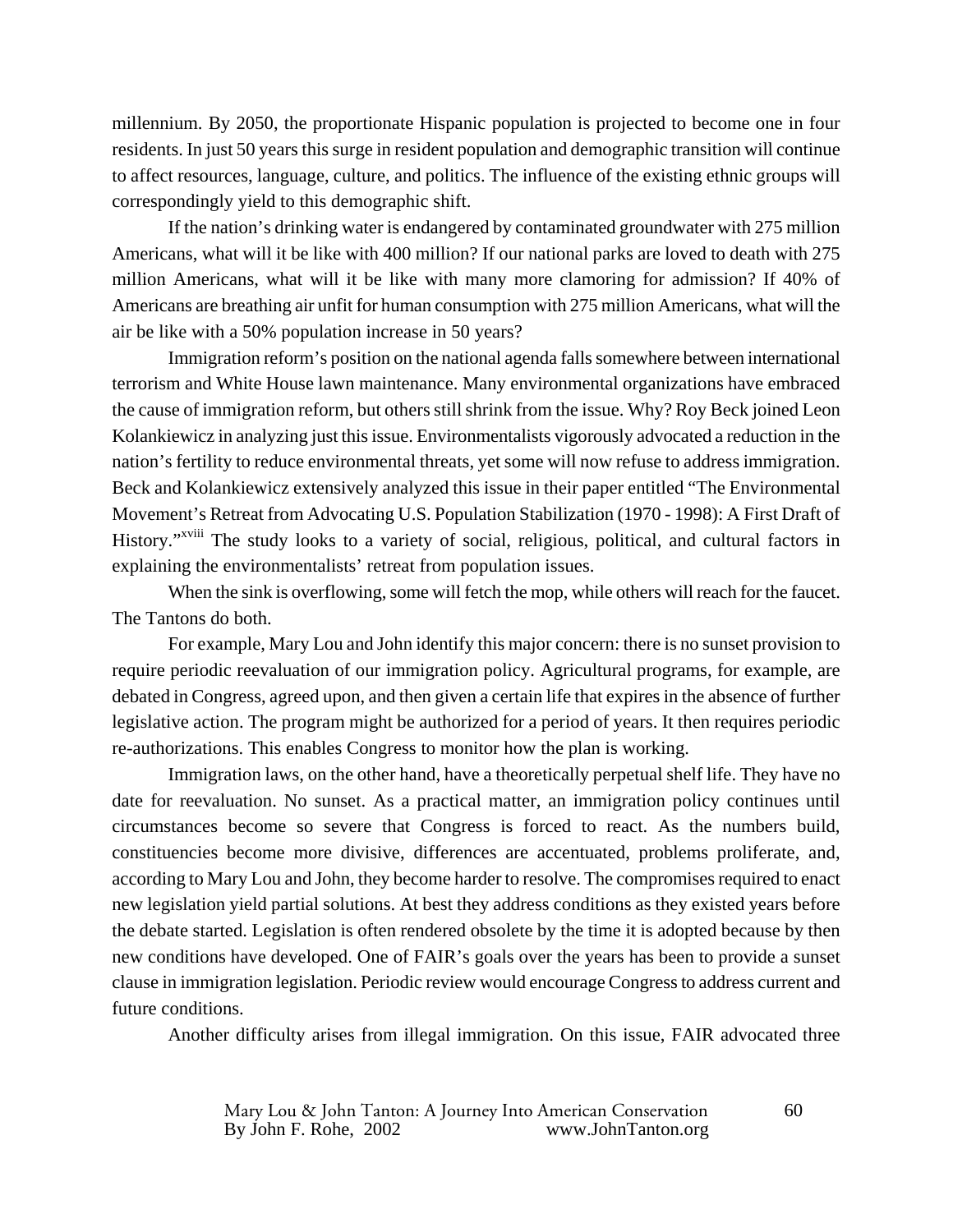millennium. By 2050, the proportionate Hispanic population is projected to become one in four residents. In just 50 years this surge in resident population and demographic transition will continue to affect resources, language, culture, and politics. The influence of the existing ethnic groups will correspondingly yield to this demographic shift.

If the nation's drinking water is endangered by contaminated groundwater with 275 million Americans, what will it be like with 400 million? If our national parks are loved to death with 275 million Americans, what will it be like with many more clamoring for admission? If 40% of Americans are breathing air unfit for human consumption with 275 million Americans, what will the air be like with a 50% population increase in 50 years?

Immigration reform's position on the national agenda falls somewhere between international terrorism and White House lawn maintenance. Many environmental organizations have embraced the cause of immigration reform, but others still shrink from the issue. Why? Roy Beck joined Leon Kolankiewicz in analyzing just this issue. Environmentalists vigorously advocated a reduction in the nation's fertility to reduce environmental threats, yet some will now refuse to address immigration. Beck and Kolankiewicz extensively analyzed this issue in their paper entitled "The Environmental Movement's Retreat from Advocating U.S. Population Stabilization (1970 - 1998): A First Draft of History."[xviii] The study looks to a variety of social, religious, political, and cultural factors in explaining the environmentalists' retreat from population issues.

When the sink is overflowing, some will fetch the mop, while others will reach for the faucet. The Tantons do both.

For example, Mary Lou and John identify this major concern: there is no sunset provision to require periodic reevaluation of our immigration policy. Agricultural programs, for example, are debated in Congress, agreed upon, and then given a certain life that expires in the absence of further legislative action. The program might be authorized for a period of years. It then requires periodic re-authorizations. This enables Congress to monitor how the plan is working.

Immigration laws, on the other hand, have a theoretically perpetual shelf life. They have no date for reevaluation. No sunset. As a practical matter, an immigration policy continues until circumstances become so severe that Congress is forced to react. As the numbers build, constituencies become more divisive, differences are accentuated, problems proliferate, and, according to Mary Lou and John, they become harder to resolve. The compromises required to enact new legislation yield partial solutions. At best they address conditions as they existed years before the debate started. Legislation is often rendered obsolete by the time it is adopted because by then new conditions have developed. One of FAIR's goals over the years has been to provide a sunset clause in immigration legislation. Periodic review would encourage Congress to address current and future conditions.

Another difficulty arises from illegal immigration. On this issue, FAIR advocated three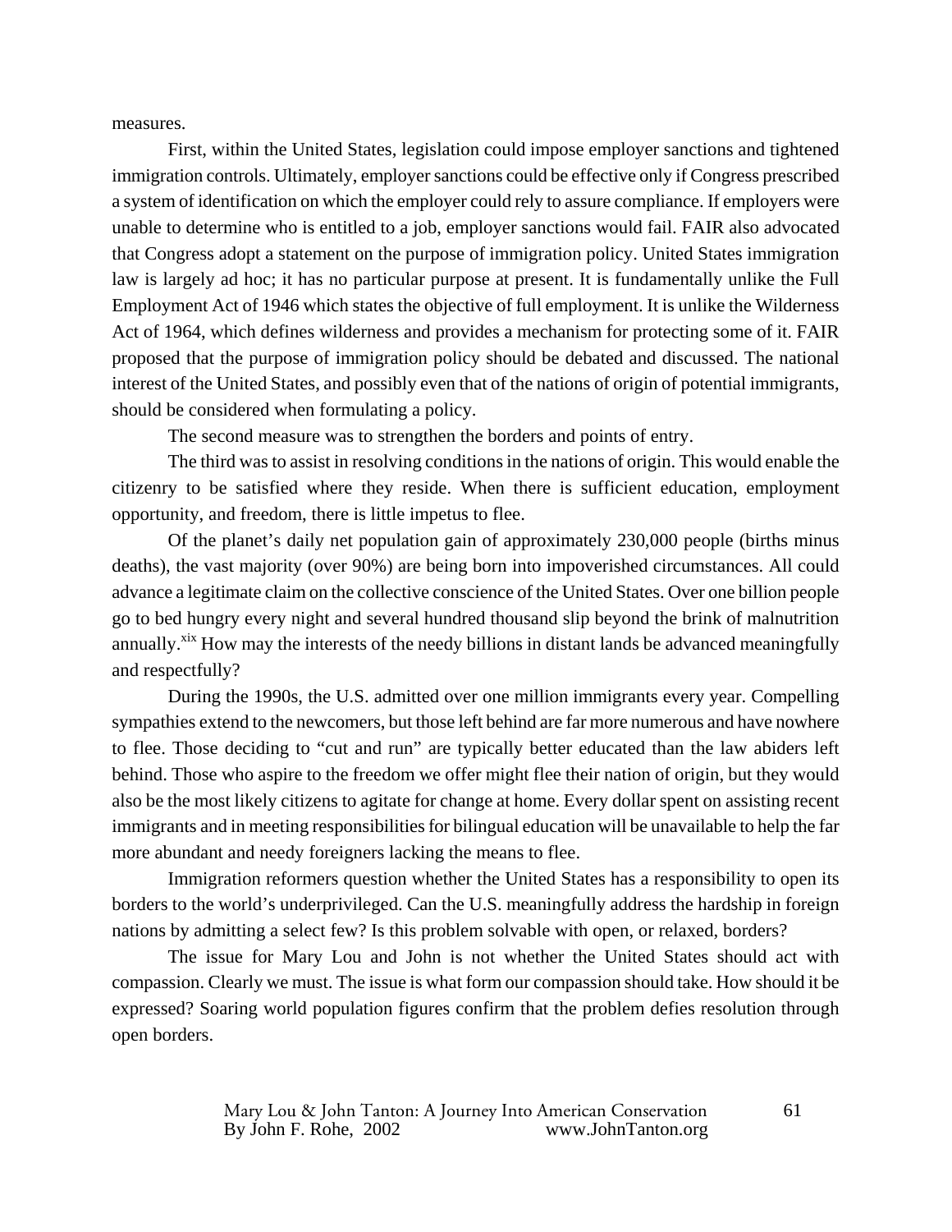measures.

First, within the United States, legislation could impose employer sanctions and tightened immigration controls. Ultimately, employer sanctions could be effective only if Congress prescribed a system of identification on which the employer could rely to assure compliance. If employers were unable to determine who is entitled to a job, employer sanctions would fail. FAIR also advocated that Congress adopt a statement on the purpose of immigration policy. United States immigration law is largely ad hoc; it has no particular purpose at present. It is fundamentally unlike the Full Employment Act of 1946 which states the objective of full employment. It is unlike the Wilderness Act of 1964, which defines wilderness and provides a mechanism for protecting some of it. FAIR proposed that the purpose of immigration policy should be debated and discussed. The national interest of the United States, and possibly even that of the nations of origin of potential immigrants, should be considered when formulating a policy.

The second measure was to strengthen the borders and points of entry.

The third was to assist in resolving conditions in the nations of origin. This would enable the citizenry to be satisfied where they reside. When there is sufficient education, employment opportunity, and freedom, there is little impetus to flee.

Of the planet's daily net population gain of approximately 230,000 people (births minus deaths), the vast majority (over 90%) are being born into impoverished circumstances. All could advance a legitimate claim on the collective conscience of the United States. Over one billion people go to bed hungry every night and several hundred thousand slip beyond the brink of malnutrition annually.[xix] How may the interests of the needy billions in distant lands be advanced meaningfully and respectfully?

During the 1990s, the U.S. admitted over one million immigrants every year. Compelling sympathies extend to the newcomers, but those left behind are far more numerous and have nowhere to flee. Those deciding to "cut and run" are typically better educated than the law abiders left behind. Those who aspire to the freedom we offer might flee their nation of origin, but they would also be the most likely citizens to agitate for change at home. Every dollar spent on assisting recent immigrants and in meeting responsibilities for bilingual education will be unavailable to help the far more abundant and needy foreigners lacking the means to flee.

Immigration reformers question whether the United States has a responsibility to open its borders to the world's underprivileged. Can the U.S. meaningfully address the hardship in foreign nations by admitting a select few? Is this problem solvable with open, or relaxed, borders?

The issue for Mary Lou and John is not whether the United States should act with compassion. Clearly we must. The issue is what form our compassion should take. How should it be expressed? Soaring world population figures confirm that the problem defies resolution through open borders.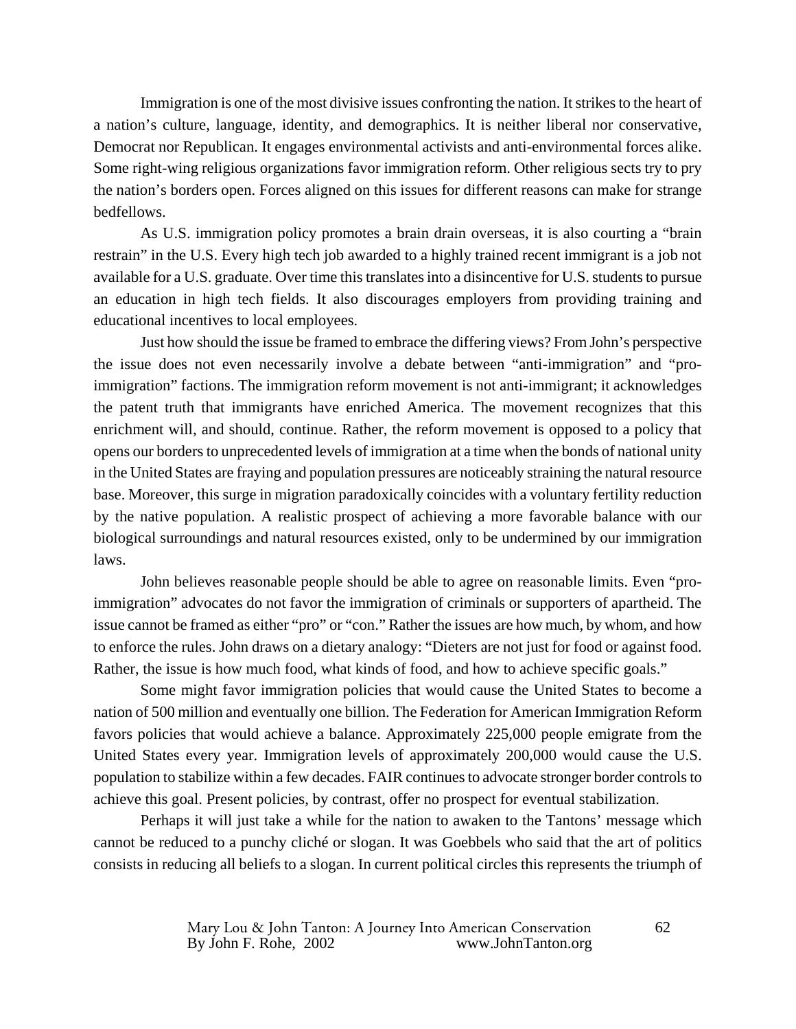Immigration is one of the most divisive issues confronting the nation. It strikes to the heart of a nation's culture, language, identity, and demographics. It is neither liberal nor conservative, Democrat nor Republican. It engages environmental activists and anti-environmental forces alike. Some right-wing religious organizations favor immigration reform. Other religious sects try to pry the nation's borders open. Forces aligned on this issues for different reasons can make for strange bedfellows.

As U.S. immigration policy promotes a brain drain overseas, it is also courting a "brain restrain" in the U.S. Every high tech job awarded to a highly trained recent immigrant is a job not available for a U.S. graduate. Over time this translates into a disincentive for U.S. students to pursue an education in high tech fields. It also discourages employers from providing training and educational incentives to local employees.

Just how should the issue be framed to embrace the differing views? From John's perspective the issue does not even necessarily involve a debate between "anti-immigration" and "pro-immigration" factions. The immigration reform movement is not anti-immigrant; it acknowledges the patent truth that immigrants have enriched America. The movement recognizes that this enrichment will, and should, continue. Rather, the reform movement is opposed to a policy that opens our borders to unprecedented levels of immigration at a time when the bonds of national unity in the United States are fraying and population pressures are noticeably straining the natural resource base. Moreover, this surge in migration paradoxically coincides with a voluntary fertility reduction by the native population. A realistic prospect of achieving a more favorable balance with our biological surroundings and natural resources existed, only to be undermined by our immigration laws.

John believes reasonable people should be able to agree on reasonable limits. Even "pro-immigration" advocates do not favor the immigration of criminals or supporters of apartheid. The issue cannot be framed as either "pro" or "con." Rather the issues are how much, by whom, and how to enforce the rules. John draws on a dietary analogy: "Dieters are not just for food or against food. Rather, the issue is how much food, what kinds of food, and how to achieve specific goals."

Some might favor immigration policies that would cause the United States to become a nation of 500 million and eventually one billion. The Federation for American Immigration Reform favors policies that would achieve a balance. Approximately 225,000 people emigrate from the United States every year. Immigration levels of approximately 200,000 would cause the U.S. population to stabilize within a few decades. FAIR continues to advocate stronger border controls to achieve this goal. Present policies, by contrast, offer no prospect for eventual stabilization.

Perhaps it will just take a while for the nation to awaken to the Tantons' message which cannot be reduced to a punchy cliché or slogan. It was Goebbels who said that the art of politics consists in reducing all beliefs to a slogan. In current political circles this represents the triumph of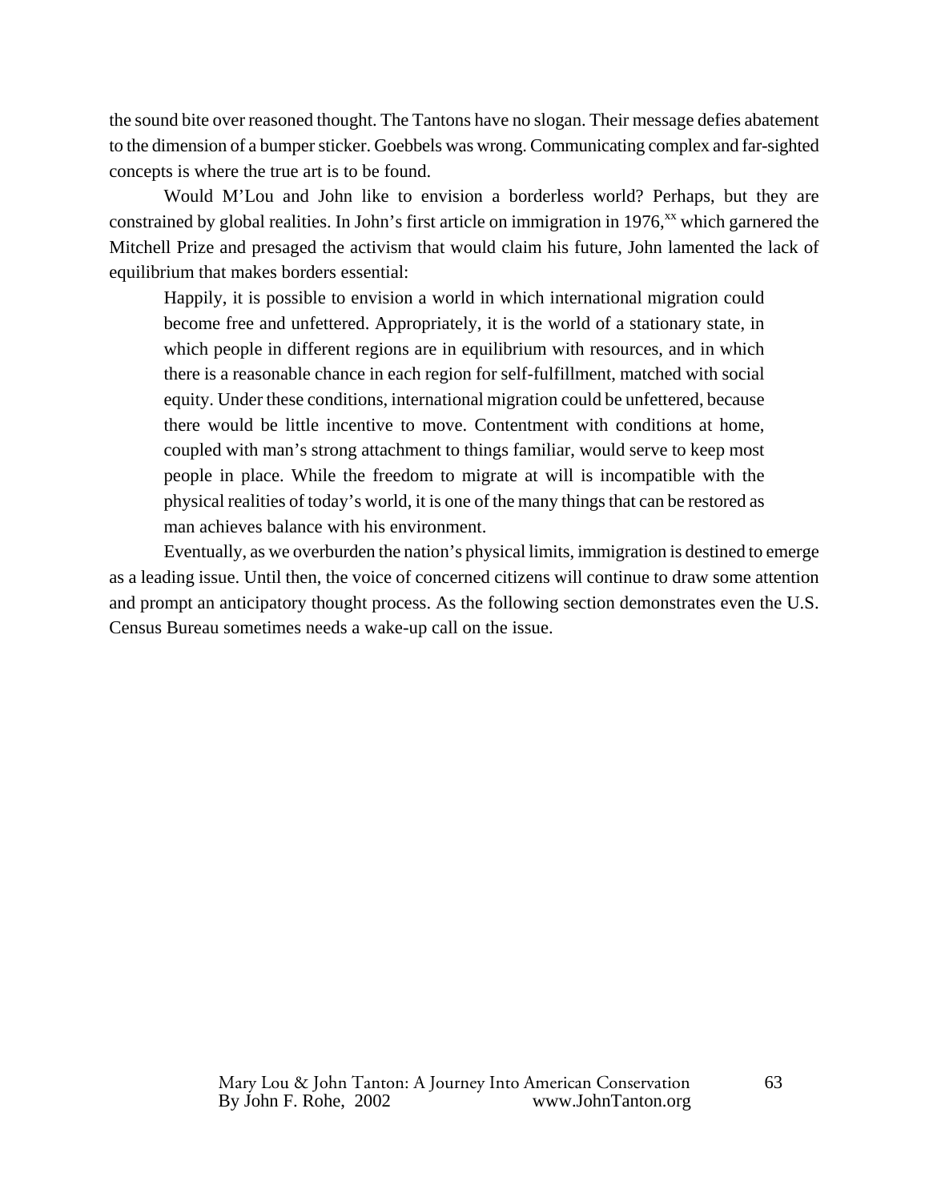the sound bite over reasoned thought. The Tantons have no slogan. Their message defies abatement to the dimension of a bumper sticker. Goebbels was wrong. Communicating complex and far-sighted concepts is where the true art is to be found.

Would M'Lou and John like to envision a borderless world? Perhaps, but they are constrained by global realities. In John's first article on immigration in 1976,[xx] which garnered the Mitchell Prize and presaged the activism that would claim his future, John lamented the lack of equilibrium that makes borders essential:

> Happily, it is possible to envision a world in which international migration could become free and unfettered. Appropriately, it is the world of a stationary state, in which people in different regions are in equilibrium with resources, and in which there is a reasonable chance in each region for self-fulfillment, matched with social equity. Under these conditions, international migration could be unfettered, because there would be little incentive to move. Contentment with conditions at home, coupled with man's strong attachment to things familiar, would serve to keep most people in place. While the freedom to migrate at will is incompatible with the physical realities of today's world, it is one of the many things that can be restored as man achieves balance with his environment.

Eventually, as we overburden the nation's physical limits, immigration is destined to emerge as a leading issue. Until then, the voice of concerned citizens will continue to draw some attention and prompt an anticipatory thought process. As the following section demonstrates even the U.S. Census Bureau sometimes needs a wake-up call on the issue.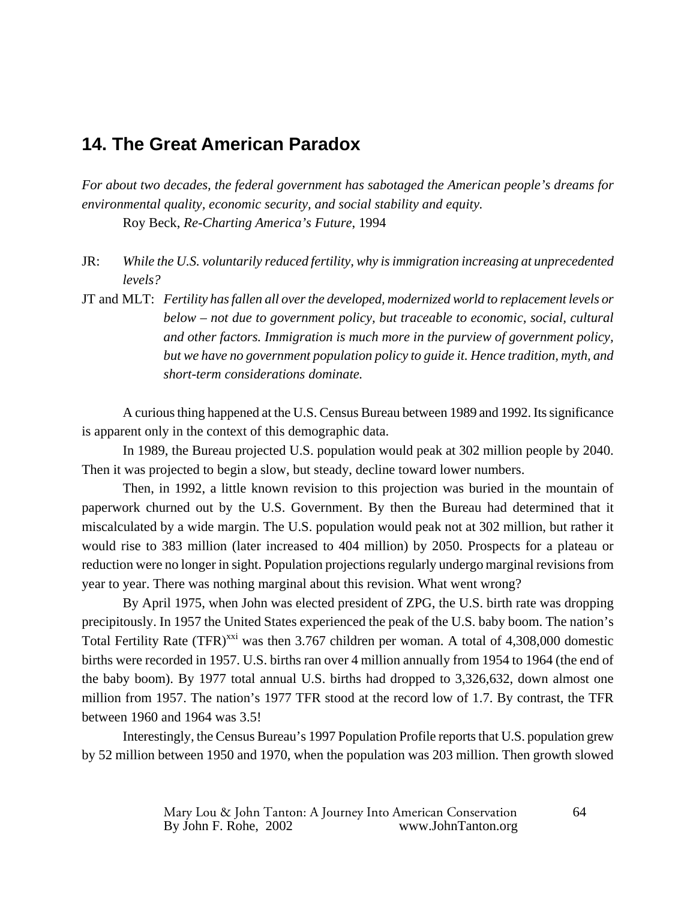## 14. The Great American Paradox

*For about two decades, the federal government has sabotaged the American people's dreams for environmental quality, economic security, and social stability and equity.*

Roy Beck, *Re-Charting America's Future*, 1994

JR: *While the U.S. voluntarily reduced fertility, why is immigration increasing at unprecedented levels?*

JT and MLT: *Fertility has fallen all over the developed, modernized world to replacement levels or below – not due to government policy, but traceable to economic, social, cultural and other factors. Immigration is much more in the purview of government policy, but we have no government population policy to guide it. Hence tradition, myth, and short-term considerations dominate.*

A curious thing happened at the U.S. Census Bureau between 1989 and 1992. Its significance is apparent only in the context of this demographic data.

In 1989, the Bureau projected U.S. population would peak at 302 million people by 2040. Then it was projected to begin a slow, but steady, decline toward lower numbers.

Then, in 1992, a little known revision to this projection was buried in the mountain of paperwork churned out by the U.S. Government. By then the Bureau had determined that it miscalculated by a wide margin. The U.S. population would peak not at 302 million, but rather it would rise to 383 million (later increased to 404 million) by 2050. Prospects for a plateau or reduction were no longer in sight. Population projections regularly undergo marginal revisions from year to year. There was nothing marginal about this revision. What went wrong?

By April 1975, when John was elected president of ZPG, the U.S. birth rate was dropping precipitously. In 1957 the United States experienced the peak of the U.S. baby boom. The nation's Total Fertility Rate (TFR)[xxi] was then 3.767 children per woman. A total of 4,308,000 domestic births were recorded in 1957. U.S. births ran over 4 million annually from 1954 to 1964 (the end of the baby boom). By 1977 total annual U.S. births had dropped to 3,326,632, down almost one million from 1957. The nation's 1977 TFR stood at the record low of 1.7. By contrast, the TFR between 1960 and 1964 was 3.5!

Interestingly, the Census Bureau's 1997 Population Profile reports that U.S. population grew by 52 million between 1950 and 1970, when the population was 203 million. Then growth slowed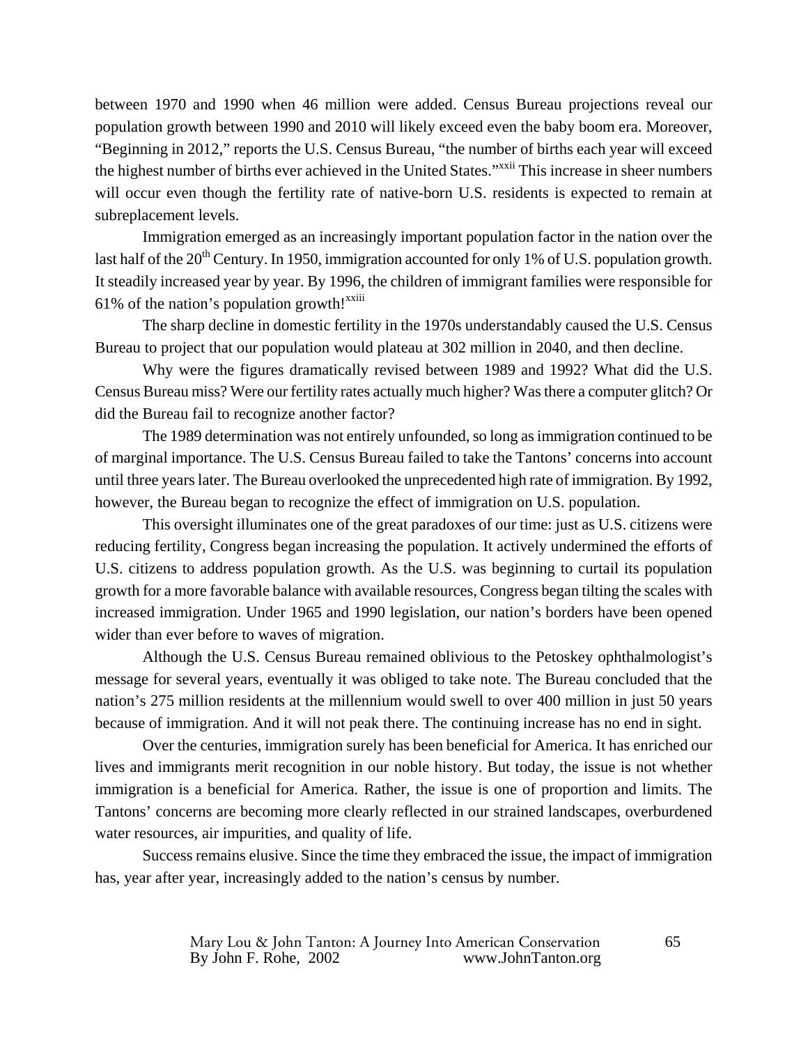between 1970 and 1990 when 46 million were added. Census Bureau projections reveal our population growth between 1990 and 2010 will likely exceed even the baby boom era. Moreover, "Beginning in 2012," reports the U.S. Census Bureau, "the number of births each year will exceed the highest number of births ever achieved in the United States."[xxii] This increase in sheer numbers will occur even though the fertility rate of native-born U.S. residents is expected to remain at subreplacement levels.

Immigration emerged as an increasingly important population factor in the nation over the last half of the 20th Century. In 1950, immigration accounted for only 1% of U.S. population growth. It steadily increased year by year. By 1996, the children of immigrant families were responsible for 61% of the nation's population growth![xxiii]

The sharp decline in domestic fertility in the 1970s understandably caused the U.S. Census Bureau to project that our population would plateau at 302 million in 2040, and then decline.

Why were the figures dramatically revised between 1989 and 1992? What did the U.S. Census Bureau miss? Were our fertility rates actually much higher? Was there a computer glitch? Or did the Bureau fail to recognize another factor?

The 1989 determination was not entirely unfounded, so long as immigration continued to be of marginal importance. The U.S. Census Bureau failed to take the Tantons' concerns into account until three years later. The Bureau overlooked the unprecedented high rate of immigration. By 1992, however, the Bureau began to recognize the effect of immigration on U.S. population.

This oversight illuminates one of the great paradoxes of our time: just as U.S. citizens were reducing fertility, Congress began increasing the population. It actively undermined the efforts of U.S. citizens to address population growth. As the U.S. was beginning to curtail its population growth for a more favorable balance with available resources, Congress began tilting the scales with increased immigration. Under 1965 and 1990 legislation, our nation's borders have been opened wider than ever before to waves of migration.

Although the U.S. Census Bureau remained oblivious to the Petoskey ophthalmologist's message for several years, eventually it was obliged to take note. The Bureau concluded that the nation's 275 million residents at the millennium would swell to over 400 million in just 50 years because of immigration. And it will not peak there. The continuing increase has no end in sight.

Over the centuries, immigration surely has been beneficial for America. It has enriched our lives and immigrants merit recognition in our noble history. But today, the issue is not whether immigration is a beneficial for America. Rather, the issue is one of proportion and limits. The Tantons' concerns are becoming more clearly reflected in our strained landscapes, overburdened water resources, air impurities, and quality of life.

Success remains elusive. Since the time they embraced the issue, the impact of immigration has, year after year, increasingly added to the nation's census by number.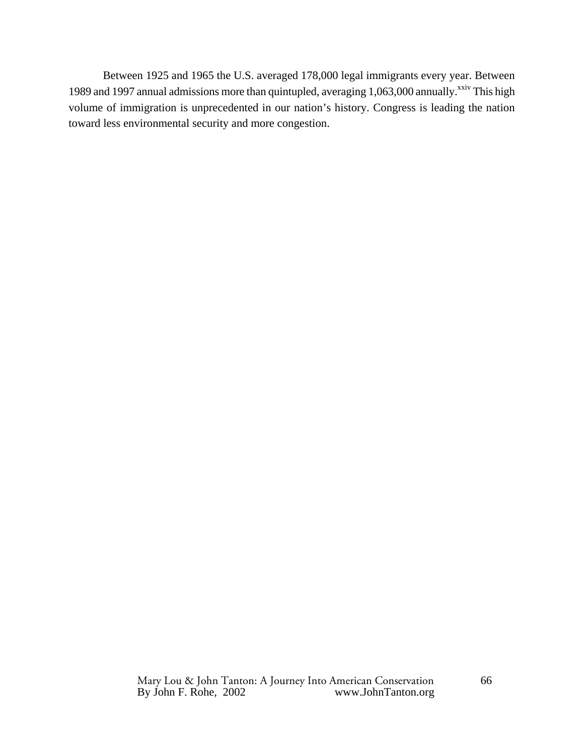Between 1925 and 1965 the U.S. averaged 178,000 legal immigrants every year. Between 1989 and 1997 annual admissions more than quintupled, averaging 1,063,000 annually.[xxiv] This high volume of immigration is unprecedented in our nation's history. Congress is leading the nation toward less environmental security and more congestion.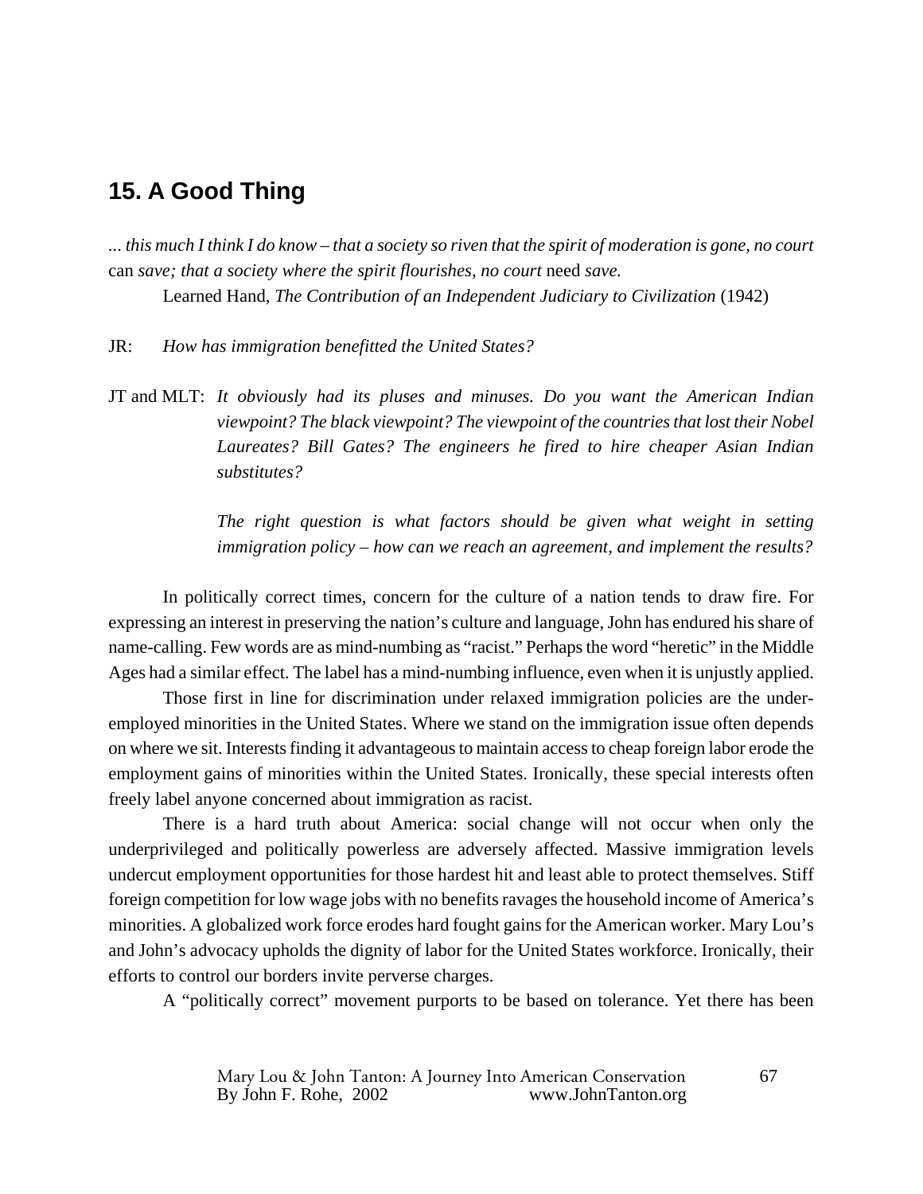## 15. A Good Thing

*... this much I think I do know – that a society so riven that the spirit of moderation is gone, no court* can *save; that a society where the spirit flourishes, no court* need *save.*

Learned Hand, *The Contribution of an Independent Judiciary to Civilization* (1942)

JR: *How has immigration benefitted the United States?*

JT and MLT: *It obviously had its pluses and minuses. Do you want the American Indian viewpoint? The black viewpoint? The viewpoint of the countries that lost their Nobel Laureates? Bill Gates? The engineers he fired to hire cheaper Asian Indian substitutes?*

*The right question is what factors should be given what weight in setting immigration policy – how can we reach an agreement, and implement the results?*

In politically correct times, concern for the culture of a nation tends to draw fire. For expressing an interest in preserving the nation's culture and language, John has endured his share of name-calling. Few words are as mind-numbing as "racist." Perhaps the word "heretic" in the Middle Ages had a similar effect. The label has a mind-numbing influence, even when it is unjustly applied.

Those first in line for discrimination under relaxed immigration policies are the under-employed minorities in the United States. Where we stand on the immigration issue often depends on where we sit. Interests finding it advantageous to maintain access to cheap foreign labor erode the employment gains of minorities within the United States. Ironically, these special interests often freely label anyone concerned about immigration as racist.

There is a hard truth about America: social change will not occur when only the underprivileged and politically powerless are adversely affected. Massive immigration levels undercut employment opportunities for those hardest hit and least able to protect themselves. Stiff foreign competition for low wage jobs with no benefits ravages the household income of America's minorities. A globalized work force erodes hard fought gains for the American worker. Mary Lou's and John's advocacy upholds the dignity of labor for the United States workforce. Ironically, their efforts to control our borders invite perverse charges.

A "politically correct" movement purports to be based on tolerance. Yet there has been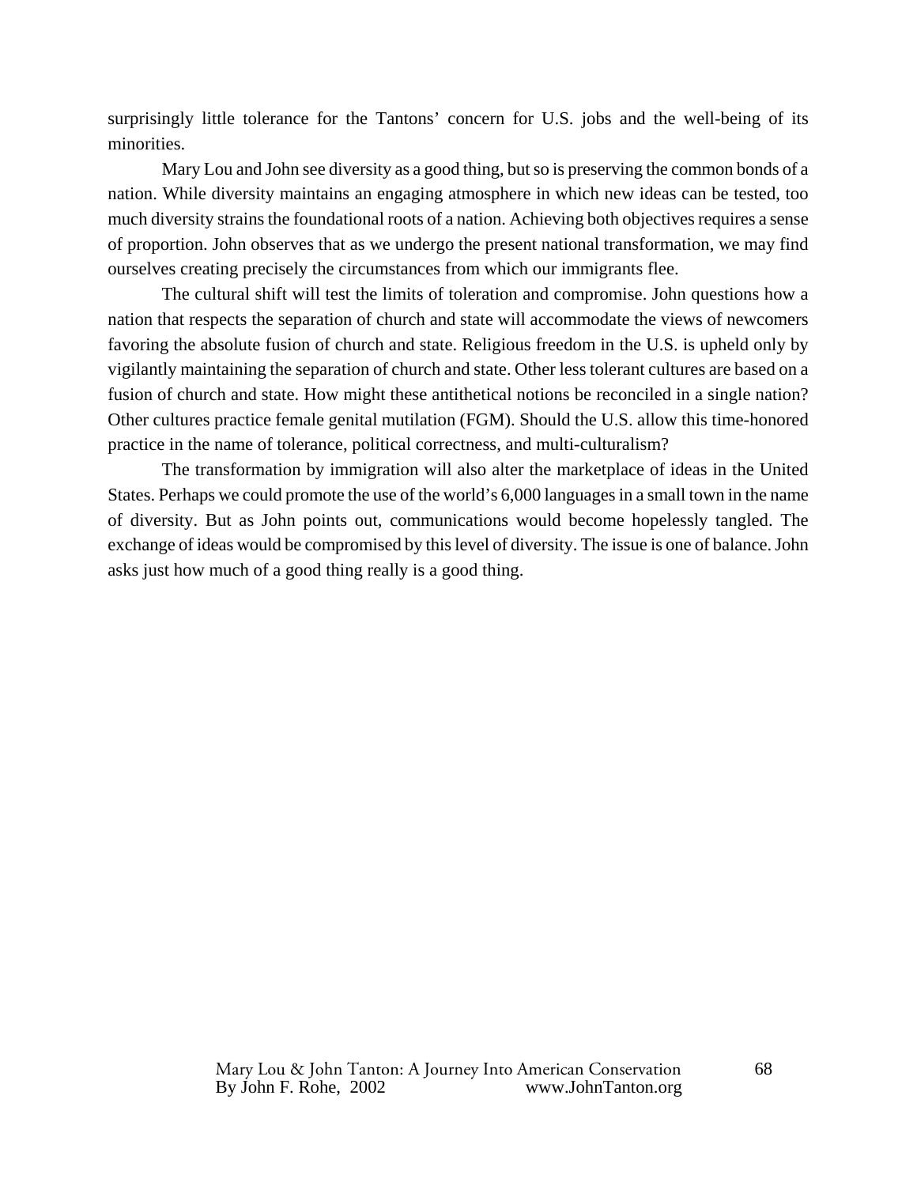surprisingly little tolerance for the Tantons' concern for U.S. jobs and the well-being of its minorities.

Mary Lou and John see diversity as a good thing, but so is preserving the common bonds of a nation. While diversity maintains an engaging atmosphere in which new ideas can be tested, too much diversity strains the foundational roots of a nation. Achieving both objectives requires a sense of proportion. John observes that as we undergo the present national transformation, we may find ourselves creating precisely the circumstances from which our immigrants flee.

The cultural shift will test the limits of toleration and compromise. John questions how a nation that respects the separation of church and state will accommodate the views of newcomers favoring the absolute fusion of church and state. Religious freedom in the U.S. is upheld only by vigilantly maintaining the separation of church and state. Other less tolerant cultures are based on a fusion of church and state. How might these antithetical notions be reconciled in a single nation? Other cultures practice female genital mutilation (FGM). Should the U.S. allow this time-honored practice in the name of tolerance, political correctness, and multi-culturalism?

The transformation by immigration will also alter the marketplace of ideas in the United States. Perhaps we could promote the use of the world's 6,000 languages in a small town in the name of diversity. But as John points out, communications would become hopelessly tangled. The exchange of ideas would be compromised by this level of diversity. The issue is one of balance. John asks just how much of a good thing really is a good thing.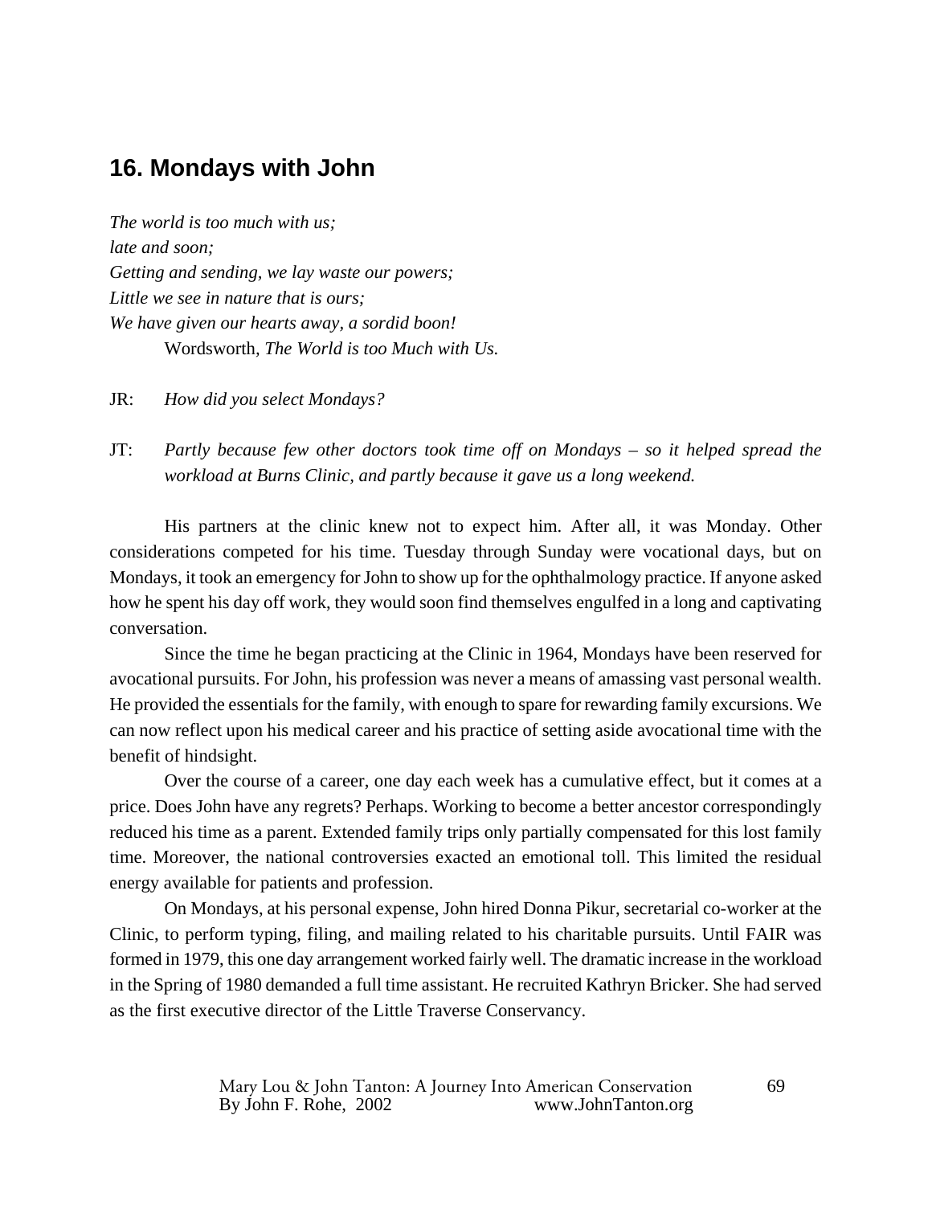## 16. Mondays with John

*The world is too much with us;*
*late and soon;*
*Getting and sending, we lay waste our powers;*
*Little we see in nature that is ours;*
*We have given our hearts away, a sordid boon!*
Wordsworth, *The World is too Much with Us.*

JR: *How did you select Mondays?*

JT: *Partly because few other doctors took time off on Mondays – so it helped spread the workload at Burns Clinic, and partly because it gave us a long weekend.*

His partners at the clinic knew not to expect him. After all, it was Monday. Other considerations competed for his time. Tuesday through Sunday were vocational days, but on Mondays, it took an emergency for John to show up for the ophthalmology practice. If anyone asked how he spent his day off work, they would soon find themselves engulfed in a long and captivating conversation.

Since the time he began practicing at the Clinic in 1964, Mondays have been reserved for avocational pursuits. For John, his profession was never a means of amassing vast personal wealth. He provided the essentials for the family, with enough to spare for rewarding family excursions. We can now reflect upon his medical career and his practice of setting aside avocational time with the benefit of hindsight.

Over the course of a career, one day each week has a cumulative effect, but it comes at a price. Does John have any regrets? Perhaps. Working to become a better ancestor correspondingly reduced his time as a parent. Extended family trips only partially compensated for this lost family time. Moreover, the national controversies exacted an emotional toll. This limited the residual energy available for patients and profession.

On Mondays, at his personal expense, John hired Donna Pikur, secretarial co-worker at the Clinic, to perform typing, filing, and mailing related to his charitable pursuits. Until FAIR was formed in 1979, this one day arrangement worked fairly well. The dramatic increase in the workload in the Spring of 1980 demanded a full time assistant. He recruited Kathryn Bricker. She had served as the first executive director of the Little Traverse Conservancy.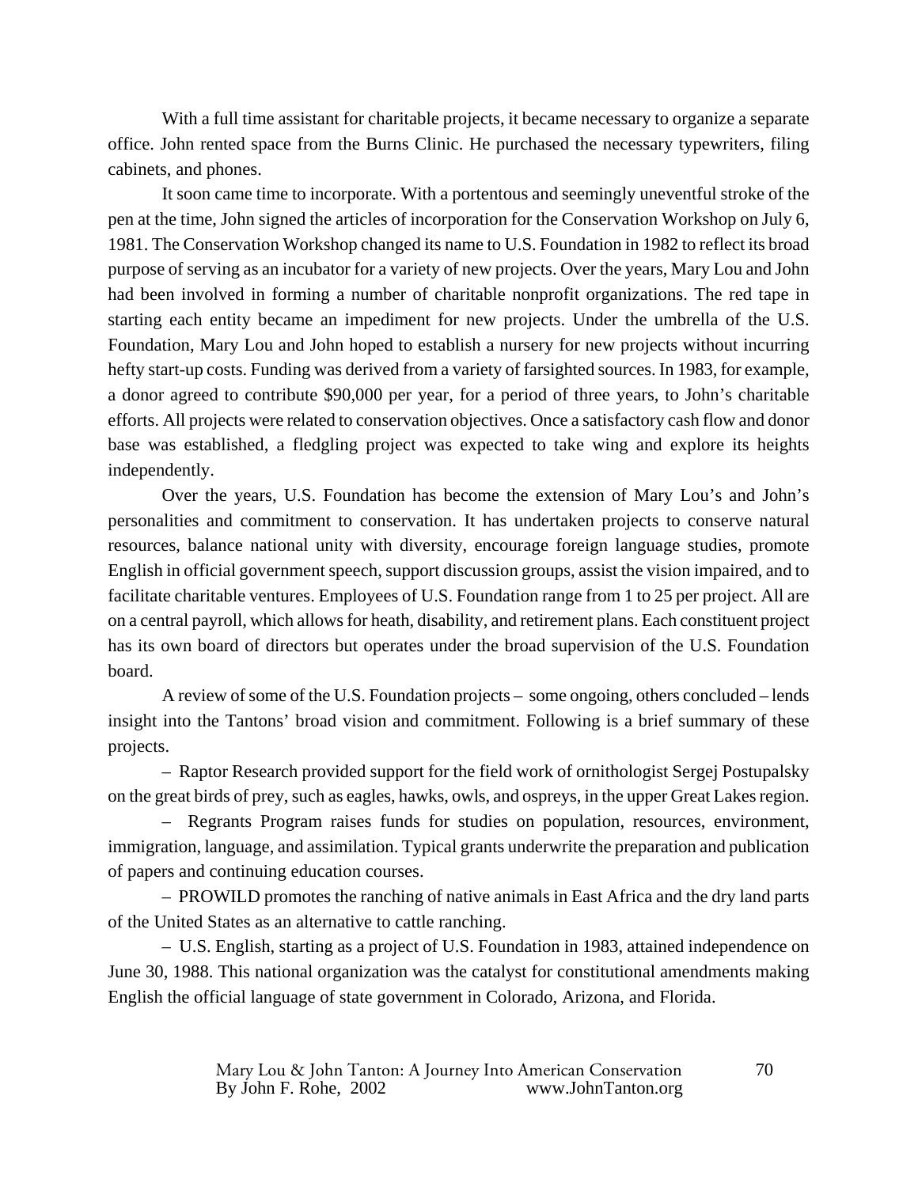With a full time assistant for charitable projects, it became necessary to organize a separate office. John rented space from the Burns Clinic. He purchased the necessary typewriters, filing cabinets, and phones.

It soon came time to incorporate. With a portentous and seemingly uneventful stroke of the pen at the time, John signed the articles of incorporation for the Conservation Workshop on July 6, 1981. The Conservation Workshop changed its name to U.S. Foundation in 1982 to reflect its broad purpose of serving as an incubator for a variety of new projects. Over the years, Mary Lou and John had been involved in forming a number of charitable nonprofit organizations. The red tape in starting each entity became an impediment for new projects. Under the umbrella of the U.S. Foundation, Mary Lou and John hoped to establish a nursery for new projects without incurring hefty start-up costs. Funding was derived from a variety of farsighted sources. In 1983, for example, a donor agreed to contribute $90,000 per year, for a period of three years, to John's charitable efforts. All projects were related to conservation objectives. Once a satisfactory cash flow and donor base was established, a fledgling project was expected to take wing and explore its heights independently.

Over the years, U.S. Foundation has become the extension of Mary Lou's and John's personalities and commitment to conservation. It has undertaken projects to conserve natural resources, balance national unity with diversity, encourage foreign language studies, promote English in official government speech, support discussion groups, assist the vision impaired, and to facilitate charitable ventures. Employees of U.S. Foundation range from 1 to 25 per project. All are on a central payroll, which allows for heath, disability, and retirement plans. Each constituent project has its own board of directors but operates under the broad supervision of the U.S. Foundation board.

A review of some of the U.S. Foundation projects – some ongoing, others concluded – lends insight into the Tantons' broad vision and commitment. Following is a brief summary of these projects.

– Raptor Research provided support for the field work of ornithologist Sergej Postupalsky on the great birds of prey, such as eagles, hawks, owls, and ospreys, in the upper Great Lakes region.

– Regrants Program raises funds for studies on population, resources, environment, immigration, language, and assimilation. Typical grants underwrite the preparation and publication of papers and continuing education courses.

– PROWILD promotes the ranching of native animals in East Africa and the dry land parts of the United States as an alternative to cattle ranching.

– U.S. English, starting as a project of U.S. Foundation in 1983, attained independence on June 30, 1988. This national organization was the catalyst for constitutional amendments making English the official language of state government in Colorado, Arizona, and Florida.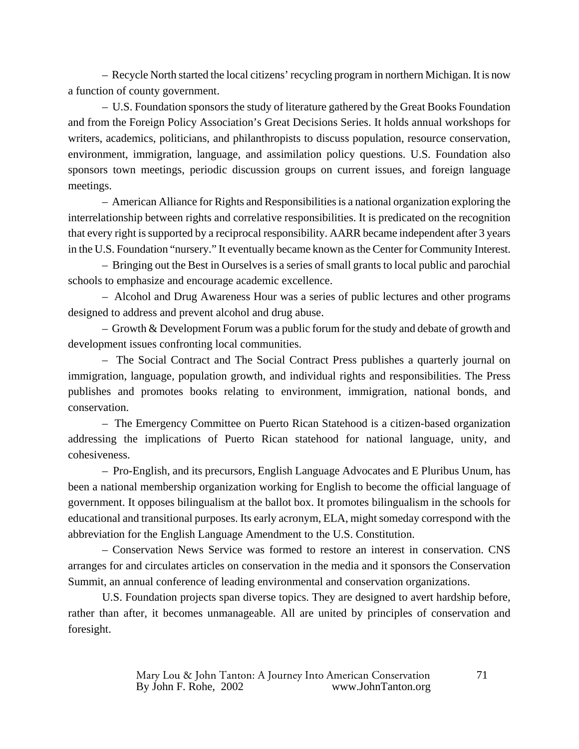– Recycle North started the local citizens' recycling program in northern Michigan. It is now a function of county government.

– U.S. Foundation sponsors the study of literature gathered by the Great Books Foundation and from the Foreign Policy Association's Great Decisions Series. It holds annual workshops for writers, academics, politicians, and philanthropists to discuss population, resource conservation, environment, immigration, language, and assimilation policy questions. U.S. Foundation also sponsors town meetings, periodic discussion groups on current issues, and foreign language meetings.

– American Alliance for Rights and Responsibilities is a national organization exploring the interrelationship between rights and correlative responsibilities. It is predicated on the recognition that every right is supported by a reciprocal responsibility. AARR became independent after 3 years in the U.S. Foundation "nursery." It eventually became known as the Center for Community Interest.

– Bringing out the Best in Ourselves is a series of small grants to local public and parochial schools to emphasize and encourage academic excellence.

– Alcohol and Drug Awareness Hour was a series of public lectures and other programs designed to address and prevent alcohol and drug abuse.

– Growth & Development Forum was a public forum for the study and debate of growth and development issues confronting local communities.

– The Social Contract and The Social Contract Press publishes a quarterly journal on immigration, language, population growth, and individual rights and responsibilities. The Press publishes and promotes books relating to environment, immigration, national bonds, and conservation.

– The Emergency Committee on Puerto Rican Statehood is a citizen-based organization addressing the implications of Puerto Rican statehood for national language, unity, and cohesiveness.

– Pro-English, and its precursors, English Language Advocates and E Pluribus Unum, has been a national membership organization working for English to become the official language of government. It opposes bilingualism at the ballot box. It promotes bilingualism in the schools for educational and transitional purposes. Its early acronym, ELA, might someday correspond with the abbreviation for the English Language Amendment to the U.S. Constitution.

– Conservation News Service was formed to restore an interest in conservation. CNS arranges for and circulates articles on conservation in the media and it sponsors the Conservation Summit, an annual conference of leading environmental and conservation organizations.

U.S. Foundation projects span diverse topics. They are designed to avert hardship before, rather than after, it becomes unmanageable. All are united by principles of conservation and foresight.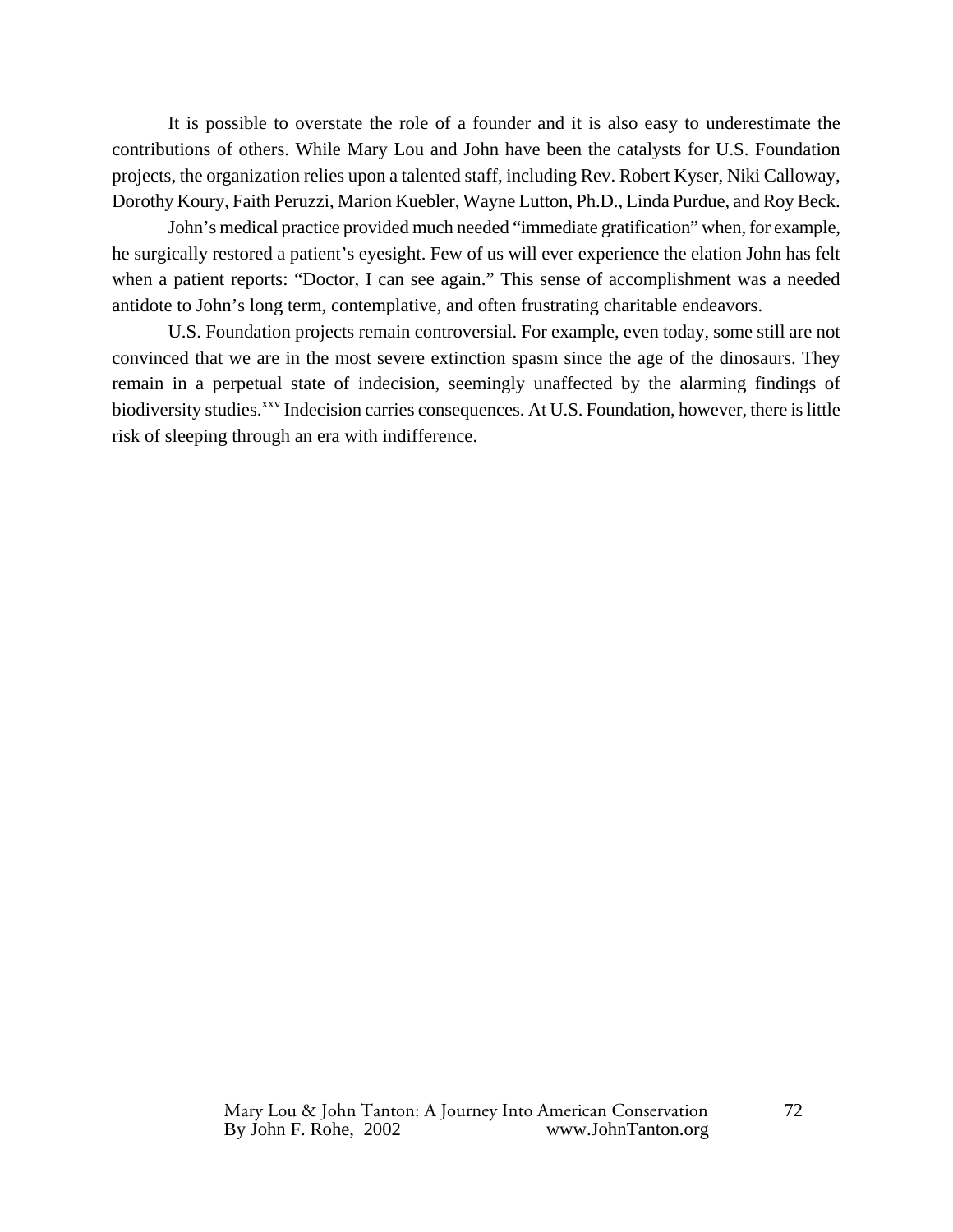It is possible to overstate the role of a founder and it is also easy to underestimate the contributions of others. While Mary Lou and John have been the catalysts for U.S. Foundation projects, the organization relies upon a talented staff, including Rev. Robert Kyser, Niki Calloway, Dorothy Koury, Faith Peruzzi, Marion Kuebler, Wayne Lutton, Ph.D., Linda Purdue, and Roy Beck.

John's medical practice provided much needed "immediate gratification" when, for example, he surgically restored a patient's eyesight. Few of us will ever experience the elation John has felt when a patient reports: "Doctor, I can see again." This sense of accomplishment was a needed antidote to John's long term, contemplative, and often frustrating charitable endeavors.

U.S. Foundation projects remain controversial. For example, even today, some still are not convinced that we are in the most severe extinction spasm since the age of the dinosaurs. They remain in a perpetual state of indecision, seemingly unaffected by the alarming findings of biodiversity studies.[xxv] Indecision carries consequences. At U.S. Foundation, however, there is little risk of sleeping through an era with indifference.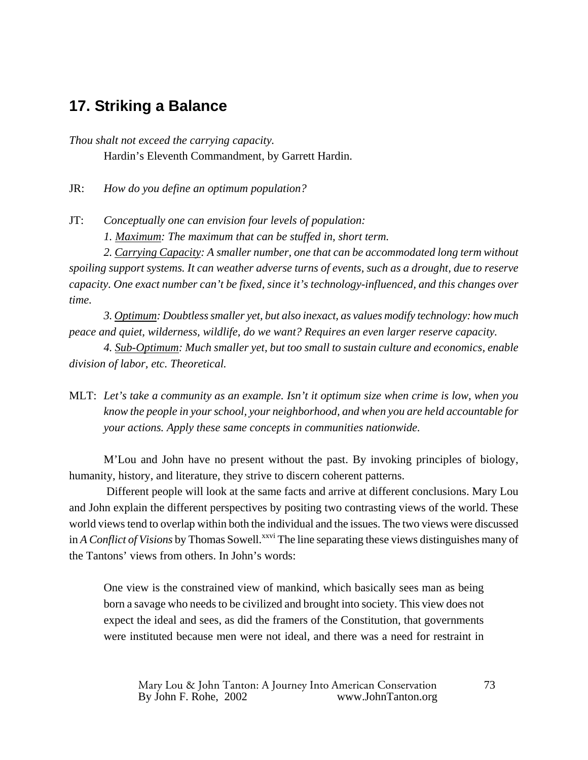## 17. Striking a Balance

*Thou shalt not exceed the carrying capacity.*

Hardin's Eleventh Commandment, by Garrett Hardin.

JR: *How do you define an optimum population?*

JT: *Conceptually one can envision four levels of population:*

*1. Maximum: The maximum that can be stuffed in, short term.*

*2. Carrying Capacity: A smaller number, one that can be accommodated long term without spoiling support systems. It can weather adverse turns of events, such as a drought, due to reserve capacity. One exact number can't be fixed, since it's technology-influenced, and this changes over time.*

*3. Optimum: Doubtless smaller yet, but also inexact, as values modify technology: how much peace and quiet, wilderness, wildlife, do we want? Requires an even larger reserve capacity.*

*4. Sub-Optimum: Much smaller yet, but too small to sustain culture and economics, enable division of labor, etc. Theoretical.*

MLT: *Let's take a community as an example. Isn't it optimum size when crime is low, when you know the people in your school, your neighborhood, and when you are held accountable for your actions. Apply these same concepts in communities nationwide.*

M'Lou and John have no present without the past. By invoking principles of biology, humanity, history, and literature, they strive to discern coherent patterns.

Different people will look at the same facts and arrive at different conclusions. Mary Lou and John explain the different perspectives by positing two contrasting views of the world. These world views tend to overlap within both the individual and the issues. The two views were discussed in *A Conflict of Visions* by Thomas Sowell.[xxvi] The line separating these views distinguishes many of the Tantons' views from others. In John's words:

> One view is the constrained view of mankind, which basically sees man as being born a savage who needs to be civilized and brought into society. This view does not expect the ideal and sees, as did the framers of the Constitution, that governments were instituted because men were not ideal, and there was a need for restraint in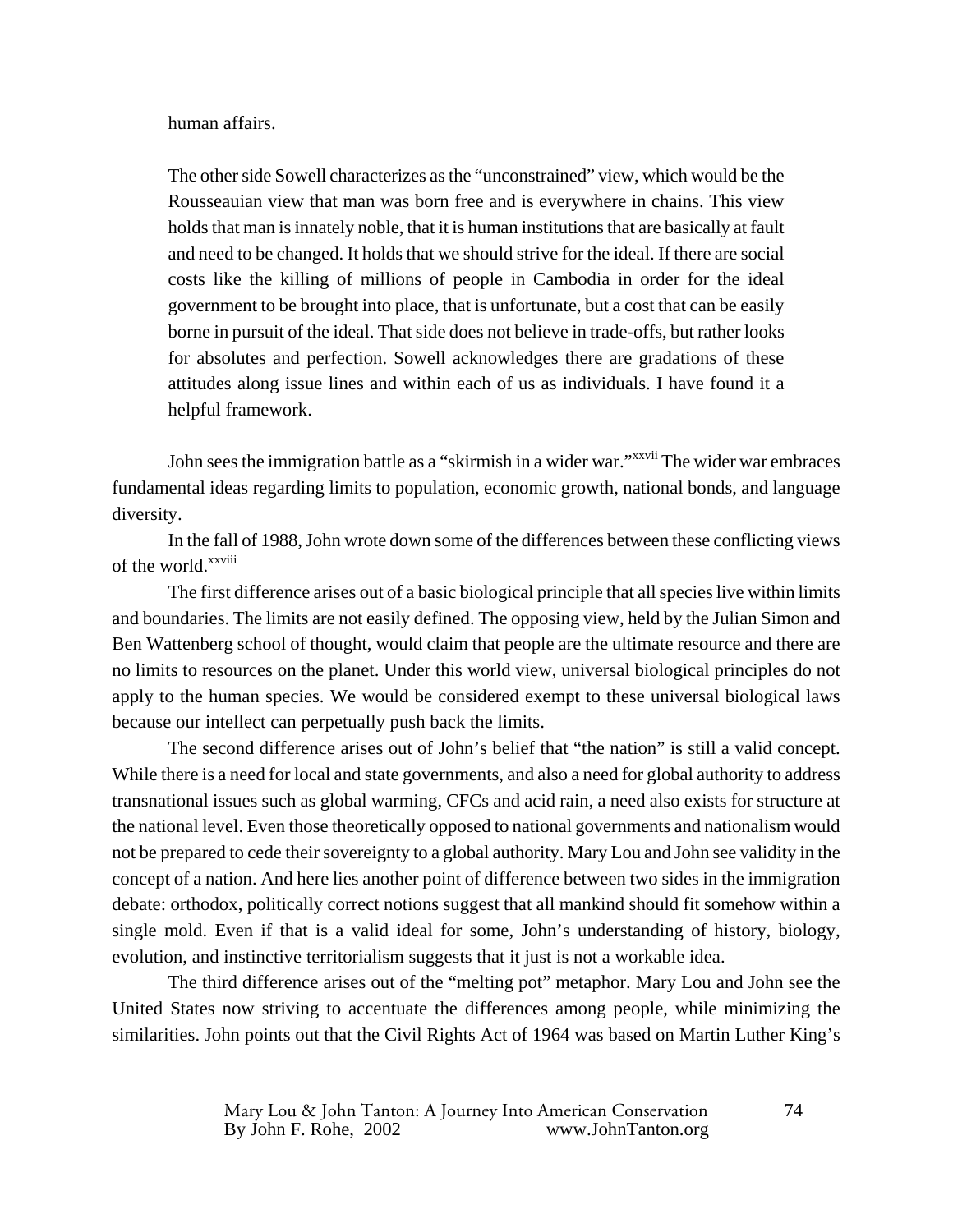human affairs.

> The other side Sowell characterizes as the "unconstrained" view, which would be the Rousseauian view that man was born free and is everywhere in chains. This view holds that man is innately noble, that it is human institutions that are basically at fault and need to be changed. It holds that we should strive for the ideal. If there are social costs like the killing of millions of people in Cambodia in order for the ideal government to be brought into place, that is unfortunate, but a cost that can be easily borne in pursuit of the ideal. That side does not believe in trade-offs, but rather looks for absolutes and perfection. Sowell acknowledges there are gradations of these attitudes along issue lines and within each of us as individuals. I have found it a helpful framework.

John sees the immigration battle as a "skirmish in a wider war."[xxvii] The wider war embraces fundamental ideas regarding limits to population, economic growth, national bonds, and language diversity.

In the fall of 1988, John wrote down some of the differences between these conflicting views of the world.[xxviii]

The first difference arises out of a basic biological principle that all species live within limits and boundaries. The limits are not easily defined. The opposing view, held by the Julian Simon and Ben Wattenberg school of thought, would claim that people are the ultimate resource and there are no limits to resources on the planet. Under this world view, universal biological principles do not apply to the human species. We would be considered exempt to these universal biological laws because our intellect can perpetually push back the limits.

The second difference arises out of John's belief that "the nation" is still a valid concept. While there is a need for local and state governments, and also a need for global authority to address transnational issues such as global warming, CFCs and acid rain, a need also exists for structure at the national level. Even those theoretically opposed to national governments and nationalism would not be prepared to cede their sovereignty to a global authority. Mary Lou and John see validity in the concept of a nation. And here lies another point of difference between two sides in the immigration debate: orthodox, politically correct notions suggest that all mankind should fit somehow within a single mold. Even if that is a valid ideal for some, John's understanding of history, biology, evolution, and instinctive territorialism suggests that it just is not a workable idea.

The third difference arises out of the "melting pot" metaphor. Mary Lou and John see the United States now striving to accentuate the differences among people, while minimizing the similarities. John points out that the Civil Rights Act of 1964 was based on Martin Luther King's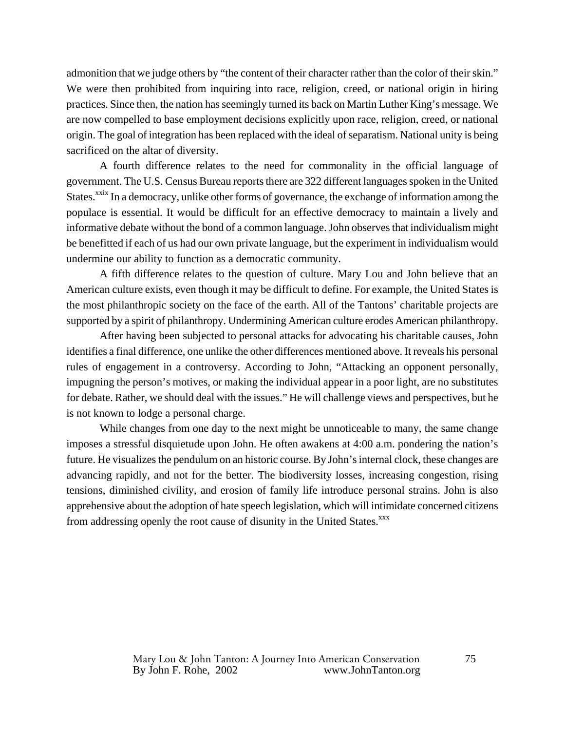admonition that we judge others by "the content of their character rather than the color of their skin." We were then prohibited from inquiring into race, religion, creed, or national origin in hiring practices. Since then, the nation has seemingly turned its back on Martin Luther King's message. We are now compelled to base employment decisions explicitly upon race, religion, creed, or national origin. The goal of integration has been replaced with the ideal of separatism. National unity is being sacrificed on the altar of diversity.

A fourth difference relates to the need for commonality in the official language of government. The U.S. Census Bureau reports there are 322 different languages spoken in the United States.[xxix] In a democracy, unlike other forms of governance, the exchange of information among the populace is essential. It would be difficult for an effective democracy to maintain a lively and informative debate without the bond of a common language. John observes that individualism might be benefitted if each of us had our own private language, but the experiment in individualism would undermine our ability to function as a democratic community.

A fifth difference relates to the question of culture. Mary Lou and John believe that an American culture exists, even though it may be difficult to define. For example, the United States is the most philanthropic society on the face of the earth. All of the Tantons' charitable projects are supported by a spirit of philanthropy. Undermining American culture erodes American philanthropy.

After having been subjected to personal attacks for advocating his charitable causes, John identifies a final difference, one unlike the other differences mentioned above. It reveals his personal rules of engagement in a controversy. According to John, "Attacking an opponent personally, impugning the person's motives, or making the individual appear in a poor light, are no substitutes for debate. Rather, we should deal with the issues." He will challenge views and perspectives, but he is not known to lodge a personal charge.

While changes from one day to the next might be unnoticeable to many, the same change imposes a stressful disquietude upon John. He often awakens at 4:00 a.m. pondering the nation's future. He visualizes the pendulum on an historic course. By John's internal clock, these changes are advancing rapidly, and not for the better. The biodiversity losses, increasing congestion, rising tensions, diminished civility, and erosion of family life introduce personal strains. John is also apprehensive about the adoption of hate speech legislation, which will intimidate concerned citizens from addressing openly the root cause of disunity in the United States.[xxx]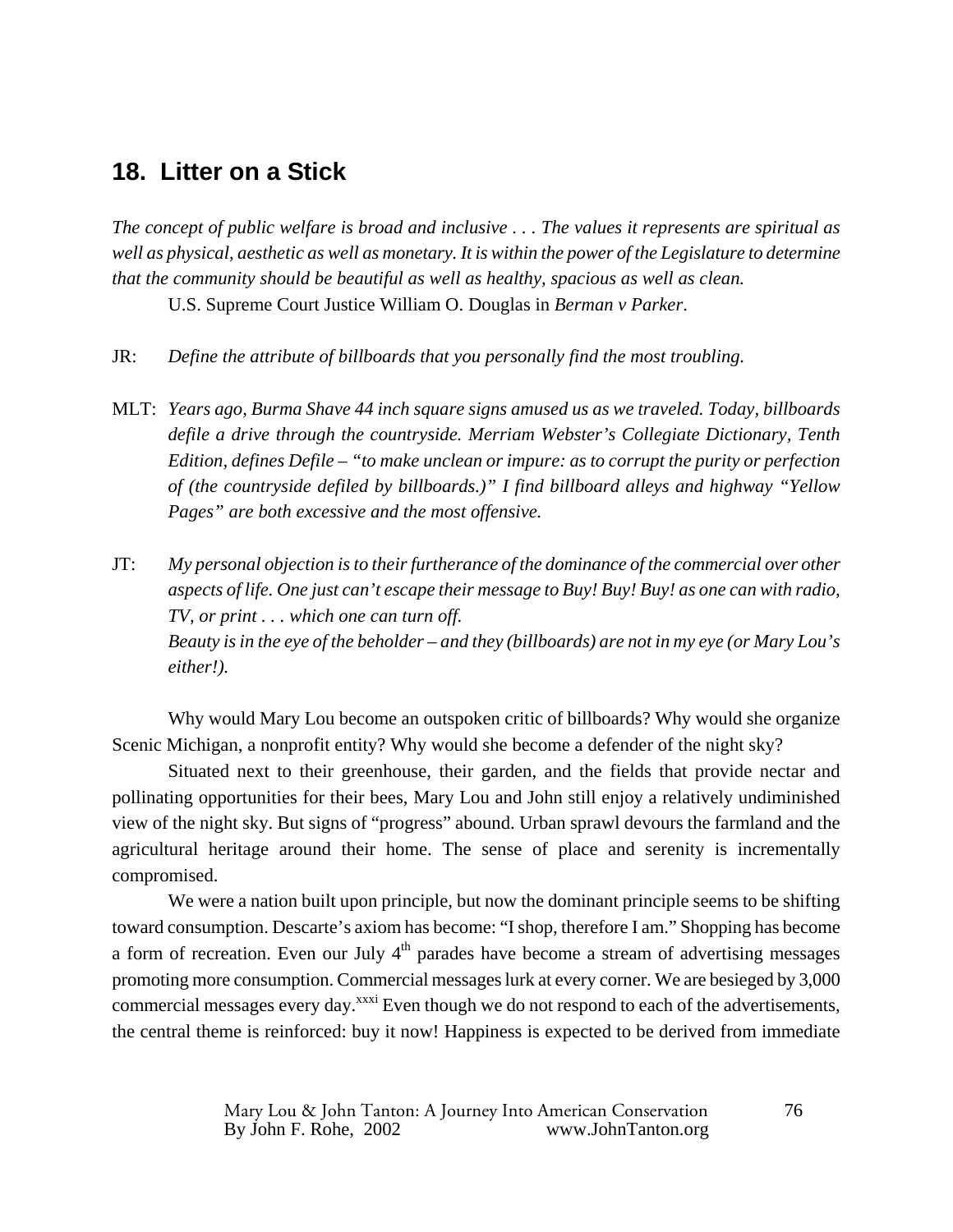## 18. Litter on a Stick

*The concept of public welfare is broad and inclusive . . . The values it represents are spiritual as well as physical, aesthetic as well as monetary. It is within the power of the Legislature to determine that the community should be beautiful as well as healthy, spacious as well as clean.*

U.S. Supreme Court Justice William O. Douglas in *Berman v Parker*.

JR: *Define the attribute of billboards that you personally find the most troubling.*

MLT: *Years ago, Burma Shave 44 inch square signs amused us as we traveled. Today, billboards defile a drive through the countryside. Merriam Webster's Collegiate Dictionary, Tenth Edition, defines Defile – "to make unclean or impure: as to corrupt the purity or perfection of (the countryside defiled by billboards.)" I find billboard alleys and highway "Yellow Pages" are both excessive and the most offensive.*

JT: *My personal objection is to their furtherance of the dominance of the commercial over other aspects of life. One just can't escape their message to Buy! Buy! Buy! as one can with radio, TV, or print . . . which one can turn off.*
*Beauty is in the eye of the beholder – and they (billboards) are not in my eye (or Mary Lou's either!).*

Why would Mary Lou become an outspoken critic of billboards? Why would she organize Scenic Michigan, a nonprofit entity? Why would she become a defender of the night sky?

Situated next to their greenhouse, their garden, and the fields that provide nectar and pollinating opportunities for their bees, Mary Lou and John still enjoy a relatively undiminished view of the night sky. But signs of "progress" abound. Urban sprawl devours the farmland and the agricultural heritage around their home. The sense of place and serenity is incrementally compromised.

We were a nation built upon principle, but now the dominant principle seems to be shifting toward consumption. Descarte's axiom has become: "I shop, therefore I am." Shopping has become a form of recreation. Even our July 4th parades have become a stream of advertising messages promoting more consumption. Commercial messages lurk at every corner. We are besieged by 3,000 commercial messages every day.[xxxi] Even though we do not respond to each of the advertisements, the central theme is reinforced: buy it now! Happiness is expected to be derived from immediate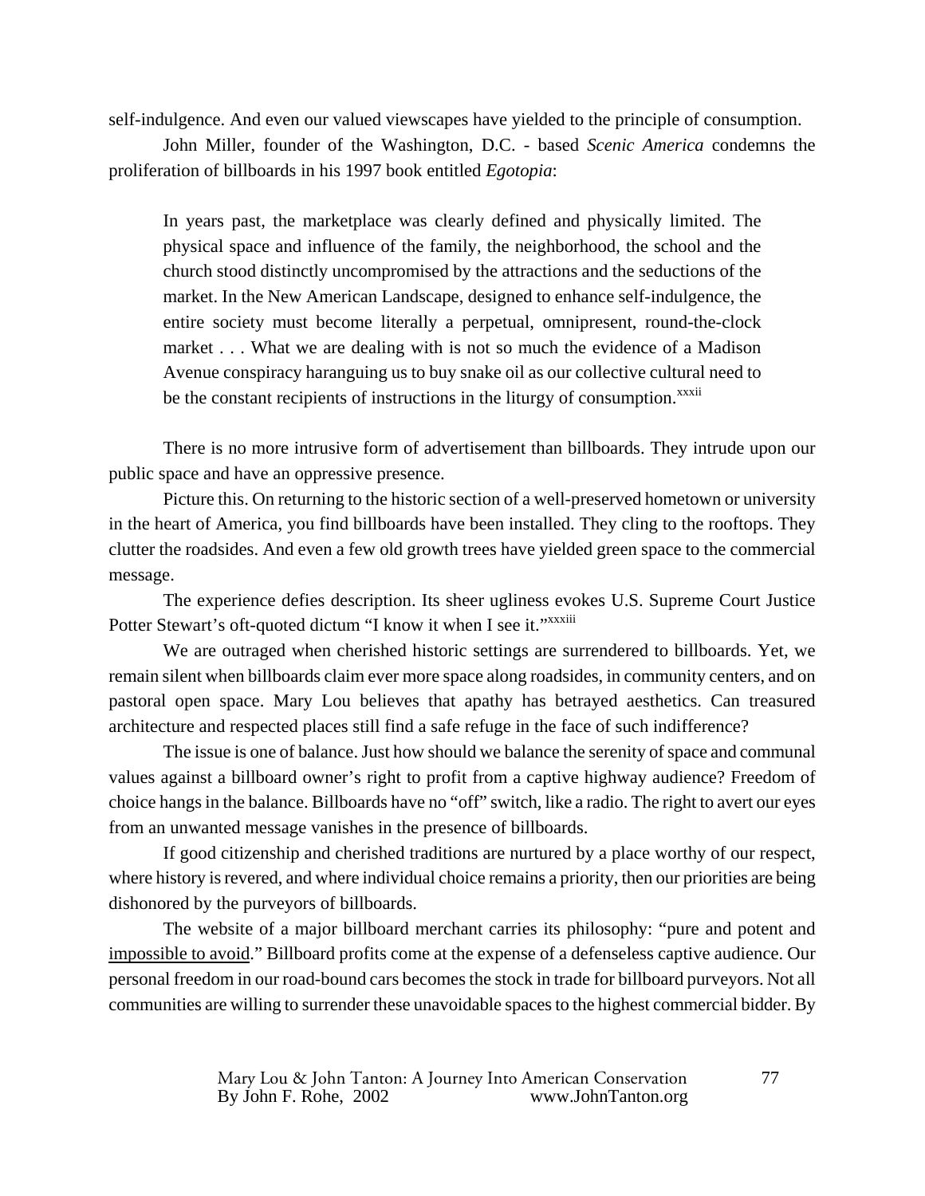self-indulgence. And even our valued viewscapes have yielded to the principle of consumption.

John Miller, founder of the Washington, D.C. - based *Scenic America* condemns the proliferation of billboards in his 1997 book entitled *Egotopia*:

> In years past, the marketplace was clearly defined and physically limited. The physical space and influence of the family, the neighborhood, the school and the church stood distinctly uncompromised by the attractions and the seductions of the market. In the New American Landscape, designed to enhance self-indulgence, the entire society must become literally a perpetual, omnipresent, round-the-clock market . . . What we are dealing with is not so much the evidence of a Madison Avenue conspiracy haranguing us to buy snake oil as our collective cultural need to be the constant recipients of instructions in the liturgy of consumption.[xxxii]

There is no more intrusive form of advertisement than billboards. They intrude upon our public space and have an oppressive presence.

Picture this. On returning to the historic section of a well-preserved hometown or university in the heart of America, you find billboards have been installed. They cling to the rooftops. They clutter the roadsides. And even a few old growth trees have yielded green space to the commercial message.

The experience defies description. Its sheer ugliness evokes U.S. Supreme Court Justice Potter Stewart's oft-quoted dictum "I know it when I see it."[xxxiii]

We are outraged when cherished historic settings are surrendered to billboards. Yet, we remain silent when billboards claim ever more space along roadsides, in community centers, and on pastoral open space. Mary Lou believes that apathy has betrayed aesthetics. Can treasured architecture and respected places still find a safe refuge in the face of such indifference?

The issue is one of balance. Just how should we balance the serenity of space and communal values against a billboard owner's right to profit from a captive highway audience? Freedom of choice hangs in the balance. Billboards have no "off" switch, like a radio. The right to avert our eyes from an unwanted message vanishes in the presence of billboards.

If good citizenship and cherished traditions are nurtured by a place worthy of our respect, where history is revered, and where individual choice remains a priority, then our priorities are being dishonored by the purveyors of billboards.

The website of a major billboard merchant carries its philosophy: "pure and potent and <u>impossible to avoid</u>." Billboard profits come at the expense of a defenseless captive audience. Our personal freedom in our road-bound cars becomes the stock in trade for billboard purveyors. Not all communities are willing to surrender these unavoidable spaces to the highest commercial bidder. By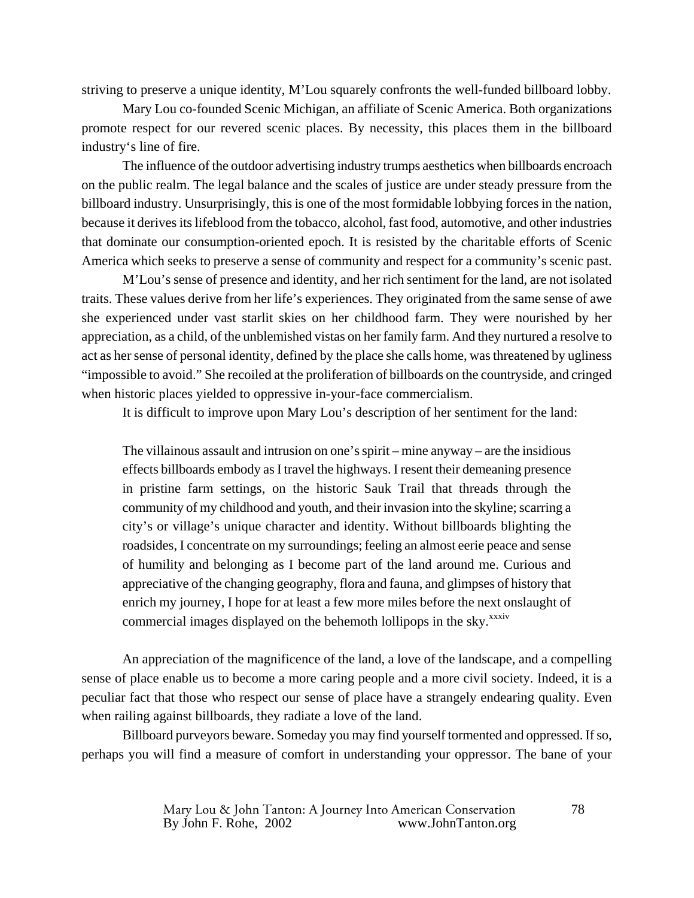striving to preserve a unique identity, M'Lou squarely confronts the well-funded billboard lobby.

Mary Lou co-founded Scenic Michigan, an affiliate of Scenic America. Both organizations promote respect for our revered scenic places. By necessity, this places them in the billboard industry's line of fire.

The influence of the outdoor advertising industry trumps aesthetics when billboards encroach on the public realm. The legal balance and the scales of justice are under steady pressure from the billboard industry. Unsurprisingly, this is one of the most formidable lobbying forces in the nation, because it derives its lifeblood from the tobacco, alcohol, fast food, automotive, and other industries that dominate our consumption-oriented epoch. It is resisted by the charitable efforts of Scenic America which seeks to preserve a sense of community and respect for a community's scenic past.

M'Lou's sense of presence and identity, and her rich sentiment for the land, are not isolated traits. These values derive from her life's experiences. They originated from the same sense of awe she experienced under vast starlit skies on her childhood farm. They were nourished by her appreciation, as a child, of the unblemished vistas on her family farm. And they nurtured a resolve to act as her sense of personal identity, defined by the place she calls home, was threatened by ugliness "impossible to avoid." She recoiled at the proliferation of billboards on the countryside, and cringed when historic places yielded to oppressive in-your-face commercialism.

It is difficult to improve upon Mary Lou's description of her sentiment for the land:

> The villainous assault and intrusion on one's spirit – mine anyway – are the insidious effects billboards embody as I travel the highways. I resent their demeaning presence in pristine farm settings, on the historic Sauk Trail that threads through the community of my childhood and youth, and their invasion into the skyline; scarring a city's or village's unique character and identity. Without billboards blighting the roadsides, I concentrate on my surroundings; feeling an almost eerie peace and sense of humility and belonging as I become part of the land around me. Curious and appreciative of the changing geography, flora and fauna, and glimpses of history that enrich my journey, I hope for at least a few more miles before the next onslaught of commercial images displayed on the behemoth lollipops in the sky.[xxxiv]

An appreciation of the magnificence of the land, a love of the landscape, and a compelling sense of place enable us to become a more caring people and a more civil society. Indeed, it is a peculiar fact that those who respect our sense of place have a strangely endearing quality. Even when railing against billboards, they radiate a love of the land.

Billboard purveyors beware. Someday you may find yourself tormented and oppressed. If so, perhaps you will find a measure of comfort in understanding your oppressor. The bane of your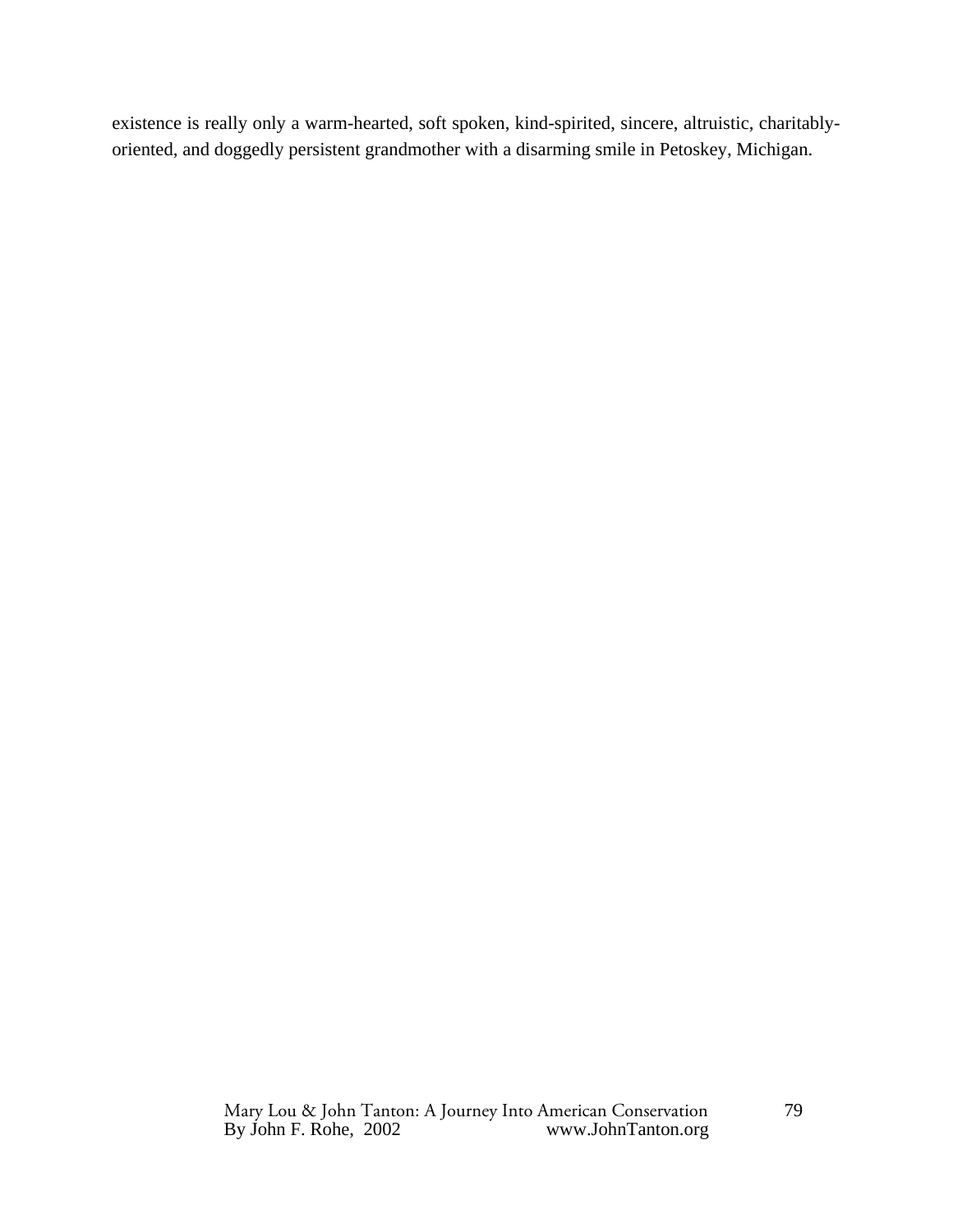existence is really only a warm-hearted, soft spoken, kind-spirited, sincere, altruistic, charitably-oriented, and doggedly persistent grandmother with a disarming smile in Petoskey, Michigan.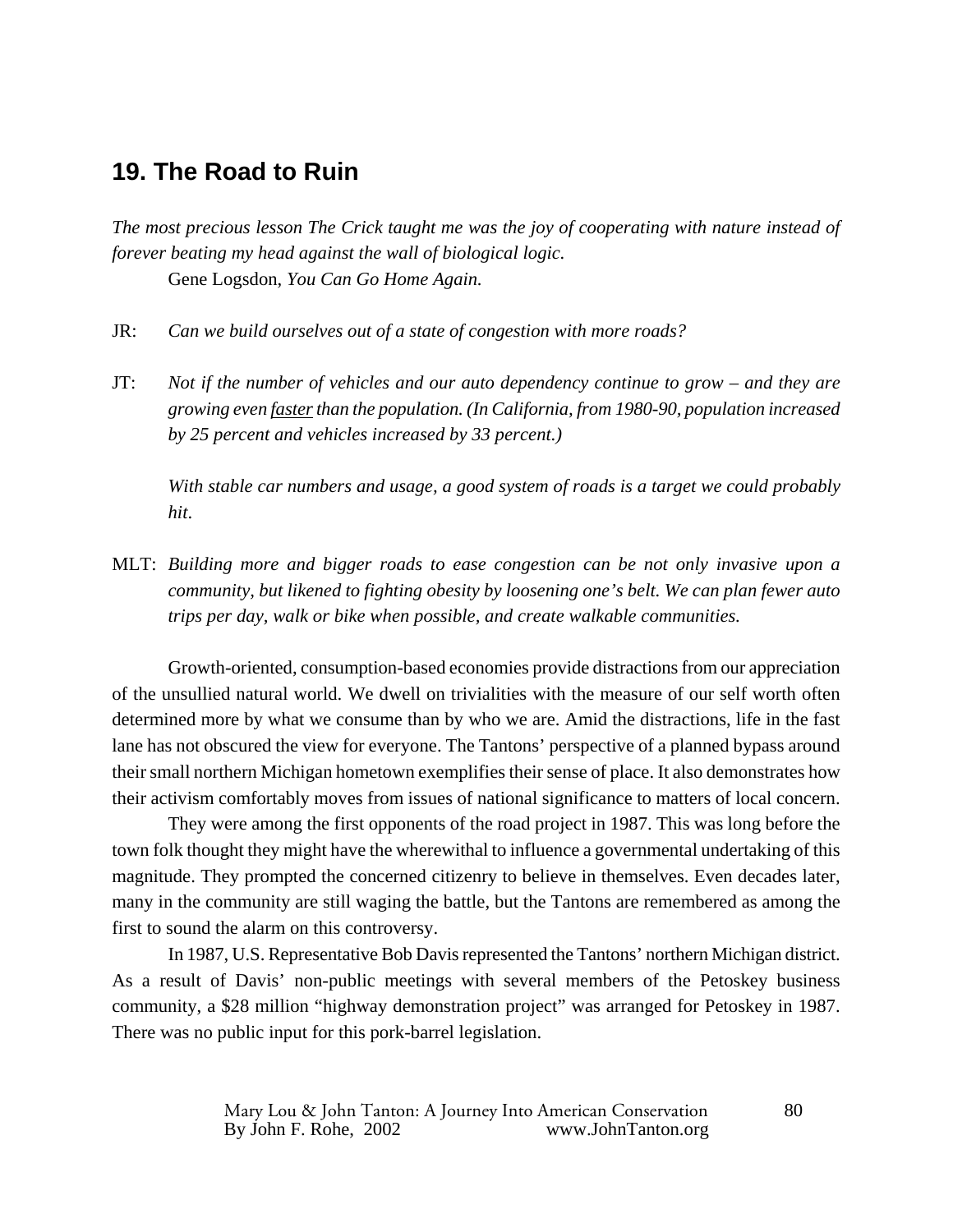## 19. The Road to Ruin

*The most precious lesson The Crick taught me was the joy of cooperating with nature instead of forever beating my head against the wall of biological logic.*

Gene Logsdon, *You Can Go Home Again.*

JR: *Can we build ourselves out of a state of congestion with more roads?*

JT: *Not if the number of vehicles and our auto dependency continue to grow – and they are growing even faster than the population. (In California, from 1980-90, population increased by 25 percent and vehicles increased by 33 percent.)*

*With stable car numbers and usage, a good system of roads is a target we could probably hit.*

MLT: *Building more and bigger roads to ease congestion can be not only invasive upon a community, but likened to fighting obesity by loosening one's belt. We can plan fewer auto trips per day, walk or bike when possible, and create walkable communities.*

Growth-oriented, consumption-based economies provide distractions from our appreciation of the unsullied natural world. We dwell on trivialities with the measure of our self worth often determined more by what we consume than by who we are. Amid the distractions, life in the fast lane has not obscured the view for everyone. The Tantons' perspective of a planned bypass around their small northern Michigan hometown exemplifies their sense of place. It also demonstrates how their activism comfortably moves from issues of national significance to matters of local concern.

They were among the first opponents of the road project in 1987. This was long before the town folk thought they might have the wherewithal to influence a governmental undertaking of this magnitude. They prompted the concerned citizenry to believe in themselves. Even decades later, many in the community are still waging the battle, but the Tantons are remembered as among the first to sound the alarm on this controversy.

In 1987, U.S. Representative Bob Davis represented the Tantons' northern Michigan district. As a result of Davis' non-public meetings with several members of the Petoskey business community, a $28 million "highway demonstration project" was arranged for Petoskey in 1987. There was no public input for this pork-barrel legislation.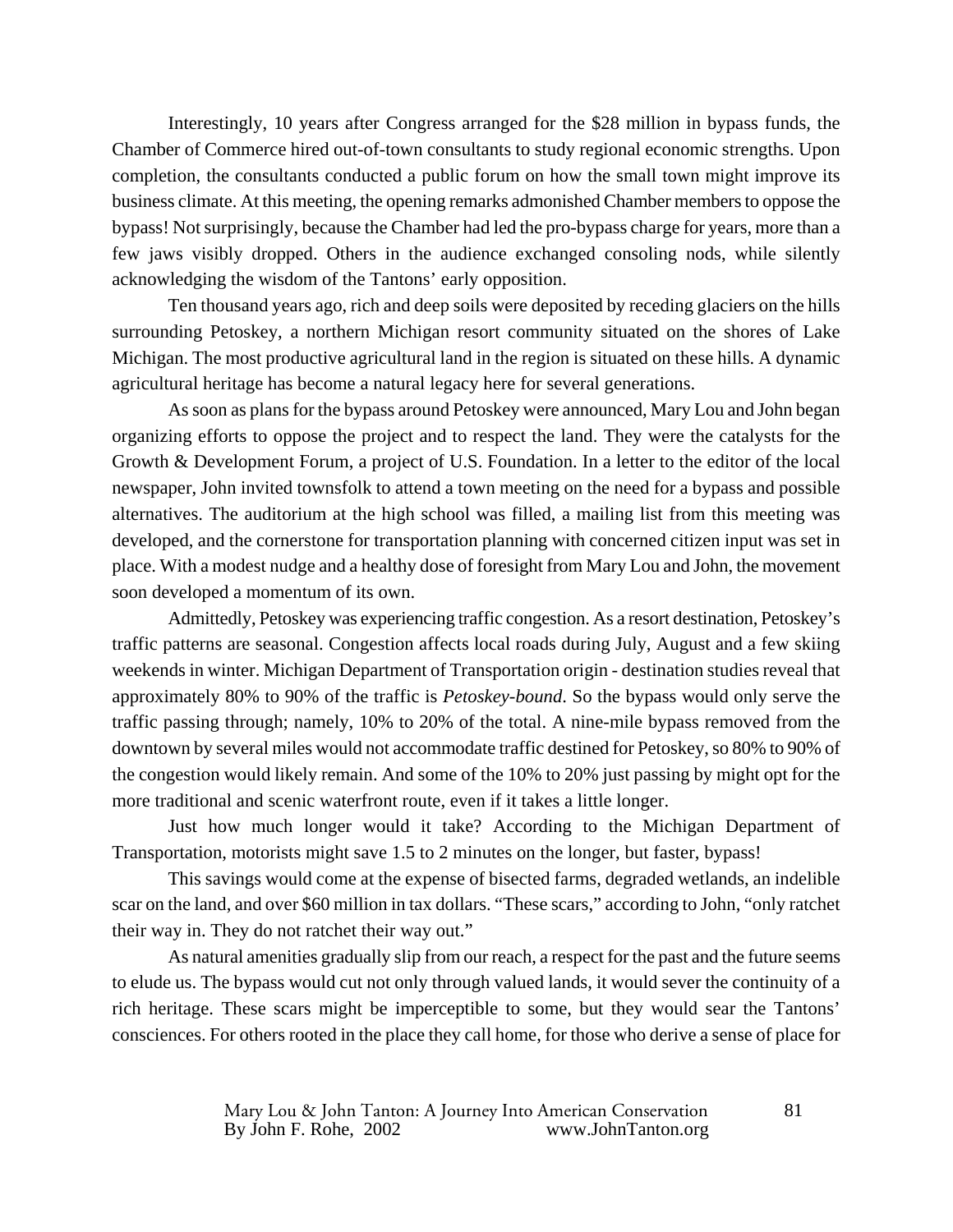Interestingly, 10 years after Congress arranged for the $28 million in bypass funds, the Chamber of Commerce hired out-of-town consultants to study regional economic strengths. Upon completion, the consultants conducted a public forum on how the small town might improve its business climate. At this meeting, the opening remarks admonished Chamber members to oppose the bypass! Not surprisingly, because the Chamber had led the pro-bypass charge for years, more than a few jaws visibly dropped. Others in the audience exchanged consoling nods, while silently acknowledging the wisdom of the Tantons' early opposition.

Ten thousand years ago, rich and deep soils were deposited by receding glaciers on the hills surrounding Petoskey, a northern Michigan resort community situated on the shores of Lake Michigan. The most productive agricultural land in the region is situated on these hills. A dynamic agricultural heritage has become a natural legacy here for several generations.

As soon as plans for the bypass around Petoskey were announced, Mary Lou and John began organizing efforts to oppose the project and to respect the land. They were the catalysts for the Growth & Development Forum, a project of U.S. Foundation. In a letter to the editor of the local newspaper, John invited townsfolk to attend a town meeting on the need for a bypass and possible alternatives. The auditorium at the high school was filled, a mailing list from this meeting was developed, and the cornerstone for transportation planning with concerned citizen input was set in place. With a modest nudge and a healthy dose of foresight from Mary Lou and John, the movement soon developed a momentum of its own.

Admittedly, Petoskey was experiencing traffic congestion. As a resort destination, Petoskey's traffic patterns are seasonal. Congestion affects local roads during July, August and a few skiing weekends in winter. Michigan Department of Transportation origin - destination studies reveal that approximately 80% to 90% of the traffic is *Petoskey-bound*. So the bypass would only serve the traffic passing through; namely, 10% to 20% of the total. A nine-mile bypass removed from the downtown by several miles would not accommodate traffic destined for Petoskey, so 80% to 90% of the congestion would likely remain. And some of the 10% to 20% just passing by might opt for the more traditional and scenic waterfront route, even if it takes a little longer.

Just how much longer would it take? According to the Michigan Department of Transportation, motorists might save 1.5 to 2 minutes on the longer, but faster, bypass!

This savings would come at the expense of bisected farms, degraded wetlands, an indelible scar on the land, and over $60 million in tax dollars. "These scars," according to John, "only ratchet their way in. They do not ratchet their way out."

As natural amenities gradually slip from our reach, a respect for the past and the future seems to elude us. The bypass would cut not only through valued lands, it would sever the continuity of a rich heritage. These scars might be imperceptible to some, but they would sear the Tantons' consciences. For others rooted in the place they call home, for those who derive a sense of place for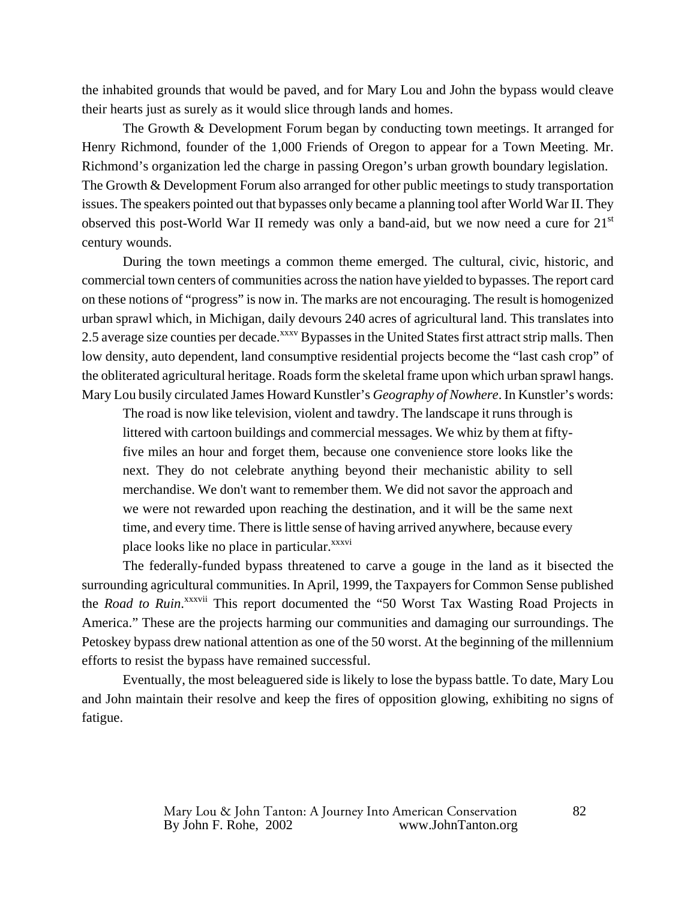the inhabited grounds that would be paved, and for Mary Lou and John the bypass would cleave their hearts just as surely as it would slice through lands and homes.

The Growth & Development Forum began by conducting town meetings. It arranged for Henry Richmond, founder of the 1,000 Friends of Oregon to appear for a Town Meeting. Mr. Richmond's organization led the charge in passing Oregon's urban growth boundary legislation. The Growth & Development Forum also arranged for other public meetings to study transportation issues. The speakers pointed out that bypasses only became a planning tool after World War II. They observed this post-World War II remedy was only a band-aid, but we now need a cure for 21st century wounds.

During the town meetings a common theme emerged. The cultural, civic, historic, and commercial town centers of communities across the nation have yielded to bypasses. The report card on these notions of "progress" is now in. The marks are not encouraging. The result is homogenized urban sprawl which, in Michigan, daily devours 240 acres of agricultural land. This translates into 2.5 average size counties per decade.[xxxv] Bypasses in the United States first attract strip malls. Then low density, auto dependent, land consumptive residential projects become the "last cash crop" of the obliterated agricultural heritage. Roads form the skeletal frame upon which urban sprawl hangs. Mary Lou busily circulated James Howard Kunstler's *Geography of Nowhere*. In Kunstler's words:

> The road is now like television, violent and tawdry. The landscape it runs through is littered with cartoon buildings and commercial messages. We whiz by them at fifty-five miles an hour and forget them, because one convenience store looks like the next. They do not celebrate anything beyond their mechanistic ability to sell merchandise. We don't want to remember them. We did not savor the approach and we were not rewarded upon reaching the destination, and it will be the same next time, and every time. There is little sense of having arrived anywhere, because every place looks like no place in particular.[xxxvi]

The federally-funded bypass threatened to carve a gouge in the land as it bisected the surrounding agricultural communities. In April, 1999, the Taxpayers for Common Sense published the *Road to Ruin*.[xxxvii] This report documented the "50 Worst Tax Wasting Road Projects in America." These are the projects harming our communities and damaging our surroundings. The Petoskey bypass drew national attention as one of the 50 worst. At the beginning of the millennium efforts to resist the bypass have remained successful.

Eventually, the most beleaguered side is likely to lose the bypass battle. To date, Mary Lou and John maintain their resolve and keep the fires of opposition glowing, exhibiting no signs of fatigue.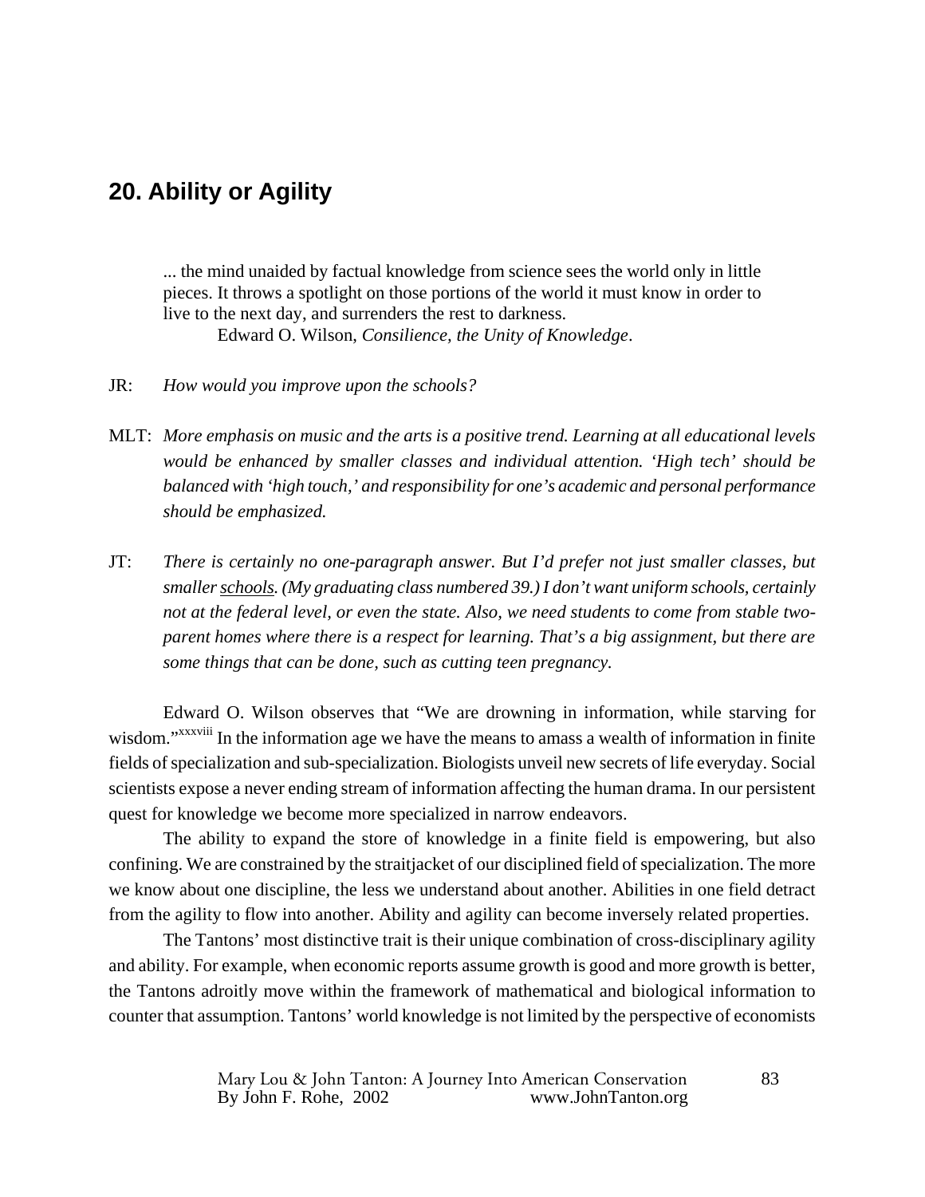## 20. Ability or Agility

> ... the mind unaided by factual knowledge from science sees the world only in little pieces. It throws a spotlight on those portions of the world it must know in order to live to the next day, and surrenders the rest to darkness.
>
> Edward O. Wilson, *Consilience, the Unity of Knowledge*.

JR: *How would you improve upon the schools?*

MLT: *More emphasis on music and the arts is a positive trend. Learning at all educational levels would be enhanced by smaller classes and individual attention. 'High tech' should be balanced with 'high touch,' and responsibility for one's academic and personal performance should be emphasized.*

JT: *There is certainly no one-paragraph answer. But I'd prefer not just smaller classes, but smaller schools. (My graduating class numbered 39.) I don't want uniform schools, certainly not at the federal level, or even the state. Also, we need students to come from stable two-parent homes where there is a respect for learning. That's a big assignment, but there are some things that can be done, such as cutting teen pregnancy.*

Edward O. Wilson observes that "We are drowning in information, while starving for wisdom."[xxxviii] In the information age we have the means to amass a wealth of information in finite fields of specialization and sub-specialization. Biologists unveil new secrets of life everyday. Social scientists expose a never ending stream of information affecting the human drama. In our persistent quest for knowledge we become more specialized in narrow endeavors.

The ability to expand the store of knowledge in a finite field is empowering, but also confining. We are constrained by the straitjacket of our disciplined field of specialization. The more we know about one discipline, the less we understand about another. Abilities in one field detract from the agility to flow into another. Ability and agility can become inversely related properties.

The Tantons' most distinctive trait is their unique combination of cross-disciplinary agility and ability. For example, when economic reports assume growth is good and more growth is better, the Tantons adroitly move within the framework of mathematical and biological information to counter that assumption. Tantons' world knowledge is not limited by the perspective of economists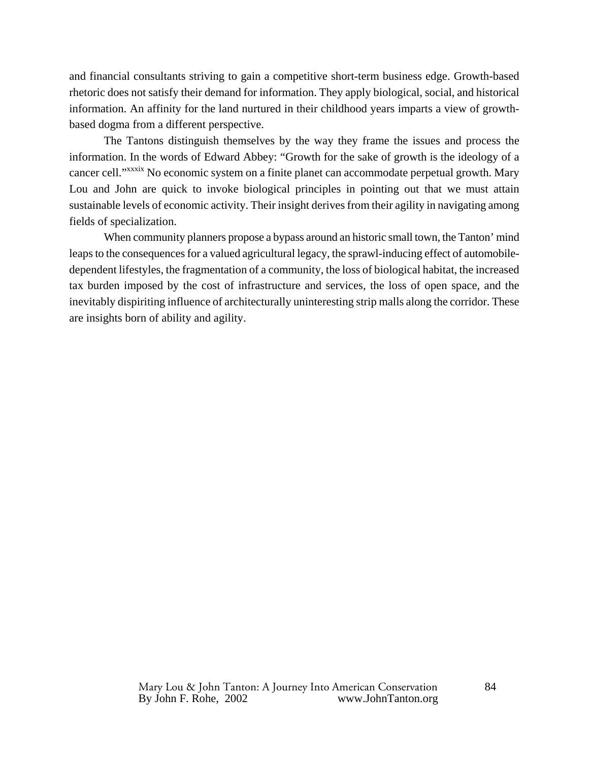and financial consultants striving to gain a competitive short-term business edge. Growth-based rhetoric does not satisfy their demand for information. They apply biological, social, and historical information. An affinity for the land nurtured in their childhood years imparts a view of growth-based dogma from a different perspective.

The Tantons distinguish themselves by the way they frame the issues and process the information. In the words of Edward Abbey: "Growth for the sake of growth is the ideology of a cancer cell."[xxxix] No economic system on a finite planet can accommodate perpetual growth. Mary Lou and John are quick to invoke biological principles in pointing out that we must attain sustainable levels of economic activity. Their insight derives from their agility in navigating among fields of specialization.

When community planners propose a bypass around an historic small town, the Tanton' mind leaps to the consequences for a valued agricultural legacy, the sprawl-inducing effect of automobile-dependent lifestyles, the fragmentation of a community, the loss of biological habitat, the increased tax burden imposed by the cost of infrastructure and services, the loss of open space, and the inevitably dispiriting influence of architecturally uninteresting strip malls along the corridor. These are insights born of ability and agility.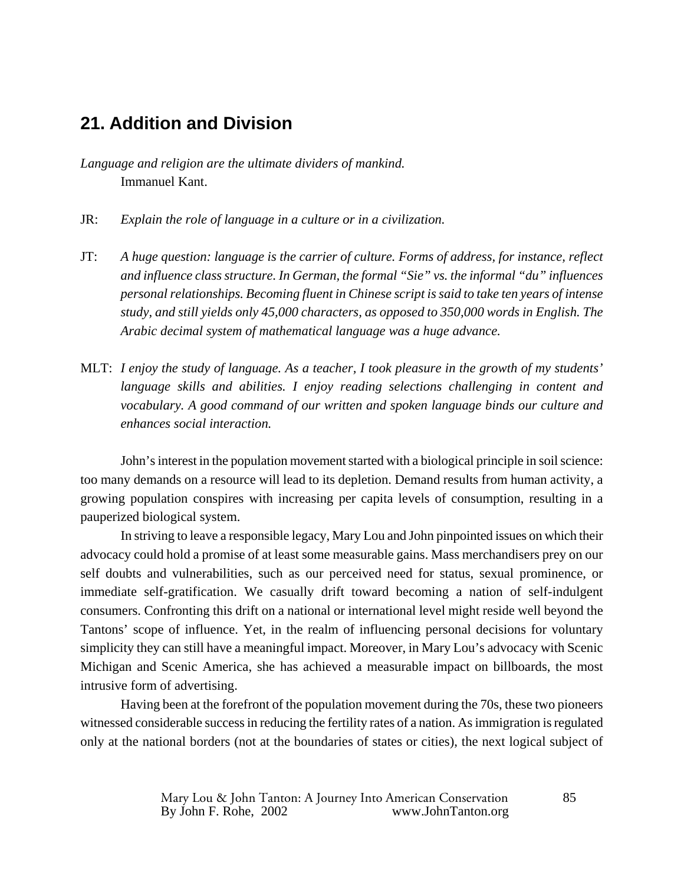## 21. Addition and Division

*Language and religion are the ultimate dividers of mankind.*
Immanuel Kant.

JR: *Explain the role of language in a culture or in a civilization.*

JT: *A huge question: language is the carrier of culture. Forms of address, for instance, reflect and influence class structure. In German, the formal "Sie" vs. the informal "du" influences personal relationships. Becoming fluent in Chinese script is said to take ten years of intense study, and still yields only 45,000 characters, as opposed to 350,000 words in English. The Arabic decimal system of mathematical language was a huge advance.*

MLT: *I enjoy the study of language. As a teacher, I took pleasure in the growth of my students' language skills and abilities. I enjoy reading selections challenging in content and vocabulary. A good command of our written and spoken language binds our culture and enhances social interaction.*

John's interest in the population movement started with a biological principle in soil science: too many demands on a resource will lead to its depletion. Demand results from human activity, a growing population conspires with increasing per capita levels of consumption, resulting in a pauperized biological system.

In striving to leave a responsible legacy, Mary Lou and John pinpointed issues on which their advocacy could hold a promise of at least some measurable gains. Mass merchandisers prey on our self doubts and vulnerabilities, such as our perceived need for status, sexual prominence, or immediate self-gratification. We casually drift toward becoming a nation of self-indulgent consumers. Confronting this drift on a national or international level might reside well beyond the Tantons' scope of influence. Yet, in the realm of influencing personal decisions for voluntary simplicity they can still have a meaningful impact. Moreover, in Mary Lou's advocacy with Scenic Michigan and Scenic America, she has achieved a measurable impact on billboards, the most intrusive form of advertising.

Having been at the forefront of the population movement during the 70s, these two pioneers witnessed considerable success in reducing the fertility rates of a nation. As immigration is regulated only at the national borders (not at the boundaries of states or cities), the next logical subject of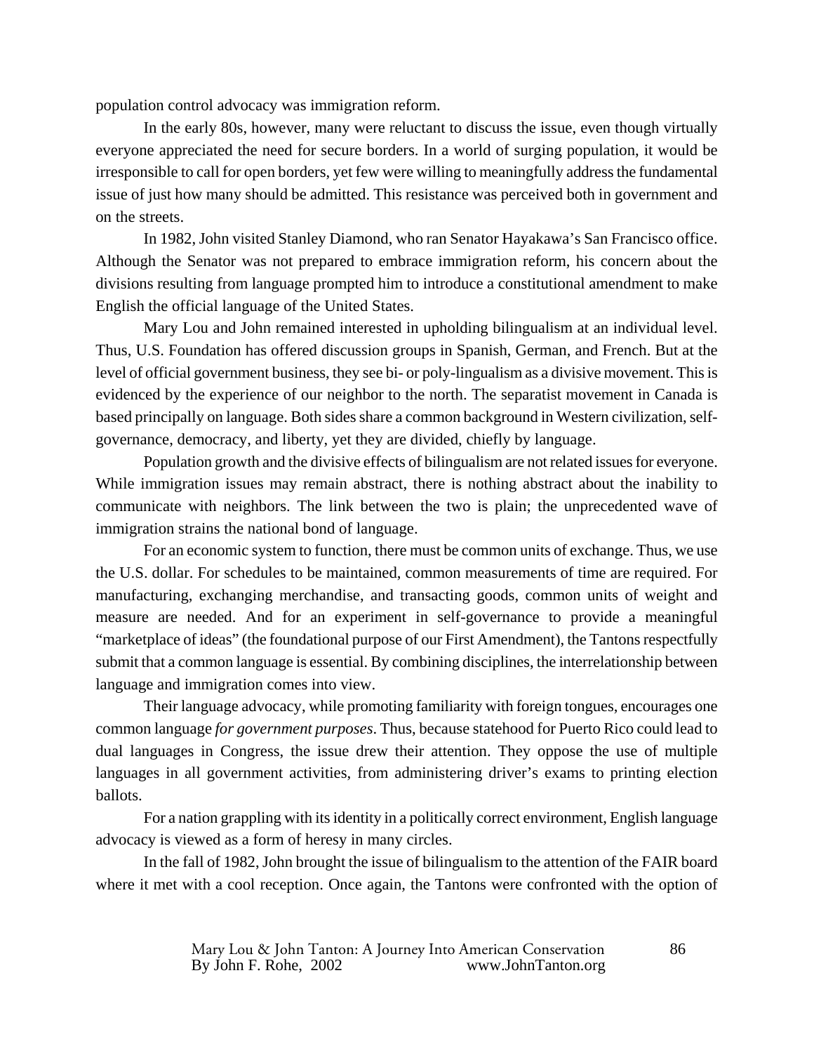population control advocacy was immigration reform.

In the early 80s, however, many were reluctant to discuss the issue, even though virtually everyone appreciated the need for secure borders. In a world of surging population, it would be irresponsible to call for open borders, yet few were willing to meaningfully address the fundamental issue of just how many should be admitted. This resistance was perceived both in government and on the streets.

In 1982, John visited Stanley Diamond, who ran Senator Hayakawa's San Francisco office. Although the Senator was not prepared to embrace immigration reform, his concern about the divisions resulting from language prompted him to introduce a constitutional amendment to make English the official language of the United States.

Mary Lou and John remained interested in upholding bilingualism at an individual level. Thus, U.S. Foundation has offered discussion groups in Spanish, German, and French. But at the level of official government business, they see bi- or poly-lingualism as a divisive movement. This is evidenced by the experience of our neighbor to the north. The separatist movement in Canada is based principally on language. Both sides share a common background in Western civilization, self-governance, democracy, and liberty, yet they are divided, chiefly by language.

Population growth and the divisive effects of bilingualism are not related issues for everyone. While immigration issues may remain abstract, there is nothing abstract about the inability to communicate with neighbors. The link between the two is plain; the unprecedented wave of immigration strains the national bond of language.

For an economic system to function, there must be common units of exchange. Thus, we use the U.S. dollar. For schedules to be maintained, common measurements of time are required. For manufacturing, exchanging merchandise, and transacting goods, common units of weight and measure are needed. And for an experiment in self-governance to provide a meaningful "marketplace of ideas" (the foundational purpose of our First Amendment), the Tantons respectfully submit that a common language is essential. By combining disciplines, the interrelationship between language and immigration comes into view.

Their language advocacy, while promoting familiarity with foreign tongues, encourages one common language *for government purposes*. Thus, because statehood for Puerto Rico could lead to dual languages in Congress, the issue drew their attention. They oppose the use of multiple languages in all government activities, from administering driver's exams to printing election ballots.

For a nation grappling with its identity in a politically correct environment, English language advocacy is viewed as a form of heresy in many circles.

In the fall of 1982, John brought the issue of bilingualism to the attention of the FAIR board where it met with a cool reception. Once again, the Tantons were confronted with the option of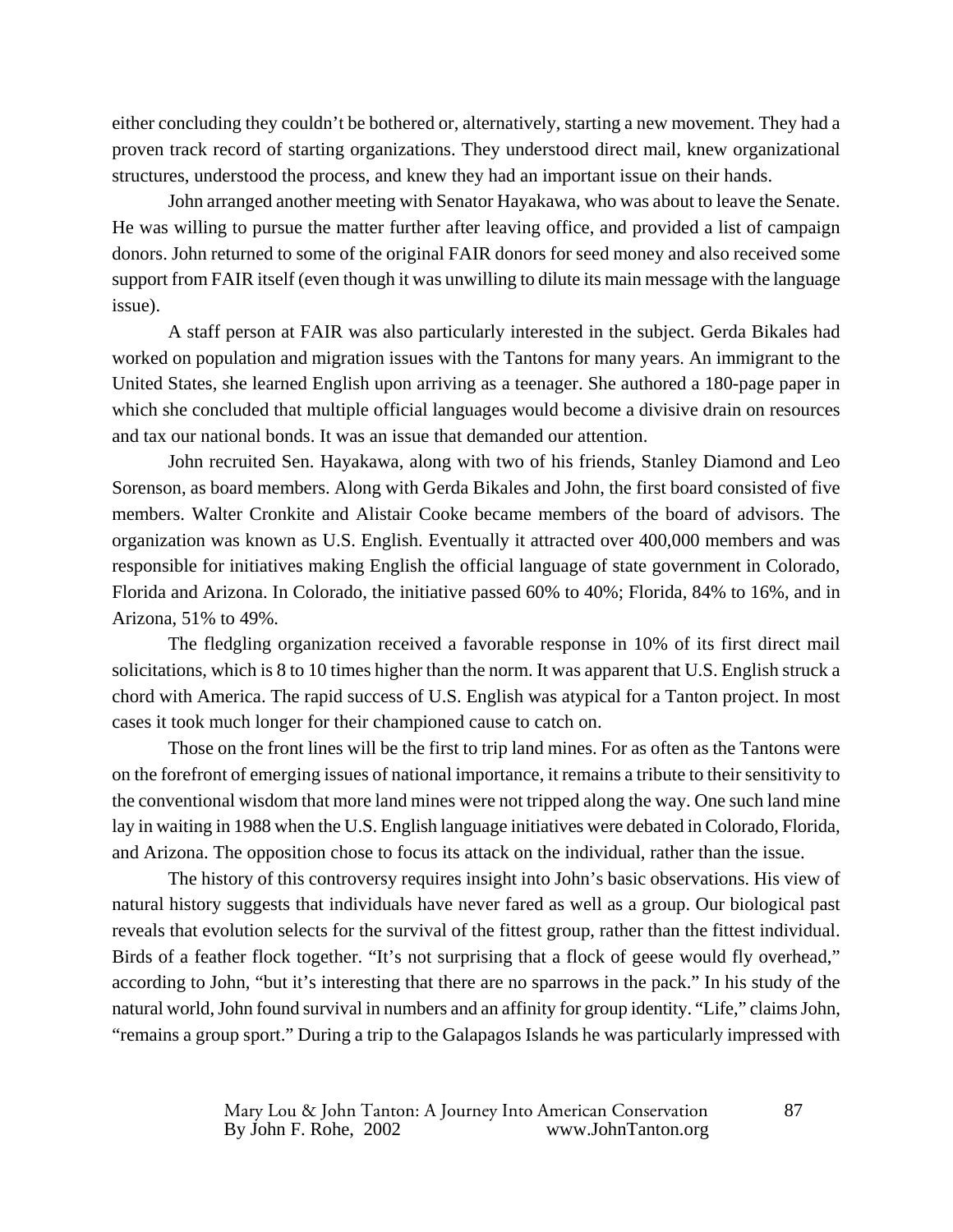either concluding they couldn't be bothered or, alternatively, starting a new movement. They had a proven track record of starting organizations. They understood direct mail, knew organizational structures, understood the process, and knew they had an important issue on their hands.

John arranged another meeting with Senator Hayakawa, who was about to leave the Senate. He was willing to pursue the matter further after leaving office, and provided a list of campaign donors. John returned to some of the original FAIR donors for seed money and also received some support from FAIR itself (even though it was unwilling to dilute its main message with the language issue).

A staff person at FAIR was also particularly interested in the subject. Gerda Bikales had worked on population and migration issues with the Tantons for many years. An immigrant to the United States, she learned English upon arriving as a teenager. She authored a 180-page paper in which she concluded that multiple official languages would become a divisive drain on resources and tax our national bonds. It was an issue that demanded our attention.

John recruited Sen. Hayakawa, along with two of his friends, Stanley Diamond and Leo Sorenson, as board members. Along with Gerda Bikales and John, the first board consisted of five members. Walter Cronkite and Alistair Cooke became members of the board of advisors. The organization was known as U.S. English. Eventually it attracted over 400,000 members and was responsible for initiatives making English the official language of state government in Colorado, Florida and Arizona. In Colorado, the initiative passed 60% to 40%; Florida, 84% to 16%, and in Arizona, 51% to 49%.

The fledgling organization received a favorable response in 10% of its first direct mail solicitations, which is 8 to 10 times higher than the norm. It was apparent that U.S. English struck a chord with America. The rapid success of U.S. English was atypical for a Tanton project. In most cases it took much longer for their championed cause to catch on.

Those on the front lines will be the first to trip land mines. For as often as the Tantons were on the forefront of emerging issues of national importance, it remains a tribute to their sensitivity to the conventional wisdom that more land mines were not tripped along the way. One such land mine lay in waiting in 1988 when the U.S. English language initiatives were debated in Colorado, Florida, and Arizona. The opposition chose to focus its attack on the individual, rather than the issue.

The history of this controversy requires insight into John's basic observations. His view of natural history suggests that individuals have never fared as well as a group. Our biological past reveals that evolution selects for the survival of the fittest group, rather than the fittest individual. Birds of a feather flock together. "It's not surprising that a flock of geese would fly overhead," according to John, "but it's interesting that there are no sparrows in the pack." In his study of the natural world, John found survival in numbers and an affinity for group identity. "Life," claims John, "remains a group sport." During a trip to the Galapagos Islands he was particularly impressed with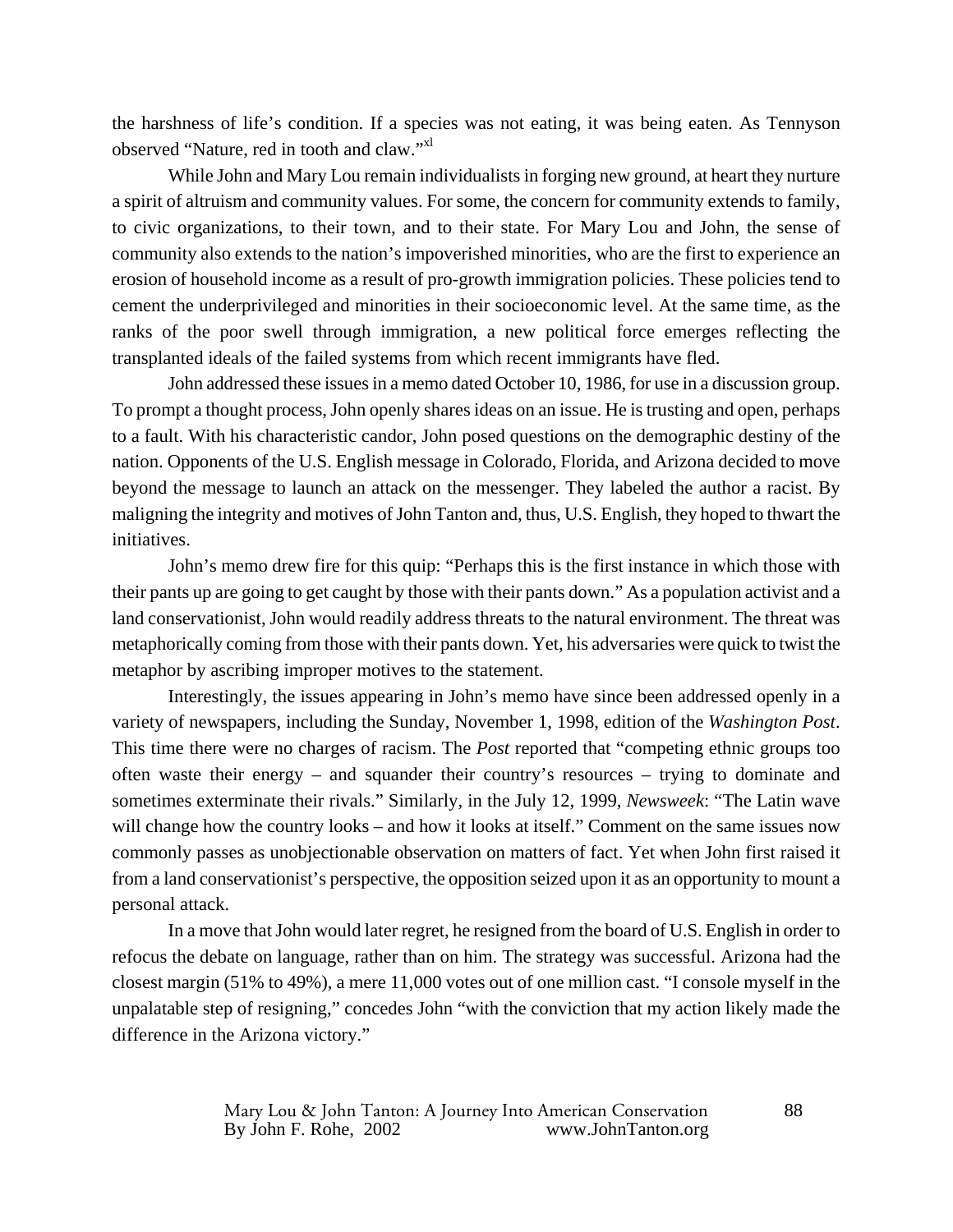the harshness of life's condition. If a species was not eating, it was being eaten. As Tennyson observed "Nature, red in tooth and claw."[xl]

While John and Mary Lou remain individualists in forging new ground, at heart they nurture a spirit of altruism and community values. For some, the concern for community extends to family, to civic organizations, to their town, and to their state. For Mary Lou and John, the sense of community also extends to the nation's impoverished minorities, who are the first to experience an erosion of household income as a result of pro-growth immigration policies. These policies tend to cement the underprivileged and minorities in their socioeconomic level. At the same time, as the ranks of the poor swell through immigration, a new political force emerges reflecting the transplanted ideals of the failed systems from which recent immigrants have fled.

John addressed these issues in a memo dated October 10, 1986, for use in a discussion group. To prompt a thought process, John openly shares ideas on an issue. He is trusting and open, perhaps to a fault. With his characteristic candor, John posed questions on the demographic destiny of the nation. Opponents of the U.S. English message in Colorado, Florida, and Arizona decided to move beyond the message to launch an attack on the messenger. They labeled the author a racist. By maligning the integrity and motives of John Tanton and, thus, U.S. English, they hoped to thwart the initiatives.

John's memo drew fire for this quip: "Perhaps this is the first instance in which those with their pants up are going to get caught by those with their pants down." As a population activist and a land conservationist, John would readily address threats to the natural environment. The threat was metaphorically coming from those with their pants down. Yet, his adversaries were quick to twist the metaphor by ascribing improper motives to the statement.

Interestingly, the issues appearing in John's memo have since been addressed openly in a variety of newspapers, including the Sunday, November 1, 1998, edition of the *Washington Post*. This time there were no charges of racism. The *Post* reported that "competing ethnic groups too often waste their energy – and squander their country's resources – trying to dominate and sometimes exterminate their rivals." Similarly, in the July 12, 1999, *Newsweek*: "The Latin wave will change how the country looks – and how it looks at itself." Comment on the same issues now commonly passes as unobjectionable observation on matters of fact. Yet when John first raised it from a land conservationist's perspective, the opposition seized upon it as an opportunity to mount a personal attack.

In a move that John would later regret, he resigned from the board of U.S. English in order to refocus the debate on language, rather than on him. The strategy was successful. Arizona had the closest margin (51% to 49%), a mere 11,000 votes out of one million cast. "I console myself in the unpalatable step of resigning," concedes John "with the conviction that my action likely made the difference in the Arizona victory."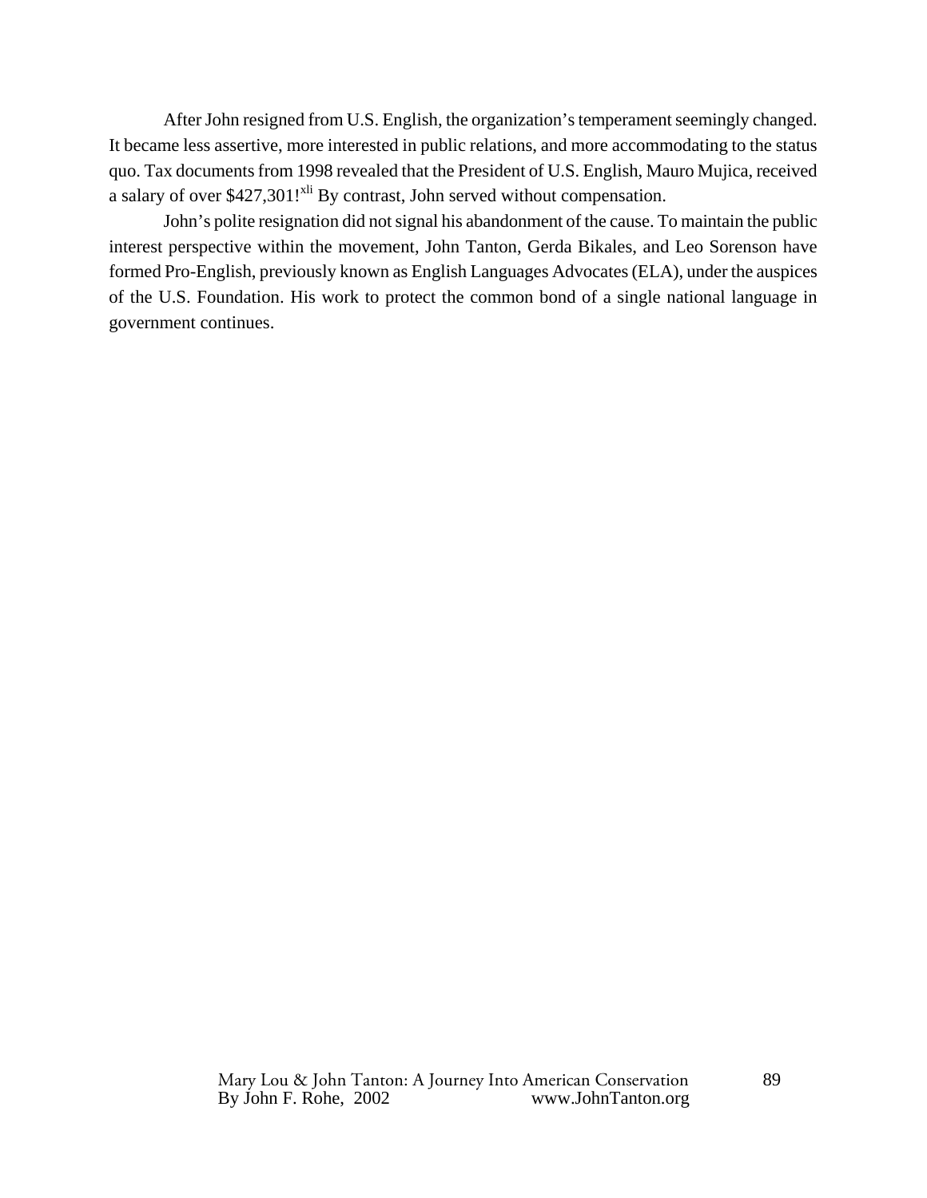After John resigned from U.S. English, the organization's temperament seemingly changed. It became less assertive, more interested in public relations, and more accommodating to the status quo. Tax documents from 1998 revealed that the President of U.S. English, Mauro Mujica, received a salary of over $427,301![xli] By contrast, John served without compensation.

John's polite resignation did not signal his abandonment of the cause. To maintain the public interest perspective within the movement, John Tanton, Gerda Bikales, and Leo Sorenson have formed Pro-English, previously known as English Languages Advocates (ELA), under the auspices of the U.S. Foundation. His work to protect the common bond of a single national language in government continues.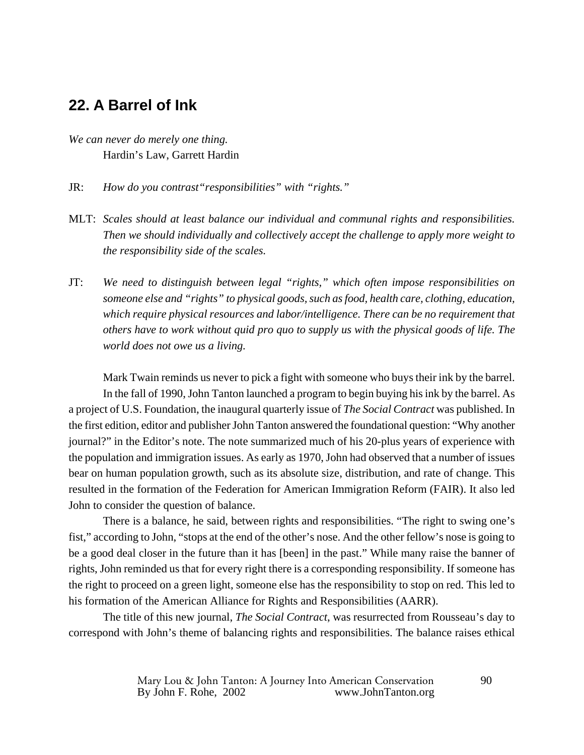## 22. A Barrel of Ink

*We can never do merely one thing.*
Hardin's Law, Garrett Hardin

JR: *How do you contrast"responsibilities" with "rights."*

MLT: *Scales should at least balance our individual and communal rights and responsibilities. Then we should individually and collectively accept the challenge to apply more weight to the responsibility side of the scales.*

JT: *We need to distinguish between legal "rights," which often impose responsibilities on someone else and "rights" to physical goods, such as food, health care, clothing, education, which require physical resources and labor/intelligence. There can be no requirement that others have to work without quid pro quo to supply us with the physical goods of life. The world does not owe us a living.*

Mark Twain reminds us never to pick a fight with someone who buys their ink by the barrel.

In the fall of 1990, John Tanton launched a program to begin buying his ink by the barrel. As a project of U.S. Foundation, the inaugural quarterly issue of *The Social Contract* was published. In the first edition, editor and publisher John Tanton answered the foundational question: "Why another journal?" in the Editor's note. The note summarized much of his 20-plus years of experience with the population and immigration issues. As early as 1970, John had observed that a number of issues bear on human population growth, such as its absolute size, distribution, and rate of change. This resulted in the formation of the Federation for American Immigration Reform (FAIR). It also led John to consider the question of balance.

There is a balance, he said, between rights and responsibilities. "The right to swing one's fist," according to John, "stops at the end of the other's nose. And the other fellow's nose is going to be a good deal closer in the future than it has [been] in the past." While many raise the banner of rights, John reminded us that for every right there is a corresponding responsibility. If someone has the right to proceed on a green light, someone else has the responsibility to stop on red. This led to his formation of the American Alliance for Rights and Responsibilities (AARR).

The title of this new journal, *The Social Contract*, was resurrected from Rousseau's day to correspond with John's theme of balancing rights and responsibilities. The balance raises ethical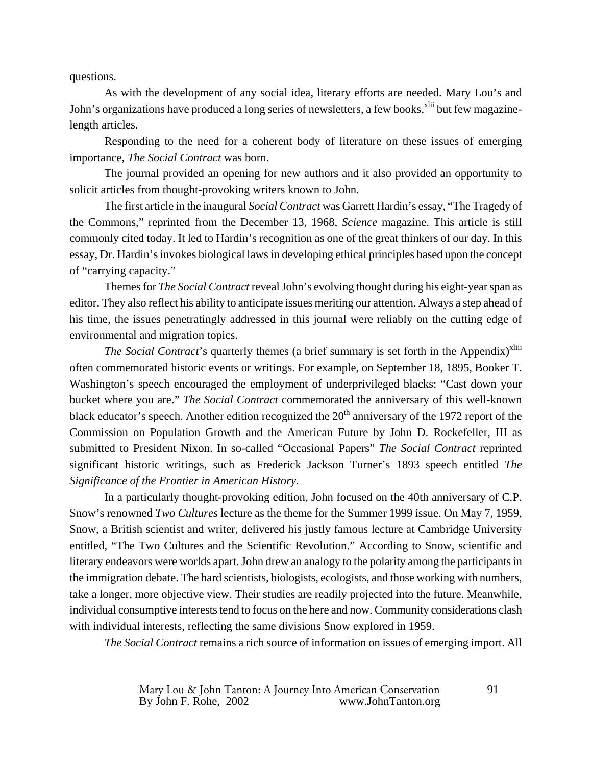questions.

As with the development of any social idea, literary efforts are needed. Mary Lou's and John's organizations have produced a long series of newsletters, a few books,[xlii] but few magazine-length articles.

Responding to the need for a coherent body of literature on these issues of emerging importance, *The Social Contract* was born.

The journal provided an opening for new authors and it also provided an opportunity to solicit articles from thought-provoking writers known to John.

The first article in the inaugural *Social Contract* was Garrett Hardin's essay, "The Tragedy of the Commons," reprinted from the December 13, 1968, *Science* magazine. This article is still commonly cited today. It led to Hardin's recognition as one of the great thinkers of our day. In this essay, Dr. Hardin's invokes biological laws in developing ethical principles based upon the concept of "carrying capacity."

Themes for *The Social Contract* reveal John's evolving thought during his eight-year span as editor. They also reflect his ability to anticipate issues meriting our attention. Always a step ahead of his time, the issues penetratingly addressed in this journal were reliably on the cutting edge of environmental and migration topics.

*The Social Contract*'s quarterly themes (a brief summary is set forth in the Appendix)[xliii] often commemorated historic events or writings. For example, on September 18, 1895, Booker T. Washington's speech encouraged the employment of underprivileged blacks: "Cast down your bucket where you are." *The Social Contract* commemorated the anniversary of this well-known black educator's speech. Another edition recognized the 20th anniversary of the 1972 report of the Commission on Population Growth and the American Future by John D. Rockefeller, III as submitted to President Nixon. In so-called "Occasional Papers" *The Social Contract* reprinted significant historic writings, such as Frederick Jackson Turner's 1893 speech entitled *The Significance of the Frontier in American History*.

In a particularly thought-provoking edition, John focused on the 40th anniversary of C.P. Snow's renowned *Two Cultures* lecture as the theme for the Summer 1999 issue. On May 7, 1959, Snow, a British scientist and writer, delivered his justly famous lecture at Cambridge University entitled, "The Two Cultures and the Scientific Revolution." According to Snow, scientific and literary endeavors were worlds apart. John drew an analogy to the polarity among the participants in the immigration debate. The hard scientists, biologists, ecologists, and those working with numbers, take a longer, more objective view. Their studies are readily projected into the future. Meanwhile, individual consumptive interests tend to focus on the here and now. Community considerations clash with individual interests, reflecting the same divisions Snow explored in 1959.

*The Social Contract* remains a rich source of information on issues of emerging import. All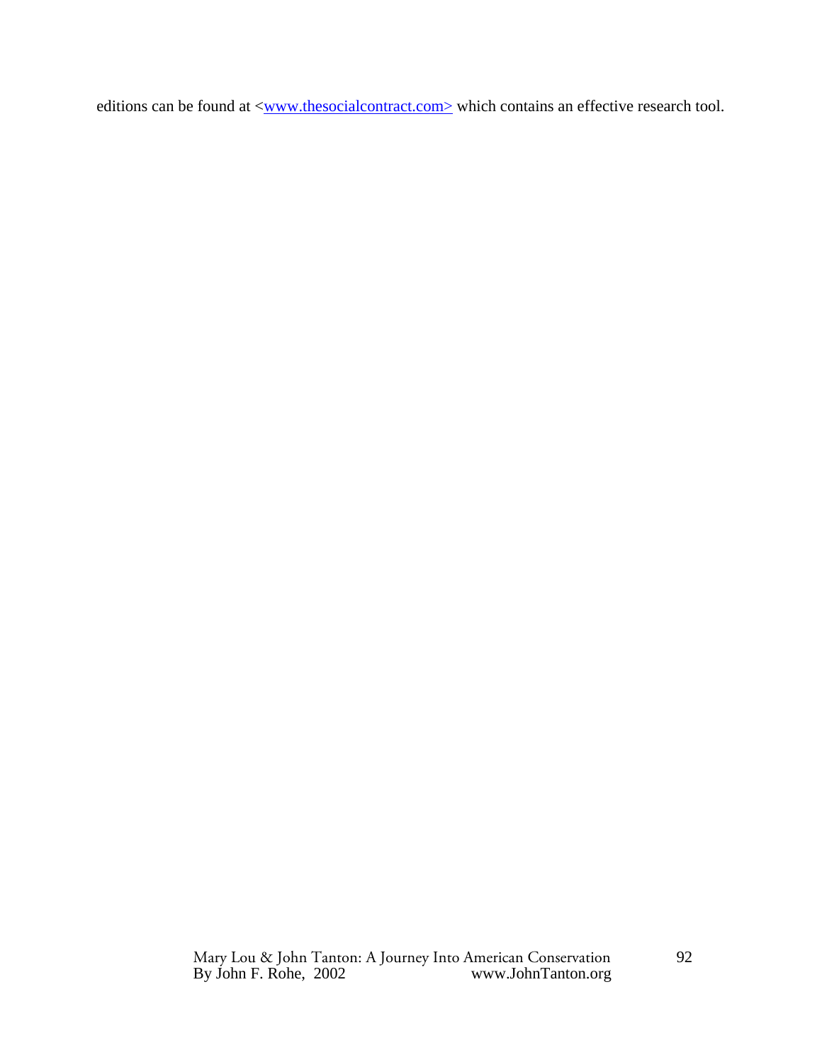editions can be found at <www.thesocialcontract.com> which contains an effective research tool.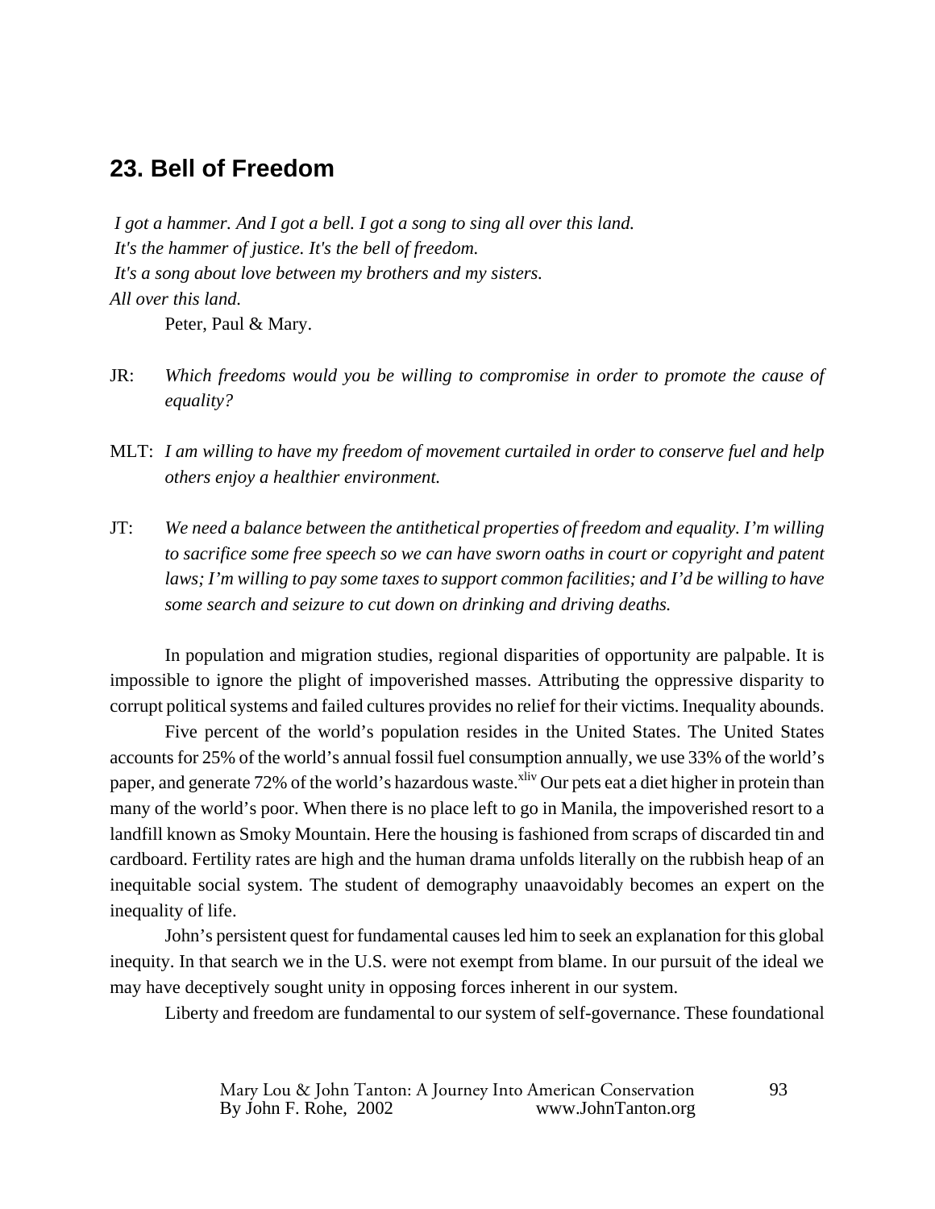## 23. Bell of Freedom

*I got a hammer. And I got a bell. I got a song to sing all over this land.*
*It's the hammer of justice. It's the bell of freedom.*
*It's a song about love between my brothers and my sisters.*
*All over this land.*

Peter, Paul & Mary.

JR: *Which freedoms would you be willing to compromise in order to promote the cause of equality?*

MLT: *I am willing to have my freedom of movement curtailed in order to conserve fuel and help others enjoy a healthier environment.*

JT: *We need a balance between the antithetical properties of freedom and equality. I'm willing to sacrifice some free speech so we can have sworn oaths in court or copyright and patent laws; I'm willing to pay some taxes to support common facilities; and I'd be willing to have some search and seizure to cut down on drinking and driving deaths.*

In population and migration studies, regional disparities of opportunity are palpable. It is impossible to ignore the plight of impoverished masses. Attributing the oppressive disparity to corrupt political systems and failed cultures provides no relief for their victims. Inequality abounds.

Five percent of the world's population resides in the United States. The United States accounts for 25% of the world's annual fossil fuel consumption annually, we use 33% of the world's paper, and generate 72% of the world's hazardous waste.[xliv] Our pets eat a diet higher in protein than many of the world's poor. When there is no place left to go in Manila, the impoverished resort to a landfill known as Smoky Mountain. Here the housing is fashioned from scraps of discarded tin and cardboard. Fertility rates are high and the human drama unfolds literally on the rubbish heap of an inequitable social system. The student of demography unaavoidably becomes an expert on the inequality of life.

John's persistent quest for fundamental causes led him to seek an explanation for this global inequity. In that search we in the U.S. were not exempt from blame. In our pursuit of the ideal we may have deceptively sought unity in opposing forces inherent in our system.

Liberty and freedom are fundamental to our system of self-governance. These foundational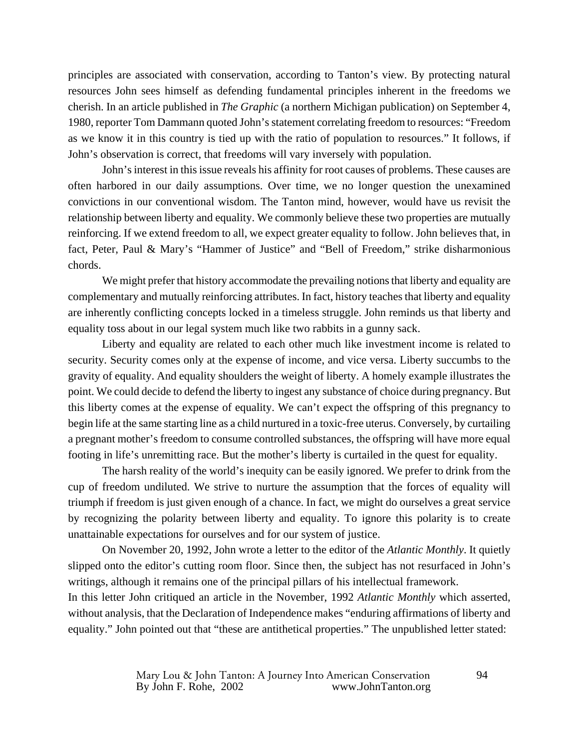principles are associated with conservation, according to Tanton's view. By protecting natural resources John sees himself as defending fundamental principles inherent in the freedoms we cherish. In an article published in *The Graphic* (a northern Michigan publication) on September 4, 1980, reporter Tom Dammann quoted John's statement correlating freedom to resources: "Freedom as we know it in this country is tied up with the ratio of population to resources." It follows, if John's observation is correct, that freedoms will vary inversely with population.

John's interest in this issue reveals his affinity for root causes of problems. These causes are often harbored in our daily assumptions. Over time, we no longer question the unexamined convictions in our conventional wisdom. The Tanton mind, however, would have us revisit the relationship between liberty and equality. We commonly believe these two properties are mutually reinforcing. If we extend freedom to all, we expect greater equality to follow. John believes that, in fact, Peter, Paul & Mary's "Hammer of Justice" and "Bell of Freedom," strike disharmonious chords.

We might prefer that history accommodate the prevailing notions that liberty and equality are complementary and mutually reinforcing attributes. In fact, history teaches that liberty and equality are inherently conflicting concepts locked in a timeless struggle. John reminds us that liberty and equality toss about in our legal system much like two rabbits in a gunny sack.

Liberty and equality are related to each other much like investment income is related to security. Security comes only at the expense of income, and vice versa. Liberty succumbs to the gravity of equality. And equality shoulders the weight of liberty. A homely example illustrates the point. We could decide to defend the liberty to ingest any substance of choice during pregnancy. But this liberty comes at the expense of equality. We can't expect the offspring of this pregnancy to begin life at the same starting line as a child nurtured in a toxic-free uterus. Conversely, by curtailing a pregnant mother's freedom to consume controlled substances, the offspring will have more equal footing in life's unremitting race. But the mother's liberty is curtailed in the quest for equality.

The harsh reality of the world's inequity can be easily ignored. We prefer to drink from the cup of freedom undiluted. We strive to nurture the assumption that the forces of equality will triumph if freedom is just given enough of a chance. In fact, we might do ourselves a great service by recognizing the polarity between liberty and equality. To ignore this polarity is to create unattainable expectations for ourselves and for our system of justice.

On November 20, 1992, John wrote a letter to the editor of the *Atlantic Monthly*. It quietly slipped onto the editor's cutting room floor. Since then, the subject has not resurfaced in John's writings, although it remains one of the principal pillars of his intellectual framework.

In this letter John critiqued an article in the November, 1992 *Atlantic Monthly* which asserted, without analysis, that the Declaration of Independence makes "enduring affirmations of liberty and equality." John pointed out that "these are antithetical properties." The unpublished letter stated: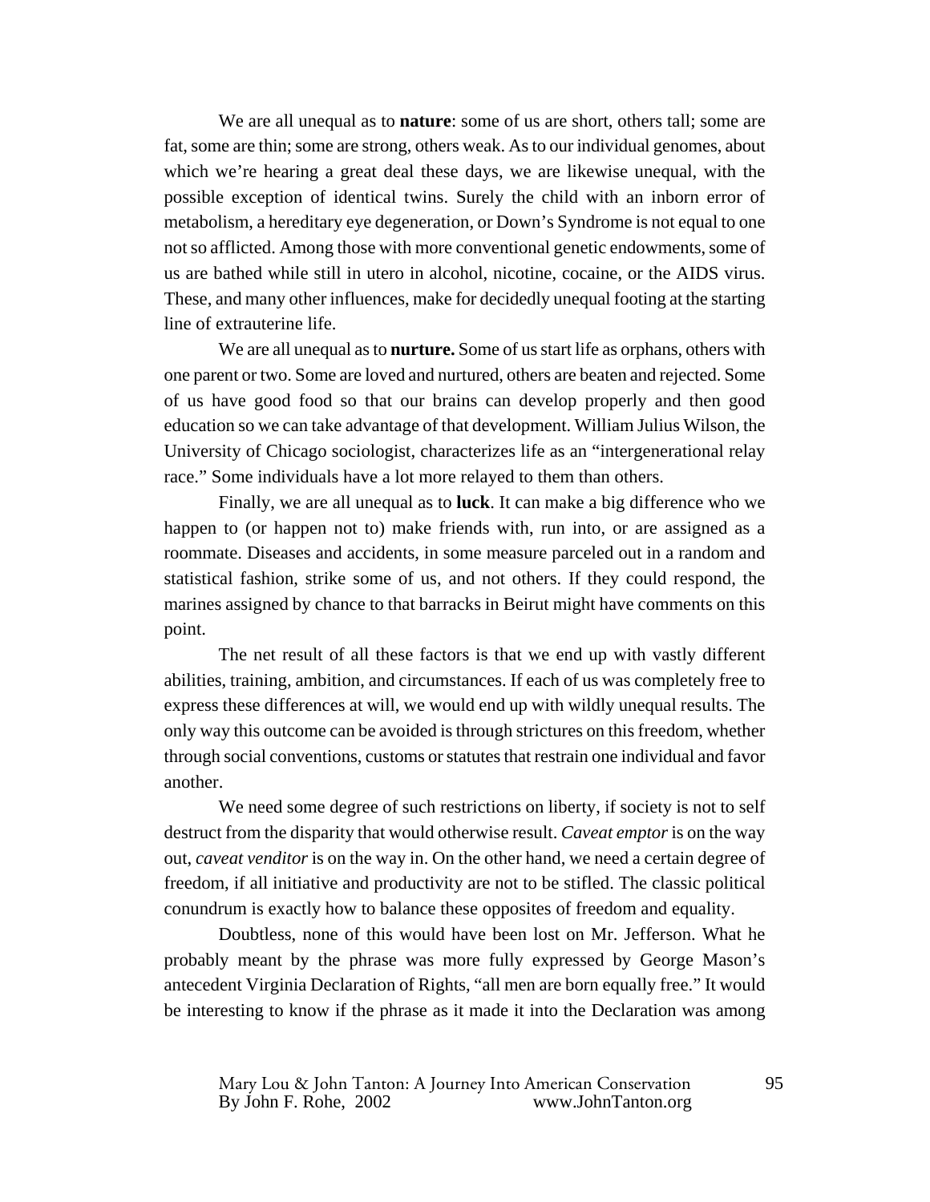We are all unequal as to **nature**: some of us are short, others tall; some are fat, some are thin; some are strong, others weak. As to our individual genomes, about which we're hearing a great deal these days, we are likewise unequal, with the possible exception of identical twins. Surely the child with an inborn error of metabolism, a hereditary eye degeneration, or Down's Syndrome is not equal to one not so afflicted. Among those with more conventional genetic endowments, some of us are bathed while still in utero in alcohol, nicotine, cocaine, or the AIDS virus. These, and many other influences, make for decidedly unequal footing at the starting line of extrauterine life.

We are all unequal as to **nurture.** Some of us start life as orphans, others with one parent or two. Some are loved and nurtured, others are beaten and rejected. Some of us have good food so that our brains can develop properly and then good education so we can take advantage of that development. William Julius Wilson, the University of Chicago sociologist, characterizes life as an "intergenerational relay race." Some individuals have a lot more relayed to them than others.

Finally, we are all unequal as to **luck**. It can make a big difference who we happen to (or happen not to) make friends with, run into, or are assigned as a roommate. Diseases and accidents, in some measure parceled out in a random and statistical fashion, strike some of us, and not others. If they could respond, the marines assigned by chance to that barracks in Beirut might have comments on this point.

The net result of all these factors is that we end up with vastly different abilities, training, ambition, and circumstances. If each of us was completely free to express these differences at will, we would end up with wildly unequal results. The only way this outcome can be avoided is through strictures on this freedom, whether through social conventions, customs or statutes that restrain one individual and favor another.

We need some degree of such restrictions on liberty, if society is not to self destruct from the disparity that would otherwise result. *Caveat emptor* is on the way out, *caveat venditor* is on the way in. On the other hand, we need a certain degree of freedom, if all initiative and productivity are not to be stifled. The classic political conundrum is exactly how to balance these opposites of freedom and equality.

Doubtless, none of this would have been lost on Mr. Jefferson. What he probably meant by the phrase was more fully expressed by George Mason's antecedent Virginia Declaration of Rights, "all men are born equally free." It would be interesting to know if the phrase as it made it into the Declaration was among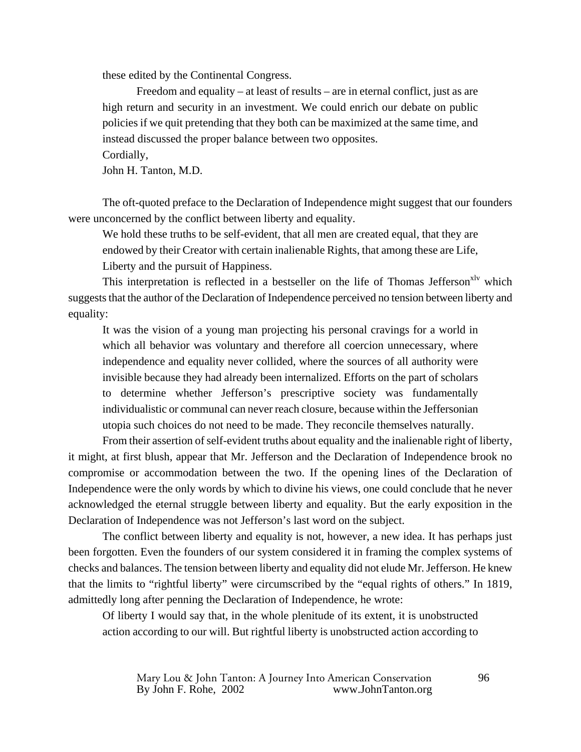these edited by the Continental Congress.

Freedom and equality – at least of results – are in eternal conflict, just as are high return and security in an investment. We could enrich our debate on public policies if we quit pretending that they both can be maximized at the same time, and instead discussed the proper balance between two opposites.

Cordially,

John H. Tanton, M.D.

The oft-quoted preface to the Declaration of Independence might suggest that our founders were unconcerned by the conflict between liberty and equality.

> We hold these truths to be self-evident, that all men are created equal, that they are endowed by their Creator with certain inalienable Rights, that among these are Life, Liberty and the pursuit of Happiness.

This interpretation is reflected in a bestseller on the life of Thomas Jefferson[xlv] which suggests that the author of the Declaration of Independence perceived no tension between liberty and equality:

> It was the vision of a young man projecting his personal cravings for a world in which all behavior was voluntary and therefore all coercion unnecessary, where independence and equality never collided, where the sources of all authority were invisible because they had already been internalized. Efforts on the part of scholars to determine whether Jefferson's prescriptive society was fundamentally individualistic or communal can never reach closure, because within the Jeffersonian utopia such choices do not need to be made. They reconcile themselves naturally.

From their assertion of self-evident truths about equality and the inalienable right of liberty, it might, at first blush, appear that Mr. Jefferson and the Declaration of Independence brook no compromise or accommodation between the two. If the opening lines of the Declaration of Independence were the only words by which to divine his views, one could conclude that he never acknowledged the eternal struggle between liberty and equality. But the early exposition in the Declaration of Independence was not Jefferson's last word on the subject.

The conflict between liberty and equality is not, however, a new idea. It has perhaps just been forgotten. Even the founders of our system considered it in framing the complex systems of checks and balances. The tension between liberty and equality did not elude Mr. Jefferson. He knew that the limits to "rightful liberty" were circumscribed by the "equal rights of others." In 1819, admittedly long after penning the Declaration of Independence, he wrote:

> Of liberty I would say that, in the whole plenitude of its extent, it is unobstructed action according to our will. But rightful liberty is unobstructed action according to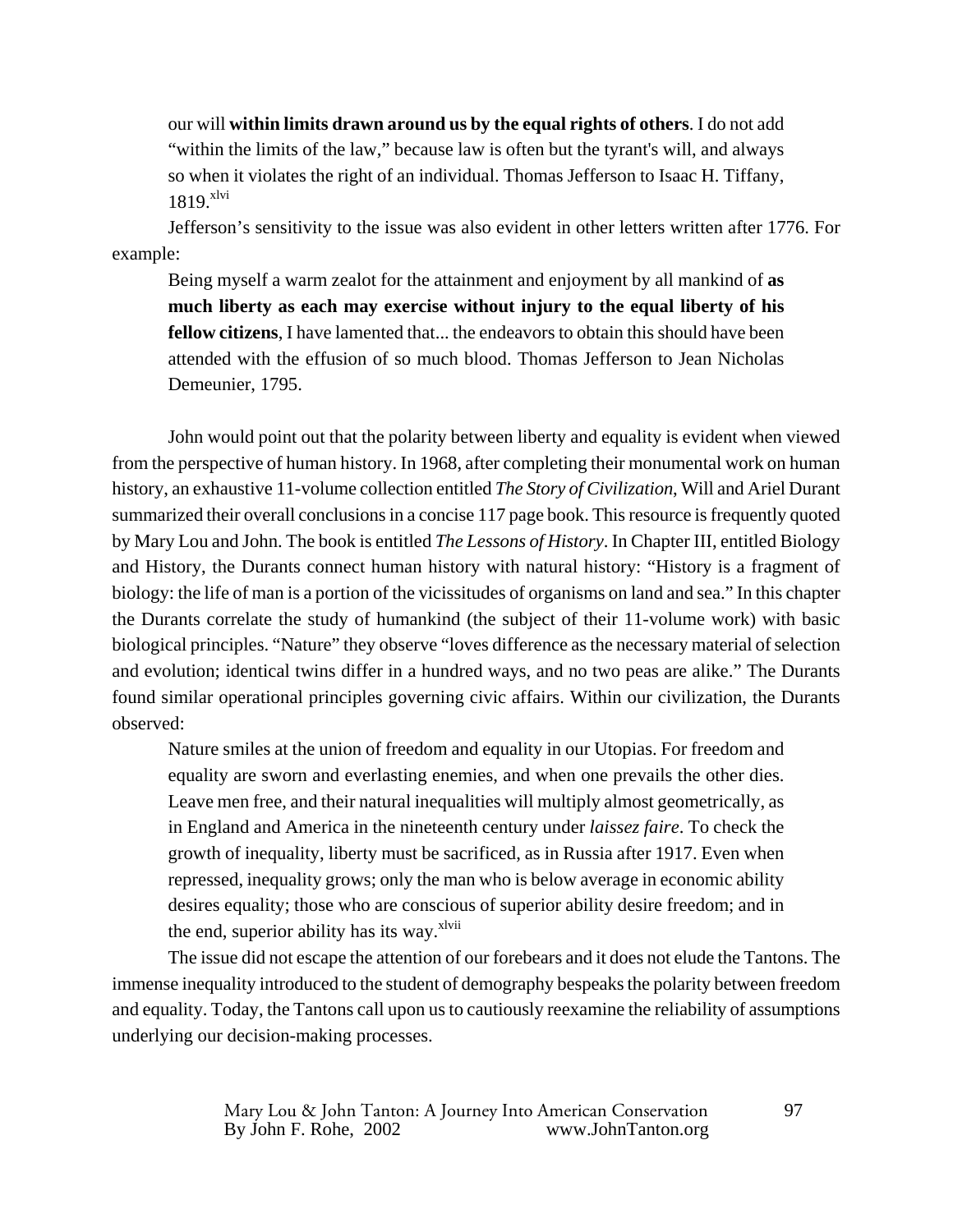> our will **within limits drawn around us by the equal rights of others**. I do not add "within the limits of the law," because law is often but the tyrant's will, and always so when it violates the right of an individual. Thomas Jefferson to Isaac H. Tiffany, 1819.[xlvi]

Jefferson's sensitivity to the issue was also evident in other letters written after 1776. For example:

> Being myself a warm zealot for the attainment and enjoyment by all mankind of **as much liberty as each may exercise without injury to the equal liberty of his fellow citizens**, I have lamented that... the endeavors to obtain this should have been attended with the effusion of so much blood. Thomas Jefferson to Jean Nicholas Demeunier, 1795.

John would point out that the polarity between liberty and equality is evident when viewed from the perspective of human history. In 1968, after completing their monumental work on human history, an exhaustive 11-volume collection entitled *The Story of Civilization*, Will and Ariel Durant summarized their overall conclusions in a concise 117 page book. This resource is frequently quoted by Mary Lou and John. The book is entitled *The Lessons of History*. In Chapter III, entitled Biology and History, the Durants connect human history with natural history: "History is a fragment of biology: the life of man is a portion of the vicissitudes of organisms on land and sea." In this chapter the Durants correlate the study of humankind (the subject of their 11-volume work) with basic biological principles. "Nature" they observe "loves difference as the necessary material of selection and evolution; identical twins differ in a hundred ways, and no two peas are alike." The Durants found similar operational principles governing civic affairs. Within our civilization, the Durants observed:

> Nature smiles at the union of freedom and equality in our Utopias. For freedom and equality are sworn and everlasting enemies, and when one prevails the other dies. Leave men free, and their natural inequalities will multiply almost geometrically, as in England and America in the nineteenth century under *laissez faire*. To check the growth of inequality, liberty must be sacrificed, as in Russia after 1917. Even when repressed, inequality grows; only the man who is below average in economic ability desires equality; those who are conscious of superior ability desire freedom; and in the end, superior ability has its way.[xlvii]

The issue did not escape the attention of our forebears and it does not elude the Tantons. The immense inequality introduced to the student of demography bespeaks the polarity between freedom and equality. Today, the Tantons call upon us to cautiously reexamine the reliability of assumptions underlying our decision-making processes.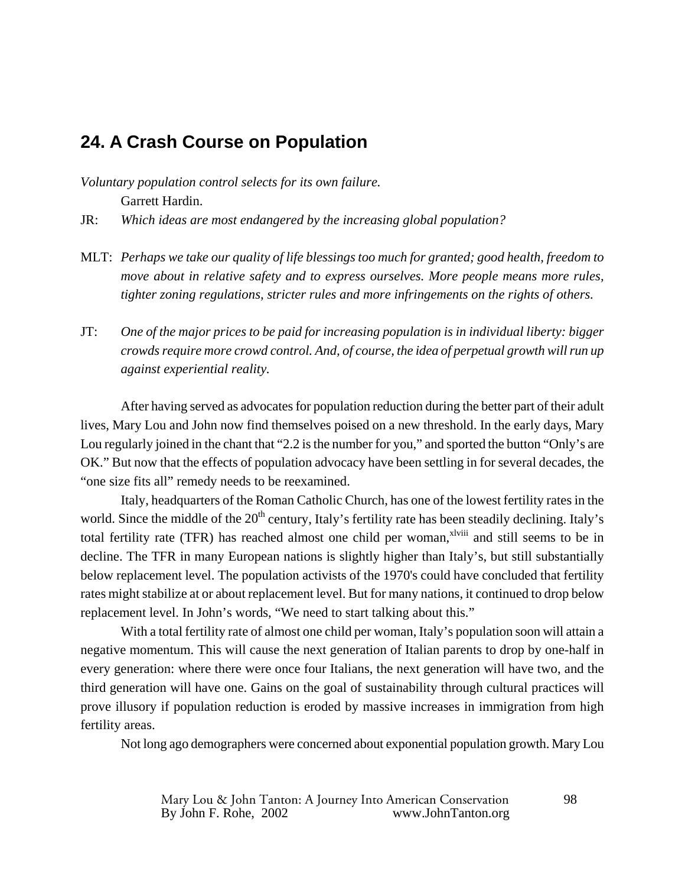## 24. A Crash Course on Population

*Voluntary population control selects for its own failure.*

Garrett Hardin.

JR: *Which ideas are most endangered by the increasing global population?*

MLT: *Perhaps we take our quality of life blessings too much for granted; good health, freedom to move about in relative safety and to express ourselves. More people means more rules, tighter zoning regulations, stricter rules and more infringements on the rights of others.*

JT: *One of the major prices to be paid for increasing population is in individual liberty: bigger crowds require more crowd control. And, of course, the idea of perpetual growth will run up against experiential reality.*

After having served as advocates for population reduction during the better part of their adult lives, Mary Lou and John now find themselves poised on a new threshold. In the early days, Mary Lou regularly joined in the chant that "2.2 is the number for you," and sported the button "Only's are OK." But now that the effects of population advocacy have been settling in for several decades, the "one size fits all" remedy needs to be reexamined.

Italy, headquarters of the Roman Catholic Church, has one of the lowest fertility rates in the world. Since the middle of the 20th century, Italy's fertility rate has been steadily declining. Italy's total fertility rate (TFR) has reached almost one child per woman,[xlviii] and still seems to be in decline. The TFR in many European nations is slightly higher than Italy's, but still substantially below replacement level. The population activists of the 1970's could have concluded that fertility rates might stabilize at or about replacement level. But for many nations, it continued to drop below replacement level. In John's words, "We need to start talking about this."

With a total fertility rate of almost one child per woman, Italy's population soon will attain a negative momentum. This will cause the next generation of Italian parents to drop by one-half in every generation: where there were once four Italians, the next generation will have two, and the third generation will have one. Gains on the goal of sustainability through cultural practices will prove illusory if population reduction is eroded by massive increases in immigration from high fertility areas.

Not long ago demographers were concerned about exponential population growth. Mary Lou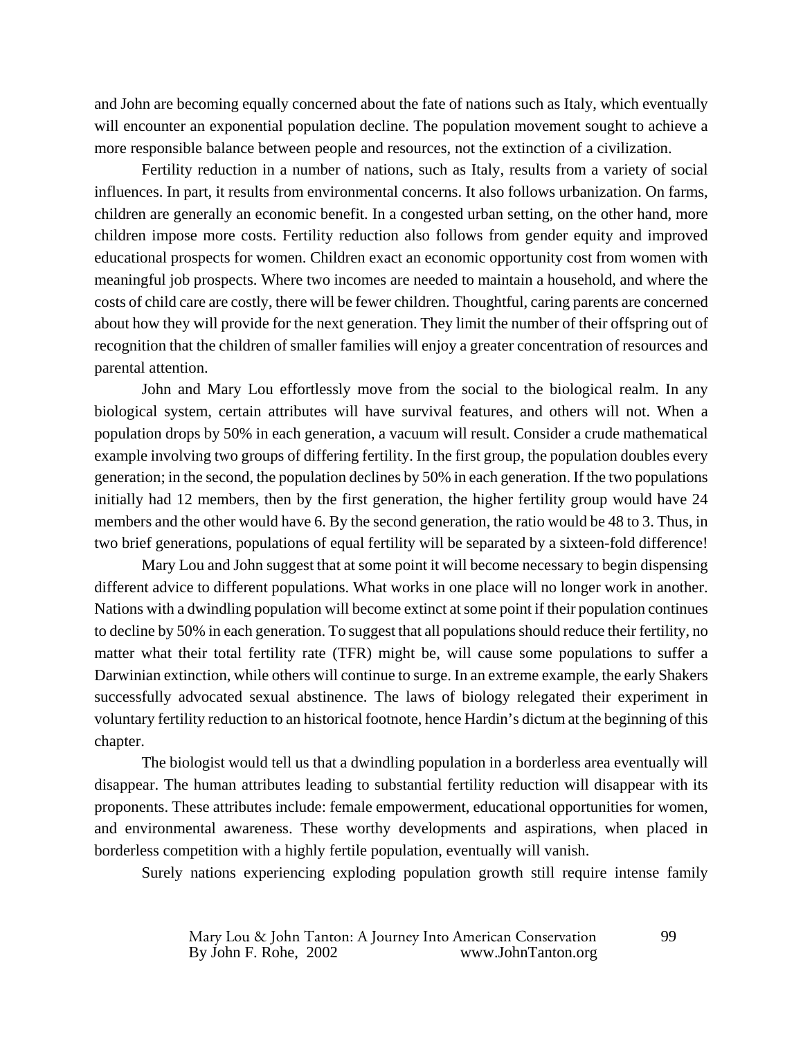and John are becoming equally concerned about the fate of nations such as Italy, which eventually will encounter an exponential population decline. The population movement sought to achieve a more responsible balance between people and resources, not the extinction of a civilization.

Fertility reduction in a number of nations, such as Italy, results from a variety of social influences. In part, it results from environmental concerns. It also follows urbanization. On farms, children are generally an economic benefit. In a congested urban setting, on the other hand, more children impose more costs. Fertility reduction also follows from gender equity and improved educational prospects for women. Children exact an economic opportunity cost from women with meaningful job prospects. Where two incomes are needed to maintain a household, and where the costs of child care are costly, there will be fewer children. Thoughtful, caring parents are concerned about how they will provide for the next generation. They limit the number of their offspring out of recognition that the children of smaller families will enjoy a greater concentration of resources and parental attention.

John and Mary Lou effortlessly move from the social to the biological realm. In any biological system, certain attributes will have survival features, and others will not. When a population drops by 50% in each generation, a vacuum will result. Consider a crude mathematical example involving two groups of differing fertility. In the first group, the population doubles every generation; in the second, the population declines by 50% in each generation. If the two populations initially had 12 members, then by the first generation, the higher fertility group would have 24 members and the other would have 6. By the second generation, the ratio would be 48 to 3. Thus, in two brief generations, populations of equal fertility will be separated by a sixteen-fold difference!

Mary Lou and John suggest that at some point it will become necessary to begin dispensing different advice to different populations. What works in one place will no longer work in another. Nations with a dwindling population will become extinct at some point if their population continues to decline by 50% in each generation. To suggest that all populations should reduce their fertility, no matter what their total fertility rate (TFR) might be, will cause some populations to suffer a Darwinian extinction, while others will continue to surge. In an extreme example, the early Shakers successfully advocated sexual abstinence. The laws of biology relegated their experiment in voluntary fertility reduction to an historical footnote, hence Hardin's dictum at the beginning of this chapter.

The biologist would tell us that a dwindling population in a borderless area eventually will disappear. The human attributes leading to substantial fertility reduction will disappear with its proponents. These attributes include: female empowerment, educational opportunities for women, and environmental awareness. These worthy developments and aspirations, when placed in borderless competition with a highly fertile population, eventually will vanish.

Surely nations experiencing exploding population growth still require intense family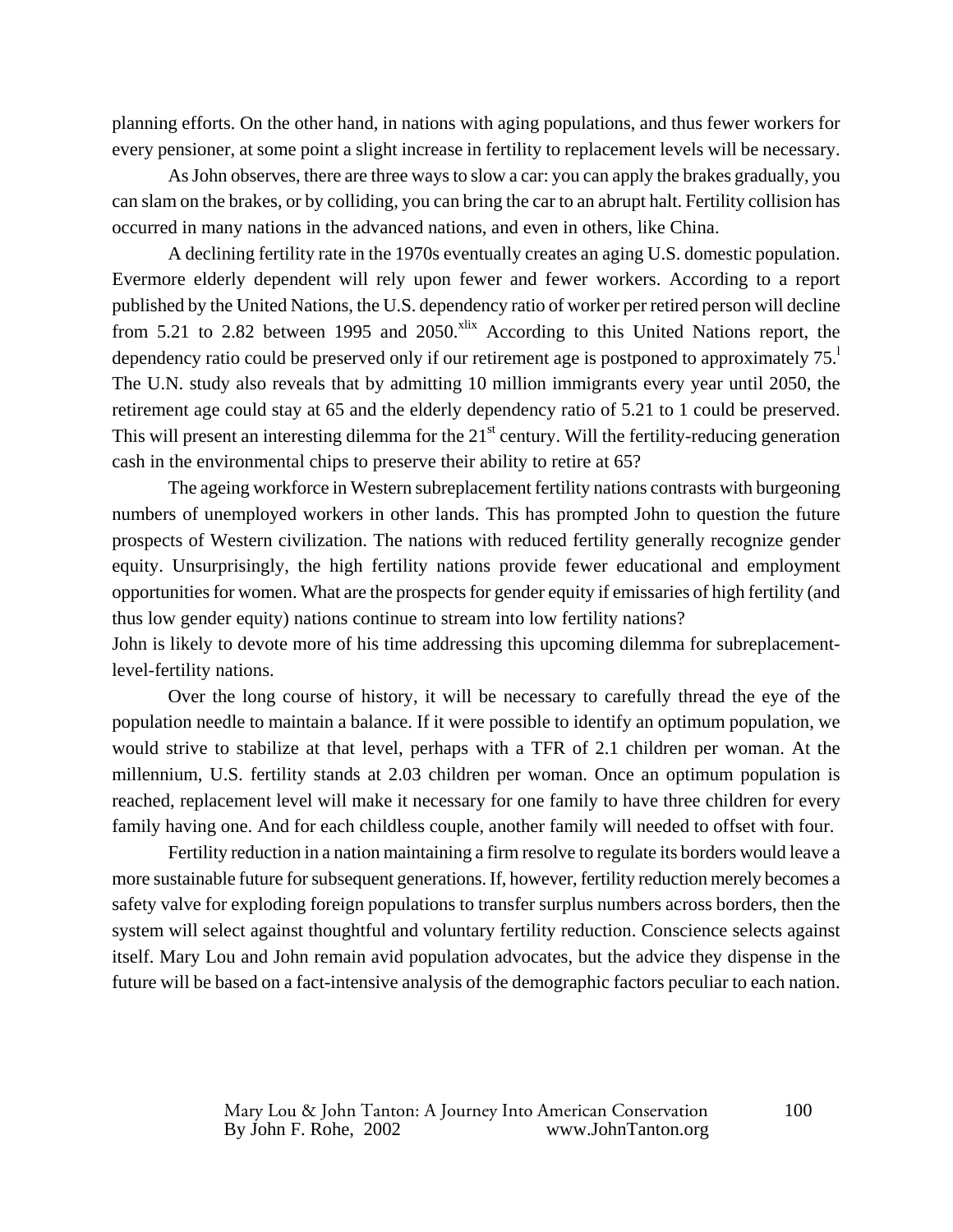planning efforts. On the other hand, in nations with aging populations, and thus fewer workers for every pensioner, at some point a slight increase in fertility to replacement levels will be necessary.

As John observes, there are three ways to slow a car: you can apply the brakes gradually, you can slam on the brakes, or by colliding, you can bring the car to an abrupt halt. Fertility collision has occurred in many nations in the advanced nations, and even in others, like China.

A declining fertility rate in the 1970s eventually creates an aging U.S. domestic population. Evermore elderly dependent will rely upon fewer and fewer workers. According to a report published by the United Nations, the U.S. dependency ratio of worker per retired person will decline from 5.21 to 2.82 between 1995 and 2050.[xlix] According to this United Nations report, the dependency ratio could be preserved only if our retirement age is postponed to approximately 75.[l] The U.N. study also reveals that by admitting 10 million immigrants every year until 2050, the retirement age could stay at 65 and the elderly dependency ratio of 5.21 to 1 could be preserved. This will present an interesting dilemma for the 21st century. Will the fertility-reducing generation cash in the environmental chips to preserve their ability to retire at 65?

The ageing workforce in Western subreplacement fertility nations contrasts with burgeoning numbers of unemployed workers in other lands. This has prompted John to question the future prospects of Western civilization. The nations with reduced fertility generally recognize gender equity. Unsurprisingly, the high fertility nations provide fewer educational and employment opportunities for women. What are the prospects for gender equity if emissaries of high fertility (and thus low gender equity) nations continue to stream into low fertility nations?

John is likely to devote more of his time addressing this upcoming dilemma for subreplacement-level-fertility nations.

Over the long course of history, it will be necessary to carefully thread the eye of the population needle to maintain a balance. If it were possible to identify an optimum population, we would strive to stabilize at that level, perhaps with a TFR of 2.1 children per woman. At the millennium, U.S. fertility stands at 2.03 children per woman. Once an optimum population is reached, replacement level will make it necessary for one family to have three children for every family having one. And for each childless couple, another family will needed to offset with four.

Fertility reduction in a nation maintaining a firm resolve to regulate its borders would leave a more sustainable future for subsequent generations. If, however, fertility reduction merely becomes a safety valve for exploding foreign populations to transfer surplus numbers across borders, then the system will select against thoughtful and voluntary fertility reduction. Conscience selects against itself. Mary Lou and John remain avid population advocates, but the advice they dispense in the future will be based on a fact-intensive analysis of the demographic factors peculiar to each nation.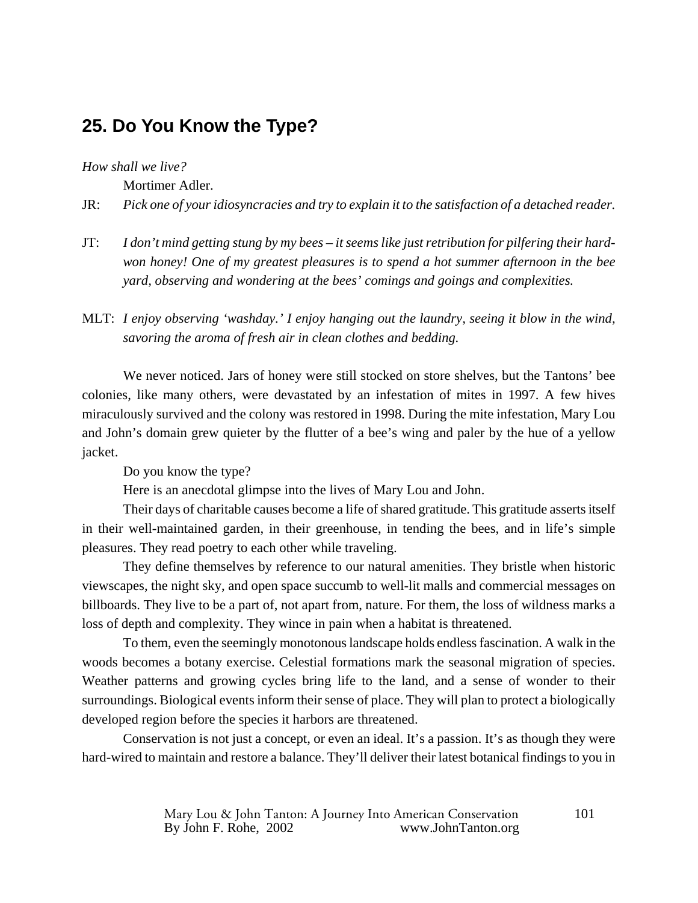## 25. Do You Know the Type?

*How shall we live?*

Mortimer Adler.

JR: *Pick one of your idiosyncracies and try to explain it to the satisfaction of a detached reader.*

JT: *I don't mind getting stung by my bees – it seems like just retribution for pilfering their hard-won honey! One of my greatest pleasures is to spend a hot summer afternoon in the bee yard, observing and wondering at the bees' comings and goings and complexities.*

MLT: *I enjoy observing 'washday.' I enjoy hanging out the laundry, seeing it blow in the wind, savoring the aroma of fresh air in clean clothes and bedding.*

We never noticed. Jars of honey were still stocked on store shelves, but the Tantons' bee colonies, like many others, were devastated by an infestation of mites in 1997. A few hives miraculously survived and the colony was restored in 1998. During the mite infestation, Mary Lou and John's domain grew quieter by the flutter of a bee's wing and paler by the hue of a yellow jacket.

Do you know the type?

Here is an anecdotal glimpse into the lives of Mary Lou and John.

Their days of charitable causes become a life of shared gratitude. This gratitude asserts itself in their well-maintained garden, in their greenhouse, in tending the bees, and in life's simple pleasures. They read poetry to each other while traveling.

They define themselves by reference to our natural amenities. They bristle when historic viewscapes, the night sky, and open space succumb to well-lit malls and commercial messages on billboards. They live to be a part of, not apart from, nature. For them, the loss of wildness marks a loss of depth and complexity. They wince in pain when a habitat is threatened.

To them, even the seemingly monotonous landscape holds endless fascination. A walk in the woods becomes a botany exercise. Celestial formations mark the seasonal migration of species. Weather patterns and growing cycles bring life to the land, and a sense of wonder to their surroundings. Biological events inform their sense of place. They will plan to protect a biologically developed region before the species it harbors are threatened.

Conservation is not just a concept, or even an ideal. It's a passion. It's as though they were hard-wired to maintain and restore a balance. They'll deliver their latest botanical findings to you in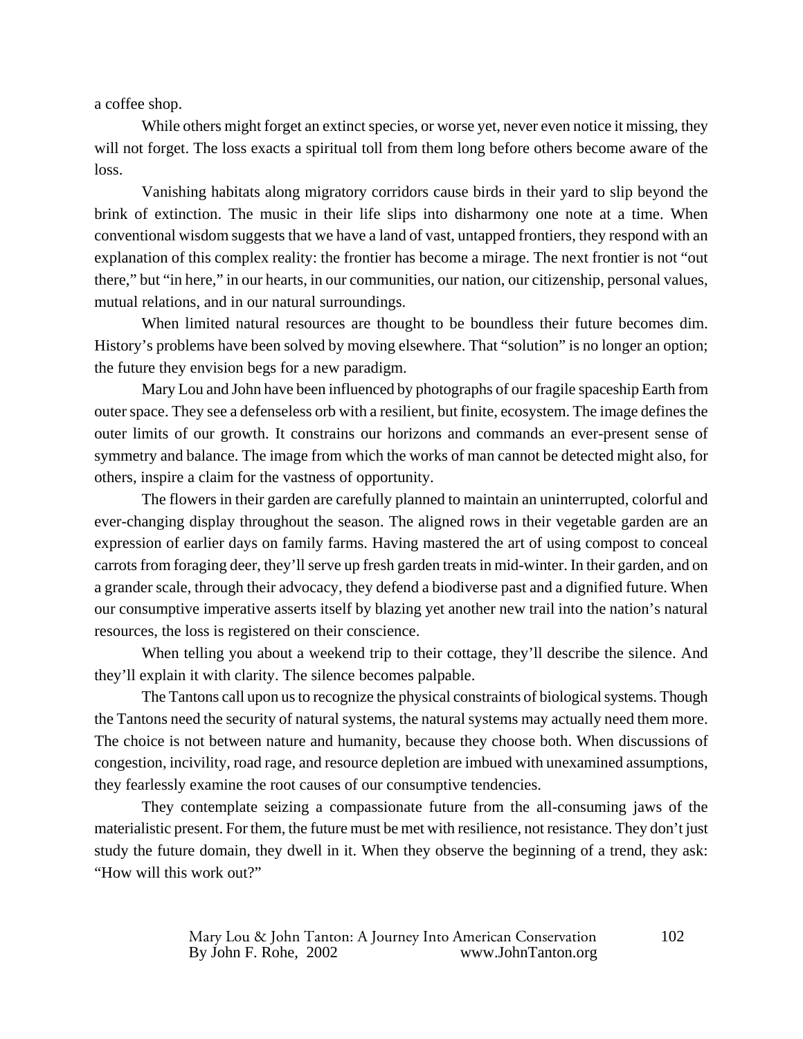a coffee shop.

While others might forget an extinct species, or worse yet, never even notice it missing, they will not forget. The loss exacts a spiritual toll from them long before others become aware of the loss.

Vanishing habitats along migratory corridors cause birds in their yard to slip beyond the brink of extinction. The music in their life slips into disharmony one note at a time. When conventional wisdom suggests that we have a land of vast, untapped frontiers, they respond with an explanation of this complex reality: the frontier has become a mirage. The next frontier is not "out there," but "in here," in our hearts, in our communities, our nation, our citizenship, personal values, mutual relations, and in our natural surroundings.

When limited natural resources are thought to be boundless their future becomes dim. History's problems have been solved by moving elsewhere. That "solution" is no longer an option; the future they envision begs for a new paradigm.

Mary Lou and John have been influenced by photographs of our fragile spaceship Earth from outer space. They see a defenseless orb with a resilient, but finite, ecosystem. The image defines the outer limits of our growth. It constrains our horizons and commands an ever-present sense of symmetry and balance. The image from which the works of man cannot be detected might also, for others, inspire a claim for the vastness of opportunity.

The flowers in their garden are carefully planned to maintain an uninterrupted, colorful and ever-changing display throughout the season. The aligned rows in their vegetable garden are an expression of earlier days on family farms. Having mastered the art of using compost to conceal carrots from foraging deer, they'll serve up fresh garden treats in mid-winter. In their garden, and on a grander scale, through their advocacy, they defend a biodiverse past and a dignified future. When our consumptive imperative asserts itself by blazing yet another new trail into the nation's natural resources, the loss is registered on their conscience.

When telling you about a weekend trip to their cottage, they'll describe the silence. And they'll explain it with clarity. The silence becomes palpable.

The Tantons call upon us to recognize the physical constraints of biological systems. Though the Tantons need the security of natural systems, the natural systems may actually need them more. The choice is not between nature and humanity, because they choose both. When discussions of congestion, incivility, road rage, and resource depletion are imbued with unexamined assumptions, they fearlessly examine the root causes of our consumptive tendencies.

They contemplate seizing a compassionate future from the all-consuming jaws of the materialistic present. For them, the future must be met with resilience, not resistance. They don't just study the future domain, they dwell in it. When they observe the beginning of a trend, they ask: "How will this work out?"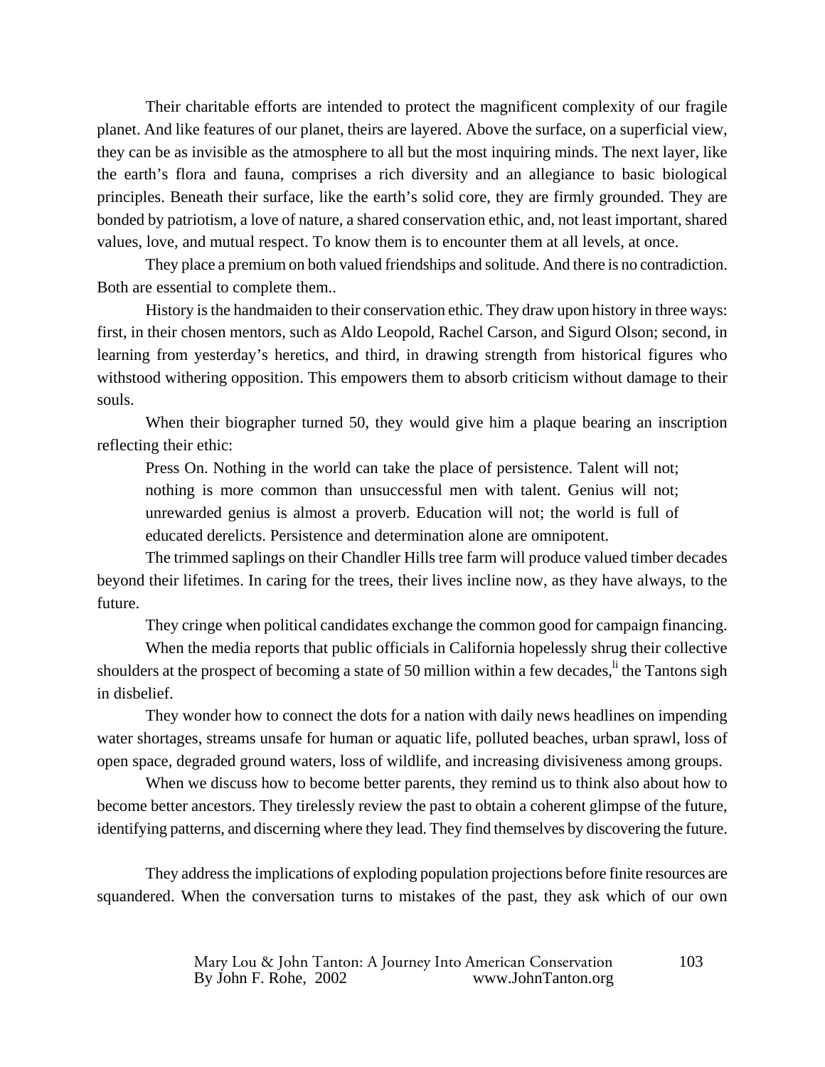Their charitable efforts are intended to protect the magnificent complexity of our fragile planet. And like features of our planet, theirs are layered. Above the surface, on a superficial view, they can be as invisible as the atmosphere to all but the most inquiring minds. The next layer, like the earth's flora and fauna, comprises a rich diversity and an allegiance to basic biological principles. Beneath their surface, like the earth's solid core, they are firmly grounded. They are bonded by patriotism, a love of nature, a shared conservation ethic, and, not least important, shared values, love, and mutual respect. To know them is to encounter them at all levels, at once.

They place a premium on both valued friendships and solitude. And there is no contradiction. Both are essential to complete them..

History is the handmaiden to their conservation ethic. They draw upon history in three ways: first, in their chosen mentors, such as Aldo Leopold, Rachel Carson, and Sigurd Olson; second, in learning from yesterday's heretics, and third, in drawing strength from historical figures who withstood withering opposition. This empowers them to absorb criticism without damage to their souls.

When their biographer turned 50, they would give him a plaque bearing an inscription reflecting their ethic:

> Press On. Nothing in the world can take the place of persistence. Talent will not; nothing is more common than unsuccessful men with talent. Genius will not; unrewarded genius is almost a proverb. Education will not; the world is full of educated derelicts. Persistence and determination alone are omnipotent.

The trimmed saplings on their Chandler Hills tree farm will produce valued timber decades beyond their lifetimes. In caring for the trees, their lives incline now, as they have always, to the future.

They cringe when political candidates exchange the common good for campaign financing.

When the media reports that public officials in California hopelessly shrug their collective shoulders at the prospect of becoming a state of 50 million within a few decades,[li] the Tantons sigh in disbelief.

They wonder how to connect the dots for a nation with daily news headlines on impending water shortages, streams unsafe for human or aquatic life, polluted beaches, urban sprawl, loss of open space, degraded ground waters, loss of wildlife, and increasing divisiveness among groups.

When we discuss how to become better parents, they remind us to think also about how to become better ancestors. They tirelessly review the past to obtain a coherent glimpse of the future, identifying patterns, and discerning where they lead. They find themselves by discovering the future.

They address the implications of exploding population projections before finite resources are squandered. When the conversation turns to mistakes of the past, they ask which of our own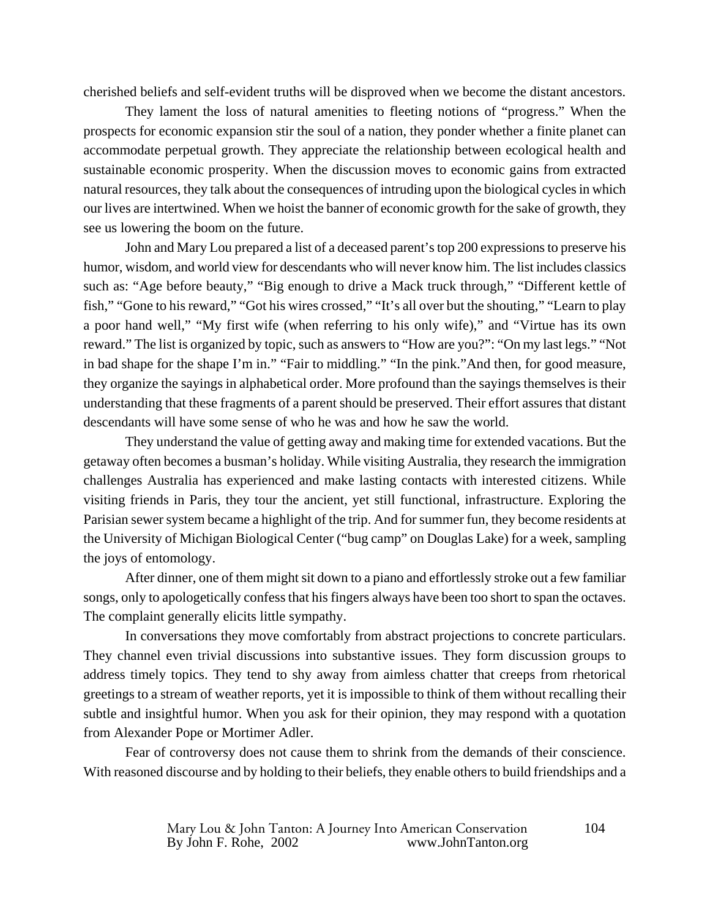cherished beliefs and self-evident truths will be disproved when we become the distant ancestors.

They lament the loss of natural amenities to fleeting notions of “progress.” When the prospects for economic expansion stir the soul of a nation, they ponder whether a finite planet can accommodate perpetual growth. They appreciate the relationship between ecological health and sustainable economic prosperity. When the discussion moves to economic gains from extracted natural resources, they talk about the consequences of intruding upon the biological cycles in which our lives are intertwined. When we hoist the banner of economic growth for the sake of growth, they see us lowering the boom on the future.

John and Mary Lou prepared a list of a deceased parent’s top 200 expressions to preserve his humor, wisdom, and world view for descendants who will never know him. The list includes classics such as: “Age before beauty,” “Big enough to drive a Mack truck through,” “Different kettle of fish,” “Gone to his reward,” “Got his wires crossed,” “It’s all over but the shouting,” “Learn to play a poor hand well,” “My first wife (when referring to his only wife),” and “Virtue has its own reward.” The list is organized by topic, such as answers to “How are you?”: “On my last legs.” “Not in bad shape for the shape I’m in.” “Fair to middling.” “In the pink.”And then, for good measure, they organize the sayings in alphabetical order. More profound than the sayings themselves is their understanding that these fragments of a parent should be preserved. Their effort assures that distant descendants will have some sense of who he was and how he saw the world.

They understand the value of getting away and making time for extended vacations. But the getaway often becomes a busman’s holiday. While visiting Australia, they research the immigration challenges Australia has experienced and make lasting contacts with interested citizens. While visiting friends in Paris, they tour the ancient, yet still functional, infrastructure. Exploring the Parisian sewer system became a highlight of the trip. And for summer fun, they become residents at the University of Michigan Biological Center (“bug camp” on Douglas Lake) for a week, sampling the joys of entomology.

After dinner, one of them might sit down to a piano and effortlessly stroke out a few familiar songs, only to apologetically confess that his fingers always have been too short to span the octaves. The complaint generally elicits little sympathy.

In conversations they move comfortably from abstract projections to concrete particulars. They channel even trivial discussions into substantive issues. They form discussion groups to address timely topics. They tend to shy away from aimless chatter that creeps from rhetorical greetings to a stream of weather reports, yet it is impossible to think of them without recalling their subtle and insightful humor. When you ask for their opinion, they may respond with a quotation from Alexander Pope or Mortimer Adler.

Fear of controversy does not cause them to shrink from the demands of their conscience. With reasoned discourse and by holding to their beliefs, they enable others to build friendships and a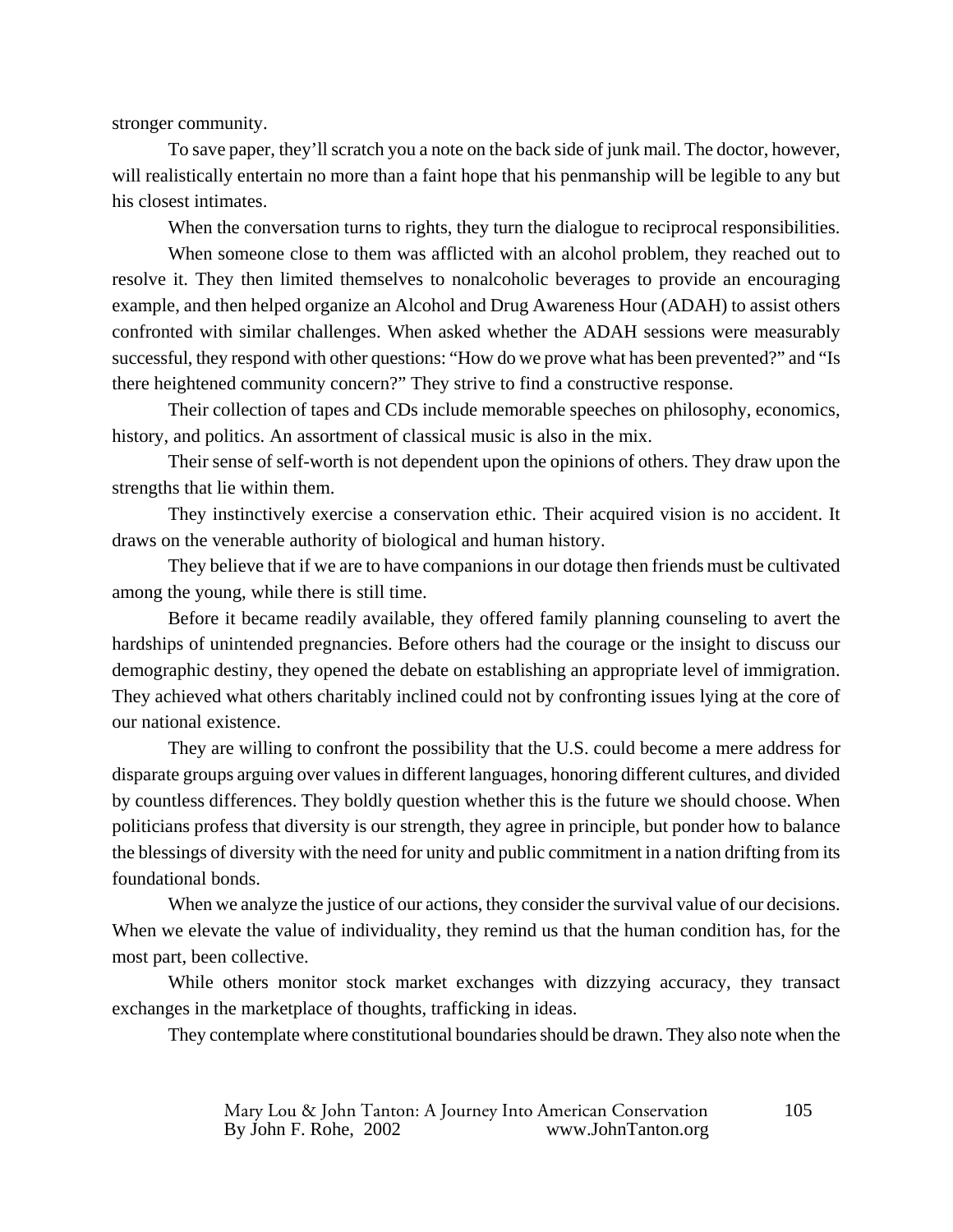stronger community.

To save paper, they'll scratch you a note on the back side of junk mail. The doctor, however, will realistically entertain no more than a faint hope that his penmanship will be legible to any but his closest intimates.

When the conversation turns to rights, they turn the dialogue to reciprocal responsibilities.

When someone close to them was afflicted with an alcohol problem, they reached out to resolve it. They then limited themselves to nonalcoholic beverages to provide an encouraging example, and then helped organize an Alcohol and Drug Awareness Hour (ADAH) to assist others confronted with similar challenges. When asked whether the ADAH sessions were measurably successful, they respond with other questions: "How do we prove what has been prevented?" and "Is there heightened community concern?" They strive to find a constructive response.

Their collection of tapes and CDs include memorable speeches on philosophy, economics, history, and politics. An assortment of classical music is also in the mix.

Their sense of self-worth is not dependent upon the opinions of others. They draw upon the strengths that lie within them.

They instinctively exercise a conservation ethic. Their acquired vision is no accident. It draws on the venerable authority of biological and human history.

They believe that if we are to have companions in our dotage then friends must be cultivated among the young, while there is still time.

Before it became readily available, they offered family planning counseling to avert the hardships of unintended pregnancies. Before others had the courage or the insight to discuss our demographic destiny, they opened the debate on establishing an appropriate level of immigration. They achieved what others charitably inclined could not by confronting issues lying at the core of our national existence.

They are willing to confront the possibility that the U.S. could become a mere address for disparate groups arguing over values in different languages, honoring different cultures, and divided by countless differences. They boldly question whether this is the future we should choose. When politicians profess that diversity is our strength, they agree in principle, but ponder how to balance the blessings of diversity with the need for unity and public commitment in a nation drifting from its foundational bonds.

When we analyze the justice of our actions, they consider the survival value of our decisions. When we elevate the value of individuality, they remind us that the human condition has, for the most part, been collective.

While others monitor stock market exchanges with dizzying accuracy, they transact exchanges in the marketplace of thoughts, trafficking in ideas.

They contemplate where constitutional boundaries should be drawn. They also note when the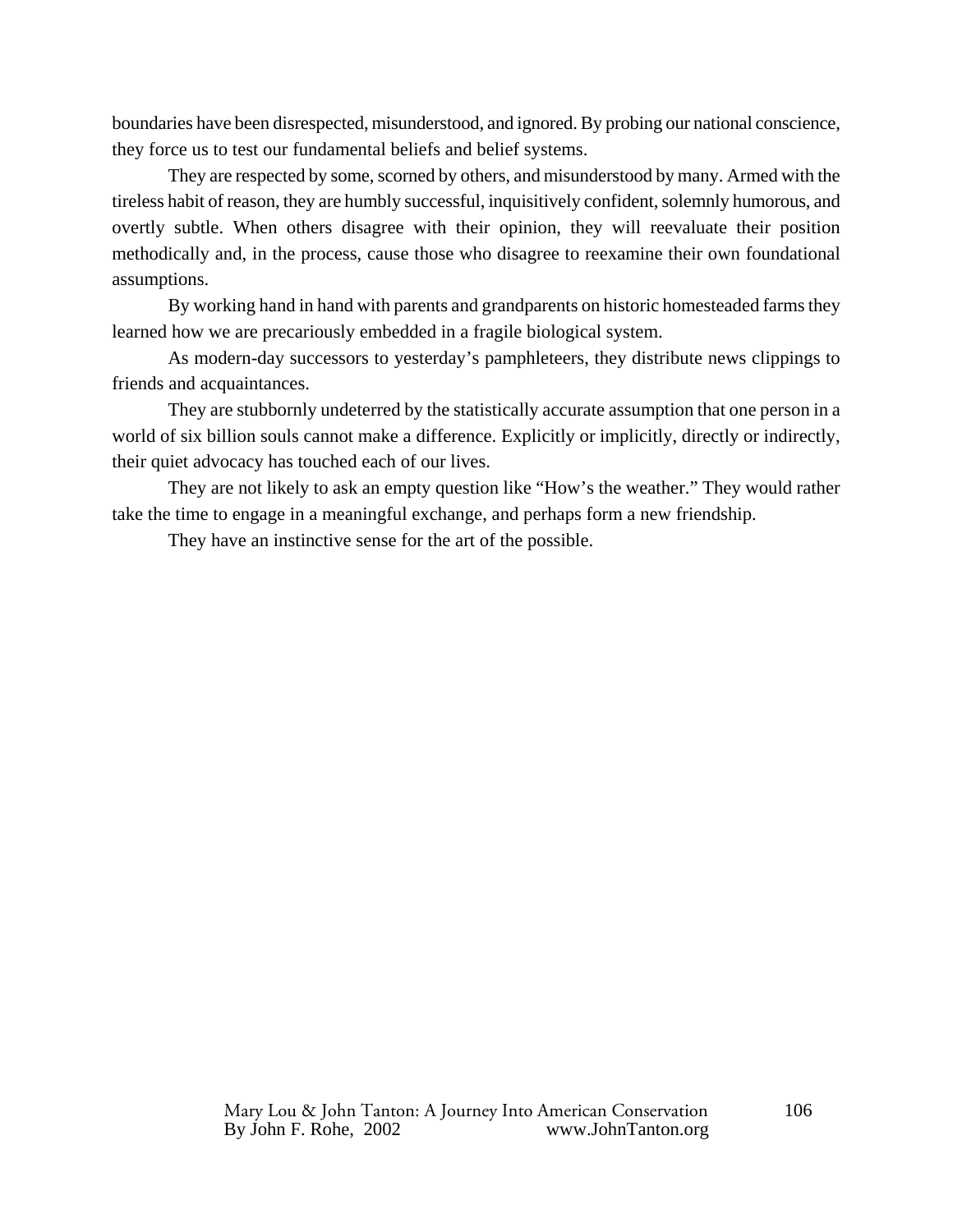boundaries have been disrespected, misunderstood, and ignored. By probing our national conscience, they force us to test our fundamental beliefs and belief systems.

They are respected by some, scorned by others, and misunderstood by many. Armed with the tireless habit of reason, they are humbly successful, inquisitively confident, solemnly humorous, and overtly subtle. When others disagree with their opinion, they will reevaluate their position methodically and, in the process, cause those who disagree to reexamine their own foundational assumptions.

By working hand in hand with parents and grandparents on historic homesteaded farms they learned how we are precariously embedded in a fragile biological system.

As modern-day successors to yesterday's pamphleteers, they distribute news clippings to friends and acquaintances.

They are stubbornly undeterred by the statistically accurate assumption that one person in a world of six billion souls cannot make a difference. Explicitly or implicitly, directly or indirectly, their quiet advocacy has touched each of our lives.

They are not likely to ask an empty question like "How's the weather." They would rather take the time to engage in a meaningful exchange, and perhaps form a new friendship.

They have an instinctive sense for the art of the possible.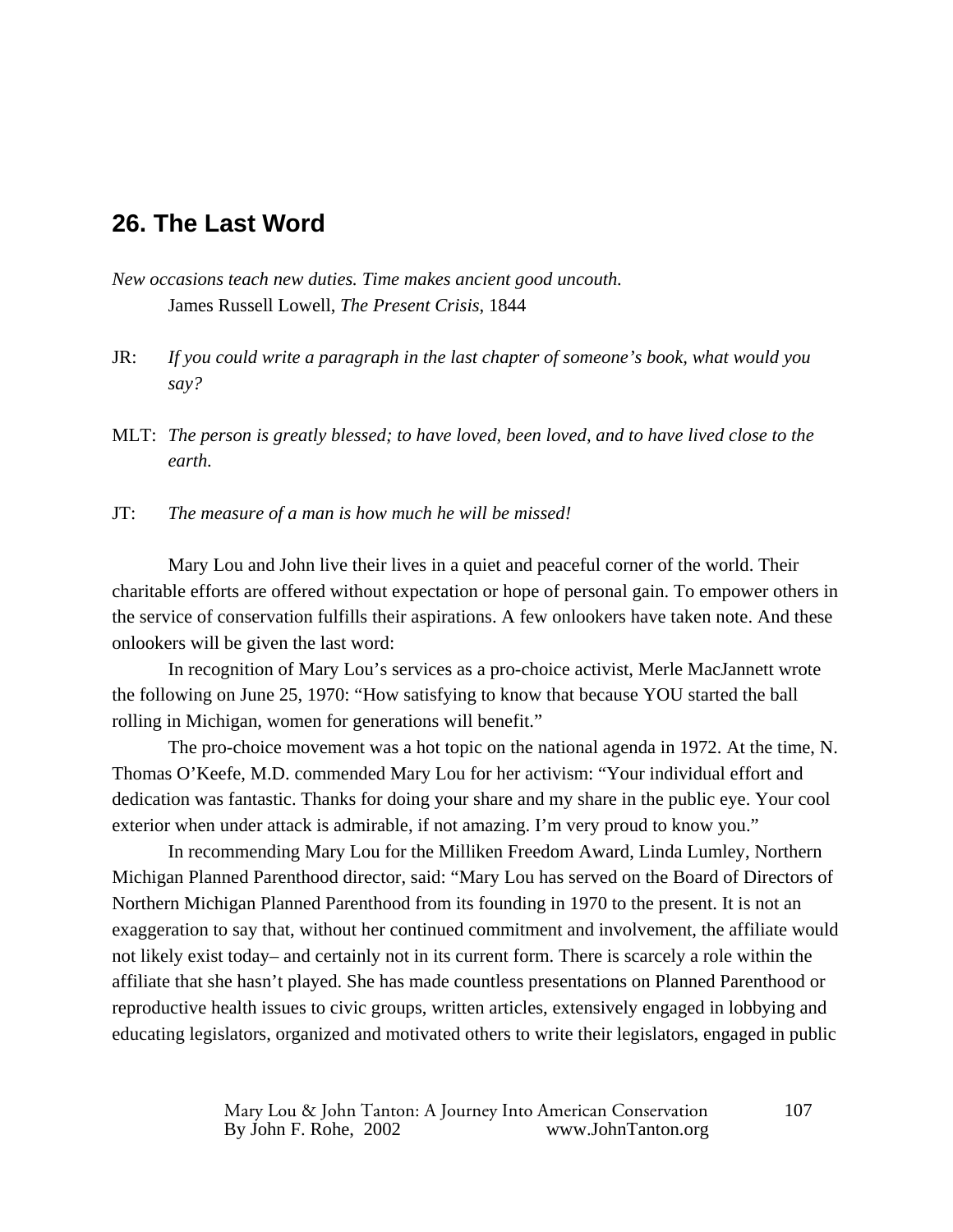## 26. The Last Word

*New occasions teach new duties. Time makes ancient good uncouth.*
James Russell Lowell, *The Present Crisis*, 1844

JR: *If you could write a paragraph in the last chapter of someone's book, what would you say?*

MLT: *The person is greatly blessed; to have loved, been loved, and to have lived close to the earth.*

JT: *The measure of a man is how much he will be missed!*

Mary Lou and John live their lives in a quiet and peaceful corner of the world. Their charitable efforts are offered without expectation or hope of personal gain. To empower others in the service of conservation fulfills their aspirations. A few onlookers have taken note. And these onlookers will be given the last word:

In recognition of Mary Lou's services as a pro-choice activist, Merle MacJannett wrote the following on June 25, 1970: "How satisfying to know that because YOU started the ball rolling in Michigan, women for generations will benefit."

The pro-choice movement was a hot topic on the national agenda in 1972. At the time, N. Thomas O'Keefe, M.D. commended Mary Lou for her activism: "Your individual effort and dedication was fantastic. Thanks for doing your share and my share in the public eye. Your cool exterior when under attack is admirable, if not amazing. I'm very proud to know you."

In recommending Mary Lou for the Milliken Freedom Award, Linda Lumley, Northern Michigan Planned Parenthood director, said: "Mary Lou has served on the Board of Directors of Northern Michigan Planned Parenthood from its founding in 1970 to the present. It is not an exaggeration to say that, without her continued commitment and involvement, the affiliate would not likely exist today– and certainly not in its current form. There is scarcely a role within the affiliate that she hasn't played. She has made countless presentations on Planned Parenthood or reproductive health issues to civic groups, written articles, extensively engaged in lobbying and educating legislators, organized and motivated others to write their legislators, engaged in public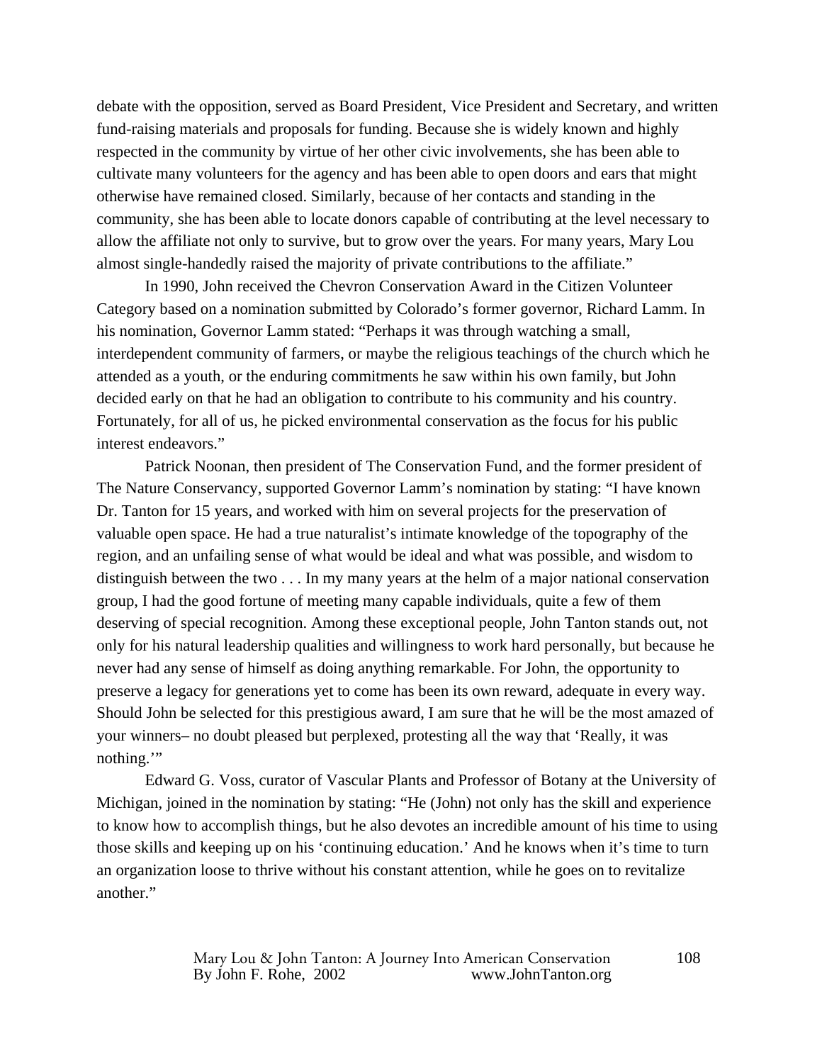debate with the opposition, served as Board President, Vice President and Secretary, and written fund-raising materials and proposals for funding. Because she is widely known and highly respected in the community by virtue of her other civic involvements, she has been able to cultivate many volunteers for the agency and has been able to open doors and ears that might otherwise have remained closed. Similarly, because of her contacts and standing in the community, she has been able to locate donors capable of contributing at the level necessary to allow the affiliate not only to survive, but to grow over the years. For many years, Mary Lou almost single-handedly raised the majority of private contributions to the affiliate."

In 1990, John received the Chevron Conservation Award in the Citizen Volunteer Category based on a nomination submitted by Colorado's former governor, Richard Lamm. In his nomination, Governor Lamm stated: "Perhaps it was through watching a small, interdependent community of farmers, or maybe the religious teachings of the church which he attended as a youth, or the enduring commitments he saw within his own family, but John decided early on that he had an obligation to contribute to his community and his country. Fortunately, for all of us, he picked environmental conservation as the focus for his public interest endeavors."

Patrick Noonan, then president of The Conservation Fund, and the former president of The Nature Conservancy, supported Governor Lamm's nomination by stating: "I have known Dr. Tanton for 15 years, and worked with him on several projects for the preservation of valuable open space. He had a true naturalist's intimate knowledge of the topography of the region, and an unfailing sense of what would be ideal and what was possible, and wisdom to distinguish between the two . . . In my many years at the helm of a major national conservation group, I had the good fortune of meeting many capable individuals, quite a few of them deserving of special recognition. Among these exceptional people, John Tanton stands out, not only for his natural leadership qualities and willingness to work hard personally, but because he never had any sense of himself as doing anything remarkable. For John, the opportunity to preserve a legacy for generations yet to come has been its own reward, adequate in every way. Should John be selected for this prestigious award, I am sure that he will be the most amazed of your winners– no doubt pleased but perplexed, protesting all the way that 'Really, it was nothing.'"

Edward G. Voss, curator of Vascular Plants and Professor of Botany at the University of Michigan, joined in the nomination by stating: "He (John) not only has the skill and experience to know how to accomplish things, but he also devotes an incredible amount of his time to using those skills and keeping up on his 'continuing education.' And he knows when it's time to turn an organization loose to thrive without his constant attention, while he goes on to revitalize another."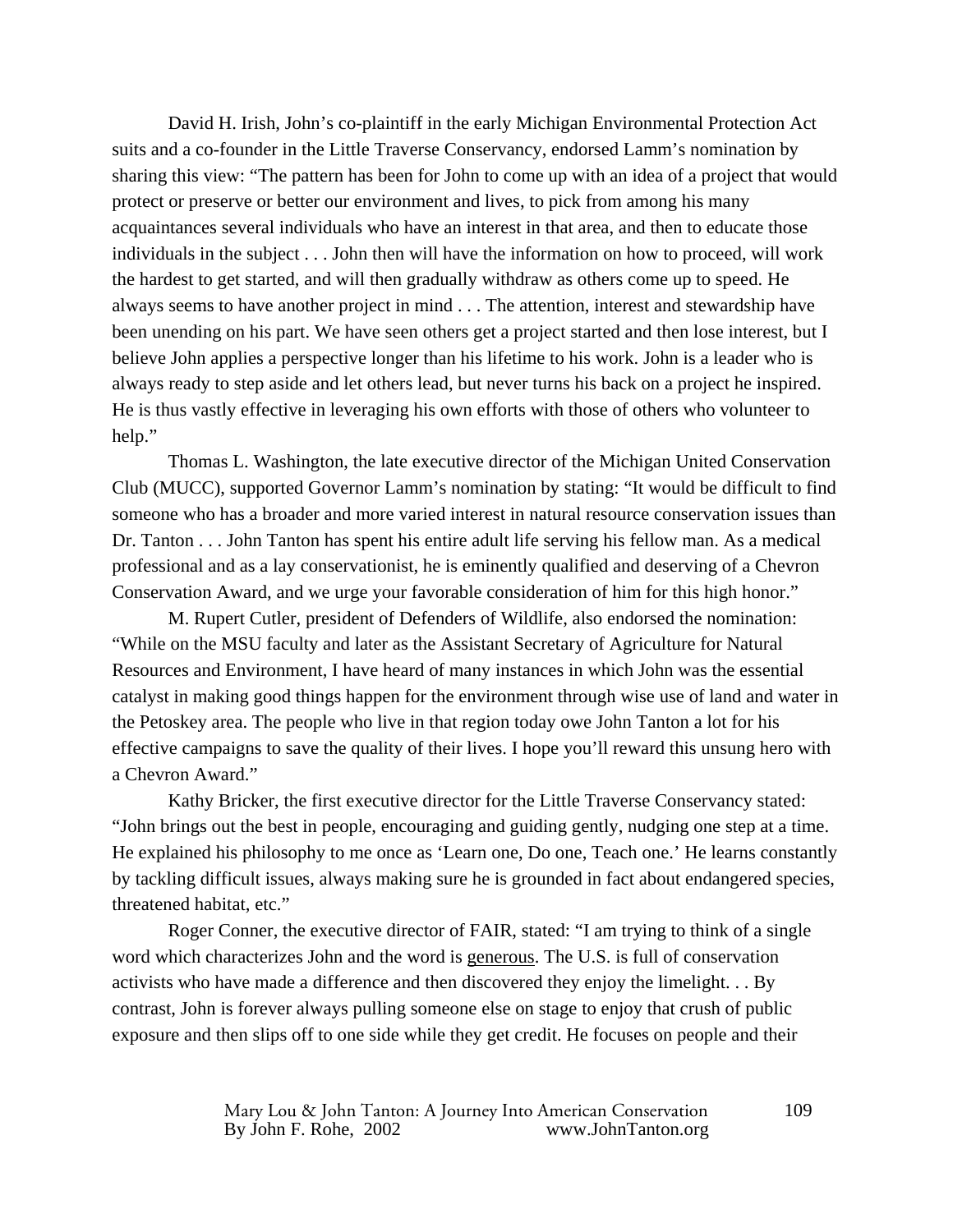David H. Irish, John's co-plaintiff in the early Michigan Environmental Protection Act suits and a co-founder in the Little Traverse Conservancy, endorsed Lamm's nomination by sharing this view: "The pattern has been for John to come up with an idea of a project that would protect or preserve or better our environment and lives, to pick from among his many acquaintances several individuals who have an interest in that area, and then to educate those individuals in the subject . . . John then will have the information on how to proceed, will work the hardest to get started, and will then gradually withdraw as others come up to speed. He always seems to have another project in mind . . . The attention, interest and stewardship have been unending on his part. We have seen others get a project started and then lose interest, but I believe John applies a perspective longer than his lifetime to his work. John is a leader who is always ready to step aside and let others lead, but never turns his back on a project he inspired. He is thus vastly effective in leveraging his own efforts with those of others who volunteer to help."

Thomas L. Washington, the late executive director of the Michigan United Conservation Club (MUCC), supported Governor Lamm's nomination by stating: "It would be difficult to find someone who has a broader and more varied interest in natural resource conservation issues than Dr. Tanton . . . John Tanton has spent his entire adult life serving his fellow man. As a medical professional and as a lay conservationist, he is eminently qualified and deserving of a Chevron Conservation Award, and we urge your favorable consideration of him for this high honor."

M. Rupert Cutler, president of Defenders of Wildlife, also endorsed the nomination: "While on the MSU faculty and later as the Assistant Secretary of Agriculture for Natural Resources and Environment, I have heard of many instances in which John was the essential catalyst in making good things happen for the environment through wise use of land and water in the Petoskey area. The people who live in that region today owe John Tanton a lot for his effective campaigns to save the quality of their lives. I hope you'll reward this unsung hero with a Chevron Award."

Kathy Bricker, the first executive director for the Little Traverse Conservancy stated: "John brings out the best in people, encouraging and guiding gently, nudging one step at a time. He explained his philosophy to me once as 'Learn one, Do one, Teach one.' He learns constantly by tackling difficult issues, always making sure he is grounded in fact about endangered species, threatened habitat, etc."

Roger Conner, the executive director of FAIR, stated: "I am trying to think of a single word which characterizes John and the word is <u>generous</u>. The U.S. is full of conservation activists who have made a difference and then discovered they enjoy the limelight. . . By contrast, John is forever always pulling someone else on stage to enjoy that crush of public exposure and then slips off to one side while they get credit. He focuses on people and their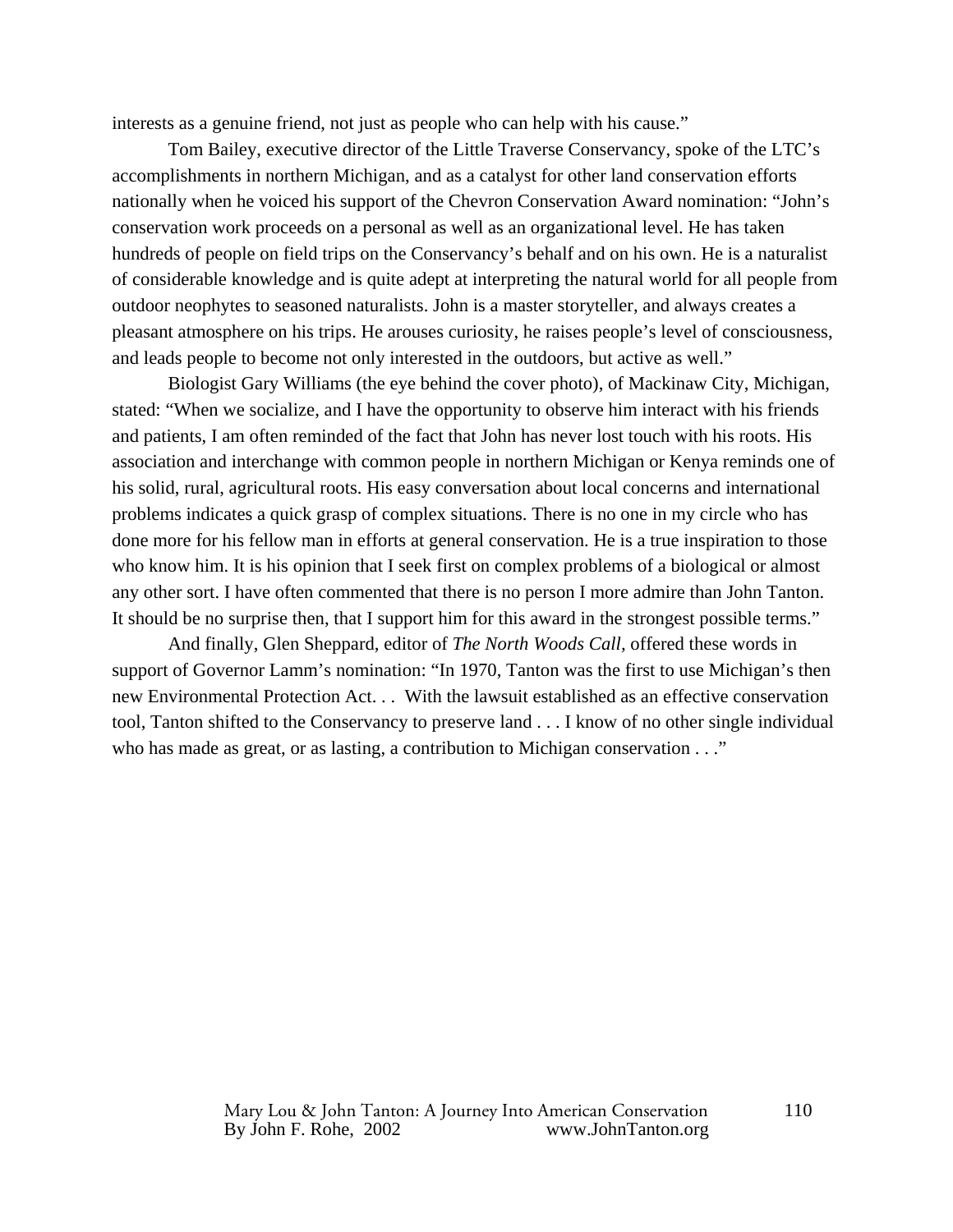interests as a genuine friend, not just as people who can help with his cause."

Tom Bailey, executive director of the Little Traverse Conservancy, spoke of the LTC's accomplishments in northern Michigan, and as a catalyst for other land conservation efforts nationally when he voiced his support of the Chevron Conservation Award nomination: "John's conservation work proceeds on a personal as well as an organizational level. He has taken hundreds of people on field trips on the Conservancy's behalf and on his own. He is a naturalist of considerable knowledge and is quite adept at interpreting the natural world for all people from outdoor neophytes to seasoned naturalists. John is a master storyteller, and always creates a pleasant atmosphere on his trips. He arouses curiosity, he raises people's level of consciousness, and leads people to become not only interested in the outdoors, but active as well."

Biologist Gary Williams (the eye behind the cover photo), of Mackinaw City, Michigan, stated: "When we socialize, and I have the opportunity to observe him interact with his friends and patients, I am often reminded of the fact that John has never lost touch with his roots. His association and interchange with common people in northern Michigan or Kenya reminds one of his solid, rural, agricultural roots. His easy conversation about local concerns and international problems indicates a quick grasp of complex situations. There is no one in my circle who has done more for his fellow man in efforts at general conservation. He is a true inspiration to those who know him. It is his opinion that I seek first on complex problems of a biological or almost any other sort. I have often commented that there is no person I more admire than John Tanton. It should be no surprise then, that I support him for this award in the strongest possible terms."

And finally, Glen Sheppard, editor of *The North Woods Call,* offered these words in support of Governor Lamm's nomination: "In 1970, Tanton was the first to use Michigan's then new Environmental Protection Act. . .  With the lawsuit established as an effective conservation tool, Tanton shifted to the Conservancy to preserve land . . . I know of no other single individual who has made as great, or as lasting, a contribution to Michigan conservation . . ."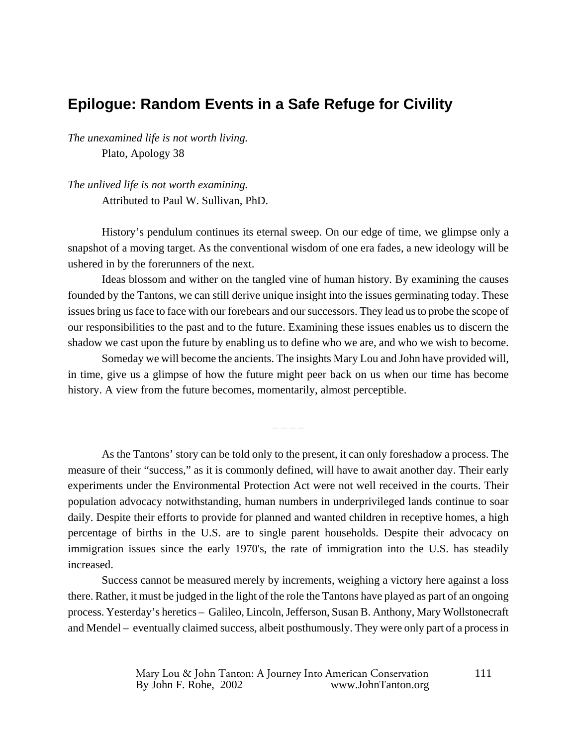## Epilogue: Random Events in a Safe Refuge for Civility

*The unexamined life is not worth living.*
Plato, Apology 38

*The unlived life is not worth examining.*
Attributed to Paul W. Sullivan, PhD.

History's pendulum continues its eternal sweep. On our edge of time, we glimpse only a snapshot of a moving target. As the conventional wisdom of one era fades, a new ideology will be ushered in by the forerunners of the next.

Ideas blossom and wither on the tangled vine of human history. By examining the causes founded by the Tantons, we can still derive unique insight into the issues germinating today. These issues bring us face to face with our forebears and our successors. They lead us to probe the scope of our responsibilities to the past and to the future. Examining these issues enables us to discern the shadow we cast upon the future by enabling us to define who we are, and who we wish to become.

Someday we will become the ancients. The insights Mary Lou and John have provided will, in time, give us a glimpse of how the future might peer back on us when our time has become history. A view from the future becomes, momentarily, almost perceptible.

– – – –

As the Tantons' story can be told only to the present, it can only foreshadow a process. The measure of their "success," as it is commonly defined, will have to await another day. Their early experiments under the Environmental Protection Act were not well received in the courts. Their population advocacy notwithstanding, human numbers in underprivileged lands continue to soar daily. Despite their efforts to provide for planned and wanted children in receptive homes, a high percentage of births in the U.S. are to single parent households. Despite their advocacy on immigration issues since the early 1970's, the rate of immigration into the U.S. has steadily increased.

Success cannot be measured merely by increments, weighing a victory here against a loss there. Rather, it must be judged in the light of the role the Tantons have played as part of an ongoing process. Yesterday's heretics – Galileo, Lincoln, Jefferson, Susan B. Anthony, Mary Wollstonecraft and Mendel – eventually claimed success, albeit posthumously. They were only part of a process in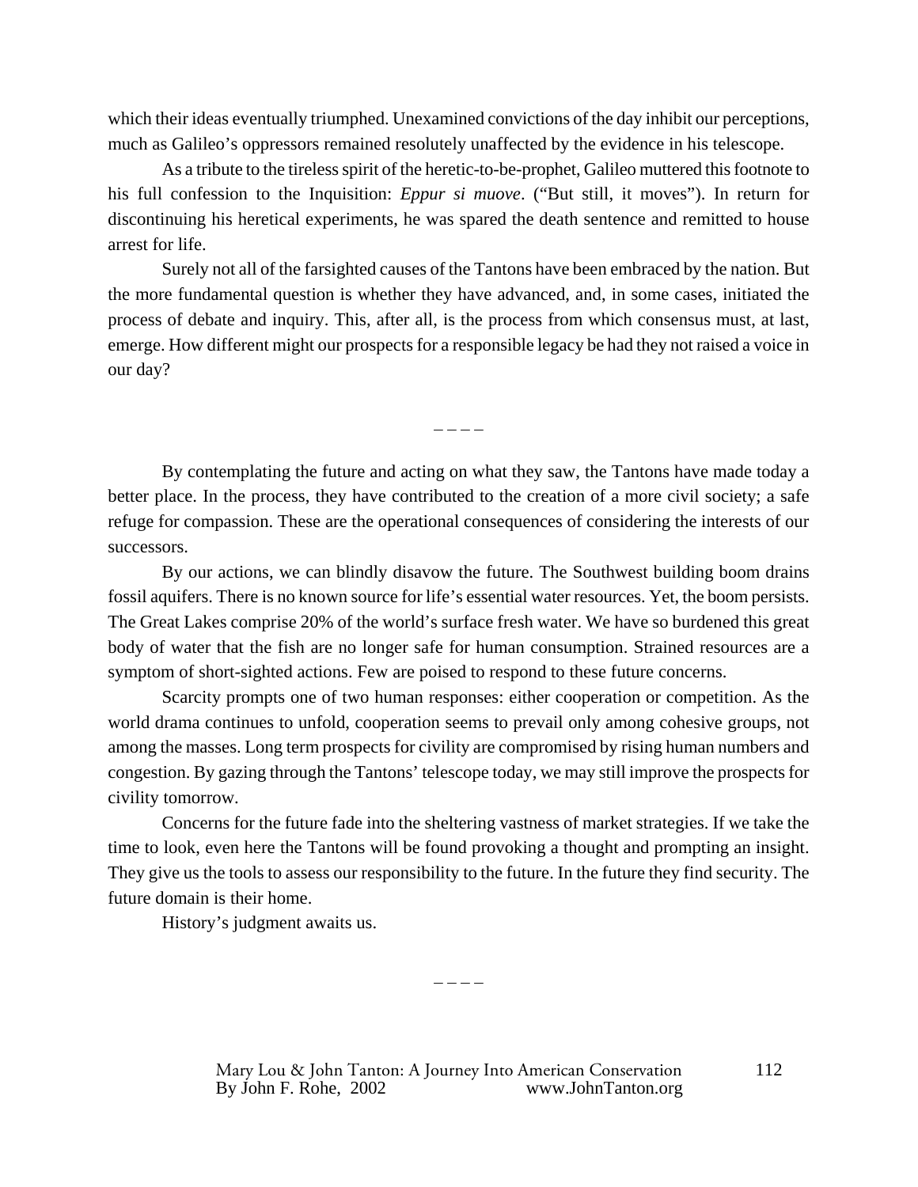which their ideas eventually triumphed. Unexamined convictions of the day inhibit our perceptions, much as Galileo's oppressors remained resolutely unaffected by the evidence in his telescope.

As a tribute to the tireless spirit of the heretic-to-be-prophet, Galileo muttered this footnote to his full confession to the Inquisition: *Eppur si muove*. ("But still, it moves"). In return for discontinuing his heretical experiments, he was spared the death sentence and remitted to house arrest for life.

Surely not all of the farsighted causes of the Tantons have been embraced by the nation. But the more fundamental question is whether they have advanced, and, in some cases, initiated the process of debate and inquiry. This, after all, is the process from which consensus must, at last, emerge. How different might our prospects for a responsible legacy be had they not raised a voice in our day?

– – – –

By contemplating the future and acting on what they saw, the Tantons have made today a better place. In the process, they have contributed to the creation of a more civil society; a safe refuge for compassion. These are the operational consequences of considering the interests of our successors.

By our actions, we can blindly disavow the future. The Southwest building boom drains fossil aquifers. There is no known source for life's essential water resources. Yet, the boom persists. The Great Lakes comprise 20% of the world's surface fresh water. We have so burdened this great body of water that the fish are no longer safe for human consumption. Strained resources are a symptom of short-sighted actions. Few are poised to respond to these future concerns.

Scarcity prompts one of two human responses: either cooperation or competition. As the world drama continues to unfold, cooperation seems to prevail only among cohesive groups, not among the masses. Long term prospects for civility are compromised by rising human numbers and congestion. By gazing through the Tantons' telescope today, we may still improve the prospects for civility tomorrow.

Concerns for the future fade into the sheltering vastness of market strategies. If we take the time to look, even here the Tantons will be found provoking a thought and prompting an insight. They give us the tools to assess our responsibility to the future. In the future they find security. The future domain is their home.

History's judgment awaits us.

– – – –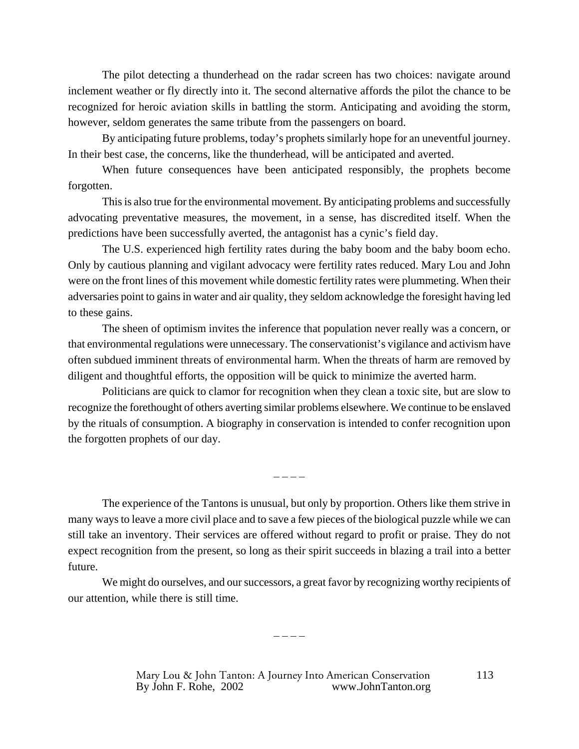The pilot detecting a thunderhead on the radar screen has two choices: navigate around inclement weather or fly directly into it. The second alternative affords the pilot the chance to be recognized for heroic aviation skills in battling the storm. Anticipating and avoiding the storm, however, seldom generates the same tribute from the passengers on board.

By anticipating future problems, today's prophets similarly hope for an uneventful journey. In their best case, the concerns, like the thunderhead, will be anticipated and averted.

When future consequences have been anticipated responsibly, the prophets become forgotten.

This is also true for the environmental movement. By anticipating problems and successfully advocating preventative measures, the movement, in a sense, has discredited itself. When the predictions have been successfully averted, the antagonist has a cynic's field day.

The U.S. experienced high fertility rates during the baby boom and the baby boom echo. Only by cautious planning and vigilant advocacy were fertility rates reduced. Mary Lou and John were on the front lines of this movement while domestic fertility rates were plummeting. When their adversaries point to gains in water and air quality, they seldom acknowledge the foresight having led to these gains.

The sheen of optimism invites the inference that population never really was a concern, or that environmental regulations were unnecessary. The conservationist's vigilance and activism have often subdued imminent threats of environmental harm. When the threats of harm are removed by diligent and thoughtful efforts, the opposition will be quick to minimize the averted harm.

Politicians are quick to clamor for recognition when they clean a toxic site, but are slow to recognize the forethought of others averting similar problems elsewhere. We continue to be enslaved by the rituals of consumption. A biography in conservation is intended to confer recognition upon the forgotten prophets of our day.

– – – –

The experience of the Tantons is unusual, but only by proportion. Others like them strive in many ways to leave a more civil place and to save a few pieces of the biological puzzle while we can still take an inventory. Their services are offered without regard to profit or praise. They do not expect recognition from the present, so long as their spirit succeeds in blazing a trail into a better future.

We might do ourselves, and our successors, a great favor by recognizing worthy recipients of our attention, while there is still time.

– – – –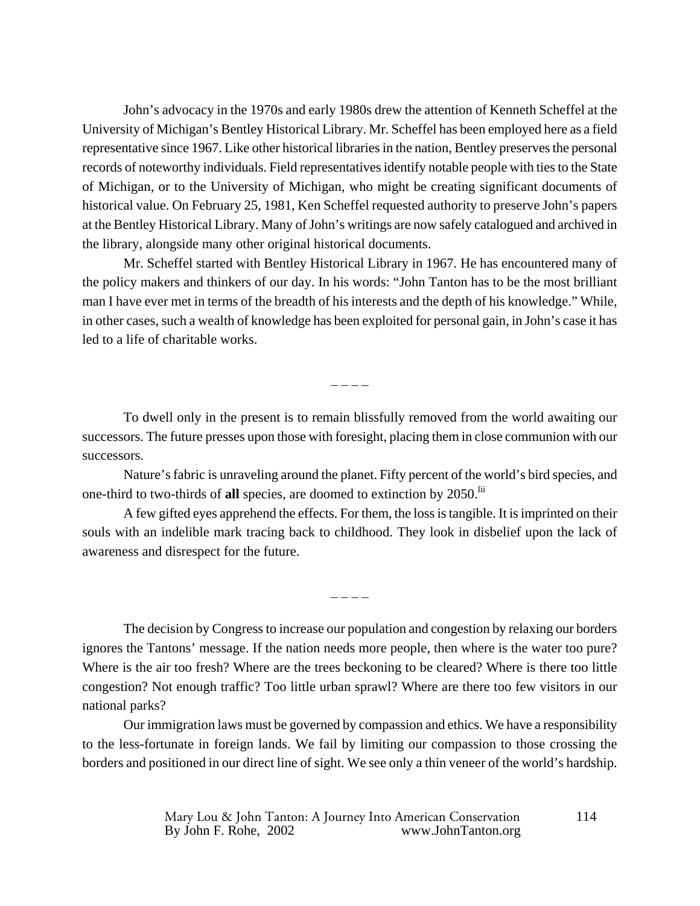John's advocacy in the 1970s and early 1980s drew the attention of Kenneth Scheffel at the University of Michigan's Bentley Historical Library. Mr. Scheffel has been employed here as a field representative since 1967. Like other historical libraries in the nation, Bentley preserves the personal records of noteworthy individuals. Field representatives identify notable people with ties to the State of Michigan, or to the University of Michigan, who might be creating significant documents of historical value. On February 25, 1981, Ken Scheffel requested authority to preserve John's papers at the Bentley Historical Library. Many of John's writings are now safely catalogued and archived in the library, alongside many other original historical documents.

Mr. Scheffel started with Bentley Historical Library in 1967. He has encountered many of the policy makers and thinkers of our day. In his words: "John Tanton has to be the most brilliant man I have ever met in terms of the breadth of his interests and the depth of his knowledge." While, in other cases, such a wealth of knowledge has been exploited for personal gain, in John's case it has led to a life of charitable works.

– – – –

To dwell only in the present is to remain blissfully removed from the world awaiting our successors. The future presses upon those with foresight, placing them in close communion with our successors.

Nature's fabric is unraveling around the planet. Fifty percent of the world's bird species, and one-third to two-thirds of **all** species, are doomed to extinction by 2050.[lii]

A few gifted eyes apprehend the effects. For them, the loss is tangible. It is imprinted on their souls with an indelible mark tracing back to childhood. They look in disbelief upon the lack of awareness and disrespect for the future.

– – – –

The decision by Congress to increase our population and congestion by relaxing our borders ignores the Tantons' message. If the nation needs more people, then where is the water too pure? Where is the air too fresh? Where are the trees beckoning to be cleared? Where is there too little congestion? Not enough traffic? Too little urban sprawl? Where are there too few visitors in our national parks?

Our immigration laws must be governed by compassion and ethics. We have a responsibility to the less-fortunate in foreign lands. We fail by limiting our compassion to those crossing the borders and positioned in our direct line of sight. We see only a thin veneer of the world's hardship.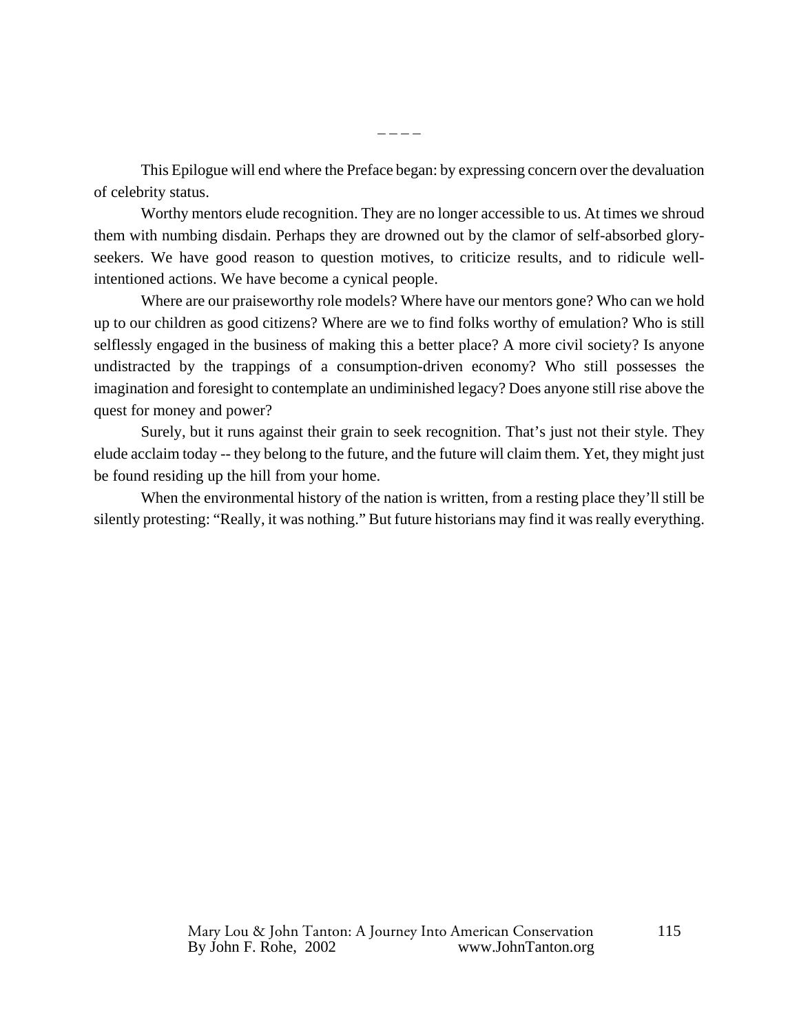– – – –

This Epilogue will end where the Preface began: by expressing concern over the devaluation of celebrity status.

Worthy mentors elude recognition. They are no longer accessible to us. At times we shroud them with numbing disdain. Perhaps they are drowned out by the clamor of self-absorbed glory-seekers. We have good reason to question motives, to criticize results, and to ridicule well-intentioned actions. We have become a cynical people.

Where are our praiseworthy role models? Where have our mentors gone? Who can we hold up to our children as good citizens? Where are we to find folks worthy of emulation? Who is still selflessly engaged in the business of making this a better place? A more civil society? Is anyone undistracted by the trappings of a consumption-driven economy? Who still possesses the imagination and foresight to contemplate an undiminished legacy? Does anyone still rise above the quest for money and power?

Surely, but it runs against their grain to seek recognition. That's just not their style. They elude acclaim today -- they belong to the future, and the future will claim them. Yet, they might just be found residing up the hill from your home.

When the environmental history of the nation is written, from a resting place they'll still be silently protesting: "Really, it was nothing." But future historians may find it was really everything.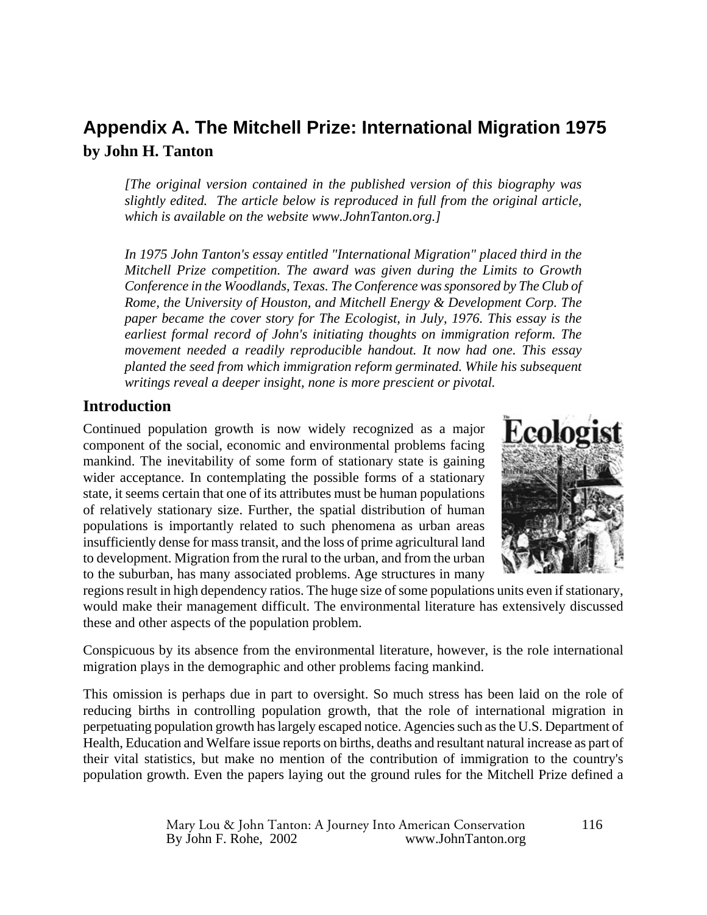# Appendix A. The Mitchell Prize: International Migration 1975

**by John H. Tanton**

*[The original version contained in the published version of this biography was slightly edited. The article below is reproduced in full from the original article, which is available on the website www.JohnTanton.org.]*

*In 1975 John Tanton's essay entitled "International Migration" placed third in the Mitchell Prize competition. The award was given during the Limits to Growth Conference in the Woodlands, Texas. The Conference was sponsored by The Club of Rome, the University of Houston, and Mitchell Energy & Development Corp. The paper became the cover story for The Ecologist, in July, 1976. This essay is the earliest formal record of John's initiating thoughts on immigration reform. The movement needed a readily reproducible handout. It now had one. This essay planted the seed from which immigration reform germinated. While his subsequent writings reveal a deeper insight, none is more prescient or pivotal.*

## Introduction

Continued population growth is now widely recognized as a major component of the social, economic and environmental problems facing mankind. The inevitability of some form of stationary state is gaining wider acceptance. In contemplating the possible forms of a stationary state, it seems certain that one of its attributes must be human populations of relatively stationary size. Further, the spatial distribution of human populations is importantly related to such phenomena as urban areas insufficiently dense for mass transit, and the loss of prime agricultural land to development. Migration from the rural to the urban, and from the urban to the suburban, has many associated problems. Age structures in many regions result in high dependency ratios. The huge size of some populations units even if stationary, would make their management difficult. The environmental literature has extensively discussed these and other aspects of the population problem.

Conspicuous by its absence from the environmental literature, however, is the role international migration plays in the demographic and other problems facing mankind.

This omission is perhaps due in part to oversight. So much stress has been laid on the role of reducing births in controlling population growth, that the role of international migration in perpetuating population growth has largely escaped notice. Agencies such as the U.S. Department of Health, Education and Welfare issue reports on births, deaths and resultant natural increase as part of their vital statistics, but make no mention of the contribution of immigration to the country's population growth. Even the papers laying out the ground rules for the Mitchell Prize defined a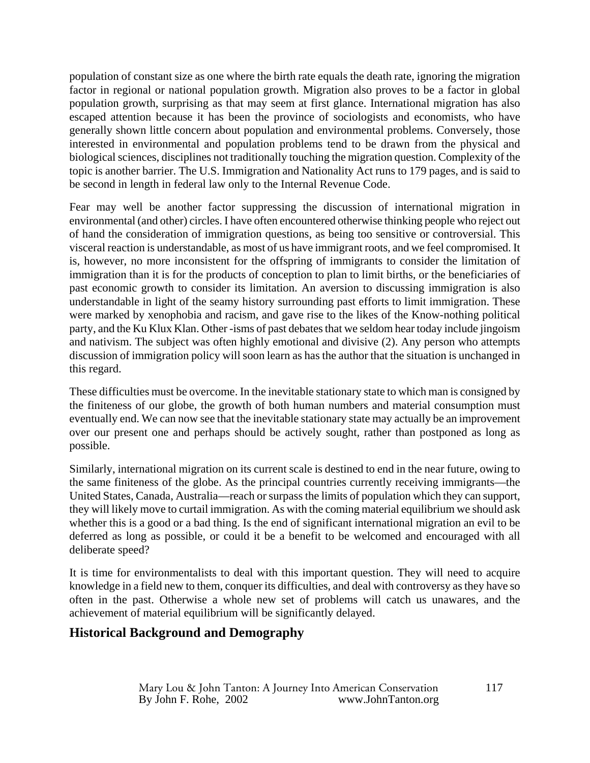population of constant size as one where the birth rate equals the death rate, ignoring the migration factor in regional or national population growth. Migration also proves to be a factor in global population growth, surprising as that may seem at first glance. International migration has also escaped attention because it has been the province of sociologists and economists, who have generally shown little concern about population and environmental problems. Conversely, those interested in environmental and population problems tend to be drawn from the physical and biological sciences, disciplines not traditionally touching the migration question. Complexity of the topic is another barrier. The U.S. Immigration and Nationality Act runs to 179 pages, and is said to be second in length in federal law only to the Internal Revenue Code.

Fear may well be another factor suppressing the discussion of international migration in environmental (and other) circles. I have often encountered otherwise thinking people who reject out of hand the consideration of immigration questions, as being too sensitive or controversial. This visceral reaction is understandable, as most of us have immigrant roots, and we feel compromised. It is, however, no more inconsistent for the offspring of immigrants to consider the limitation of immigration than it is for the products of conception to plan to limit births, or the beneficiaries of past economic growth to consider its limitation. An aversion to discussing immigration is also understandable in light of the seamy history surrounding past efforts to limit immigration. These were marked by xenophobia and racism, and gave rise to the likes of the Know-nothing political party, and the Ku Klux Klan. Other -isms of past debates that we seldom hear today include jingoism and nativism. The subject was often highly emotional and divisive (2). Any person who attempts discussion of immigration policy will soon learn as has the author that the situation is unchanged in this regard.

These difficulties must be overcome. In the inevitable stationary state to which man is consigned by the finiteness of our globe, the growth of both human numbers and material consumption must eventually end. We can now see that the inevitable stationary state may actually be an improvement over our present one and perhaps should be actively sought, rather than postponed as long as possible.

Similarly, international migration on its current scale is destined to end in the near future, owing to the same finiteness of the globe. As the principal countries currently receiving immigrants—the United States, Canada, Australia—reach or surpass the limits of population which they can support, they will likely move to curtail immigration. As with the coming material equilibrium we should ask whether this is a good or a bad thing. Is the end of significant international migration an evil to be deferred as long as possible, or could it be a benefit to be welcomed and encouraged with all deliberate speed?

It is time for environmentalists to deal with this important question. They will need to acquire knowledge in a field new to them, conquer its difficulties, and deal with controversy as they have so often in the past. Otherwise a whole new set of problems will catch us unawares, and the achievement of material equilibrium will be significantly delayed.

## Historical Background and Demography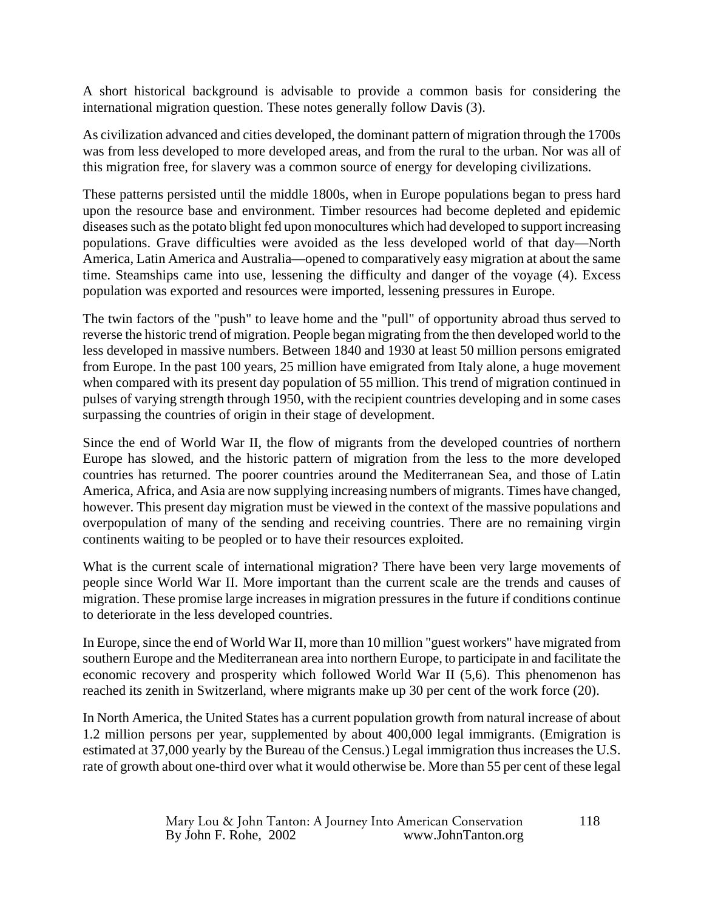A short historical background is advisable to provide a common basis for considering the international migration question. These notes generally follow Davis (3).

As civilization advanced and cities developed, the dominant pattern of migration through the 1700s was from less developed to more developed areas, and from the rural to the urban. Nor was all of this migration free, for slavery was a common source of energy for developing civilizations.

These patterns persisted until the middle 1800s, when in Europe populations began to press hard upon the resource base and environment. Timber resources had become depleted and epidemic diseases such as the potato blight fed upon monocultures which had developed to support increasing populations. Grave difficulties were avoided as the less developed world of that day—North America, Latin America and Australia—opened to comparatively easy migration at about the same time. Steamships came into use, lessening the difficulty and danger of the voyage (4). Excess population was exported and resources were imported, lessening pressures in Europe.

The twin factors of the "push" to leave home and the "pull" of opportunity abroad thus served to reverse the historic trend of migration. People began migrating from the then developed world to the less developed in massive numbers. Between 1840 and 1930 at least 50 million persons emigrated from Europe. In the past 100 years, 25 million have emigrated from Italy alone, a huge movement when compared with its present day population of 55 million. This trend of migration continued in pulses of varying strength through 1950, with the recipient countries developing and in some cases surpassing the countries of origin in their stage of development.

Since the end of World War II, the flow of migrants from the developed countries of northern Europe has slowed, and the historic pattern of migration from the less to the more developed countries has returned. The poorer countries around the Mediterranean Sea, and those of Latin America, Africa, and Asia are now supplying increasing numbers of migrants. Times have changed, however. This present day migration must be viewed in the context of the massive populations and overpopulation of many of the sending and receiving countries. There are no remaining virgin continents waiting to be peopled or to have their resources exploited.

What is the current scale of international migration? There have been very large movements of people since World War II. More important than the current scale are the trends and causes of migration. These promise large increases in migration pressures in the future if conditions continue to deteriorate in the less developed countries.

In Europe, since the end of World War II, more than 10 million "guest workers" have migrated from southern Europe and the Mediterranean area into northern Europe, to participate in and facilitate the economic recovery and prosperity which followed World War II (5,6). This phenomenon has reached its zenith in Switzerland, where migrants make up 30 per cent of the work force (20).

In North America, the United States has a current population growth from natural increase of about 1.2 million persons per year, supplemented by about 400,000 legal immigrants. (Emigration is estimated at 37,000 yearly by the Bureau of the Census.) Legal immigration thus increases the U.S. rate of growth about one-third over what it would otherwise be. More than 55 per cent of these legal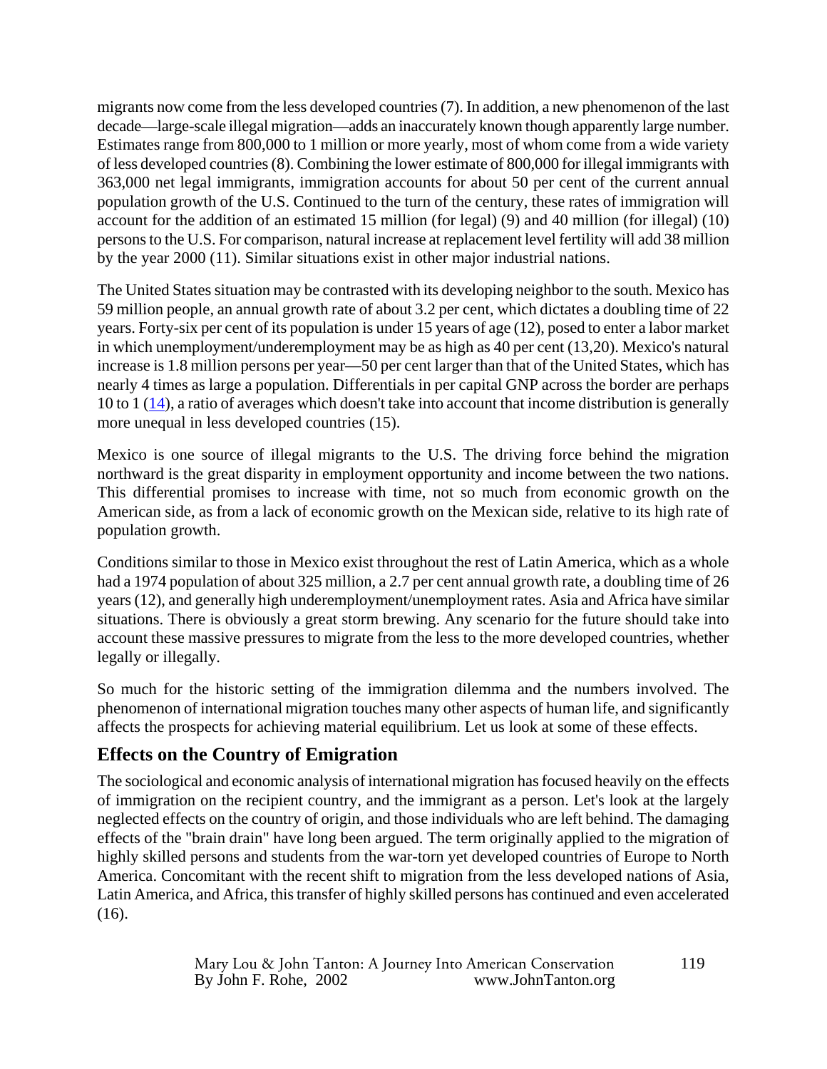migrants now come from the less developed countries (7). In addition, a new phenomenon of the last decade—large-scale illegal migration—adds an inaccurately known though apparently large number. Estimates range from 800,000 to 1 million or more yearly, most of whom come from a wide variety of less developed countries (8). Combining the lower estimate of 800,000 for illegal immigrants with 363,000 net legal immigrants, immigration accounts for about 50 per cent of the current annual population growth of the U.S. Continued to the turn of the century, these rates of immigration will account for the addition of an estimated 15 million (for legal) (9) and 40 million (for illegal) (10) persons to the U.S. For comparison, natural increase at replacement level fertility will add 38 million by the year 2000 (11). Similar situations exist in other major industrial nations.

The United States situation may be contrasted with its developing neighbor to the south. Mexico has 59 million people, an annual growth rate of about 3.2 per cent, which dictates a doubling time of 22 years. Forty-six per cent of its population is under 15 years of age (12), posed to enter a labor market in which unemployment/underemployment may be as high as 40 per cent (13,20). Mexico's natural increase is 1.8 million persons per year—50 per cent larger than that of the United States, which has nearly 4 times as large a population. Differentials in per capital GNP across the border are perhaps 10 to 1 (14), a ratio of averages which doesn't take into account that income distribution is generally more unequal in less developed countries (15).

Mexico is one source of illegal migrants to the U.S. The driving force behind the migration northward is the great disparity in employment opportunity and income between the two nations. This differential promises to increase with time, not so much from economic growth on the American side, as from a lack of economic growth on the Mexican side, relative to its high rate of population growth.

Conditions similar to those in Mexico exist throughout the rest of Latin America, which as a whole had a 1974 population of about 325 million, a 2.7 per cent annual growth rate, a doubling time of 26 years (12), and generally high underemployment/unemployment rates. Asia and Africa have similar situations. There is obviously a great storm brewing. Any scenario for the future should take into account these massive pressures to migrate from the less to the more developed countries, whether legally or illegally.

So much for the historic setting of the immigration dilemma and the numbers involved. The phenomenon of international migration touches many other aspects of human life, and significantly affects the prospects for achieving material equilibrium. Let us look at some of these effects.

## Effects on the Country of Emigration

The sociological and economic analysis of international migration has focused heavily on the effects of immigration on the recipient country, and the immigrant as a person. Let's look at the largely neglected effects on the country of origin, and those individuals who are left behind. The damaging effects of the "brain drain" have long been argued. The term originally applied to the migration of highly skilled persons and students from the war-torn yet developed countries of Europe to North America. Concomitant with the recent shift to migration from the less developed nations of Asia, Latin America, and Africa, this transfer of highly skilled persons has continued and even accelerated (16).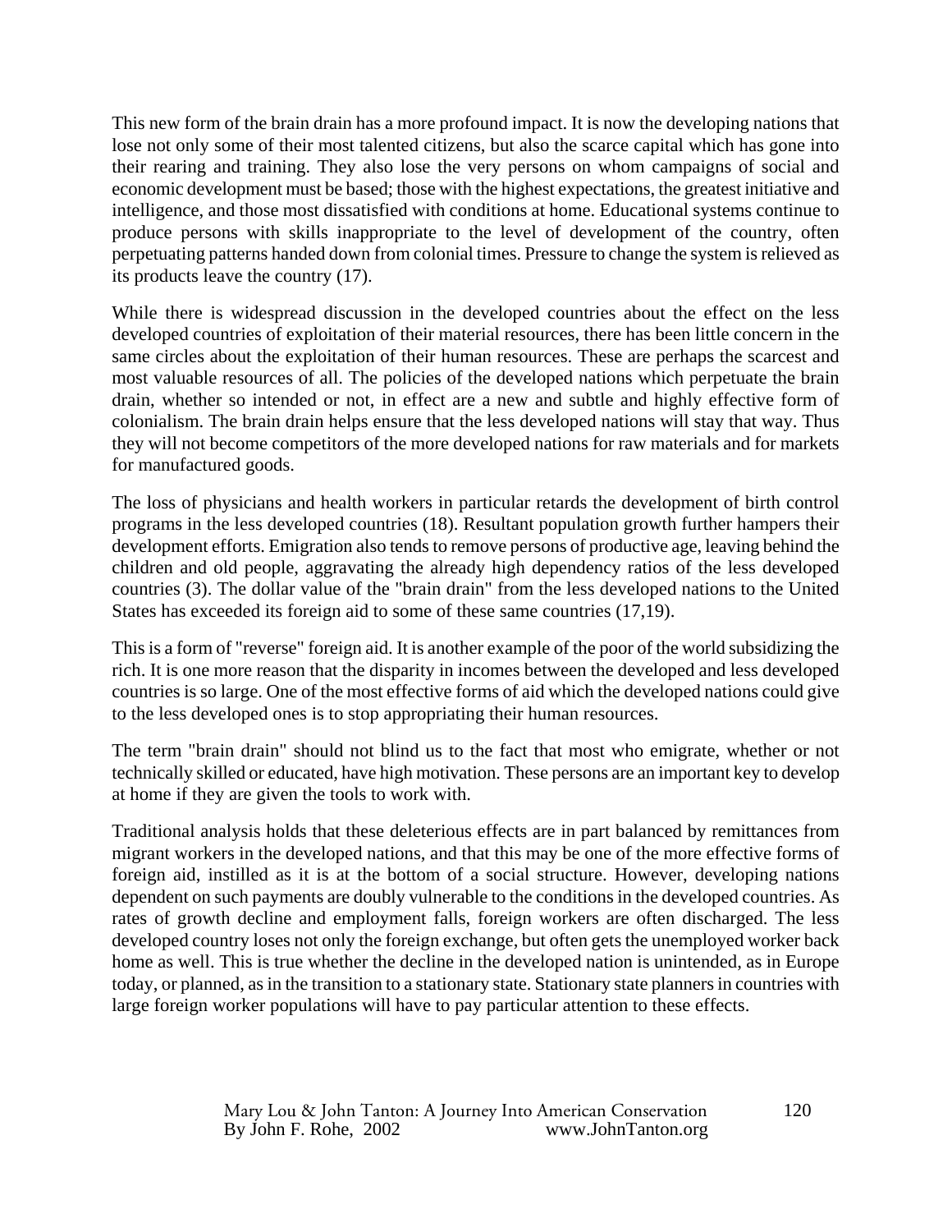This new form of the brain drain has a more profound impact. It is now the developing nations that lose not only some of their most talented citizens, but also the scarce capital which has gone into their rearing and training. They also lose the very persons on whom campaigns of social and economic development must be based; those with the highest expectations, the greatest initiative and intelligence, and those most dissatisfied with conditions at home. Educational systems continue to produce persons with skills inappropriate to the level of development of the country, often perpetuating patterns handed down from colonial times. Pressure to change the system is relieved as its products leave the country (17).

While there is widespread discussion in the developed countries about the effect on the less developed countries of exploitation of their material resources, there has been little concern in the same circles about the exploitation of their human resources. These are perhaps the scarcest and most valuable resources of all. The policies of the developed nations which perpetuate the brain drain, whether so intended or not, in effect are a new and subtle and highly effective form of colonialism. The brain drain helps ensure that the less developed nations will stay that way. Thus they will not become competitors of the more developed nations for raw materials and for markets for manufactured goods.

The loss of physicians and health workers in particular retards the development of birth control programs in the less developed countries (18). Resultant population growth further hampers their development efforts. Emigration also tends to remove persons of productive age, leaving behind the children and old people, aggravating the already high dependency ratios of the less developed countries (3). The dollar value of the "brain drain" from the less developed nations to the United States has exceeded its foreign aid to some of these same countries (17,19).

This is a form of "reverse" foreign aid. It is another example of the poor of the world subsidizing the rich. It is one more reason that the disparity in incomes between the developed and less developed countries is so large. One of the most effective forms of aid which the developed nations could give to the less developed ones is to stop appropriating their human resources.

The term "brain drain" should not blind us to the fact that most who emigrate, whether or not technically skilled or educated, have high motivation. These persons are an important key to develop at home if they are given the tools to work with.

Traditional analysis holds that these deleterious effects are in part balanced by remittances from migrant workers in the developed nations, and that this may be one of the more effective forms of foreign aid, instilled as it is at the bottom of a social structure. However, developing nations dependent on such payments are doubly vulnerable to the conditions in the developed countries. As rates of growth decline and employment falls, foreign workers are often discharged. The less developed country loses not only the foreign exchange, but often gets the unemployed worker back home as well. This is true whether the decline in the developed nation is unintended, as in Europe today, or planned, as in the transition to a stationary state. Stationary state planners in countries with large foreign worker populations will have to pay particular attention to these effects.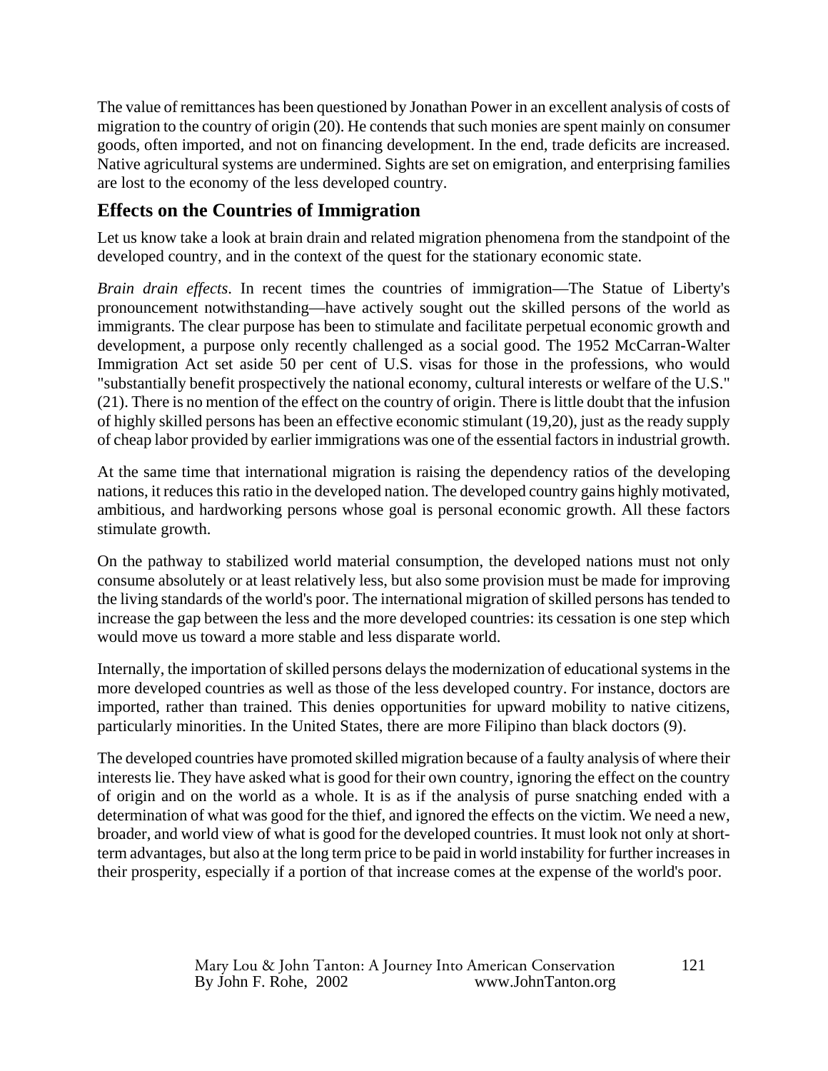The value of remittances has been questioned by Jonathan Power in an excellent analysis of costs of migration to the country of origin (20). He contends that such monies are spent mainly on consumer goods, often imported, and not on financing development. In the end, trade deficits are increased. Native agricultural systems are undermined. Sights are set on emigration, and enterprising families are lost to the economy of the less developed country.

## Effects on the Countries of Immigration

Let us know take a look at brain drain and related migration phenomena from the standpoint of the developed country, and in the context of the quest for the stationary economic state.

*Brain drain effects*. In recent times the countries of immigration—The Statue of Liberty's pronouncement notwithstanding—have actively sought out the skilled persons of the world as immigrants. The clear purpose has been to stimulate and facilitate perpetual economic growth and development, a purpose only recently challenged as a social good. The 1952 McCarran-Walter Immigration Act set aside 50 per cent of U.S. visas for those in the professions, who would "substantially benefit prospectively the national economy, cultural interests or welfare of the U.S." (21). There is no mention of the effect on the country of origin. There is little doubt that the infusion of highly skilled persons has been an effective economic stimulant (19,20), just as the ready supply of cheap labor provided by earlier immigrations was one of the essential factors in industrial growth.

At the same time that international migration is raising the dependency ratios of the developing nations, it reduces this ratio in the developed nation. The developed country gains highly motivated, ambitious, and hardworking persons whose goal is personal economic growth. All these factors stimulate growth.

On the pathway to stabilized world material consumption, the developed nations must not only consume absolutely or at least relatively less, but also some provision must be made for improving the living standards of the world's poor. The international migration of skilled persons has tended to increase the gap between the less and the more developed countries: its cessation is one step which would move us toward a more stable and less disparate world.

Internally, the importation of skilled persons delays the modernization of educational systems in the more developed countries as well as those of the less developed country. For instance, doctors are imported, rather than trained. This denies opportunities for upward mobility to native citizens, particularly minorities. In the United States, there are more Filipino than black doctors (9).

The developed countries have promoted skilled migration because of a faulty analysis of where their interests lie. They have asked what is good for their own country, ignoring the effect on the country of origin and on the world as a whole. It is as if the analysis of purse snatching ended with a determination of what was good for the thief, and ignored the effects on the victim. We need a new, broader, and world view of what is good for the developed countries. It must look not only at short-term advantages, but also at the long term price to be paid in world instability for further increases in their prosperity, especially if a portion of that increase comes at the expense of the world's poor.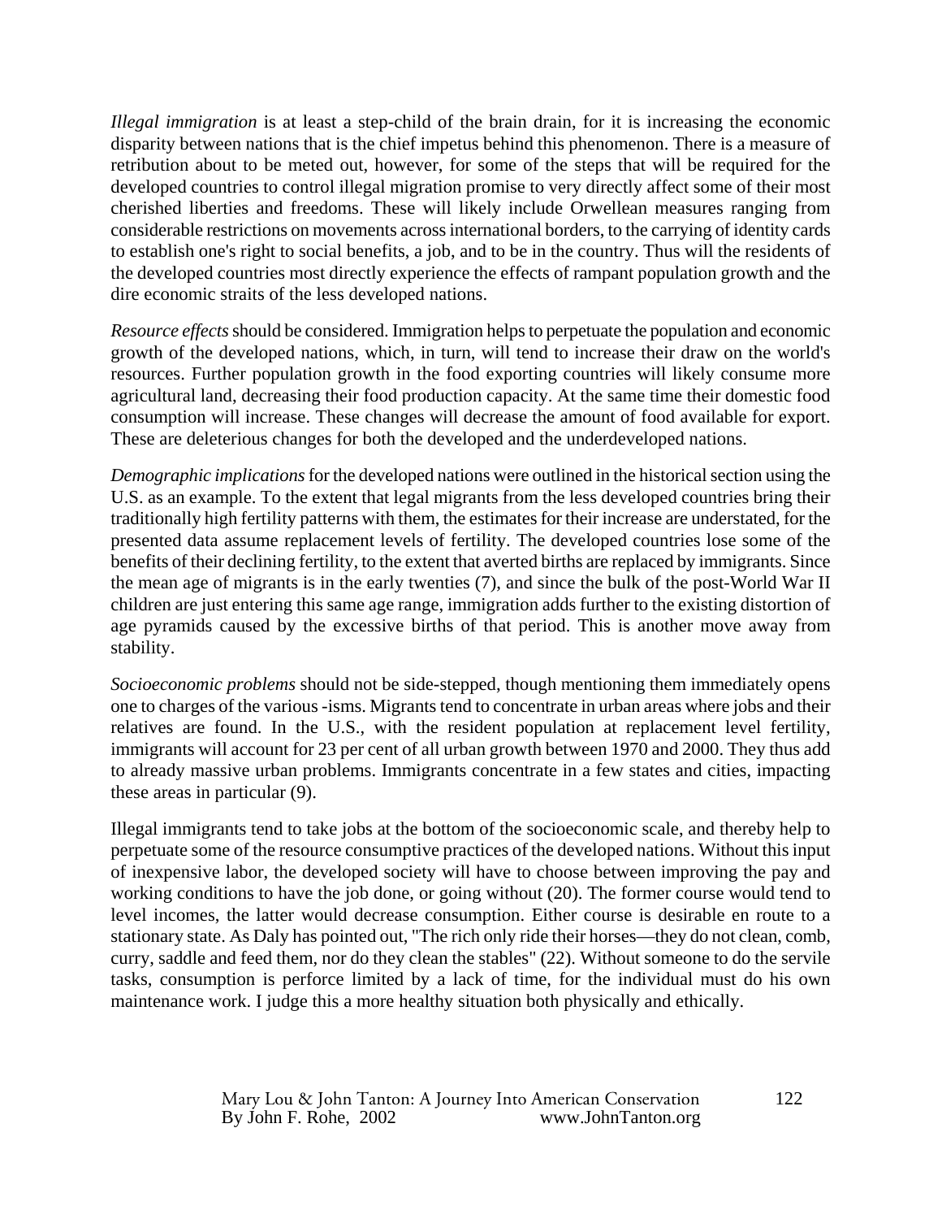*Illegal immigration* is at least a step-child of the brain drain, for it is increasing the economic disparity between nations that is the chief impetus behind this phenomenon. There is a measure of retribution about to be meted out, however, for some of the steps that will be required for the developed countries to control illegal migration promise to very directly affect some of their most cherished liberties and freedoms. These will likely include Orwellean measures ranging from considerable restrictions on movements across international borders, to the carrying of identity cards to establish one's right to social benefits, a job, and to be in the country. Thus will the residents of the developed countries most directly experience the effects of rampant population growth and the dire economic straits of the less developed nations.

*Resource effects* should be considered. Immigration helps to perpetuate the population and economic growth of the developed nations, which, in turn, will tend to increase their draw on the world's resources. Further population growth in the food exporting countries will likely consume more agricultural land, decreasing their food production capacity. At the same time their domestic food consumption will increase. These changes will decrease the amount of food available for export. These are deleterious changes for both the developed and the underdeveloped nations.

*Demographic implications* for the developed nations were outlined in the historical section using the U.S. as an example. To the extent that legal migrants from the less developed countries bring their traditionally high fertility patterns with them, the estimates for their increase are understated, for the presented data assume replacement levels of fertility. The developed countries lose some of the benefits of their declining fertility, to the extent that averted births are replaced by immigrants. Since the mean age of migrants is in the early twenties (7), and since the bulk of the post-World War II children are just entering this same age range, immigration adds further to the existing distortion of age pyramids caused by the excessive births of that period. This is another move away from stability.

*Socioeconomic problems* should not be side-stepped, though mentioning them immediately opens one to charges of the various -isms. Migrants tend to concentrate in urban areas where jobs and their relatives are found. In the U.S., with the resident population at replacement level fertility, immigrants will account for 23 per cent of all urban growth between 1970 and 2000. They thus add to already massive urban problems. Immigrants concentrate in a few states and cities, impacting these areas in particular (9).

Illegal immigrants tend to take jobs at the bottom of the socioeconomic scale, and thereby help to perpetuate some of the resource consumptive practices of the developed nations. Without this input of inexpensive labor, the developed society will have to choose between improving the pay and working conditions to have the job done, or going without (20). The former course would tend to level incomes, the latter would decrease consumption. Either course is desirable en route to a stationary state. As Daly has pointed out, "The rich only ride their horses—they do not clean, comb, curry, saddle and feed them, nor do they clean the stables" (22). Without someone to do the servile tasks, consumption is perforce limited by a lack of time, for the individual must do his own maintenance work. I judge this a more healthy situation both physically and ethically.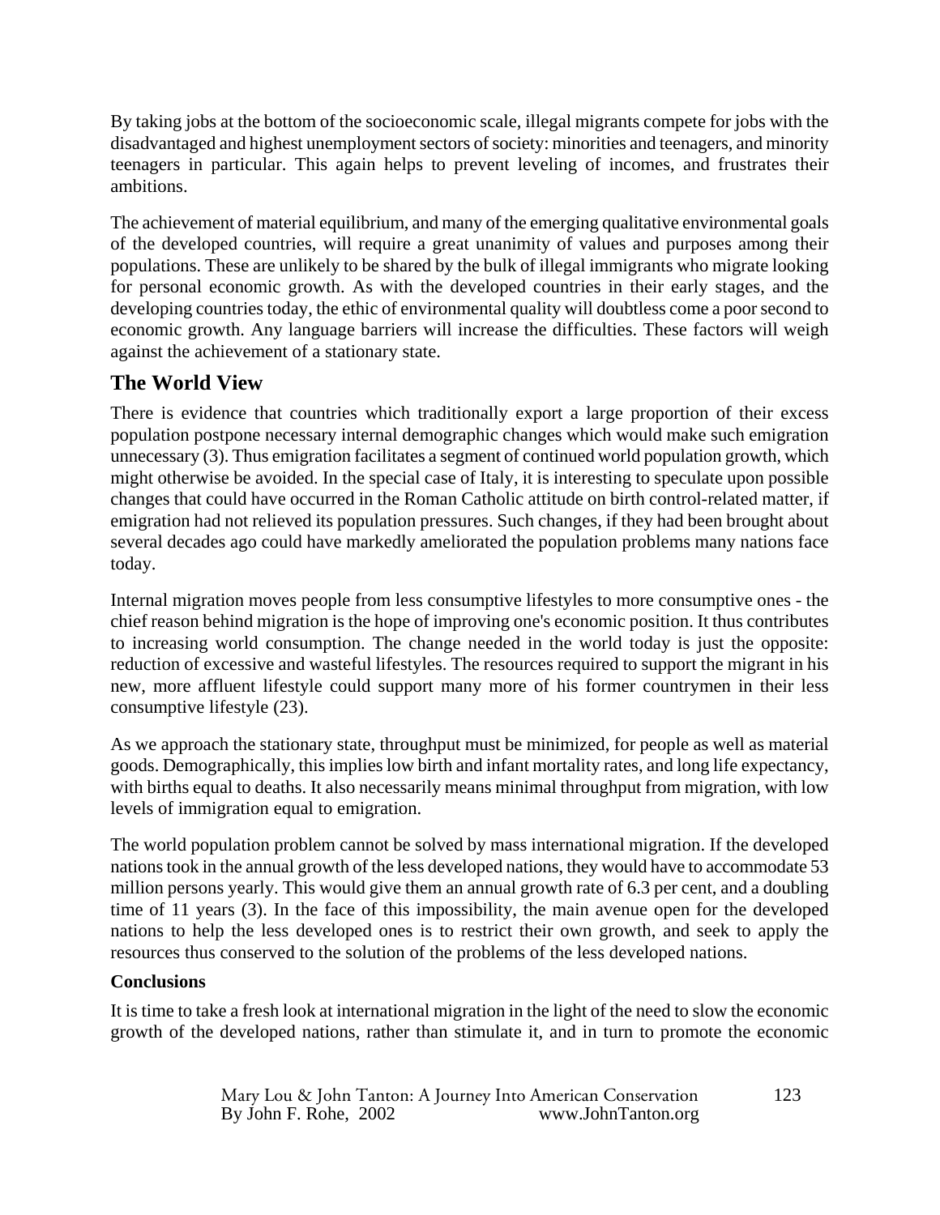By taking jobs at the bottom of the socioeconomic scale, illegal migrants compete for jobs with the disadvantaged and highest unemployment sectors of society: minorities and teenagers, and minority teenagers in particular. This again helps to prevent leveling of incomes, and frustrates their ambitions.

The achievement of material equilibrium, and many of the emerging qualitative environmental goals of the developed countries, will require a great unanimity of values and purposes among their populations. These are unlikely to be shared by the bulk of illegal immigrants who migrate looking for personal economic growth. As with the developed countries in their early stages, and the developing countries today, the ethic of environmental quality will doubtless come a poor second to economic growth. Any language barriers will increase the difficulties. These factors will weigh against the achievement of a stationary state.

## The World View

There is evidence that countries which traditionally export a large proportion of their excess population postpone necessary internal demographic changes which would make such emigration unnecessary (3). Thus emigration facilitates a segment of continued world population growth, which might otherwise be avoided. In the special case of Italy, it is interesting to speculate upon possible changes that could have occurred in the Roman Catholic attitude on birth control-related matter, if emigration had not relieved its population pressures. Such changes, if they had been brought about several decades ago could have markedly ameliorated the population problems many nations face today.

Internal migration moves people from less consumptive lifestyles to more consumptive ones - the chief reason behind migration is the hope of improving one's economic position. It thus contributes to increasing world consumption. The change needed in the world today is just the opposite: reduction of excessive and wasteful lifestyles. The resources required to support the migrant in his new, more affluent lifestyle could support many more of his former countrymen in their less consumptive lifestyle (23).

As we approach the stationary state, throughput must be minimized, for people as well as material goods. Demographically, this implies low birth and infant mortality rates, and long life expectancy, with births equal to deaths. It also necessarily means minimal throughput from migration, with low levels of immigration equal to emigration.

The world population problem cannot be solved by mass international migration. If the developed nations took in the annual growth of the less developed nations, they would have to accommodate 53 million persons yearly. This would give them an annual growth rate of 6.3 per cent, and a doubling time of 11 years (3). In the face of this impossibility, the main avenue open for the developed nations to help the less developed ones is to restrict their own growth, and seek to apply the resources thus conserved to the solution of the problems of the less developed nations.

### Conclusions

It is time to take a fresh look at international migration in the light of the need to slow the economic growth of the developed nations, rather than stimulate it, and in turn to promote the economic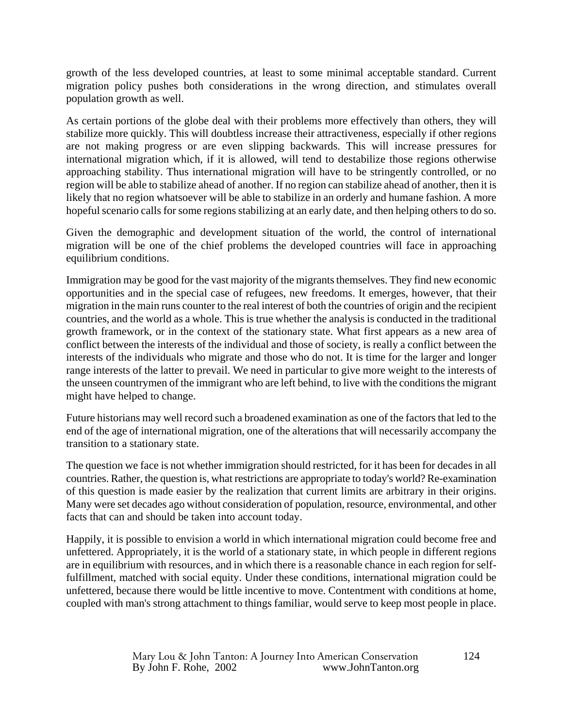growth of the less developed countries, at least to some minimal acceptable standard. Current migration policy pushes both considerations in the wrong direction, and stimulates overall population growth as well.

As certain portions of the globe deal with their problems more effectively than others, they will stabilize more quickly. This will doubtless increase their attractiveness, especially if other regions are not making progress or are even slipping backwards. This will increase pressures for international migration which, if it is allowed, will tend to destabilize those regions otherwise approaching stability. Thus international migration will have to be stringently controlled, or no region will be able to stabilize ahead of another. If no region can stabilize ahead of another, then it is likely that no region whatsoever will be able to stabilize in an orderly and humane fashion. A more hopeful scenario calls for some regions stabilizing at an early date, and then helping others to do so.

Given the demographic and development situation of the world, the control of international migration will be one of the chief problems the developed countries will face in approaching equilibrium conditions.

Immigration may be good for the vast majority of the migrants themselves. They find new economic opportunities and in the special case of refugees, new freedoms. It emerges, however, that their migration in the main runs counter to the real interest of both the countries of origin and the recipient countries, and the world as a whole. This is true whether the analysis is conducted in the traditional growth framework, or in the context of the stationary state. What first appears as a new area of conflict between the interests of the individual and those of society, is really a conflict between the interests of the individuals who migrate and those who do not. It is time for the larger and longer range interests of the latter to prevail. We need in particular to give more weight to the interests of the unseen countrymen of the immigrant who are left behind, to live with the conditions the migrant might have helped to change.

Future historians may well record such a broadened examination as one of the factors that led to the end of the age of international migration, one of the alterations that will necessarily accompany the transition to a stationary state.

The question we face is not whether immigration should restricted, for it has been for decades in all countries. Rather, the question is, what restrictions are appropriate to today's world? Re-examination of this question is made easier by the realization that current limits are arbitrary in their origins. Many were set decades ago without consideration of population, resource, environmental, and other facts that can and should be taken into account today.

Happily, it is possible to envision a world in which international migration could become free and unfettered. Appropriately, it is the world of a stationary state, in which people in different regions are in equilibrium with resources, and in which there is a reasonable chance in each region for self-fulfillment, matched with social equity. Under these conditions, international migration could be unfettered, because there would be little incentive to move. Contentment with conditions at home, coupled with man's strong attachment to things familiar, would serve to keep most people in place.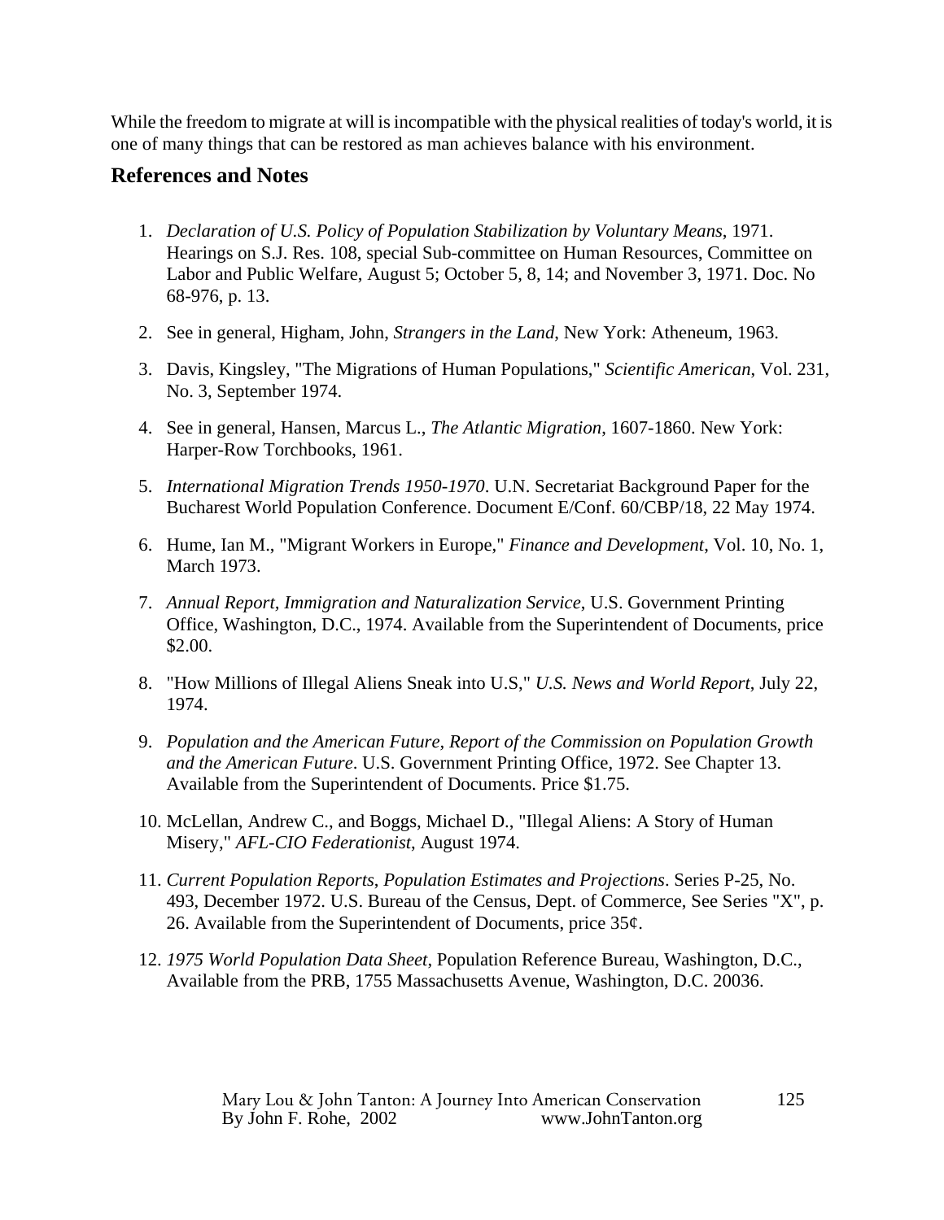While the freedom to migrate at will is incompatible with the physical realities of today's world, it is one of many things that can be restored as man achieves balance with his environment.

## References and Notes

1. *Declaration of U.S. Policy of Population Stabilization by Voluntary Means*, 1971. Hearings on S.J. Res. 108, special Sub-committee on Human Resources, Committee on Labor and Public Welfare, August 5; October 5, 8, 14; and November 3, 1971. Doc. No 68-976, p. 13.

2. See in general, Higham, John, *Strangers in the Land*, New York: Atheneum, 1963.

3. Davis, Kingsley, "The Migrations of Human Populations," *Scientific American*, Vol. 231, No. 3, September 1974.

4. See in general, Hansen, Marcus L., *The Atlantic Migration*, 1607-1860. New York: Harper-Row Torchbooks, 1961.

5. *International Migration Trends 1950-1970*. U.N. Secretariat Background Paper for the Bucharest World Population Conference. Document E/Conf. 60/CBP/18, 22 May 1974.

6. Hume, Ian M., "Migrant Workers in Europe," *Finance and Development*, Vol. 10, No. 1, March 1973.

7. *Annual Report, Immigration and Naturalization Service*, U.S. Government Printing Office, Washington, D.C., 1974. Available from the Superintendent of Documents, price $2.00.

8. "How Millions of Illegal Aliens Sneak into U.S," *U.S. News and World Report*, July 22, 1974.

9. *Population and the American Future, Report of the Commission on Population Growth and the American Future*. U.S. Government Printing Office, 1972. See Chapter 13. Available from the Superintendent of Documents. Price $1.75.

10. McLellan, Andrew C., and Boggs, Michael D., "Illegal Aliens: A Story of Human Misery," *AFL-CIO Federationist*, August 1974.

11. *Current Population Reports, Population Estimates and Projections*. Series P-25, No. 493, December 1972. U.S. Bureau of the Census, Dept. of Commerce, See Series "X", p. 26. Available from the Superintendent of Documents, price 35¢.

12. *1975 World Population Data Sheet*, Population Reference Bureau, Washington, D.C., Available from the PRB, 1755 Massachusetts Avenue, Washington, D.C. 20036.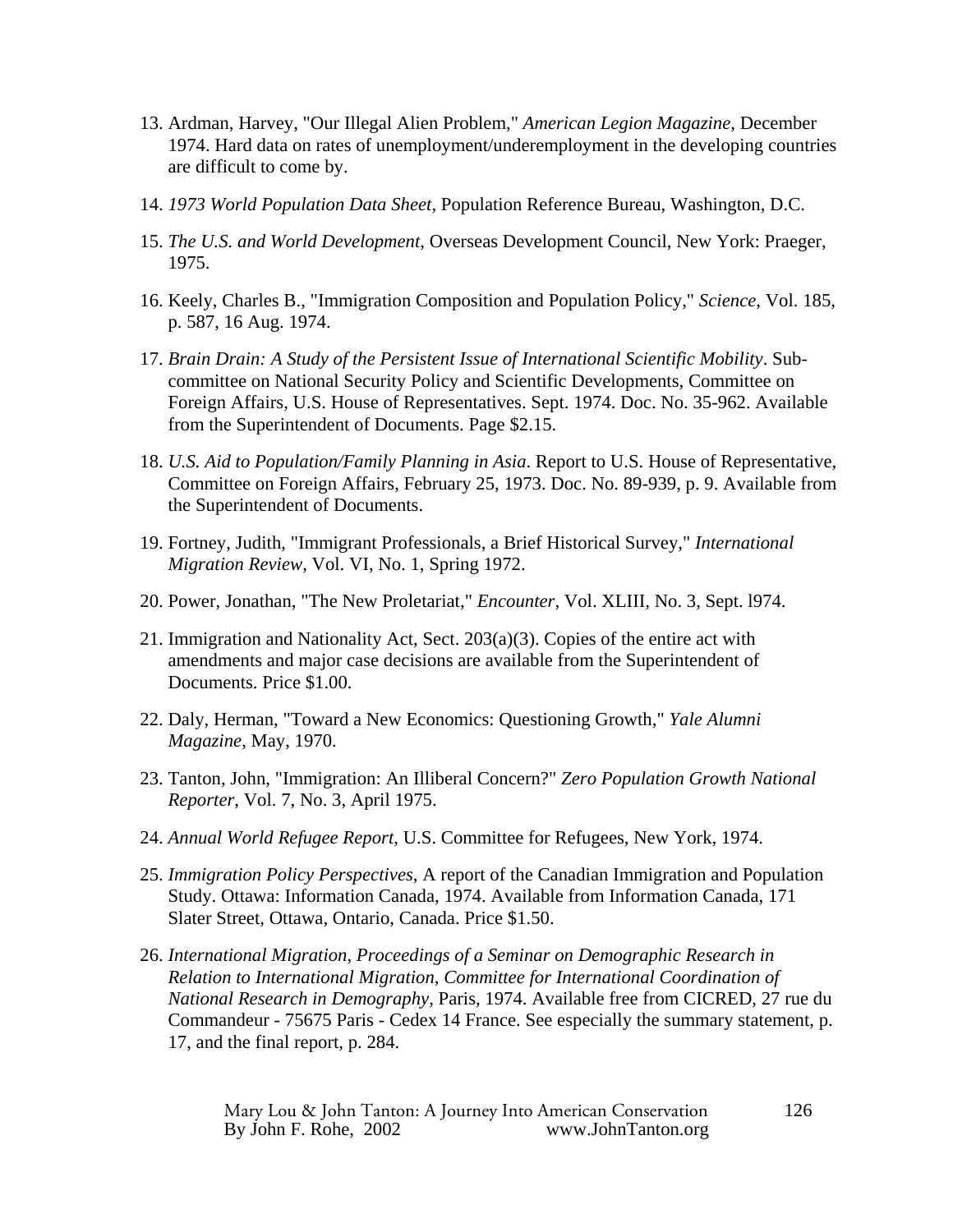13. Ardman, Harvey, "Our Illegal Alien Problem," *American Legion Magazine*, December 1974. Hard data on rates of unemployment/underemployment in the developing countries are difficult to come by.

14. *1973 World Population Data Sheet*, Population Reference Bureau, Washington, D.C.

15. *The U.S. and World Development*, Overseas Development Council, New York: Praeger, 1975.

16. Keely, Charles B., "Immigration Composition and Population Policy," *Science*, Vol. 185, p. 587, 16 Aug. 1974.

17. *Brain Drain: A Study of the Persistent Issue of International Scientific Mobility*. Sub-committee on National Security Policy and Scientific Developments, Committee on Foreign Affairs, U.S. House of Representatives. Sept. 1974. Doc. No. 35-962. Available from the Superintendent of Documents. Page $2.15.

18. *U.S. Aid to Population/Family Planning in Asia*. Report to U.S. House of Representative, Committee on Foreign Affairs, February 25, 1973. Doc. No. 89-939, p. 9. Available from the Superintendent of Documents.

19. Fortney, Judith, "Immigrant Professionals, a Brief Historical Survey," *International Migration Review*, Vol. VI, No. 1, Spring 1972.

20. Power, Jonathan, "The New Proletariat," *Encounter*, Vol. XLIII, No. 3, Sept. l974.

21. Immigration and Nationality Act, Sect. 203(a)(3). Copies of the entire act with amendments and major case decisions are available from the Superintendent of Documents. Price $1.00.

22. Daly, Herman, "Toward a New Economics: Questioning Growth," *Yale Alumni Magazine*, May, 1970.

23. Tanton, John, "Immigration: An Illiberal Concern?" *Zero Population Growth National Reporter*, Vol. 7, No. 3, April 1975.

24. *Annual World Refugee Report*, U.S. Committee for Refugees, New York, 1974.

25. *Immigration Policy Perspectives*, A report of the Canadian Immigration and Population Study. Ottawa: Information Canada, 1974. Available from Information Canada, 171 Slater Street, Ottawa, Ontario, Canada. Price $1.50.

26. *International Migration, Proceedings of a Seminar on Demographic Research in Relation to International Migration, Committee for International Coordination of National Research in Demography*, Paris, 1974. Available free from CICRED, 27 rue du Commandeur - 75675 Paris - Cedex 14 France. See especially the summary statement, p. 17, and the final report, p. 284.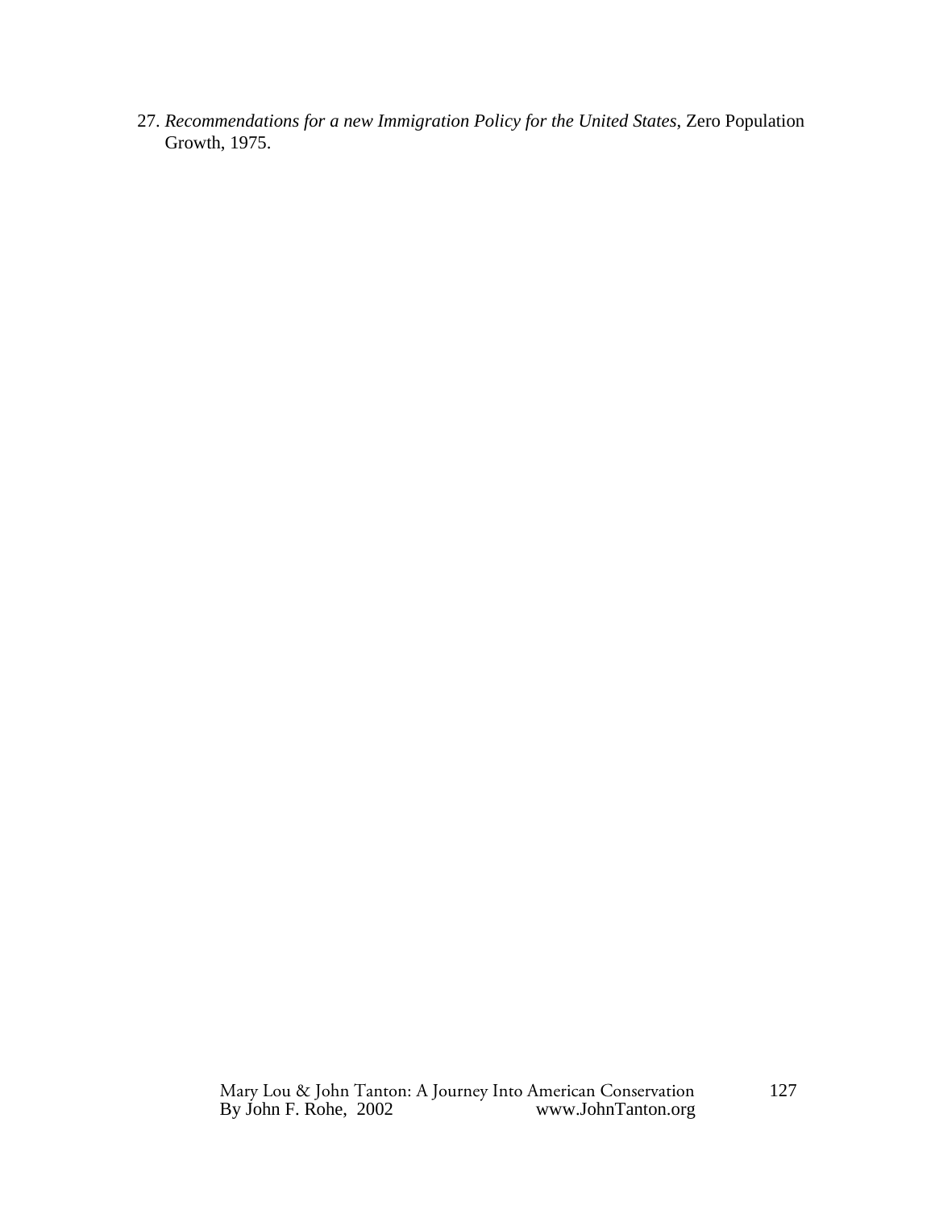27. *Recommendations for a new Immigration Policy for the United States*, Zero Population Growth, 1975.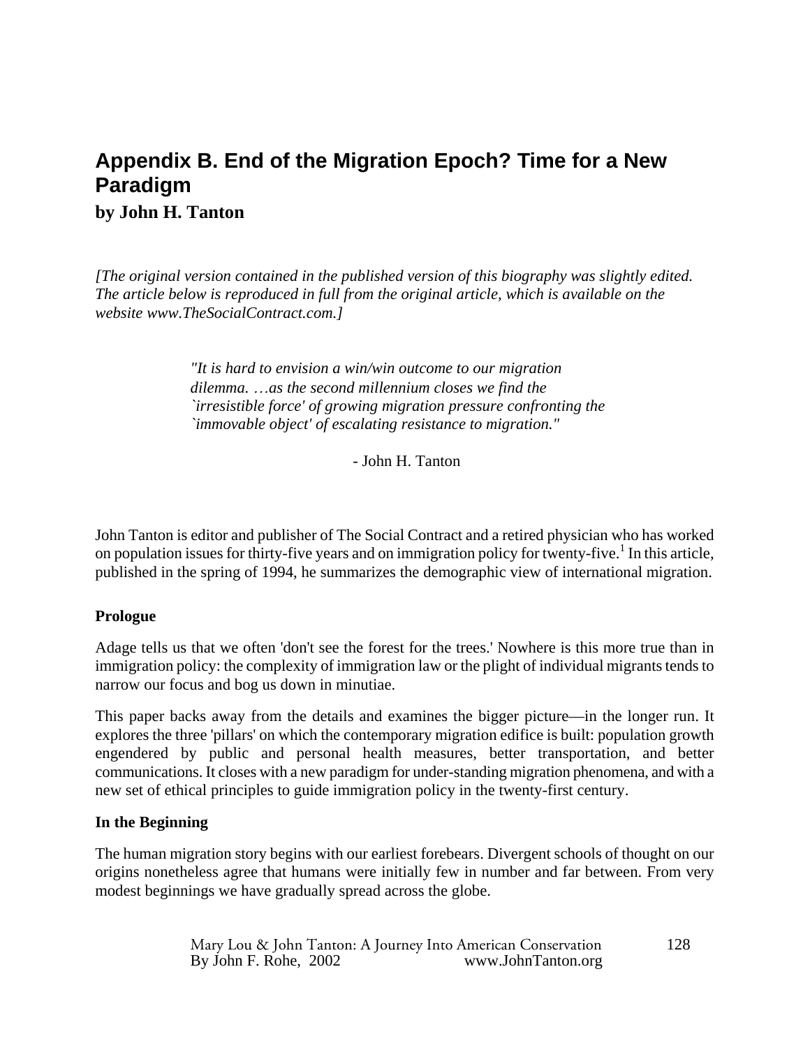# Appendix B. End of the Migration Epoch? Time for a New Paradigm

**by John H. Tanton**

*[The original version contained in the published version of this biography was slightly edited. The article below is reproduced in full from the original article, which is available on the website www.TheSocialContract.com.]*

> *"It is hard to envision a win/win outcome to our migration dilemma. …as the second millennium closes we find the `irresistible force' of growing migration pressure confronting the `immovable object' of escalating resistance to migration."*
>
> \- John H. Tanton

John Tanton is editor and publisher of The Social Contract and a retired physician who has worked on population issues for thirty-five years and on immigration policy for twenty-five.[1] In this article, published in the spring of 1994, he summarizes the demographic view of international migration.

**Prologue**

Adage tells us that we often 'don't see the forest for the trees.' Nowhere is this more true than in immigration policy: the complexity of immigration law or the plight of individual migrants tends to narrow our focus and bog us down in minutiae.

This paper backs away from the details and examines the bigger picture—in the longer run. It explores the three 'pillars' on which the contemporary migration edifice is built: population growth engendered by public and personal health measures, better transportation, and better communications. It closes with a new paradigm for under-standing migration phenomena, and with a new set of ethical principles to guide immigration policy in the twenty-first century.

**In the Beginning**

The human migration story begins with our earliest forebears. Divergent schools of thought on our origins nonetheless agree that humans were initially few in number and far between. From very modest beginnings we have gradually spread across the globe.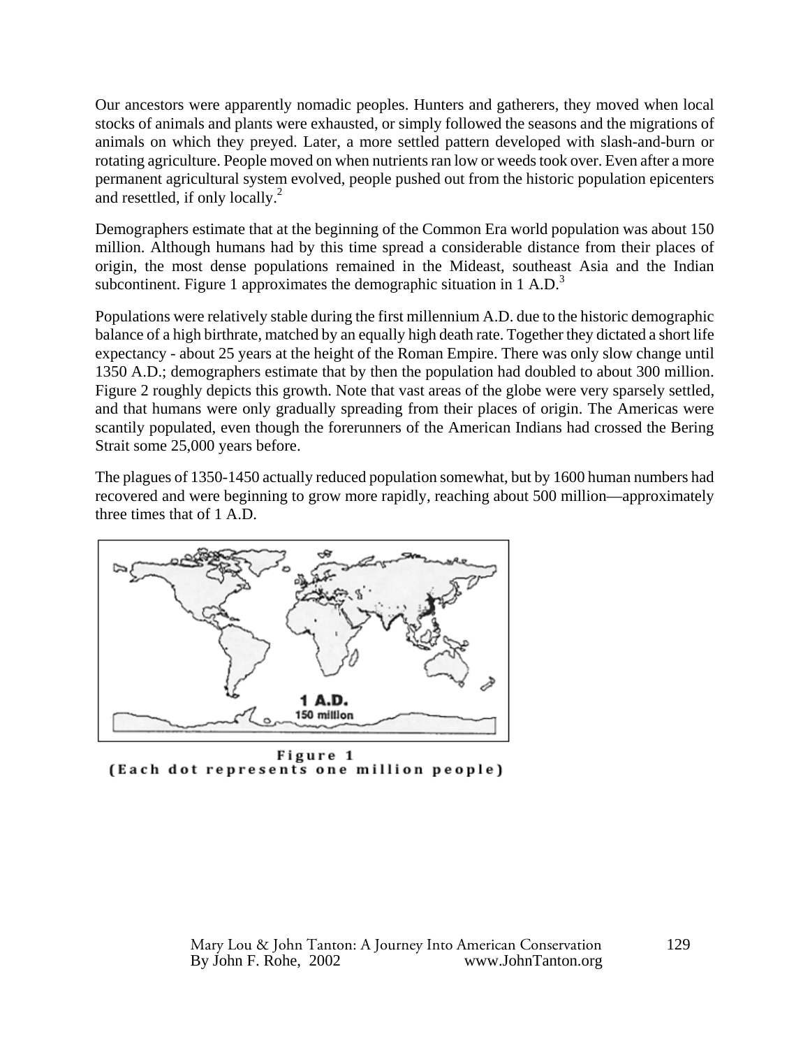Our ancestors were apparently nomadic peoples. Hunters and gatherers, they moved when local stocks of animals and plants were exhausted, or simply followed the seasons and the migrations of animals on which they preyed. Later, a more settled pattern developed with slash-and-burn or rotating agriculture. People moved on when nutrients ran low or weeds took over. Even after a more permanent agricultural system evolved, people pushed out from the historic population epicenters and resettled, if only locally.[2]

Demographers estimate that at the beginning of the Common Era world population was about 150 million. Although humans had by this time spread a considerable distance from their places of origin, the most dense populations remained in the Mideast, southeast Asia and the Indian subcontinent. Figure 1 approximates the demographic situation in 1 A.D.[3]

Populations were relatively stable during the first millennium A.D. due to the historic demographic balance of a high birthrate, matched by an equally high death rate. Together they dictated a short life expectancy - about 25 years at the height of the Roman Empire. There was only slow change until 1350 A.D.; demographers estimate that by then the population had doubled to about 300 million. Figure 2 roughly depicts this growth. Note that vast areas of the globe were very sparsely settled, and that humans were only gradually spreading from their places of origin. The Americas were scantily populated, even though the forerunners of the American Indians had crossed the Bering Strait some 25,000 years before.

The plagues of 1350-1450 actually reduced population somewhat, but by 1600 human numbers had recovered and were beginning to grow more rapidly, reaching about 500 million—approximately three times that of 1 A.D.

1 A.D.
150 million

Figure 1
(Each dot represents one million people)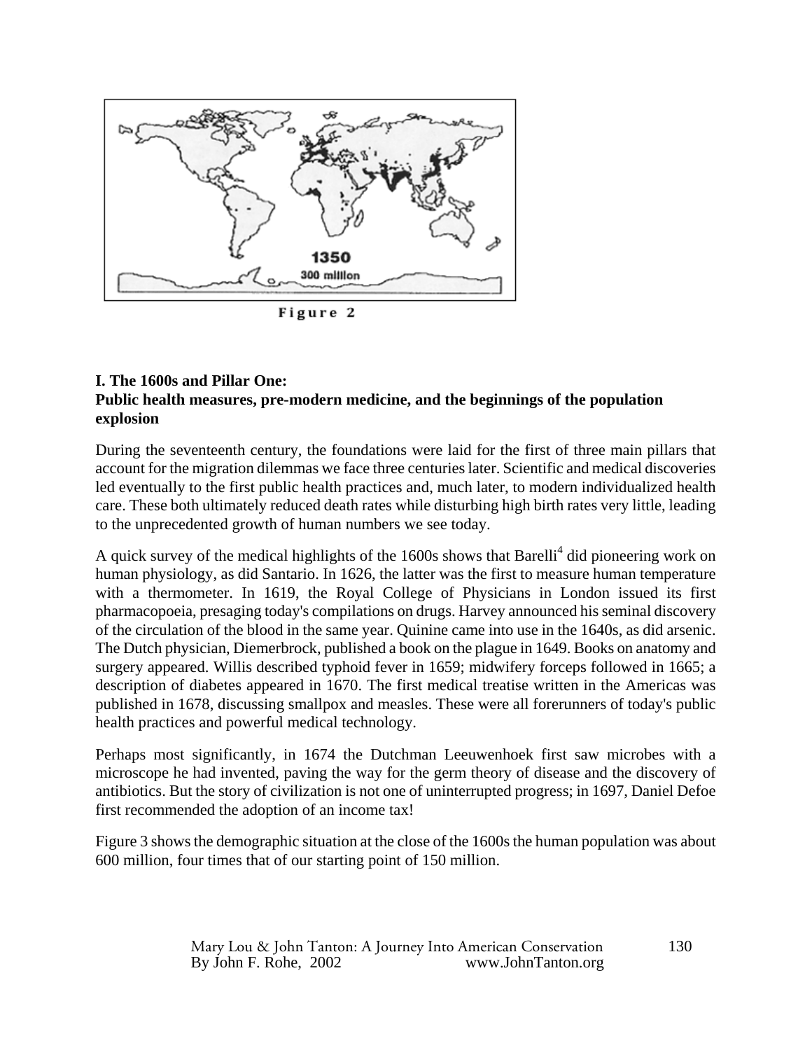Figure 2

**I. The 1600s and Pillar One:**
**Public health measures, pre-modern medicine, and the beginnings of the population explosion**

During the seventeenth century, the foundations were laid for the first of three main pillars that account for the migration dilemmas we face three centuries later. Scientific and medical discoveries led eventually to the first public health practices and, much later, to modern individualized health care. These both ultimately reduced death rates while disturbing high birth rates very little, leading to the unprecedented growth of human numbers we see today.

A quick survey of the medical highlights of the 1600s shows that Barelli[4] did pioneering work on human physiology, as did Santario. In 1626, the latter was the first to measure human temperature with a thermometer. In 1619, the Royal College of Physicians in London issued its first pharmacopoeia, presaging today's compilations on drugs. Harvey announced his seminal discovery of the circulation of the blood in the same year. Quinine came into use in the 1640s, as did arsenic. The Dutch physician, Diemerbrock, published a book on the plague in 1649. Books on anatomy and surgery appeared. Willis described typhoid fever in 1659; midwifery forceps followed in 1665; a description of diabetes appeared in 1670. The first medical treatise written in the Americas was published in 1678, discussing smallpox and measles. These were all forerunners of today's public health practices and powerful medical technology.

Perhaps most significantly, in 1674 the Dutchman Leeuwenhoek first saw microbes with a microscope he had invented, paving the way for the germ theory of disease and the discovery of antibiotics. But the story of civilization is not one of uninterrupted progress; in 1697, Daniel Defoe first recommended the adoption of an income tax!

Figure 3 shows the demographic situation at the close of the 1600s the human population was about 600 million, four times that of our starting point of 150 million.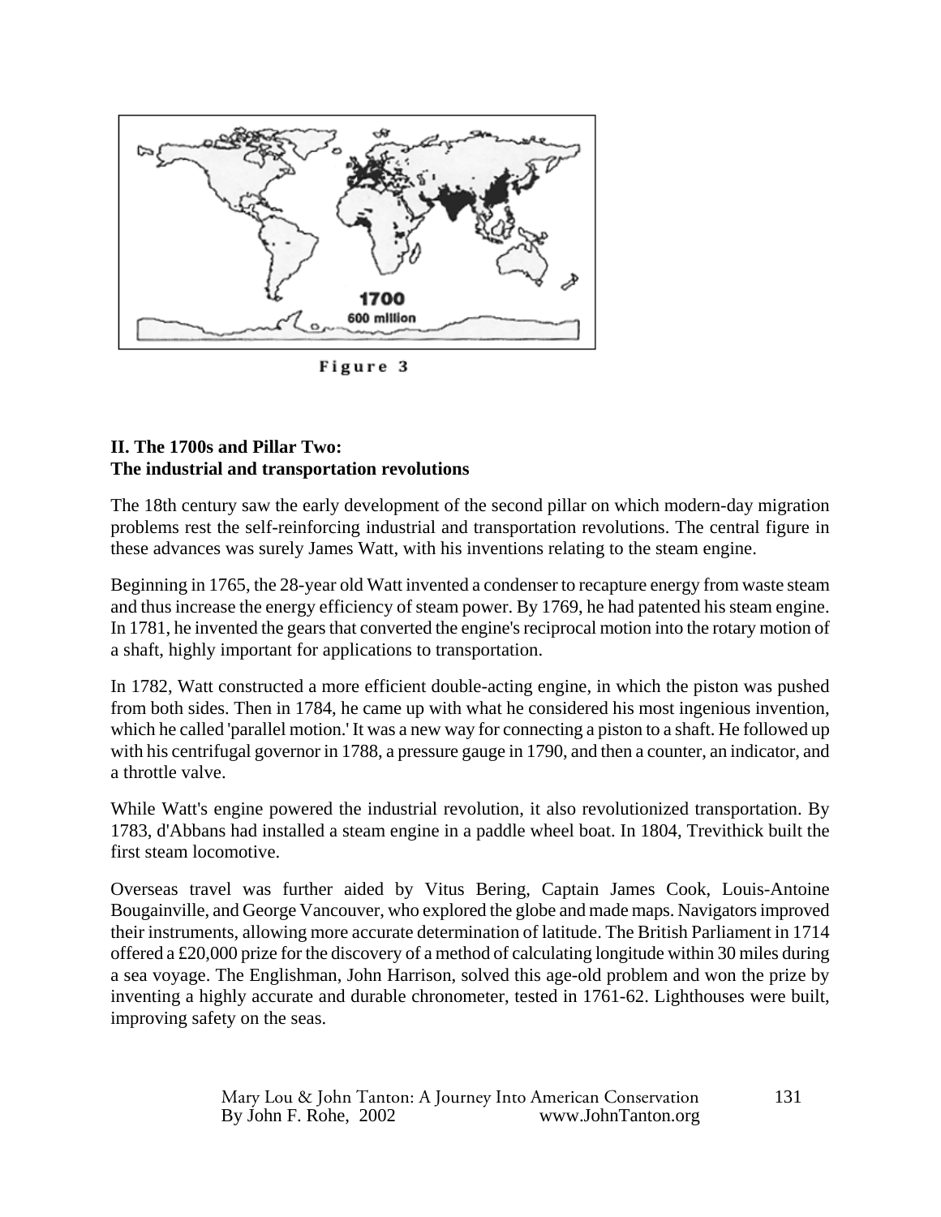1700
600 million

Figure 3

**II. The 1700s and Pillar Two:**
**The industrial and transportation revolutions**

The 18th century saw the early development of the second pillar on which modern-day migration problems rest the self-reinforcing industrial and transportation revolutions. The central figure in these advances was surely James Watt, with his inventions relating to the steam engine.

Beginning in 1765, the 28-year old Watt invented a condenser to recapture energy from waste steam and thus increase the energy efficiency of steam power. By 1769, he had patented his steam engine. In 1781, he invented the gears that converted the engine's reciprocal motion into the rotary motion of a shaft, highly important for applications to transportation.

In 1782, Watt constructed a more efficient double-acting engine, in which the piston was pushed from both sides. Then in 1784, he came up with what he considered his most ingenious invention, which he called 'parallel motion.' It was a new way for connecting a piston to a shaft. He followed up with his centrifugal governor in 1788, a pressure gauge in 1790, and then a counter, an indicator, and a throttle valve.

While Watt's engine powered the industrial revolution, it also revolutionized transportation. By 1783, d'Abbans had installed a steam engine in a paddle wheel boat. In 1804, Trevithick built the first steam locomotive.

Overseas travel was further aided by Vitus Bering, Captain James Cook, Louis-Antoine Bougainville, and George Vancouver, who explored the globe and made maps. Navigators improved their instruments, allowing more accurate determination of latitude. The British Parliament in 1714 offered a £20,000 prize for the discovery of a method of calculating longitude within 30 miles during a sea voyage. The Englishman, John Harrison, solved this age-old problem and won the prize by inventing a highly accurate and durable chronometer, tested in 1761-62. Lighthouses were built, improving safety on the seas.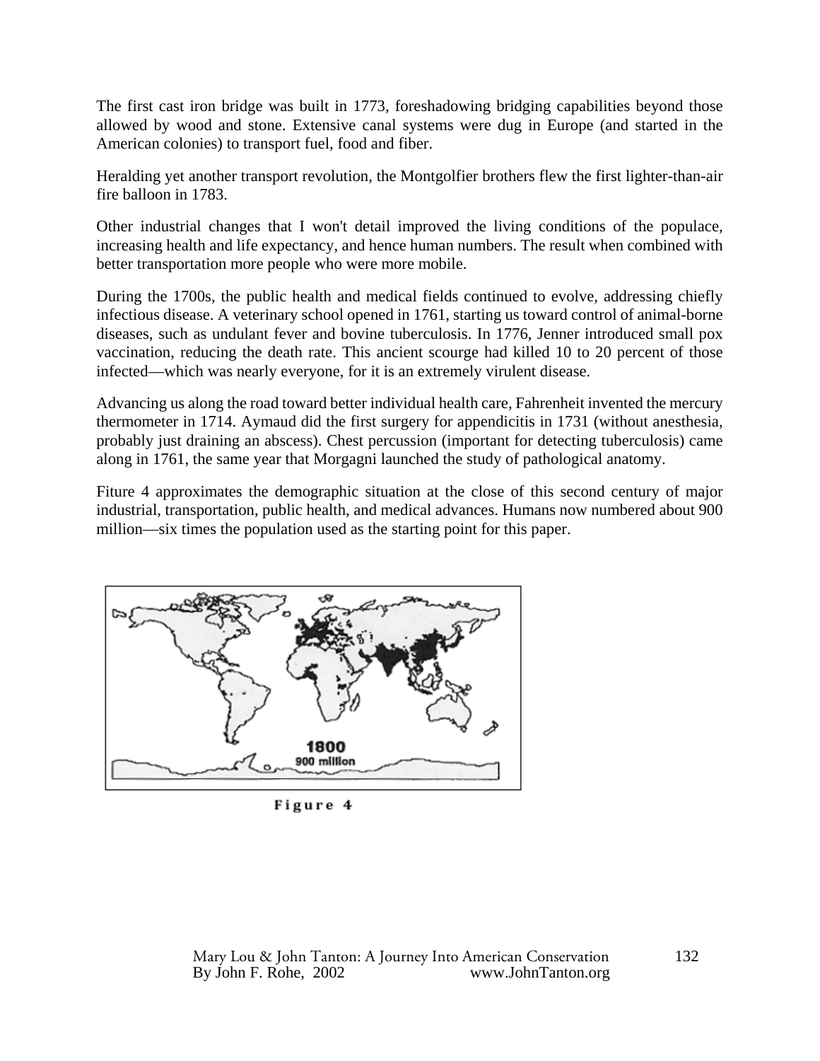The first cast iron bridge was built in 1773, foreshadowing bridging capabilities beyond those allowed by wood and stone. Extensive canal systems were dug in Europe (and started in the American colonies) to transport fuel, food and fiber.

Heralding yet another transport revolution, the Montgolfier brothers flew the first lighter-than-air fire balloon in 1783.

Other industrial changes that I won't detail improved the living conditions of the populace, increasing health and life expectancy, and hence human numbers. The result when combined with better transportation more people who were more mobile.

During the 1700s, the public health and medical fields continued to evolve, addressing chiefly infectious disease. A veterinary school opened in 1761, starting us toward control of animal-borne diseases, such as undulant fever and bovine tuberculosis. In 1776, Jenner introduced small pox vaccination, reducing the death rate. This ancient scourge had killed 10 to 20 percent of those infected—which was nearly everyone, for it is an extremely virulent disease.

Advancing us along the road toward better individual health care, Fahrenheit invented the mercury thermometer in 1714. Aymaud did the first surgery for appendicitis in 1731 (without anesthesia, probably just draining an abscess). Chest percussion (important for detecting tuberculosis) came along in 1761, the same year that Morgagni launched the study of pathological anatomy.

Fiture 4 approximates the demographic situation at the close of this second century of major industrial, transportation, public health, and medical advances. Humans now numbered about 900 million—six times the population used as the starting point for this paper.

1800
900 million

Figure 4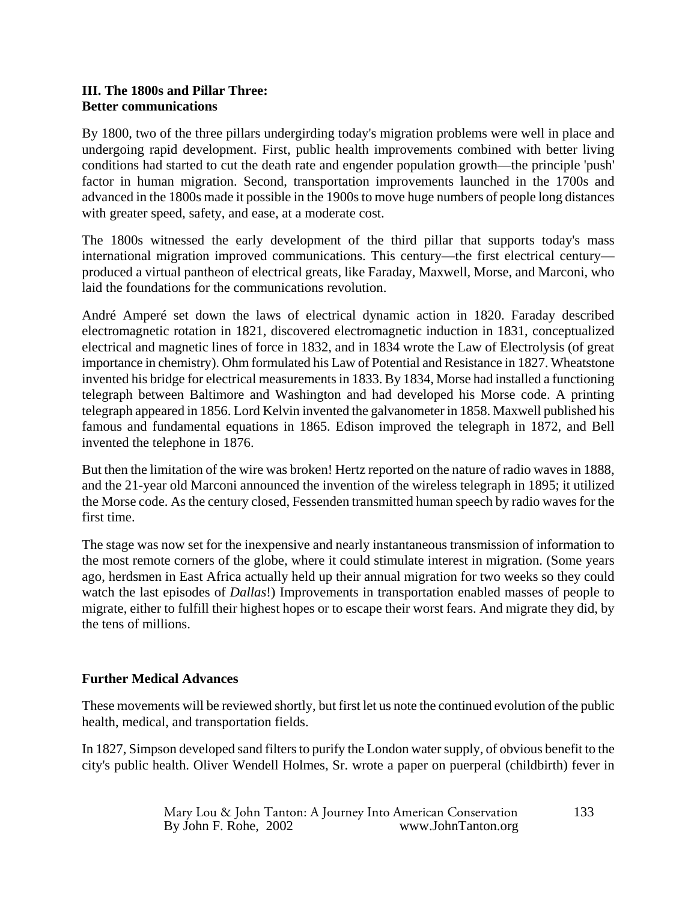### III. The 1800s and Pillar Three:
### Better communications

By 1800, two of the three pillars undergirding today's migration problems were well in place and undergoing rapid development. First, public health improvements combined with better living conditions had started to cut the death rate and engender population growth—the principle 'push' factor in human migration. Second, transportation improvements launched in the 1700s and advanced in the 1800s made it possible in the 1900s to move huge numbers of people long distances with greater speed, safety, and ease, at a moderate cost.

The 1800s witnessed the early development of the third pillar that supports today's mass international migration improved communications. This century—the first electrical century—produced a virtual pantheon of electrical greats, like Faraday, Maxwell, Morse, and Marconi, who laid the foundations for the communications revolution.

André Amperé set down the laws of electrical dynamic action in 1820. Faraday described electromagnetic rotation in 1821, discovered electromagnetic induction in 1831, conceptualized electrical and magnetic lines of force in 1832, and in 1834 wrote the Law of Electrolysis (of great importance in chemistry). Ohm formulated his Law of Potential and Resistance in 1827. Wheatstone invented his bridge for electrical measurements in 1833. By 1834, Morse had installed a functioning telegraph between Baltimore and Washington and had developed his Morse code. A printing telegraph appeared in 1856. Lord Kelvin invented the galvanometer in 1858. Maxwell published his famous and fundamental equations in 1865. Edison improved the telegraph in 1872, and Bell invented the telephone in 1876.

But then the limitation of the wire was broken! Hertz reported on the nature of radio waves in 1888, and the 21-year old Marconi announced the invention of the wireless telegraph in 1895; it utilized the Morse code. As the century closed, Fessenden transmitted human speech by radio waves for the first time.

The stage was now set for the inexpensive and nearly instantaneous transmission of information to the most remote corners of the globe, where it could stimulate interest in migration. (Some years ago, herdsmen in East Africa actually held up their annual migration for two weeks so they could watch the last episodes of *Dallas*!) Improvements in transportation enabled masses of people to migrate, either to fulfill their highest hopes or to escape their worst fears. And migrate they did, by the tens of millions.

### Further Medical Advances

These movements will be reviewed shortly, but first let us note the continued evolution of the public health, medical, and transportation fields.

In 1827, Simpson developed sand filters to purify the London water supply, of obvious benefit to the city's public health. Oliver Wendell Holmes, Sr. wrote a paper on puerperal (childbirth) fever in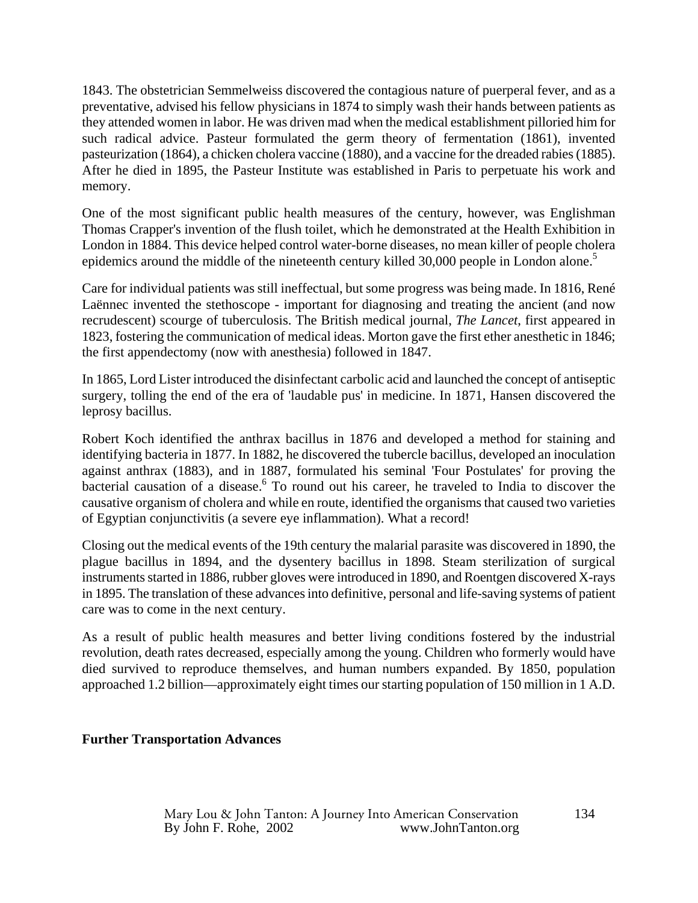1843. The obstetrician Semmelweiss discovered the contagious nature of puerperal fever, and as a preventative, advised his fellow physicians in 1874 to simply wash their hands between patients as they attended women in labor. He was driven mad when the medical establishment pilloried him for such radical advice. Pasteur formulated the germ theory of fermentation (1861), invented pasteurization (1864), a chicken cholera vaccine (1880), and a vaccine for the dreaded rabies (1885). After he died in 1895, the Pasteur Institute was established in Paris to perpetuate his work and memory.

One of the most significant public health measures of the century, however, was Englishman Thomas Crapper's invention of the flush toilet, which he demonstrated at the Health Exhibition in London in 1884. This device helped control water-borne diseases, no mean killer of people cholera epidemics around the middle of the nineteenth century killed 30,000 people in London alone.[5]

Care for individual patients was still ineffectual, but some progress was being made. In 1816, René Laënnec invented the stethoscope - important for diagnosing and treating the ancient (and now recrudescent) scourge of tuberculosis. The British medical journal, *The Lancet*, first appeared in 1823, fostering the communication of medical ideas. Morton gave the first ether anesthetic in 1846; the first appendectomy (now with anesthesia) followed in 1847.

In 1865, Lord Lister introduced the disinfectant carbolic acid and launched the concept of antiseptic surgery, tolling the end of the era of 'laudable pus' in medicine. In 1871, Hansen discovered the leprosy bacillus.

Robert Koch identified the anthrax bacillus in 1876 and developed a method for staining and identifying bacteria in 1877. In 1882, he discovered the tubercle bacillus, developed an inoculation against anthrax (1883), and in 1887, formulated his seminal 'Four Postulates' for proving the bacterial causation of a disease.[6] To round out his career, he traveled to India to discover the causative organism of cholera and while en route, identified the organisms that caused two varieties of Egyptian conjunctivitis (a severe eye inflammation). What a record!

Closing out the medical events of the 19th century the malarial parasite was discovered in 1890, the plague bacillus in 1894, and the dysentery bacillus in 1898. Steam sterilization of surgical instruments started in 1886, rubber gloves were introduced in 1890, and Roentgen discovered X-rays in 1895. The translation of these advances into definitive, personal and life-saving systems of patient care was to come in the next century.

As a result of public health measures and better living conditions fostered by the industrial revolution, death rates decreased, especially among the young. Children who formerly would have died survived to reproduce themselves, and human numbers expanded. By 1850, population approached 1.2 billion—approximately eight times our starting population of 150 million in 1 A.D.

**Further Transportation Advances**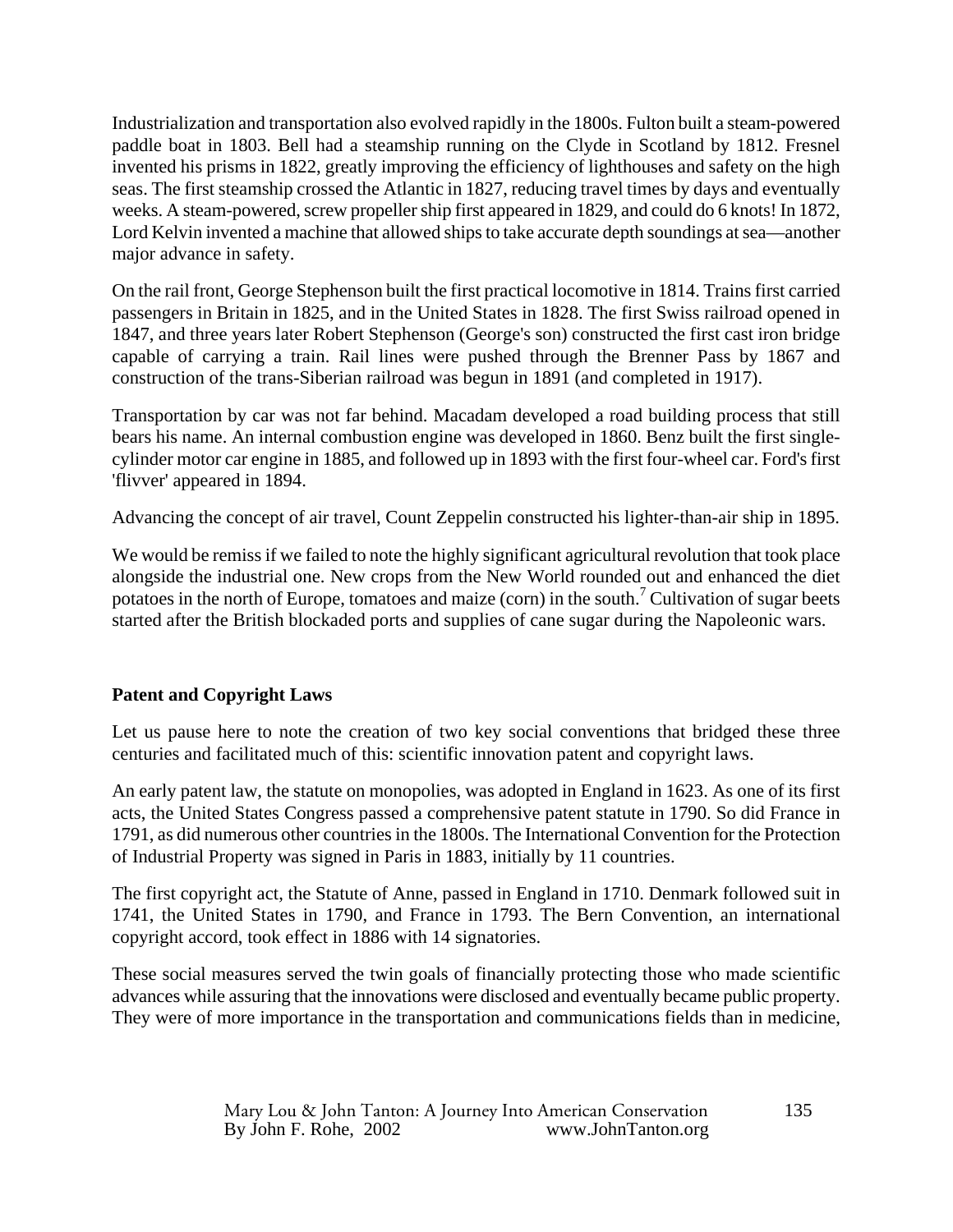Industrialization and transportation also evolved rapidly in the 1800s. Fulton built a steam-powered paddle boat in 1803. Bell had a steamship running on the Clyde in Scotland by 1812. Fresnel invented his prisms in 1822, greatly improving the efficiency of lighthouses and safety on the high seas. The first steamship crossed the Atlantic in 1827, reducing travel times by days and eventually weeks. A steam-powered, screw propeller ship first appeared in 1829, and could do 6 knots! In 1872, Lord Kelvin invented a machine that allowed ships to take accurate depth soundings at sea—another major advance in safety.

On the rail front, George Stephenson built the first practical locomotive in 1814. Trains first carried passengers in Britain in 1825, and in the United States in 1828. The first Swiss railroad opened in 1847, and three years later Robert Stephenson (George's son) constructed the first cast iron bridge capable of carrying a train. Rail lines were pushed through the Brenner Pass by 1867 and construction of the trans-Siberian railroad was begun in 1891 (and completed in 1917).

Transportation by car was not far behind. Macadam developed a road building process that still bears his name. An internal combustion engine was developed in 1860. Benz built the first single-cylinder motor car engine in 1885, and followed up in 1893 with the first four-wheel car. Ford's first 'flivver' appeared in 1894.

Advancing the concept of air travel, Count Zeppelin constructed his lighter-than-air ship in 1895.

We would be remiss if we failed to note the highly significant agricultural revolution that took place alongside the industrial one. New crops from the New World rounded out and enhanced the diet potatoes in the north of Europe, tomatoes and maize (corn) in the south.[7] Cultivation of sugar beets started after the British blockaded ports and supplies of cane sugar during the Napoleonic wars.

**Patent and Copyright Laws**

Let us pause here to note the creation of two key social conventions that bridged these three centuries and facilitated much of this: scientific innovation patent and copyright laws.

An early patent law, the statute on monopolies, was adopted in England in 1623. As one of its first acts, the United States Congress passed a comprehensive patent statute in 1790. So did France in 1791, as did numerous other countries in the 1800s. The International Convention for the Protection of Industrial Property was signed in Paris in 1883, initially by 11 countries.

The first copyright act, the Statute of Anne, passed in England in 1710. Denmark followed suit in 1741, the United States in 1790, and France in 1793. The Bern Convention, an international copyright accord, took effect in 1886 with 14 signatories.

These social measures served the twin goals of financially protecting those who made scientific advances while assuring that the innovations were disclosed and eventually became public property. They were of more importance in the transportation and communications fields than in medicine,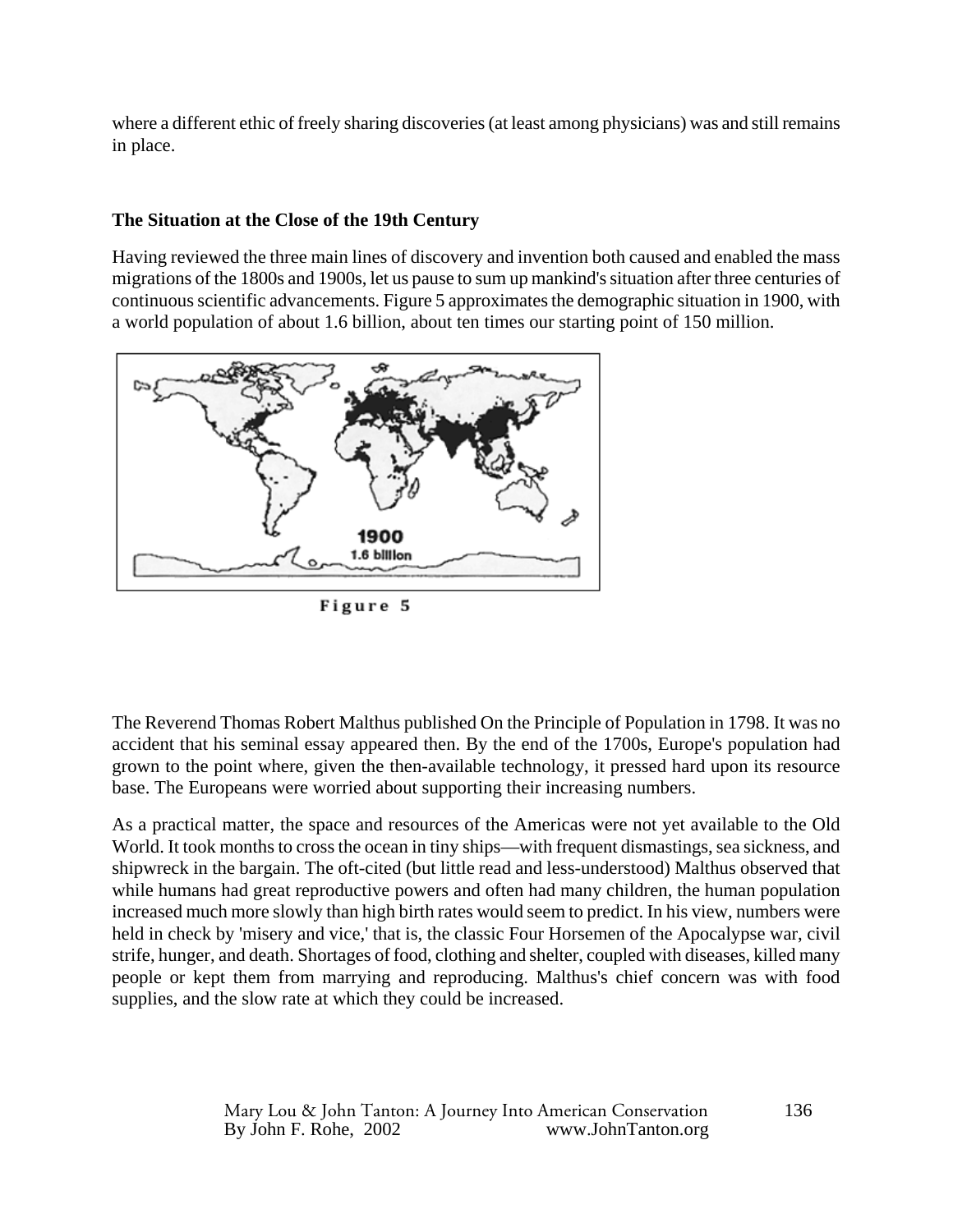where a different ethic of freely sharing discoveries (at least among physicians) was and still remains in place.

### The Situation at the Close of the 19th Century

Having reviewed the three main lines of discovery and invention both caused and enabled the mass migrations of the 1800s and 1900s, let us pause to sum up mankind's situation after three centuries of continuous scientific advancements. Figure 5 approximates the demographic situation in 1900, with a world population of about 1.6 billion, about ten times our starting point of 150 million.

Figure 5

The Reverend Thomas Robert Malthus published On the Principle of Population in 1798. It was no accident that his seminal essay appeared then. By the end of the 1700s, Europe's population had grown to the point where, given the then-available technology, it pressed hard upon its resource base. The Europeans were worried about supporting their increasing numbers.

As a practical matter, the space and resources of the Americas were not yet available to the Old World. It took months to cross the ocean in tiny ships—with frequent dismastings, sea sickness, and shipwreck in the bargain. The oft-cited (but little read and less-understood) Malthus observed that while humans had great reproductive powers and often had many children, the human population increased much more slowly than high birth rates would seem to predict. In his view, numbers were held in check by 'misery and vice,' that is, the classic Four Horsemen of the Apocalypse war, civil strife, hunger, and death. Shortages of food, clothing and shelter, coupled with diseases, killed many people or kept them from marrying and reproducing. Malthus's chief concern was with food supplies, and the slow rate at which they could be increased.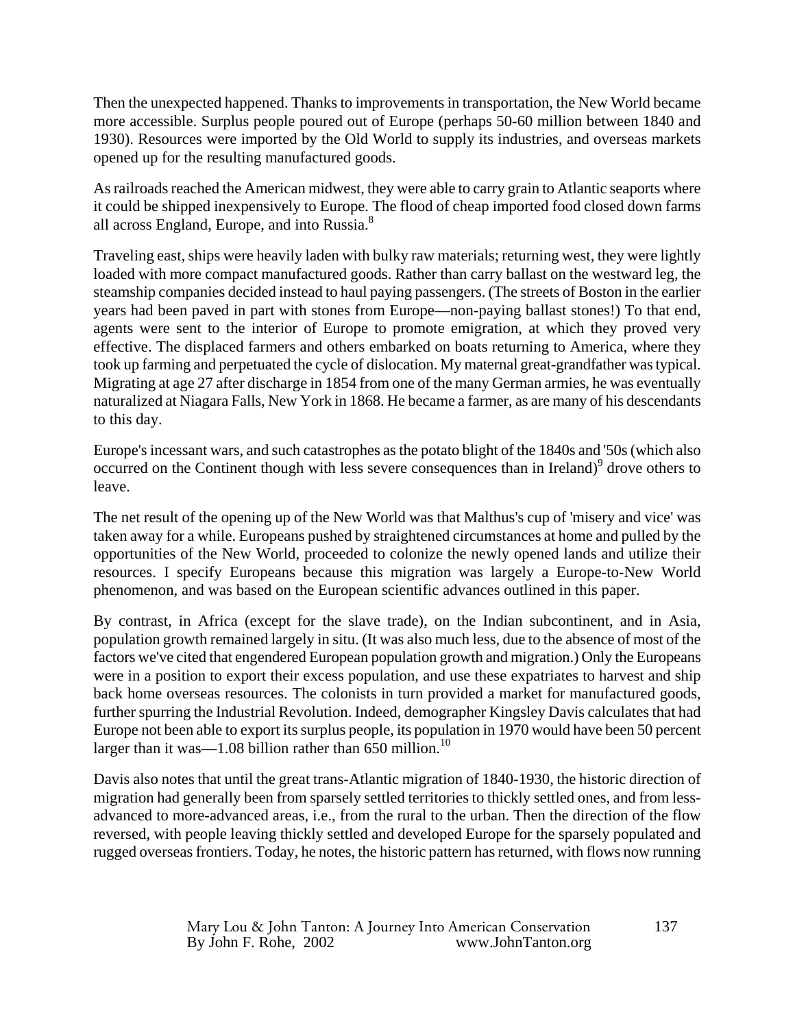Then the unexpected happened. Thanks to improvements in transportation, the New World became more accessible. Surplus people poured out of Europe (perhaps 50-60 million between 1840 and 1930). Resources were imported by the Old World to supply its industries, and overseas markets opened up for the resulting manufactured goods.

As railroads reached the American midwest, they were able to carry grain to Atlantic seaports where it could be shipped inexpensively to Europe. The flood of cheap imported food closed down farms all across England, Europe, and into Russia.[8]

Traveling east, ships were heavily laden with bulky raw materials; returning west, they were lightly loaded with more compact manufactured goods. Rather than carry ballast on the westward leg, the steamship companies decided instead to haul paying passengers. (The streets of Boston in the earlier years had been paved in part with stones from Europe—non-paying ballast stones!) To that end, agents were sent to the interior of Europe to promote emigration, at which they proved very effective. The displaced farmers and others embarked on boats returning to America, where they took up farming and perpetuated the cycle of dislocation. My maternal great-grandfather was typical. Migrating at age 27 after discharge in 1854 from one of the many German armies, he was eventually naturalized at Niagara Falls, New York in 1868. He became a farmer, as are many of his descendants to this day.

Europe's incessant wars, and such catastrophes as the potato blight of the 1840s and '50s (which also occurred on the Continent though with less severe consequences than in Ireland)[9] drove others to leave.

The net result of the opening up of the New World was that Malthus's cup of 'misery and vice' was taken away for a while. Europeans pushed by straightened circumstances at home and pulled by the opportunities of the New World, proceeded to colonize the newly opened lands and utilize their resources. I specify Europeans because this migration was largely a Europe-to-New World phenomenon, and was based on the European scientific advances outlined in this paper.

By contrast, in Africa (except for the slave trade), on the Indian subcontinent, and in Asia, population growth remained largely in situ. (It was also much less, due to the absence of most of the factors we've cited that engendered European population growth and migration.) Only the Europeans were in a position to export their excess population, and use these expatriates to harvest and ship back home overseas resources. The colonists in turn provided a market for manufactured goods, further spurring the Industrial Revolution. Indeed, demographer Kingsley Davis calculates that had Europe not been able to export its surplus people, its population in 1970 would have been 50 percent larger than it was—1.08 billion rather than 650 million.[10]

Davis also notes that until the great trans-Atlantic migration of 1840-1930, the historic direction of migration had generally been from sparsely settled territories to thickly settled ones, and from less-advanced to more-advanced areas, i.e., from the rural to the urban. Then the direction of the flow reversed, with people leaving thickly settled and developed Europe for the sparsely populated and rugged overseas frontiers. Today, he notes, the historic pattern has returned, with flows now running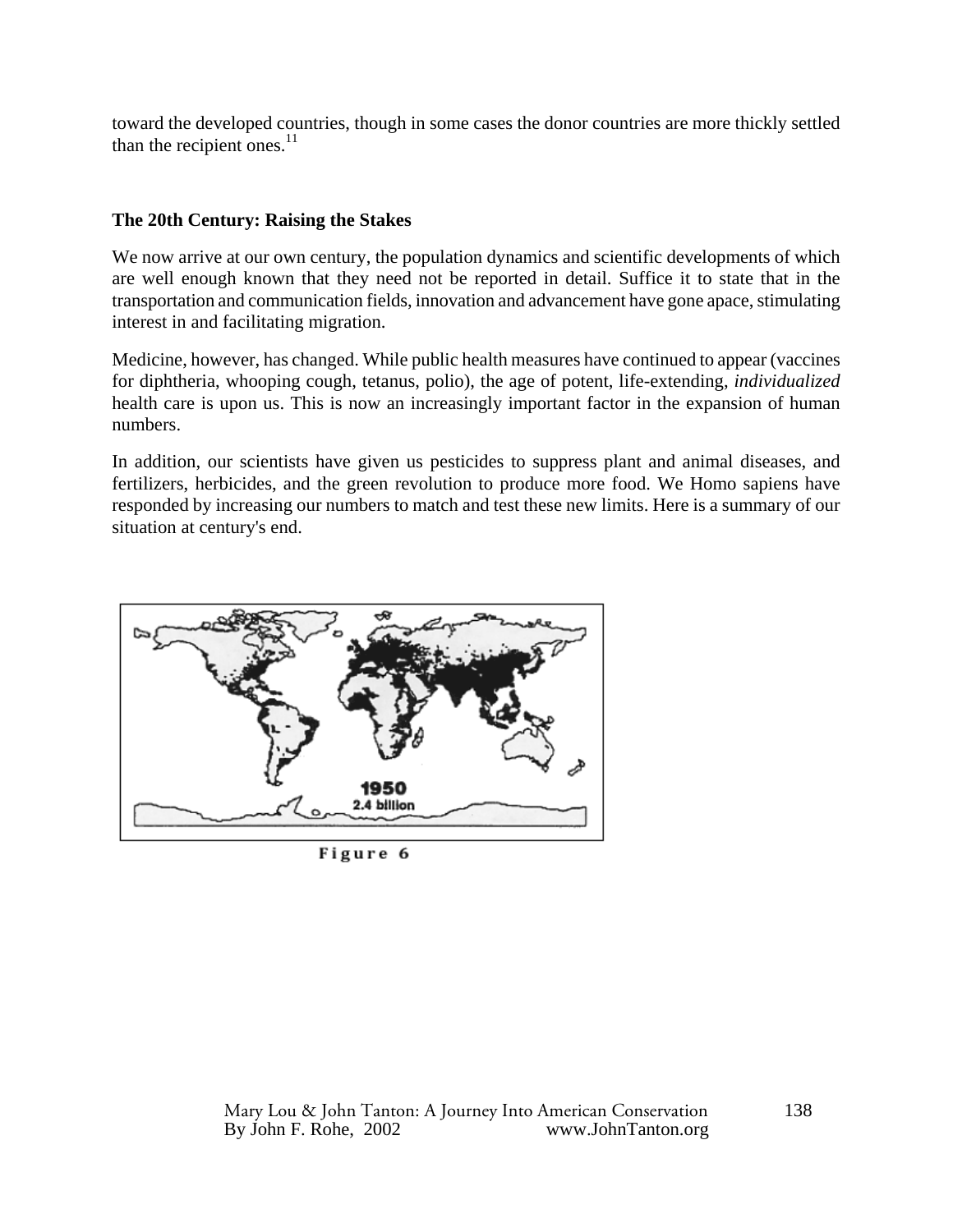toward the developed countries, though in some cases the donor countries are more thickly settled than the recipient ones.[11]

### The 20th Century: Raising the Stakes

We now arrive at our own century, the population dynamics and scientific developments of which are well enough known that they need not be reported in detail. Suffice it to state that in the transportation and communication fields, innovation and advancement have gone apace, stimulating interest in and facilitating migration.

Medicine, however, has changed. While public health measures have continued to appear (vaccines for diphtheria, whooping cough, tetanus, polio), the age of potent, life-extending, *individualized* health care is upon us. This is now an increasingly important factor in the expansion of human numbers.

In addition, our scientists have given us pesticides to suppress plant and animal diseases, and fertilizers, herbicides, and the green revolution to produce more food. We Homo sapiens have responded by increasing our numbers to match and test these new limits. Here is a summary of our situation at century's end.

1950
2.4 billion

Figure 6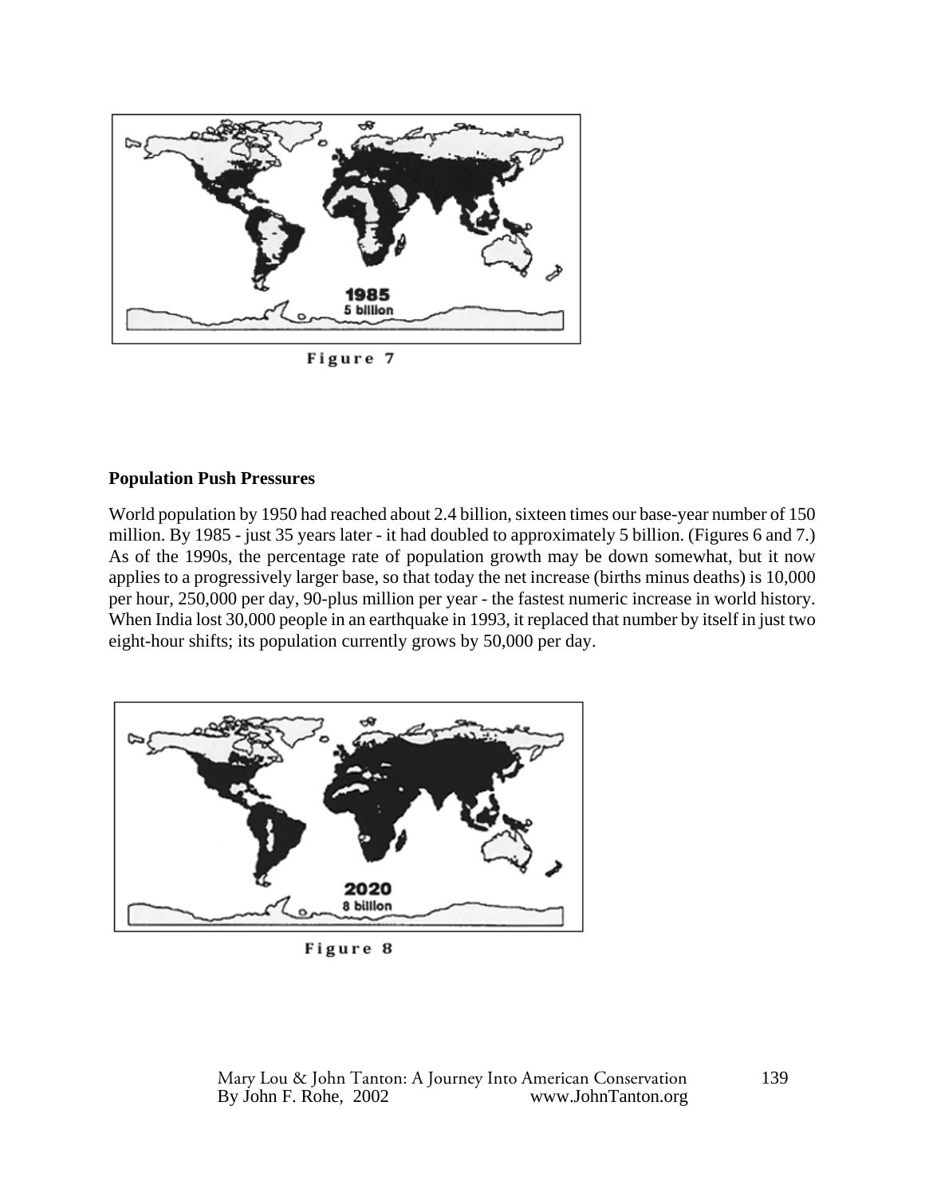1985
5 billion

Figure 7

**Population Push Pressures**

World population by 1950 had reached about 2.4 billion, sixteen times our base-year number of 150 million. By 1985 - just 35 years later - it had doubled to approximately 5 billion. (Figures 6 and 7.) As of the 1990s, the percentage rate of population growth may be down somewhat, but it now applies to a progressively larger base, so that today the net increase (births minus deaths) is 10,000 per hour, 250,000 per day, 90-plus million per year - the fastest numeric increase in world history. When India lost 30,000 people in an earthquake in 1993, it replaced that number by itself in just two eight-hour shifts; its population currently grows by 50,000 per day.

2020
8 billion

Figure 8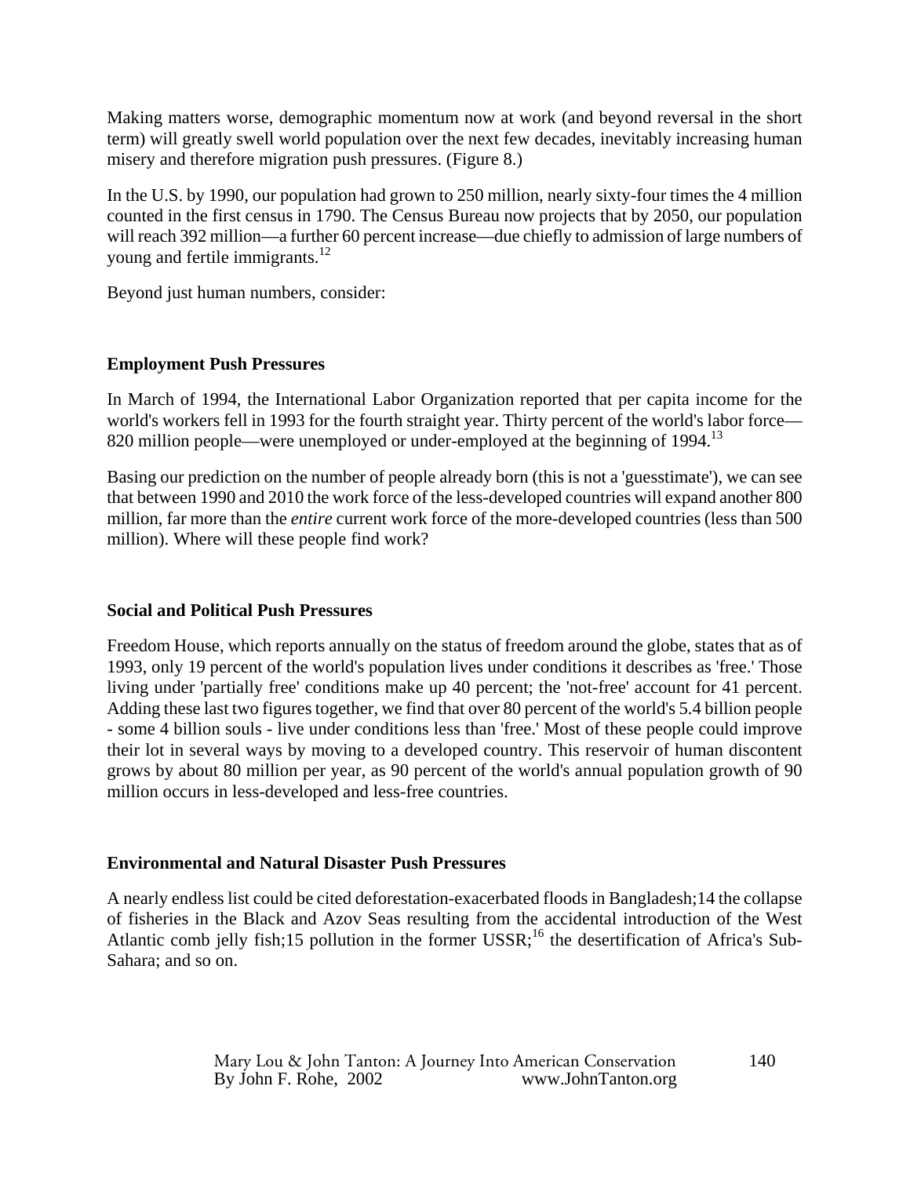Making matters worse, demographic momentum now at work (and beyond reversal in the short term) will greatly swell world population over the next few decades, inevitably increasing human misery and therefore migration push pressures. (Figure 8.)

In the U.S. by 1990, our population had grown to 250 million, nearly sixty-four times the 4 million counted in the first census in 1790. The Census Bureau now projects that by 2050, our population will reach 392 million—a further 60 percent increase—due chiefly to admission of large numbers of young and fertile immigrants.[12]

Beyond just human numbers, consider:

### Employment Push Pressures

In March of 1994, the International Labor Organization reported that per capita income for the world's workers fell in 1993 for the fourth straight year. Thirty percent of the world's labor force—820 million people—were unemployed or under-employed at the beginning of 1994.[13]

Basing our prediction on the number of people already born (this is not a 'guesstimate'), we can see that between 1990 and 2010 the work force of the less-developed countries will expand another 800 million, far more than the *entire* current work force of the more-developed countries (less than 500 million). Where will these people find work?

### Social and Political Push Pressures

Freedom House, which reports annually on the status of freedom around the globe, states that as of 1993, only 19 percent of the world's population lives under conditions it describes as 'free.' Those living under 'partially free' conditions make up 40 percent; the 'not-free' account for 41 percent. Adding these last two figures together, we find that over 80 percent of the world's 5.4 billion people - some 4 billion souls - live under conditions less than 'free.' Most of these people could improve their lot in several ways by moving to a developed country. This reservoir of human discontent grows by about 80 million per year, as 90 percent of the world's annual population growth of 90 million occurs in less-developed and less-free countries.

### Environmental and Natural Disaster Push Pressures

A nearly endless list could be cited deforestation-exacerbated floods in Bangladesh;14 the collapse of fisheries in the Black and Azov Seas resulting from the accidental introduction of the West Atlantic comb jelly fish;15 pollution in the former USSR;[16] the desertification of Africa's Sub-Sahara; and so on.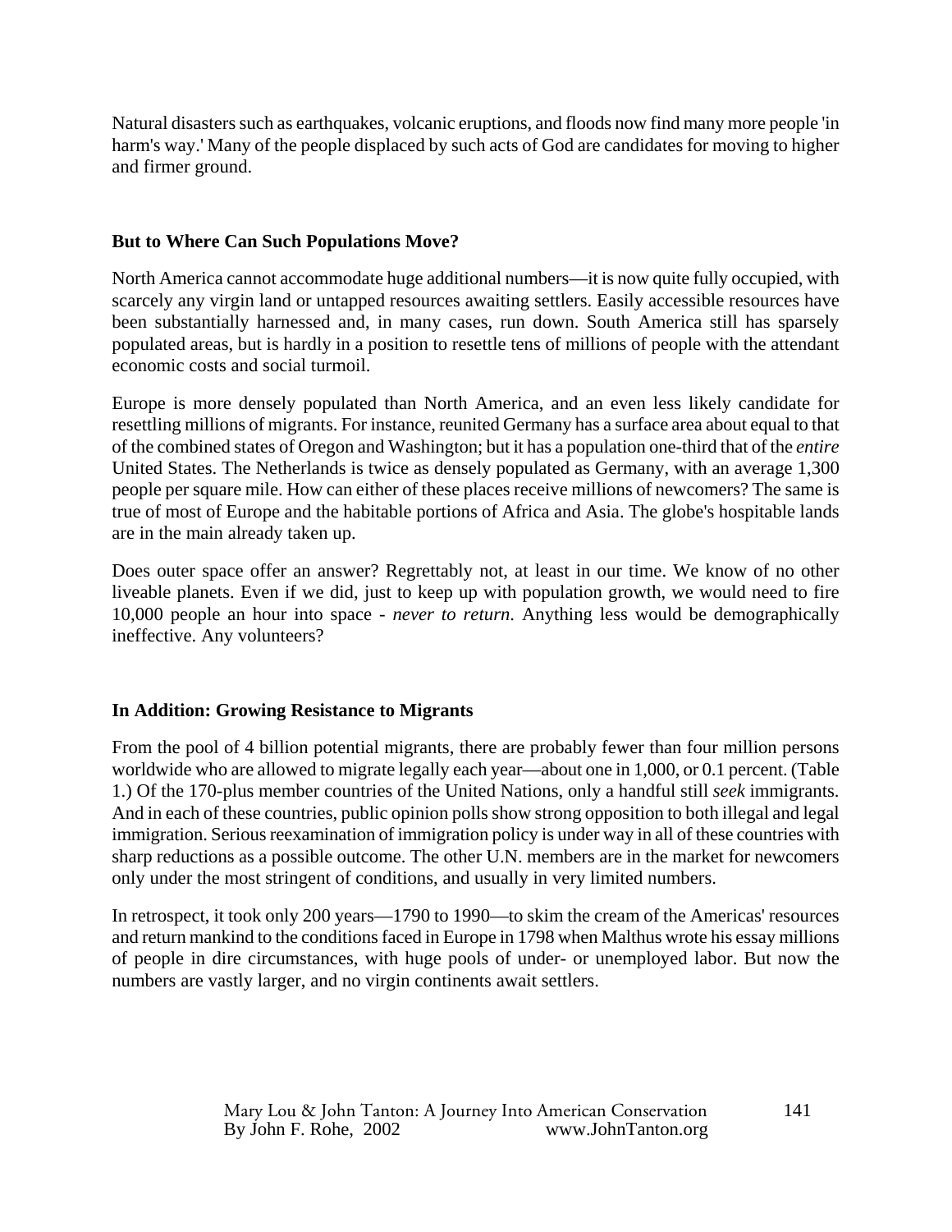Natural disasters such as earthquakes, volcanic eruptions, and floods now find many more people 'in harm's way.' Many of the people displaced by such acts of God are candidates for moving to higher and firmer ground.

### But to Where Can Such Populations Move?

North America cannot accommodate huge additional numbers—it is now quite fully occupied, with scarcely any virgin land or untapped resources awaiting settlers. Easily accessible resources have been substantially harnessed and, in many cases, run down. South America still has sparsely populated areas, but is hardly in a position to resettle tens of millions of people with the attendant economic costs and social turmoil.

Europe is more densely populated than North America, and an even less likely candidate for resettling millions of migrants. For instance, reunited Germany has a surface area about equal to that of the combined states of Oregon and Washington; but it has a population one-third that of the *entire* United States. The Netherlands is twice as densely populated as Germany, with an average 1,300 people per square mile. How can either of these places receive millions of newcomers? The same is true of most of Europe and the habitable portions of Africa and Asia. The globe's hospitable lands are in the main already taken up.

Does outer space offer an answer? Regrettably not, at least in our time. We know of no other liveable planets. Even if we did, just to keep up with population growth, we would need to fire 10,000 people an hour into space - *never to return*. Anything less would be demographically ineffective. Any volunteers?

### In Addition: Growing Resistance to Migrants

From the pool of 4 billion potential migrants, there are probably fewer than four million persons worldwide who are allowed to migrate legally each year—about one in 1,000, or 0.1 percent. (Table 1.) Of the 170-plus member countries of the United Nations, only a handful still *seek* immigrants. And in each of these countries, public opinion polls show strong opposition to both illegal and legal immigration. Serious reexamination of immigration policy is under way in all of these countries with sharp reductions as a possible outcome. The other U.N. members are in the market for newcomers only under the most stringent of conditions, and usually in very limited numbers.

In retrospect, it took only 200 years—1790 to 1990—to skim the cream of the Americas' resources and return mankind to the conditions faced in Europe in 1798 when Malthus wrote his essay millions of people in dire circumstances, with huge pools of under- or unemployed labor. But now the numbers are vastly larger, and no virgin continents await settlers.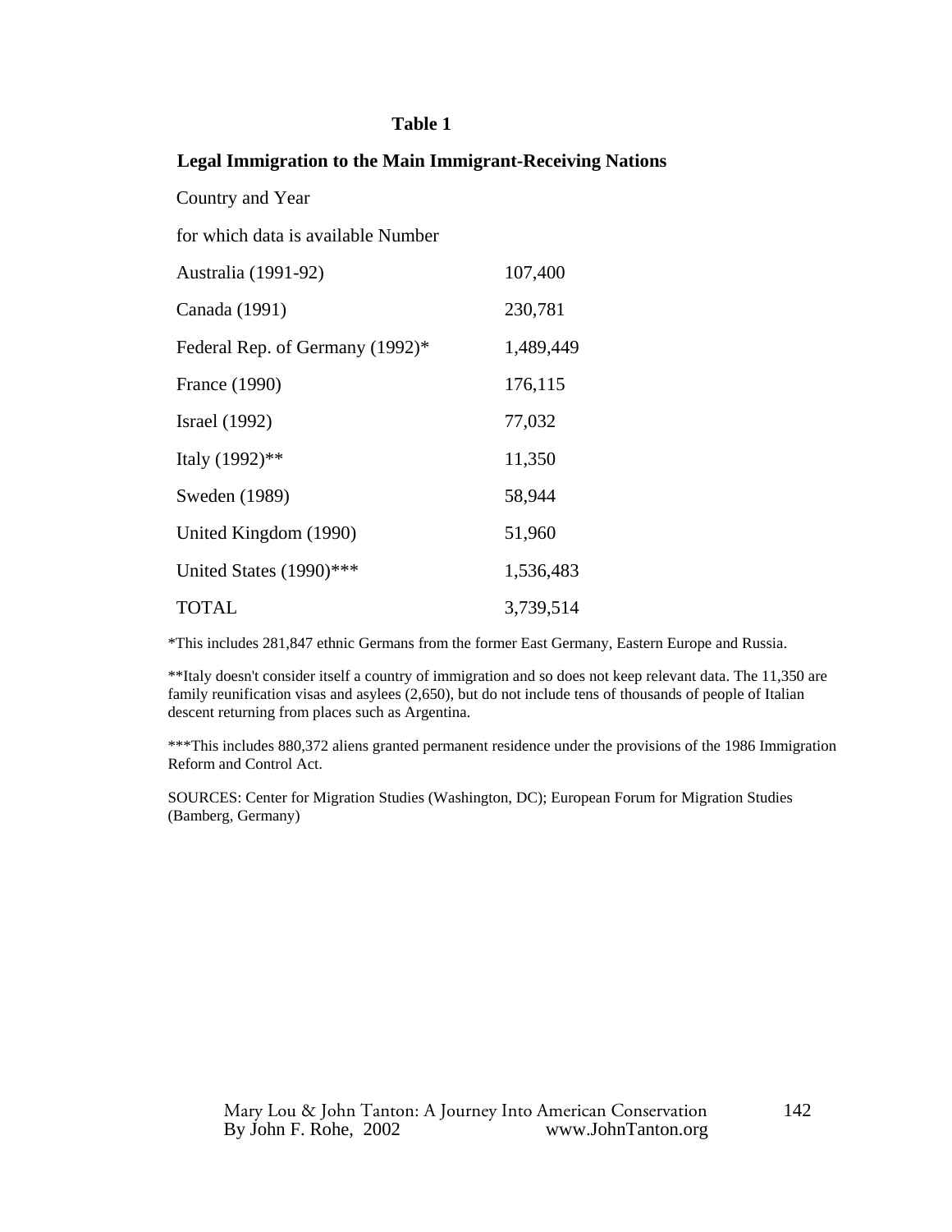**Table 1**

**Legal Immigration to the Main Immigrant-Receiving Nations**

| Country and Year for which data is available | Number |
|---|---|
| Australia (1991-92) | 107,400 |
| Canada (1991) | 230,781 |
| Federal Rep. of Germany (1992)* | 1,489,449 |
| France (1990) | 176,115 |
| Israel (1992) | 77,032 |
| Italy (1992)** | 11,350 |
| Sweden (1989) | 58,944 |
| United Kingdom (1990) | 51,960 |
| United States (1990)*** | 1,536,483 |
| TOTAL | 3,739,514 |

*This includes 281,847 ethnic Germans from the former East Germany, Eastern Europe and Russia.

**Italy doesn't consider itself a country of immigration and so does not keep relevant data. The 11,350 are family reunification visas and asylees (2,650), but do not include tens of thousands of people of Italian descent returning from places such as Argentina.

***This includes 880,372 aliens granted permanent residence under the provisions of the 1986 Immigration Reform and Control Act.

SOURCES: Center for Migration Studies (Washington, DC); European Forum for Migration Studies (Bamberg, Germany)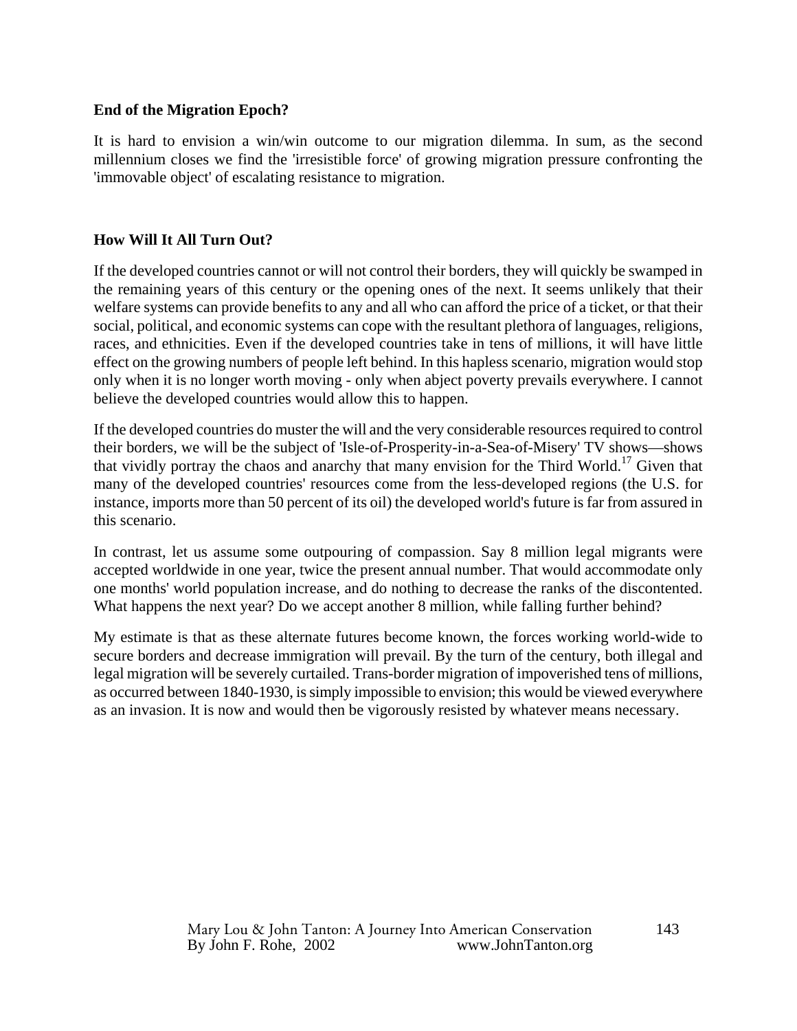### End of the Migration Epoch?

It is hard to envision a win/win outcome to our migration dilemma. In sum, as the second millennium closes we find the 'irresistible force' of growing migration pressure confronting the 'immovable object' of escalating resistance to migration.

### How Will It All Turn Out?

If the developed countries cannot or will not control their borders, they will quickly be swamped in the remaining years of this century or the opening ones of the next. It seems unlikely that their welfare systems can provide benefits to any and all who can afford the price of a ticket, or that their social, political, and economic systems can cope with the resultant plethora of languages, religions, races, and ethnicities. Even if the developed countries take in tens of millions, it will have little effect on the growing numbers of people left behind. In this hapless scenario, migration would stop only when it is no longer worth moving - only when abject poverty prevails everywhere. I cannot believe the developed countries would allow this to happen.

If the developed countries do muster the will and the very considerable resources required to control their borders, we will be the subject of 'Isle-of-Prosperity-in-a-Sea-of-Misery' TV shows—shows that vividly portray the chaos and anarchy that many envision for the Third World.[17] Given that many of the developed countries' resources come from the less-developed regions (the U.S. for instance, imports more than 50 percent of its oil) the developed world's future is far from assured in this scenario.

In contrast, let us assume some outpouring of compassion. Say 8 million legal migrants were accepted worldwide in one year, twice the present annual number. That would accommodate only one months' world population increase, and do nothing to decrease the ranks of the discontented. What happens the next year? Do we accept another 8 million, while falling further behind?

My estimate is that as these alternate futures become known, the forces working world-wide to secure borders and decrease immigration will prevail. By the turn of the century, both illegal and legal migration will be severely curtailed. Trans-border migration of impoverished tens of millions, as occurred between 1840-1930, is simply impossible to envision; this would be viewed everywhere as an invasion. It is now and would then be vigorously resisted by whatever means necessary.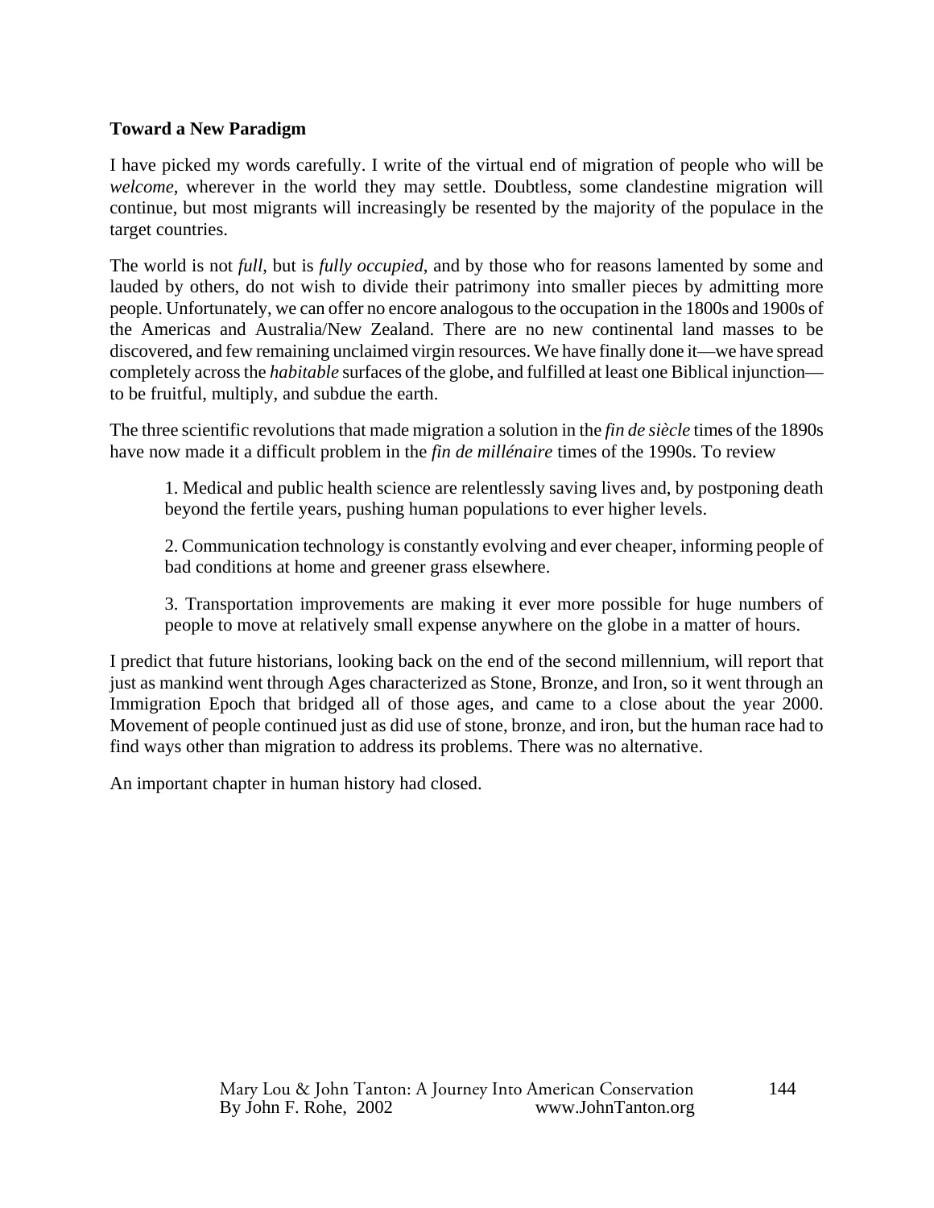**Toward a New Paradigm**

I have picked my words carefully. I write of the virtual end of migration of people who will be *welcome*, wherever in the world they may settle. Doubtless, some clandestine migration will continue, but most migrants will increasingly be resented by the majority of the populace in the target countries.

The world is not *full*, but is *fully occupied*, and by those who for reasons lamented by some and lauded by others, do not wish to divide their patrimony into smaller pieces by admitting more people. Unfortunately, we can offer no encore analogous to the occupation in the 1800s and 1900s of the Americas and Australia/New Zealand. There are no new continental land masses to be discovered, and few remaining unclaimed virgin resources. We have finally done it—we have spread completely across the *habitable* surfaces of the globe, and fulfilled at least one Biblical injunction—to be fruitful, multiply, and subdue the earth.

The three scientific revolutions that made migration a solution in the *fin de siècle* times of the 1890s have now made it a difficult problem in the *fin de millénaire* times of the 1990s. To review

> 1. Medical and public health science are relentlessly saving lives and, by postponing death beyond the fertile years, pushing human populations to ever higher levels.
>
> 2. Communication technology is constantly evolving and ever cheaper, informing people of bad conditions at home and greener grass elsewhere.
>
> 3. Transportation improvements are making it ever more possible for huge numbers of people to move at relatively small expense anywhere on the globe in a matter of hours.

I predict that future historians, looking back on the end of the second millennium, will report that just as mankind went through Ages characterized as Stone, Bronze, and Iron, so it went through an Immigration Epoch that bridged all of those ages, and came to a close about the year 2000. Movement of people continued just as did use of stone, bronze, and iron, but the human race had to find ways other than migration to address its problems. There was no alternative.

An important chapter in human history had closed.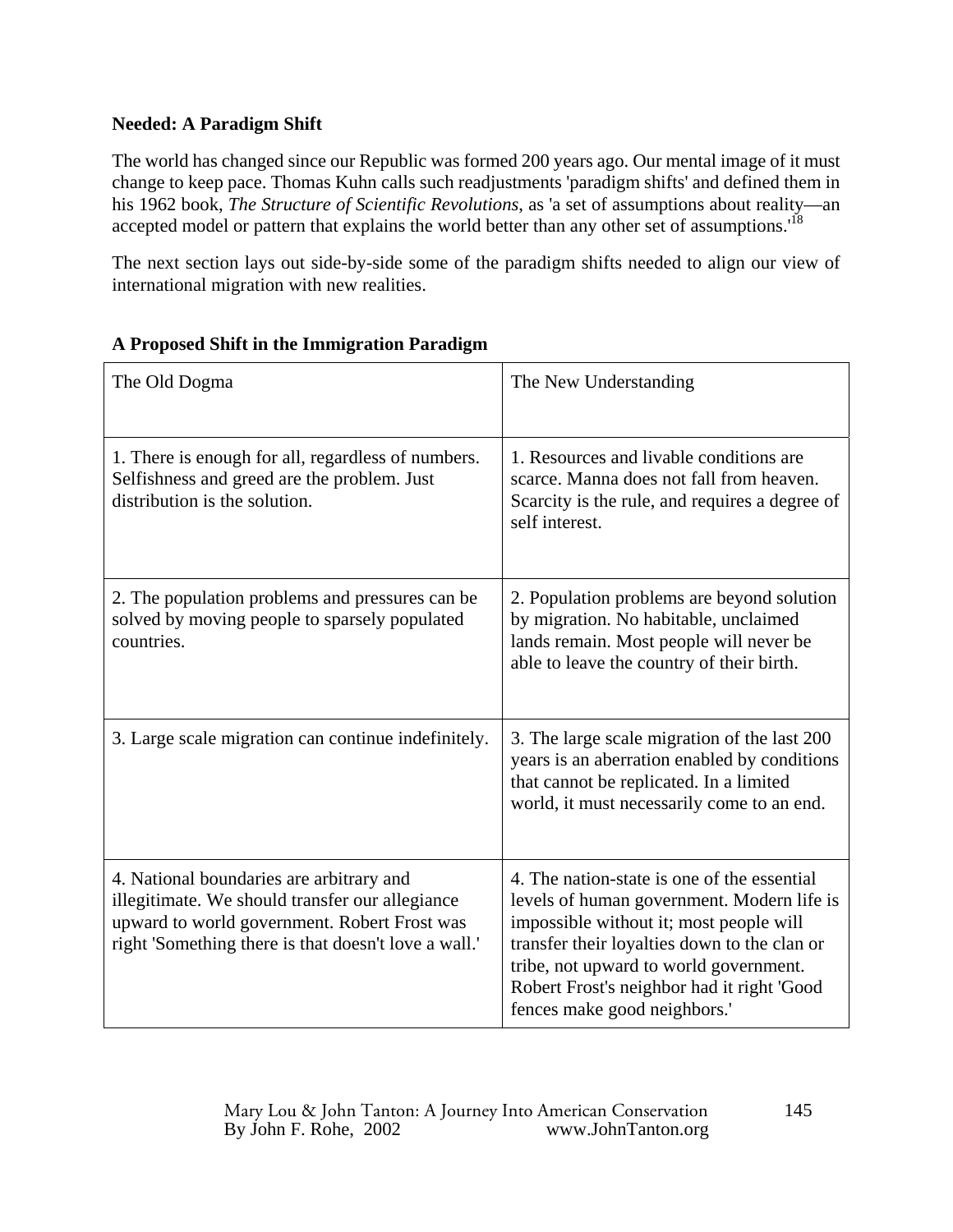**Needed: A Paradigm Shift**

The world has changed since our Republic was formed 200 years ago. Our mental image of it must change to keep pace. Thomas Kuhn calls such readjustments 'paradigm shifts' and defined them in his 1962 book, *The Structure of Scientific Revolutions*, as 'a set of assumptions about reality—an accepted model or pattern that explains the world better than any other set of assumptions.'[18]

The next section lays out side-by-side some of the paradigm shifts needed to align our view of international migration with new realities.

**A Proposed Shift in the Immigration Paradigm**

| The Old Dogma | The New Understanding |
| --- | --- |
| 1. There is enough for all, regardless of numbers. Selfishness and greed are the problem. Just distribution is the solution. | 1. Resources and livable conditions are scarce. Manna does not fall from heaven. Scarcity is the rule, and requires a degree of self interest. |
| 2. The population problems and pressures can be solved by moving people to sparsely populated countries. | 2. Population problems are beyond solution by migration. No habitable, unclaimed lands remain. Most people will never be able to leave the country of their birth. |
| 3. Large scale migration can continue indefinitely. | 3. The large scale migration of the last 200 years is an aberration enabled by conditions that cannot be replicated. In a limited world, it must necessarily come to an end. |
| 4. National boundaries are arbitrary and illegitimate. We should transfer our allegiance upward to world government. Robert Frost was right 'Something there is that doesn't love a wall.' | 4. The nation-state is one of the essential levels of human government. Modern life is impossible without it; most people will transfer their loyalties down to the clan or tribe, not upward to world government. Robert Frost's neighbor had it right 'Good fences make good neighbors.' |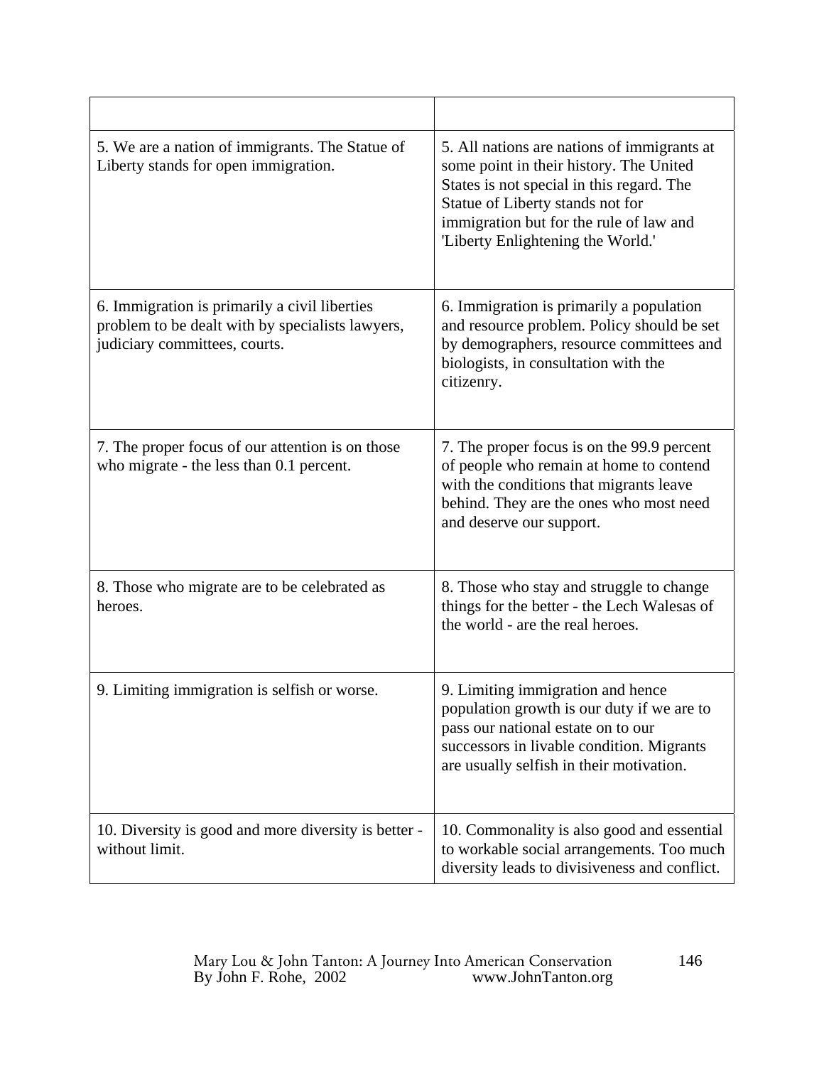| | |
|---|---|
| 5. We are a nation of immigrants. The Statue of Liberty stands for open immigration. | 5. All nations are nations of immigrants at some point in their history. The United States is not special in this regard. The Statue of Liberty stands not for immigration but for the rule of law and 'Liberty Enlightening the World.' |
| 6. Immigration is primarily a civil liberties problem to be dealt with by specialists lawyers, judiciary committees, courts. | 6. Immigration is primarily a population and resource problem. Policy should be set by demographers, resource committees and biologists, in consultation with the citizenry. |
| 7. The proper focus of our attention is on those who migrate - the less than 0.1 percent. | 7. The proper focus is on the 99.9 percent of people who remain at home to contend with the conditions that migrants leave behind. They are the ones who most need and deserve our support. |
| 8. Those who migrate are to be celebrated as heroes. | 8. Those who stay and struggle to change things for the better - the Lech Walesas of the world - are the real heroes. |
| 9. Limiting immigration is selfish or worse. | 9. Limiting immigration and hence population growth is our duty if we are to pass our national estate on to our successors in livable condition. Migrants are usually selfish in their motivation. |
| 10. Diversity is good and more diversity is better - without limit. | 10. Commonality is also good and essential to workable social arrangements. Too much diversity leads to divisiveness and conflict. |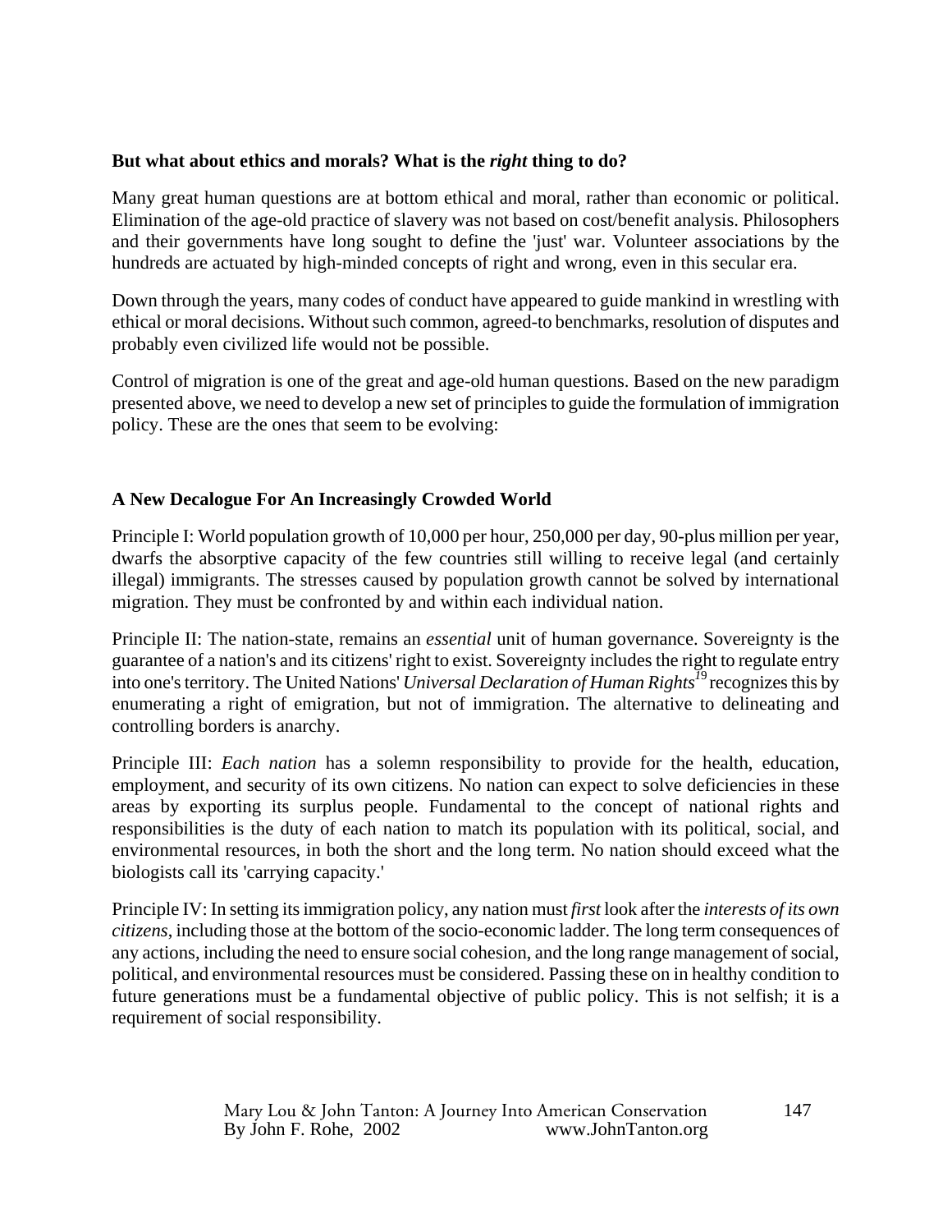**But what about ethics and morals? What is the *right* thing to do?**

Many great human questions are at bottom ethical and moral, rather than economic or political. Elimination of the age-old practice of slavery was not based on cost/benefit analysis. Philosophers and their governments have long sought to define the 'just' war. Volunteer associations by the hundreds are actuated by high-minded concepts of right and wrong, even in this secular era.

Down through the years, many codes of conduct have appeared to guide mankind in wrestling with ethical or moral decisions. Without such common, agreed-to benchmarks, resolution of disputes and probably even civilized life would not be possible.

Control of migration is one of the great and age-old human questions. Based on the new paradigm presented above, we need to develop a new set of principles to guide the formulation of immigration policy. These are the ones that seem to be evolving:

**A New Decalogue For An Increasingly Crowded World**

Principle I: World population growth of 10,000 per hour, 250,000 per day, 90-plus million per year, dwarfs the absorptive capacity of the few countries still willing to receive legal (and certainly illegal) immigrants. The stresses caused by population growth cannot be solved by international migration. They must be confronted by and within each individual nation.

Principle II: The nation-state, remains an *essential* unit of human governance. Sovereignty is the guarantee of a nation's and its citizens' right to exist. Sovereignty includes the right to regulate entry into one's territory. The United Nations' *Universal Declaration of Human Rights*[19] recognizes this by enumerating a right of emigration, but not of immigration. The alternative to delineating and controlling borders is anarchy.

Principle III: *Each nation* has a solemn responsibility to provide for the health, education, employment, and security of its own citizens. No nation can expect to solve deficiencies in these areas by exporting its surplus people. Fundamental to the concept of national rights and responsibilities is the duty of each nation to match its population with its political, social, and environmental resources, in both the short and the long term. No nation should exceed what the biologists call its 'carrying capacity.'

Principle IV: In setting its immigration policy, any nation must *first* look after the *interests of its own citizens*, including those at the bottom of the socio-economic ladder. The long term consequences of any actions, including the need to ensure social cohesion, and the long range management of social, political, and environmental resources must be considered. Passing these on in healthy condition to future generations must be a fundamental objective of public policy. This is not selfish; it is a requirement of social responsibility.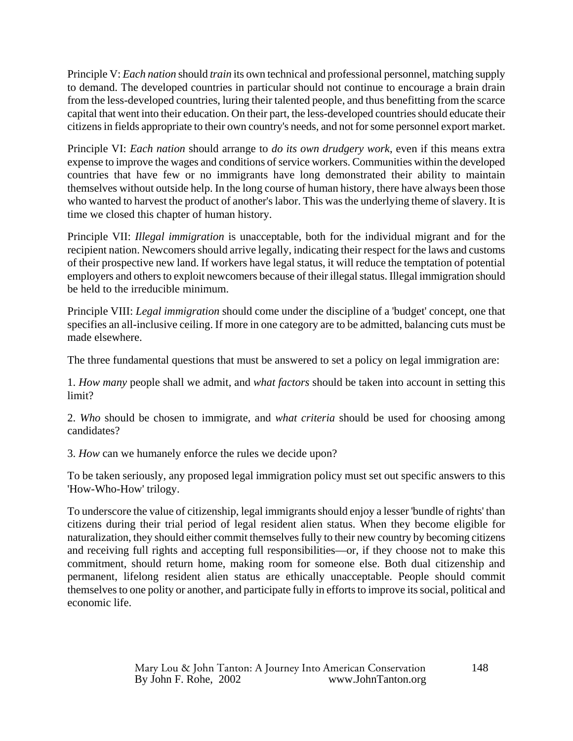Principle V: *Each nation* should *train* its own technical and professional personnel, matching supply to demand. The developed countries in particular should not continue to encourage a brain drain from the less-developed countries, luring their talented people, and thus benefitting from the scarce capital that went into their education. On their part, the less-developed countries should educate their citizens in fields appropriate to their own country's needs, and not for some personnel export market.

Principle VI: *Each nation* should arrange to *do its own drudgery work*, even if this means extra expense to improve the wages and conditions of service workers. Communities within the developed countries that have few or no immigrants have long demonstrated their ability to maintain themselves without outside help. In the long course of human history, there have always been those who wanted to harvest the product of another's labor. This was the underlying theme of slavery. It is time we closed this chapter of human history.

Principle VII: *Illegal immigration* is unacceptable, both for the individual migrant and for the recipient nation. Newcomers should arrive legally, indicating their respect for the laws and customs of their prospective new land. If workers have legal status, it will reduce the temptation of potential employers and others to exploit newcomers because of their illegal status. Illegal immigration should be held to the irreducible minimum.

Principle VIII: *Legal immigration* should come under the discipline of a 'budget' concept, one that specifies an all-inclusive ceiling. If more in one category are to be admitted, balancing cuts must be made elsewhere.

The three fundamental questions that must be answered to set a policy on legal immigration are:

1. *How many* people shall we admit, and *what factors* should be taken into account in setting this limit?

2. *Who* should be chosen to immigrate, and *what criteria* should be used for choosing among candidates?

3. *How* can we humanely enforce the rules we decide upon?

To be taken seriously, any proposed legal immigration policy must set out specific answers to this 'How-Who-How' trilogy.

To underscore the value of citizenship, legal immigrants should enjoy a lesser 'bundle of rights' than citizens during their trial period of legal resident alien status. When they become eligible for naturalization, they should either commit themselves fully to their new country by becoming citizens and receiving full rights and accepting full responsibilities—or, if they choose not to make this commitment, should return home, making room for someone else. Both dual citizenship and permanent, lifelong resident alien status are ethically unacceptable. People should commit themselves to one polity or another, and participate fully in efforts to improve its social, political and economic life.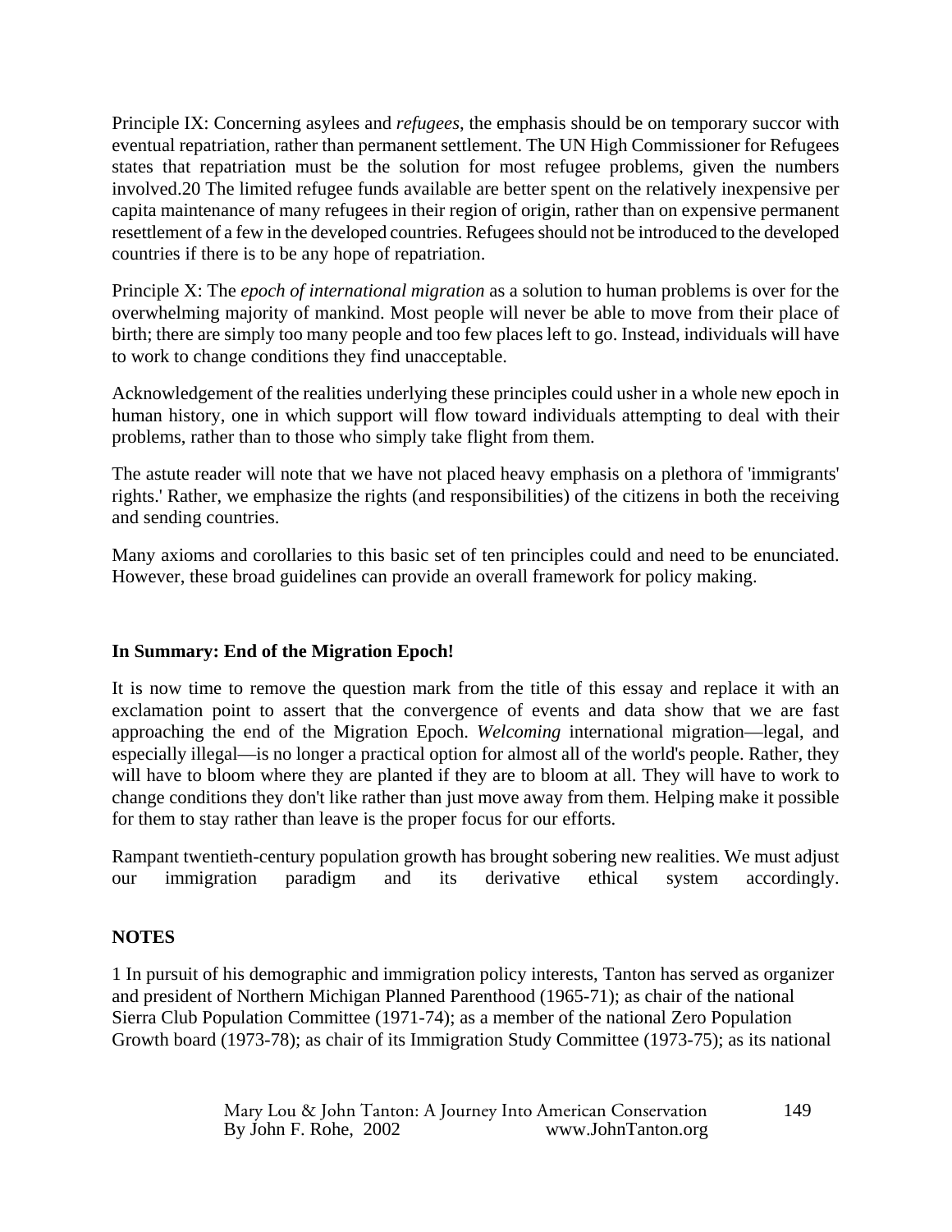Principle IX: Concerning asylees and *refugees*, the emphasis should be on temporary succor with eventual repatriation, rather than permanent settlement. The UN High Commissioner for Refugees states that repatriation must be the solution for most refugee problems, given the numbers involved.20 The limited refugee funds available are better spent on the relatively inexpensive per capita maintenance of many refugees in their region of origin, rather than on expensive permanent resettlement of a few in the developed countries. Refugees should not be introduced to the developed countries if there is to be any hope of repatriation.

Principle X: The *epoch of international migration* as a solution to human problems is over for the overwhelming majority of mankind. Most people will never be able to move from their place of birth; there are simply too many people and too few places left to go. Instead, individuals will have to work to change conditions they find unacceptable.

Acknowledgement of the realities underlying these principles could usher in a whole new epoch in human history, one in which support will flow toward individuals attempting to deal with their problems, rather than to those who simply take flight from them.

The astute reader will note that we have not placed heavy emphasis on a plethora of 'immigrants' rights.' Rather, we emphasize the rights (and responsibilities) of the citizens in both the receiving and sending countries.

Many axioms and corollaries to this basic set of ten principles could and need to be enunciated. However, these broad guidelines can provide an overall framework for policy making.

**In Summary: End of the Migration Epoch!**

It is now time to remove the question mark from the title of this essay and replace it with an exclamation point to assert that the convergence of events and data show that we are fast approaching the end of the Migration Epoch. *Welcoming* international migration—legal, and especially illegal—is no longer a practical option for almost all of the world's people. Rather, they will have to bloom where they are planted if they are to bloom at all. They will have to work to change conditions they don't like rather than just move away from them. Helping make it possible for them to stay rather than leave is the proper focus for our efforts.

Rampant twentieth-century population growth has brought sobering new realities. We must adjust our immigration paradigm and its derivative ethical system accordingly.

**NOTES**

1 In pursuit of his demographic and immigration policy interests, Tanton has served as organizer and president of Northern Michigan Planned Parenthood (1965-71); as chair of the national Sierra Club Population Committee (1971-74); as a member of the national Zero Population Growth board (1973-78); as chair of its Immigration Study Committee (1973-75); as its national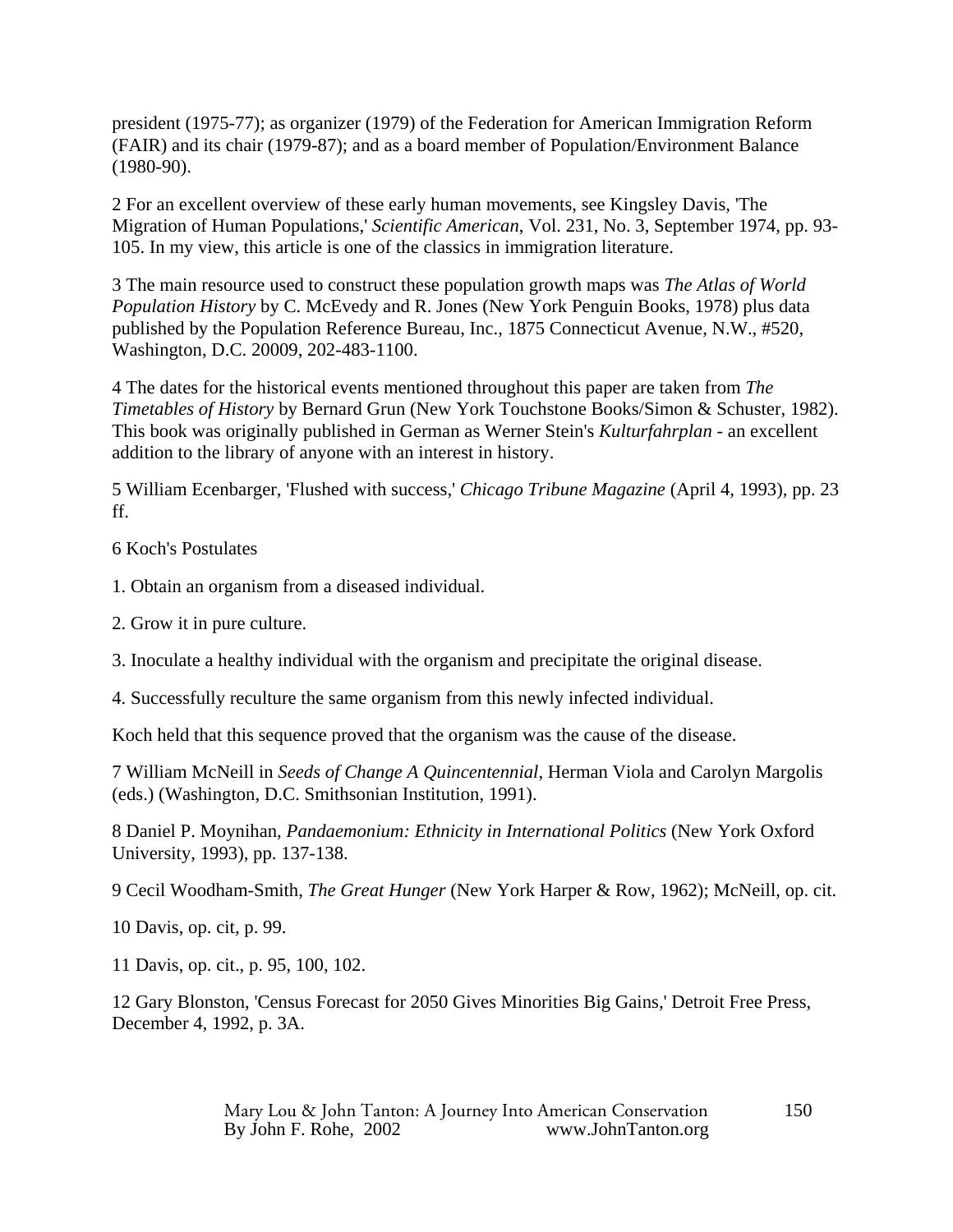president (1975-77); as organizer (1979) of the Federation for American Immigration Reform (FAIR) and its chair (1979-87); and as a board member of Population/Environment Balance (1980-90).

2 For an excellent overview of these early human movements, see Kingsley Davis, 'The Migration of Human Populations,' *Scientific American*, Vol. 231, No. 3, September 1974, pp. 93-105. In my view, this article is one of the classics in immigration literature.

3 The main resource used to construct these population growth maps was *The Atlas of World Population History* by C. McEvedy and R. Jones (New York Penguin Books, 1978) plus data published by the Population Reference Bureau, Inc., 1875 Connecticut Avenue, N.W., #520, Washington, D.C. 20009, 202-483-1100.

4 The dates for the historical events mentioned throughout this paper are taken from *The Timetables of History* by Bernard Grun (New York Touchstone Books/Simon & Schuster, 1982). This book was originally published in German as Werner Stein's *Kulturfahrplan* - an excellent addition to the library of anyone with an interest in history.

5 William Ecenbarger, 'Flushed with success,' *Chicago Tribune Magazine* (April 4, 1993), pp. 23 ff.

6 Koch's Postulates

1. Obtain an organism from a diseased individual.

2. Grow it in pure culture.

3. Inoculate a healthy individual with the organism and precipitate the original disease.

4. Successfully reculture the same organism from this newly infected individual.

Koch held that this sequence proved that the organism was the cause of the disease.

7 William McNeill in *Seeds of Change A Quincentennial*, Herman Viola and Carolyn Margolis (eds.) (Washington, D.C. Smithsonian Institution, 1991).

8 Daniel P. Moynihan, *Pandaemonium: Ethnicity in International Politics* (New York Oxford University, 1993), pp. 137-138.

9 Cecil Woodham-Smith, *The Great Hunger* (New York Harper & Row, 1962); McNeill, op. cit.

10 Davis, op. cit, p. 99.

11 Davis, op. cit., p. 95, 100, 102.

12 Gary Blonston, 'Census Forecast for 2050 Gives Minorities Big Gains,' Detroit Free Press, December 4, 1992, p. 3A.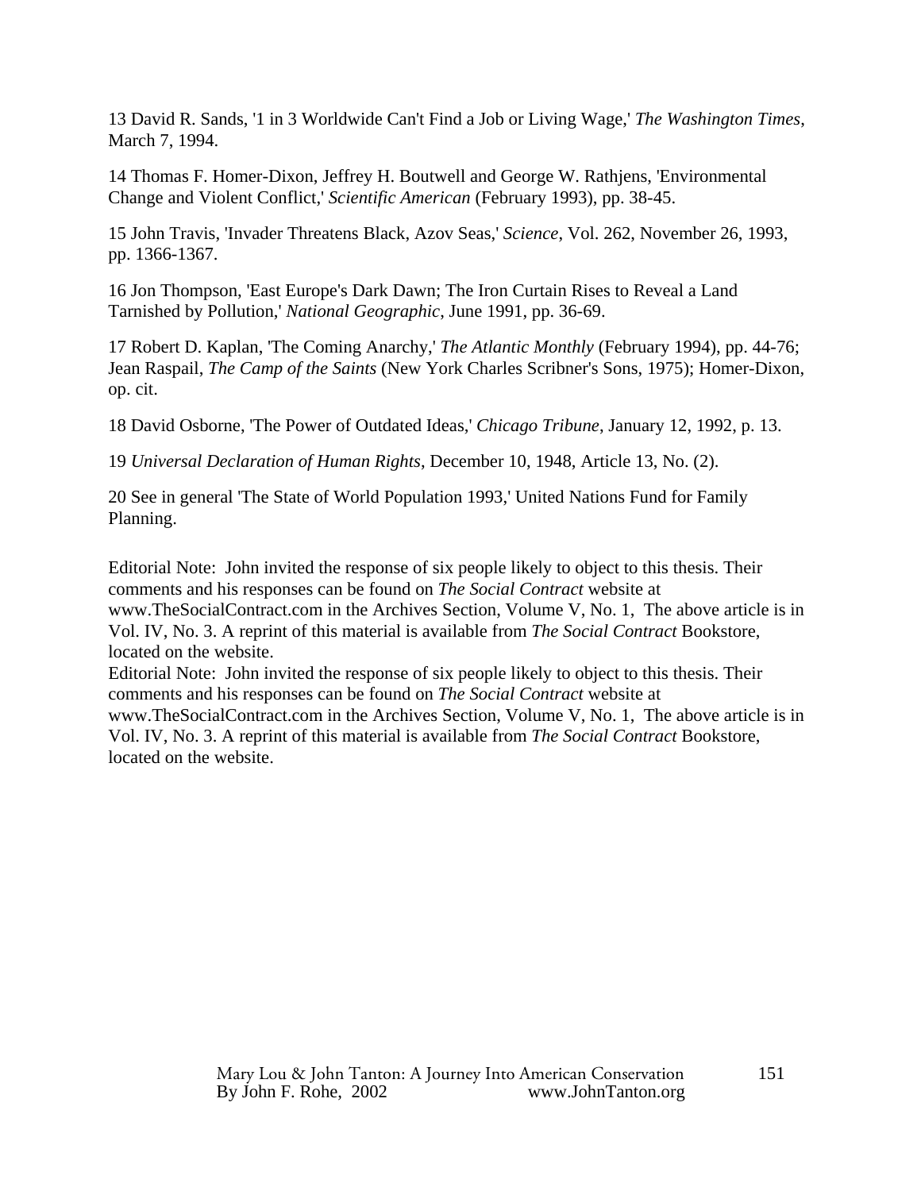13 David R. Sands, '1 in 3 Worldwide Can't Find a Job or Living Wage,' *The Washington Times*, March 7, 1994.

14 Thomas F. Homer-Dixon, Jeffrey H. Boutwell and George W. Rathjens, 'Environmental Change and Violent Conflict,' *Scientific American* (February 1993), pp. 38-45.

15 John Travis, 'Invader Threatens Black, Azov Seas,' *Science*, Vol. 262, November 26, 1993, pp. 1366-1367.

16 Jon Thompson, 'East Europe's Dark Dawn; The Iron Curtain Rises to Reveal a Land Tarnished by Pollution,' *National Geographic*, June 1991, pp. 36-69.

17 Robert D. Kaplan, 'The Coming Anarchy,' *The Atlantic Monthly* (February 1994), pp. 44-76; Jean Raspail, *The Camp of the Saints* (New York Charles Scribner's Sons, 1975); Homer-Dixon, op. cit.

18 David Osborne, 'The Power of Outdated Ideas,' *Chicago Tribune*, January 12, 1992, p. 13.

19 *Universal Declaration of Human Rights*, December 10, 1948, Article 13, No. (2).

20 See in general 'The State of World Population 1993,' United Nations Fund for Family Planning.

Editorial Note: John invited the response of six people likely to object to this thesis. Their comments and his responses can be found on *The Social Contract* website at www.TheSocialContract.com in the Archives Section, Volume V, No. 1, The above article is in Vol. IV, No. 3. A reprint of this material is available from *The Social Contract* Bookstore, located on the website.

Editorial Note: John invited the response of six people likely to object to this thesis. Their comments and his responses can be found on *The Social Contract* website at www.TheSocialContract.com in the Archives Section, Volume V, No. 1, The above article is in Vol. IV, No. 3. A reprint of this material is available from *The Social Contract* Bookstore, located on the website.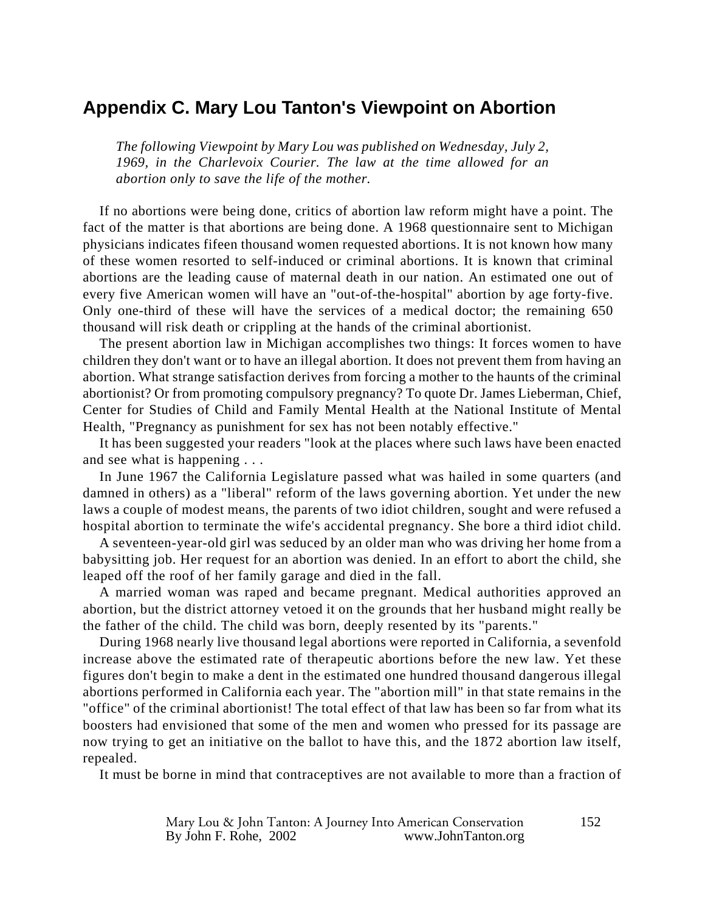## Appendix C. Mary Lou Tanton's Viewpoint on Abortion

*The following Viewpoint by Mary Lou was published on Wednesday, July 2, 1969, in the Charlevoix Courier. The law at the time allowed for an abortion only to save the life of the mother.*

If no abortions were being done, critics of abortion law reform might have a point. The fact of the matter is that abortions are being done. A 1968 questionnaire sent to Michigan physicians indicates fifeen thousand women requested abortions. It is not known how many of these women resorted to self-induced or criminal abortions. It is known that criminal abortions are the leading cause of maternal death in our nation. An estimated one out of every five American women will have an "out-of-the-hospital" abortion by age forty-five. Only one-third of these will have the services of a medical doctor; the remaining 650 thousand will risk death or crippling at the hands of the criminal abortionist.

The present abortion law in Michigan accomplishes two things: It forces women to have children they don't want or to have an illegal abortion. It does not prevent them from having an abortion. What strange satisfaction derives from forcing a mother to the haunts of the criminal abortionist? Or from promoting compulsory pregnancy? To quote Dr. James Lieberman, Chief, Center for Studies of Child and Family Mental Health at the National Institute of Mental Health, "Pregnancy as punishment for sex has not been notably effective."

It has been suggested your readers "look at the places where such laws have been enacted and see what is happening . . .

In June 1967 the California Legislature passed what was hailed in some quarters (and damned in others) as a "liberal" reform of the laws governing abortion. Yet under the new laws a couple of modest means, the parents of two idiot children, sought and were refused a hospital abortion to terminate the wife's accidental pregnancy. She bore a third idiot child.

A seventeen-year-old girl was seduced by an older man who was driving her home from a babysitting job. Her request for an abortion was denied. In an effort to abort the child, she leaped off the roof of her family garage and died in the fall.

A married woman was raped and became pregnant. Medical authorities approved an abortion, but the district attorney vetoed it on the grounds that her husband might really be the father of the child. The child was born, deeply resented by its "parents."

During 1968 nearly live thousand legal abortions were reported in California, a sevenfold increase above the estimated rate of therapeutic abortions before the new law. Yet these figures don't begin to make a dent in the estimated one hundred thousand dangerous illegal abortions performed in California each year. The "abortion mill" in that state remains in the "office" of the criminal abortionist! The total effect of that law has been so far from what its boosters had envisioned that some of the men and women who pressed for its passage are now trying to get an initiative on the ballot to have this, and the 1872 abortion law itself, repealed.

It must be borne in mind that contraceptives are not available to more than a fraction of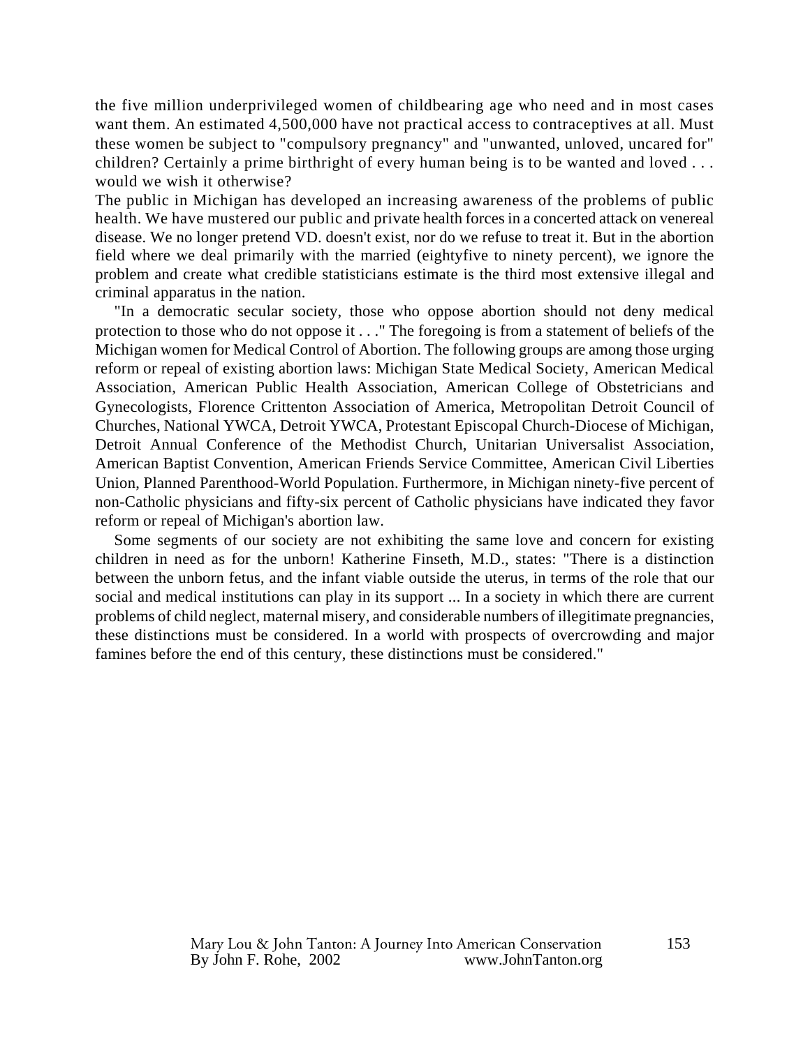the five million underprivileged women of childbearing age who need and in most cases want them. An estimated 4,500,000 have not practical access to contraceptives at all. Must these women be subject to "compulsory pregnancy" and "unwanted, unloved, uncared for" children? Certainly a prime birthright of every human being is to be wanted and loved . . . would we wish it otherwise?

The public in Michigan has developed an increasing awareness of the problems of public health. We have mustered our public and private health forces in a concerted attack on venereal disease. We no longer pretend VD. doesn't exist, nor do we refuse to treat it. But in the abortion field where we deal primarily with the married (eightyfive to ninety percent), we ignore the problem and create what credible statisticians estimate is the third most extensive illegal and criminal apparatus in the nation.

"In a democratic secular society, those who oppose abortion should not deny medical protection to those who do not oppose it . . ." The foregoing is from a statement of beliefs of the Michigan women for Medical Control of Abortion. The following groups are among those urging reform or repeal of existing abortion laws: Michigan State Medical Society, American Medical Association, American Public Health Association, American College of Obstetricians and Gynecologists, Florence Crittenton Association of America, Metropolitan Detroit Council of Churches, National YWCA, Detroit YWCA, Protestant Episcopal Church-Diocese of Michigan, Detroit Annual Conference of the Methodist Church, Unitarian Universalist Association, American Baptist Convention, American Friends Service Committee, American Civil Liberties Union, Planned Parenthood-World Population. Furthermore, in Michigan ninety-five percent of non-Catholic physicians and fifty-six percent of Catholic physicians have indicated they favor reform or repeal of Michigan's abortion law.

Some segments of our society are not exhibiting the same love and concern for existing children in need as for the unborn! Katherine Finseth, M.D., states: "There is a distinction between the unborn fetus, and the infant viable outside the uterus, in terms of the role that our social and medical institutions can play in its support ... In a society in which there are current problems of child neglect, maternal misery, and considerable numbers of illegitimate pregnancies, these distinctions must be considered. In a world with prospects of overcrowding and major famines before the end of this century, these distinctions must be considered."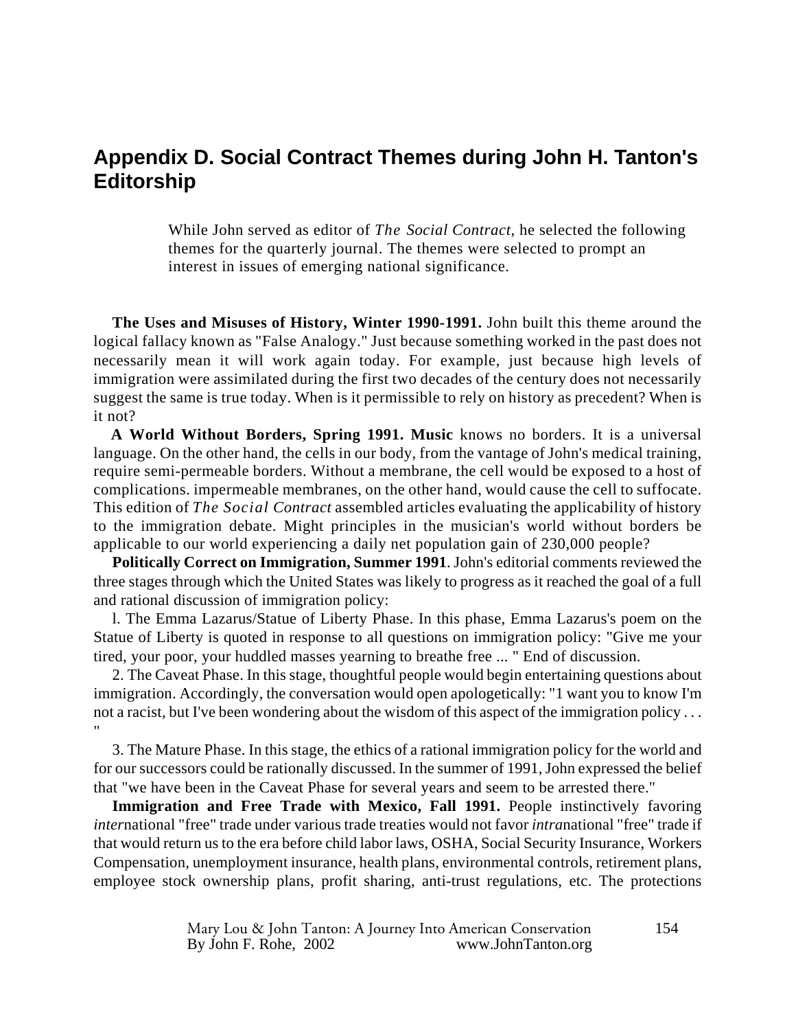## Appendix D. Social Contract Themes during John H. Tanton's Editorship

While John served as editor of *The Social Contract*, he selected the following themes for the quarterly journal. The themes were selected to prompt an interest in issues of emerging national significance.

**The Uses and Misuses of History, Winter 1990-1991.** John built this theme around the logical fallacy known as "False Analogy." Just because something worked in the past does not necessarily mean it will work again today. For example, just because high levels of immigration were assimilated during the first two decades of the century does not necessarily suggest the same is true today. When is it permissible to rely on history as precedent? When is it not?

**A World Without Borders, Spring 1991. Music** knows no borders. It is a universal language. On the other hand, the cells in our body, from the vantage of John's medical training, require semi-permeable borders. Without a membrane, the cell would be exposed to a host of complications. impermeable membranes, on the other hand, would cause the cell to suffocate. This edition of *The Social Contract* assembled articles evaluating the applicability of history to the immigration debate. Might principles in the musician's world without borders be applicable to our world experiencing a daily net population gain of 230,000 people?

**Politically Correct on Immigration, Summer 1991**. John's editorial comments reviewed the three stages through which the United States was likely to progress as it reached the goal of a full and rational discussion of immigration policy:

l. The Emma Lazarus/Statue of Liberty Phase. In this phase, Emma Lazarus's poem on the Statue of Liberty is quoted in response to all questions on immigration policy: "Give me your tired, your poor, your huddled masses yearning to breathe free ... " End of discussion.

2. The Caveat Phase. In this stage, thoughtful people would begin entertaining questions about immigration. Accordingly, the conversation would open apologetically: "1 want you to know I'm not a racist, but I've been wondering about the wisdom of this aspect of the immigration policy . . . "

3. The Mature Phase. In this stage, the ethics of a rational immigration policy for the world and for our successors could be rationally discussed. In the summer of 1991, John expressed the belief that "we have been in the Caveat Phase for several years and seem to be arrested there."

**Immigration and Free Trade with Mexico, Fall 1991.** People instinctively favoring *inter*national "free" trade under various trade treaties would not favor *intra*national "free" trade if that would return us to the era before child labor laws, OSHA, Social Security Insurance, Workers Compensation, unemployment insurance, health plans, environmental controls, retirement plans, employee stock ownership plans, profit sharing, anti-trust regulations, etc. The protections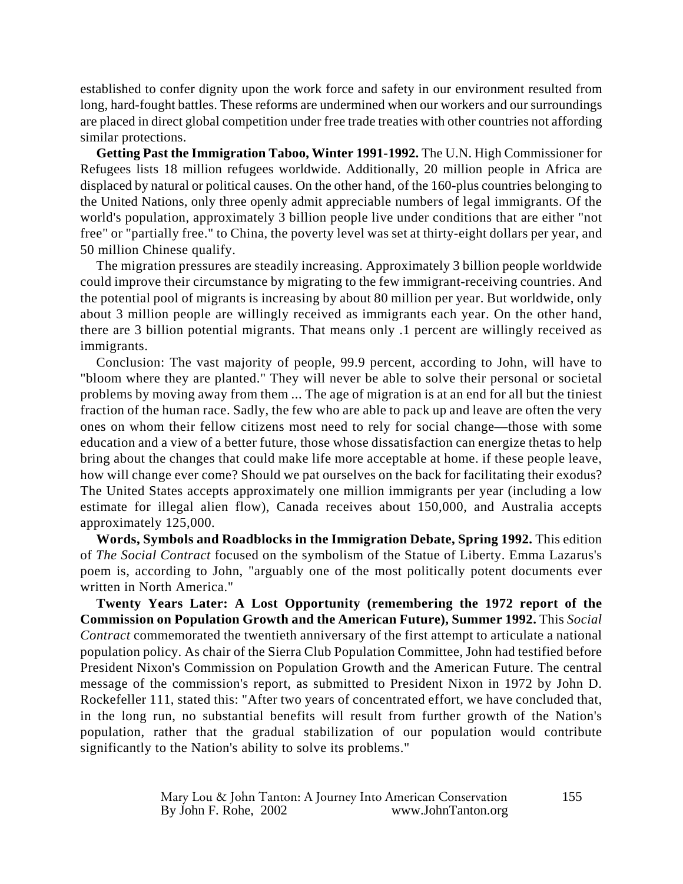established to confer dignity upon the work force and safety in our environment resulted from long, hard-fought battles. These reforms are undermined when our workers and our surroundings are placed in direct global competition under free trade treaties with other countries not affording similar protections.

**Getting Past the Immigration Taboo, Winter 1991-1992.** The U.N. High Commissioner for Refugees lists 18 million refugees worldwide. Additionally, 20 million people in Africa are displaced by natural or political causes. On the other hand, of the 160-plus countries belonging to the United Nations, only three openly admit appreciable numbers of legal immigrants. Of the world's population, approximately 3 billion people live under conditions that are either "not free" or "partially free." to China, the poverty level was set at thirty-eight dollars per year, and 50 million Chinese qualify.

The migration pressures are steadily increasing. Approximately 3 billion people worldwide could improve their circumstance by migrating to the few immigrant-receiving countries. And the potential pool of migrants is increasing by about 80 million per year. But worldwide, only about 3 million people are willingly received as immigrants each year. On the other hand, there are 3 billion potential migrants. That means only .1 percent are willingly received as immigrants.

Conclusion: The vast majority of people, 99.9 percent, according to John, will have to "bloom where they are planted." They will never be able to solve their personal or societal problems by moving away from them ... The age of migration is at an end for all but the tiniest fraction of the human race. Sadly, the few who are able to pack up and leave are often the very ones on whom their fellow citizens most need to rely for social change—those with some education and a view of a better future, those whose dissatisfaction can energize thetas to help bring about the changes that could make life more acceptable at home. if these people leave, how will change ever come? Should we pat ourselves on the back for facilitating their exodus? The United States accepts approximately one million immigrants per year (including a low estimate for illegal alien flow), Canada receives about 150,000, and Australia accepts approximately 125,000.

**Words, Symbols and Roadblocks in the Immigration Debate, Spring 1992.** This edition of *The Social Contract* focused on the symbolism of the Statue of Liberty. Emma Lazarus's poem is, according to John, "arguably one of the most politically potent documents ever written in North America."

**Twenty Years Later: A Lost Opportunity (remembering the 1972 report of the Commission on Population Growth and the American Future), Summer 1992.** This *Social Contract* commemorated the twentieth anniversary of the first attempt to articulate a national population policy. As chair of the Sierra Club Population Committee, John had testified before President Nixon's Commission on Population Growth and the American Future. The central message of the commission's report, as submitted to President Nixon in 1972 by John D. Rockefeller 111, stated this: "After two years of concentrated effort, we have concluded that, in the long run, no substantial benefits will result from further growth of the Nation's population, rather that the gradual stabilization of our population would contribute significantly to the Nation's ability to solve its problems."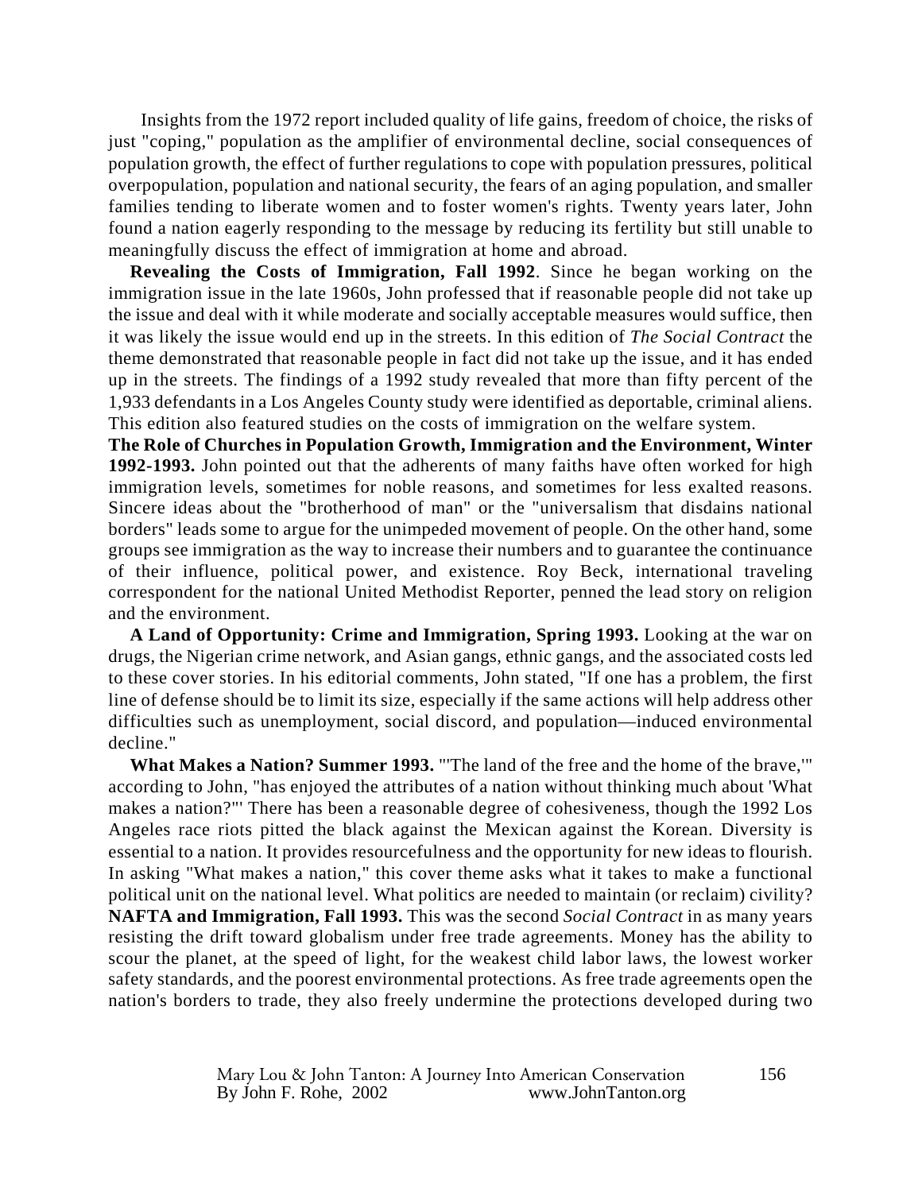Insights from the 1972 report included quality of life gains, freedom of choice, the risks of just "coping," population as the amplifier of environmental decline, social consequences of population growth, the effect of further regulations to cope with population pressures, political overpopulation, population and national security, the fears of an aging population, and smaller families tending to liberate women and to foster women's rights. Twenty years later, John found a nation eagerly responding to the message by reducing its fertility but still unable to meaningfully discuss the effect of immigration at home and abroad.

**Revealing the Costs of Immigration, Fall 1992**. Since he began working on the immigration issue in the late 1960s, John professed that if reasonable people did not take up the issue and deal with it while moderate and socially acceptable measures would suffice, then it was likely the issue would end up in the streets. In this edition of *The Social Contract* the theme demonstrated that reasonable people in fact did not take up the issue, and it has ended up in the streets. The findings of a 1992 study revealed that more than fifty percent of the 1,933 defendants in a Los Angeles County study were identified as deportable, criminal aliens. This edition also featured studies on the costs of immigration on the welfare system.

**The Role of Churches in Population Growth, Immigration and the Environment, Winter 1992-1993.** John pointed out that the adherents of many faiths have often worked for high immigration levels, sometimes for noble reasons, and sometimes for less exalted reasons. Sincere ideas about the "brotherhood of man" or the "universalism that disdains national borders" leads some to argue for the unimpeded movement of people. On the other hand, some groups see immigration as the way to increase their numbers and to guarantee the continuance of their influence, political power, and existence. Roy Beck, international traveling correspondent for the national United Methodist Reporter, penned the lead story on religion and the environment.

**A Land of Opportunity: Crime and Immigration, Spring 1993.** Looking at the war on drugs, the Nigerian crime network, and Asian gangs, ethnic gangs, and the associated costs led to these cover stories. In his editorial comments, John stated, "If one has a problem, the first line of defense should be to limit its size, especially if the same actions will help address other difficulties such as unemployment, social discord, and population—induced environmental decline."

**What Makes a Nation? Summer 1993.** "'The land of the free and the home of the brave,'" according to John, "has enjoyed the attributes of a nation without thinking much about 'What makes a nation?'" There has been a reasonable degree of cohesiveness, though the 1992 Los Angeles race riots pitted the black against the Mexican against the Korean. Diversity is essential to a nation. It provides resourcefulness and the opportunity for new ideas to flourish. In asking "What makes a nation," this cover theme asks what it takes to make a functional political unit on the national level. What politics are needed to maintain (or reclaim) civility?

**NAFTA and Immigration, Fall 1993.** This was the second *Social Contract* in as many years resisting the drift toward globalism under free trade agreements. Money has the ability to scour the planet, at the speed of light, for the weakest child labor laws, the lowest worker safety standards, and the poorest environmental protections. As free trade agreements open the nation's borders to trade, they also freely undermine the protections developed during two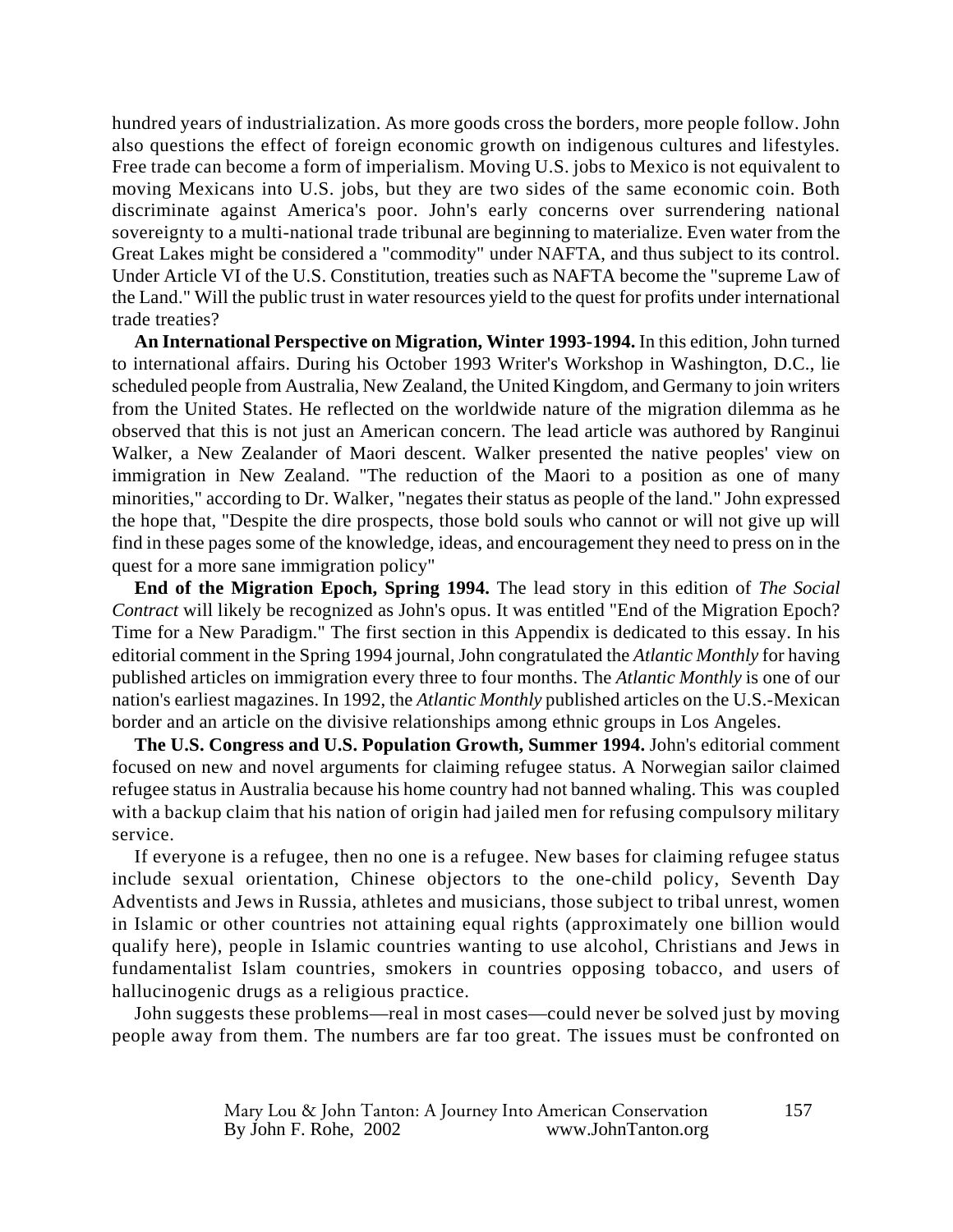hundred years of industrialization. As more goods cross the borders, more people follow. John also questions the effect of foreign economic growth on indigenous cultures and lifestyles. Free trade can become a form of imperialism. Moving U.S. jobs to Mexico is not equivalent to moving Mexicans into U.S. jobs, but they are two sides of the same economic coin. Both discriminate against America's poor. John's early concerns over surrendering national sovereignty to a multi-national trade tribunal are beginning to materialize. Even water from the Great Lakes might be considered a "commodity" under NAFTA, and thus subject to its control. Under Article VI of the U.S. Constitution, treaties such as NAFTA become the "supreme Law of the Land." Will the public trust in water resources yield to the quest for profits under international trade treaties?

**An International Perspective on Migration, Winter 1993-1994.** In this edition, John turned to international affairs. During his October 1993 Writer's Workshop in Washington, D.C., lie scheduled people from Australia, New Zealand, the United Kingdom, and Germany to join writers from the United States. He reflected on the worldwide nature of the migration dilemma as he observed that this is not just an American concern. The lead article was authored by Ranginui Walker, a New Zealander of Maori descent. Walker presented the native peoples' view on immigration in New Zealand. "The reduction of the Maori to a position as one of many minorities," according to Dr. Walker, "negates their status as people of the land." John expressed the hope that, "Despite the dire prospects, those bold souls who cannot or will not give up will find in these pages some of the knowledge, ideas, and encouragement they need to press on in the quest for a more sane immigration policy"

**End of the Migration Epoch, Spring 1994.** The lead story in this edition of *The Social Contract* will likely be recognized as John's opus. It was entitled "End of the Migration Epoch? Time for a New Paradigm." The first section in this Appendix is dedicated to this essay. In his editorial comment in the Spring 1994 journal, John congratulated the *Atlantic Monthly* for having published articles on immigration every three to four months. The *Atlantic Monthly* is one of our nation's earliest magazines. In 1992, the *Atlantic Monthly* published articles on the U.S.-Mexican border and an article on the divisive relationships among ethnic groups in Los Angeles.

**The U.S. Congress and U.S. Population Growth, Summer 1994.** John's editorial comment focused on new and novel arguments for claiming refugee status. A Norwegian sailor claimed refugee status in Australia because his home country had not banned whaling. This was coupled with a backup claim that his nation of origin had jailed men for refusing compulsory military service.

If everyone is a refugee, then no one is a refugee. New bases for claiming refugee status include sexual orientation, Chinese objectors to the one-child policy, Seventh Day Adventists and Jews in Russia, athletes and musicians, those subject to tribal unrest, women in Islamic or other countries not attaining equal rights (approximately one billion would qualify here), people in Islamic countries wanting to use alcohol, Christians and Jews in fundamentalist Islam countries, smokers in countries opposing tobacco, and users of hallucinogenic drugs as a religious practice.

John suggests these problems—real in most cases—could never be solved just by moving people away from them. The numbers are far too great. The issues must be confronted on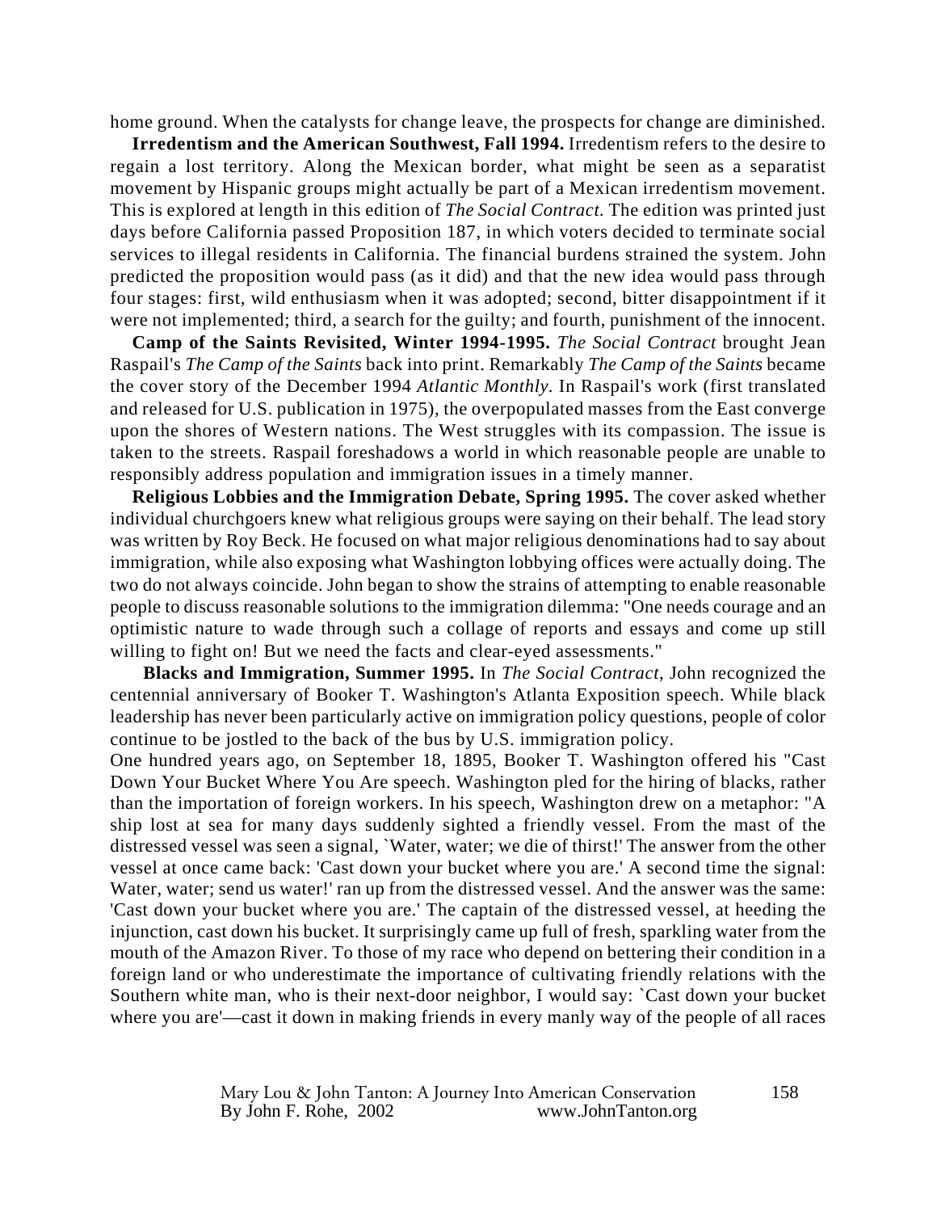home ground. When the catalysts for change leave, the prospects for change are diminished.

**Irredentism and the American Southwest, Fall 1994.** Irredentism refers to the desire to regain a lost territory. Along the Mexican border, what might be seen as a separatist movement by Hispanic groups might actually be part of a Mexican irredentism movement. This is explored at length in this edition of *The Social Contract.* The edition was printed just days before California passed Proposition 187, in which voters decided to terminate social services to illegal residents in California. The financial burdens strained the system. John predicted the proposition would pass (as it did) and that the new idea would pass through four stages: first, wild enthusiasm when it was adopted; second, bitter disappointment if it were not implemented; third, a search for the guilty; and fourth, punishment of the innocent.

**Camp of the Saints Revisited, Winter 1994-1995.** *The Social Contract* brought Jean Raspail's *The Camp of the Saints* back into print. Remarkably *The Camp of the Saints* became the cover story of the December 1994 *Atlantic Monthly*. In Raspail's work (first translated and released for U.S. publication in 1975), the overpopulated masses from the East converge upon the shores of Western nations. The West struggles with its compassion. The issue is taken to the streets. Raspail foreshadows a world in which reasonable people are unable to responsibly address population and immigration issues in a timely manner.

**Religious Lobbies and the Immigration Debate, Spring 1995.** The cover asked whether individual churchgoers knew what religious groups were saying on their behalf. The lead story was written by Roy Beck. He focused on what major religious denominations had to say about immigration, while also exposing what Washington lobbying offices were actually doing. The two do not always coincide. John began to show the strains of attempting to enable reasonable people to discuss reasonable solutions to the immigration dilemma: "One needs courage and an optimistic nature to wade through such a collage of reports and essays and come up still willing to fight on! But we need the facts and clear-eyed assessments."

**Blacks and Immigration, Summer 1995.** In *The Social Contract*, John recognized the centennial anniversary of Booker T. Washington's Atlanta Exposition speech. While black leadership has never been particularly active on immigration policy questions, people of color continue to be jostled to the back of the bus by U.S. immigration policy.

One hundred years ago, on September 18, 1895, Booker T. Washington offered his "Cast Down Your Bucket Where You Are speech. Washington pled for the hiring of blacks, rather than the importation of foreign workers. In his speech, Washington drew on a metaphor: "A ship lost at sea for many days suddenly sighted a friendly vessel. From the mast of the distressed vessel was seen a signal, `Water, water; we die of thirst!' The answer from the other vessel at once came back: 'Cast down your bucket where you are.' A second time the signal: Water, water; send us water!' ran up from the distressed vessel. And the answer was the same: 'Cast down your bucket where you are.' The captain of the distressed vessel, at heeding the injunction, cast down his bucket. It surprisingly came up full of fresh, sparkling water from the mouth of the Amazon River. To those of my race who depend on bettering their condition in a foreign land or who underestimate the importance of cultivating friendly relations with the Southern white man, who is their next-door neighbor, I would say: `Cast down your bucket where you are'—cast it down in making friends in every manly way of the people of all races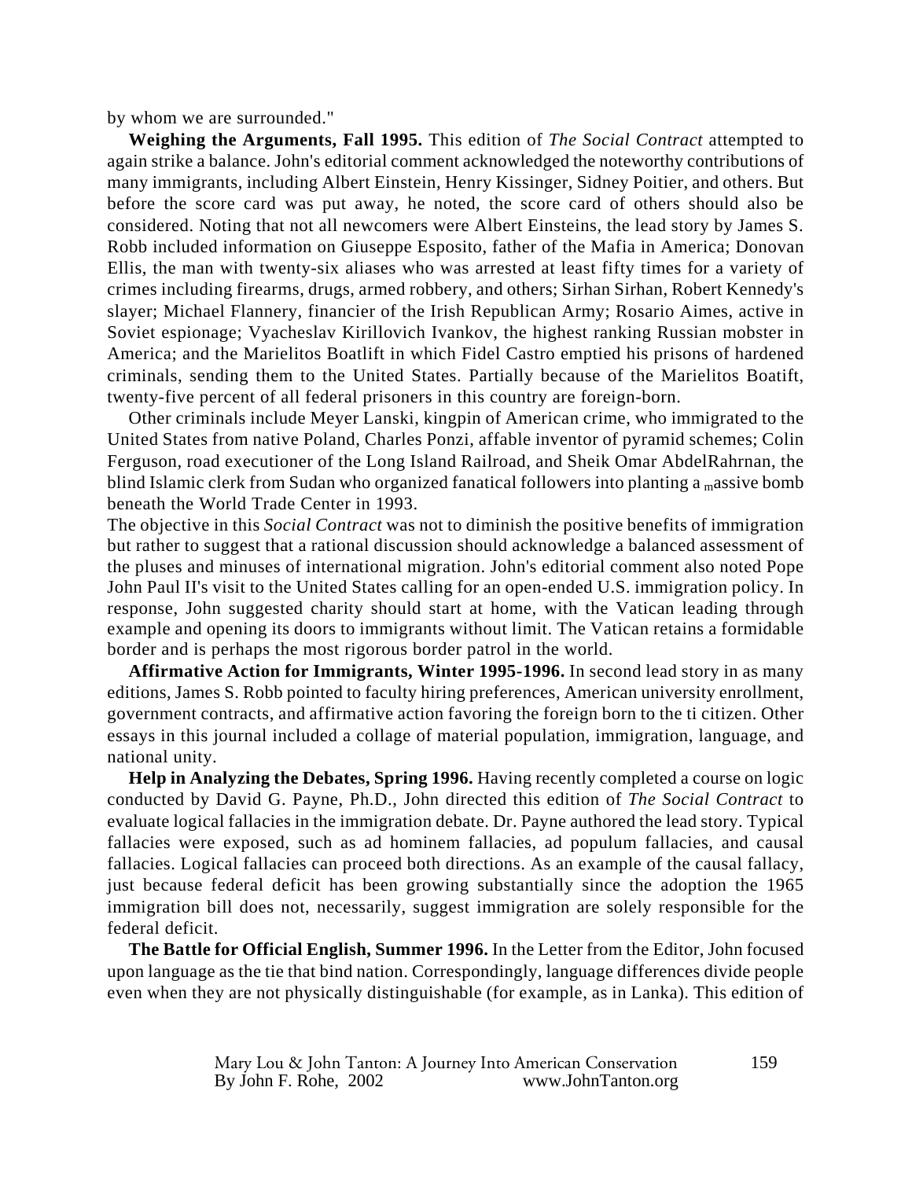by whom we are surrounded."

**Weighing the Arguments, Fall 1995.** This edition of *The Social Contract* attempted to again strike a balance. John's editorial comment acknowledged the noteworthy contributions of many immigrants, including Albert Einstein, Henry Kissinger, Sidney Poitier, and others. But before the score card was put away, he noted, the score card of others should also be considered. Noting that not all newcomers were Albert Einsteins, the lead story by James S. Robb included information on Giuseppe Esposito, father of the Mafia in America; Donovan Ellis, the man with twenty-six aliases who was arrested at least fifty times for a variety of crimes including firearms, drugs, armed robbery, and others; Sirhan Sirhan, Robert Kennedy's slayer; Michael Flannery, financier of the Irish Republican Army; Rosario Aimes, active in Soviet espionage; Vyacheslav Kirillovich Ivankov, the highest ranking Russian mobster in America; and the Marielitos Boatlift in which Fidel Castro emptied his prisons of hardened criminals, sending them to the United States. Partially because of the Marielitos Boatift, twenty-five percent of all federal prisoners in this country are foreign-born.

Other criminals include Meyer Lanski, kingpin of American crime, who immigrated to the United States from native Poland, Charles Ponzi, affable inventor of pyramid schemes; Colin Ferguson, road executioner of the Long Island Railroad, and Sheik Omar AbdelRahrnan, the blind Islamic clerk from Sudan who organized fanatical followers into planting a massive bomb beneath the World Trade Center in 1993.

The objective in this *Social Contract* was not to diminish the positive benefits of immigration but rather to suggest that a rational discussion should acknowledge a balanced assessment of the pluses and minuses of international migration. John's editorial comment also noted Pope John Paul II's visit to the United States calling for an open-ended U.S. immigration policy. In response, John suggested charity should start at home, with the Vatican leading through example and opening its doors to immigrants without limit. The Vatican retains a formidable border and is perhaps the most rigorous border patrol in the world.

**Affirmative Action for Immigrants, Winter 1995-1996.** In second lead story in as many editions, James S. Robb pointed to faculty hiring preferences, American university enrollment, government contracts, and affirmative action favoring the foreign born to the ti citizen. Other essays in this journal included a collage of material population, immigration, language, and national unity.

**Help in Analyzing the Debates, Spring 1996.** Having recently completed a course on logic conducted by David G. Payne, Ph.D., John directed this edition of *The Social Contract* to evaluate logical fallacies in the immigration debate. Dr. Payne authored the lead story. Typical fallacies were exposed, such as ad hominem fallacies, ad populum fallacies, and causal fallacies. Logical fallacies can proceed both directions. As an example of the causal fallacy, just because federal deficit has been growing substantially since the adoption the 1965 immigration bill does not, necessarily, suggest immigration are solely responsible for the federal deficit.

**The Battle for Official English, Summer 1996.** In the Letter from the Editor, John focused upon language as the tie that bind nation. Correspondingly, language differences divide people even when they are not physically distinguishable (for example, as in Lanka). This edition of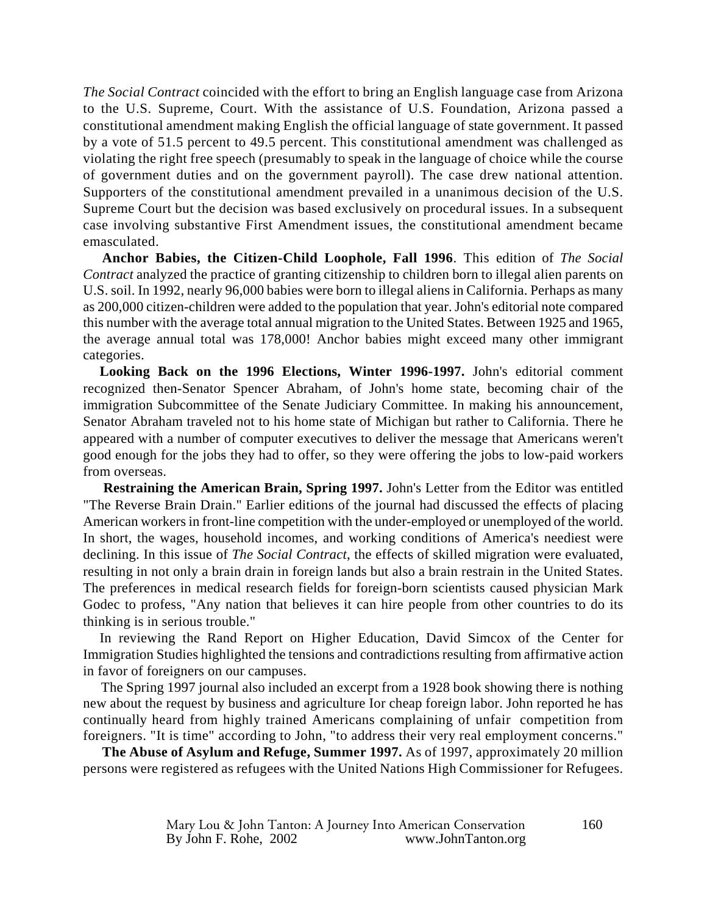*The Social Contract* coincided with the effort to bring an English language case from Arizona to the U.S. Supreme, Court. With the assistance of U.S. Foundation, Arizona passed a constitutional amendment making English the official language of state government. It passed by a vote of 51.5 percent to 49.5 percent. This constitutional amendment was challenged as violating the right free speech (presumably to speak in the language of choice while the course of government duties and on the government payroll). The case drew national attention. Supporters of the constitutional amendment prevailed in a unanimous decision of the U.S. Supreme Court but the decision was based exclusively on procedural issues. In a subsequent case involving substantive First Amendment issues, the constitutional amendment became emasculated.

**Anchor Babies, the Citizen-Child Loophole, Fall 1996**. This edition of *The Social Contract* analyzed the practice of granting citizenship to children born to illegal alien parents on U.S. soil. In 1992, nearly 96,000 babies were born to illegal aliens in California. Perhaps as many as 200,000 citizen-children were added to the population that year. John's editorial note compared this number with the average total annual migration to the United States. Between 1925 and 1965, the average annual total was 178,000! Anchor babies might exceed many other immigrant categories.

**Looking Back on the 1996 Elections, Winter 1996-1997.** John's editorial comment recognized then-Senator Spencer Abraham, of John's home state, becoming chair of the immigration Subcommittee of the Senate Judiciary Committee. In making his announcement, Senator Abraham traveled not to his home state of Michigan but rather to California. There he appeared with a number of computer executives to deliver the message that Americans weren't good enough for the jobs they had to offer, so they were offering the jobs to low-paid workers from overseas.

**Restraining the American Brain, Spring 1997.** John's Letter from the Editor was entitled "The Reverse Brain Drain." Earlier editions of the journal had discussed the effects of placing American workers in front-line competition with the under-employed or unemployed of the world. In short, the wages, household incomes, and working conditions of America's neediest were declining. In this issue of *The Social Contract*, the effects of skilled migration were evaluated, resulting in not only a brain drain in foreign lands but also a brain restrain in the United States. The preferences in medical research fields for foreign-born scientists caused physician Mark Godec to profess, "Any nation that believes it can hire people from other countries to do its thinking is in serious trouble."

In reviewing the Rand Report on Higher Education, David Simcox of the Center for Immigration Studies highlighted the tensions and contradictions resulting from affirmative action in favor of foreigners on our campuses.

The Spring 1997 journal also included an excerpt from a 1928 book showing there is nothing new about the request by business and agriculture Ior cheap foreign labor. John reported he has continually heard from highly trained Americans complaining of unfair competition from foreigners. "It is time" according to John, "to address their very real employment concerns."

**The Abuse of Asylum and Refuge, Summer 1997.** As of 1997, approximately 20 million persons were registered as refugees with the United Nations High Commissioner for Refugees.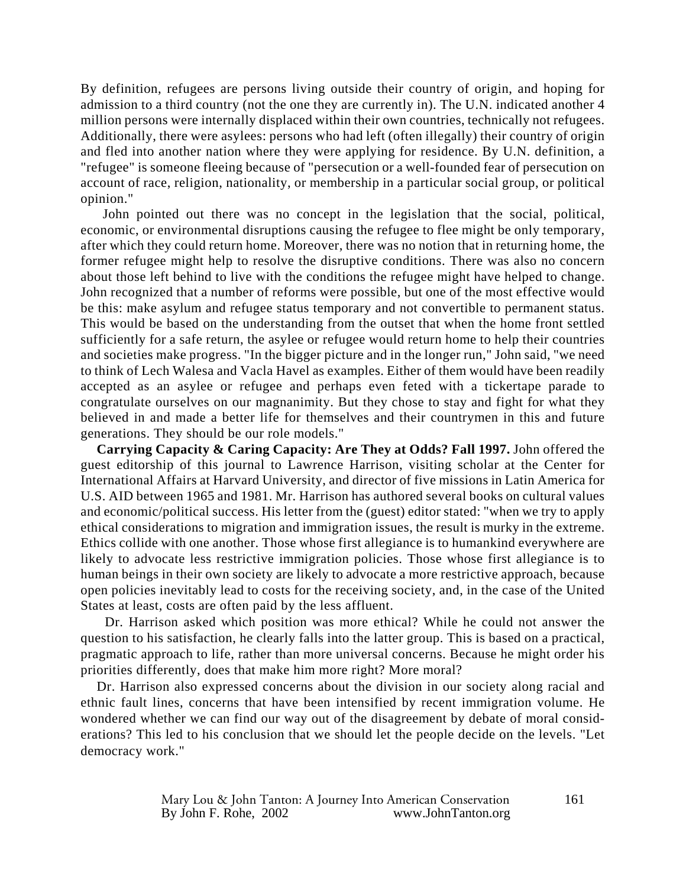By definition, refugees are persons living outside their country of origin, and hoping for admission to a third country (not the one they are currently in). The U.N. indicated another 4 million persons were internally displaced within their own countries, technically not refugees. Additionally, there were asylees: persons who had left (often illegally) their country of origin and fled into another nation where they were applying for residence. By U.N. definition, a "refugee" is someone fleeing because of "persecution or a well-founded fear of persecution on account of race, religion, nationality, or membership in a particular social group, or political opinion."

John pointed out there was no concept in the legislation that the social, political, economic, or environmental disruptions causing the refugee to flee might be only temporary, after which they could return home. Moreover, there was no notion that in returning home, the former refugee might help to resolve the disruptive conditions. There was also no concern about those left behind to live with the conditions the refugee might have helped to change. John recognized that a number of reforms were possible, but one of the most effective would be this: make asylum and refugee status temporary and not convertible to permanent status. This would be based on the understanding from the outset that when the home front settled sufficiently for a safe return, the asylee or refugee would return home to help their countries and societies make progress. "In the bigger picture and in the longer run," John said, "we need to think of Lech Walesa and Vacla Havel as examples. Either of them would have been readily accepted as an asylee or refugee and perhaps even feted with a tickertape parade to congratulate ourselves on our magnanimity. But they chose to stay and fight for what they believed in and made a better life for themselves and their countrymen in this and future generations. They should be our role models."

**Carrying Capacity & Caring Capacity: Are They at Odds? Fall 1997.** John offered the guest editorship of this journal to Lawrence Harrison, visiting scholar at the Center for International Affairs at Harvard University, and director of five missions in Latin America for U.S. AID between 1965 and 1981. Mr. Harrison has authored several books on cultural values and economic/political success. His letter from the (guest) editor stated: "when we try to apply ethical considerations to migration and immigration issues, the result is murky in the extreme. Ethics collide with one another. Those whose first allegiance is to humankind everywhere are likely to advocate less restrictive immigration policies. Those whose first allegiance is to human beings in their own society are likely to advocate a more restrictive approach, because open policies inevitably lead to costs for the receiving society, and, in the case of the United States at least, costs are often paid by the less affluent.

Dr. Harrison asked which position was more ethical? While he could not answer the question to his satisfaction, he clearly falls into the latter group. This is based on a practical, pragmatic approach to life, rather than more universal concerns. Because he might order his priorities differently, does that make him more right? More moral?

Dr. Harrison also expressed concerns about the division in our society along racial and ethnic fault lines, concerns that have been intensified by recent immigration volume. He wondered whether we can find our way out of the disagreement by debate of moral considerations? This led to his conclusion that we should let the people decide on the levels. "Let democracy work."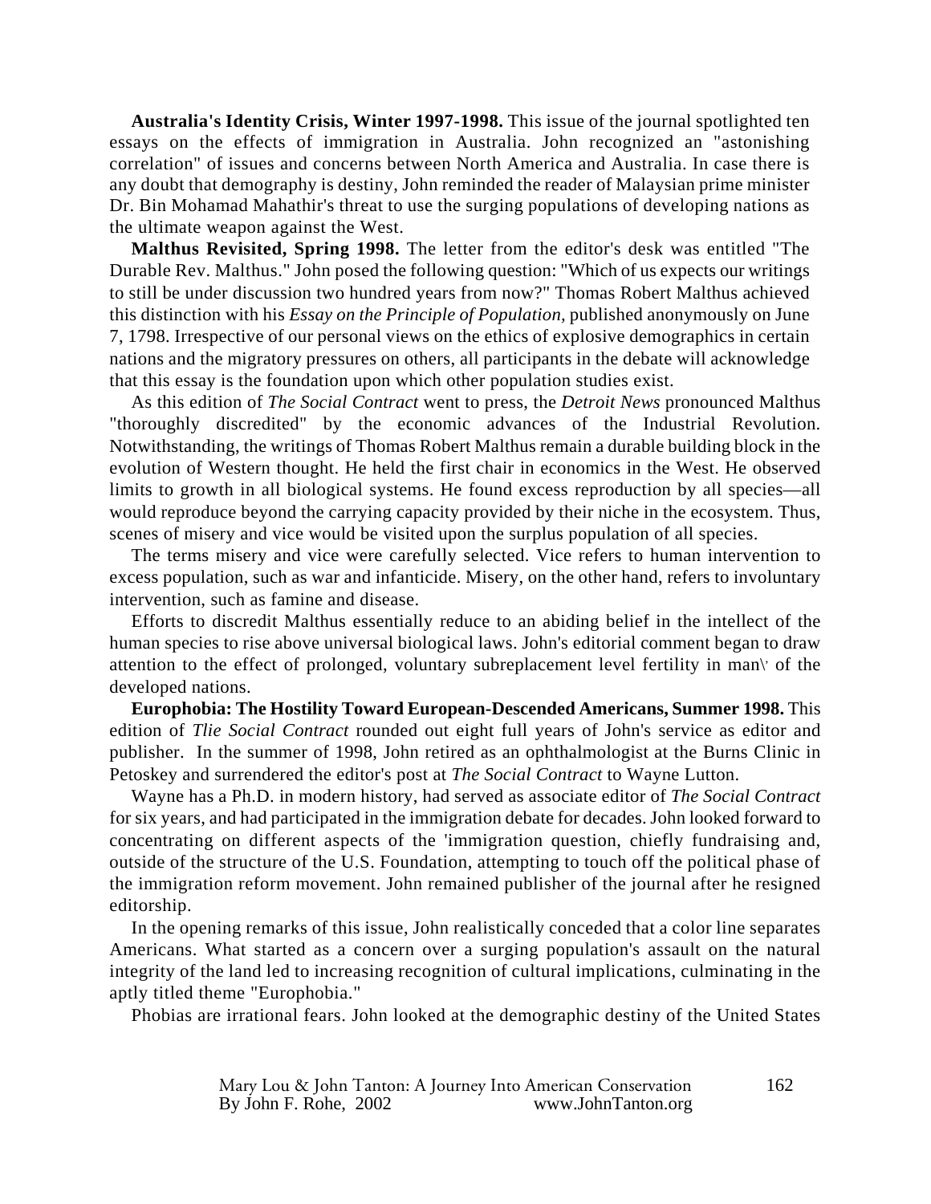**Australia's Identity Crisis, Winter 1997-1998.** This issue of the journal spotlighted ten essays on the effects of immigration in Australia. John recognized an "astonishing correlation" of issues and concerns between North America and Australia. In case there is any doubt that demography is destiny, John reminded the reader of Malaysian prime minister Dr. Bin Mohamad Mahathir's threat to use the surging populations of developing nations as the ultimate weapon against the West.

**Malthus Revisited, Spring 1998.** The letter from the editor's desk was entitled "The Durable Rev. Malthus." John posed the following question: "Which of us expects our writings to still be under discussion two hundred years from now?" Thomas Robert Malthus achieved this distinction with his *Essay on the Principle of Population,* published anonymously on June 7, 1798. Irrespective of our personal views on the ethics of explosive demographics in certain nations and the migratory pressures on others, all participants in the debate will acknowledge that this essay is the foundation upon which other population studies exist.

As this edition of *The Social Contract* went to press, the *Detroit News* pronounced Malthus "thoroughly discredited" by the economic advances of the Industrial Revolution. Notwithstanding, the writings of Thomas Robert Malthus remain a durable building block in the evolution of Western thought. He held the first chair in economics in the West. He observed limits to growth in all biological systems. He found excess reproduction by all species—all would reproduce beyond the carrying capacity provided by their niche in the ecosystem. Thus, scenes of misery and vice would be visited upon the surplus population of all species.

The terms misery and vice were carefully selected. Vice refers to human intervention to excess population, such as war and infanticide. Misery, on the other hand, refers to involuntary intervention, such as famine and disease.

Efforts to discredit Malthus essentially reduce to an abiding belief in the intellect of the human species to rise above universal biological laws. John's editorial comment began to draw attention to the effect of prolonged, voluntary subreplacement level fertility in man\' of the developed nations.

**Europhobia: The Hostility Toward European-Descended Americans, Summer 1998.** This edition of *Tlie Social Contract* rounded out eight full years of John's service as editor and publisher. In the summer of 1998, John retired as an ophthalmologist at the Burns Clinic in Petoskey and surrendered the editor's post at *The Social Contract* to Wayne Lutton.

Wayne has a Ph.D. in modern history, had served as associate editor of *The Social Contract* for six years, and had participated in the immigration debate for decades. John looked forward to concentrating on different aspects of the 'immigration question, chiefly fundraising and, outside of the structure of the U.S. Foundation, attempting to touch off the political phase of the immigration reform movement. John remained publisher of the journal after he resigned editorship.

In the opening remarks of this issue, John realistically conceded that a color line separates Americans. What started as a concern over a surging population's assault on the natural integrity of the land led to increasing recognition of cultural implications, culminating in the aptly titled theme "Europhobia."

Phobias are irrational fears. John looked at the demographic destiny of the United States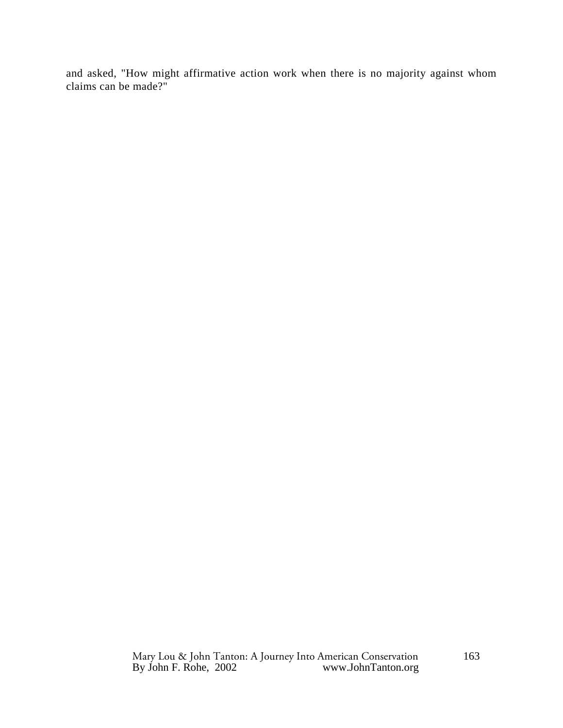and asked, "How might affirmative action work when there is no majority against whom claims can be made?"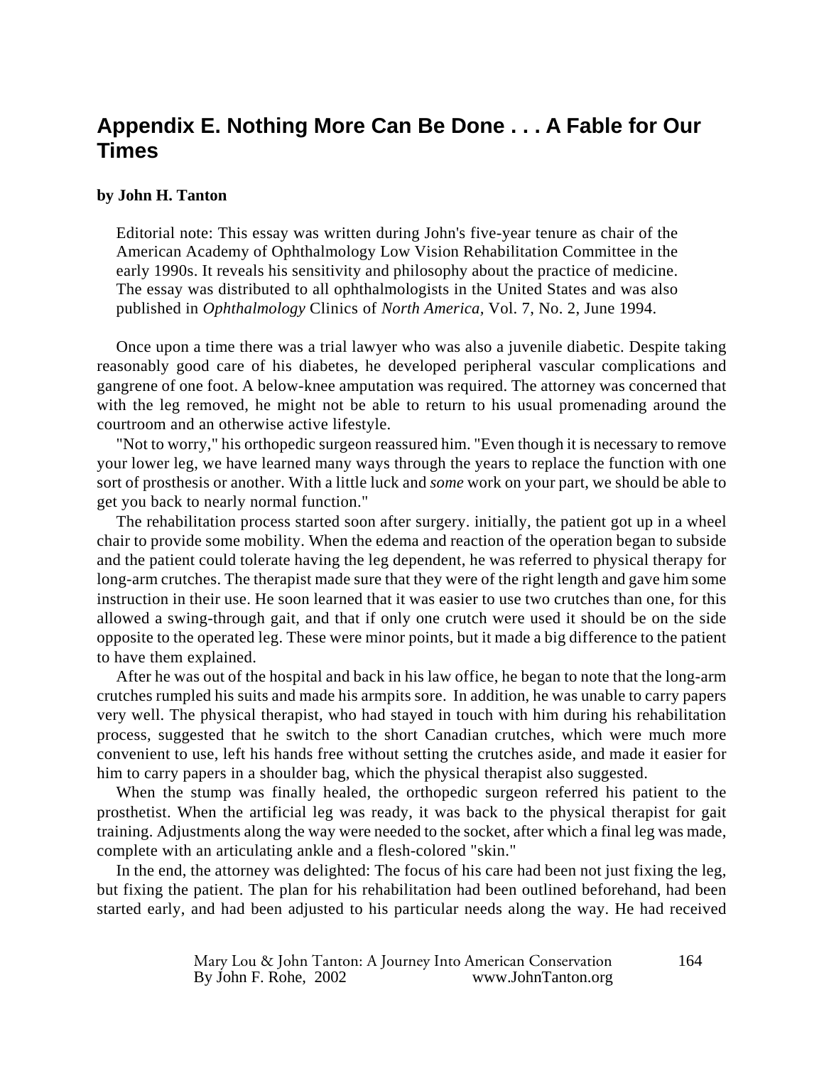## Appendix E. Nothing More Can Be Done . . . A Fable for Our Times

**by John H. Tanton**

Editorial note: This essay was written during John's five-year tenure as chair of the American Academy of Ophthalmology Low Vision Rehabilitation Committee in the early 1990s. It reveals his sensitivity and philosophy about the practice of medicine. The essay was distributed to all ophthalmologists in the United States and was also published in *Ophthalmology* Clinics of *North America,* Vol. 7, No. 2, June 1994.

Once upon a time there was a trial lawyer who was also a juvenile diabetic. Despite taking reasonably good care of his diabetes, he developed peripheral vascular complications and gangrene of one foot. A below-knee amputation was required. The attorney was concerned that with the leg removed, he might not be able to return to his usual promenading around the courtroom and an otherwise active lifestyle.

"Not to worry," his orthopedic surgeon reassured him. "Even though it is necessary to remove your lower leg, we have learned many ways through the years to replace the function with one sort of prosthesis or another. With a little luck and *some* work on your part, we should be able to get you back to nearly normal function."

The rehabilitation process started soon after surgery. initially, the patient got up in a wheel chair to provide some mobility. When the edema and reaction of the operation began to subside and the patient could tolerate having the leg dependent, he was referred to physical therapy for long-arm crutches. The therapist made sure that they were of the right length and gave him some instruction in their use. He soon learned that it was easier to use two crutches than one, for this allowed a swing-through gait, and that if only one crutch were used it should be on the side opposite to the operated leg. These were minor points, but it made a big difference to the patient to have them explained.

After he was out of the hospital and back in his law office, he began to note that the long-arm crutches rumpled his suits and made his armpits sore. In addition, he was unable to carry papers very well. The physical therapist, who had stayed in touch with him during his rehabilitation process, suggested that he switch to the short Canadian crutches, which were much more convenient to use, left his hands free without setting the crutches aside, and made it easier for him to carry papers in a shoulder bag, which the physical therapist also suggested.

When the stump was finally healed, the orthopedic surgeon referred his patient to the prosthetist. When the artificial leg was ready, it was back to the physical therapist for gait training. Adjustments along the way were needed to the socket, after which a final leg was made, complete with an articulating ankle and a flesh-colored "skin."

In the end, the attorney was delighted: The focus of his care had been not just fixing the leg, but fixing the patient. The plan for his rehabilitation had been outlined beforehand, had been started early, and had been adjusted to his particular needs along the way. He had received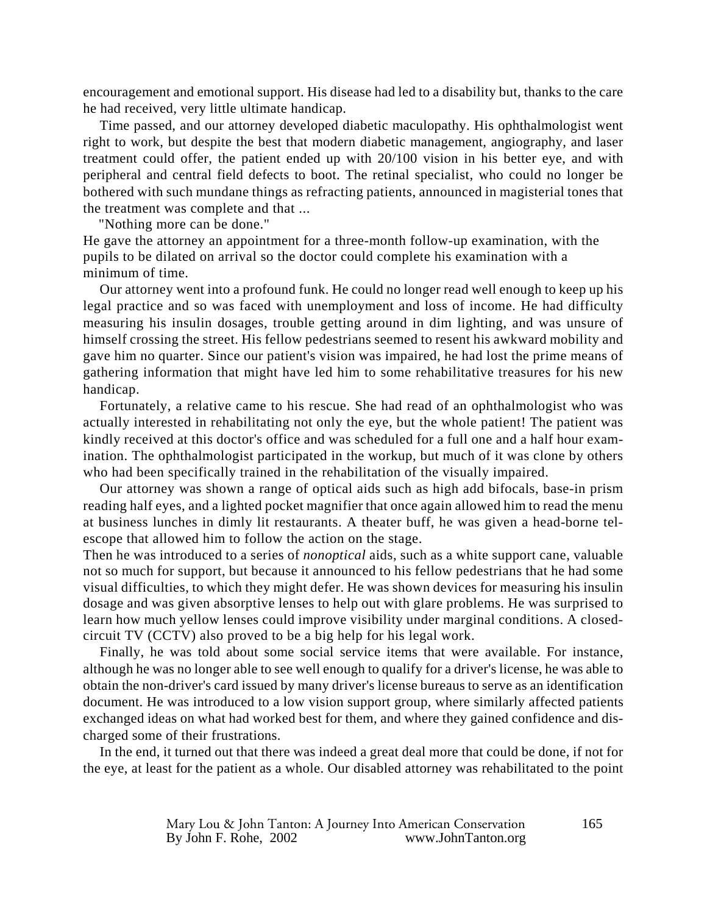encouragement and emotional support. His disease had led to a disability but, thanks to the care he had received, very little ultimate handicap.

Time passed, and our attorney developed diabetic maculopathy. His ophthalmologist went right to work, but despite the best that modern diabetic management, angiography, and laser treatment could offer, the patient ended up with 20/100 vision in his better eye, and with peripheral and central field defects to boot. The retinal specialist, who could no longer be bothered with such mundane things as refracting patients, announced in magisterial tones that the treatment was complete and that ...

"Nothing more can be done."

He gave the attorney an appointment for a three-month follow-up examination, with the pupils to be dilated on arrival so the doctor could complete his examination with a minimum of time.

Our attorney went into a profound funk. He could no longer read well enough to keep up his legal practice and so was faced with unemployment and loss of income. He had difficulty measuring his insulin dosages, trouble getting around in dim lighting, and was unsure of himself crossing the street. His fellow pedestrians seemed to resent his awkward mobility and gave him no quarter. Since our patient's vision was impaired, he had lost the prime means of gathering information that might have led him to some rehabilitative treasures for his new handicap.

Fortunately, a relative came to his rescue. She had read of an ophthalmologist who was actually interested in rehabilitating not only the eye, but the whole patient! The patient was kindly received at this doctor's office and was scheduled for a full one and a half hour examination. The ophthalmologist participated in the workup, but much of it was clone by others who had been specifically trained in the rehabilitation of the visually impaired.

Our attorney was shown a range of optical aids such as high add bifocals, base-in prism reading half eyes, and a lighted pocket magnifier that once again allowed him to read the menu at business lunches in dimly lit restaurants. A theater buff, he was given a head-borne telescope that allowed him to follow the action on the stage.

Then he was introduced to a series of *nonoptical* aids, such as a white support cane, valuable not so much for support, but because it announced to his fellow pedestrians that he had some visual difficulties, to which they might defer. He was shown devices for measuring his insulin dosage and was given absorptive lenses to help out with glare problems. He was surprised to learn how much yellow lenses could improve visibility under marginal conditions. A closed-circuit TV (CCTV) also proved to be a big help for his legal work.

Finally, he was told about some social service items that were available. For instance, although he was no longer able to see well enough to qualify for a driver's license, he was able to obtain the non-driver's card issued by many driver's license bureaus to serve as an identification document. He was introduced to a low vision support group, where similarly affected patients exchanged ideas on what had worked best for them, and where they gained confidence and discharged some of their frustrations.

In the end, it turned out that there was indeed a great deal more that could be done, if not for the eye, at least for the patient as a whole. Our disabled attorney was rehabilitated to the point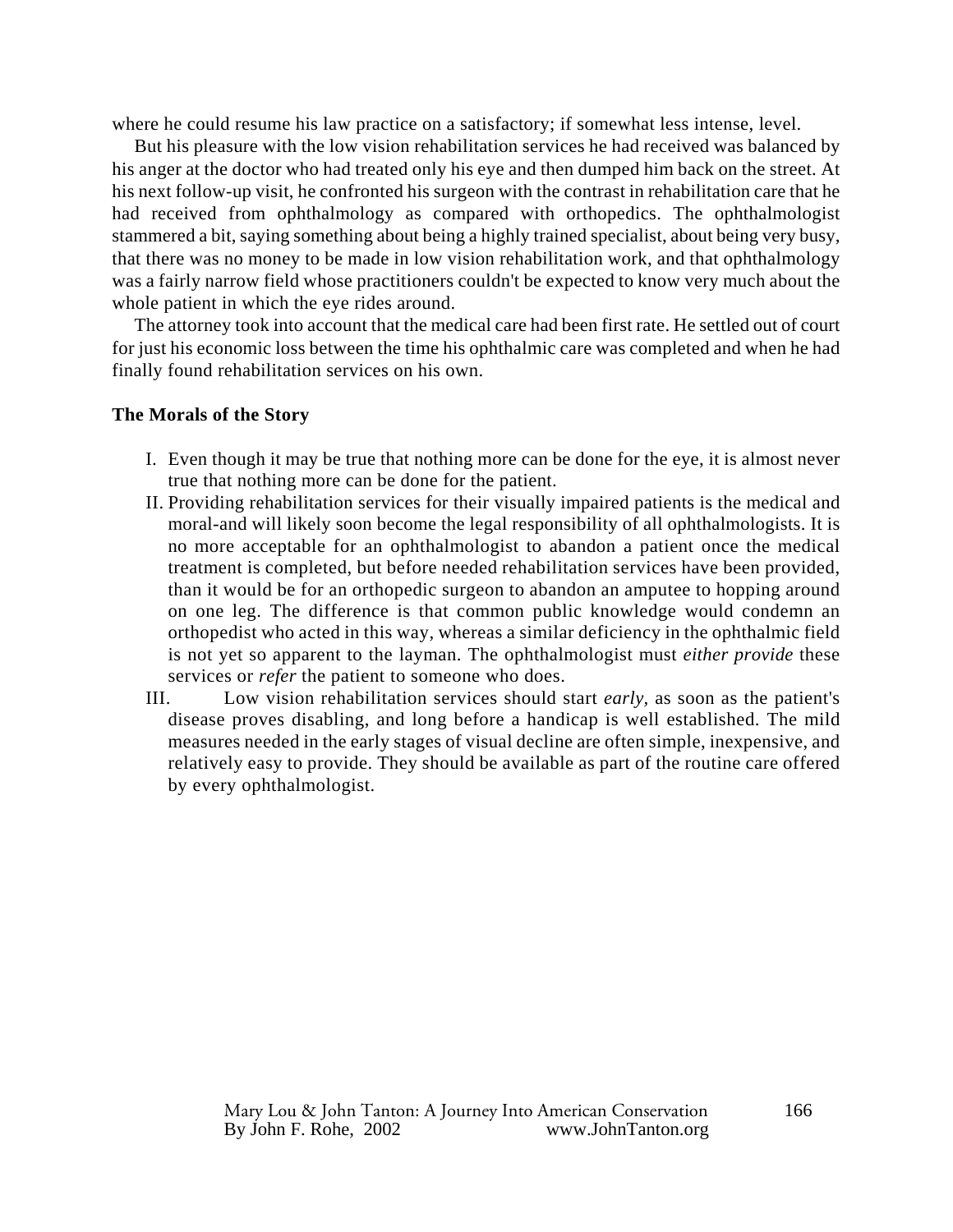where he could resume his law practice on a satisfactory; if somewhat less intense, level.

But his pleasure with the low vision rehabilitation services he had received was balanced by his anger at the doctor who had treated only his eye and then dumped him back on the street. At his next follow-up visit, he confronted his surgeon with the contrast in rehabilitation care that he had received from ophthalmology as compared with orthopedics. The ophthalmologist stammered a bit, saying something about being a highly trained specialist, about being very busy, that there was no money to be made in low vision rehabilitation work, and that ophthalmology was a fairly narrow field whose practitioners couldn't be expected to know very much about the whole patient in which the eye rides around.

The attorney took into account that the medical care had been first rate. He settled out of court for just his economic loss between the time his ophthalmic care was completed and when he had finally found rehabilitation services on his own.

**The Morals of the Story**

I. Even though it may be true that nothing more can be done for the eye, it is almost never true that nothing more can be done for the patient.

II. Providing rehabilitation services for their visually impaired patients is the medical and moral-and will likely soon become the legal responsibility of all ophthalmologists. It is no more acceptable for an ophthalmologist to abandon a patient once the medical treatment is completed, but before needed rehabilitation services have been provided, than it would be for an orthopedic surgeon to abandon an amputee to hopping around on one leg. The difference is that common public knowledge would condemn an orthopedist who acted in this way, whereas a similar deficiency in the ophthalmic field is not yet so apparent to the layman. The ophthalmologist must *either provide* these services or *refer* the patient to someone who does.

III. Low vision rehabilitation services should start *early*, as soon as the patient's disease proves disabling, and long before a handicap is well established. The mild measures needed in the early stages of visual decline are often simple, inexpensive, and relatively easy to provide. They should be available as part of the routine care offered by every ophthalmologist.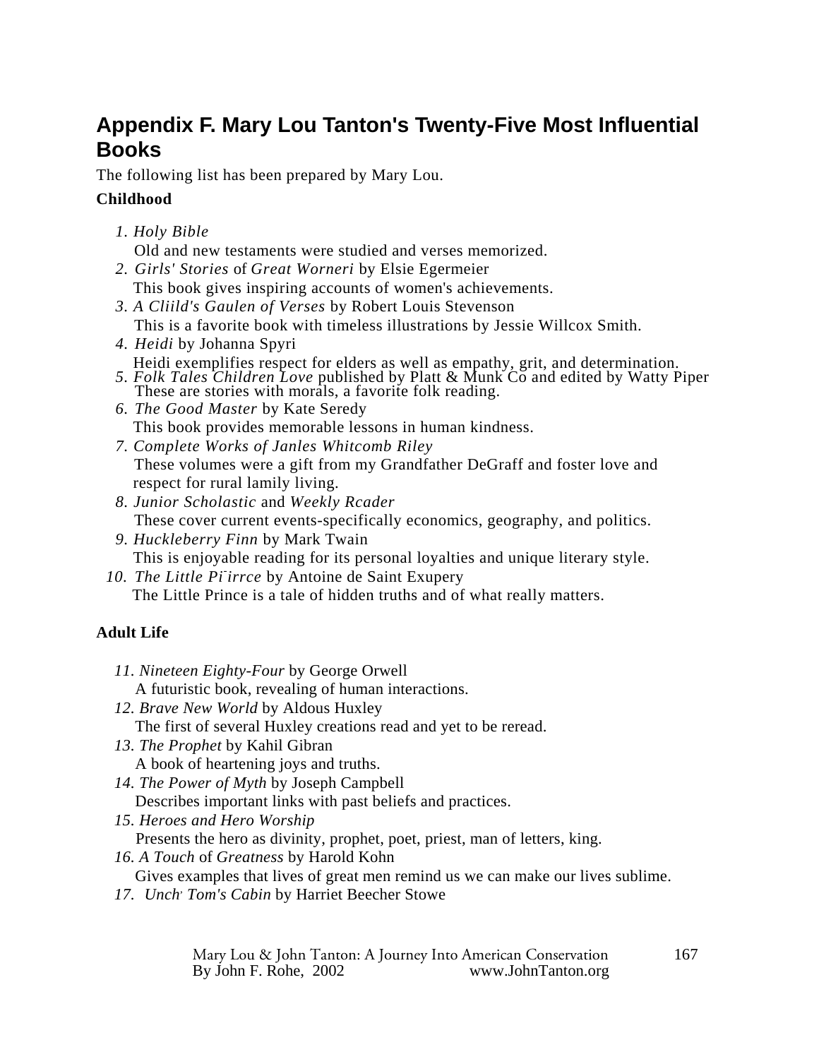## Appendix F. Mary Lou Tanton's Twenty-Five Most Influential Books

The following list has been prepared by Mary Lou.

**Childhood**

1. *Holy Bible*
   Old and new testaments were studied and verses memorized.
2. *Girls' Stories* of *Great Worneri* by Elsie Egermeier
   This book gives inspiring accounts of women's achievements.
3. *A Cliild's Gaulen of Verses* by Robert Louis Stevenson
   This is a favorite book with timeless illustrations by Jessie Willcox Smith.
4. *Heidi* by Johanna Spyri
   Heidi exemplifies respect for elders as well as empathy, grit, and determination.
5. *Folk Tales Children Love* published by Platt & Munk Co and edited by Watty Piper
   These are stories with morals, a favorite folk reading.
6. *The Good Master* by Kate Seredy
   This book provides memorable lessons in human kindness.
7. *Complete Works of Janles Whitcomb Riley*
   These volumes were a gift from my Grandfather DeGraff and foster love and respect for rural lamily living.
8. *Junior Scholastic* and *Weekly Rcader*
   These cover current events-specifically economics, geography, and politics.
9. *Huckleberry Finn* by Mark Twain
   This is enjoyable reading for its personal loyalties and unique literary style.
10. *The Little Pi¨irrce* by Antoine de Saint Exupery
    The Little Prince is a tale of hidden truths and of what really matters.

**Adult Life**

11. *Nineteen Eighty-Four* by George Orwell
    A futuristic book, revealing of human interactions.
12. *Brave New World* by Aldous Huxley
    The first of several Huxley creations read and yet to be reread.
13. *The Prophet* by Kahil Gibran
    A book of heartening joys and truths.
14. *The Power of Myth* by Joseph Campbell
    Describes important links with past beliefs and practices.
15. *Heroes and Hero Worship*
    Presents the hero as divinity, prophet, poet, priest, man of letters, king.
16. *A Touch* of *Greatness* by Harold Kohn
    Gives examples that lives of great men remind us we can make our lives sublime.
17. *Unch' Tom's Cabin* by Harriet Beecher Stowe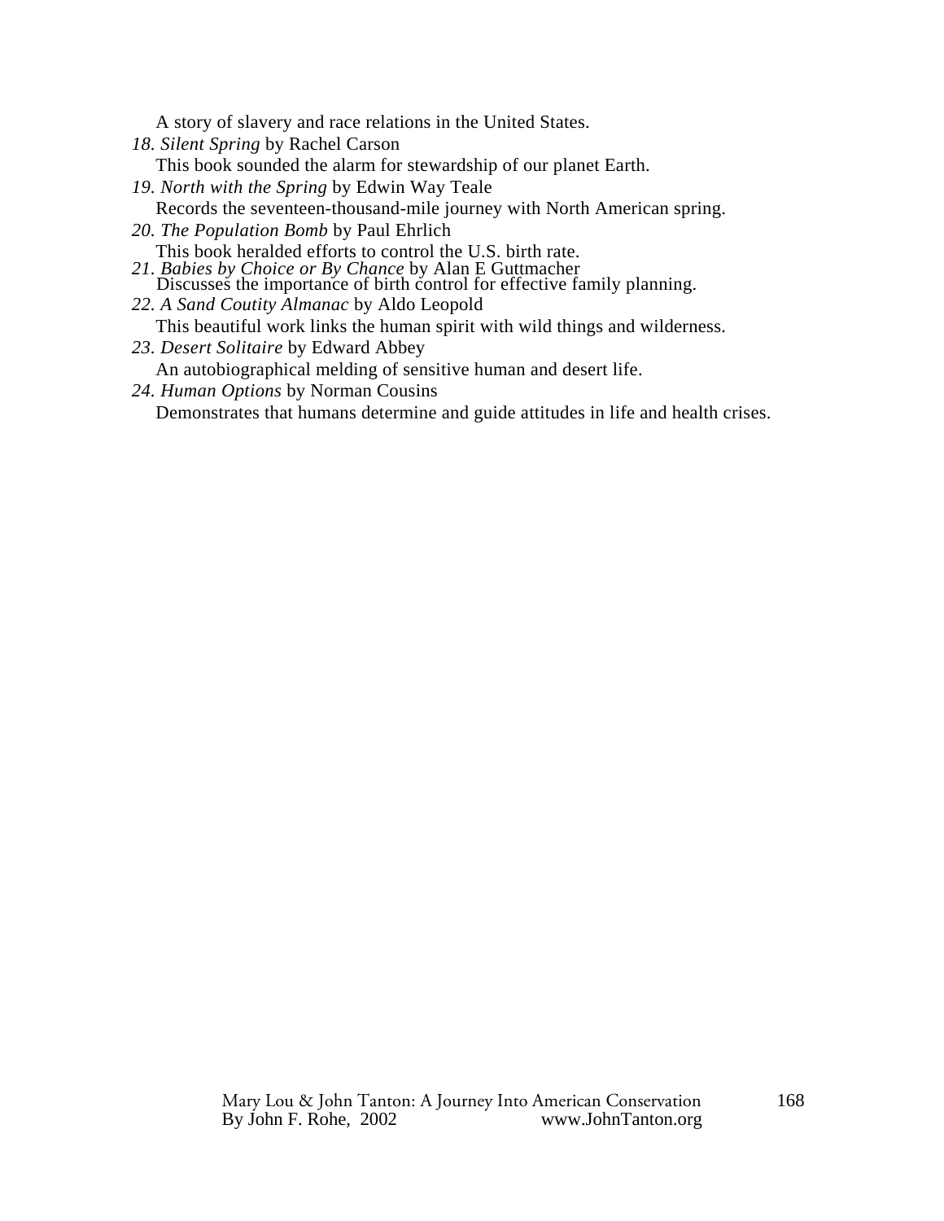A story of slavery and race relations in the United States.

*18. Silent Spring* by Rachel Carson
This book sounded the alarm for stewardship of our planet Earth.

*19. North with the Spring* by Edwin Way Teale
Records the seventeen-thousand-mile journey with North American spring.

*20. The Population Bomb* by Paul Ehrlich
This book heralded efforts to control the U.S. birth rate.

*21. Babies by Choice or By Chance* by Alan E Guttmacher
Discusses the importance of birth control for effective family planning.

*22. A Sand Coutity Almanac* by Aldo Leopold
This beautiful work links the human spirit with wild things and wilderness.

*23. Desert Solitaire* by Edward Abbey
An autobiographical melding of sensitive human and desert life.

*24. Human Options* by Norman Cousins
Demonstrates that humans determine and guide attitudes in life and health crises.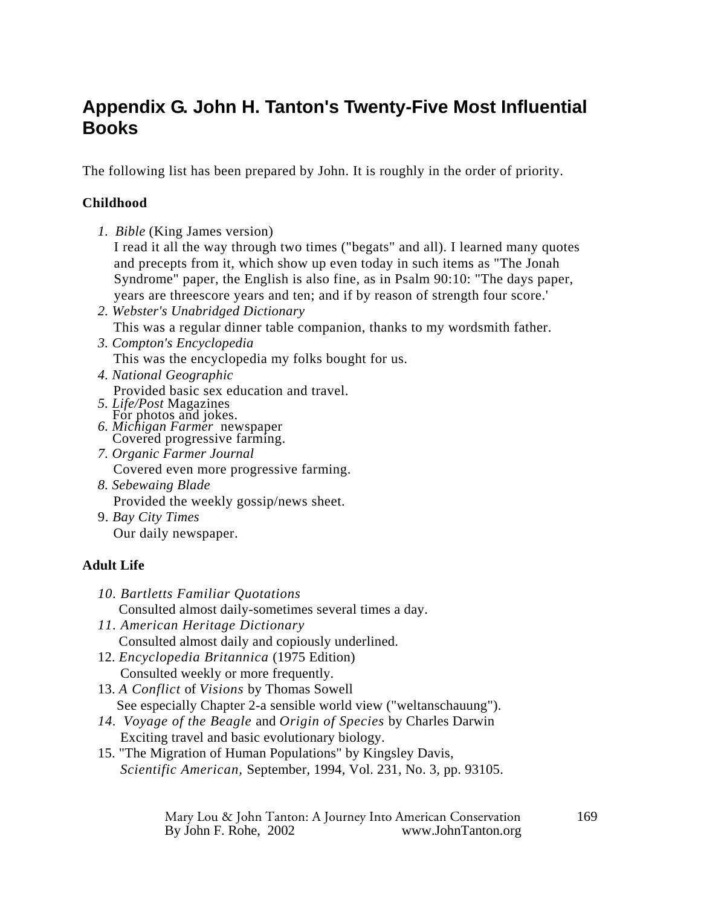# Appendix G. John H. Tanton's Twenty-Five Most Influential Books

The following list has been prepared by John. It is roughly in the order of priority.

**Childhood**

1. *Bible* (King James version)
   I read it all the way through two times ("begats" and all). I learned many quotes and precepts from it, which show up even today in such items as "The Jonah Syndrome" paper, the English is also fine, as in Psalm 90:10: "The days paper, years are threescore years and ten; and if by reason of strength four score.'
2. *Webster's Unabridged Dictionary*
   This was a regular dinner table companion, thanks to my wordsmith father.
3. *Compton's Encyclopedia*
   This was the encyclopedia my folks bought for us.
4. *National Geographic*
   Provided basic sex education and travel.
5. *Life/Post* Magazines
   For photos and jokes.
6. *Michigan Farmer* newspaper
   Covered progressive farming.
7. *Organic Farmer Journal*
   Covered even more progressive farming.
8. *Sebewaing Blade*
   Provided the weekly gossip/news sheet.
9. *Bay City Times*
   Our daily newspaper.

**Adult Life**

10. *Bartletts Familiar Quotations*
    Consulted almost daily-sometimes several times a day.
11. *American Heritage Dictionary*
    Consulted almost daily and copiously underlined.
12. *Encyclopedia Britannica* (1975 Edition)
    Consulted weekly or more frequently.
13. *A Conflict* of *Visions* by Thomas Sowell
    See especially Chapter 2-a sensible world view ("weltanschauung").
14. *Voyage of the Beagle* and *Origin of Species* by Charles Darwin
    Exciting travel and basic evolutionary biology.
15. "The Migration of Human Populations" by Kingsley Davis,
    *Scientific American,* September, 1994, Vol. 231, No. 3, pp. 93105.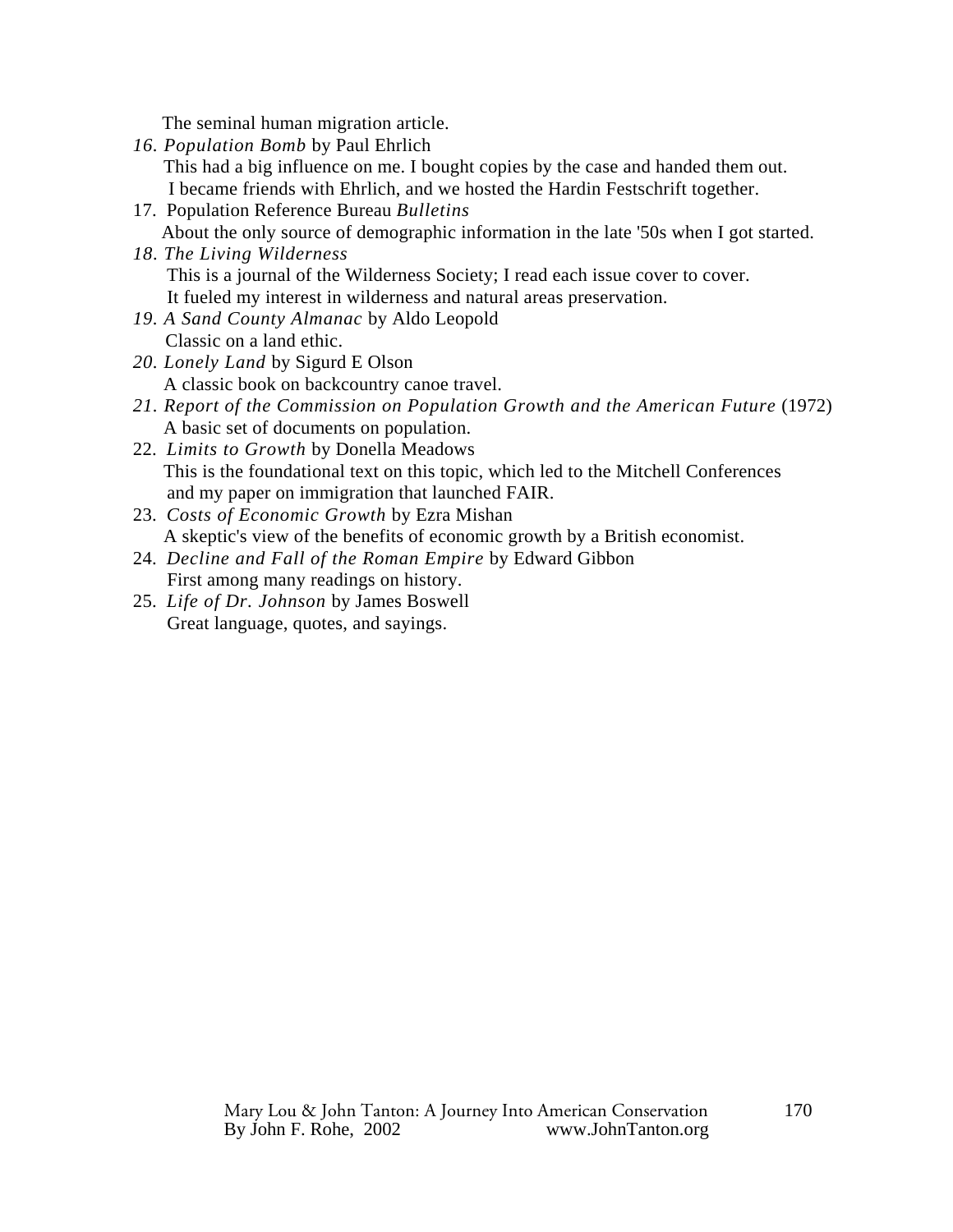The seminal human migration article.

16. *Population Bomb* by Paul Ehrlich
    This had a big influence on me. I bought copies by the case and handed them out. I became friends with Ehrlich, and we hosted the Hardin Festschrift together.
17. Population Reference Bureau *Bulletins*
    About the only source of demographic information in the late '50s when I got started.
18. *The Living Wilderness*
    This is a journal of the Wilderness Society; I read each issue cover to cover. It fueled my interest in wilderness and natural areas preservation.
19. *A Sand County Almanac* by Aldo Leopold
    Classic on a land ethic.
20. *Lonely Land* by Sigurd E Olson
    A classic book on backcountry canoe travel.
21. *Report of the Commission on Population Growth and the American Future* (1972)
    A basic set of documents on population.
22. *Limits to Growth* by Donella Meadows
    This is the foundational text on this topic, which led to the Mitchell Conferences and my paper on immigration that launched FAIR.
23. *Costs of Economic Growth* by Ezra Mishan
    A skeptic's view of the benefits of economic growth by a British economist.
24. *Decline and Fall of the Roman Empire* by Edward Gibbon
    First among many readings on history.
25. *Life of Dr. Johnson* by James Boswell
    Great language, quotes, and sayings.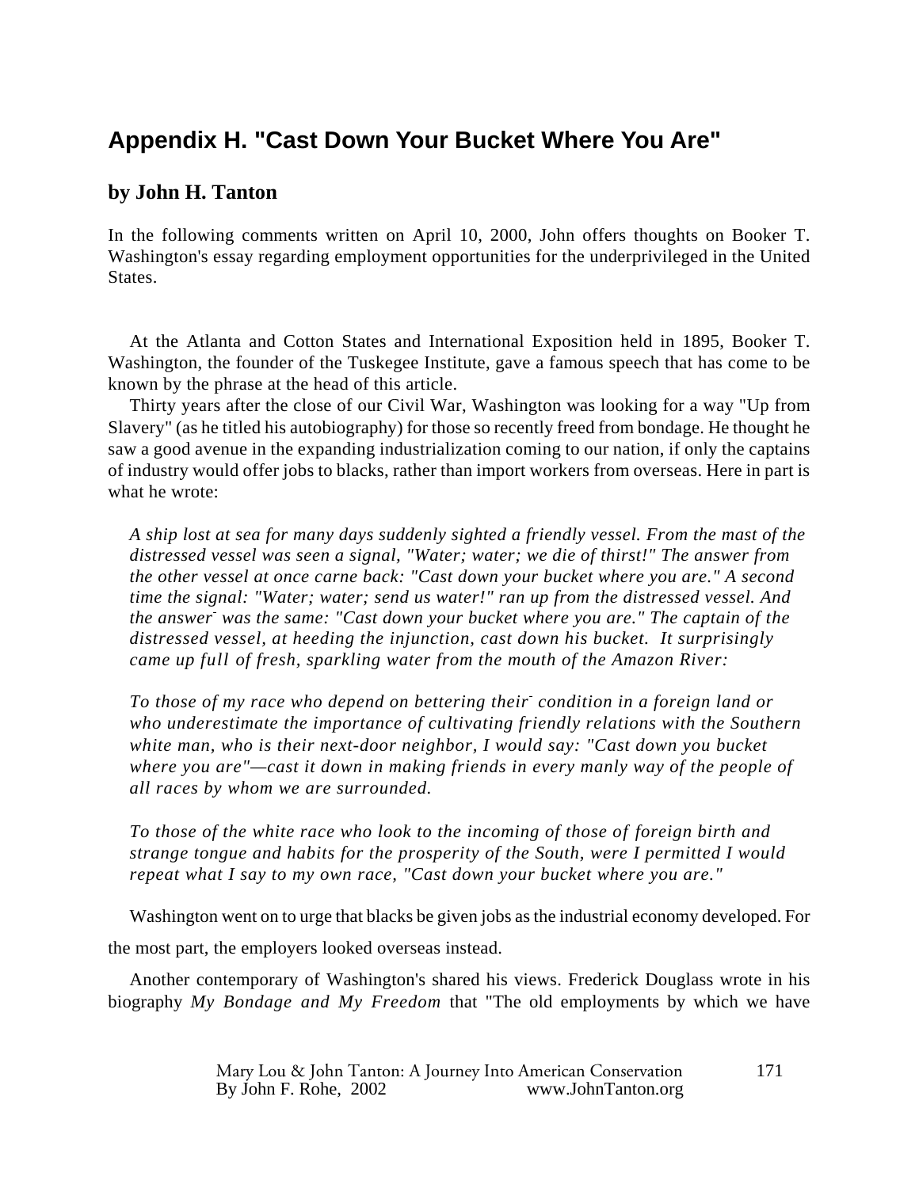# Appendix H. "Cast Down Your Bucket Where You Are"

## by John H. Tanton

In the following comments written on April 10, 2000, John offers thoughts on Booker T. Washington's essay regarding employment opportunities for the underprivileged in the United States.

At the Atlanta and Cotton States and International Exposition held in 1895, Booker T. Washington, the founder of the Tuskegee Institute, gave a famous speech that has come to be known by the phrase at the head of this article.

Thirty years after the close of our Civil War, Washington was looking for a way "Up from Slavery" (as he titled his autobiography) for those so recently freed from bondage. He thought he saw a good avenue in the expanding industrialization coming to our nation, if only the captains of industry would offer jobs to blacks, rather than import workers from overseas. Here in part is what he wrote:

> *A ship lost at sea for many days suddenly sighted a friendly vessel. From the mast of the distressed vessel was seen a signal, "Water; water; we die of thirst!" The answer from the other vessel at once carne back: "Cast down your bucket where you are." A second time the signal: "Water; water; send us water!" ran up from the distressed vessel. And the answer was the same: "Cast down your bucket where you are." The captain of the distressed vessel, at heeding the injunction, cast down his bucket. It surprisingly came up full of fresh, sparkling water from the mouth of the Amazon River:*
>
> *To those of my race who depend on bettering their condition in a foreign land or who underestimate the importance of cultivating friendly relations with the Southern white man, who is their next-door neighbor, I would say: "Cast down you bucket where you are"—cast it down in making friends in every manly way of the people of all races by whom we are surrounded.*
>
> *To those of the white race who look to the incoming of those of foreign birth and strange tongue and habits for the prosperity of the South, were I permitted I would repeat what I say to my own race, "Cast down your bucket where you are."*

Washington went on to urge that blacks be given jobs as the industrial economy developed. For the most part, the employers looked overseas instead.

Another contemporary of Washington's shared his views. Frederick Douglass wrote in his biography *My Bondage and My Freedom* that "The old employments by which we have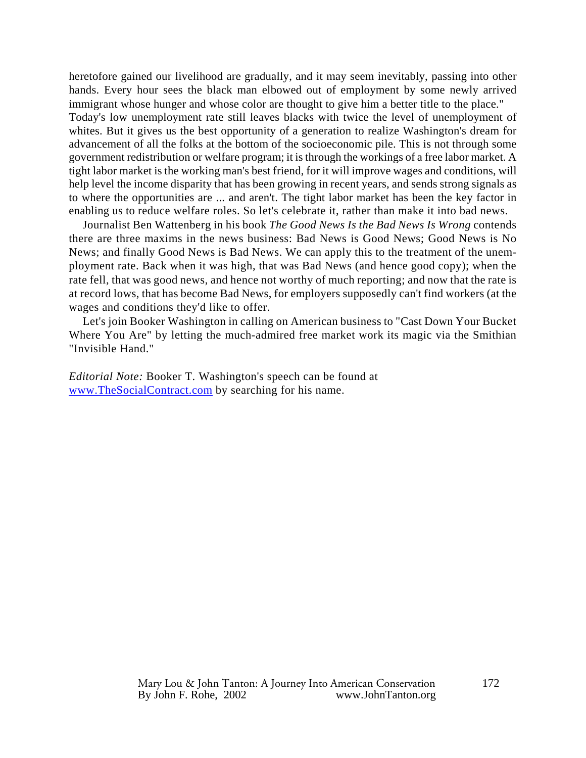heretofore gained our livelihood are gradually, and it may seem inevitably, passing into other hands. Every hour sees the black man elbowed out of employment by some newly arrived immigrant whose hunger and whose color are thought to give him a better title to the place."

Today's low unemployment rate still leaves blacks with twice the level of unemployment of whites. But it gives us the best opportunity of a generation to realize Washington's dream for advancement of all the folks at the bottom of the socioeconomic pile. This is not through some government redistribution or welfare program; it is through the workings of a free labor market. A tight labor market is the working man's best friend, for it will improve wages and conditions, will help level the income disparity that has been growing in recent years, and sends strong signals as to where the opportunities are ... and aren't. The tight labor market has been the key factor in enabling us to reduce welfare roles. So let's celebrate it, rather than make it into bad news.

Journalist Ben Wattenberg in his book *The Good News Is the Bad News Is Wrong* contends there are three maxims in the news business: Bad News is Good News; Good News is No News; and finally Good News is Bad News. We can apply this to the treatment of the unemployment rate. Back when it was high, that was Bad News (and hence good copy); when the rate fell, that was good news, and hence not worthy of much reporting; and now that the rate is at record lows, that has become Bad News, for employers supposedly can't find workers (at the wages and conditions they'd like to offer.

Let's join Booker Washington in calling on American business to "Cast Down Your Bucket Where You Are" by letting the much-admired free market work its magic via the Smithian "Invisible Hand."

*Editorial Note:* Booker T. Washington's speech can be found at www.TheSocialContract.com by searching for his name.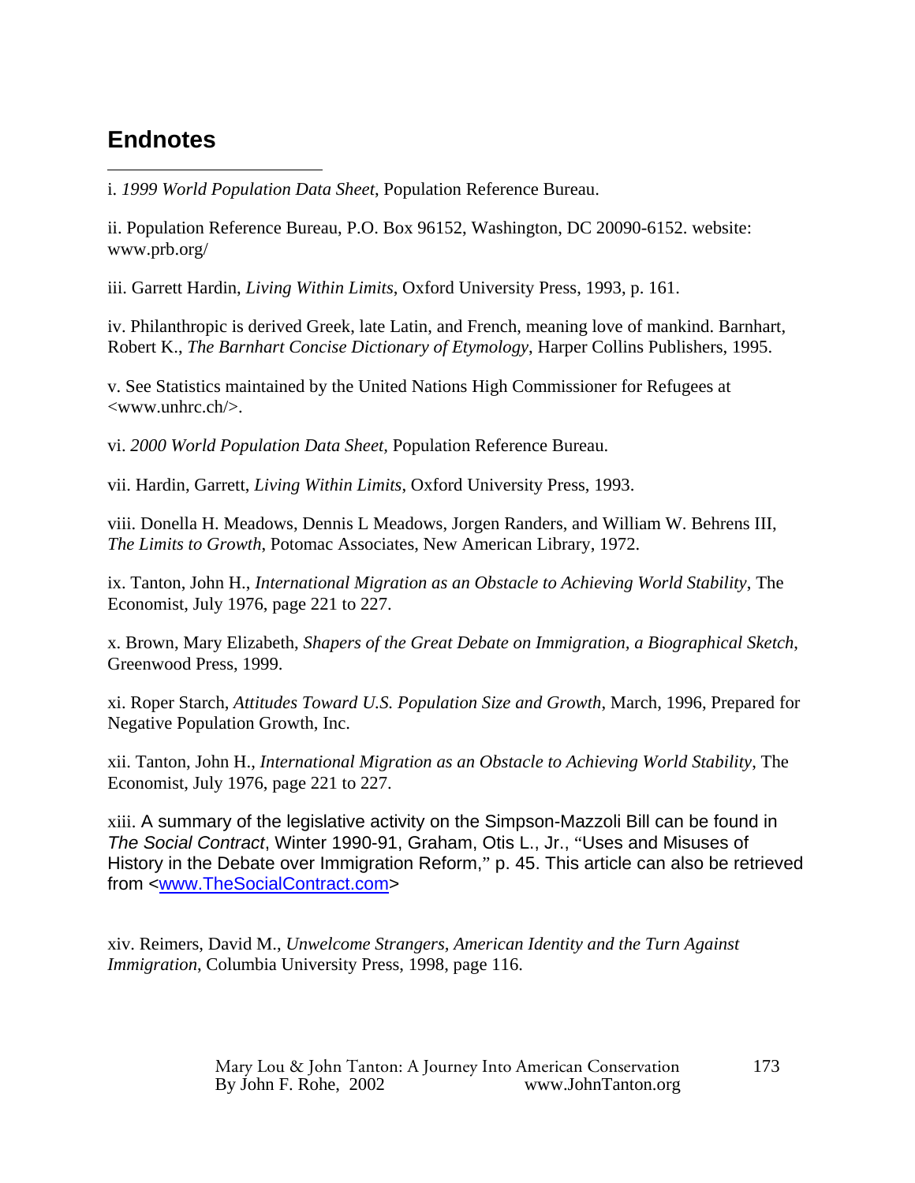## Endnotes

i. *1999 World Population Data Sheet*, Population Reference Bureau.

ii. Population Reference Bureau, P.O. Box 96152, Washington, DC 20090-6152. website: www.prb.org/

iii. Garrett Hardin, *Living Within Limits*, Oxford University Press, 1993, p. 161.

iv. Philanthropic is derived Greek, late Latin, and French, meaning love of mankind. Barnhart, Robert K., *The Barnhart Concise Dictionary of Etymology*, Harper Collins Publishers, 1995.

v. See Statistics maintained by the United Nations High Commissioner for Refugees at <www.unhrc.ch/>.

vi. *2000 World Population Data Sheet*, Population Reference Bureau.

vii. Hardin, Garrett, *Living Within Limits*, Oxford University Press, 1993.

viii. Donella H. Meadows, Dennis L Meadows, Jorgen Randers, and William W. Behrens III, *The Limits to Growth*, Potomac Associates, New American Library, 1972.

ix. Tanton, John H., *International Migration as an Obstacle to Achieving World Stability*, The Economist, July 1976, page 221 to 227.

x. Brown, Mary Elizabeth, *Shapers of the Great Debate on Immigration, a Biographical Sketch*, Greenwood Press, 1999.

xi. Roper Starch, *Attitudes Toward U.S. Population Size and Growth*, March, 1996, Prepared for Negative Population Growth, Inc.

xii. Tanton, John H., *International Migration as an Obstacle to Achieving World Stability*, The Economist, July 1976, page 221 to 227.

xiii. A summary of the legislative activity on the Simpson-Mazzoli Bill can be found in *The Social Contract*, Winter 1990-91, Graham, Otis L., Jr., "Uses and Misuses of History in the Debate over Immigration Reform," p. 45. This article can also be retrieved from <www.TheSocialContract.com>

xiv. Reimers, David M., *Unwelcome Strangers, American Identity and the Turn Against Immigration*, Columbia University Press, 1998, page 116.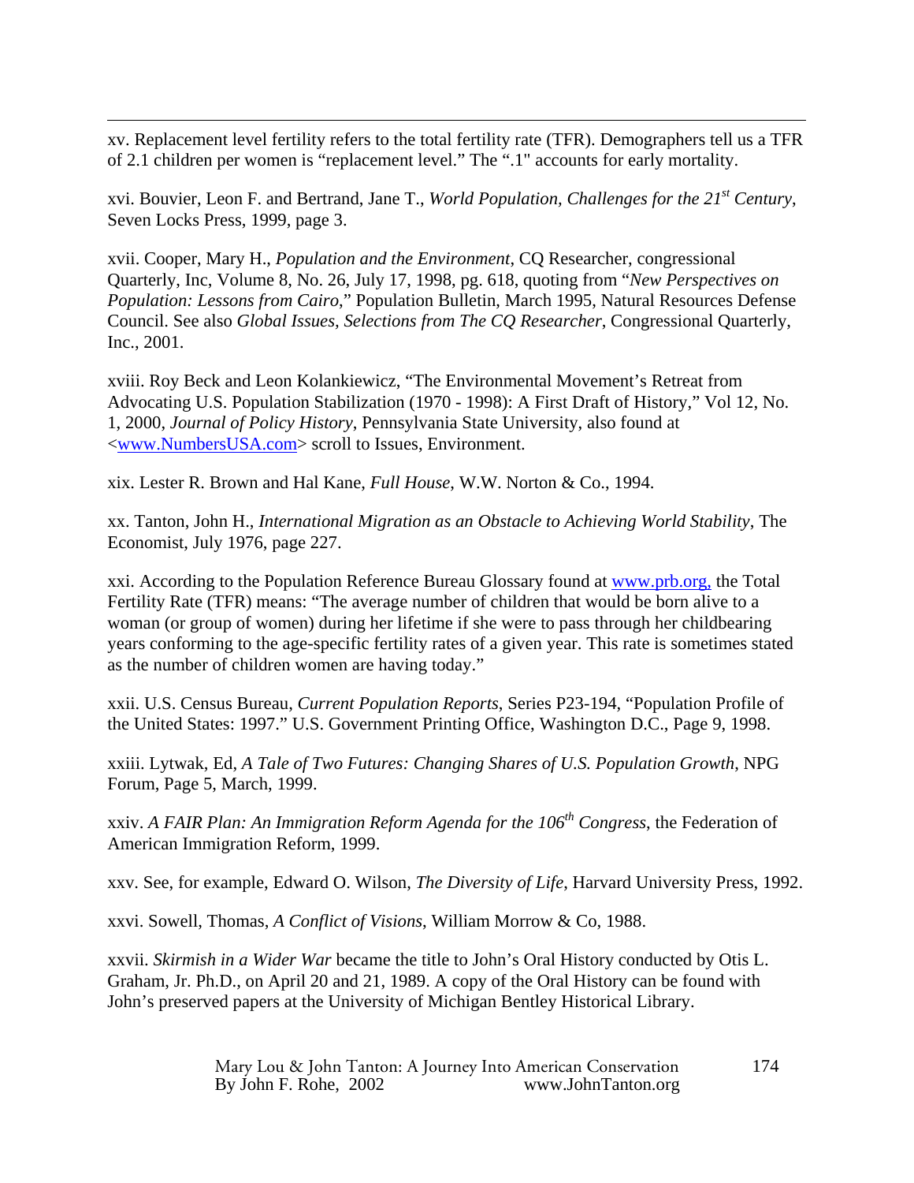xv. Replacement level fertility refers to the total fertility rate (TFR). Demographers tell us a TFR of 2.1 children per women is "replacement level." The ".1" accounts for early mortality.

xvi. Bouvier, Leon F. and Bertrand, Jane T., *World Population, Challenges for the 21st Century*, Seven Locks Press, 1999, page 3.

xvii. Cooper, Mary H., *Population and the Environment*, CQ Researcher, congressional Quarterly, Inc, Volume 8, No. 26, July 17, 1998, pg. 618, quoting from "*New Perspectives on Population: Lessons from Cairo*," Population Bulletin, March 1995, Natural Resources Defense Council. See also *Global Issues, Selections from The CQ Researcher*, Congressional Quarterly, Inc., 2001.

xviii. Roy Beck and Leon Kolankiewicz, "The Environmental Movement's Retreat from Advocating U.S. Population Stabilization (1970 - 1998): A First Draft of History," Vol 12, No. 1, 2000, *Journal of Policy History*, Pennsylvania State University, also found at <www.NumbersUSA.com> scroll to Issues, Environment.

xix. Lester R. Brown and Hal Kane, *Full House*, W.W. Norton & Co., 1994.

xx. Tanton, John H., *International Migration as an Obstacle to Achieving World Stability*, The Economist, July 1976, page 227.

xxi. According to the Population Reference Bureau Glossary found at www.prb.org, the Total Fertility Rate (TFR) means: "The average number of children that would be born alive to a woman (or group of women) during her lifetime if she were to pass through her childbearing years conforming to the age-specific fertility rates of a given year. This rate is sometimes stated as the number of children women are having today."

xxii. U.S. Census Bureau, *Current Population Reports*, Series P23-194, "Population Profile of the United States: 1997." U.S. Government Printing Office, Washington D.C., Page 9, 1998.

xxiii. Lytwak, Ed, *A Tale of Two Futures: Changing Shares of U.S. Population Growth*, NPG Forum, Page 5, March, 1999.

xxiv. *A FAIR Plan: An Immigration Reform Agenda for the 106th Congress*, the Federation of American Immigration Reform, 1999.

xxv. See, for example, Edward O. Wilson, *The Diversity of Life*, Harvard University Press, 1992.

xxvi. Sowell, Thomas, *A Conflict of Visions*, William Morrow & Co, 1988.

xxvii. *Skirmish in a Wider War* became the title to John's Oral History conducted by Otis L. Graham, Jr. Ph.D., on April 20 and 21, 1989. A copy of the Oral History can be found with John's preserved papers at the University of Michigan Bentley Historical Library.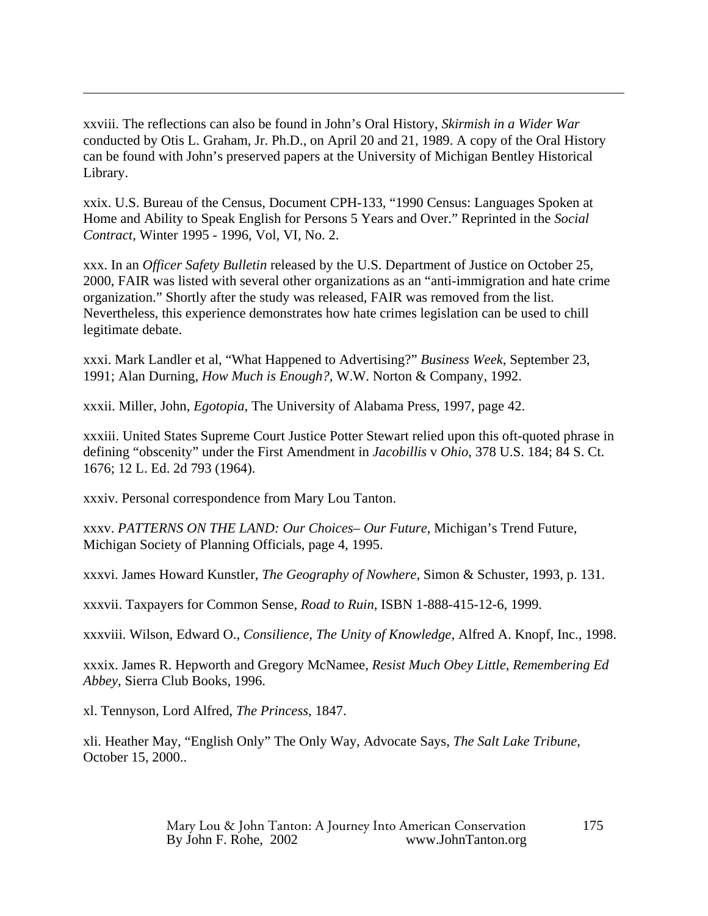xxviii. The reflections can also be found in John's Oral History, *Skirmish in a Wider War* conducted by Otis L. Graham, Jr. Ph.D., on April 20 and 21, 1989. A copy of the Oral History can be found with John's preserved papers at the University of Michigan Bentley Historical Library.

xxix. U.S. Bureau of the Census, Document CPH-133, "1990 Census: Languages Spoken at Home and Ability to Speak English for Persons 5 Years and Over." Reprinted in the *Social Contract,* Winter 1995 - 1996, Vol, VI, No. 2.

xxx. In an *Officer Safety Bulletin* released by the U.S. Department of Justice on October 25, 2000, FAIR was listed with several other organizations as an "anti-immigration and hate crime organization." Shortly after the study was released, FAIR was removed from the list. Nevertheless, this experience demonstrates how hate crimes legislation can be used to chill legitimate debate.

xxxi. Mark Landler et al, "What Happened to Advertising?" *Business Week*, September 23, 1991; Alan Durning, *How Much is Enough?*, W.W. Norton & Company, 1992.

xxxii. Miller, John, *Egotopia*, The University of Alabama Press, 1997, page 42.

xxxiii. United States Supreme Court Justice Potter Stewart relied upon this oft-quoted phrase in defining "obscenity" under the First Amendment in *Jacobillis* v *Ohio,* 378 U.S. 184; 84 S. Ct. 1676; 12 L. Ed. 2d 793 (1964).

xxxiv. Personal correspondence from Mary Lou Tanton.

xxxv. *PATTERNS ON THE LAND: Our Choices– Our Future*, Michigan's Trend Future, Michigan Society of Planning Officials, page 4, 1995.

xxxvi. James Howard Kunstler, *The Geography of Nowhere*, Simon & Schuster, 1993, p. 131.

xxxvii. Taxpayers for Common Sense, *Road to Ruin*, ISBN 1-888-415-12-6, 1999.

xxxviii. Wilson, Edward O., *Consilience, The Unity of Knowledge*, Alfred A. Knopf, Inc., 1998.

xxxix. James R. Hepworth and Gregory McNamee, *Resist Much Obey Little, Remembering Ed Abbey*, Sierra Club Books, 1996.

xl. Tennyson, Lord Alfred, *The Princess*, 1847.

xli. Heather May, "English Only" The Only Way, Advocate Says, *The Salt Lake Tribune*, October 15, 2000..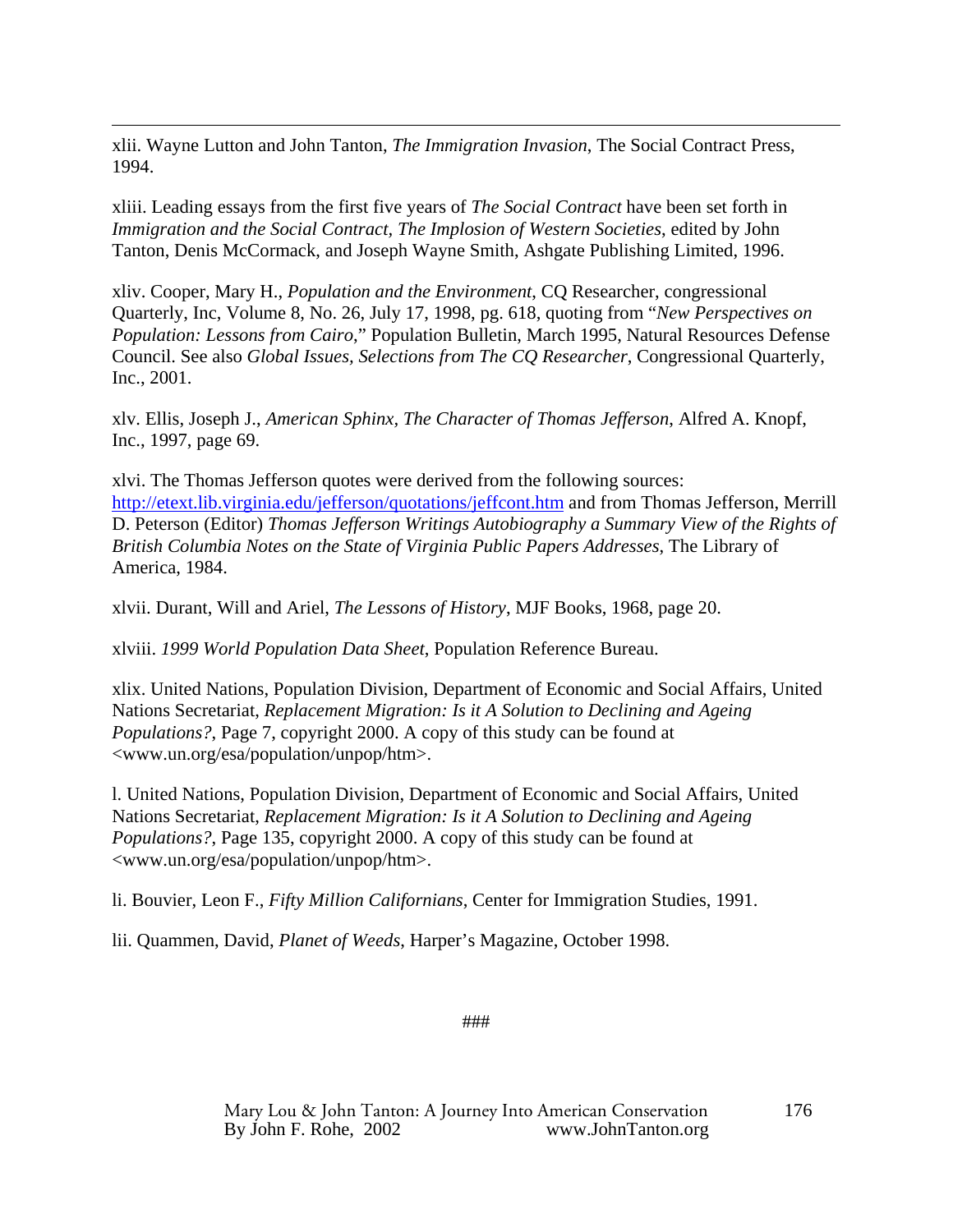xlii. Wayne Lutton and John Tanton, *The Immigration Invasion*, The Social Contract Press, 1994.

xliii. Leading essays from the first five years of *The Social Contract* have been set forth in *Immigration and the Social Contract, The Implosion of Western Societies*, edited by John Tanton, Denis McCormack, and Joseph Wayne Smith, Ashgate Publishing Limited, 1996.

xliv. Cooper, Mary H., *Population and the Environment*, CQ Researcher, congressional Quarterly, Inc, Volume 8, No. 26, July 17, 1998, pg. 618, quoting from "*New Perspectives on Population: Lessons from Cairo*," Population Bulletin, March 1995, Natural Resources Defense Council. See also *Global Issues, Selections from The CQ Researcher*, Congressional Quarterly, Inc., 2001.

xlv. Ellis, Joseph J., *American Sphinx, The Character of Thomas Jefferson*, Alfred A. Knopf, Inc., 1997, page 69.

xlvi. The Thomas Jefferson quotes were derived from the following sources: http://etext.lib.virginia.edu/jefferson/quotations/jeffcont.htm and from Thomas Jefferson, Merrill D. Peterson (Editor) *Thomas Jefferson Writings Autobiography a Summary View of the Rights of British Columbia Notes on the State of Virginia Public Papers Addresses*, The Library of America, 1984.

xlvii. Durant, Will and Ariel, *The Lessons of History*, MJF Books, 1968, page 20.

xlviii. *1999 World Population Data Sheet*, Population Reference Bureau.

xlix. United Nations, Population Division, Department of Economic and Social Affairs, United Nations Secretariat, *Replacement Migration: Is it A Solution to Declining and Ageing Populations?*, Page 7, copyright 2000. A copy of this study can be found at <www.un.org/esa/population/unpop/htm>.

l. United Nations, Population Division, Department of Economic and Social Affairs, United Nations Secretariat, *Replacement Migration: Is it A Solution to Declining and Ageing Populations?*, Page 135, copyright 2000. A copy of this study can be found at <www.un.org/esa/population/unpop/htm>.

li. Bouvier, Leon F., *Fifty Million Californians*, Center for Immigration Studies, 1991.

lii. Quammen, David, *Planet of Weeds*, Harper's Magazine, October 1998.

###